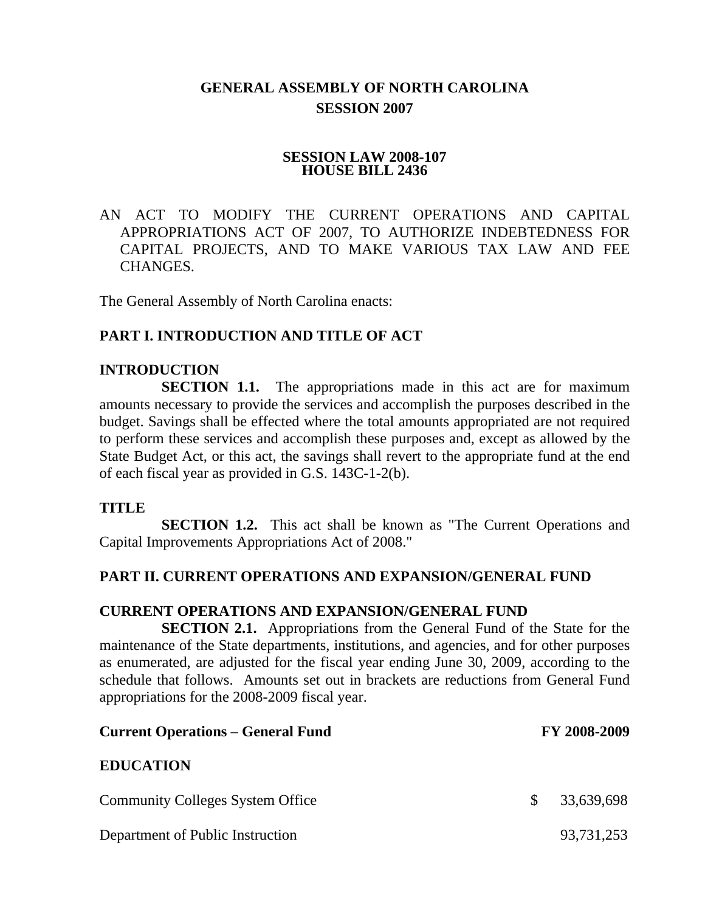# GENERAL ASSEMBLY OF NORTH CAROLINA
# SESSION 2007

## SESSION LAW 2008-107
## HOUSE BILL 2436

AN ACT TO MODIFY THE CURRENT OPERATIONS AND CAPITAL APPROPRIATIONS ACT OF 2007, TO AUTHORIZE INDEBTEDNESS FOR CAPITAL PROJECTS, AND TO MAKE VARIOUS TAX LAW AND FEE CHANGES.

The General Assembly of North Carolina enacts:

### PART I. INTRODUCTION AND TITLE OF ACT

#### INTRODUCTION

**SECTION 1.1.** The appropriations made in this act are for maximum amounts necessary to provide the services and accomplish the purposes described in the budget. Savings shall be effected where the total amounts appropriated are not required to perform these services and accomplish these purposes and, except as allowed by the State Budget Act, or this act, the savings shall revert to the appropriate fund at the end of each fiscal year as provided in G.S. 143C-1-2(b).

#### TITLE

**SECTION 1.2.** This act shall be known as "The Current Operations and Capital Improvements Appropriations Act of 2008."

### PART II. CURRENT OPERATIONS AND EXPANSION/GENERAL FUND

#### CURRENT OPERATIONS AND EXPANSION/GENERAL FUND

**SECTION 2.1.** Appropriations from the General Fund of the State for the maintenance of the State departments, institutions, and agencies, and for other purposes as enumerated, are adjusted for the fiscal year ending June 30, 2009, according to the schedule that follows. Amounts set out in brackets are reductions from General Fund appropriations for the 2008-2009 fiscal year.

| **Current Operations – General Fund** | **FY 2008-2009** |
|---|---|
| **EDUCATION** | |
| Community Colleges System Office | $ 33,639,698 |
| Department of Public Instruction | 93,731,253 |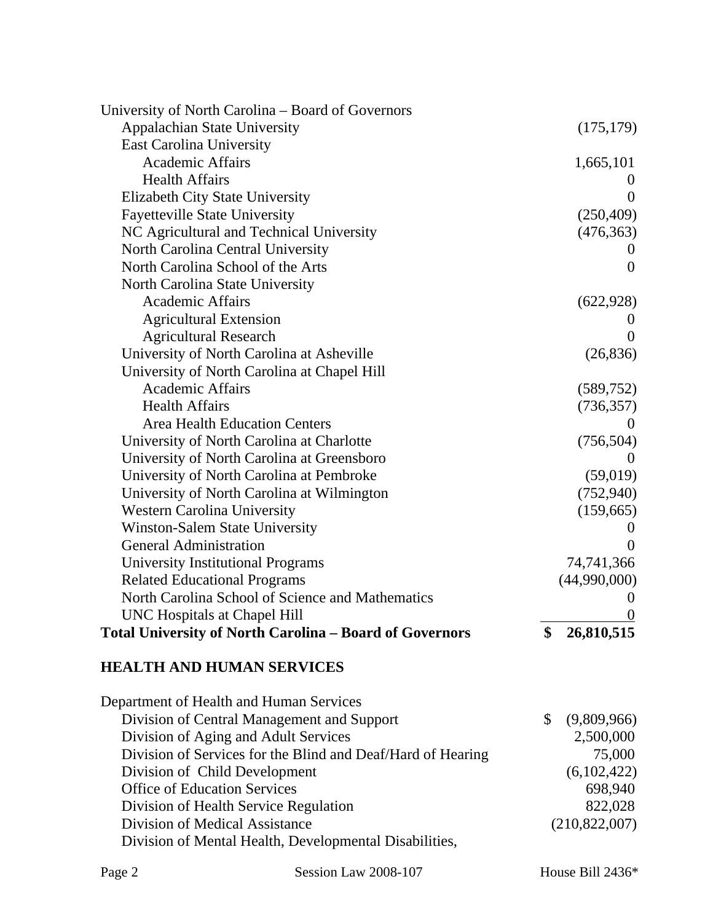| | |
|---|---|
| University of North Carolina – Board of Governors | |
| Appalachian State University | (175,179) |
| East Carolina University | |
| Academic Affairs | 1,665,101 |
| Health Affairs | 0 |
| Elizabeth City State University | 0 |
| Fayetteville State University | (250,409) |
| NC Agricultural and Technical University | (476,363) |
| North Carolina Central University | 0 |
| North Carolina School of the Arts | 0 |
| North Carolina State University | |
| Academic Affairs | (622,928) |
| Agricultural Extension | 0 |
| Agricultural Research | 0 |
| University of North Carolina at Asheville | (26,836) |
| University of North Carolina at Chapel Hill | |
| Academic Affairs | (589,752) |
| Health Affairs | (736,357) |
| Area Health Education Centers | 0 |
| University of North Carolina at Charlotte | (756,504) |
| University of North Carolina at Greensboro | 0 |
| University of North Carolina at Pembroke | (59,019) |
| University of North Carolina at Wilmington | (752,940) |
| Western Carolina University | (159,665) |
| Winston-Salem State University | 0 |
| General Administration | 0 |
| University Institutional Programs | 74,741,366 |
| Related Educational Programs | (44,990,000) |
| North Carolina School of Science and Mathematics | 0 |
| UNC Hospitals at Chapel Hill | 0 |
| **Total University of North Carolina – Board of Governors** | **$ 26,810,515** |

## HEALTH AND HUMAN SERVICES

| | |
|---|---|
| Department of Health and Human Services | |
| Division of Central Management and Support | $ (9,809,966) |
| Division of Aging and Adult Services | 2,500,000 |
| Division of Services for the Blind and Deaf/Hard of Hearing | 75,000 |
| Division of Child Development | (6,102,422) |
| Office of Education Services | 698,940 |
| Division of Health Service Regulation | 822,028 |
| Division of Medical Assistance | (210,822,007) |
| Division of Mental Health, Developmental Disabilities, | |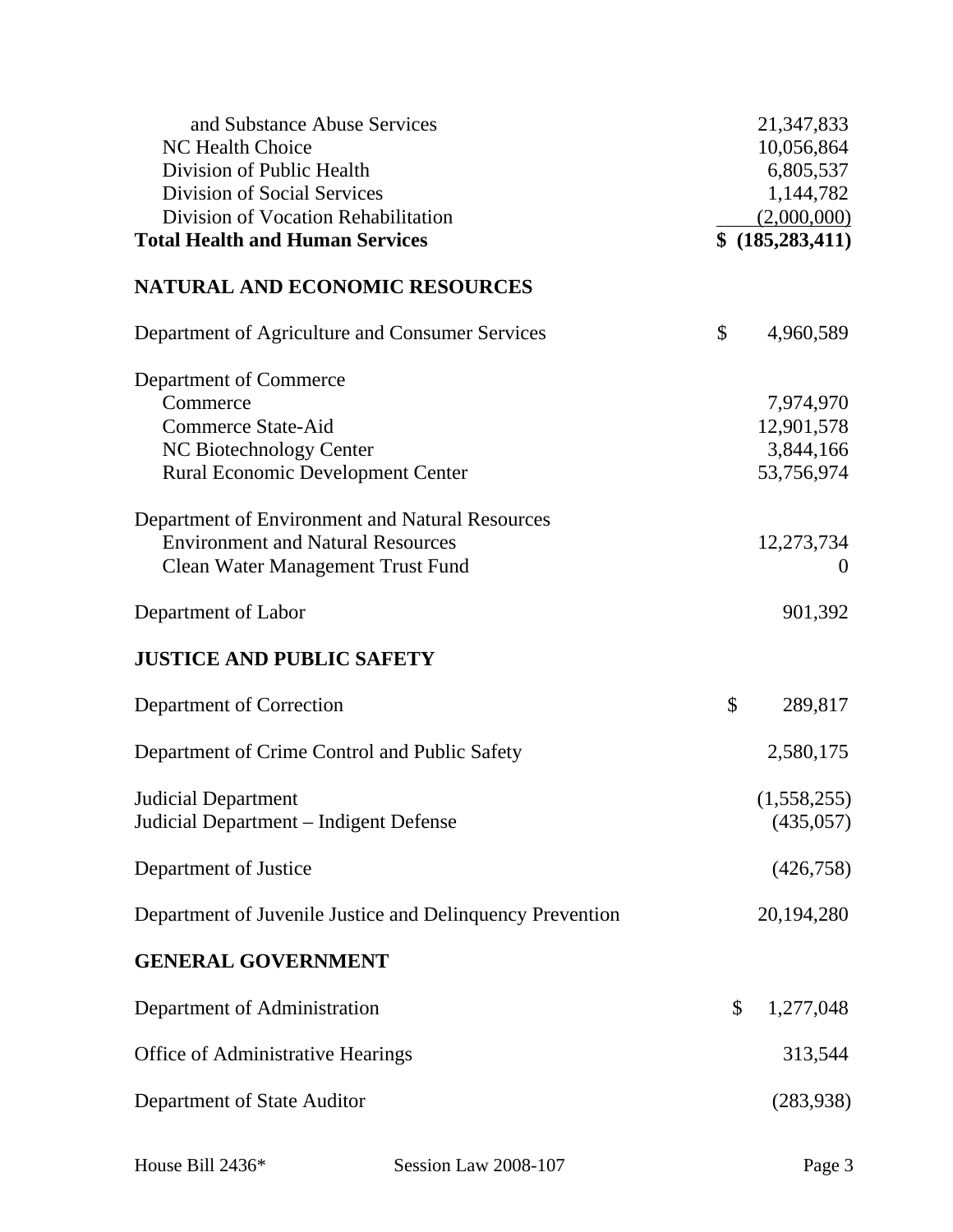| | |
|---|---|
| and Substance Abuse Services | 21,347,833 |
| NC Health Choice | 10,056,864 |
| Division of Public Health | 6,805,537 |
| Division of Social Services | 1,144,782 |
| Division of Vocation Rehabilitation | (2,000,000) |
| **Total Health and Human Services** | **$ (185,283,411)** |

**NATURAL AND ECONOMIC RESOURCES**

| | |
|---|---|
| Department of Agriculture and Consumer Services | $ 4,960,589 |
| | |
| Department of Commerce | |
| Commerce | 7,974,970 |
| Commerce State-Aid | 12,901,578 |
| NC Biotechnology Center | 3,844,166 |
| Rural Economic Development Center | 53,756,974 |
| | |
| Department of Environment and Natural Resources | |
| Environment and Natural Resources | 12,273,734 |
| Clean Water Management Trust Fund | 0 |
| | |
| Department of Labor | 901,392 |

**JUSTICE AND PUBLIC SAFETY**

| | |
|---|---|
| Department of Correction | $ 289,817 |
| | |
| Department of Crime Control and Public Safety | 2,580,175 |
| | |
| Judicial Department | (1,558,255) |
| Judicial Department – Indigent Defense | (435,057) |
| | |
| Department of Justice | (426,758) |
| | |
| Department of Juvenile Justice and Delinquency Prevention | 20,194,280 |

**GENERAL GOVERNMENT**

| | |
|---|---|
| Department of Administration | $ 1,277,048 |
| | |
| Office of Administrative Hearings | 313,544 |
| | |
| Department of State Auditor | (283,938) |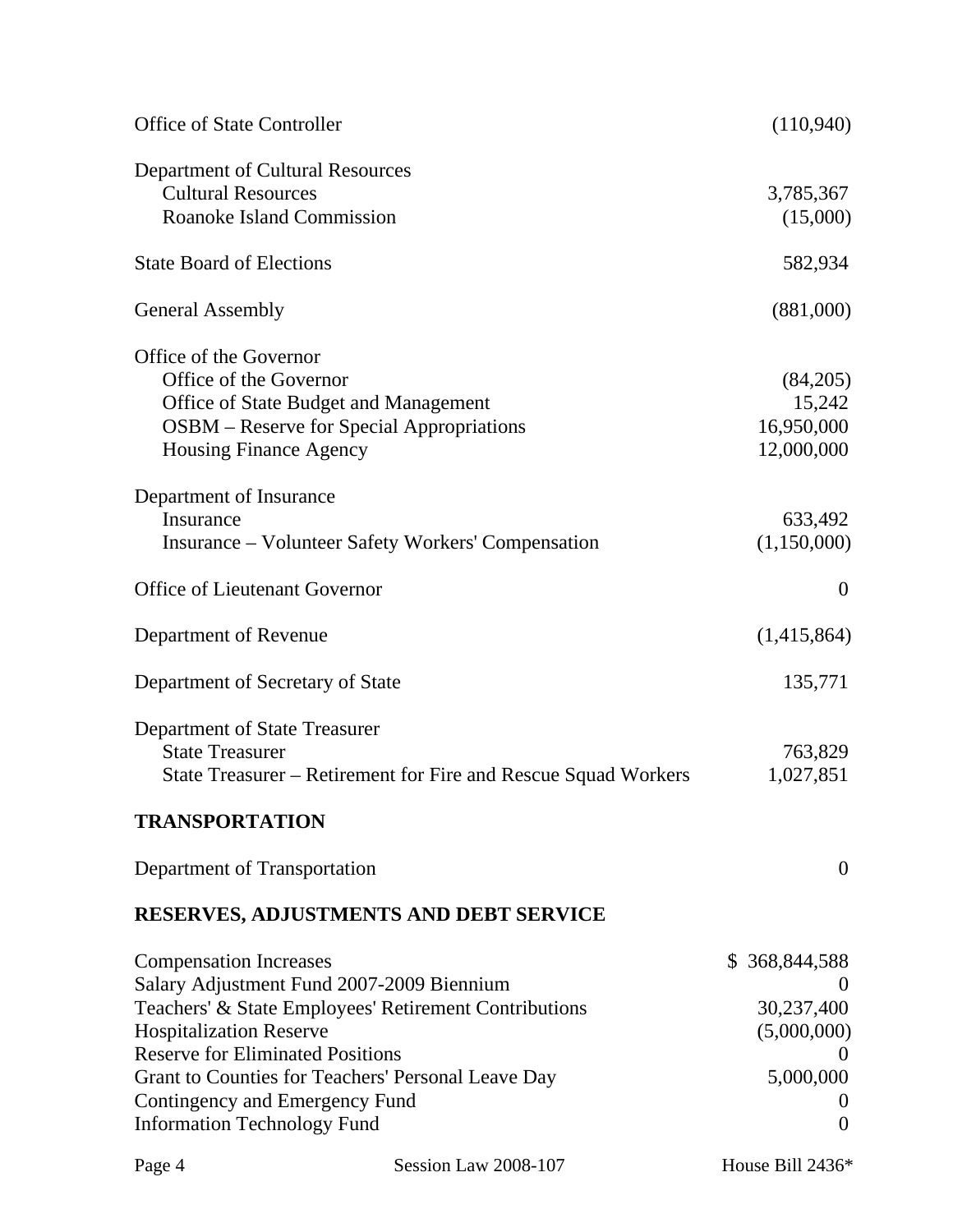| | |
|---|---|
| Office of State Controller | (110,940) |
| | |
| Department of Cultural Resources | |
| Cultural Resources | 3,785,367 |
| Roanoke Island Commission | (15,000) |
| | |
| State Board of Elections | 582,934 |
| | |
| General Assembly | (881,000) |
| | |
| Office of the Governor | |
| Office of the Governor | (84,205) |
| Office of State Budget and Management | 15,242 |
| OSBM – Reserve for Special Appropriations | 16,950,000 |
| Housing Finance Agency | 12,000,000 |
| | |
| Department of Insurance | |
| Insurance | 633,492 |
| Insurance – Volunteer Safety Workers' Compensation | (1,150,000) |
| | |
| Office of Lieutenant Governor | 0 |
| | |
| Department of Revenue | (1,415,864) |
| | |
| Department of Secretary of State | 135,771 |
| | |
| Department of State Treasurer | |
| State Treasurer | 763,829 |
| State Treasurer – Retirement for Fire and Rescue Squad Workers | 1,027,851 |

**TRANSPORTATION**

| | |
|---|---|
| Department of Transportation | 0 |

**RESERVES, ADJUSTMENTS AND DEBT SERVICE**

| | |
|---|---|
| Compensation Increases | $ 368,844,588 |
| Salary Adjustment Fund 2007-2009 Biennium | 0 |
| Teachers' & State Employees' Retirement Contributions | 30,237,400 |
| Hospitalization Reserve | (5,000,000) |
| Reserve for Eliminated Positions | 0 |
| Grant to Counties for Teachers' Personal Leave Day | 5,000,000 |
| Contingency and Emergency Fund | 0 |
| Information Technology Fund | 0 |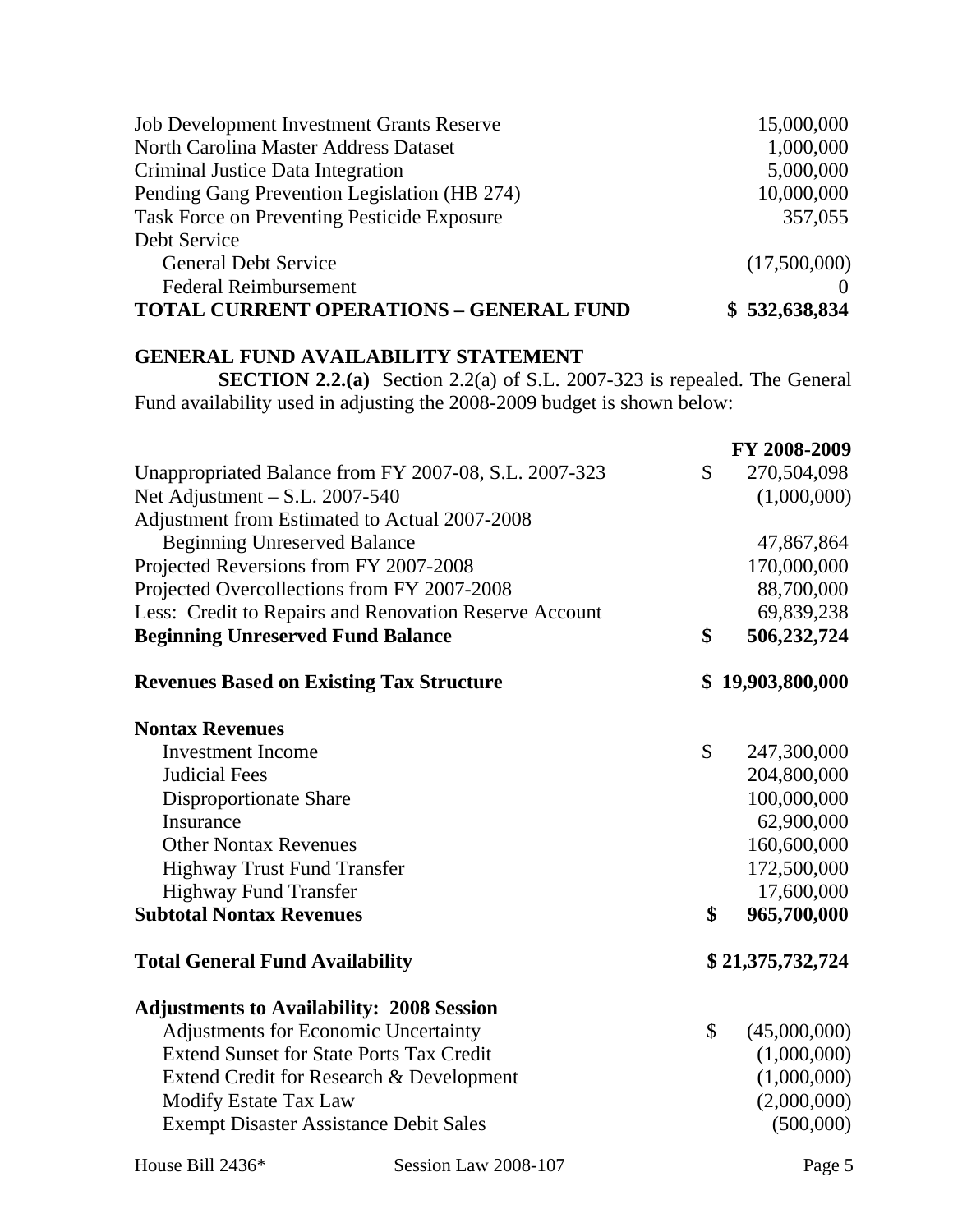| | |
|---|---|
| Job Development Investment Grants Reserve | 15,000,000 |
| North Carolina Master Address Dataset | 1,000,000 |
| Criminal Justice Data Integration | 5,000,000 |
| Pending Gang Prevention Legislation (HB 274) | 10,000,000 |
| Task Force on Preventing Pesticide Exposure | 357,055 |
| Debt Service | |
| General Debt Service | (17,500,000) |
| Federal Reimbursement | 0 |
| **TOTAL CURRENT OPERATIONS – GENERAL FUND** | **$ 532,638,834** |

**GENERAL FUND AVAILABILITY STATEMENT**

**SECTION 2.2.(a)** Section 2.2(a) of S.L. 2007-323 is repealed. The General Fund availability used in adjusting the 2008-2009 budget is shown below:

| | **FY 2008-2009** |
|---|---|
| Unappropriated Balance from FY 2007-08, S.L. 2007-323 | $ 270,504,098 |
| Net Adjustment – S.L. 2007-540 | (1,000,000) |
| Adjustment from Estimated to Actual 2007-2008 Beginning Unreserved Balance | 47,867,864 |
| Projected Reversions from FY 2007-2008 | 170,000,000 |
| Projected Overcollections from FY 2007-2008 | 88,700,000 |
| Less: Credit to Repairs and Renovation Reserve Account | 69,839,238 |
| **Beginning Unreserved Fund Balance** | **$ 506,232,724** |
| | |
| **Revenues Based on Existing Tax Structure** | **$ 19,903,800,000** |
| | |
| **Nontax Revenues** | |
| Investment Income | $ 247,300,000 |
| Judicial Fees | 204,800,000 |
| Disproportionate Share | 100,000,000 |
| Insurance | 62,900,000 |
| Other Nontax Revenues | 160,600,000 |
| Highway Trust Fund Transfer | 172,500,000 |
| Highway Fund Transfer | 17,600,000 |
| **Subtotal Nontax Revenues** | **$ 965,700,000** |
| | |
| **Total General Fund Availability** | **$ 21,375,732,724** |
| | |
| **Adjustments to Availability: 2008 Session** | |
| Adjustments for Economic Uncertainty | $ (45,000,000) |
| Extend Sunset for State Ports Tax Credit | (1,000,000) |
| Extend Credit for Research & Development | (1,000,000) |
| Modify Estate Tax Law | (2,000,000) |
| Exempt Disaster Assistance Debit Sales | (500,000) |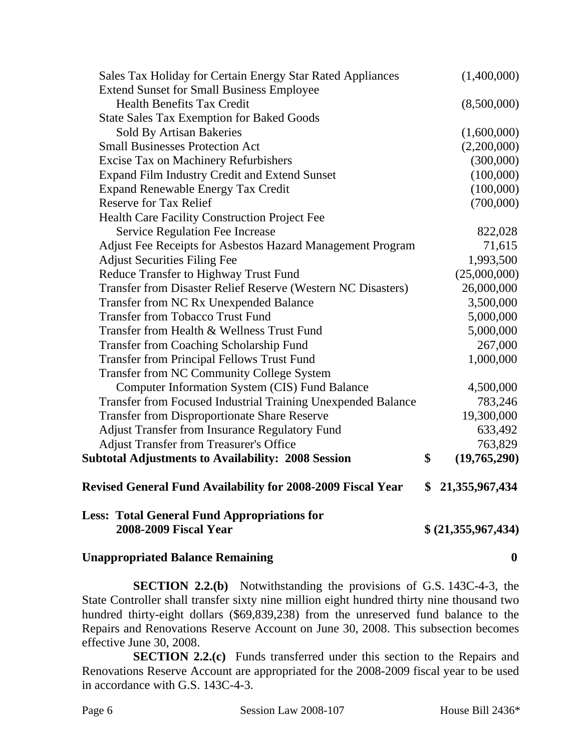| | |
|---|---|
| Sales Tax Holiday for Certain Energy Star Rated Appliances | (1,400,000) |
| Extend Sunset for Small Business Employee Health Benefits Tax Credit | (8,500,000) |
| State Sales Tax Exemption for Baked Goods Sold By Artisan Bakeries | (1,600,000) |
| Small Businesses Protection Act | (2,200,000) |
| Excise Tax on Machinery Refurbishers | (300,000) |
| Expand Film Industry Credit and Extend Sunset | (100,000) |
| Expand Renewable Energy Tax Credit | (100,000) |
| Reserve for Tax Relief | (700,000) |
| Health Care Facility Construction Project Fee Service Regulation Fee Increase | 822,028 |
| Adjust Fee Receipts for Asbestos Hazard Management Program | 71,615 |
| Adjust Securities Filing Fee | 1,993,500 |
| Reduce Transfer to Highway Trust Fund | (25,000,000) |
| Transfer from Disaster Relief Reserve (Western NC Disasters) | 26,000,000 |
| Transfer from NC Rx Unexpended Balance | 3,500,000 |
| Transfer from Tobacco Trust Fund | 5,000,000 |
| Transfer from Health & Wellness Trust Fund | 5,000,000 |
| Transfer from Coaching Scholarship Fund | 267,000 |
| Transfer from Principal Fellows Trust Fund | 1,000,000 |
| Transfer from NC Community College System Computer Information System (CIS) Fund Balance | 4,500,000 |
| Transfer from Focused Industrial Training Unexpended Balance | 783,246 |
| Transfer from Disproportionate Share Reserve | 19,300,000 |
| Adjust Transfer from Insurance Regulatory Fund | 633,492 |
| Adjust Transfer from Treasurer's Office | 763,829 |
| **Subtotal Adjustments to Availability: 2008 Session** | **$ (19,765,290)** |
| **Revised General Fund Availability for 2008-2009 Fiscal Year** | **$ 21,355,967,434** |
| **Less: Total General Fund Appropriations for 2008-2009 Fiscal Year** | **$ (21,355,967,434)** |
| **Unappropriated Balance Remaining** | **0** |

**SECTION 2.2.(b)** Notwithstanding the provisions of G.S. 143C-4-3, the State Controller shall transfer sixty nine million eight hundred thirty nine thousand two hundred thirty-eight dollars ($69,839,238) from the unreserved fund balance to the Repairs and Renovations Reserve Account on June 30, 2008. This subsection becomes effective June 30, 2008.

**SECTION 2.2.(c)** Funds transferred under this section to the Repairs and Renovations Reserve Account are appropriated for the 2008-2009 fiscal year to be used in accordance with G.S. 143C-4-3.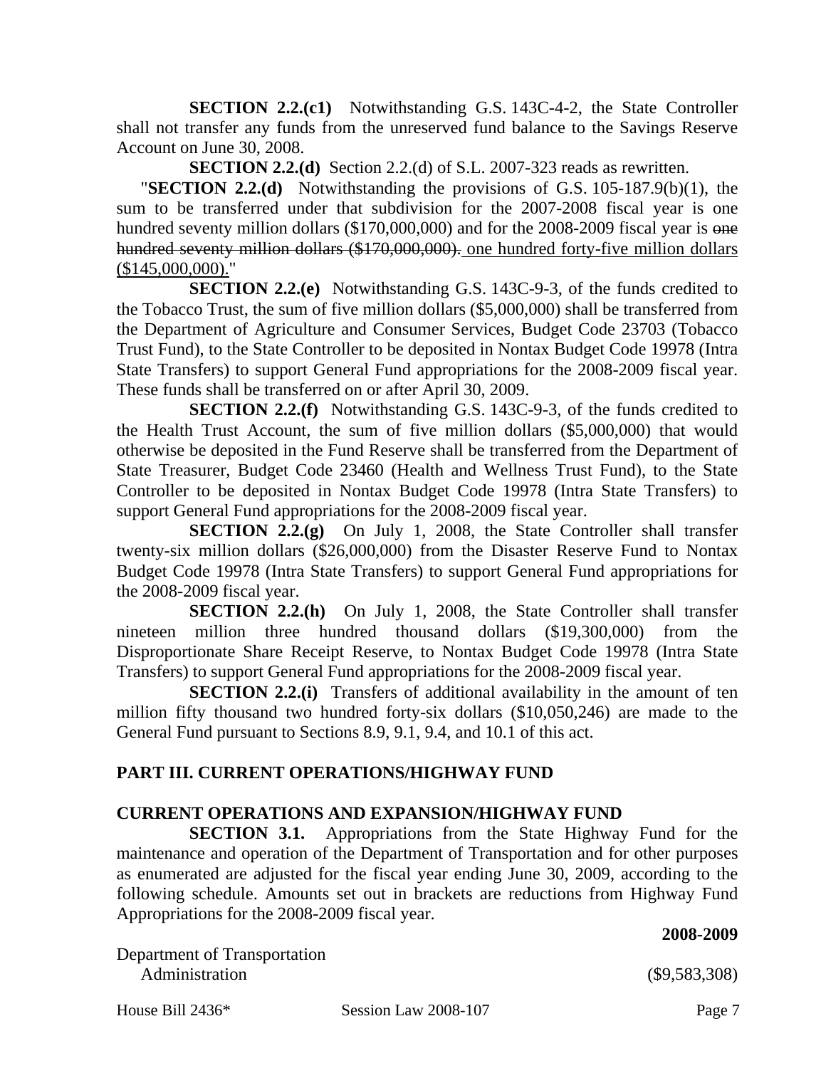**SECTION 2.2.(c1)** Notwithstanding G.S. 143C-4-2, the State Controller shall not transfer any funds from the unreserved fund balance to the Savings Reserve Account on June 30, 2008.

**SECTION 2.2.(d)** Section 2.2.(d) of S.L. 2007-323 reads as rewritten.

"**SECTION 2.2.(d)** Notwithstanding the provisions of G.S. 105-187.9(b)(1), the sum to be transferred under that subdivision for the 2007-2008 fiscal year is one hundred seventy million dollars ($170,000,000) and for the 2008-2009 fiscal year is ~~one hundred seventy million dollars ($170,000,000).~~ <u>one hundred forty-five million dollars ($145,000,000).</u>"

**SECTION 2.2.(e)** Notwithstanding G.S. 143C-9-3, of the funds credited to the Tobacco Trust, the sum of five million dollars ($5,000,000) shall be transferred from the Department of Agriculture and Consumer Services, Budget Code 23703 (Tobacco Trust Fund), to the State Controller to be deposited in Nontax Budget Code 19978 (Intra State Transfers) to support General Fund appropriations for the 2008-2009 fiscal year. These funds shall be transferred on or after April 30, 2009.

**SECTION 2.2.(f)** Notwithstanding G.S. 143C-9-3, of the funds credited to the Health Trust Account, the sum of five million dollars ($5,000,000) that would otherwise be deposited in the Fund Reserve shall be transferred from the Department of State Treasurer, Budget Code 23460 (Health and Wellness Trust Fund), to the State Controller to be deposited in Nontax Budget Code 19978 (Intra State Transfers) to support General Fund appropriations for the 2008-2009 fiscal year.

**SECTION 2.2.(g)** On July 1, 2008, the State Controller shall transfer twenty-six million dollars ($26,000,000) from the Disaster Reserve Fund to Nontax Budget Code 19978 (Intra State Transfers) to support General Fund appropriations for the 2008-2009 fiscal year.

**SECTION 2.2.(h)** On July 1, 2008, the State Controller shall transfer nineteen million three hundred thousand dollars ($19,300,000) from the Disproportionate Share Receipt Reserve, to Nontax Budget Code 19978 (Intra State Transfers) to support General Fund appropriations for the 2008-2009 fiscal year.

**SECTION 2.2.(i)** Transfers of additional availability in the amount of ten million fifty thousand two hundred forty-six dollars ($10,050,246) are made to the General Fund pursuant to Sections 8.9, 9.1, 9.4, and 10.1 of this act.

## PART III. CURRENT OPERATIONS/HIGHWAY FUND

### CURRENT OPERATIONS AND EXPANSION/HIGHWAY FUND

**SECTION 3.1.** Appropriations from the State Highway Fund for the maintenance and operation of the Department of Transportation and for other purposes as enumerated are adjusted for the fiscal year ending June 30, 2009, according to the following schedule. Amounts set out in brackets are reductions from Highway Fund Appropriations for the 2008-2009 fiscal year.

| | **2008-2009** |
|---|---|
| Department of Transportation | |
| Administration | ($9,583,308) |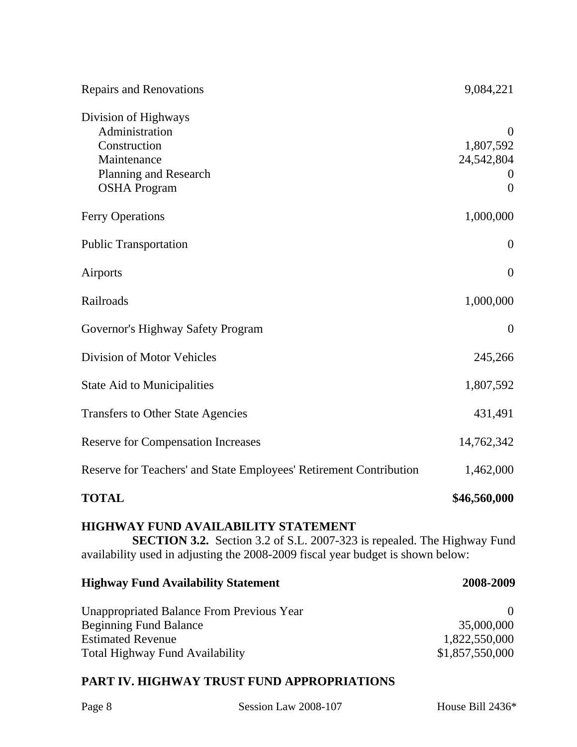| | |
|---|---|
| Repairs and Renovations | 9,084,221 |
| Division of Highways | |
| Administration | 0 |
| Construction | 1,807,592 |
| Maintenance | 24,542,804 |
| Planning and Research | 0 |
| OSHA Program | 0 |
| Ferry Operations | 1,000,000 |
| Public Transportation | 0 |
| Airports | 0 |
| Railroads | 1,000,000 |
| Governor's Highway Safety Program | 0 |
| Division of Motor Vehicles | 245,266 |
| State Aid to Municipalities | 1,807,592 |
| Transfers to Other State Agencies | 431,491 |
| Reserve for Compensation Increases | 14,762,342 |
| Reserve for Teachers' and State Employees' Retirement Contribution | 1,462,000 |
| **TOTAL** | **$46,560,000** |

**HIGHWAY FUND AVAILABILITY STATEMENT**

**SECTION 3.2.** Section 3.2 of S.L. 2007-323 is repealed. The Highway Fund availability used in adjusting the 2008-2009 fiscal year budget is shown below:

| **Highway Fund Availability Statement** | **2008-2009** |
|---|---|
| Unappropriated Balance From Previous Year | 0 |
| Beginning Fund Balance | 35,000,000 |
| Estimated Revenue | 1,822,550,000 |
| Total Highway Fund Availability | $1,857,550,000 |

## PART IV. HIGHWAY TRUST FUND APPROPRIATIONS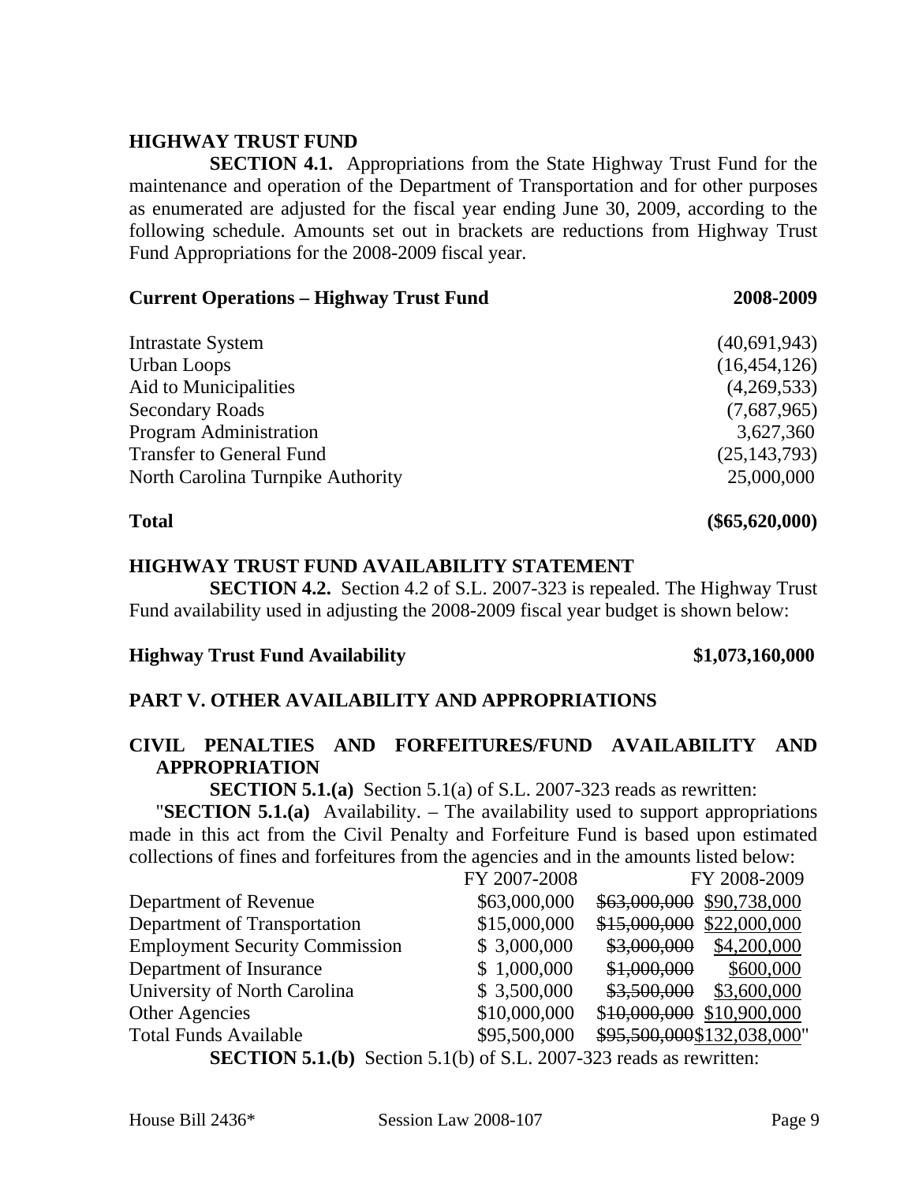**HIGHWAY TRUST FUND**

**SECTION 4.1.** Appropriations from the State Highway Trust Fund for the maintenance and operation of the Department of Transportation and for other purposes as enumerated are adjusted for the fiscal year ending June 30, 2009, according to the following schedule. Amounts set out in brackets are reductions from Highway Trust Fund Appropriations for the 2008-2009 fiscal year.

| **Current Operations – Highway Trust Fund** | **2008-2009** |
|---|---|
| Intrastate System | (40,691,943) |
| Urban Loops | (16,454,126) |
| Aid to Municipalities | (4,269,533) |
| Secondary Roads | (7,687,965) |
| Program Administration | 3,627,360 |
| Transfer to General Fund | (25,143,793) |
| North Carolina Turnpike Authority | 25,000,000 |
| **Total** | **($65,620,000)** |

**HIGHWAY TRUST FUND AVAILABILITY STATEMENT**

**SECTION 4.2.** Section 4.2 of S.L. 2007-323 is repealed. The Highway Trust Fund availability used in adjusting the 2008-2009 fiscal year budget is shown below:

**Highway Trust Fund Availability** **$1,073,160,000**

**PART V. OTHER AVAILABILITY AND APPROPRIATIONS**

**CIVIL PENALTIES AND FORFEITURES/FUND AVAILABILITY AND APPROPRIATION**

**SECTION 5.1.(a)** Section 5.1(a) of S.L. 2007-323 reads as rewritten:

"**SECTION 5.1.(a)** Availability. – The availability used to support appropriations made in this act from the Civil Penalty and Forfeiture Fund is based upon estimated collections of fines and forfeitures from the agencies and in the amounts listed below:

| | FY 2007-2008 | FY 2008-2009 |
|---|---|---|
| Department of Revenue | $63,000,000 | ~~$63,000,000~~ $90,738,000 |
| Department of Transportation | $15,000,000 | ~~$15,000,000~~ $22,000,000 |
| Employment Security Commission | $ 3,000,000 | ~~$3,000,000~~ $4,200,000 |
| Department of Insurance | $ 1,000,000 | ~~$1,000,000~~ $600,000 |
| University of North Carolina | $ 3,500,000 | ~~$3,500,000~~ $3,600,000 |
| Other Agencies | $10,000,000 | ~~$10,000,000~~ $10,900,000 |
| Total Funds Available | $95,500,000 | ~~$95,500,000~~ $132,038,000" |

**SECTION 5.1.(b)** Section 5.1(b) of S.L. 2007-323 reads as rewritten: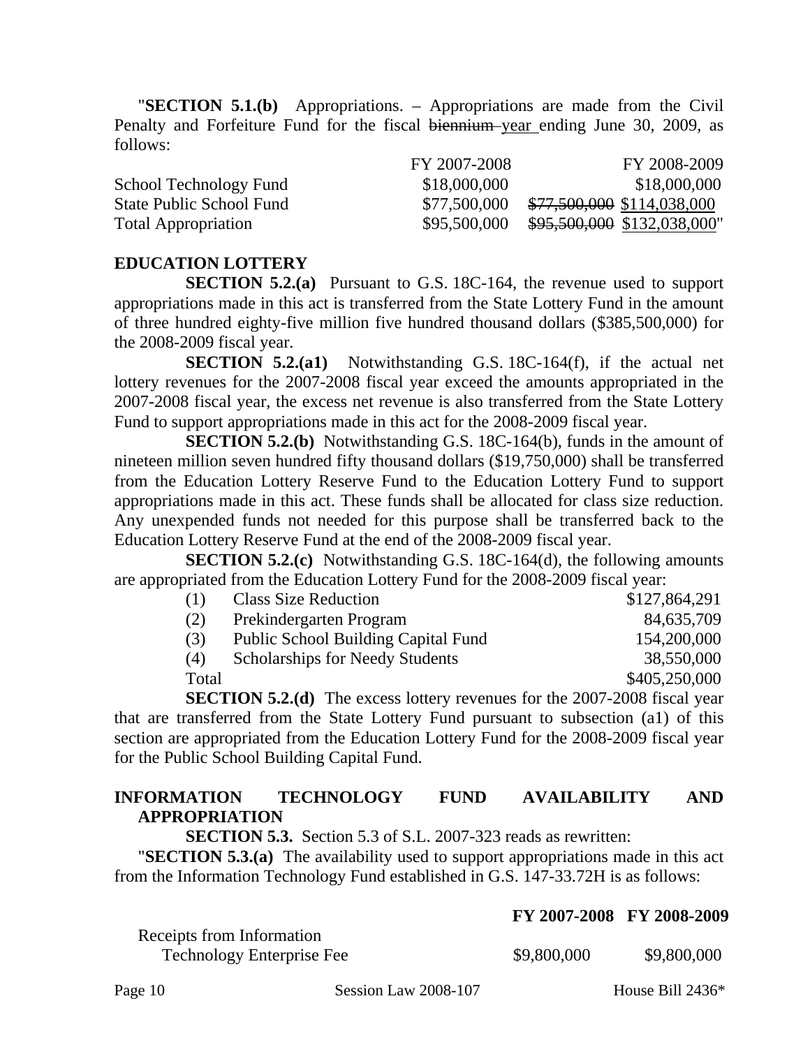"**SECTION 5.1.(b)** Appropriations. – Appropriations are made from the Civil Penalty and Forfeiture Fund for the fiscal ~~biennium~~ year ending June 30, 2009, as follows:

| | FY 2007-2008 | FY 2008-2009 |
|---|---|---|
| School Technology Fund | $18,000,000 | $18,000,000 |
| State Public School Fund | $77,500,000 | ~~$77,500,000~~ $114,038,000 |
| Total Appropriation | $95,500,000 | ~~$95,500,000~~ $132,038,000" |

**EDUCATION LOTTERY**

**SECTION 5.2.(a)** Pursuant to G.S. 18C-164, the revenue used to support appropriations made in this act is transferred from the State Lottery Fund in the amount of three hundred eighty-five million five hundred thousand dollars ($385,500,000) for the 2008-2009 fiscal year.

**SECTION 5.2.(a1)** Notwithstanding G.S. 18C-164(f), if the actual net lottery revenues for the 2007-2008 fiscal year exceed the amounts appropriated in the 2007-2008 fiscal year, the excess net revenue is also transferred from the State Lottery Fund to support appropriations made in this act for the 2008-2009 fiscal year.

**SECTION 5.2.(b)** Notwithstanding G.S. 18C-164(b), funds in the amount of nineteen million seven hundred fifty thousand dollars ($19,750,000) shall be transferred from the Education Lottery Reserve Fund to the Education Lottery Fund to support appropriations made in this act. These funds shall be allocated for class size reduction. Any unexpended funds not needed for this purpose shall be transferred back to the Education Lottery Reserve Fund at the end of the 2008-2009 fiscal year.

**SECTION 5.2.(c)** Notwithstanding G.S. 18C-164(d), the following amounts are appropriated from the Education Lottery Fund for the 2008-2009 fiscal year:

| | | |
|---|---|---|
| (1) | Class Size Reduction | $127,864,291 |
| (2) | Prekindergarten Program | 84,635,709 |
| (3) | Public School Building Capital Fund | 154,200,000 |
| (4) | Scholarships for Needy Students | 38,550,000 |
| Total | | $405,250,000 |

**SECTION 5.2.(d)** The excess lottery revenues for the 2007-2008 fiscal year that are transferred from the State Lottery Fund pursuant to subsection (a1) of this section are appropriated from the Education Lottery Fund for the 2008-2009 fiscal year for the Public School Building Capital Fund.

**INFORMATION TECHNOLOGY FUND AVAILABILITY AND APPROPRIATION**

**SECTION 5.3.** Section 5.3 of S.L. 2007-323 reads as rewritten:

"**SECTION 5.3.(a)** The availability used to support appropriations made in this act from the Information Technology Fund established in G.S. 147-33.72H is as follows:

| | **FY 2007-2008** | **FY 2008-2009** |
|---|---|---|
| Receipts from Information Technology Enterprise Fee | $9,800,000 | $9,800,000 |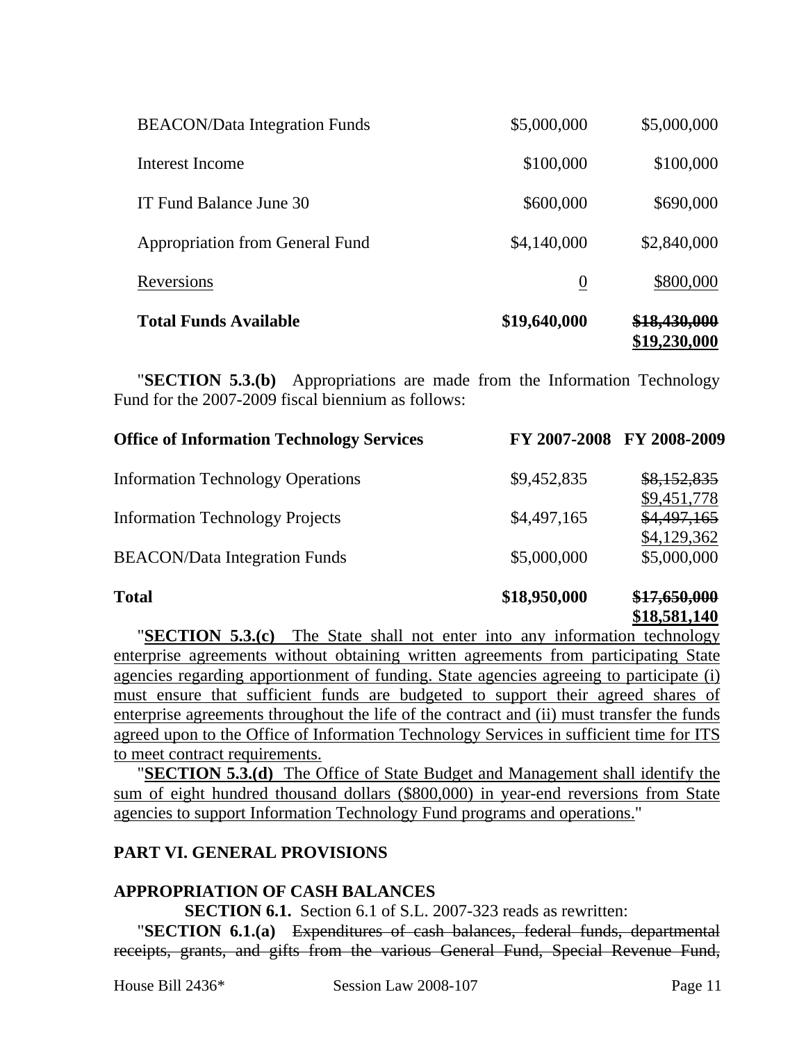| | | |
|---|---|---|
| BEACON/Data Integration Funds | $5,000,000 | $5,000,000 |
| Interest Income | $100,000 | $100,000 |
| IT Fund Balance June 30 | $600,000 | $690,000 |
| Appropriation from General Fund | $4,140,000 | $2,840,000 |
| Reversions | 0 | $800,000 |
| **Total Funds Available** | **$19,640,000** | **~~$18,430,000~~ $19,230,000** |

"**SECTION 5.3.(b)** Appropriations are made from the Information Technology Fund for the 2007-2009 fiscal biennium as follows:

| **Office of Information Technology Services** | **FY 2007-2008** | **FY 2008-2009** |
|---|---|---|
| Information Technology Operations | $9,452,835 | ~~$8,152,835~~ $9,451,778 |
| Information Technology Projects | $4,497,165 | ~~$4,497,165~~ $4,129,362 |
| BEACON/Data Integration Funds | $5,000,000 | $5,000,000 |
| **Total** | **$18,950,000** | **~~$17,650,000~~ $18,581,140** |

"**SECTION 5.3.(c)** The State shall not enter into any information technology enterprise agreements without obtaining written agreements from participating State agencies regarding apportionment of funding. State agencies agreeing to participate (i) must ensure that sufficient funds are budgeted to support their agreed shares of enterprise agreements throughout the life of the contract and (ii) must transfer the funds agreed upon to the Office of Information Technology Services in sufficient time for ITS to meet contract requirements.

"**SECTION 5.3.(d)** The Office of State Budget and Management shall identify the sum of eight hundred thousand dollars ($800,000) in year-end reversions from State agencies to support Information Technology Fund programs and operations."

## PART VI. GENERAL PROVISIONS

### APPROPRIATION OF CASH BALANCES

**SECTION 6.1.** Section 6.1 of S.L. 2007-323 reads as rewritten:

"**SECTION 6.1.(a)** ~~Expenditures of cash balances, federal funds, departmental receipts, grants, and gifts from the various General Fund, Special Revenue Fund,~~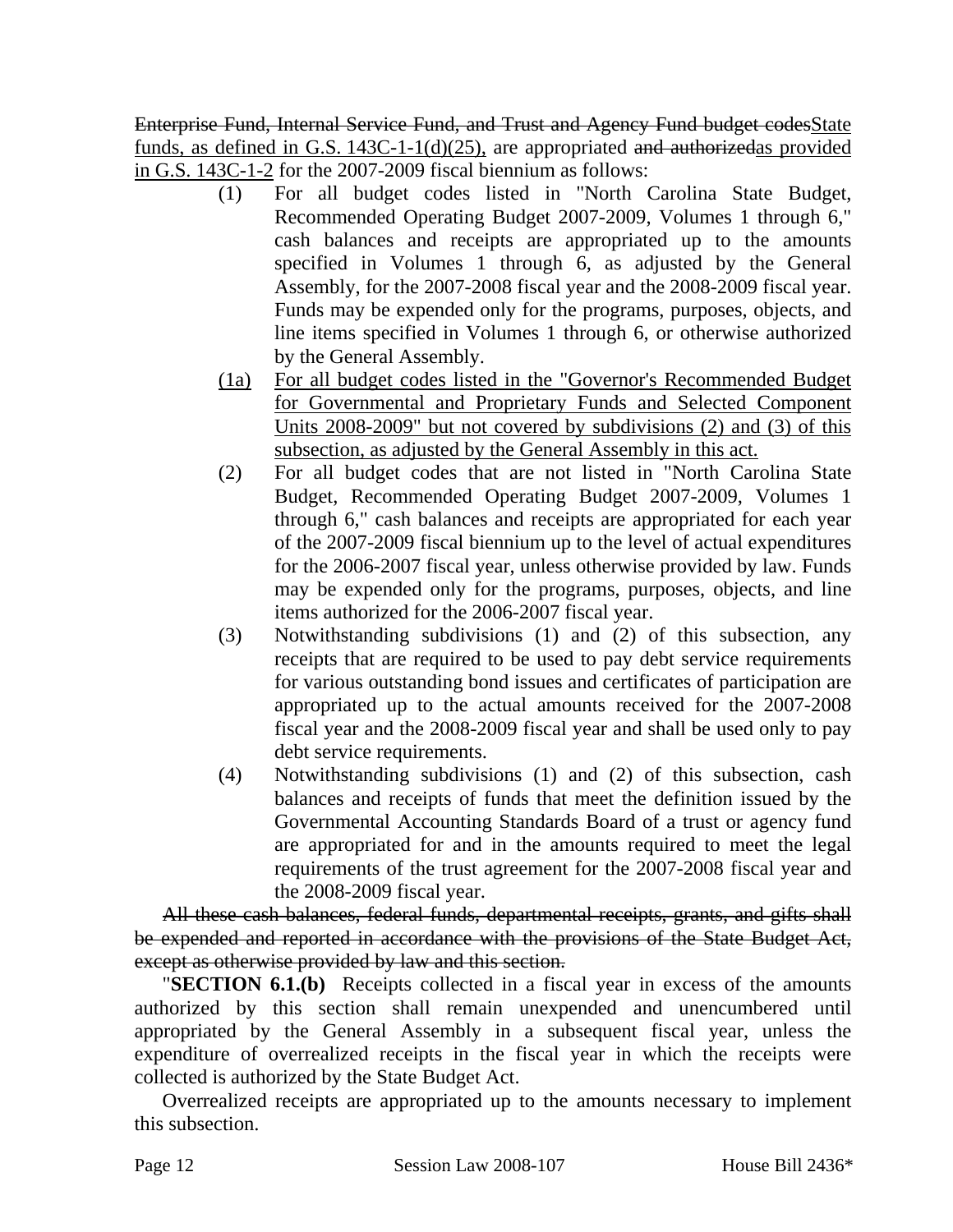~~Enterprise Fund, Internal Service Fund, and Trust and Agency Fund budget codes~~<u>State funds, as defined in G.S. 143C-1-1(d)(25),</u> are appropriated ~~and authorized~~<u>as provided in G.S. 143C-1-2</u> for the 2007-2009 fiscal biennium as follows:

(1) For all budget codes listed in "North Carolina State Budget, Recommended Operating Budget 2007-2009, Volumes 1 through 6," cash balances and receipts are appropriated up to the amounts specified in Volumes 1 through 6, as adjusted by the General Assembly, for the 2007-2008 fiscal year and the 2008-2009 fiscal year. Funds may be expended only for the programs, purposes, objects, and line items specified in Volumes 1 through 6, or otherwise authorized by the General Assembly.

<u>(1a) For all budget codes listed in the "Governor's Recommended Budget for Governmental and Proprietary Funds and Selected Component Units 2008-2009" but not covered by subdivisions (2) and (3) of this subsection, as adjusted by the General Assembly in this act.</u>

(2) For all budget codes that are not listed in "North Carolina State Budget, Recommended Operating Budget 2007-2009, Volumes 1 through 6," cash balances and receipts are appropriated for each year of the 2007-2009 fiscal biennium up to the level of actual expenditures for the 2006-2007 fiscal year, unless otherwise provided by law. Funds may be expended only for the programs, purposes, objects, and line items authorized for the 2006-2007 fiscal year.

(3) Notwithstanding subdivisions (1) and (2) of this subsection, any receipts that are required to be used to pay debt service requirements for various outstanding bond issues and certificates of participation are appropriated up to the actual amounts received for the 2007-2008 fiscal year and the 2008-2009 fiscal year and shall be used only to pay debt service requirements.

(4) Notwithstanding subdivisions (1) and (2) of this subsection, cash balances and receipts of funds that meet the definition issued by the Governmental Accounting Standards Board of a trust or agency fund are appropriated for and in the amounts required to meet the legal requirements of the trust agreement for the 2007-2008 fiscal year and the 2008-2009 fiscal year.

~~All these cash balances, federal funds, departmental receipts, grants, and gifts shall be expended and reported in accordance with the provisions of the State Budget Act, except as otherwise provided by law and this section.~~

"**SECTION 6.1.(b)** Receipts collected in a fiscal year in excess of the amounts authorized by this section shall remain unexpended and unencumbered until appropriated by the General Assembly in a subsequent fiscal year, unless the expenditure of overrealized receipts in the fiscal year in which the receipts were collected is authorized by the State Budget Act.

Overrealized receipts are appropriated up to the amounts necessary to implement this subsection.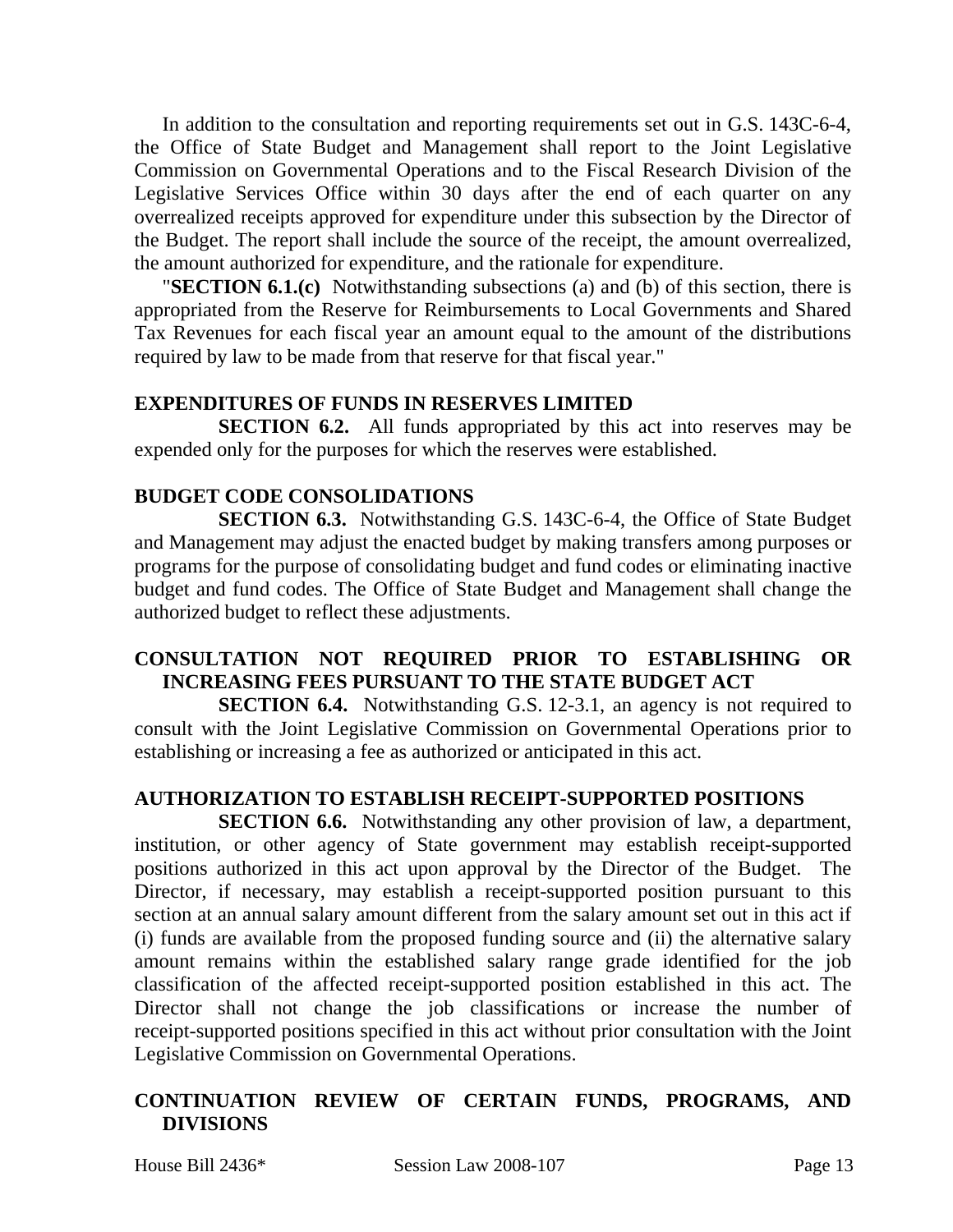In addition to the consultation and reporting requirements set out in G.S. 143C-6-4, the Office of State Budget and Management shall report to the Joint Legislative Commission on Governmental Operations and to the Fiscal Research Division of the Legislative Services Office within 30 days after the end of each quarter on any overrealized receipts approved for expenditure under this subsection by the Director of the Budget. The report shall include the source of the receipt, the amount overrealized, the amount authorized for expenditure, and the rationale for expenditure.

"**SECTION 6.1.(c)** Notwithstanding subsections (a) and (b) of this section, there is appropriated from the Reserve for Reimbursements to Local Governments and Shared Tax Revenues for each fiscal year an amount equal to the amount of the distributions required by law to be made from that reserve for that fiscal year."

**EXPENDITURES OF FUNDS IN RESERVES LIMITED**

**SECTION 6.2.** All funds appropriated by this act into reserves may be expended only for the purposes for which the reserves were established.

**BUDGET CODE CONSOLIDATIONS**

**SECTION 6.3.** Notwithstanding G.S. 143C-6-4, the Office of State Budget and Management may adjust the enacted budget by making transfers among purposes or programs for the purpose of consolidating budget and fund codes or eliminating inactive budget and fund codes. The Office of State Budget and Management shall change the authorized budget to reflect these adjustments.

**CONSULTATION NOT REQUIRED PRIOR TO ESTABLISHING OR INCREASING FEES PURSUANT TO THE STATE BUDGET ACT**

**SECTION 6.4.** Notwithstanding G.S. 12-3.1, an agency is not required to consult with the Joint Legislative Commission on Governmental Operations prior to establishing or increasing a fee as authorized or anticipated in this act.

**AUTHORIZATION TO ESTABLISH RECEIPT-SUPPORTED POSITIONS**

**SECTION 6.6.** Notwithstanding any other provision of law, a department, institution, or other agency of State government may establish receipt-supported positions authorized in this act upon approval by the Director of the Budget. The Director, if necessary, may establish a receipt-supported position pursuant to this section at an annual salary amount different from the salary amount set out in this act if (i) funds are available from the proposed funding source and (ii) the alternative salary amount remains within the established salary range grade identified for the job classification of the affected receipt-supported position established in this act. The Director shall not change the job classifications or increase the number of receipt-supported positions specified in this act without prior consultation with the Joint Legislative Commission on Governmental Operations.

**CONTINUATION REVIEW OF CERTAIN FUNDS, PROGRAMS, AND DIVISIONS**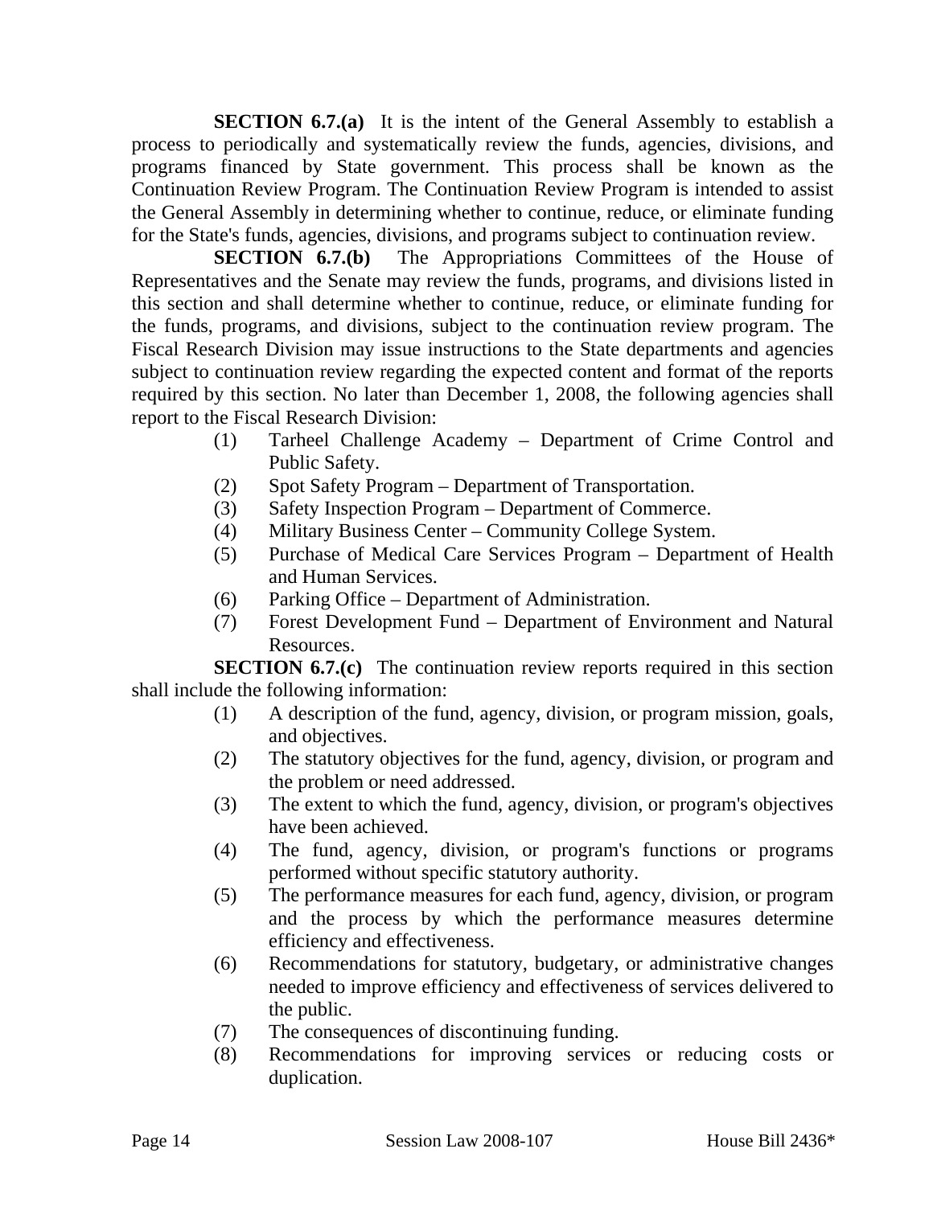**SECTION 6.7.(a)** It is the intent of the General Assembly to establish a process to periodically and systematically review the funds, agencies, divisions, and programs financed by State government. This process shall be known as the Continuation Review Program. The Continuation Review Program is intended to assist the General Assembly in determining whether to continue, reduce, or eliminate funding for the State's funds, agencies, divisions, and programs subject to continuation review.

**SECTION 6.7.(b)** The Appropriations Committees of the House of Representatives and the Senate may review the funds, programs, and divisions listed in this section and shall determine whether to continue, reduce, or eliminate funding for the funds, programs, and divisions, subject to the continuation review program. The Fiscal Research Division may issue instructions to the State departments and agencies subject to continuation review regarding the expected content and format of the reports required by this section. No later than December 1, 2008, the following agencies shall report to the Fiscal Research Division:

(1) Tarheel Challenge Academy – Department of Crime Control and Public Safety.
(2) Spot Safety Program – Department of Transportation.
(3) Safety Inspection Program – Department of Commerce.
(4) Military Business Center – Community College System.
(5) Purchase of Medical Care Services Program – Department of Health and Human Services.
(6) Parking Office – Department of Administration.
(7) Forest Development Fund – Department of Environment and Natural Resources.

**SECTION 6.7.(c)** The continuation review reports required in this section shall include the following information:

(1) A description of the fund, agency, division, or program mission, goals, and objectives.
(2) The statutory objectives for the fund, agency, division, or program and the problem or need addressed.
(3) The extent to which the fund, agency, division, or program's objectives have been achieved.
(4) The fund, agency, division, or program's functions or programs performed without specific statutory authority.
(5) The performance measures for each fund, agency, division, or program and the process by which the performance measures determine efficiency and effectiveness.
(6) Recommendations for statutory, budgetary, or administrative changes needed to improve efficiency and effectiveness of services delivered to the public.
(7) The consequences of discontinuing funding.
(8) Recommendations for improving services or reducing costs or duplication.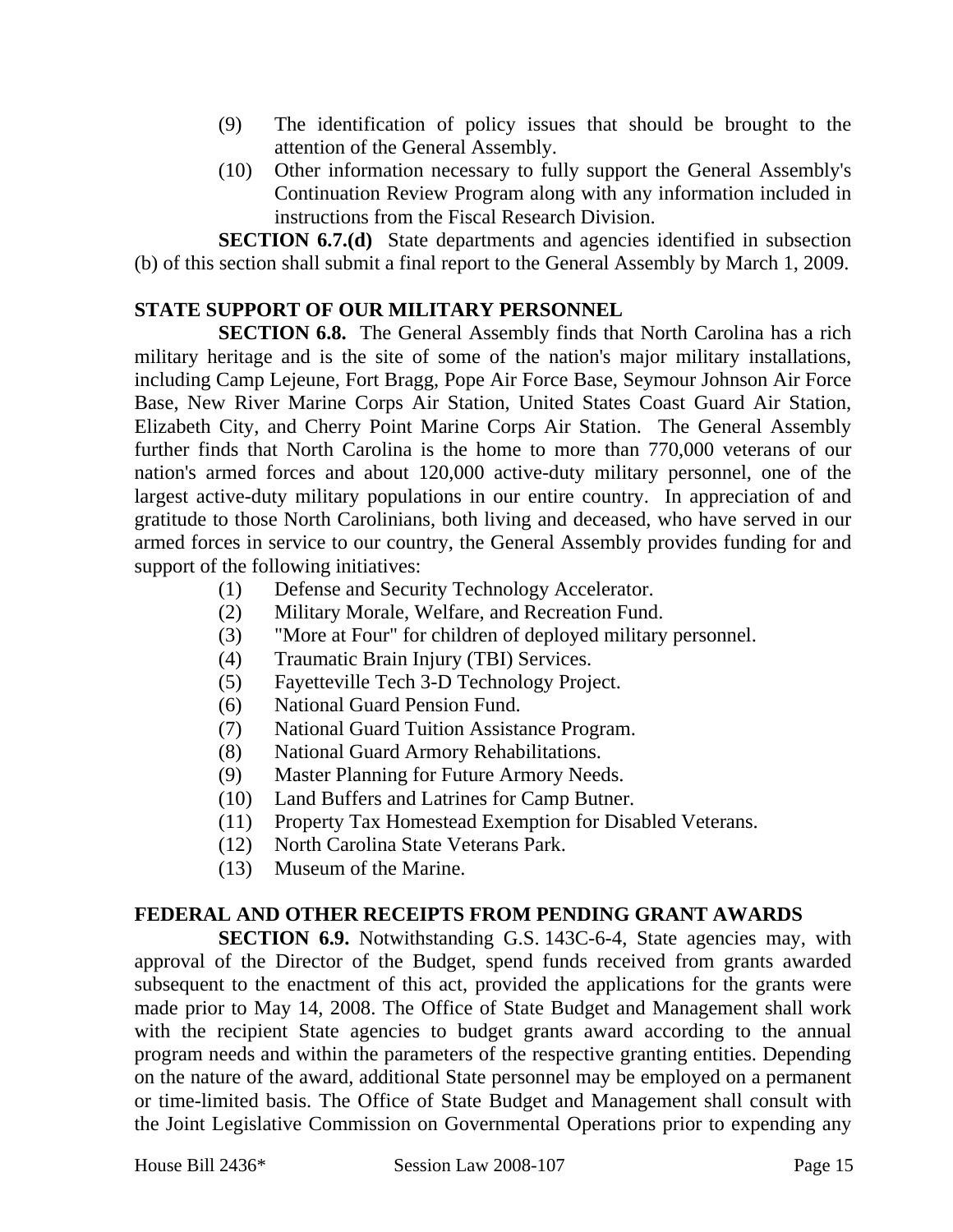(9) The identification of policy issues that should be brought to the attention of the General Assembly.

(10) Other information necessary to fully support the General Assembly's Continuation Review Program along with any information included in instructions from the Fiscal Research Division.

**SECTION 6.7.(d)** State departments and agencies identified in subsection (b) of this section shall submit a final report to the General Assembly by March 1, 2009.

**STATE SUPPORT OF OUR MILITARY PERSONNEL**

**SECTION 6.8.** The General Assembly finds that North Carolina has a rich military heritage and is the site of some of the nation's major military installations, including Camp Lejeune, Fort Bragg, Pope Air Force Base, Seymour Johnson Air Force Base, New River Marine Corps Air Station, United States Coast Guard Air Station, Elizabeth City, and Cherry Point Marine Corps Air Station. The General Assembly further finds that North Carolina is the home to more than 770,000 veterans of our nation's armed forces and about 120,000 active-duty military personnel, one of the largest active-duty military populations in our entire country. In appreciation of and gratitude to those North Carolinians, both living and deceased, who have served in our armed forces in service to our country, the General Assembly provides funding for and support of the following initiatives:

(1) Defense and Security Technology Accelerator.
(2) Military Morale, Welfare, and Recreation Fund.
(3) "More at Four" for children of deployed military personnel.
(4) Traumatic Brain Injury (TBI) Services.
(5) Fayetteville Tech 3-D Technology Project.
(6) National Guard Pension Fund.
(7) National Guard Tuition Assistance Program.
(8) National Guard Armory Rehabilitations.
(9) Master Planning for Future Armory Needs.
(10) Land Buffers and Latrines for Camp Butner.
(11) Property Tax Homestead Exemption for Disabled Veterans.
(12) North Carolina State Veterans Park.
(13) Museum of the Marine.

**FEDERAL AND OTHER RECEIPTS FROM PENDING GRANT AWARDS**

**SECTION 6.9.** Notwithstanding G.S. 143C-6-4, State agencies may, with approval of the Director of the Budget, spend funds received from grants awarded subsequent to the enactment of this act, provided the applications for the grants were made prior to May 14, 2008. The Office of State Budget and Management shall work with the recipient State agencies to budget grants award according to the annual program needs and within the parameters of the respective granting entities. Depending on the nature of the award, additional State personnel may be employed on a permanent or time-limited basis. The Office of State Budget and Management shall consult with the Joint Legislative Commission on Governmental Operations prior to expending any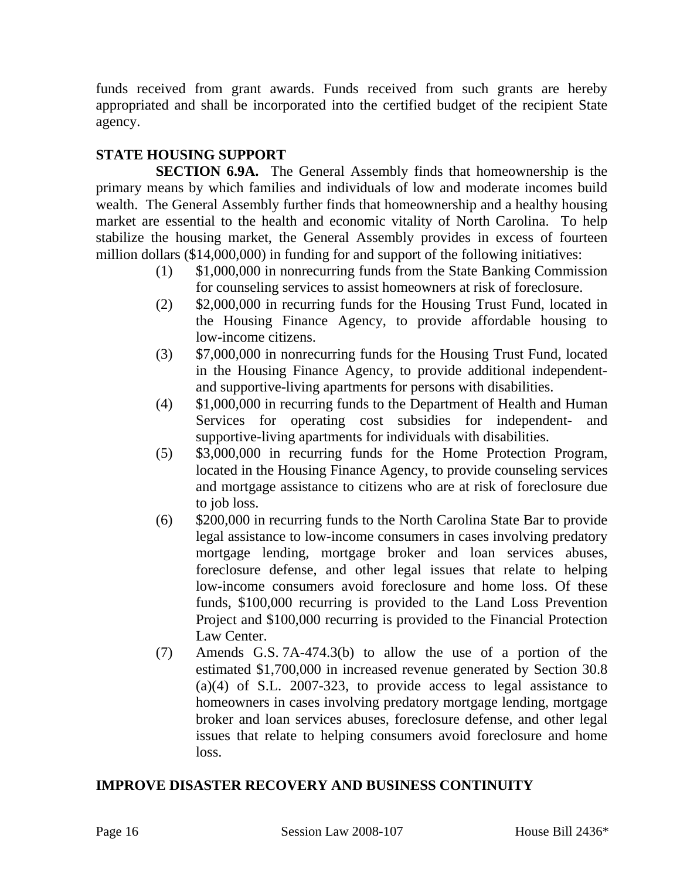funds received from grant awards. Funds received from such grants are hereby appropriated and shall be incorporated into the certified budget of the recipient State agency.

**STATE HOUSING SUPPORT**

**SECTION 6.9A.** The General Assembly finds that homeownership is the primary means by which families and individuals of low and moderate incomes build wealth. The General Assembly further finds that homeownership and a healthy housing market are essential to the health and economic vitality of North Carolina. To help stabilize the housing market, the General Assembly provides in excess of fourteen million dollars ($14,000,000) in funding for and support of the following initiatives:

(1) $1,000,000 in nonrecurring funds from the State Banking Commission for counseling services to assist homeowners at risk of foreclosure.

(2) $2,000,000 in recurring funds for the Housing Trust Fund, located in the Housing Finance Agency, to provide affordable housing to low-income citizens.

(3) $7,000,000 in nonrecurring funds for the Housing Trust Fund, located in the Housing Finance Agency, to provide additional independent- and supportive-living apartments for persons with disabilities.

(4) $1,000,000 in recurring funds to the Department of Health and Human Services for operating cost subsidies for independent- and supportive-living apartments for individuals with disabilities.

(5) $3,000,000 in recurring funds for the Home Protection Program, located in the Housing Finance Agency, to provide counseling services and mortgage assistance to citizens who are at risk of foreclosure due to job loss.

(6) $200,000 in recurring funds to the North Carolina State Bar to provide legal assistance to low-income consumers in cases involving predatory mortgage lending, mortgage broker and loan services abuses, foreclosure defense, and other legal issues that relate to helping low-income consumers avoid foreclosure and home loss. Of these funds, $100,000 recurring is provided to the Land Loss Prevention Project and $100,000 recurring is provided to the Financial Protection Law Center.

(7) Amends G.S. 7A-474.3(b) to allow the use of a portion of the estimated $1,700,000 in increased revenue generated by Section 30.8 (a)(4) of S.L. 2007-323, to provide access to legal assistance to homeowners in cases involving predatory mortgage lending, mortgage broker and loan services abuses, foreclosure defense, and other legal issues that relate to helping consumers avoid foreclosure and home loss.

**IMPROVE DISASTER RECOVERY AND BUSINESS CONTINUITY**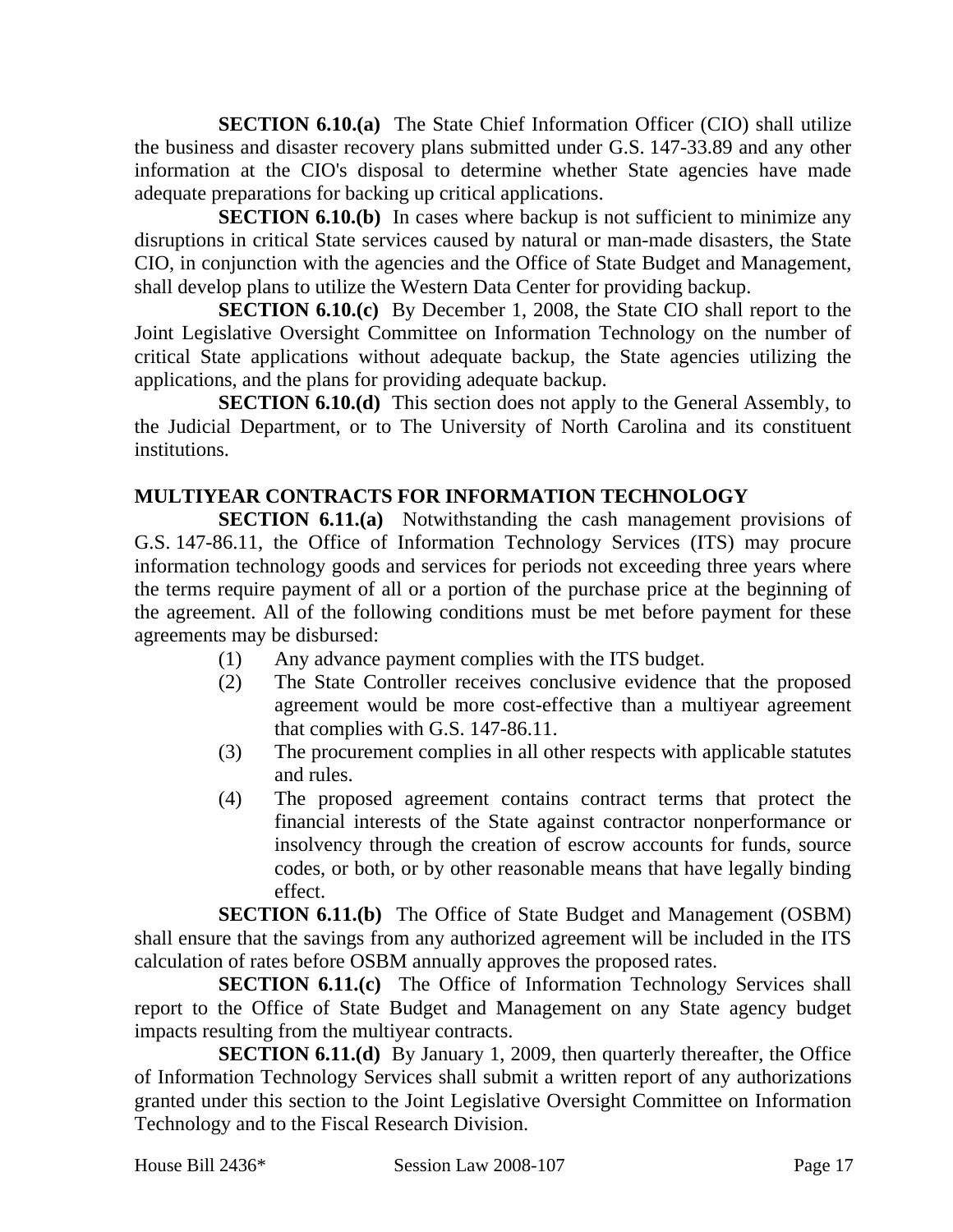**SECTION 6.10.(a)** The State Chief Information Officer (CIO) shall utilize the business and disaster recovery plans submitted under G.S. 147-33.89 and any other information at the CIO's disposal to determine whether State agencies have made adequate preparations for backing up critical applications.

**SECTION 6.10.(b)** In cases where backup is not sufficient to minimize any disruptions in critical State services caused by natural or man-made disasters, the State CIO, in conjunction with the agencies and the Office of State Budget and Management, shall develop plans to utilize the Western Data Center for providing backup.

**SECTION 6.10.(c)** By December 1, 2008, the State CIO shall report to the Joint Legislative Oversight Committee on Information Technology on the number of critical State applications without adequate backup, the State agencies utilizing the applications, and the plans for providing adequate backup.

**SECTION 6.10.(d)** This section does not apply to the General Assembly, to the Judicial Department, or to The University of North Carolina and its constituent institutions.

**MULTIYEAR CONTRACTS FOR INFORMATION TECHNOLOGY**

**SECTION 6.11.(a)** Notwithstanding the cash management provisions of G.S. 147-86.11, the Office of Information Technology Services (ITS) may procure information technology goods and services for periods not exceeding three years where the terms require payment of all or a portion of the purchase price at the beginning of the agreement. All of the following conditions must be met before payment for these agreements may be disbursed:

(1) Any advance payment complies with the ITS budget.

(2) The State Controller receives conclusive evidence that the proposed agreement would be more cost-effective than a multiyear agreement that complies with G.S. 147-86.11.

(3) The procurement complies in all other respects with applicable statutes and rules.

(4) The proposed agreement contains contract terms that protect the financial interests of the State against contractor nonperformance or insolvency through the creation of escrow accounts for funds, source codes, or both, or by other reasonable means that have legally binding effect.

**SECTION 6.11.(b)** The Office of State Budget and Management (OSBM) shall ensure that the savings from any authorized agreement will be included in the ITS calculation of rates before OSBM annually approves the proposed rates.

**SECTION 6.11.(c)** The Office of Information Technology Services shall report to the Office of State Budget and Management on any State agency budget impacts resulting from the multiyear contracts.

**SECTION 6.11.(d)** By January 1, 2009, then quarterly thereafter, the Office of Information Technology Services shall submit a written report of any authorizations granted under this section to the Joint Legislative Oversight Committee on Information Technology and to the Fiscal Research Division.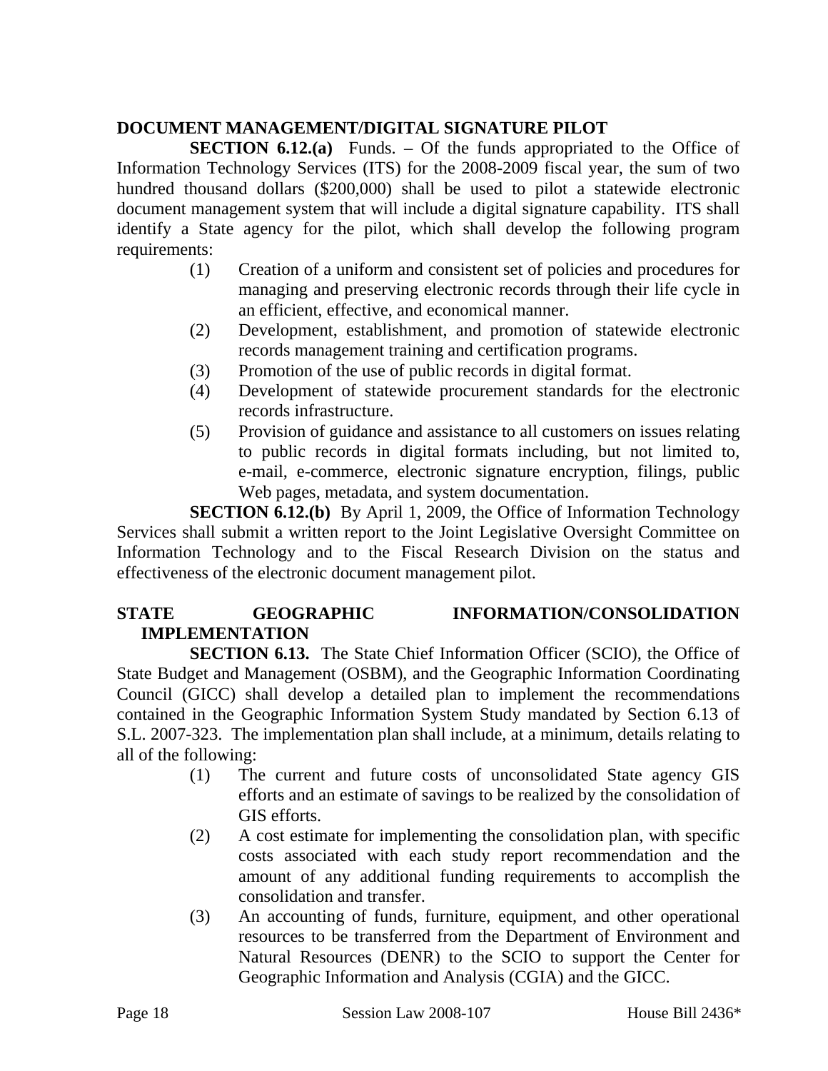## DOCUMENT MANAGEMENT/DIGITAL SIGNATURE PILOT

**SECTION 6.12.(a)** Funds. – Of the funds appropriated to the Office of Information Technology Services (ITS) for the 2008-2009 fiscal year, the sum of two hundred thousand dollars ($200,000) shall be used to pilot a statewide electronic document management system that will include a digital signature capability. ITS shall identify a State agency for the pilot, which shall develop the following program requirements:

(1) Creation of a uniform and consistent set of policies and procedures for managing and preserving electronic records through their life cycle in an efficient, effective, and economical manner.

(2) Development, establishment, and promotion of statewide electronic records management training and certification programs.

(3) Promotion of the use of public records in digital format.

(4) Development of statewide procurement standards for the electronic records infrastructure.

(5) Provision of guidance and assistance to all customers on issues relating to public records in digital formats including, but not limited to, e-mail, e-commerce, electronic signature encryption, filings, public Web pages, metadata, and system documentation.

**SECTION 6.12.(b)** By April 1, 2009, the Office of Information Technology Services shall submit a written report to the Joint Legislative Oversight Committee on Information Technology and to the Fiscal Research Division on the status and effectiveness of the electronic document management pilot.

## STATE GEOGRAPHIC INFORMATION/CONSOLIDATION IMPLEMENTATION

**SECTION 6.13.** The State Chief Information Officer (SCIO), the Office of State Budget and Management (OSBM), and the Geographic Information Coordinating Council (GICC) shall develop a detailed plan to implement the recommendations contained in the Geographic Information System Study mandated by Section 6.13 of S.L. 2007-323. The implementation plan shall include, at a minimum, details relating to all of the following:

(1) The current and future costs of unconsolidated State agency GIS efforts and an estimate of savings to be realized by the consolidation of GIS efforts.

(2) A cost estimate for implementing the consolidation plan, with specific costs associated with each study report recommendation and the amount of any additional funding requirements to accomplish the consolidation and transfer.

(3) An accounting of funds, furniture, equipment, and other operational resources to be transferred from the Department of Environment and Natural Resources (DENR) to the SCIO to support the Center for Geographic Information and Analysis (CGIA) and the GICC.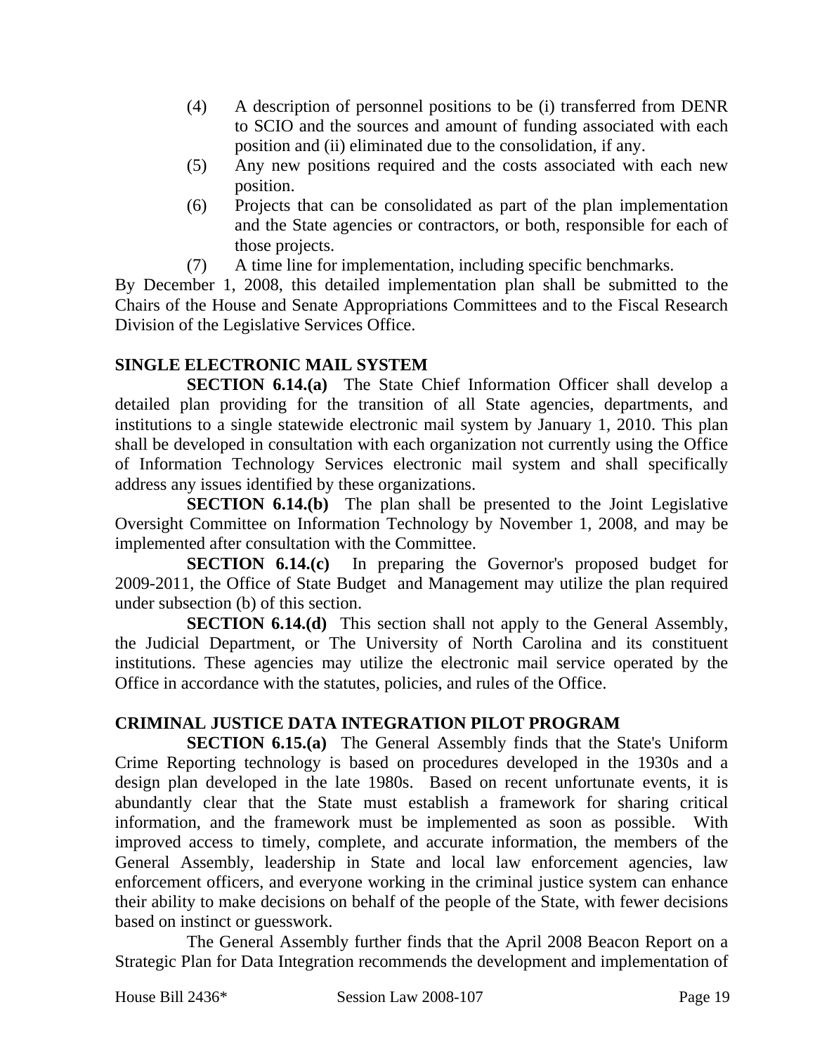(4) A description of personnel positions to be (i) transferred from DENR to SCIO and the sources and amount of funding associated with each position and (ii) eliminated due to the consolidation, if any.

(5) Any new positions required and the costs associated with each new position.

(6) Projects that can be consolidated as part of the plan implementation and the State agencies or contractors, or both, responsible for each of those projects.

(7) A time line for implementation, including specific benchmarks.

By December 1, 2008, this detailed implementation plan shall be submitted to the Chairs of the House and Senate Appropriations Committees and to the Fiscal Research Division of the Legislative Services Office.

**SINGLE ELECTRONIC MAIL SYSTEM**

**SECTION 6.14.(a)** The State Chief Information Officer shall develop a detailed plan providing for the transition of all State agencies, departments, and institutions to a single statewide electronic mail system by January 1, 2010. This plan shall be developed in consultation with each organization not currently using the Office of Information Technology Services electronic mail system and shall specifically address any issues identified by these organizations.

**SECTION 6.14.(b)** The plan shall be presented to the Joint Legislative Oversight Committee on Information Technology by November 1, 2008, and may be implemented after consultation with the Committee.

**SECTION 6.14.(c)** In preparing the Governor's proposed budget for 2009-2011, the Office of State Budget and Management may utilize the plan required under subsection (b) of this section.

**SECTION 6.14.(d)** This section shall not apply to the General Assembly, the Judicial Department, or The University of North Carolina and its constituent institutions. These agencies may utilize the electronic mail service operated by the Office in accordance with the statutes, policies, and rules of the Office.

**CRIMINAL JUSTICE DATA INTEGRATION PILOT PROGRAM**

**SECTION 6.15.(a)** The General Assembly finds that the State's Uniform Crime Reporting technology is based on procedures developed in the 1930s and a design plan developed in the late 1980s. Based on recent unfortunate events, it is abundantly clear that the State must establish a framework for sharing critical information, and the framework must be implemented as soon as possible. With improved access to timely, complete, and accurate information, the members of the General Assembly, leadership in State and local law enforcement agencies, law enforcement officers, and everyone working in the criminal justice system can enhance their ability to make decisions on behalf of the people of the State, with fewer decisions based on instinct or guesswork.

The General Assembly further finds that the April 2008 Beacon Report on a Strategic Plan for Data Integration recommends the development and implementation of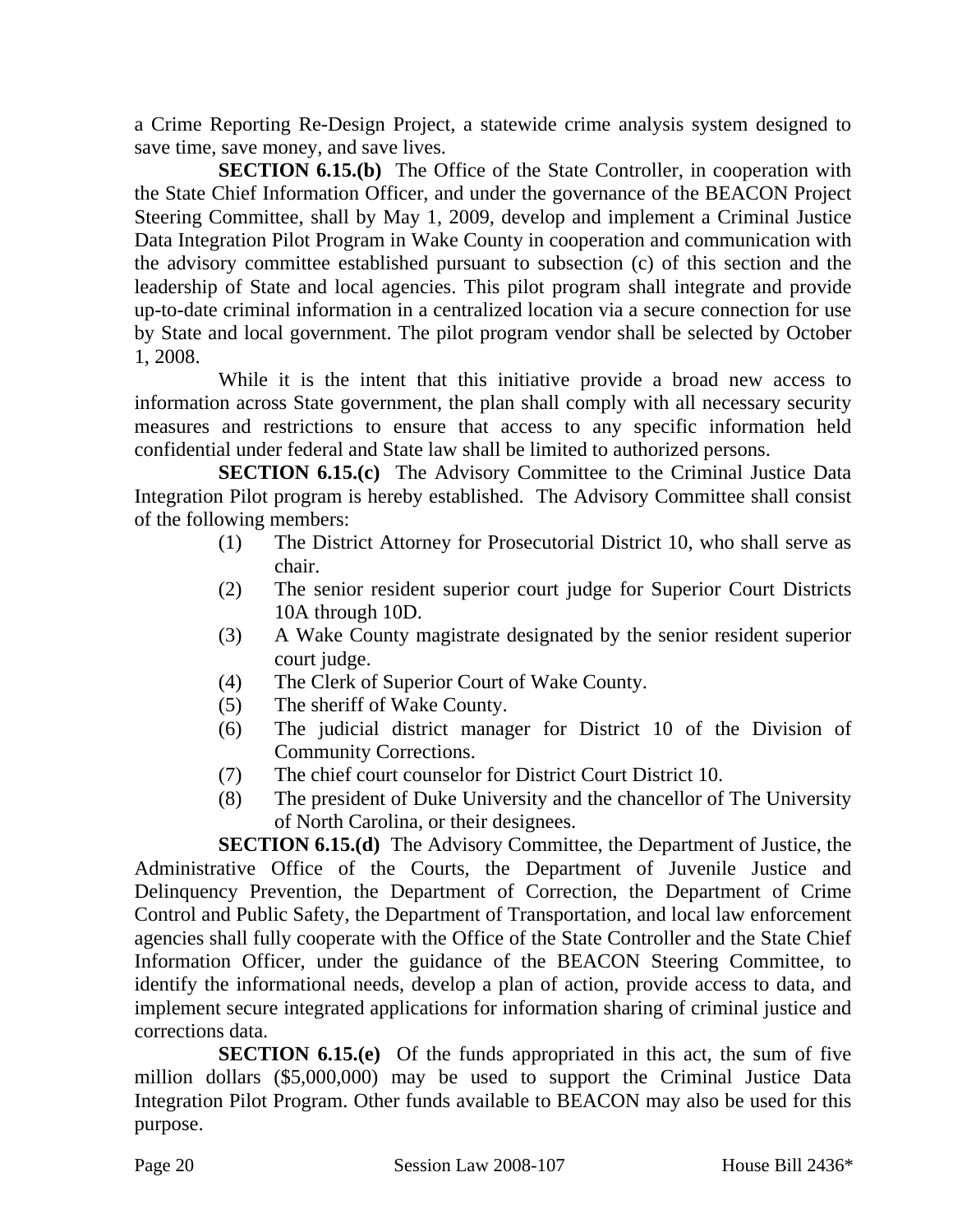a Crime Reporting Re-Design Project, a statewide crime analysis system designed to save time, save money, and save lives.

**SECTION 6.15.(b)** The Office of the State Controller, in cooperation with the State Chief Information Officer, and under the governance of the BEACON Project Steering Committee, shall by May 1, 2009, develop and implement a Criminal Justice Data Integration Pilot Program in Wake County in cooperation and communication with the advisory committee established pursuant to subsection (c) of this section and the leadership of State and local agencies. This pilot program shall integrate and provide up-to-date criminal information in a centralized location via a secure connection for use by State and local government. The pilot program vendor shall be selected by October 1, 2008.

While it is the intent that this initiative provide a broad new access to information across State government, the plan shall comply with all necessary security measures and restrictions to ensure that access to any specific information held confidential under federal and State law shall be limited to authorized persons.

**SECTION 6.15.(c)** The Advisory Committee to the Criminal Justice Data Integration Pilot program is hereby established. The Advisory Committee shall consist of the following members:

(1) The District Attorney for Prosecutorial District 10, who shall serve as chair.
(2) The senior resident superior court judge for Superior Court Districts 10A through 10D.
(3) A Wake County magistrate designated by the senior resident superior court judge.
(4) The Clerk of Superior Court of Wake County.
(5) The sheriff of Wake County.
(6) The judicial district manager for District 10 of the Division of Community Corrections.
(7) The chief court counselor for District Court District 10.
(8) The president of Duke University and the chancellor of The University of North Carolina, or their designees.

**SECTION 6.15.(d)** The Advisory Committee, the Department of Justice, the Administrative Office of the Courts, the Department of Juvenile Justice and Delinquency Prevention, the Department of Correction, the Department of Crime Control and Public Safety, the Department of Transportation, and local law enforcement agencies shall fully cooperate with the Office of the State Controller and the State Chief Information Officer, under the guidance of the BEACON Steering Committee, to identify the informational needs, develop a plan of action, provide access to data, and implement secure integrated applications for information sharing of criminal justice and corrections data.

**SECTION 6.15.(e)** Of the funds appropriated in this act, the sum of five million dollars ($5,000,000) may be used to support the Criminal Justice Data Integration Pilot Program. Other funds available to BEACON may also be used for this purpose.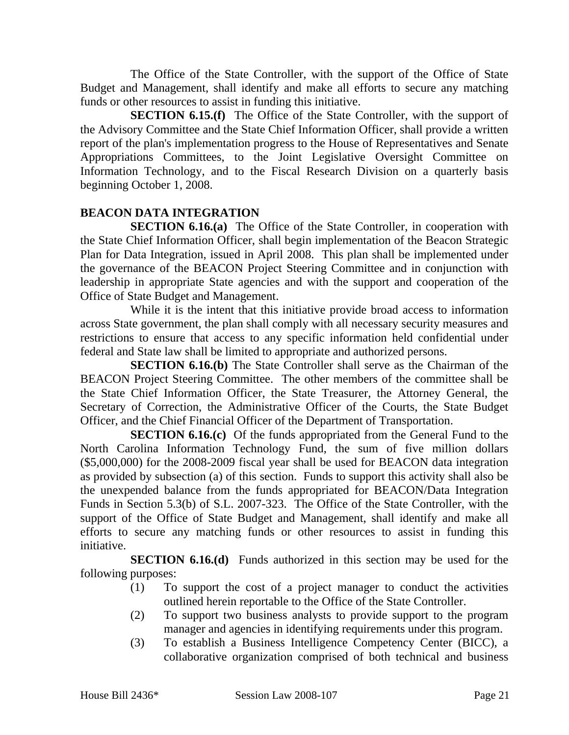The Office of the State Controller, with the support of the Office of State Budget and Management, shall identify and make all efforts to secure any matching funds or other resources to assist in funding this initiative.

**SECTION 6.15.(f)** The Office of the State Controller, with the support of the Advisory Committee and the State Chief Information Officer, shall provide a written report of the plan's implementation progress to the House of Representatives and Senate Appropriations Committees, to the Joint Legislative Oversight Committee on Information Technology, and to the Fiscal Research Division on a quarterly basis beginning October 1, 2008.

**BEACON DATA INTEGRATION**

**SECTION 6.16.(a)** The Office of the State Controller, in cooperation with the State Chief Information Officer, shall begin implementation of the Beacon Strategic Plan for Data Integration, issued in April 2008. This plan shall be implemented under the governance of the BEACON Project Steering Committee and in conjunction with leadership in appropriate State agencies and with the support and cooperation of the Office of State Budget and Management.

While it is the intent that this initiative provide broad access to information across State government, the plan shall comply with all necessary security measures and restrictions to ensure that access to any specific information held confidential under federal and State law shall be limited to appropriate and authorized persons.

**SECTION 6.16.(b)** The State Controller shall serve as the Chairman of the BEACON Project Steering Committee. The other members of the committee shall be the State Chief Information Officer, the State Treasurer, the Attorney General, the Secretary of Correction, the Administrative Officer of the Courts, the State Budget Officer, and the Chief Financial Officer of the Department of Transportation.

**SECTION 6.16.(c)** Of the funds appropriated from the General Fund to the North Carolina Information Technology Fund, the sum of five million dollars ($5,000,000) for the 2008-2009 fiscal year shall be used for BEACON data integration as provided by subsection (a) of this section. Funds to support this activity shall also be the unexpended balance from the funds appropriated for BEACON/Data Integration Funds in Section 5.3(b) of S.L. 2007-323. The Office of the State Controller, with the support of the Office of State Budget and Management, shall identify and make all efforts to secure any matching funds or other resources to assist in funding this initiative.

**SECTION 6.16.(d)** Funds authorized in this section may be used for the following purposes:

(1) To support the cost of a project manager to conduct the activities outlined herein reportable to the Office of the State Controller.

(2) To support two business analysts to provide support to the program manager and agencies in identifying requirements under this program.

(3) To establish a Business Intelligence Competency Center (BICC), a collaborative organization comprised of both technical and business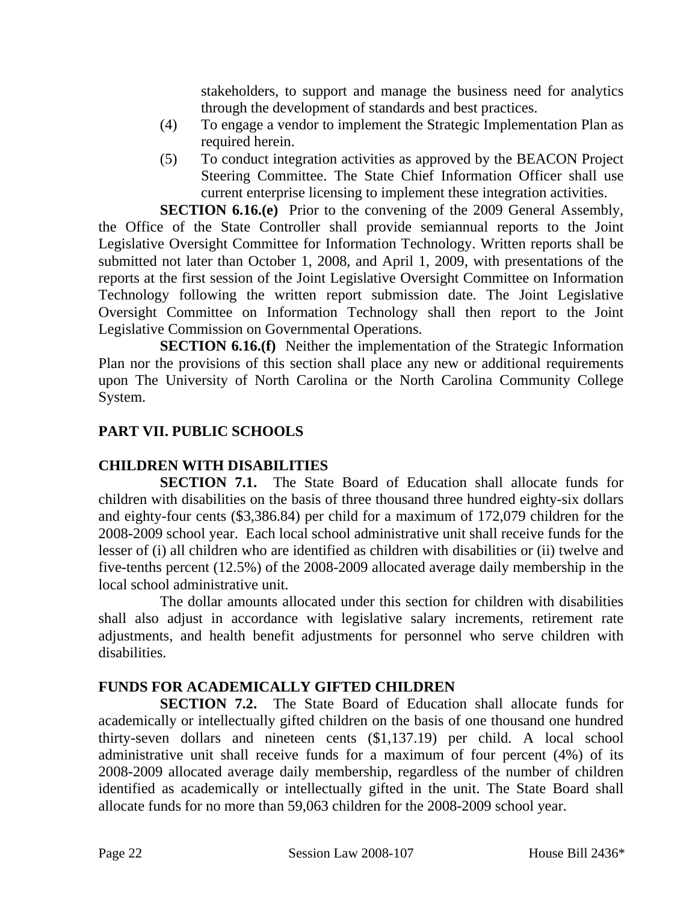stakeholders, to support and manage the business need for analytics through the development of standards and best practices.

(4) To engage a vendor to implement the Strategic Implementation Plan as required herein.

(5) To conduct integration activities as approved by the BEACON Project Steering Committee. The State Chief Information Officer shall use current enterprise licensing to implement these integration activities.

**SECTION 6.16.(e)** Prior to the convening of the 2009 General Assembly, the Office of the State Controller shall provide semiannual reports to the Joint Legislative Oversight Committee for Information Technology. Written reports shall be submitted not later than October 1, 2008, and April 1, 2009, with presentations of the reports at the first session of the Joint Legislative Oversight Committee on Information Technology following the written report submission date. The Joint Legislative Oversight Committee on Information Technology shall then report to the Joint Legislative Commission on Governmental Operations.

**SECTION 6.16.(f)** Neither the implementation of the Strategic Information Plan nor the provisions of this section shall place any new or additional requirements upon The University of North Carolina or the North Carolina Community College System.

## PART VII. PUBLIC SCHOOLS

### CHILDREN WITH DISABILITIES

**SECTION 7.1.** The State Board of Education shall allocate funds for children with disabilities on the basis of three thousand three hundred eighty-six dollars and eighty-four cents ($3,386.84) per child for a maximum of 172,079 children for the 2008-2009 school year. Each local school administrative unit shall receive funds for the lesser of (i) all children who are identified as children with disabilities or (ii) twelve and five-tenths percent (12.5%) of the 2008-2009 allocated average daily membership in the local school administrative unit.

The dollar amounts allocated under this section for children with disabilities shall also adjust in accordance with legislative salary increments, retirement rate adjustments, and health benefit adjustments for personnel who serve children with disabilities.

### FUNDS FOR ACADEMICALLY GIFTED CHILDREN

**SECTION 7.2.** The State Board of Education shall allocate funds for academically or intellectually gifted children on the basis of one thousand one hundred thirty-seven dollars and nineteen cents ($1,137.19) per child. A local school administrative unit shall receive funds for a maximum of four percent (4%) of its 2008-2009 allocated average daily membership, regardless of the number of children identified as academically or intellectually gifted in the unit. The State Board shall allocate funds for no more than 59,063 children for the 2008-2009 school year.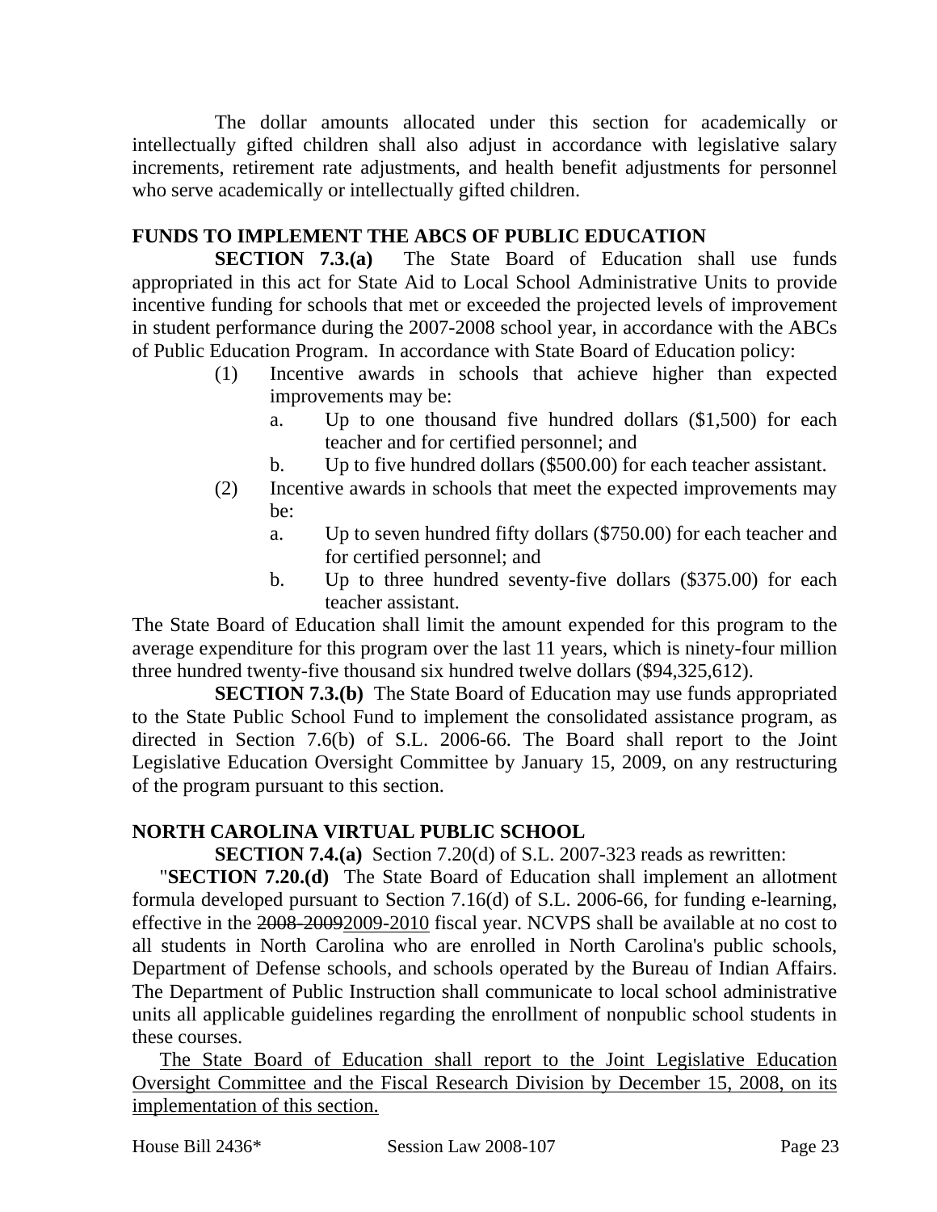The dollar amounts allocated under this section for academically or intellectually gifted children shall also adjust in accordance with legislative salary increments, retirement rate adjustments, and health benefit adjustments for personnel who serve academically or intellectually gifted children.

**FUNDS TO IMPLEMENT THE ABCS OF PUBLIC EDUCATION**

**SECTION 7.3.(a)** The State Board of Education shall use funds appropriated in this act for State Aid to Local School Administrative Units to provide incentive funding for schools that met or exceeded the projected levels of improvement in student performance during the 2007-2008 school year, in accordance with the ABCs of Public Education Program. In accordance with State Board of Education policy:

(1) Incentive awards in schools that achieve higher than expected improvements may be:
   a. Up to one thousand five hundred dollars ($1,500) for each teacher and for certified personnel; and
   b. Up to five hundred dollars ($500.00) for each teacher assistant.

(2) Incentive awards in schools that meet the expected improvements may be:
   a. Up to seven hundred fifty dollars ($750.00) for each teacher and for certified personnel; and
   b. Up to three hundred seventy-five dollars ($375.00) for each teacher assistant.

The State Board of Education shall limit the amount expended for this program to the average expenditure for this program over the last 11 years, which is ninety-four million three hundred twenty-five thousand six hundred twelve dollars ($94,325,612).

**SECTION 7.3.(b)** The State Board of Education may use funds appropriated to the State Public School Fund to implement the consolidated assistance program, as directed in Section 7.6(b) of S.L. 2006-66. The Board shall report to the Joint Legislative Education Oversight Committee by January 15, 2009, on any restructuring of the program pursuant to this section.

**NORTH CAROLINA VIRTUAL PUBLIC SCHOOL**

**SECTION 7.4.(a)** Section 7.20(d) of S.L. 2007-323 reads as rewritten:

"**SECTION 7.20.(d)** The State Board of Education shall implement an allotment formula developed pursuant to Section 7.16(d) of S.L. 2006-66, for funding e-learning, effective in the ~~2008-2009~~2009-2010 fiscal year. NCVPS shall be available at no cost to all students in North Carolina who are enrolled in North Carolina's public schools, Department of Defense schools, and schools operated by the Bureau of Indian Affairs. The Department of Public Instruction shall communicate to local school administrative units all applicable guidelines regarding the enrollment of nonpublic school students in these courses.

<u>The State Board of Education shall report to the Joint Legislative Education Oversight Committee and the Fiscal Research Division by December 15, 2008, on its implementation of this section.</u>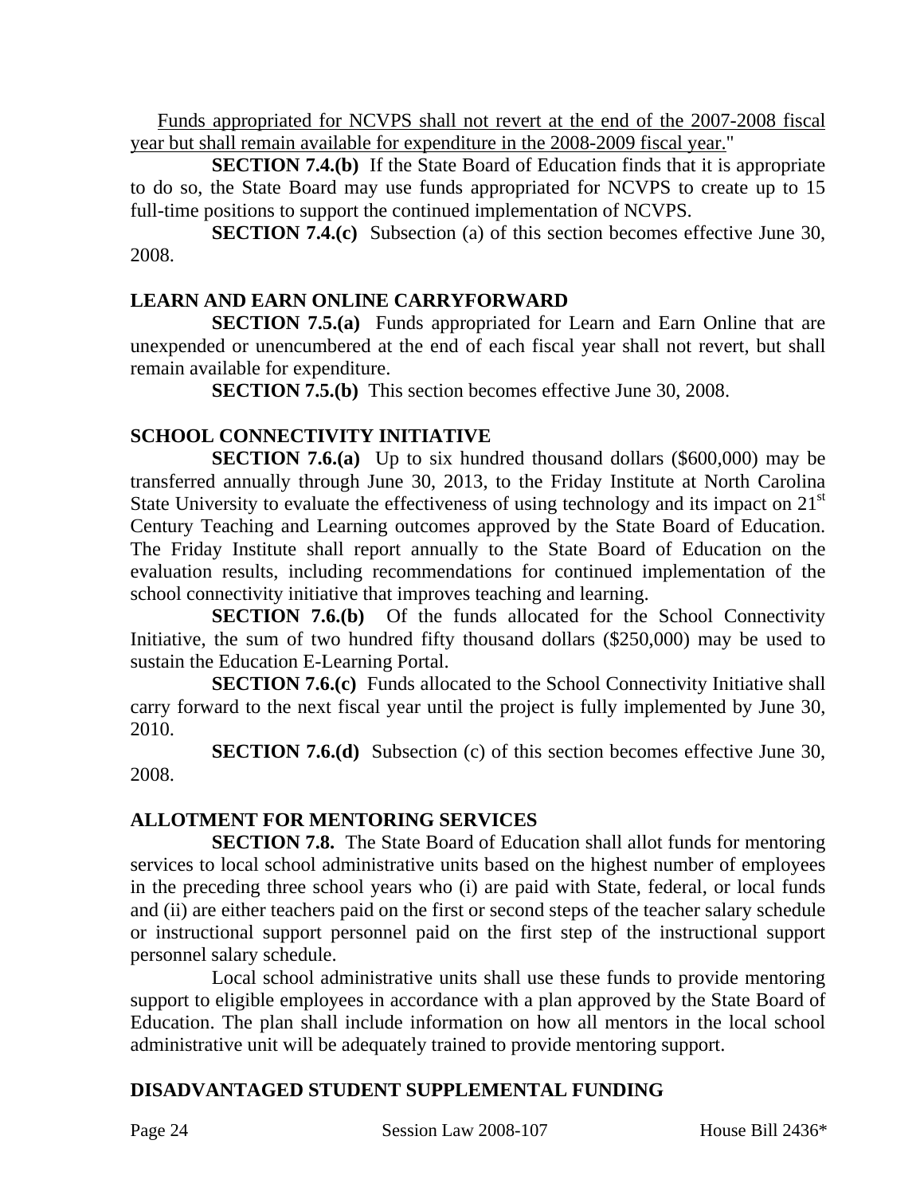Funds appropriated for NCVPS shall not revert at the end of the 2007-2008 fiscal year but shall remain available for expenditure in the 2008-2009 fiscal year."

**SECTION 7.4.(b)** If the State Board of Education finds that it is appropriate to do so, the State Board may use funds appropriated for NCVPS to create up to 15 full-time positions to support the continued implementation of NCVPS.

**SECTION 7.4.(c)** Subsection (a) of this section becomes effective June 30, 2008.

**LEARN AND EARN ONLINE CARRYFORWARD**

**SECTION 7.5.(a)** Funds appropriated for Learn and Earn Online that are unexpended or unencumbered at the end of each fiscal year shall not revert, but shall remain available for expenditure.

**SECTION 7.5.(b)** This section becomes effective June 30, 2008.

**SCHOOL CONNECTIVITY INITIATIVE**

**SECTION 7.6.(a)** Up to six hundred thousand dollars ($600,000) may be transferred annually through June 30, 2013, to the Friday Institute at North Carolina State University to evaluate the effectiveness of using technology and its impact on 21st Century Teaching and Learning outcomes approved by the State Board of Education. The Friday Institute shall report annually to the State Board of Education on the evaluation results, including recommendations for continued implementation of the school connectivity initiative that improves teaching and learning.

**SECTION 7.6.(b)** Of the funds allocated for the School Connectivity Initiative, the sum of two hundred fifty thousand dollars ($250,000) may be used to sustain the Education E-Learning Portal.

**SECTION 7.6.(c)** Funds allocated to the School Connectivity Initiative shall carry forward to the next fiscal year until the project is fully implemented by June 30, 2010.

**SECTION 7.6.(d)** Subsection (c) of this section becomes effective June 30, 2008.

**ALLOTMENT FOR MENTORING SERVICES**

**SECTION 7.8.** The State Board of Education shall allot funds for mentoring services to local school administrative units based on the highest number of employees in the preceding three school years who (i) are paid with State, federal, or local funds and (ii) are either teachers paid on the first or second steps of the teacher salary schedule or instructional support personnel paid on the first step of the instructional support personnel salary schedule.

Local school administrative units shall use these funds to provide mentoring support to eligible employees in accordance with a plan approved by the State Board of Education. The plan shall include information on how all mentors in the local school administrative unit will be adequately trained to provide mentoring support.

**DISADVANTAGED STUDENT SUPPLEMENTAL FUNDING**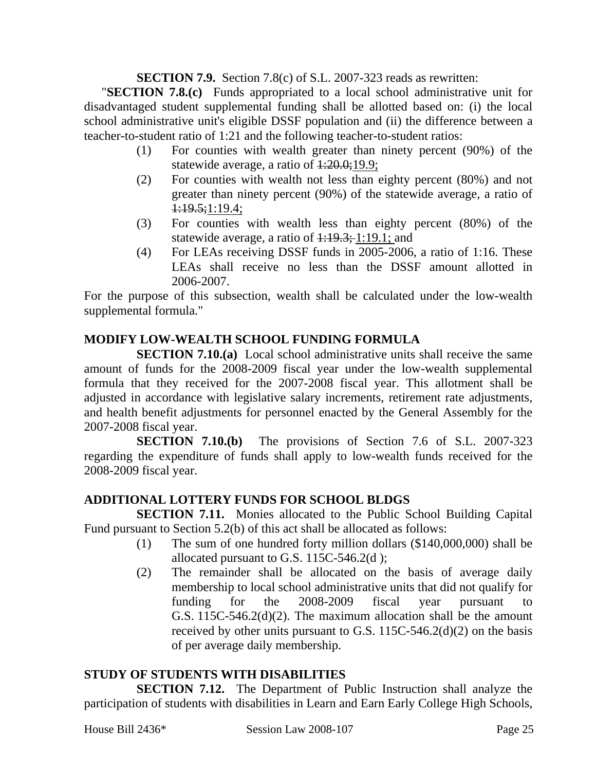**SECTION 7.9.** Section 7.8(c) of S.L. 2007-323 reads as rewritten:

"**SECTION 7.8.(c)** Funds appropriated to a local school administrative unit for disadvantaged student supplemental funding shall be allotted based on: (i) the local school administrative unit's eligible DSSF population and (ii) the difference between a teacher-to-student ratio of 1:21 and the following teacher-to-student ratios:

(1) For counties with wealth greater than ninety percent (90%) of the statewide average, a ratio of ~~1:20.0;~~19.9;

(2) For counties with wealth not less than eighty percent (80%) and not greater than ninety percent (90%) of the statewide average, a ratio of ~~1:19.5;~~1:19.4;

(3) For counties with wealth less than eighty percent (80%) of the statewide average, a ratio of ~~1:19.3;~~ 1:19.1; and

(4) For LEAs receiving DSSF funds in 2005-2006, a ratio of 1:16. These LEAs shall receive no less than the DSSF amount allotted in 2006-2007.

For the purpose of this subsection, wealth shall be calculated under the low-wealth supplemental formula."

## MODIFY LOW-WEALTH SCHOOL FUNDING FORMULA

**SECTION 7.10.(a)** Local school administrative units shall receive the same amount of funds for the 2008-2009 fiscal year under the low-wealth supplemental formula that they received for the 2007-2008 fiscal year. This allotment shall be adjusted in accordance with legislative salary increments, retirement rate adjustments, and health benefit adjustments for personnel enacted by the General Assembly for the 2007-2008 fiscal year.

**SECTION 7.10.(b)** The provisions of Section 7.6 of S.L. 2007-323 regarding the expenditure of funds shall apply to low-wealth funds received for the 2008-2009 fiscal year.

## ADDITIONAL LOTTERY FUNDS FOR SCHOOL BLDGS

**SECTION 7.11.** Monies allocated to the Public School Building Capital Fund pursuant to Section 5.2(b) of this act shall be allocated as follows:

(1) The sum of one hundred forty million dollars ($140,000,000) shall be allocated pursuant to G.S. 115C-546.2(d );

(2) The remainder shall be allocated on the basis of average daily membership to local school administrative units that did not qualify for funding for the 2008-2009 fiscal year pursuant to G.S. 115C-546.2(d)(2). The maximum allocation shall be the amount received by other units pursuant to G.S. 115C-546.2(d)(2) on the basis of per average daily membership.

## STUDY OF STUDENTS WITH DISABILITIES

**SECTION 7.12.** The Department of Public Instruction shall analyze the participation of students with disabilities in Learn and Earn Early College High Schools,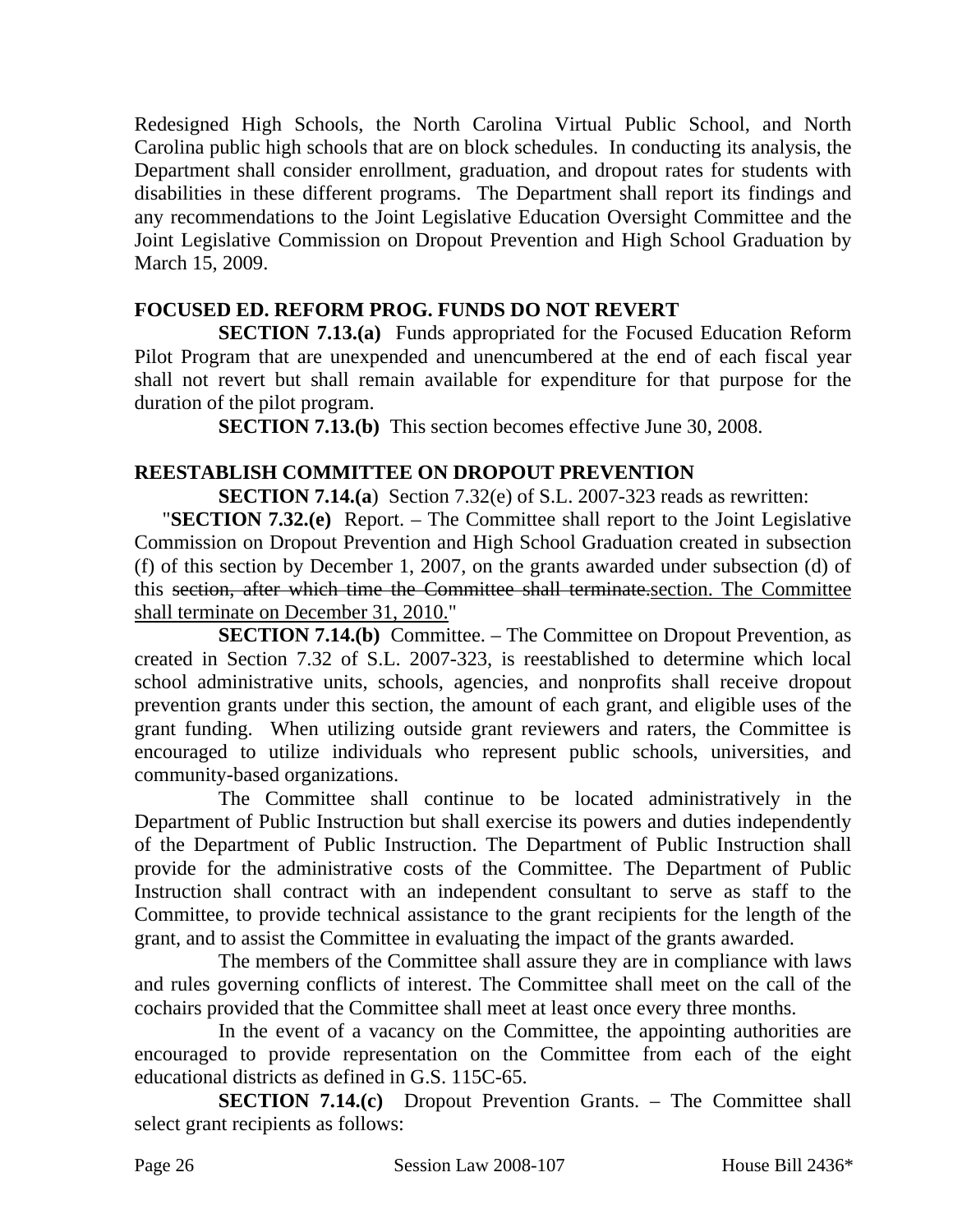Redesigned High Schools, the North Carolina Virtual Public School, and North Carolina public high schools that are on block schedules. In conducting its analysis, the Department shall consider enrollment, graduation, and dropout rates for students with disabilities in these different programs. The Department shall report its findings and any recommendations to the Joint Legislative Education Oversight Committee and the Joint Legislative Commission on Dropout Prevention and High School Graduation by March 15, 2009.

**FOCUSED ED. REFORM PROG. FUNDS DO NOT REVERT**

**SECTION 7.13.(a)** Funds appropriated for the Focused Education Reform Pilot Program that are unexpended and unencumbered at the end of each fiscal year shall not revert but shall remain available for expenditure for that purpose for the duration of the pilot program.

**SECTION 7.13.(b)** This section becomes effective June 30, 2008.

**REESTABLISH COMMITTEE ON DROPOUT PREVENTION**

**SECTION 7.14.(a)** Section 7.32(e) of S.L. 2007-323 reads as rewritten:

"**SECTION 7.32.(e)** Report. – The Committee shall report to the Joint Legislative Commission on Dropout Prevention and High School Graduation created in subsection (f) of this section by December 1, 2007, on the grants awarded under subsection (d) of this ~~section, after which time the Committee shall terminate.~~<u>section. The Committee shall terminate on December 31, 2010.</u>"

**SECTION 7.14.(b)** Committee. – The Committee on Dropout Prevention, as created in Section 7.32 of S.L. 2007-323, is reestablished to determine which local school administrative units, schools, agencies, and nonprofits shall receive dropout prevention grants under this section, the amount of each grant, and eligible uses of the grant funding. When utilizing outside grant reviewers and raters, the Committee is encouraged to utilize individuals who represent public schools, universities, and community-based organizations.

The Committee shall continue to be located administratively in the Department of Public Instruction but shall exercise its powers and duties independently of the Department of Public Instruction. The Department of Public Instruction shall provide for the administrative costs of the Committee. The Department of Public Instruction shall contract with an independent consultant to serve as staff to the Committee, to provide technical assistance to the grant recipients for the length of the grant, and to assist the Committee in evaluating the impact of the grants awarded.

The members of the Committee shall assure they are in compliance with laws and rules governing conflicts of interest. The Committee shall meet on the call of the cochairs provided that the Committee shall meet at least once every three months.

In the event of a vacancy on the Committee, the appointing authorities are encouraged to provide representation on the Committee from each of the eight educational districts as defined in G.S. 115C-65.

**SECTION 7.14.(c)** Dropout Prevention Grants. – The Committee shall select grant recipients as follows: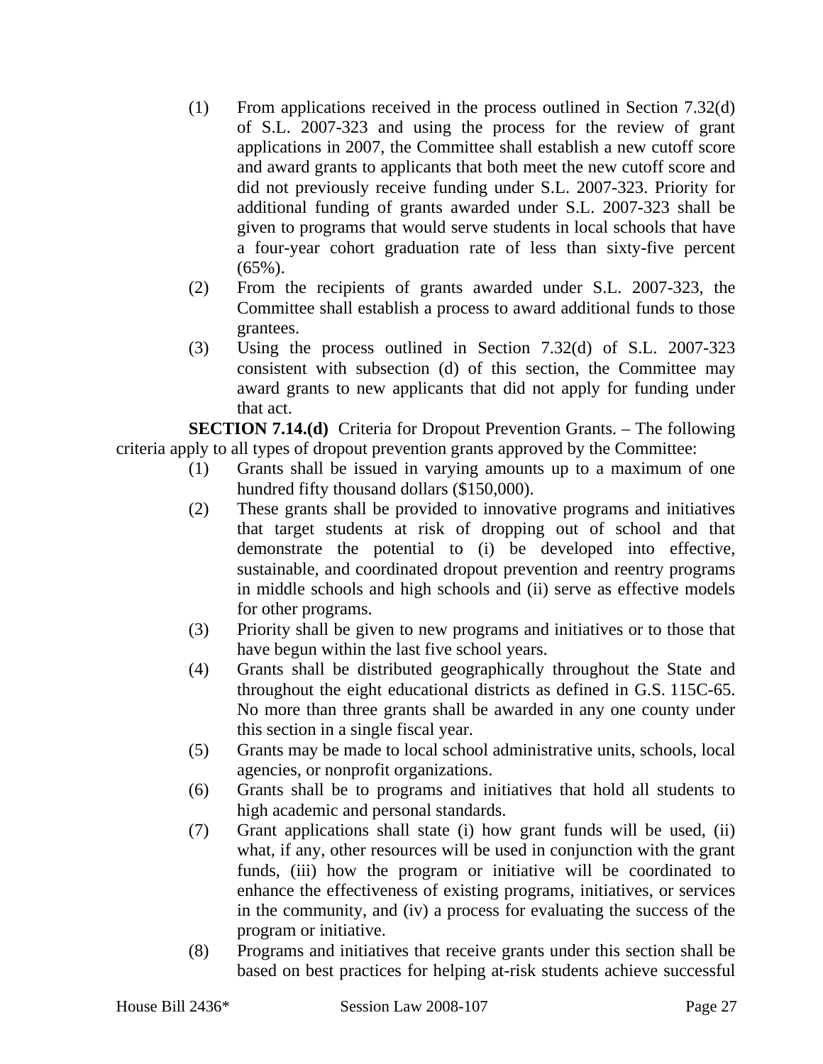(1) From applications received in the process outlined in Section 7.32(d) of S.L. 2007-323 and using the process for the review of grant applications in 2007, the Committee shall establish a new cutoff score and award grants to applicants that both meet the new cutoff score and did not previously receive funding under S.L. 2007-323. Priority for additional funding of grants awarded under S.L. 2007-323 shall be given to programs that would serve students in local schools that have a four-year cohort graduation rate of less than sixty-five percent (65%).

(2) From the recipients of grants awarded under S.L. 2007-323, the Committee shall establish a process to award additional funds to those grantees.

(3) Using the process outlined in Section 7.32(d) of S.L. 2007-323 consistent with subsection (d) of this section, the Committee may award grants to new applicants that did not apply for funding under that act.

**SECTION 7.14.(d)** Criteria for Dropout Prevention Grants. – The following criteria apply to all types of dropout prevention grants approved by the Committee:

(1) Grants shall be issued in varying amounts up to a maximum of one hundred fifty thousand dollars ($150,000).

(2) These grants shall be provided to innovative programs and initiatives that target students at risk of dropping out of school and that demonstrate the potential to (i) be developed into effective, sustainable, and coordinated dropout prevention and reentry programs in middle schools and high schools and (ii) serve as effective models for other programs.

(3) Priority shall be given to new programs and initiatives or to those that have begun within the last five school years.

(4) Grants shall be distributed geographically throughout the State and throughout the eight educational districts as defined in G.S. 115C-65. No more than three grants shall be awarded in any one county under this section in a single fiscal year.

(5) Grants may be made to local school administrative units, schools, local agencies, or nonprofit organizations.

(6) Grants shall be to programs and initiatives that hold all students to high academic and personal standards.

(7) Grant applications shall state (i) how grant funds will be used, (ii) what, if any, other resources will be used in conjunction with the grant funds, (iii) how the program or initiative will be coordinated to enhance the effectiveness of existing programs, initiatives, or services in the community, and (iv) a process for evaluating the success of the program or initiative.

(8) Programs and initiatives that receive grants under this section shall be based on best practices for helping at-risk students achieve successful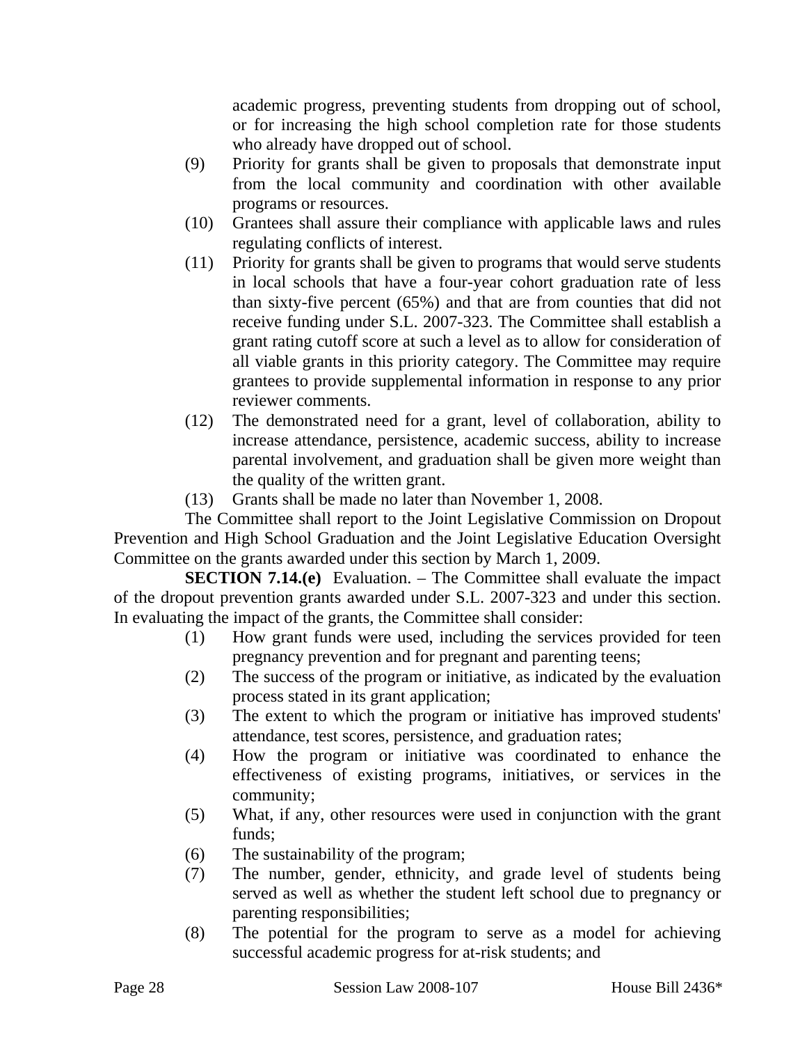academic progress, preventing students from dropping out of school, or for increasing the high school completion rate for those students who already have dropped out of school.

(9) Priority for grants shall be given to proposals that demonstrate input from the local community and coordination with other available programs or resources.

(10) Grantees shall assure their compliance with applicable laws and rules regulating conflicts of interest.

(11) Priority for grants shall be given to programs that would serve students in local schools that have a four-year cohort graduation rate of less than sixty-five percent (65%) and that are from counties that did not receive funding under S.L. 2007-323. The Committee shall establish a grant rating cutoff score at such a level as to allow for consideration of all viable grants in this priority category. The Committee may require grantees to provide supplemental information in response to any prior reviewer comments.

(12) The demonstrated need for a grant, level of collaboration, ability to increase attendance, persistence, academic success, ability to increase parental involvement, and graduation shall be given more weight than the quality of the written grant.

(13) Grants shall be made no later than November 1, 2008.

The Committee shall report to the Joint Legislative Commission on Dropout Prevention and High School Graduation and the Joint Legislative Education Oversight Committee on the grants awarded under this section by March 1, 2009.

**SECTION 7.14.(e)** Evaluation. – The Committee shall evaluate the impact of the dropout prevention grants awarded under S.L. 2007-323 and under this section. In evaluating the impact of the grants, the Committee shall consider:

(1) How grant funds were used, including the services provided for teen pregnancy prevention and for pregnant and parenting teens;

(2) The success of the program or initiative, as indicated by the evaluation process stated in its grant application;

(3) The extent to which the program or initiative has improved students' attendance, test scores, persistence, and graduation rates;

(4) How the program or initiative was coordinated to enhance the effectiveness of existing programs, initiatives, or services in the community;

(5) What, if any, other resources were used in conjunction with the grant funds;

(6) The sustainability of the program;

(7) The number, gender, ethnicity, and grade level of students being served as well as whether the student left school due to pregnancy or parenting responsibilities;

(8) The potential for the program to serve as a model for achieving successful academic progress for at-risk students; and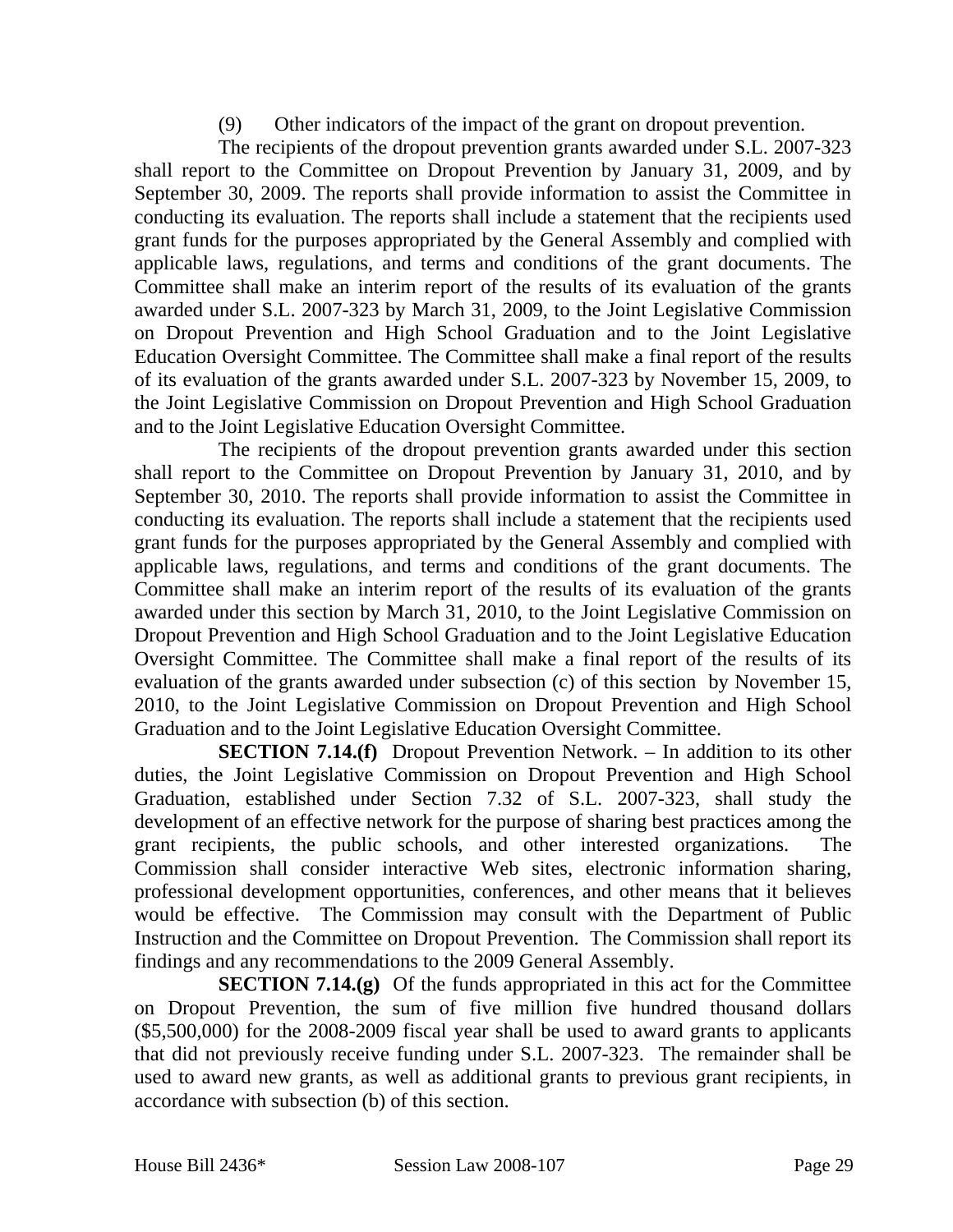(9) Other indicators of the impact of the grant on dropout prevention.

The recipients of the dropout prevention grants awarded under S.L. 2007-323 shall report to the Committee on Dropout Prevention by January 31, 2009, and by September 30, 2009. The reports shall provide information to assist the Committee in conducting its evaluation. The reports shall include a statement that the recipients used grant funds for the purposes appropriated by the General Assembly and complied with applicable laws, regulations, and terms and conditions of the grant documents. The Committee shall make an interim report of the results of its evaluation of the grants awarded under S.L. 2007-323 by March 31, 2009, to the Joint Legislative Commission on Dropout Prevention and High School Graduation and to the Joint Legislative Education Oversight Committee. The Committee shall make a final report of the results of its evaluation of the grants awarded under S.L. 2007-323 by November 15, 2009, to the Joint Legislative Commission on Dropout Prevention and High School Graduation and to the Joint Legislative Education Oversight Committee.

The recipients of the dropout prevention grants awarded under this section shall report to the Committee on Dropout Prevention by January 31, 2010, and by September 30, 2010. The reports shall provide information to assist the Committee in conducting its evaluation. The reports shall include a statement that the recipients used grant funds for the purposes appropriated by the General Assembly and complied with applicable laws, regulations, and terms and conditions of the grant documents. The Committee shall make an interim report of the results of its evaluation of the grants awarded under this section by March 31, 2010, to the Joint Legislative Commission on Dropout Prevention and High School Graduation and to the Joint Legislative Education Oversight Committee. The Committee shall make a final report of the results of its evaluation of the grants awarded under subsection (c) of this section by November 15, 2010, to the Joint Legislative Commission on Dropout Prevention and High School Graduation and to the Joint Legislative Education Oversight Committee.

**SECTION 7.14.(f)** Dropout Prevention Network. – In addition to its other duties, the Joint Legislative Commission on Dropout Prevention and High School Graduation, established under Section 7.32 of S.L. 2007-323, shall study the development of an effective network for the purpose of sharing best practices among the grant recipients, the public schools, and other interested organizations. The Commission shall consider interactive Web sites, electronic information sharing, professional development opportunities, conferences, and other means that it believes would be effective. The Commission may consult with the Department of Public Instruction and the Committee on Dropout Prevention. The Commission shall report its findings and any recommendations to the 2009 General Assembly.

**SECTION 7.14.(g)** Of the funds appropriated in this act for the Committee on Dropout Prevention, the sum of five million five hundred thousand dollars ($5,500,000) for the 2008-2009 fiscal year shall be used to award grants to applicants that did not previously receive funding under S.L. 2007-323. The remainder shall be used to award new grants, as well as additional grants to previous grant recipients, in accordance with subsection (b) of this section.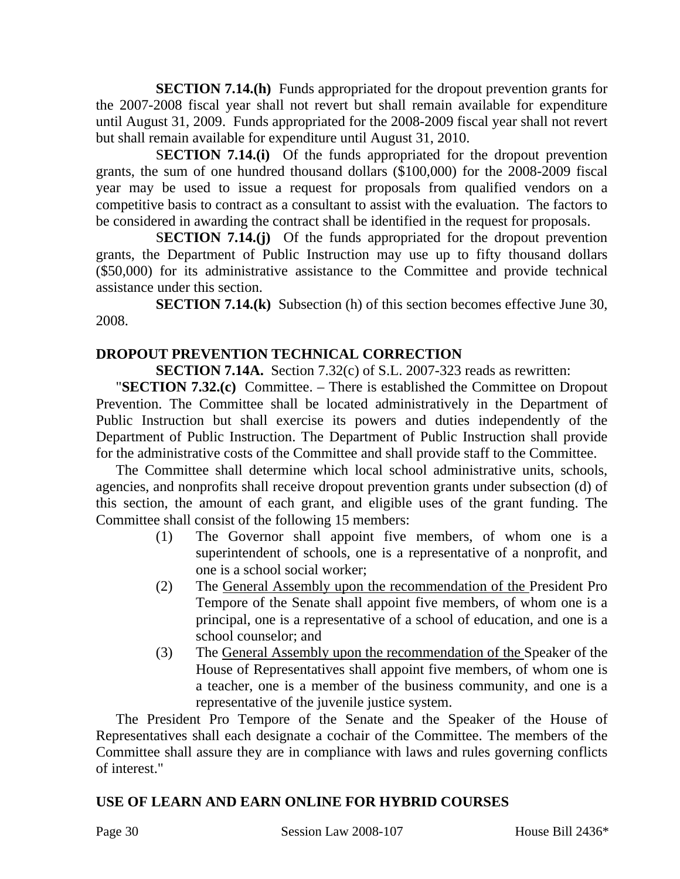**SECTION 7.14.(h)** Funds appropriated for the dropout prevention grants for the 2007-2008 fiscal year shall not revert but shall remain available for expenditure until August 31, 2009. Funds appropriated for the 2008-2009 fiscal year shall not revert but shall remain available for expenditure until August 31, 2010.

S**ECTION 7.14.(i)** Of the funds appropriated for the dropout prevention grants, the sum of one hundred thousand dollars ($100,000) for the 2008-2009 fiscal year may be used to issue a request for proposals from qualified vendors on a competitive basis to contract as a consultant to assist with the evaluation. The factors to be considered in awarding the contract shall be identified in the request for proposals.

S**ECTION 7.14.(j)** Of the funds appropriated for the dropout prevention grants, the Department of Public Instruction may use up to fifty thousand dollars ($50,000) for its administrative assistance to the Committee and provide technical assistance under this section.

**SECTION 7.14.(k)** Subsection (h) of this section becomes effective June 30, 2008.

**DROPOUT PREVENTION TECHNICAL CORRECTION**

**SECTION 7.14A.** Section 7.32(c) of S.L. 2007-323 reads as rewritten:

"**SECTION 7.32.(c)** Committee. – There is established the Committee on Dropout Prevention. The Committee shall be located administratively in the Department of Public Instruction but shall exercise its powers and duties independently of the Department of Public Instruction. The Department of Public Instruction shall provide for the administrative costs of the Committee and shall provide staff to the Committee.

The Committee shall determine which local school administrative units, schools, agencies, and nonprofits shall receive dropout prevention grants under subsection (d) of this section, the amount of each grant, and eligible uses of the grant funding. The Committee shall consist of the following 15 members:

(1) The Governor shall appoint five members, of whom one is a superintendent of schools, one is a representative of a nonprofit, and one is a school social worker;

(2) The <u>General Assembly upon the recommendation of the</u> President Pro Tempore of the Senate shall appoint five members, of whom one is a principal, one is a representative of a school of education, and one is a school counselor; and

(3) The <u>General Assembly upon the recommendation of the</u> Speaker of the House of Representatives shall appoint five members, of whom one is a teacher, one is a member of the business community, and one is a representative of the juvenile justice system.

The President Pro Tempore of the Senate and the Speaker of the House of Representatives shall each designate a cochair of the Committee. The members of the Committee shall assure they are in compliance with laws and rules governing conflicts of interest."

**USE OF LEARN AND EARN ONLINE FOR HYBRID COURSES**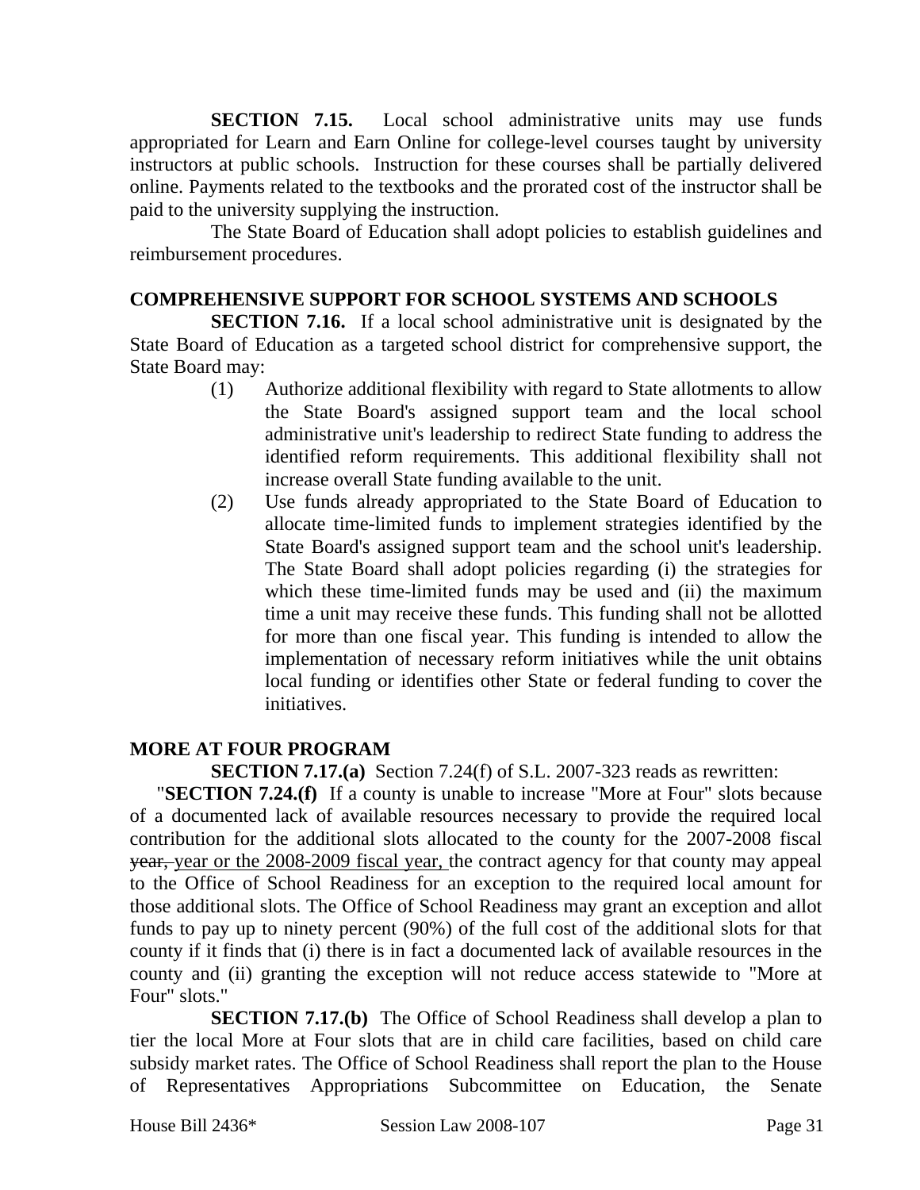**SECTION 7.15.** Local school administrative units may use funds appropriated for Learn and Earn Online for college-level courses taught by university instructors at public schools. Instruction for these courses shall be partially delivered online. Payments related to the textbooks and the prorated cost of the instructor shall be paid to the university supplying the instruction.

The State Board of Education shall adopt policies to establish guidelines and reimbursement procedures.

**COMPREHENSIVE SUPPORT FOR SCHOOL SYSTEMS AND SCHOOLS**

**SECTION 7.16.** If a local school administrative unit is designated by the State Board of Education as a targeted school district for comprehensive support, the State Board may:

(1) Authorize additional flexibility with regard to State allotments to allow the State Board's assigned support team and the local school administrative unit's leadership to redirect State funding to address the identified reform requirements. This additional flexibility shall not increase overall State funding available to the unit.

(2) Use funds already appropriated to the State Board of Education to allocate time-limited funds to implement strategies identified by the State Board's assigned support team and the school unit's leadership. The State Board shall adopt policies regarding (i) the strategies for which these time-limited funds may be used and (ii) the maximum time a unit may receive these funds. This funding shall not be allotted for more than one fiscal year. This funding is intended to allow the implementation of necessary reform initiatives while the unit obtains local funding or identifies other State or federal funding to cover the initiatives.

**MORE AT FOUR PROGRAM**

**SECTION 7.17.(a)** Section 7.24(f) of S.L. 2007-323 reads as rewritten:

"**SECTION 7.24.(f)** If a county is unable to increase "More at Four" slots because of a documented lack of available resources necessary to provide the required local contribution for the additional slots allocated to the county for the 2007-2008 fiscal ~~year,~~ <u>year or the 2008-2009 fiscal year,</u> the contract agency for that county may appeal to the Office of School Readiness for an exception to the required local amount for those additional slots. The Office of School Readiness may grant an exception and allot funds to pay up to ninety percent (90%) of the full cost of the additional slots for that county if it finds that (i) there is in fact a documented lack of available resources in the county and (ii) granting the exception will not reduce access statewide to "More at Four" slots."

**SECTION 7.17.(b)** The Office of School Readiness shall develop a plan to tier the local More at Four slots that are in child care facilities, based on child care subsidy market rates. The Office of School Readiness shall report the plan to the House of Representatives Appropriations Subcommittee on Education, the Senate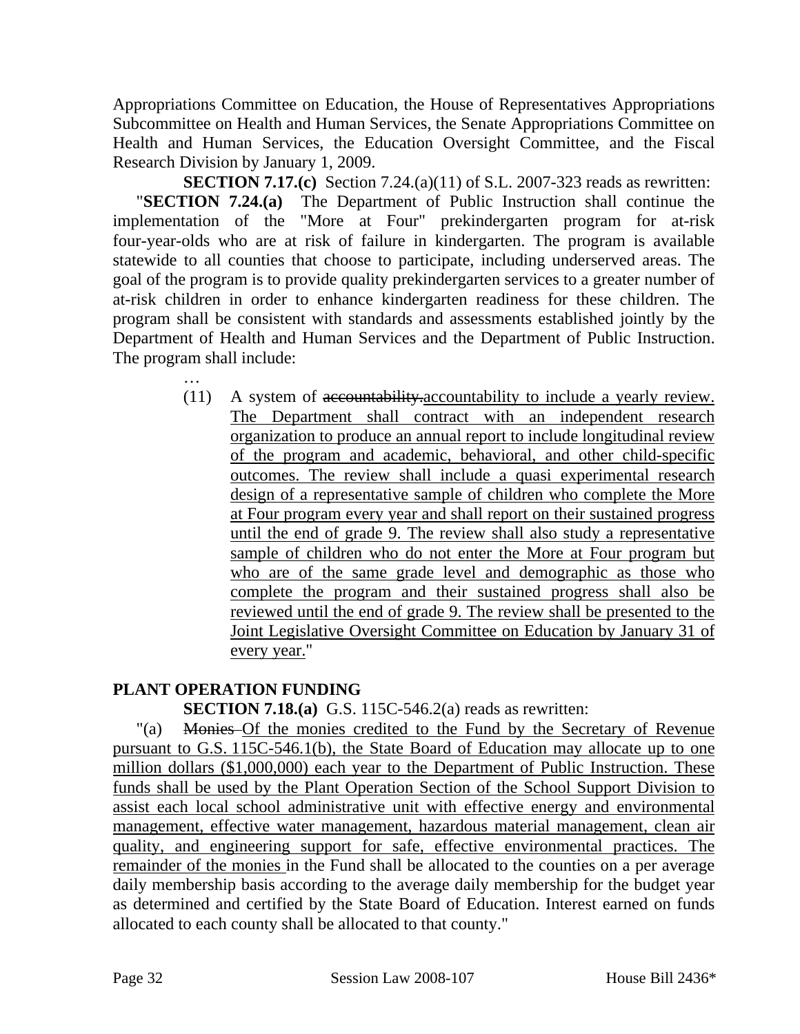Appropriations Committee on Education, the House of Representatives Appropriations Subcommittee on Health and Human Services, the Senate Appropriations Committee on Health and Human Services, the Education Oversight Committee, and the Fiscal Research Division by January 1, 2009.

**SECTION 7.17.(c)** Section 7.24.(a)(11) of S.L. 2007-323 reads as rewritten:

"**SECTION 7.24.(a)** The Department of Public Instruction shall continue the implementation of the "More at Four" prekindergarten program for at-risk four-year-olds who are at risk of failure in kindergarten. The program is available statewide to all counties that choose to participate, including underserved areas. The goal of the program is to provide quality prekindergarten services to a greater number of at-risk children in order to enhance kindergarten readiness for these children. The program shall be consistent with standards and assessments established jointly by the Department of Health and Human Services and the Department of Public Instruction. The program shall include:

…

(11) A system of ~~accountability.~~<u>accountability to include a yearly review. The Department shall contract with an independent research organization to produce an annual report to include longitudinal review of the program and academic, behavioral, and other child-specific outcomes. The review shall include a quasi experimental research design of a representative sample of children who complete the More at Four program every year and shall report on their sustained progress until the end of grade 9. The review shall also study a representative sample of children who do not enter the More at Four program but who are of the same grade level and demographic as those who complete the program and their sustained progress shall also be reviewed until the end of grade 9. The review shall be presented to the Joint Legislative Oversight Committee on Education by January 31 of every year.</u>"

**PLANT OPERATION FUNDING**

**SECTION 7.18.(a)** G.S. 115C-546.2(a) reads as rewritten:

"(a) ~~Monies~~ <u>Of the monies credited to the Fund by the Secretary of Revenue pursuant to G.S. 115C-546.1(b), the State Board of Education may allocate up to one million dollars ($1,000,000) each year to the Department of Public Instruction. These funds shall be used by the Plant Operation Section of the School Support Division to assist each local school administrative unit with effective energy and environmental management, effective water management, hazardous material management, clean air quality, and engineering support for safe, effective environmental practices. The remainder of the monies</u> in the Fund shall be allocated to the counties on a per average daily membership basis according to the average daily membership for the budget year as determined and certified by the State Board of Education. Interest earned on funds allocated to each county shall be allocated to that county."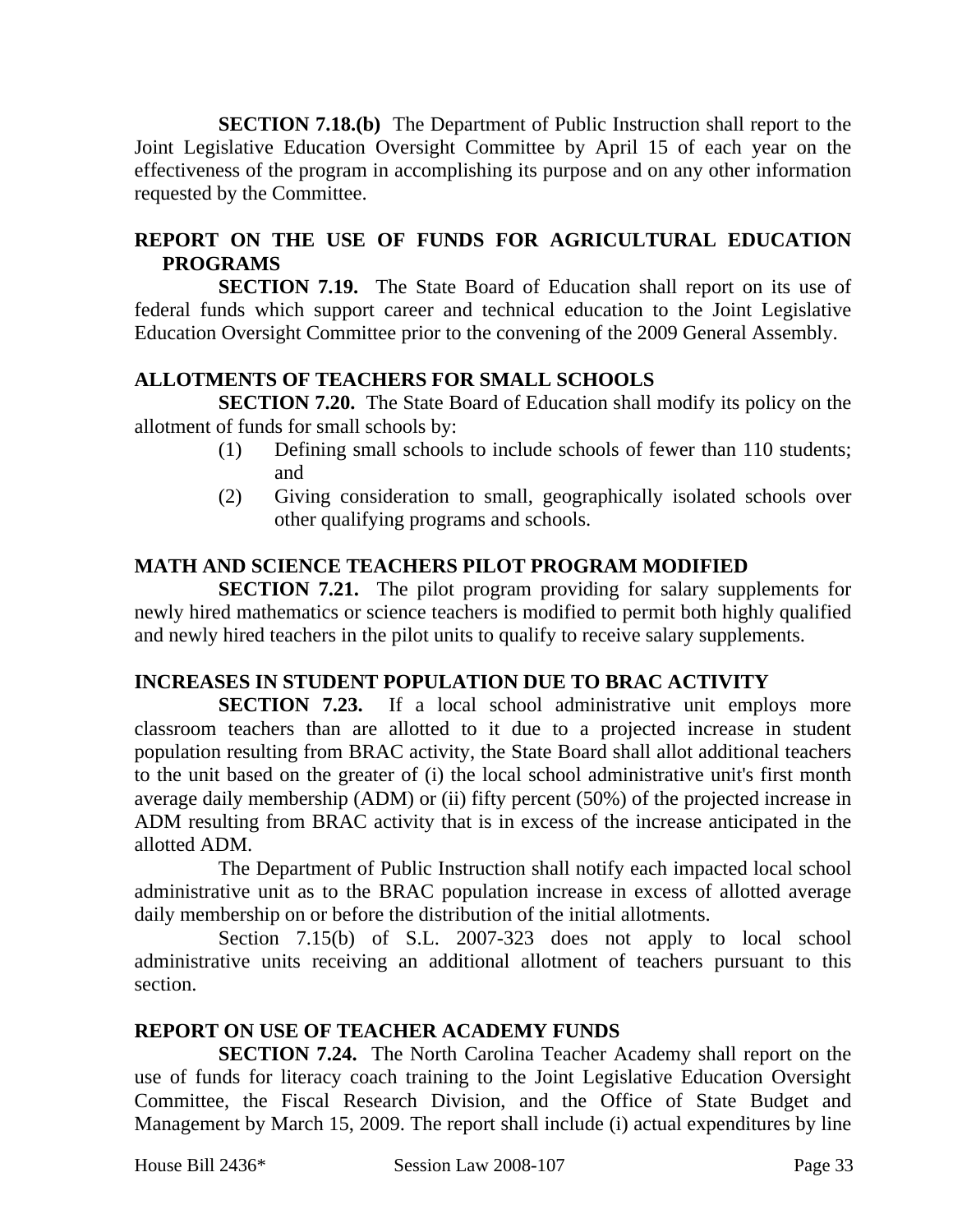**SECTION 7.18.(b)** The Department of Public Instruction shall report to the Joint Legislative Education Oversight Committee by April 15 of each year on the effectiveness of the program in accomplishing its purpose and on any other information requested by the Committee.

### REPORT ON THE USE OF FUNDS FOR AGRICULTURAL EDUCATION PROGRAMS

**SECTION 7.19.** The State Board of Education shall report on its use of federal funds which support career and technical education to the Joint Legislative Education Oversight Committee prior to the convening of the 2009 General Assembly.

### ALLOTMENTS OF TEACHERS FOR SMALL SCHOOLS

**SECTION 7.20.** The State Board of Education shall modify its policy on the allotment of funds for small schools by:

(1) Defining small schools to include schools of fewer than 110 students; and
(2) Giving consideration to small, geographically isolated schools over other qualifying programs and schools.

### MATH AND SCIENCE TEACHERS PILOT PROGRAM MODIFIED

**SECTION 7.21.** The pilot program providing for salary supplements for newly hired mathematics or science teachers is modified to permit both highly qualified and newly hired teachers in the pilot units to qualify to receive salary supplements.

### INCREASES IN STUDENT POPULATION DUE TO BRAC ACTIVITY

**SECTION 7.23.** If a local school administrative unit employs more classroom teachers than are allotted to it due to a projected increase in student population resulting from BRAC activity, the State Board shall allot additional teachers to the unit based on the greater of (i) the local school administrative unit's first month average daily membership (ADM) or (ii) fifty percent (50%) of the projected increase in ADM resulting from BRAC activity that is in excess of the increase anticipated in the allotted ADM.

The Department of Public Instruction shall notify each impacted local school administrative unit as to the BRAC population increase in excess of allotted average daily membership on or before the distribution of the initial allotments.

Section 7.15(b) of S.L. 2007-323 does not apply to local school administrative units receiving an additional allotment of teachers pursuant to this section.

### REPORT ON USE OF TEACHER ACADEMY FUNDS

**SECTION 7.24.** The North Carolina Teacher Academy shall report on the use of funds for literacy coach training to the Joint Legislative Education Oversight Committee, the Fiscal Research Division, and the Office of State Budget and Management by March 15, 2009. The report shall include (i) actual expenditures by line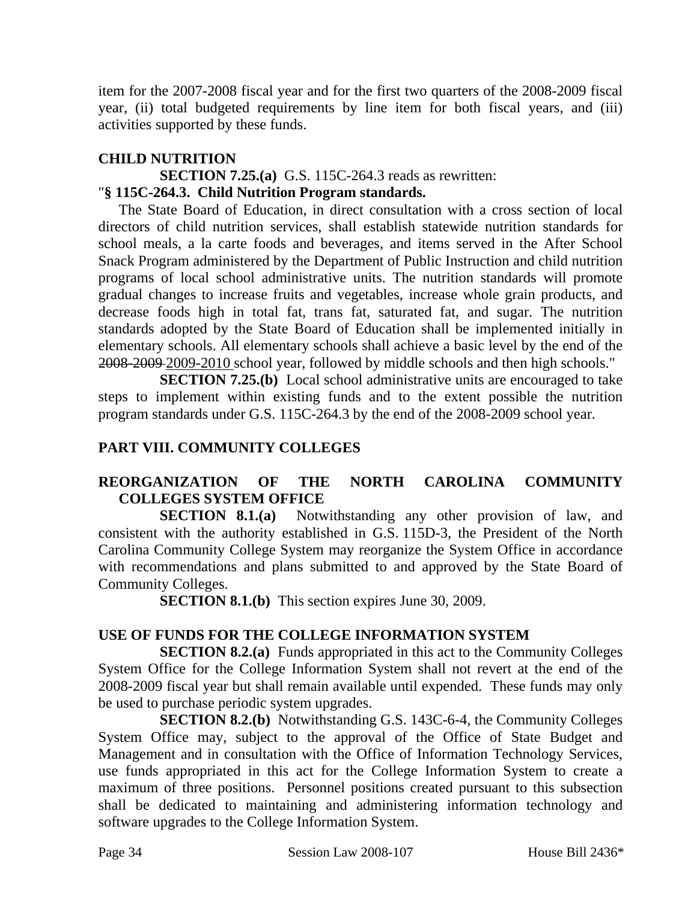item for the 2007-2008 fiscal year and for the first two quarters of the 2008-2009 fiscal year, (ii) total budgeted requirements by line item for both fiscal years, and (iii) activities supported by these funds.

**CHILD NUTRITION**

**SECTION 7.25.(a)** G.S. 115C-264.3 reads as rewritten:

"**§ 115C-264.3. Child Nutrition Program standards.**

The State Board of Education, in direct consultation with a cross section of local directors of child nutrition services, shall establish statewide nutrition standards for school meals, a la carte foods and beverages, and items served in the After School Snack Program administered by the Department of Public Instruction and child nutrition programs of local school administrative units. The nutrition standards will promote gradual changes to increase fruits and vegetables, increase whole grain products, and decrease foods high in total fat, trans fat, saturated fat, and sugar. The nutrition standards adopted by the State Board of Education shall be implemented initially in elementary schools. All elementary schools shall achieve a basic level by the end of the ~~2008-2009~~ 2009-2010 school year, followed by middle schools and then high schools."

**SECTION 7.25.(b)** Local school administrative units are encouraged to take steps to implement within existing funds and to the extent possible the nutrition program standards under G.S. 115C-264.3 by the end of the 2008-2009 school year.

## PART VIII. COMMUNITY COLLEGES

**REORGANIZATION OF THE NORTH CAROLINA COMMUNITY COLLEGES SYSTEM OFFICE**

**SECTION 8.1.(a)** Notwithstanding any other provision of law, and consistent with the authority established in G.S. 115D-3, the President of the North Carolina Community College System may reorganize the System Office in accordance with recommendations and plans submitted to and approved by the State Board of Community Colleges.

**SECTION 8.1.(b)** This section expires June 30, 2009.

**USE OF FUNDS FOR THE COLLEGE INFORMATION SYSTEM**

**SECTION 8.2.(a)** Funds appropriated in this act to the Community Colleges System Office for the College Information System shall not revert at the end of the 2008-2009 fiscal year but shall remain available until expended. These funds may only be used to purchase periodic system upgrades.

**SECTION 8.2.(b)** Notwithstanding G.S. 143C-6-4, the Community Colleges System Office may, subject to the approval of the Office of State Budget and Management and in consultation with the Office of Information Technology Services, use funds appropriated in this act for the College Information System to create a maximum of three positions. Personnel positions created pursuant to this subsection shall be dedicated to maintaining and administering information technology and software upgrades to the College Information System.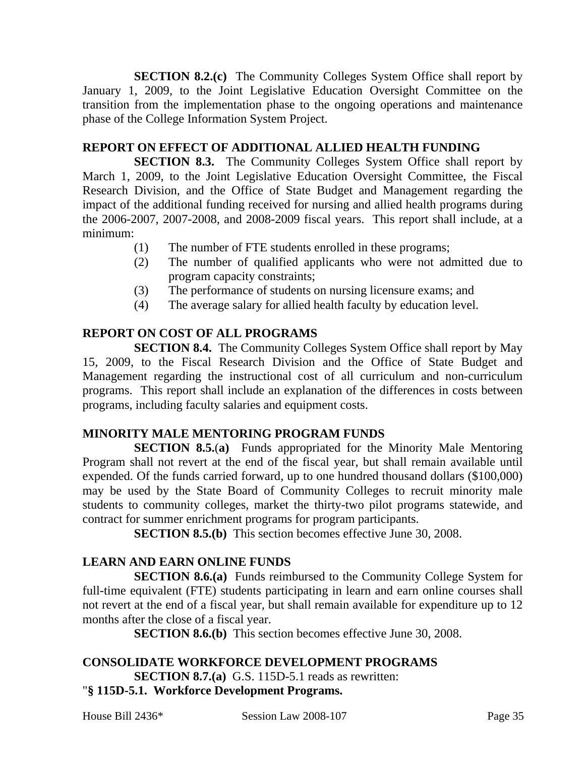**SECTION 8.2.(c)** The Community Colleges System Office shall report by January 1, 2009, to the Joint Legislative Education Oversight Committee on the transition from the implementation phase to the ongoing operations and maintenance phase of the College Information System Project.

**REPORT ON EFFECT OF ADDITIONAL ALLIED HEALTH FUNDING**

**SECTION 8.3.** The Community Colleges System Office shall report by March 1, 2009, to the Joint Legislative Education Oversight Committee, the Fiscal Research Division, and the Office of State Budget and Management regarding the impact of the additional funding received for nursing and allied health programs during the 2006-2007, 2007-2008, and 2008-2009 fiscal years. This report shall include, at a minimum:

(1) The number of FTE students enrolled in these programs;
(2) The number of qualified applicants who were not admitted due to program capacity constraints;
(3) The performance of students on nursing licensure exams; and
(4) The average salary for allied health faculty by education level.

**REPORT ON COST OF ALL PROGRAMS**

**SECTION 8.4.** The Community Colleges System Office shall report by May 15, 2009, to the Fiscal Research Division and the Office of State Budget and Management regarding the instructional cost of all curriculum and non-curriculum programs. This report shall include an explanation of the differences in costs between programs, including faculty salaries and equipment costs.

**MINORITY MALE MENTORING PROGRAM FUNDS**

**SECTION 8.5.(a)** Funds appropriated for the Minority Male Mentoring Program shall not revert at the end of the fiscal year, but shall remain available until expended. Of the funds carried forward, up to one hundred thousand dollars ($100,000) may be used by the State Board of Community Colleges to recruit minority male students to community colleges, market the thirty-two pilot programs statewide, and contract for summer enrichment programs for program participants.

**SECTION 8.5.(b)** This section becomes effective June 30, 2008.

**LEARN AND EARN ONLINE FUNDS**

**SECTION 8.6.(a)** Funds reimbursed to the Community College System for full-time equivalent (FTE) students participating in learn and earn online courses shall not revert at the end of a fiscal year, but shall remain available for expenditure up to 12 months after the close of a fiscal year.

**SECTION 8.6.(b)** This section becomes effective June 30, 2008.

**CONSOLIDATE WORKFORCE DEVELOPMENT PROGRAMS**

**SECTION 8.7.(a)** G.S. 115D-5.1 reads as rewritten:

"**§ 115D-5.1. Workforce Development Programs.**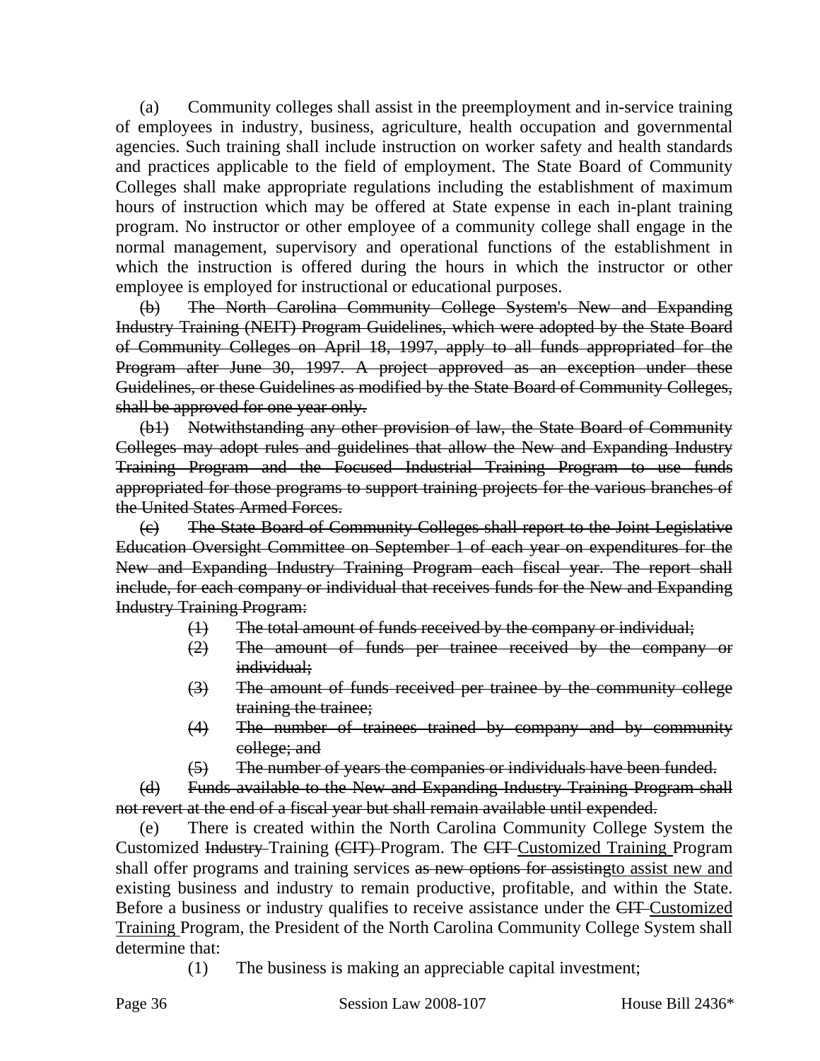(a) Community colleges shall assist in the preemployment and in-service training of employees in industry, business, agriculture, health occupation and governmental agencies. Such training shall include instruction on worker safety and health standards and practices applicable to the field of employment. The State Board of Community Colleges shall make appropriate regulations including the establishment of maximum hours of instruction which may be offered at State expense in each in-plant training program. No instructor or other employee of a community college shall engage in the normal management, supervisory and operational functions of the establishment in which the instruction is offered during the hours in which the instructor or other employee is employed for instructional or educational purposes.

~~(b) The North Carolina Community College System's New and Expanding Industry Training (NEIT) Program Guidelines, which were adopted by the State Board of Community Colleges on April 18, 1997, apply to all funds appropriated for the Program after June 30, 1997. A project approved as an exception under these Guidelines, or these Guidelines as modified by the State Board of Community Colleges, shall be approved for one year only.~~

~~(b1) Notwithstanding any other provision of law, the State Board of Community Colleges may adopt rules and guidelines that allow the New and Expanding Industry Training Program and the Focused Industrial Training Program to use funds appropriated for those programs to support training projects for the various branches of the United States Armed Forces.~~

~~(c) The State Board of Community Colleges shall report to the Joint Legislative Education Oversight Committee on September 1 of each year on expenditures for the New and Expanding Industry Training Program each fiscal year. The report shall include, for each company or individual that receives funds for the New and Expanding Industry Training Program:~~

- ~~(1) The total amount of funds received by the company or individual;~~
- ~~(2) The amount of funds per trainee received by the company or individual;~~
- ~~(3) The amount of funds received per trainee by the community college training the trainee;~~
- ~~(4) The number of trainees trained by company and by community college; and~~
- ~~(5) The number of years the companies or individuals have been funded.~~

~~(d) Funds available to the New and Expanding Industry Training Program shall not revert at the end of a fiscal year but shall remain available until expended.~~

(e) There is created within the North Carolina Community College System the Customized ~~Industry~~ Training ~~(CIT)~~ Program. The ~~CIT~~ <u>Customized Training</u> Program shall offer programs and training services ~~as new options for assisting~~<u>to assist new and</u> existing business and industry to remain productive, profitable, and within the State. Before a business or industry qualifies to receive assistance under the ~~CIT~~ <u>Customized Training</u> Program, the President of the North Carolina Community College System shall determine that:

- (1) The business is making an appreciable capital investment;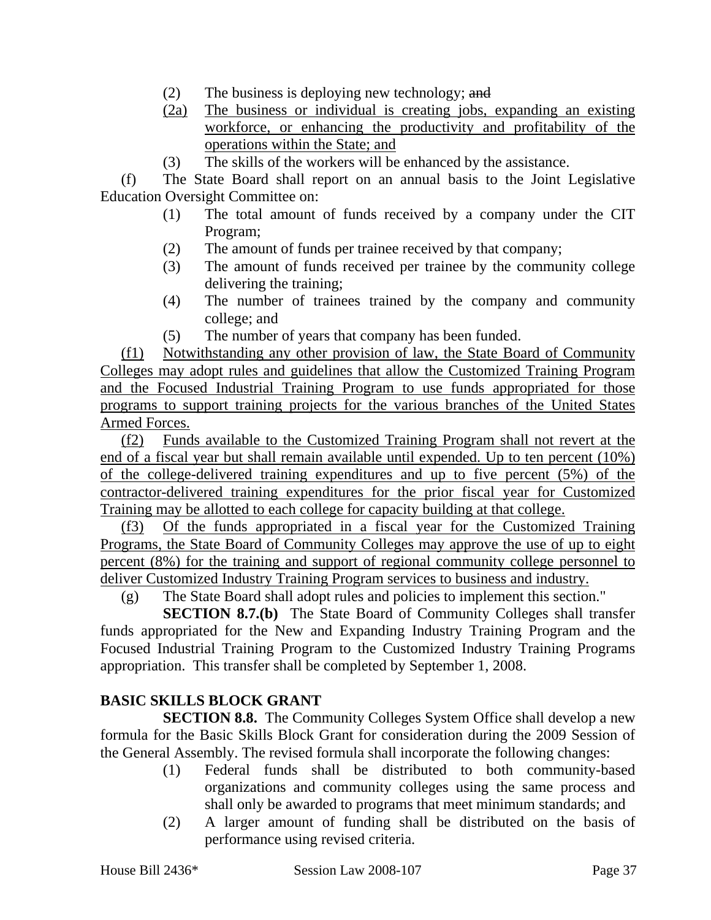(2) The business is deploying new technology; ~~and~~

(2a) The business or individual is creating jobs, expanding an existing workforce, or enhancing the productivity and profitability of the operations within the State; and

(3) The skills of the workers will be enhanced by the assistance.

(f) The State Board shall report on an annual basis to the Joint Legislative Education Oversight Committee on:

(1) The total amount of funds received by a company under the CIT Program;

(2) The amount of funds per trainee received by that company;

(3) The amount of funds received per trainee by the community college delivering the training;

(4) The number of trainees trained by the company and community college; and

(5) The number of years that company has been funded.

(f1) Notwithstanding any other provision of law, the State Board of Community Colleges may adopt rules and guidelines that allow the Customized Training Program and the Focused Industrial Training Program to use funds appropriated for those programs to support training projects for the various branches of the United States Armed Forces.

(f2) Funds available to the Customized Training Program shall not revert at the end of a fiscal year but shall remain available until expended. Up to ten percent (10%) of the college-delivered training expenditures and up to five percent (5%) of the contractor-delivered training expenditures for the prior fiscal year for Customized Training may be allotted to each college for capacity building at that college.

(f3) Of the funds appropriated in a fiscal year for the Customized Training Programs, the State Board of Community Colleges may approve the use of up to eight percent (8%) for the training and support of regional community college personnel to deliver Customized Industry Training Program services to business and industry.

(g) The State Board shall adopt rules and policies to implement this section."

**SECTION 8.7.(b)** The State Board of Community Colleges shall transfer funds appropriated for the New and Expanding Industry Training Program and the Focused Industrial Training Program to the Customized Industry Training Programs appropriation. This transfer shall be completed by September 1, 2008.

**BASIC SKILLS BLOCK GRANT**

**SECTION 8.8.** The Community Colleges System Office shall develop a new formula for the Basic Skills Block Grant for consideration during the 2009 Session of the General Assembly. The revised formula shall incorporate the following changes:

(1) Federal funds shall be distributed to both community-based organizations and community colleges using the same process and shall only be awarded to programs that meet minimum standards; and

(2) A larger amount of funding shall be distributed on the basis of performance using revised criteria.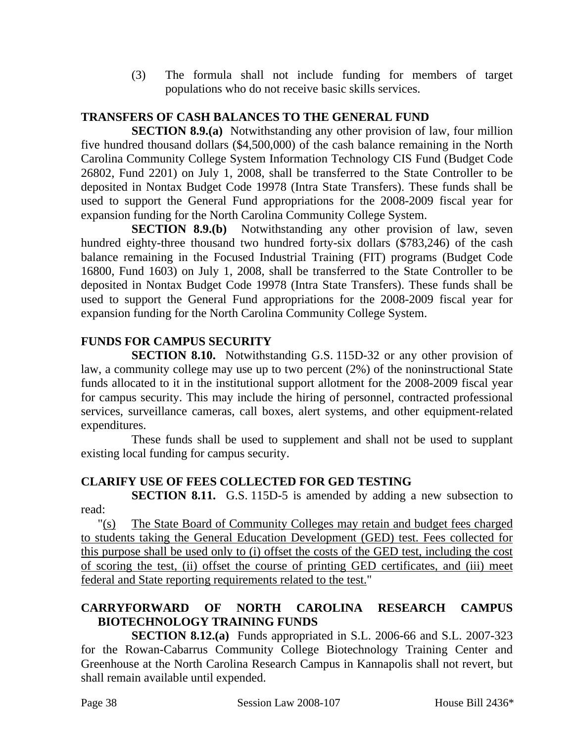(3) The formula shall not include funding for members of target populations who do not receive basic skills services.

**TRANSFERS OF CASH BALANCES TO THE GENERAL FUND**

**SECTION 8.9.(a)** Notwithstanding any other provision of law, four million five hundred thousand dollars ($4,500,000) of the cash balance remaining in the North Carolina Community College System Information Technology CIS Fund (Budget Code 26802, Fund 2201) on July 1, 2008, shall be transferred to the State Controller to be deposited in Nontax Budget Code 19978 (Intra State Transfers). These funds shall be used to support the General Fund appropriations for the 2008-2009 fiscal year for expansion funding for the North Carolina Community College System.

**SECTION 8.9.(b)** Notwithstanding any other provision of law, seven hundred eighty-three thousand two hundred forty-six dollars ($783,246) of the cash balance remaining in the Focused Industrial Training (FIT) programs (Budget Code 16800, Fund 1603) on July 1, 2008, shall be transferred to the State Controller to be deposited in Nontax Budget Code 19978 (Intra State Transfers). These funds shall be used to support the General Fund appropriations for the 2008-2009 fiscal year for expansion funding for the North Carolina Community College System.

**FUNDS FOR CAMPUS SECURITY**

**SECTION 8.10.** Notwithstanding G.S. 115D-32 or any other provision of law, a community college may use up to two percent (2%) of the noninstructional State funds allocated to it in the institutional support allotment for the 2008-2009 fiscal year for campus security. This may include the hiring of personnel, contracted professional services, surveillance cameras, call boxes, alert systems, and other equipment-related expenditures.

These funds shall be used to supplement and shall not be used to supplant existing local funding for campus security.

**CLARIFY USE OF FEES COLLECTED FOR GED TESTING**

**SECTION 8.11.** G.S. 115D-5 is amended by adding a new subsection to read:

"(s) The State Board of Community Colleges may retain and budget fees charged to students taking the General Education Development (GED) test. Fees collected for this purpose shall be used only to (i) offset the costs of the GED test, including the cost of scoring the test, (ii) offset the course of printing GED certificates, and (iii) meet federal and State reporting requirements related to the test."

**CARRYFORWARD OF NORTH CAROLINA RESEARCH CAMPUS BIOTECHNOLOGY TRAINING FUNDS**

**SECTION 8.12.(a)** Funds appropriated in S.L. 2006-66 and S.L. 2007-323 for the Rowan-Cabarrus Community College Biotechnology Training Center and Greenhouse at the North Carolina Research Campus in Kannapolis shall not revert, but shall remain available until expended.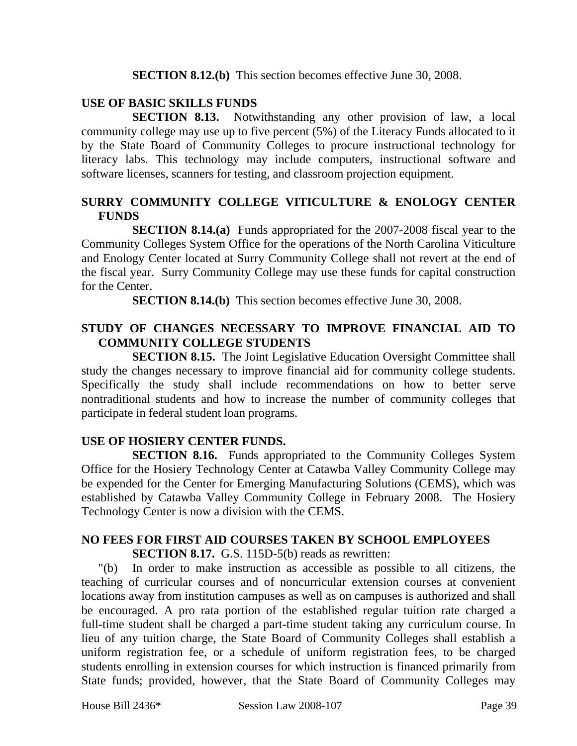**SECTION 8.12.(b)** This section becomes effective June 30, 2008.

**USE OF BASIC SKILLS FUNDS**

**SECTION 8.13.** Notwithstanding any other provision of law, a local community college may use up to five percent (5%) of the Literacy Funds allocated to it by the State Board of Community Colleges to procure instructional technology for literacy labs. This technology may include computers, instructional software and software licenses, scanners for testing, and classroom projection equipment.

**SURRY COMMUNITY COLLEGE VITICULTURE & ENOLOGY CENTER FUNDS**

**SECTION 8.14.(a)** Funds appropriated for the 2007-2008 fiscal year to the Community Colleges System Office for the operations of the North Carolina Viticulture and Enology Center located at Surry Community College shall not revert at the end of the fiscal year. Surry Community College may use these funds for capital construction for the Center.

**SECTION 8.14.(b)** This section becomes effective June 30, 2008.

**STUDY OF CHANGES NECESSARY TO IMPROVE FINANCIAL AID TO COMMUNITY COLLEGE STUDENTS**

**SECTION 8.15.** The Joint Legislative Education Oversight Committee shall study the changes necessary to improve financial aid for community college students. Specifically the study shall include recommendations on how to better serve nontraditional students and how to increase the number of community colleges that participate in federal student loan programs.

**USE OF HOSIERY CENTER FUNDS.**

**SECTION 8.16.** Funds appropriated to the Community Colleges System Office for the Hosiery Technology Center at Catawba Valley Community College may be expended for the Center for Emerging Manufacturing Solutions (CEMS), which was established by Catawba Valley Community College in February 2008. The Hosiery Technology Center is now a division with the CEMS.

**NO FEES FOR FIRST AID COURSES TAKEN BY SCHOOL EMPLOYEES**

**SECTION 8.17.** G.S. 115D-5(b) reads as rewritten:

"(b) In order to make instruction as accessible as possible to all citizens, the teaching of curricular courses and of noncurricular extension courses at convenient locations away from institution campuses as well as on campuses is authorized and shall be encouraged. A pro rata portion of the established regular tuition rate charged a full-time student shall be charged a part-time student taking any curriculum course. In lieu of any tuition charge, the State Board of Community Colleges shall establish a uniform registration fee, or a schedule of uniform registration fees, to be charged students enrolling in extension courses for which instruction is financed primarily from State funds; provided, however, that the State Board of Community Colleges may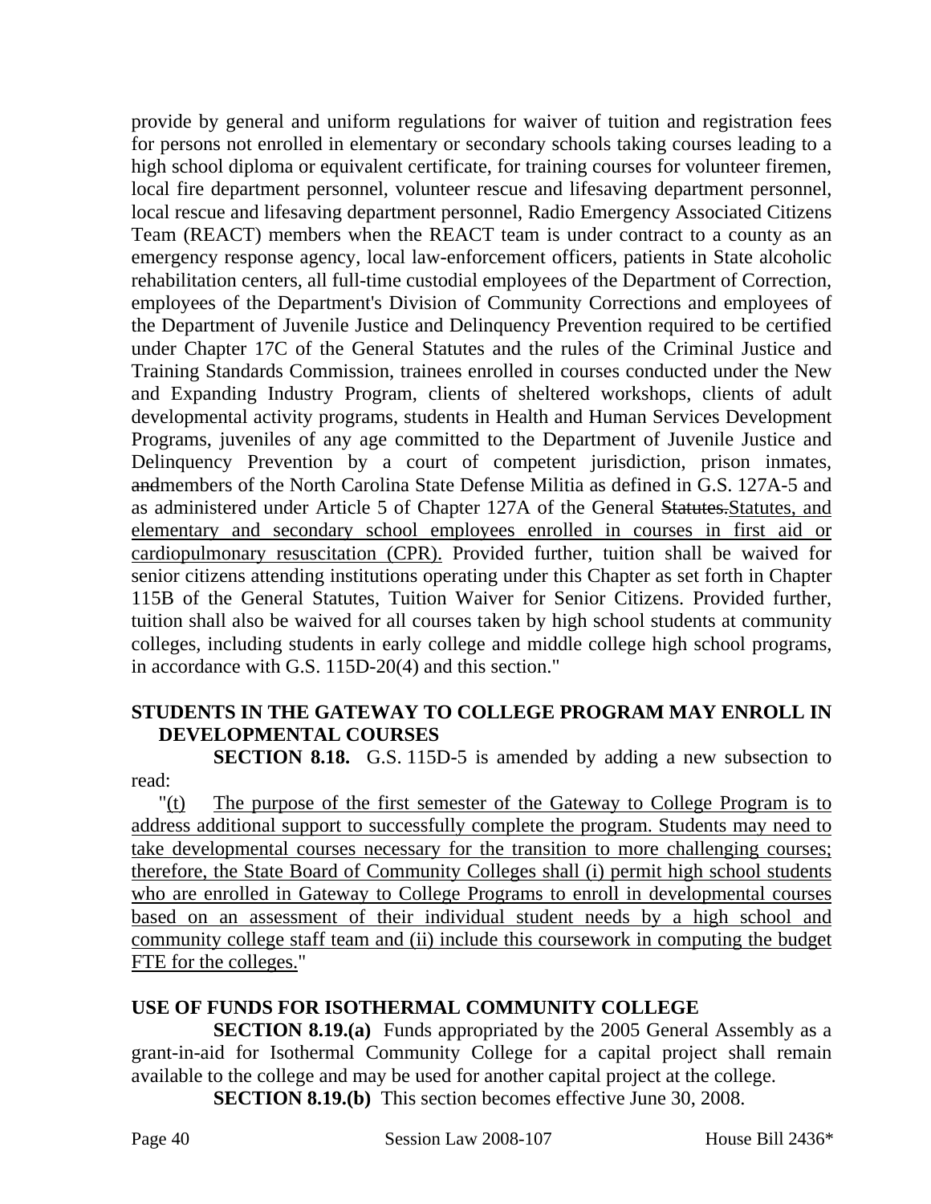provide by general and uniform regulations for waiver of tuition and registration fees for persons not enrolled in elementary or secondary schools taking courses leading to a high school diploma or equivalent certificate, for training courses for volunteer firemen, local fire department personnel, volunteer rescue and lifesaving department personnel, local rescue and lifesaving department personnel, Radio Emergency Associated Citizens Team (REACT) members when the REACT team is under contract to a county as an emergency response agency, local law-enforcement officers, patients in State alcoholic rehabilitation centers, all full-time custodial employees of the Department of Correction, employees of the Department's Division of Community Corrections and employees of the Department of Juvenile Justice and Delinquency Prevention required to be certified under Chapter 17C of the General Statutes and the rules of the Criminal Justice and Training Standards Commission, trainees enrolled in courses conducted under the New and Expanding Industry Program, clients of sheltered workshops, clients of adult developmental activity programs, students in Health and Human Services Development Programs, juveniles of any age committed to the Department of Juvenile Justice and Delinquency Prevention by a court of competent jurisdiction, prison inmates, ~~and~~members of the North Carolina State Defense Militia as defined in G.S. 127A-5 and as administered under Article 5 of Chapter 127A of the General ~~Statutes.~~Statutes, and elementary and secondary school employees enrolled in courses in first aid or cardiopulmonary resuscitation (CPR). Provided further, tuition shall be waived for senior citizens attending institutions operating under this Chapter as set forth in Chapter 115B of the General Statutes, Tuition Waiver for Senior Citizens. Provided further, tuition shall also be waived for all courses taken by high school students at community colleges, including students in early college and middle college high school programs, in accordance with G.S. 115D-20(4) and this section."

**STUDENTS IN THE GATEWAY TO COLLEGE PROGRAM MAY ENROLL IN DEVELOPMENTAL COURSES**

**SECTION 8.18.** G.S. 115D-5 is amended by adding a new subsection to read:

"(t) The purpose of the first semester of the Gateway to College Program is to address additional support to successfully complete the program. Students may need to take developmental courses necessary for the transition to more challenging courses; therefore, the State Board of Community Colleges shall (i) permit high school students who are enrolled in Gateway to College Programs to enroll in developmental courses based on an assessment of their individual student needs by a high school and community college staff team and (ii) include this coursework in computing the budget FTE for the colleges."

**USE OF FUNDS FOR ISOTHERMAL COMMUNITY COLLEGE**

**SECTION 8.19.(a)** Funds appropriated by the 2005 General Assembly as a grant-in-aid for Isothermal Community College for a capital project shall remain available to the college and may be used for another capital project at the college.

**SECTION 8.19.(b)** This section becomes effective June 30, 2008.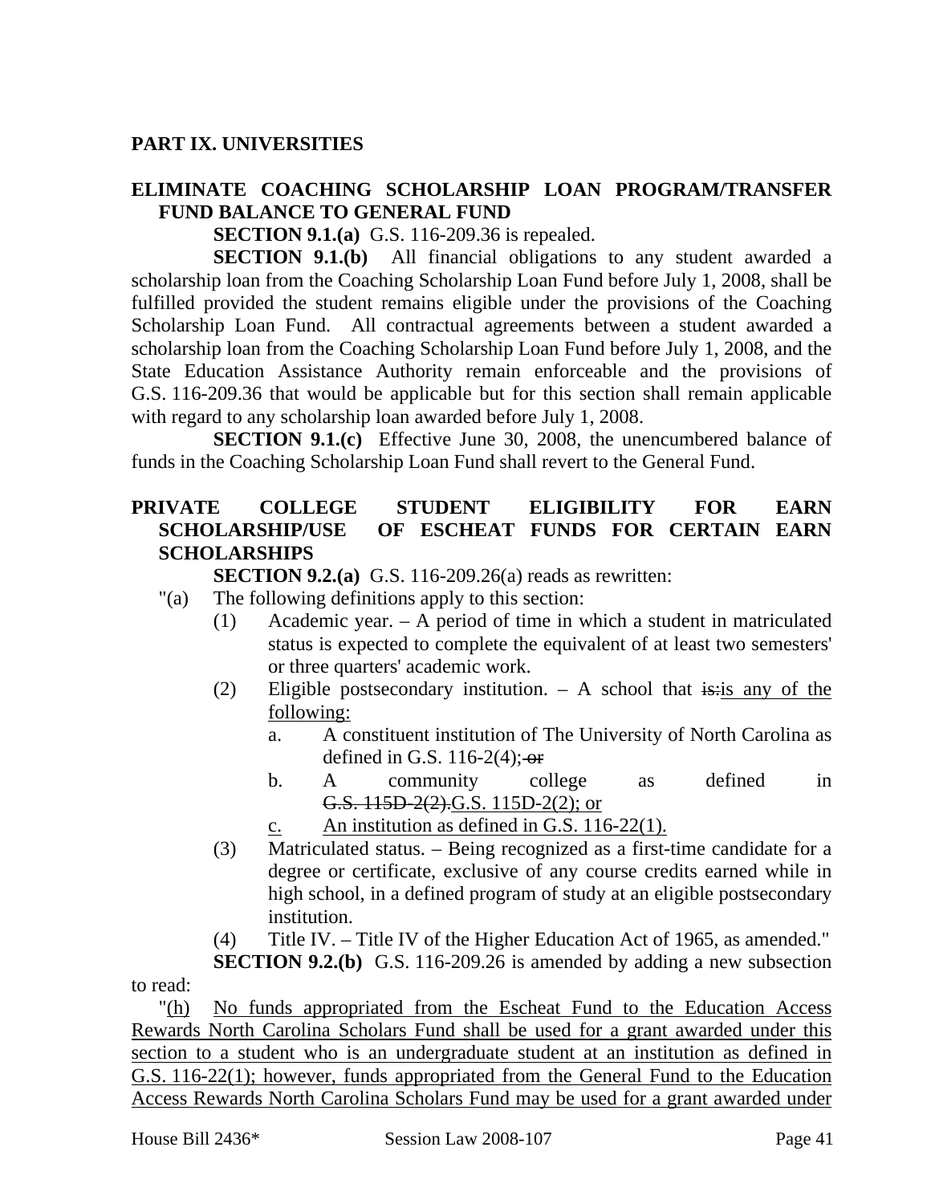## PART IX. UNIVERSITIES

### ELIMINATE COACHING SCHOLARSHIP LOAN PROGRAM/TRANSFER FUND BALANCE TO GENERAL FUND

**SECTION 9.1.(a)** G.S. 116-209.36 is repealed.

**SECTION 9.1.(b)** All financial obligations to any student awarded a scholarship loan from the Coaching Scholarship Loan Fund before July 1, 2008, shall be fulfilled provided the student remains eligible under the provisions of the Coaching Scholarship Loan Fund. All contractual agreements between a student awarded a scholarship loan from the Coaching Scholarship Loan Fund before July 1, 2008, and the State Education Assistance Authority remain enforceable and the provisions of G.S. 116-209.36 that would be applicable but for this section shall remain applicable with regard to any scholarship loan awarded before July 1, 2008.

**SECTION 9.1.(c)** Effective June 30, 2008, the unencumbered balance of funds in the Coaching Scholarship Loan Fund shall revert to the General Fund.

### PRIVATE COLLEGE STUDENT ELIGIBILITY FOR EARN SCHOLARSHIP/USE OF ESCHEAT FUNDS FOR CERTAIN EARN SCHOLARSHIPS

**SECTION 9.2.(a)** G.S. 116-209.26(a) reads as rewritten:

"(a) The following definitions apply to this section:

(1) Academic year. – A period of time in which a student in matriculated status is expected to complete the equivalent of at least two semesters' or three quarters' academic work.

(2) Eligible postsecondary institution. – A school that ~~is:~~is any of the following:

a. A constituent institution of The University of North Carolina as defined in G.S. 116-2(4);~~ or~~

b. A community college as defined in ~~G.S. 115D-2(2).~~G.S. 115D-2(2); or

c. An institution as defined in G.S. 116-22(1).

(3) Matriculated status. – Being recognized as a first-time candidate for a degree or certificate, exclusive of any course credits earned while in high school, in a defined program of study at an eligible postsecondary institution.

(4) Title IV. – Title IV of the Higher Education Act of 1965, as amended."

**SECTION 9.2.(b)** G.S. 116-209.26 is amended by adding a new subsection to read:

"(h) No funds appropriated from the Escheat Fund to the Education Access Rewards North Carolina Scholars Fund shall be used for a grant awarded under this section to a student who is an undergraduate student at an institution as defined in G.S. 116-22(1); however, funds appropriated from the General Fund to the Education Access Rewards North Carolina Scholars Fund may be used for a grant awarded under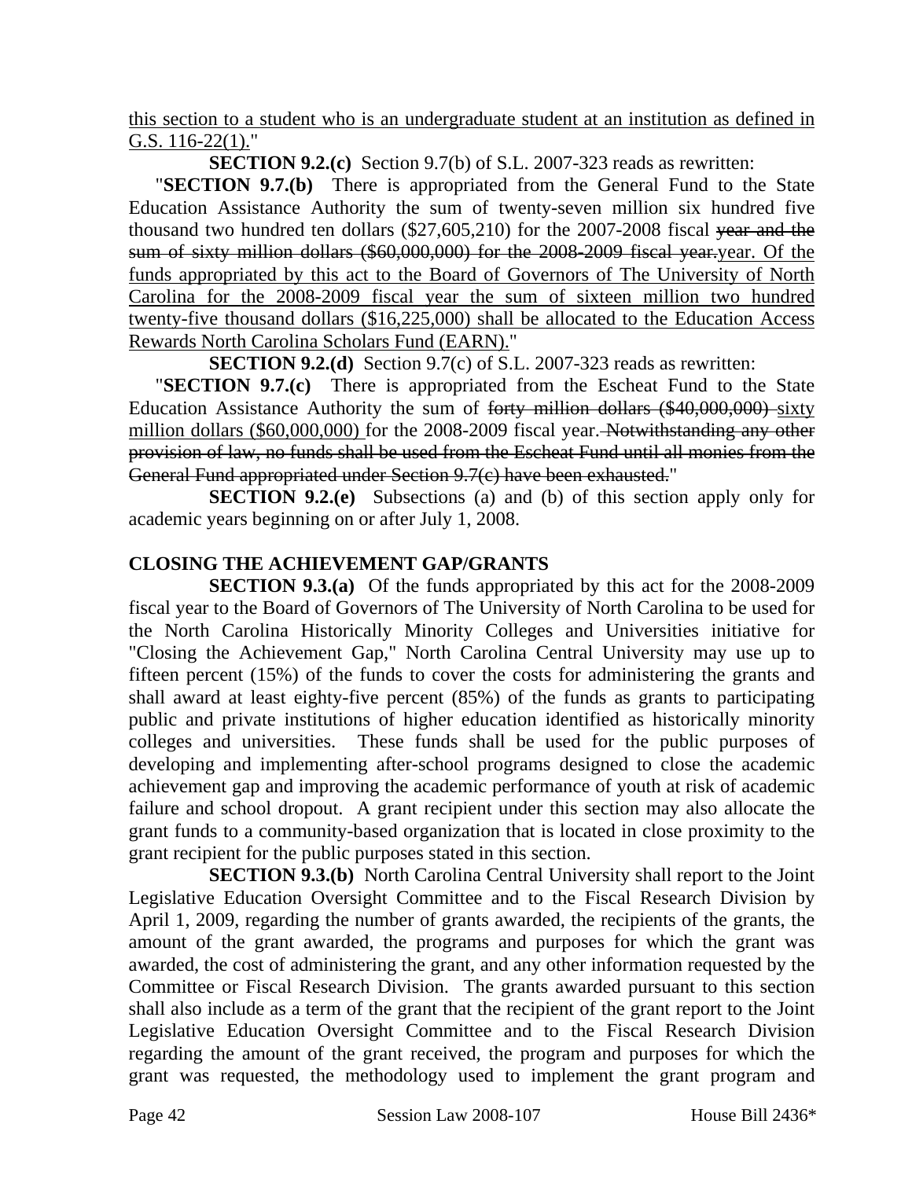this section to a student who is an undergraduate student at an institution as defined in G.S. 116-22(1)."

**SECTION 9.2.(c)** Section 9.7(b) of S.L. 2007-323 reads as rewritten:

"**SECTION 9.7.(b)** There is appropriated from the General Fund to the State Education Assistance Authority the sum of twenty-seven million six hundred five thousand two hundred ten dollars ($27,605,210) for the 2007-2008 fiscal ~~year and the sum of sixty million dollars ($60,000,000) for the 2008-2009 fiscal year.~~year. Of the funds appropriated by this act to the Board of Governors of The University of North Carolina for the 2008-2009 fiscal year the sum of sixteen million two hundred twenty-five thousand dollars ($16,225,000) shall be allocated to the Education Access Rewards North Carolina Scholars Fund (EARN)."

**SECTION 9.2.(d)** Section 9.7(c) of S.L. 2007-323 reads as rewritten:

"**SECTION 9.7.(c)** There is appropriated from the Escheat Fund to the State Education Assistance Authority the sum of ~~forty million dollars ($40,000,000)~~ sixty million dollars ($60,000,000) for the 2008-2009 fiscal year. ~~Notwithstanding any other provision of law, no funds shall be used from the Escheat Fund until all monies from the General Fund appropriated under Section 9.7(c) have been exhausted.~~"

**SECTION 9.2.(e)** Subsections (a) and (b) of this section apply only for academic years beginning on or after July 1, 2008.

## CLOSING THE ACHIEVEMENT GAP/GRANTS

**SECTION 9.3.(a)** Of the funds appropriated by this act for the 2008-2009 fiscal year to the Board of Governors of The University of North Carolina to be used for the North Carolina Historically Minority Colleges and Universities initiative for "Closing the Achievement Gap," North Carolina Central University may use up to fifteen percent (15%) of the funds to cover the costs for administering the grants and shall award at least eighty-five percent (85%) of the funds as grants to participating public and private institutions of higher education identified as historically minority colleges and universities. These funds shall be used for the public purposes of developing and implementing after-school programs designed to close the academic achievement gap and improving the academic performance of youth at risk of academic failure and school dropout. A grant recipient under this section may also allocate the grant funds to a community-based organization that is located in close proximity to the grant recipient for the public purposes stated in this section.

**SECTION 9.3.(b)** North Carolina Central University shall report to the Joint Legislative Education Oversight Committee and to the Fiscal Research Division by April 1, 2009, regarding the number of grants awarded, the recipients of the grants, the amount of the grant awarded, the programs and purposes for which the grant was awarded, the cost of administering the grant, and any other information requested by the Committee or Fiscal Research Division. The grants awarded pursuant to this section shall also include as a term of the grant that the recipient of the grant report to the Joint Legislative Education Oversight Committee and to the Fiscal Research Division regarding the amount of the grant received, the program and purposes for which the grant was requested, the methodology used to implement the grant program and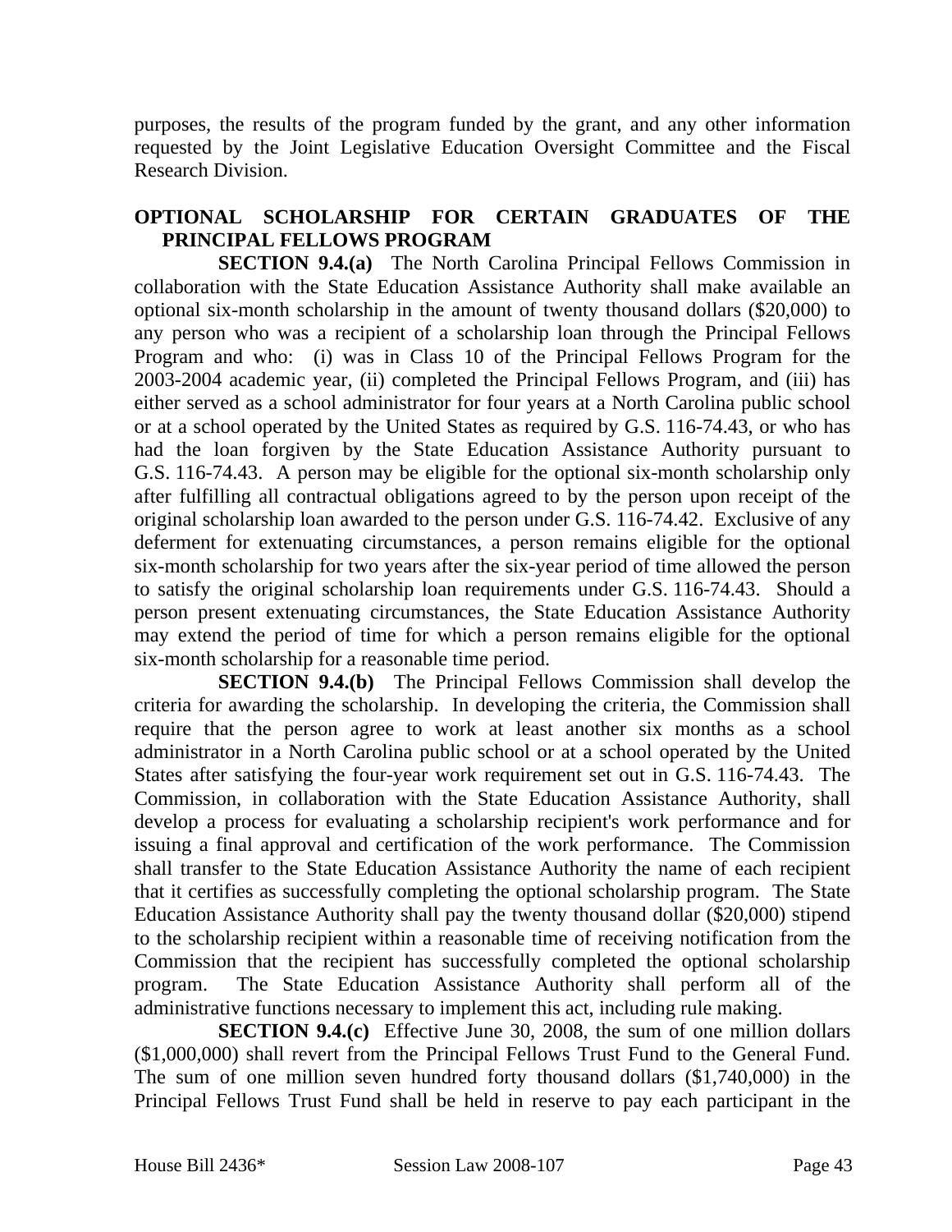purposes, the results of the program funded by the grant, and any other information requested by the Joint Legislative Education Oversight Committee and the Fiscal Research Division.

**OPTIONAL SCHOLARSHIP FOR CERTAIN GRADUATES OF THE PRINCIPAL FELLOWS PROGRAM**

**SECTION 9.4.(a)** The North Carolina Principal Fellows Commission in collaboration with the State Education Assistance Authority shall make available an optional six-month scholarship in the amount of twenty thousand dollars ($20,000) to any person who was a recipient of a scholarship loan through the Principal Fellows Program and who: (i) was in Class 10 of the Principal Fellows Program for the 2003-2004 academic year, (ii) completed the Principal Fellows Program, and (iii) has either served as a school administrator for four years at a North Carolina public school or at a school operated by the United States as required by G.S. 116-74.43, or who has had the loan forgiven by the State Education Assistance Authority pursuant to G.S. 116-74.43. A person may be eligible for the optional six-month scholarship only after fulfilling all contractual obligations agreed to by the person upon receipt of the original scholarship loan awarded to the person under G.S. 116-74.42. Exclusive of any deferment for extenuating circumstances, a person remains eligible for the optional six-month scholarship for two years after the six-year period of time allowed the person to satisfy the original scholarship loan requirements under G.S. 116-74.43. Should a person present extenuating circumstances, the State Education Assistance Authority may extend the period of time for which a person remains eligible for the optional six-month scholarship for a reasonable time period.

**SECTION 9.4.(b)** The Principal Fellows Commission shall develop the criteria for awarding the scholarship. In developing the criteria, the Commission shall require that the person agree to work at least another six months as a school administrator in a North Carolina public school or at a school operated by the United States after satisfying the four-year work requirement set out in G.S. 116-74.43. The Commission, in collaboration with the State Education Assistance Authority, shall develop a process for evaluating a scholarship recipient's work performance and for issuing a final approval and certification of the work performance. The Commission shall transfer to the State Education Assistance Authority the name of each recipient that it certifies as successfully completing the optional scholarship program. The State Education Assistance Authority shall pay the twenty thousand dollar ($20,000) stipend to the scholarship recipient within a reasonable time of receiving notification from the Commission that the recipient has successfully completed the optional scholarship program. The State Education Assistance Authority shall perform all of the administrative functions necessary to implement this act, including rule making.

**SECTION 9.4.(c)** Effective June 30, 2008, the sum of one million dollars ($1,000,000) shall revert from the Principal Fellows Trust Fund to the General Fund. The sum of one million seven hundred forty thousand dollars ($1,740,000) in the Principal Fellows Trust Fund shall be held in reserve to pay each participant in the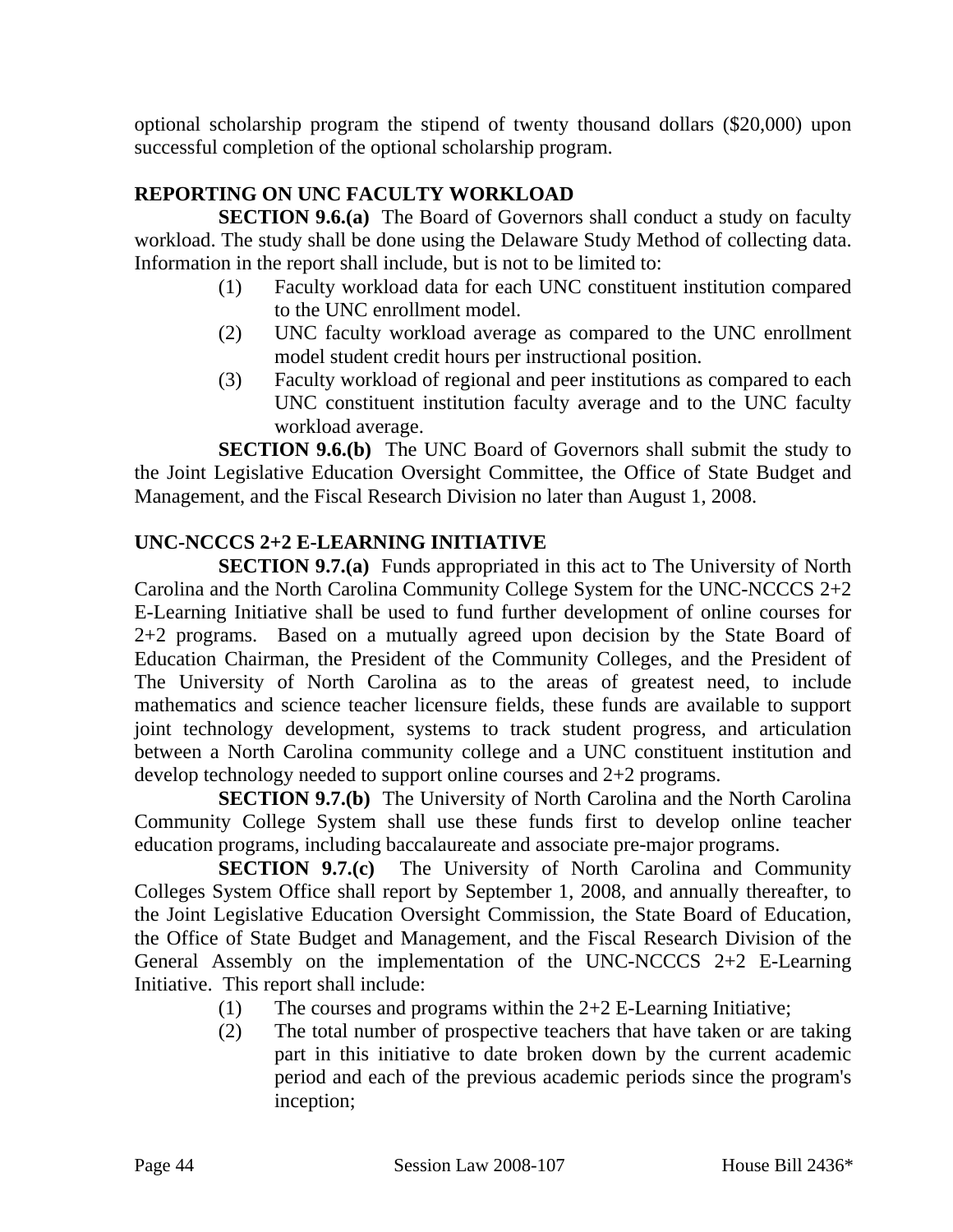optional scholarship program the stipend of twenty thousand dollars ($20,000) upon successful completion of the optional scholarship program.

**REPORTING ON UNC FACULTY WORKLOAD**

**SECTION 9.6.(a)** The Board of Governors shall conduct a study on faculty workload. The study shall be done using the Delaware Study Method of collecting data. Information in the report shall include, but is not to be limited to:

(1) Faculty workload data for each UNC constituent institution compared to the UNC enrollment model.

(2) UNC faculty workload average as compared to the UNC enrollment model student credit hours per instructional position.

(3) Faculty workload of regional and peer institutions as compared to each UNC constituent institution faculty average and to the UNC faculty workload average.

**SECTION 9.6.(b)** The UNC Board of Governors shall submit the study to the Joint Legislative Education Oversight Committee, the Office of State Budget and Management, and the Fiscal Research Division no later than August 1, 2008.

**UNC-NCCCS 2+2 E-LEARNING INITIATIVE**

**SECTION 9.7.(a)** Funds appropriated in this act to The University of North Carolina and the North Carolina Community College System for the UNC-NCCCS 2+2 E-Learning Initiative shall be used to fund further development of online courses for 2+2 programs. Based on a mutually agreed upon decision by the State Board of Education Chairman, the President of the Community Colleges, and the President of The University of North Carolina as to the areas of greatest need, to include mathematics and science teacher licensure fields, these funds are available to support joint technology development, systems to track student progress, and articulation between a North Carolina community college and a UNC constituent institution and develop technology needed to support online courses and 2+2 programs.

**SECTION 9.7.(b)** The University of North Carolina and the North Carolina Community College System shall use these funds first to develop online teacher education programs, including baccalaureate and associate pre-major programs.

**SECTION 9.7.(c)** The University of North Carolina and Community Colleges System Office shall report by September 1, 2008, and annually thereafter, to the Joint Legislative Education Oversight Commission, the State Board of Education, the Office of State Budget and Management, and the Fiscal Research Division of the General Assembly on the implementation of the UNC-NCCCS 2+2 E-Learning Initiative. This report shall include:

(1) The courses and programs within the 2+2 E-Learning Initiative;

(2) The total number of prospective teachers that have taken or are taking part in this initiative to date broken down by the current academic period and each of the previous academic periods since the program's inception;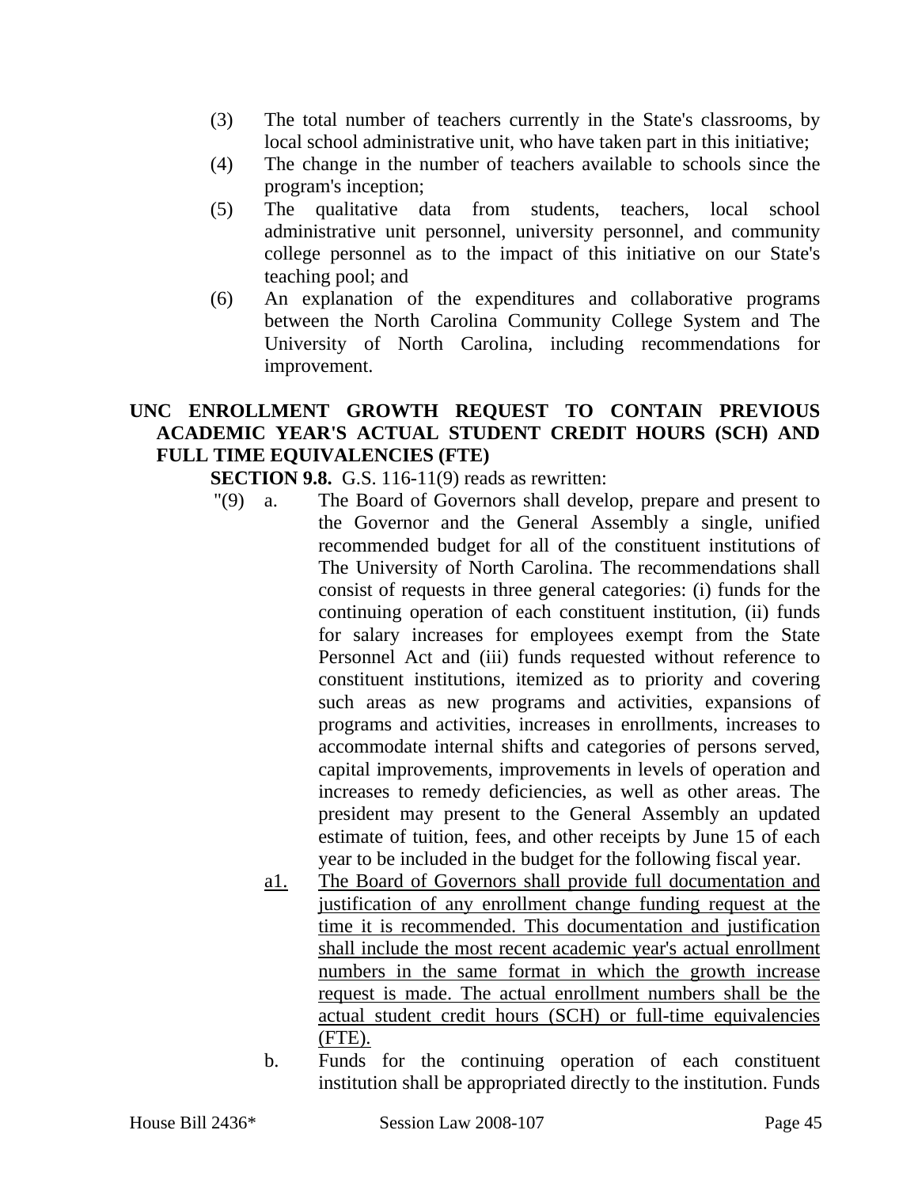(3) The total number of teachers currently in the State's classrooms, by local school administrative unit, who have taken part in this initiative;

(4) The change in the number of teachers available to schools since the program's inception;

(5) The qualitative data from students, teachers, local school administrative unit personnel, university personnel, and community college personnel as to the impact of this initiative on our State's teaching pool; and

(6) An explanation of the expenditures and collaborative programs between the North Carolina Community College System and The University of North Carolina, including recommendations for improvement.

**UNC ENROLLMENT GROWTH REQUEST TO CONTAIN PREVIOUS ACADEMIC YEAR'S ACTUAL STUDENT CREDIT HOURS (SCH) AND FULL TIME EQUIVALENCIES (FTE)**

**SECTION 9.8.** G.S. 116-11(9) reads as rewritten:

"(9) a. The Board of Governors shall develop, prepare and present to the Governor and the General Assembly a single, unified recommended budget for all of the constituent institutions of The University of North Carolina. The recommendations shall consist of requests in three general categories: (i) funds for the continuing operation of each constituent institution, (ii) funds for salary increases for employees exempt from the State Personnel Act and (iii) funds requested without reference to constituent institutions, itemized as to priority and covering such areas as new programs and activities, expansions of programs and activities, increases in enrollments, increases to accommodate internal shifts and categories of persons served, capital improvements, improvements in levels of operation and increases to remedy deficiencies, as well as other areas. The president may present to the General Assembly an updated estimate of tuition, fees, and other receipts by June 15 of each year to be included in the budget for the following fiscal year.

a1. The Board of Governors shall provide full documentation and justification of any enrollment change funding request at the time it is recommended. This documentation and justification shall include the most recent academic year's actual enrollment numbers in the same format in which the growth increase request is made. The actual enrollment numbers shall be the actual student credit hours (SCH) or full-time equivalencies (FTE).

b. Funds for the continuing operation of each constituent institution shall be appropriated directly to the institution. Funds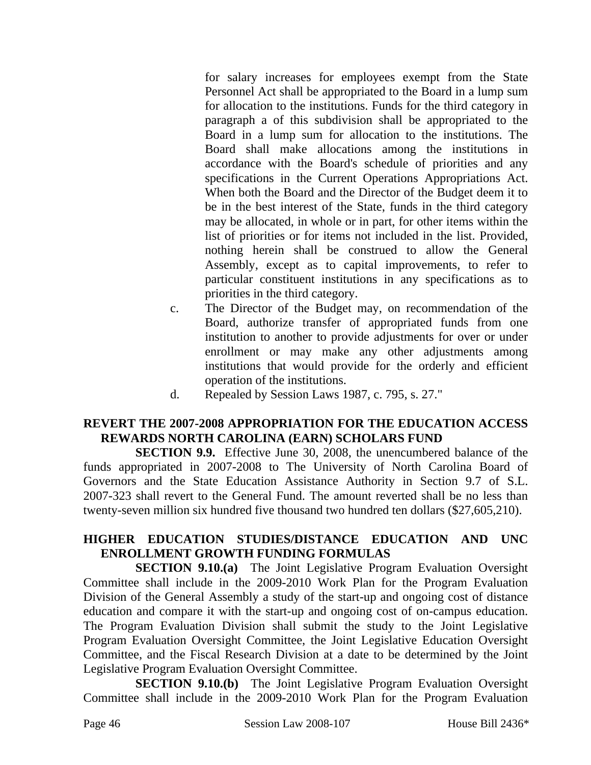for salary increases for employees exempt from the State Personnel Act shall be appropriated to the Board in a lump sum for allocation to the institutions. Funds for the third category in paragraph a of this subdivision shall be appropriated to the Board in a lump sum for allocation to the institutions. The Board shall make allocations among the institutions in accordance with the Board's schedule of priorities and any specifications in the Current Operations Appropriations Act. When both the Board and the Director of the Budget deem it to be in the best interest of the State, funds in the third category may be allocated, in whole or in part, for other items within the list of priorities or for items not included in the list. Provided, nothing herein shall be construed to allow the General Assembly, except as to capital improvements, to refer to particular constituent institutions in any specifications as to priorities in the third category.

c. The Director of the Budget may, on recommendation of the Board, authorize transfer of appropriated funds from one institution to another to provide adjustments for over or under enrollment or may make any other adjustments among institutions that would provide for the orderly and efficient operation of the institutions.

d. Repealed by Session Laws 1987, c. 795, s. 27."

**REVERT THE 2007-2008 APPROPRIATION FOR THE EDUCATION ACCESS REWARDS NORTH CAROLINA (EARN) SCHOLARS FUND**

**SECTION 9.9.** Effective June 30, 2008, the unencumbered balance of the funds appropriated in 2007-2008 to The University of North Carolina Board of Governors and the State Education Assistance Authority in Section 9.7 of S.L. 2007-323 shall revert to the General Fund. The amount reverted shall be no less than twenty-seven million six hundred five thousand two hundred ten dollars ($27,605,210).

**HIGHER EDUCATION STUDIES/DISTANCE EDUCATION AND UNC ENROLLMENT GROWTH FUNDING FORMULAS**

**SECTION 9.10.(a)** The Joint Legislative Program Evaluation Oversight Committee shall include in the 2009-2010 Work Plan for the Program Evaluation Division of the General Assembly a study of the start-up and ongoing cost of distance education and compare it with the start-up and ongoing cost of on-campus education. The Program Evaluation Division shall submit the study to the Joint Legislative Program Evaluation Oversight Committee, the Joint Legislative Education Oversight Committee, and the Fiscal Research Division at a date to be determined by the Joint Legislative Program Evaluation Oversight Committee.

**SECTION 9.10.(b)** The Joint Legislative Program Evaluation Oversight Committee shall include in the 2009-2010 Work Plan for the Program Evaluation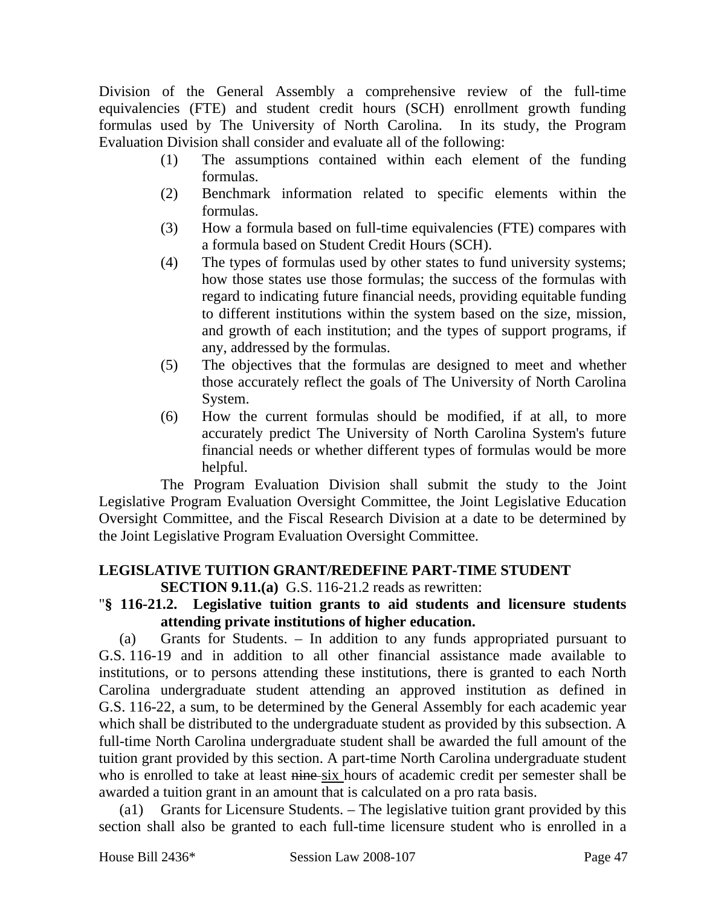Division of the General Assembly a comprehensive review of the full-time equivalencies (FTE) and student credit hours (SCH) enrollment growth funding formulas used by The University of North Carolina. In its study, the Program Evaluation Division shall consider and evaluate all of the following:

(1) The assumptions contained within each element of the funding formulas.

(2) Benchmark information related to specific elements within the formulas.

(3) How a formula based on full-time equivalencies (FTE) compares with a formula based on Student Credit Hours (SCH).

(4) The types of formulas used by other states to fund university systems; how those states use those formulas; the success of the formulas with regard to indicating future financial needs, providing equitable funding to different institutions within the system based on the size, mission, and growth of each institution; and the types of support programs, if any, addressed by the formulas.

(5) The objectives that the formulas are designed to meet and whether those accurately reflect the goals of The University of North Carolina System.

(6) How the current formulas should be modified, if at all, to more accurately predict The University of North Carolina System's future financial needs or whether different types of formulas would be more helpful.

The Program Evaluation Division shall submit the study to the Joint Legislative Program Evaluation Oversight Committee, the Joint Legislative Education Oversight Committee, and the Fiscal Research Division at a date to be determined by the Joint Legislative Program Evaluation Oversight Committee.

**LEGISLATIVE TUITION GRANT/REDEFINE PART-TIME STUDENT**

**SECTION 9.11.(a)** G.S. 116-21.2 reads as rewritten:

"**§ 116-21.2. Legislative tuition grants to aid students and licensure students attending private institutions of higher education.**

(a) Grants for Students. – In addition to any funds appropriated pursuant to G.S. 116-19 and in addition to all other financial assistance made available to institutions, or to persons attending these institutions, there is granted to each North Carolina undergraduate student attending an approved institution as defined in G.S. 116-22, a sum, to be determined by the General Assembly for each academic year which shall be distributed to the undergraduate student as provided by this subsection. A full-time North Carolina undergraduate student shall be awarded the full amount of the tuition grant provided by this section. A part-time North Carolina undergraduate student who is enrolled to take at least ~~nine~~ <u>six</u> hours of academic credit per semester shall be awarded a tuition grant in an amount that is calculated on a pro rata basis.

(a1) Grants for Licensure Students. – The legislative tuition grant provided by this section shall also be granted to each full-time licensure student who is enrolled in a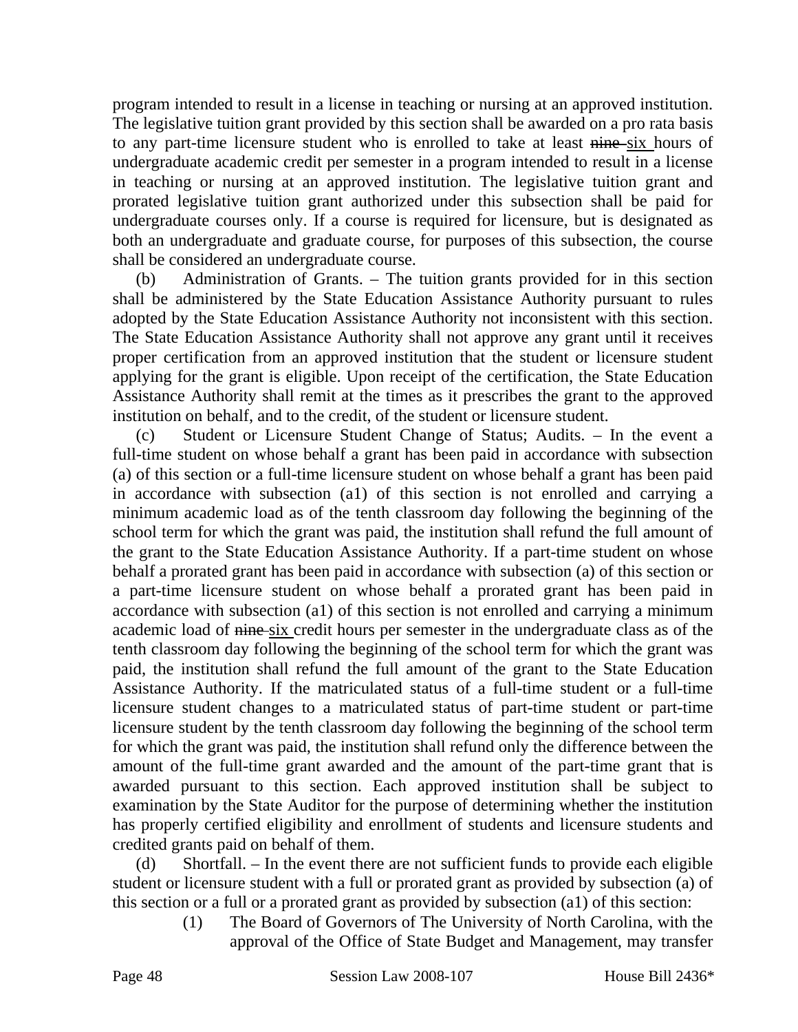program intended to result in a license in teaching or nursing at an approved institution. The legislative tuition grant provided by this section shall be awarded on a pro rata basis to any part-time licensure student who is enrolled to take at least ~~nine~~ six hours of undergraduate academic credit per semester in a program intended to result in a license in teaching or nursing at an approved institution. The legislative tuition grant and prorated legislative tuition grant authorized under this subsection shall be paid for undergraduate courses only. If a course is required for licensure, but is designated as both an undergraduate and graduate course, for purposes of this subsection, the course shall be considered an undergraduate course.

(b) Administration of Grants. – The tuition grants provided for in this section shall be administered by the State Education Assistance Authority pursuant to rules adopted by the State Education Assistance Authority not inconsistent with this section. The State Education Assistance Authority shall not approve any grant until it receives proper certification from an approved institution that the student or licensure student applying for the grant is eligible. Upon receipt of the certification, the State Education Assistance Authority shall remit at the times as it prescribes the grant to the approved institution on behalf, and to the credit, of the student or licensure student.

(c) Student or Licensure Student Change of Status; Audits. – In the event a full-time student on whose behalf a grant has been paid in accordance with subsection (a) of this section or a full-time licensure student on whose behalf a grant has been paid in accordance with subsection (a1) of this section is not enrolled and carrying a minimum academic load as of the tenth classroom day following the beginning of the school term for which the grant was paid, the institution shall refund the full amount of the grant to the State Education Assistance Authority. If a part-time student on whose behalf a prorated grant has been paid in accordance with subsection (a) of this section or a part-time licensure student on whose behalf a prorated grant has been paid in accordance with subsection (a1) of this section is not enrolled and carrying a minimum academic load of ~~nine~~ six credit hours per semester in the undergraduate class as of the tenth classroom day following the beginning of the school term for which the grant was paid, the institution shall refund the full amount of the grant to the State Education Assistance Authority. If the matriculated status of a full-time student or a full-time licensure student changes to a matriculated status of part-time student or part-time licensure student by the tenth classroom day following the beginning of the school term for which the grant was paid, the institution shall refund only the difference between the amount of the full-time grant awarded and the amount of the part-time grant that is awarded pursuant to this section. Each approved institution shall be subject to examination by the State Auditor for the purpose of determining whether the institution has properly certified eligibility and enrollment of students and licensure students and credited grants paid on behalf of them.

(d) Shortfall. – In the event there are not sufficient funds to provide each eligible student or licensure student with a full or prorated grant as provided by subsection (a) of this section or a full or a prorated grant as provided by subsection (a1) of this section:

(1) The Board of Governors of The University of North Carolina, with the approval of the Office of State Budget and Management, may transfer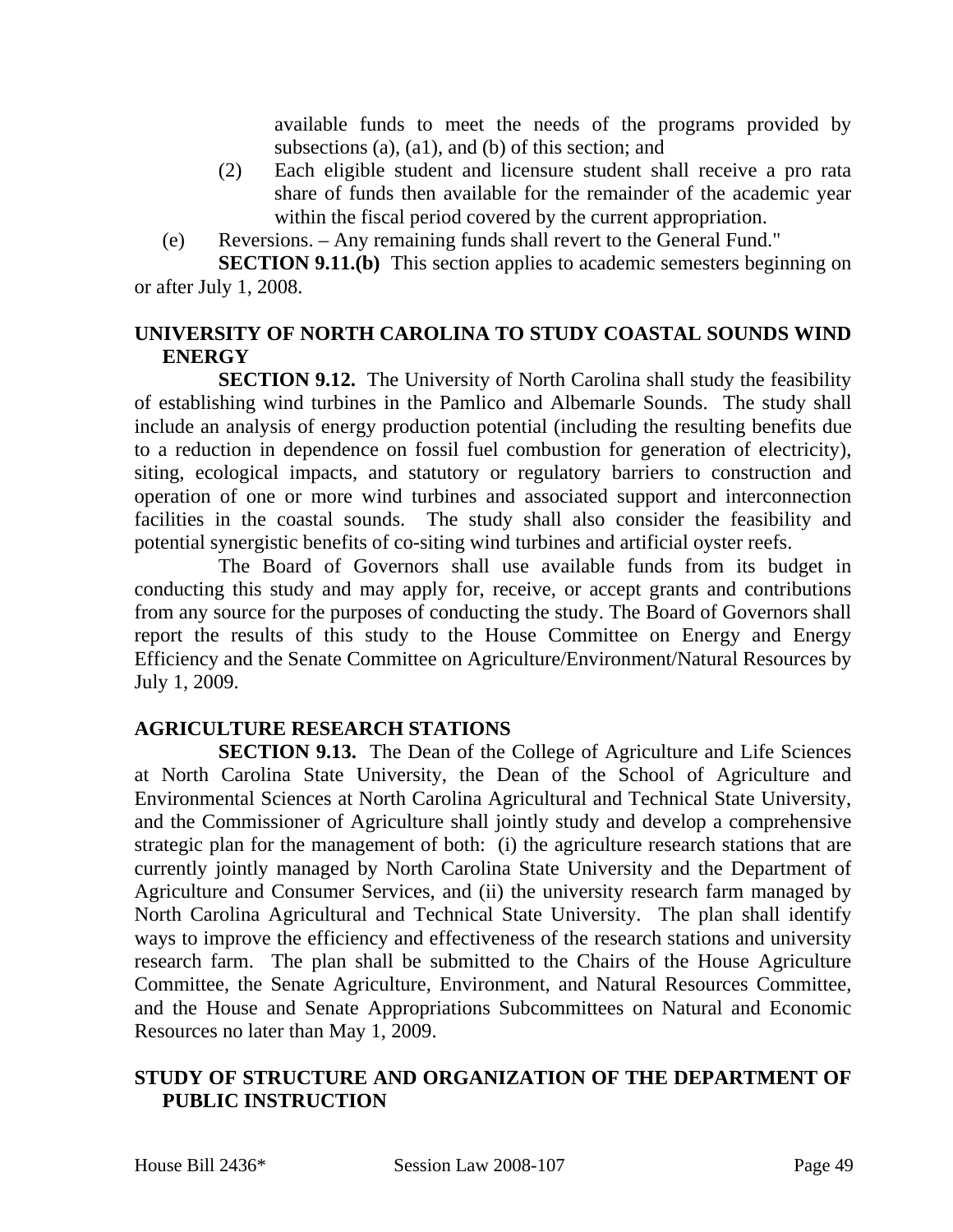available funds to meet the needs of the programs provided by subsections (a), (a1), and (b) of this section; and

(2) Each eligible student and licensure student shall receive a pro rata share of funds then available for the remainder of the academic year within the fiscal period covered by the current appropriation.

(e) Reversions. – Any remaining funds shall revert to the General Fund."

**SECTION 9.11.(b)** This section applies to academic semesters beginning on or after July 1, 2008.

## UNIVERSITY OF NORTH CAROLINA TO STUDY COASTAL SOUNDS WIND ENERGY

**SECTION 9.12.** The University of North Carolina shall study the feasibility of establishing wind turbines in the Pamlico and Albemarle Sounds. The study shall include an analysis of energy production potential (including the resulting benefits due to a reduction in dependence on fossil fuel combustion for generation of electricity), siting, ecological impacts, and statutory or regulatory barriers to construction and operation of one or more wind turbines and associated support and interconnection facilities in the coastal sounds. The study shall also consider the feasibility and potential synergistic benefits of co-siting wind turbines and artificial oyster reefs.

The Board of Governors shall use available funds from its budget in conducting this study and may apply for, receive, or accept grants and contributions from any source for the purposes of conducting the study. The Board of Governors shall report the results of this study to the House Committee on Energy and Energy Efficiency and the Senate Committee on Agriculture/Environment/Natural Resources by July 1, 2009.

## AGRICULTURE RESEARCH STATIONS

**SECTION 9.13.** The Dean of the College of Agriculture and Life Sciences at North Carolina State University, the Dean of the School of Agriculture and Environmental Sciences at North Carolina Agricultural and Technical State University, and the Commissioner of Agriculture shall jointly study and develop a comprehensive strategic plan for the management of both: (i) the agriculture research stations that are currently jointly managed by North Carolina State University and the Department of Agriculture and Consumer Services, and (ii) the university research farm managed by North Carolina Agricultural and Technical State University. The plan shall identify ways to improve the efficiency and effectiveness of the research stations and university research farm. The plan shall be submitted to the Chairs of the House Agriculture Committee, the Senate Agriculture, Environment, and Natural Resources Committee, and the House and Senate Appropriations Subcommittees on Natural and Economic Resources no later than May 1, 2009.

## STUDY OF STRUCTURE AND ORGANIZATION OF THE DEPARTMENT OF PUBLIC INSTRUCTION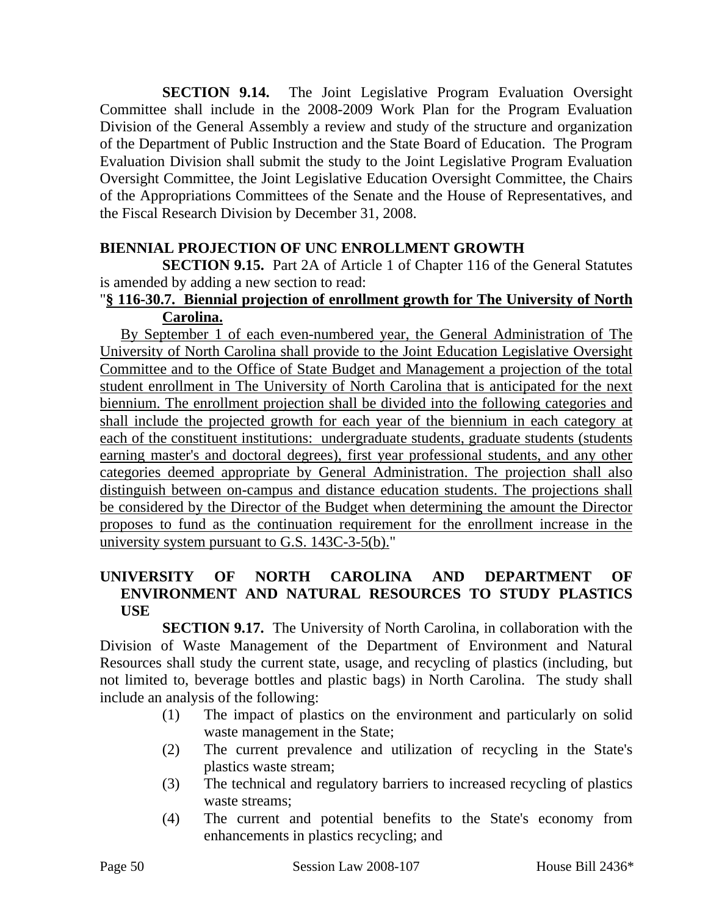**SECTION 9.14.** The Joint Legislative Program Evaluation Oversight Committee shall include in the 2008-2009 Work Plan for the Program Evaluation Division of the General Assembly a review and study of the structure and organization of the Department of Public Instruction and the State Board of Education. The Program Evaluation Division shall submit the study to the Joint Legislative Program Evaluation Oversight Committee, the Joint Legislative Education Oversight Committee, the Chairs of the Appropriations Committees of the Senate and the House of Representatives, and the Fiscal Research Division by December 31, 2008.

**BIENNIAL PROJECTION OF UNC ENROLLMENT GROWTH**

**SECTION 9.15.** Part 2A of Article 1 of Chapter 116 of the General Statutes is amended by adding a new section to read:

"**§ 116-30.7. Biennial projection of enrollment growth for The University of North Carolina.**

By September 1 of each even-numbered year, the General Administration of The University of North Carolina shall provide to the Joint Education Legislative Oversight Committee and to the Office of State Budget and Management a projection of the total student enrollment in The University of North Carolina that is anticipated for the next biennium. The enrollment projection shall be divided into the following categories and shall include the projected growth for each year of the biennium in each category at each of the constituent institutions: undergraduate students, graduate students (students earning master's and doctoral degrees), first year professional students, and any other categories deemed appropriate by General Administration. The projection shall also distinguish between on-campus and distance education students. The projections shall be considered by the Director of the Budget when determining the amount the Director proposes to fund as the continuation requirement for the enrollment increase in the university system pursuant to G.S. 143C-3-5(b)."

**UNIVERSITY OF NORTH CAROLINA AND DEPARTMENT OF ENVIRONMENT AND NATURAL RESOURCES TO STUDY PLASTICS USE**

**SECTION 9.17.** The University of North Carolina, in collaboration with the Division of Waste Management of the Department of Environment and Natural Resources shall study the current state, usage, and recycling of plastics (including, but not limited to, beverage bottles and plastic bags) in North Carolina. The study shall include an analysis of the following:

(1) The impact of plastics on the environment and particularly on solid waste management in the State;

(2) The current prevalence and utilization of recycling in the State's plastics waste stream;

(3) The technical and regulatory barriers to increased recycling of plastics waste streams;

(4) The current and potential benefits to the State's economy from enhancements in plastics recycling; and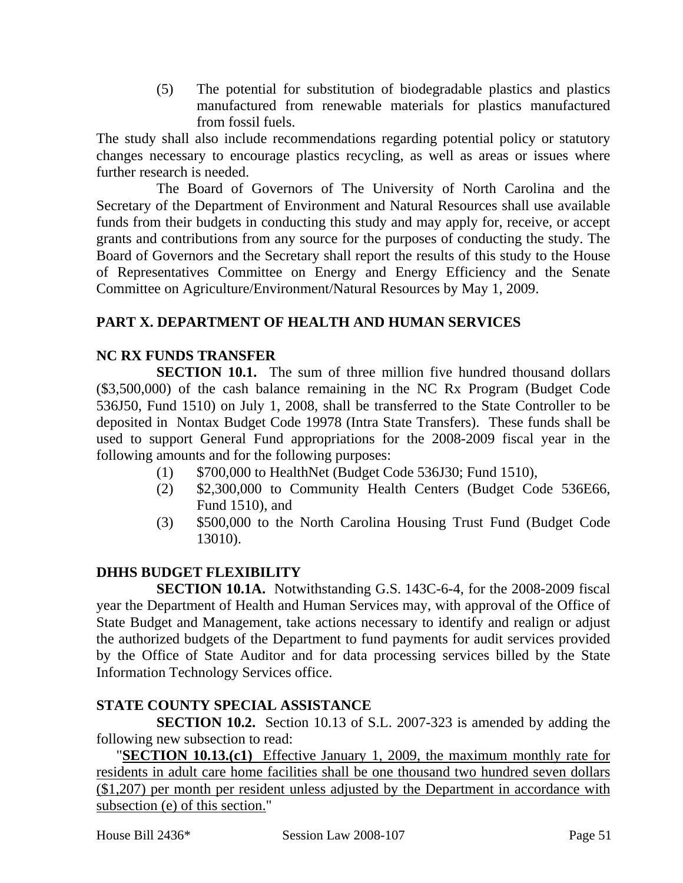(5) The potential for substitution of biodegradable plastics and plastics manufactured from renewable materials for plastics manufactured from fossil fuels.

The study shall also include recommendations regarding potential policy or statutory changes necessary to encourage plastics recycling, as well as areas or issues where further research is needed.

The Board of Governors of The University of North Carolina and the Secretary of the Department of Environment and Natural Resources shall use available funds from their budgets in conducting this study and may apply for, receive, or accept grants and contributions from any source for the purposes of conducting the study. The Board of Governors and the Secretary shall report the results of this study to the House of Representatives Committee on Energy and Energy Efficiency and the Senate Committee on Agriculture/Environment/Natural Resources by May 1, 2009.

## PART X. DEPARTMENT OF HEALTH AND HUMAN SERVICES

### NC RX FUNDS TRANSFER

**SECTION 10.1.** The sum of three million five hundred thousand dollars ($3,500,000) of the cash balance remaining in the NC Rx Program (Budget Code 536J50, Fund 1510) on July 1, 2008, shall be transferred to the State Controller to be deposited in Nontax Budget Code 19978 (Intra State Transfers). These funds shall be used to support General Fund appropriations for the 2008-2009 fiscal year in the following amounts and for the following purposes:

(1) $700,000 to HealthNet (Budget Code 536J30; Fund 1510),

(2) $2,300,000 to Community Health Centers (Budget Code 536E66, Fund 1510), and

(3) $500,000 to the North Carolina Housing Trust Fund (Budget Code 13010).

### DHHS BUDGET FLEXIBILITY

**SECTION 10.1A.** Notwithstanding G.S. 143C-6-4, for the 2008-2009 fiscal year the Department of Health and Human Services may, with approval of the Office of State Budget and Management, take actions necessary to identify and realign or adjust the authorized budgets of the Department to fund payments for audit services provided by the Office of State Auditor and for data processing services billed by the State Information Technology Services office.

### STATE COUNTY SPECIAL ASSISTANCE

**SECTION 10.2.** Section 10.13 of S.L. 2007-323 is amended by adding the following new subsection to read:

"**SECTION 10.13.(c1)** Effective January 1, 2009, the maximum monthly rate for residents in adult care home facilities shall be one thousand two hundred seven dollars ($1,207) per month per resident unless adjusted by the Department in accordance with subsection (e) of this section."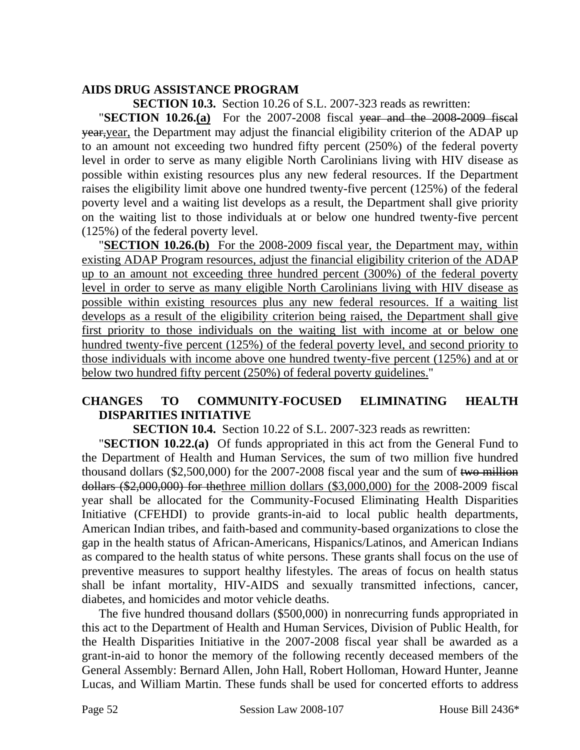**AIDS DRUG ASSISTANCE PROGRAM**

**SECTION 10.3.** Section 10.26 of S.L. 2007-323 reads as rewritten:

"**SECTION 10.26.<u>(a)</u>** For the 2007-2008 fiscal ~~year and the 2008-2009 fiscal year,~~<u>year,</u> the Department may adjust the financial eligibility criterion of the ADAP up to an amount not exceeding two hundred fifty percent (250%) of the federal poverty level in order to serve as many eligible North Carolinians living with HIV disease as possible within existing resources plus any new federal resources. If the Department raises the eligibility limit above one hundred twenty-five percent (125%) of the federal poverty level and a waiting list develops as a result, the Department shall give priority on the waiting list to those individuals at or below one hundred twenty-five percent (125%) of the federal poverty level.

"<u>**SECTION 10.26.(b)** For the 2008-2009 fiscal year, the Department may, within existing ADAP Program resources, adjust the financial eligibility criterion of the ADAP up to an amount not exceeding three hundred percent (300%) of the federal poverty level in order to serve as many eligible North Carolinians living with HIV disease as possible within existing resources plus any new federal resources. If a waiting list develops as a result of the eligibility criterion being raised, the Department shall give first priority to those individuals on the waiting list with income at or below one hundred twenty-five percent (125%) of the federal poverty level, and second priority to those individuals with income above one hundred twenty-five percent (125%) and at or below two hundred fifty percent (250%) of federal poverty guidelines.</u>"

**CHANGES TO COMMUNITY-FOCUSED ELIMINATING HEALTH DISPARITIES INITIATIVE**

**SECTION 10.4.** Section 10.22 of S.L. 2007-323 reads as rewritten:

"**SECTION 10.22.(a)** Of funds appropriated in this act from the General Fund to the Department of Health and Human Services, the sum of two million five hundred thousand dollars ($2,500,000) for the 2007-2008 fiscal year and the sum of ~~two million dollars ($2,000,000) for the~~<u>three million dollars ($3,000,000) for the</u> 2008-2009 fiscal year shall be allocated for the Community-Focused Eliminating Health Disparities Initiative (CFEHDI) to provide grants-in-aid to local public health departments, American Indian tribes, and faith-based and community-based organizations to close the gap in the health status of African-Americans, Hispanics/Latinos, and American Indians as compared to the health status of white persons. These grants shall focus on the use of preventive measures to support healthy lifestyles. The areas of focus on health status shall be infant mortality, HIV-AIDS and sexually transmitted infections, cancer, diabetes, and homicides and motor vehicle deaths.

The five hundred thousand dollars ($500,000) in nonrecurring funds appropriated in this act to the Department of Health and Human Services, Division of Public Health, for the Health Disparities Initiative in the 2007-2008 fiscal year shall be awarded as a grant-in-aid to honor the memory of the following recently deceased members of the General Assembly: Bernard Allen, John Hall, Robert Holloman, Howard Hunter, Jeanne Lucas, and William Martin. These funds shall be used for concerted efforts to address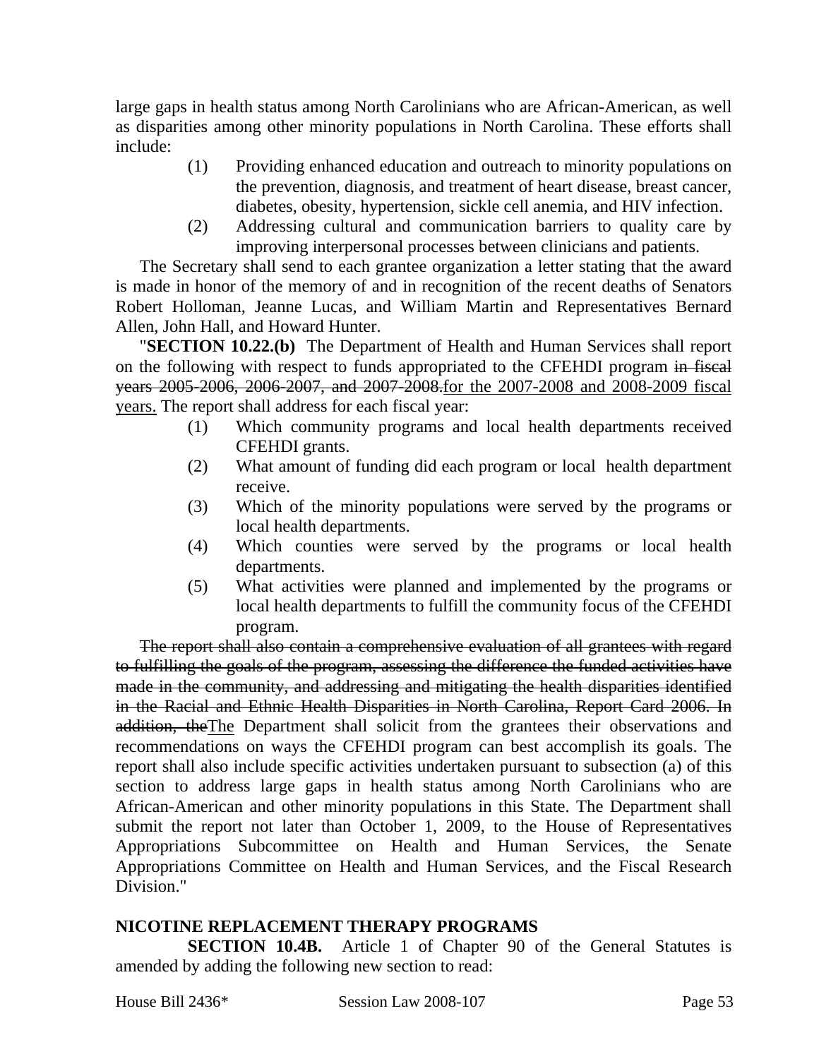large gaps in health status among North Carolinians who are African-American, as well as disparities among other minority populations in North Carolina. These efforts shall include:

(1) Providing enhanced education and outreach to minority populations on the prevention, diagnosis, and treatment of heart disease, breast cancer, diabetes, obesity, hypertension, sickle cell anemia, and HIV infection.

(2) Addressing cultural and communication barriers to quality care by improving interpersonal processes between clinicians and patients.

The Secretary shall send to each grantee organization a letter stating that the award is made in honor of the memory of and in recognition of the recent deaths of Senators Robert Holloman, Jeanne Lucas, and William Martin and Representatives Bernard Allen, John Hall, and Howard Hunter.

"**SECTION 10.22.(b)** The Department of Health and Human Services shall report on the following with respect to funds appropriated to the CFEHDI program ~~in fiscal years 2005-2006, 2006-2007, and 2007-2008.~~<u>for the 2007-2008 and 2008-2009 fiscal years.</u> The report shall address for each fiscal year:

(1) Which community programs and local health departments received CFEHDI grants.

(2) What amount of funding did each program or local health department receive.

(3) Which of the minority populations were served by the programs or local health departments.

(4) Which counties were served by the programs or local health departments.

(5) What activities were planned and implemented by the programs or local health departments to fulfill the community focus of the CFEHDI program.

~~The report shall also contain a comprehensive evaluation of all grantees with regard to fulfilling the goals of the program, assessing the difference the funded activities have made in the community, and addressing and mitigating the health disparities identified in the Racial and Ethnic Health Disparities in North Carolina, Report Card 2006. In addition, the~~<u>The</u> Department shall solicit from the grantees their observations and recommendations on ways the CFEHDI program can best accomplish its goals. The report shall also include specific activities undertaken pursuant to subsection (a) of this section to address large gaps in health status among North Carolinians who are African-American and other minority populations in this State. The Department shall submit the report not later than October 1, 2009, to the House of Representatives Appropriations Subcommittee on Health and Human Services, the Senate Appropriations Committee on Health and Human Services, and the Fiscal Research Division."

## NICOTINE REPLACEMENT THERAPY PROGRAMS

**SECTION 10.4B.** Article 1 of Chapter 90 of the General Statutes is amended by adding the following new section to read: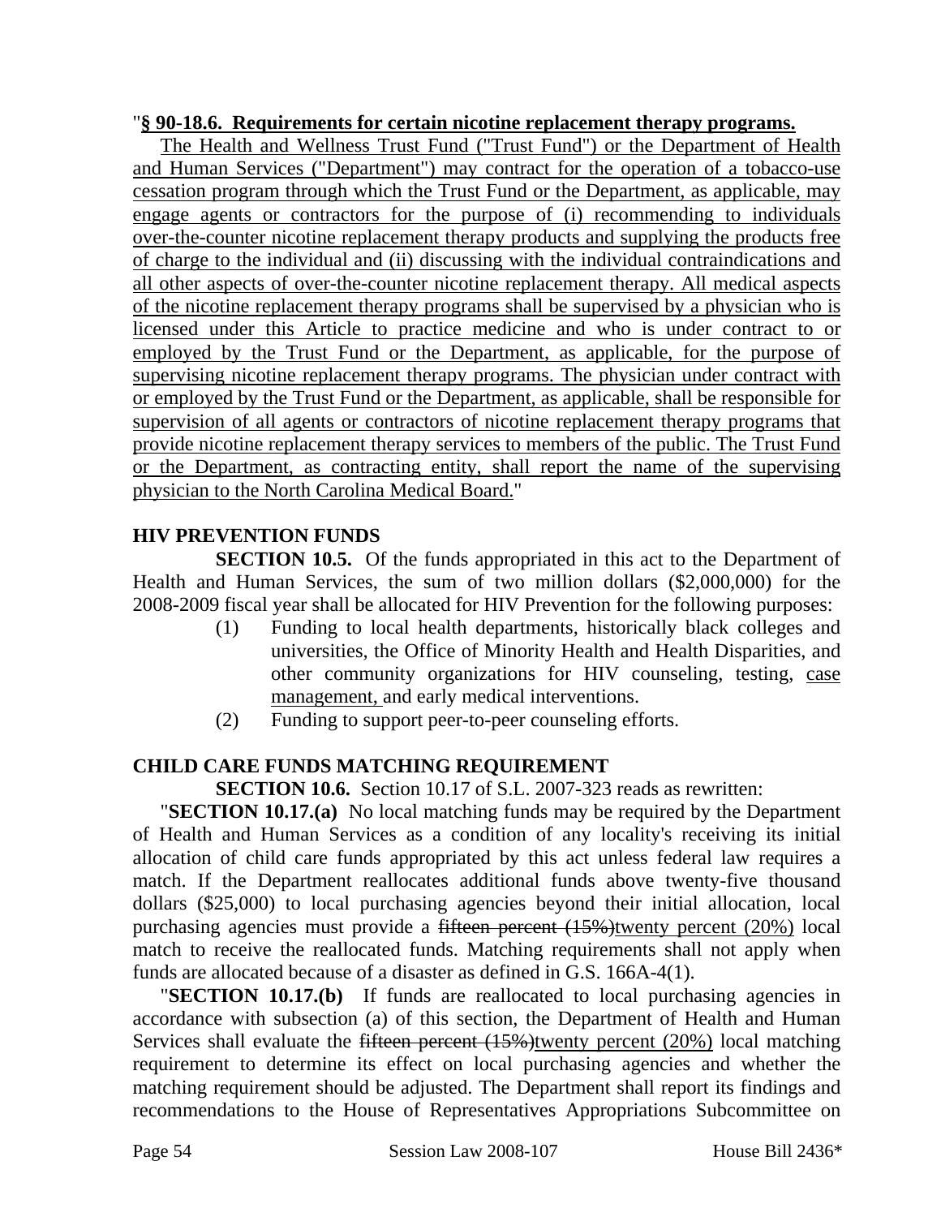"**§ 90-18.6. Requirements for certain nicotine replacement therapy programs.**

The Health and Wellness Trust Fund ("Trust Fund") or the Department of Health and Human Services ("Department") may contract for the operation of a tobacco-use cessation program through which the Trust Fund or the Department, as applicable, may engage agents or contractors for the purpose of (i) recommending to individuals over-the-counter nicotine replacement therapy products and supplying the products free of charge to the individual and (ii) discussing with the individual contraindications and all other aspects of over-the-counter nicotine replacement therapy. All medical aspects of the nicotine replacement therapy programs shall be supervised by a physician who is licensed under this Article to practice medicine and who is under contract to or employed by the Trust Fund or the Department, as applicable, for the purpose of supervising nicotine replacement therapy programs. The physician under contract with or employed by the Trust Fund or the Department, as applicable, shall be responsible for supervision of all agents or contractors of nicotine replacement therapy programs that provide nicotine replacement therapy services to members of the public. The Trust Fund or the Department, as contracting entity, shall report the name of the supervising physician to the North Carolina Medical Board."

**HIV PREVENTION FUNDS**

**SECTION 10.5.** Of the funds appropriated in this act to the Department of Health and Human Services, the sum of two million dollars ($2,000,000) for the 2008-2009 fiscal year shall be allocated for HIV Prevention for the following purposes:

(1) Funding to local health departments, historically black colleges and universities, the Office of Minority Health and Health Disparities, and other community organizations for HIV counseling, testing, case management, and early medical interventions.

(2) Funding to support peer-to-peer counseling efforts.

**CHILD CARE FUNDS MATCHING REQUIREMENT**

**SECTION 10.6.** Section 10.17 of S.L. 2007-323 reads as rewritten:

"**SECTION 10.17.(a)** No local matching funds may be required by the Department of Health and Human Services as a condition of any locality's receiving its initial allocation of child care funds appropriated by this act unless federal law requires a match. If the Department reallocates additional funds above twenty-five thousand dollars ($25,000) to local purchasing agencies beyond their initial allocation, local purchasing agencies must provide a ~~fifteen percent (15%)~~twenty percent (20%) local match to receive the reallocated funds. Matching requirements shall not apply when funds are allocated because of a disaster as defined in G.S. 166A-4(1).

"**SECTION 10.17.(b)** If funds are reallocated to local purchasing agencies in accordance with subsection (a) of this section, the Department of Health and Human Services shall evaluate the ~~fifteen percent (15%)~~twenty percent (20%) local matching requirement to determine its effect on local purchasing agencies and whether the matching requirement should be adjusted. The Department shall report its findings and recommendations to the House of Representatives Appropriations Subcommittee on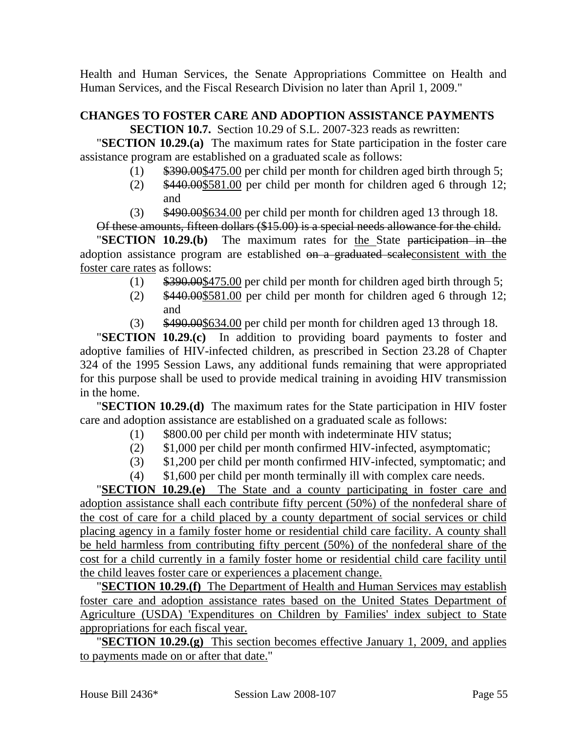Health and Human Services, the Senate Appropriations Committee on Health and Human Services, and the Fiscal Research Division no later than April 1, 2009."

**CHANGES TO FOSTER CARE AND ADOPTION ASSISTANCE PAYMENTS**

**SECTION 10.7.** Section 10.29 of S.L. 2007-323 reads as rewritten:

"**SECTION 10.29.(a)** The maximum rates for State participation in the foster care assistance program are established on a graduated scale as follows:

(1) ~~$390.00~~<u>$475.00</u> per child per month for children aged birth through 5;

(2) ~~$440.00~~<u>$581.00</u> per child per month for children aged 6 through 12; and

(3) ~~$490.00~~<u>$634.00</u> per child per month for children aged 13 through 18.

~~Of these amounts, fifteen dollars ($15.00) is a special needs allowance for the child.~~

"**SECTION 10.29.(b)** The maximum rates for <u>the</u> State ~~participation in the~~ adoption assistance program are established ~~on a graduated scale~~<u>consistent with the foster care rates</u> as follows:

(1) ~~$390.00~~<u>$475.00</u> per child per month for children aged birth through 5;

(2) ~~$440.00~~<u>$581.00</u> per child per month for children aged 6 through 12; and

(3) ~~$490.00~~<u>$634.00</u> per child per month for children aged 13 through 18.

"**SECTION 10.29.(c)** In addition to providing board payments to foster and adoptive families of HIV-infected children, as prescribed in Section 23.28 of Chapter 324 of the 1995 Session Laws, any additional funds remaining that were appropriated for this purpose shall be used to provide medical training in avoiding HIV transmission in the home.

"**SECTION 10.29.(d)** The maximum rates for the State participation in HIV foster care and adoption assistance are established on a graduated scale as follows:

(1) $800.00 per child per month with indeterminate HIV status;

(2) $1,000 per child per month confirmed HIV-infected, asymptomatic;

(3) $1,200 per child per month confirmed HIV-infected, symptomatic; and

(4) $1,600 per child per month terminally ill with complex care needs.

"<u>**SECTION 10.29.(e)** The State and a county participating in foster care and adoption assistance shall each contribute fifty percent (50%) of the nonfederal share of the cost of care for a child placed by a county department of social services or child placing agency in a family foster home or residential child care facility. A county shall be held harmless from contributing fifty percent (50%) of the nonfederal share of the cost for a child currently in a family foster home or residential child care facility until the child leaves foster care or experiences a placement change.</u>

"<u>**SECTION 10.29.(f)** The Department of Health and Human Services may establish foster care and adoption assistance rates based on the United States Department of Agriculture (USDA) 'Expenditures on Children by Families' index subject to State appropriations for each fiscal year.</u>

"<u>**SECTION 10.29.(g)** This section becomes effective January 1, 2009, and applies to payments made on or after that date.</u>"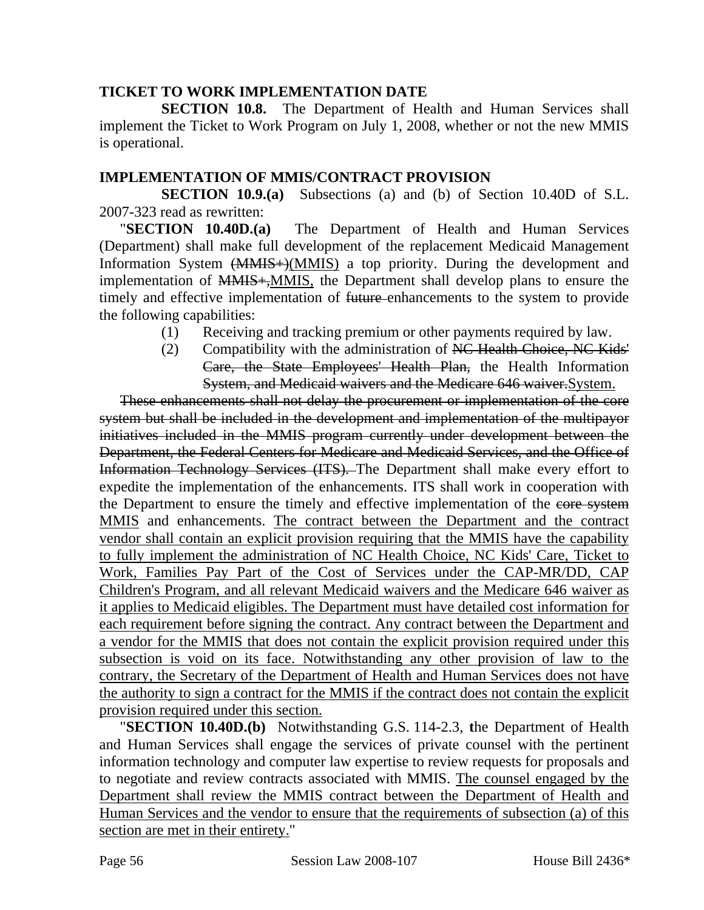**TICKET TO WORK IMPLEMENTATION DATE**

**SECTION 10.8.** The Department of Health and Human Services shall implement the Ticket to Work Program on July 1, 2008, whether or not the new MMIS is operational.

**IMPLEMENTATION OF MMIS/CONTRACT PROVISION**

**SECTION 10.9.(a)** Subsections (a) and (b) of Section 10.40D of S.L. 2007-323 read as rewritten:

"**SECTION 10.40D.(a)** The Department of Health and Human Services (Department) shall make full development of the replacement Medicaid Management Information System ~~(MMIS+)~~<u>(MMIS)</u> a top priority. During the development and implementation of ~~MMIS+,~~<u>MMIS,</u> the Department shall develop plans to ensure the timely and effective implementation of ~~future~~ enhancements to the system to provide the following capabilities:

(1) Receiving and tracking premium or other payments required by law.

(2) Compatibility with the administration of ~~NC Health Choice, NC Kids' Care, the State Employees' Health Plan,~~ the Health Information ~~System, and Medicaid waivers and the Medicare 646 waiver.~~<u>System.</u>

~~These enhancements shall not delay the procurement or implementation of the core system but shall be included in the development and implementation of the multipayor initiatives included in the MMIS program currently under development between the Department, the Federal Centers for Medicare and Medicaid Services, and the Office of Information Technology Services (ITS).~~ The Department shall make every effort to expedite the implementation of the enhancements. ITS shall work in cooperation with the Department to ensure the timely and effective implementation of the ~~core system~~ <u>MMIS</u> and enhancements. <u>The contract between the Department and the contract vendor shall contain an explicit provision requiring that the MMIS have the capability to fully implement the administration of NC Health Choice, NC Kids' Care, Ticket to Work, Families Pay Part of the Cost of Services under the CAP-MR/DD, CAP Children's Program, and all relevant Medicaid waivers and the Medicare 646 waiver as it applies to Medicaid eligibles. The Department must have detailed cost information for each requirement before signing the contract. Any contract between the Department and a vendor for the MMIS that does not contain the explicit provision required under this subsection is void on its face. Notwithstanding any other provision of law to the contrary, the Secretary of the Department of Health and Human Services does not have the authority to sign a contract for the MMIS if the contract does not contain the explicit provision required under this section.</u>

"**SECTION 10.40D.(b)** Notwithstanding G.S. 114-2.3, **t**he Department of Health and Human Services shall engage the services of private counsel with the pertinent information technology and computer law expertise to review requests for proposals and to negotiate and review contracts associated with MMIS. <u>The counsel engaged by the Department shall review the MMIS contract between the Department of Health and Human Services and the vendor to ensure that the requirements of subsection (a) of this section are met in their entirety.</u>"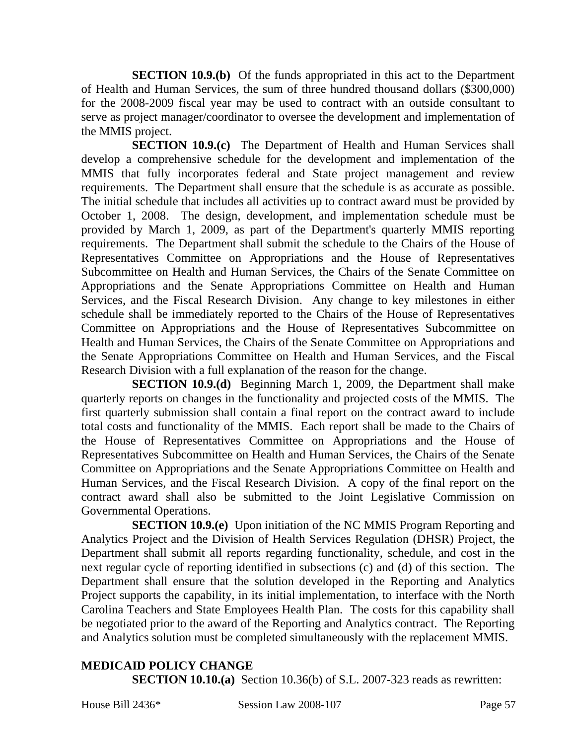**SECTION 10.9.(b)** Of the funds appropriated in this act to the Department of Health and Human Services, the sum of three hundred thousand dollars ($300,000) for the 2008-2009 fiscal year may be used to contract with an outside consultant to serve as project manager/coordinator to oversee the development and implementation of the MMIS project.

**SECTION 10.9.(c)** The Department of Health and Human Services shall develop a comprehensive schedule for the development and implementation of the MMIS that fully incorporates federal and State project management and review requirements. The Department shall ensure that the schedule is as accurate as possible. The initial schedule that includes all activities up to contract award must be provided by October 1, 2008. The design, development, and implementation schedule must be provided by March 1, 2009, as part of the Department's quarterly MMIS reporting requirements. The Department shall submit the schedule to the Chairs of the House of Representatives Committee on Appropriations and the House of Representatives Subcommittee on Health and Human Services, the Chairs of the Senate Committee on Appropriations and the Senate Appropriations Committee on Health and Human Services, and the Fiscal Research Division. Any change to key milestones in either schedule shall be immediately reported to the Chairs of the House of Representatives Committee on Appropriations and the House of Representatives Subcommittee on Health and Human Services, the Chairs of the Senate Committee on Appropriations and the Senate Appropriations Committee on Health and Human Services, and the Fiscal Research Division with a full explanation of the reason for the change.

**SECTION 10.9.(d)** Beginning March 1, 2009, the Department shall make quarterly reports on changes in the functionality and projected costs of the MMIS. The first quarterly submission shall contain a final report on the contract award to include total costs and functionality of the MMIS. Each report shall be made to the Chairs of the House of Representatives Committee on Appropriations and the House of Representatives Subcommittee on Health and Human Services, the Chairs of the Senate Committee on Appropriations and the Senate Appropriations Committee on Health and Human Services, and the Fiscal Research Division. A copy of the final report on the contract award shall also be submitted to the Joint Legislative Commission on Governmental Operations.

**SECTION 10.9.(e)** Upon initiation of the NC MMIS Program Reporting and Analytics Project and the Division of Health Services Regulation (DHSR) Project, the Department shall submit all reports regarding functionality, schedule, and cost in the next regular cycle of reporting identified in subsections (c) and (d) of this section. The Department shall ensure that the solution developed in the Reporting and Analytics Project supports the capability, in its initial implementation, to interface with the North Carolina Teachers and State Employees Health Plan. The costs for this capability shall be negotiated prior to the award of the Reporting and Analytics contract. The Reporting and Analytics solution must be completed simultaneously with the replacement MMIS.

**MEDICAID POLICY CHANGE**

**SECTION 10.10.(a)** Section 10.36(b) of S.L. 2007-323 reads as rewritten: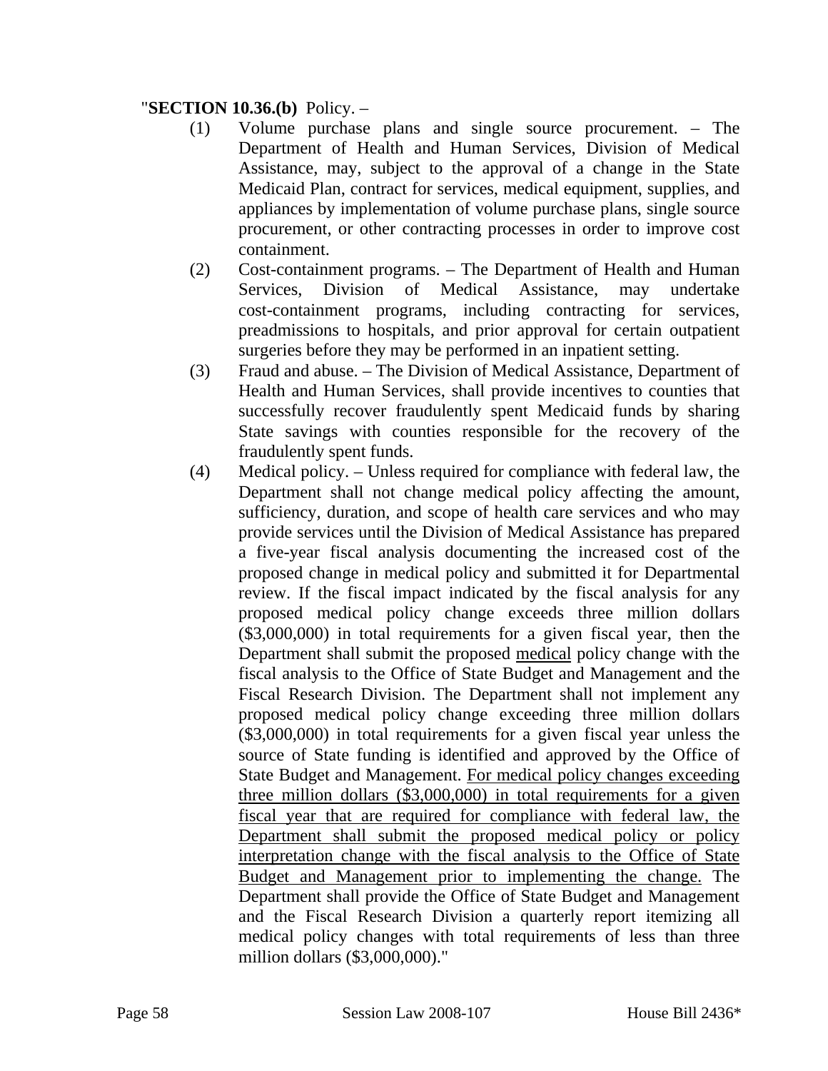"**SECTION 10.36.(b)** Policy. –

(1) Volume purchase plans and single source procurement. – The Department of Health and Human Services, Division of Medical Assistance, may, subject to the approval of a change in the State Medicaid Plan, contract for services, medical equipment, supplies, and appliances by implementation of volume purchase plans, single source procurement, or other contracting processes in order to improve cost containment.

(2) Cost-containment programs. – The Department of Health and Human Services, Division of Medical Assistance, may undertake cost-containment programs, including contracting for services, preadmissions to hospitals, and prior approval for certain outpatient surgeries before they may be performed in an inpatient setting.

(3) Fraud and abuse. – The Division of Medical Assistance, Department of Health and Human Services, shall provide incentives to counties that successfully recover fraudulently spent Medicaid funds by sharing State savings with counties responsible for the recovery of the fraudulently spent funds.

(4) Medical policy. – Unless required for compliance with federal law, the Department shall not change medical policy affecting the amount, sufficiency, duration, and scope of health care services and who may provide services until the Division of Medical Assistance has prepared a five-year fiscal analysis documenting the increased cost of the proposed change in medical policy and submitted it for Departmental review. If the fiscal impact indicated by the fiscal analysis for any proposed medical policy change exceeds three million dollars ($3,000,000) in total requirements for a given fiscal year, then the Department shall submit the proposed <u>medical</u> policy change with the fiscal analysis to the Office of State Budget and Management and the Fiscal Research Division. The Department shall not implement any proposed medical policy change exceeding three million dollars ($3,000,000) in total requirements for a given fiscal year unless the source of State funding is identified and approved by the Office of State Budget and Management. <u>For medical policy changes exceeding three million dollars ($3,000,000) in total requirements for a given fiscal year that are required for compliance with federal law, the Department shall submit the proposed medical policy or policy interpretation change with the fiscal analysis to the Office of State Budget and Management prior to implementing the change.</u> The Department shall provide the Office of State Budget and Management and the Fiscal Research Division a quarterly report itemizing all medical policy changes with total requirements of less than three million dollars ($3,000,000)."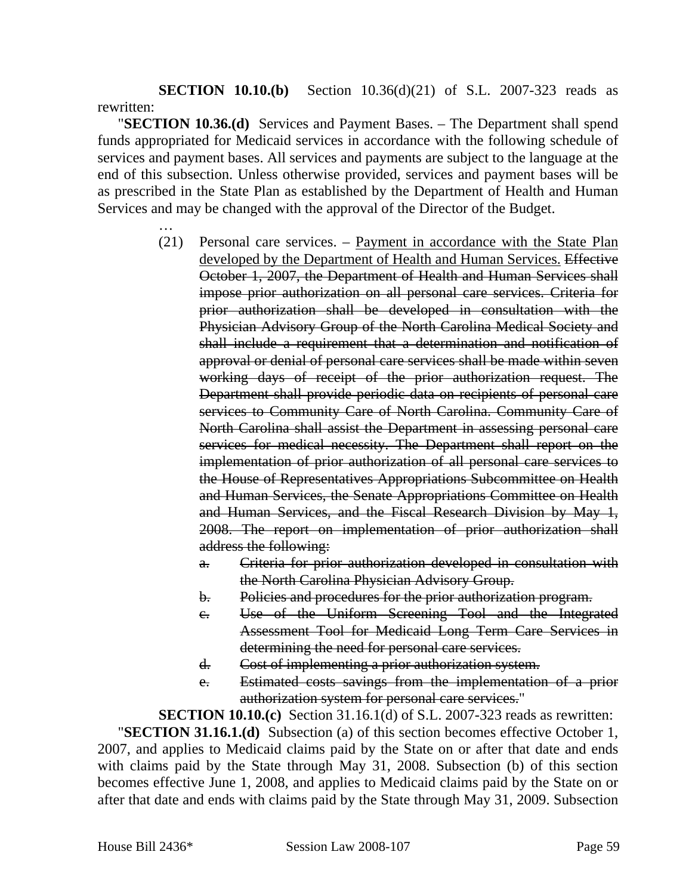**SECTION 10.10.(b)** Section 10.36(d)(21) of S.L. 2007-323 reads as rewritten:

"**SECTION 10.36.(d)** Services and Payment Bases. – The Department shall spend funds appropriated for Medicaid services in accordance with the following schedule of services and payment bases. All services and payments are subject to the language at the end of this subsection. Unless otherwise provided, services and payment bases will be as prescribed in the State Plan as established by the Department of Health and Human Services and may be changed with the approval of the Director of the Budget.

…

(21) Personal care services. – <u>Payment in accordance with the State Plan developed by the Department of Health and Human Services.</u> ~~Effective October 1, 2007, the Department of Health and Human Services shall impose prior authorization on all personal care services. Criteria for prior authorization shall be developed in consultation with the Physician Advisory Group of the North Carolina Medical Society and shall include a requirement that a determination and notification of approval or denial of personal care services shall be made within seven working days of receipt of the prior authorization request. The Department shall provide periodic data on recipients of personal care services to Community Care of North Carolina. Community Care of North Carolina shall assist the Department in assessing personal care services for medical necessity. The Department shall report on the implementation of prior authorization of all personal care services to the House of Representatives Appropriations Subcommittee on Health and Human Services, the Senate Appropriations Committee on Health and Human Services, and the Fiscal Research Division by May 1, 2008. The report on implementation of prior authorization shall address the following:~~

~~a. Criteria for prior authorization developed in consultation with the North Carolina Physician Advisory Group.~~

~~b. Policies and procedures for the prior authorization program.~~

~~c. Use of the Uniform Screening Tool and the Integrated Assessment Tool for Medicaid Long Term Care Services in determining the need for personal care services.~~

~~d. Cost of implementing a prior authorization system.~~

~~e. Estimated costs savings from the implementation of a prior authorization system for personal care services.~~"

**SECTION 10.10.(c)** Section 31.16.1(d) of S.L. 2007-323 reads as rewritten:

"**SECTION 31.16.1.(d)** Subsection (a) of this section becomes effective October 1, 2007, and applies to Medicaid claims paid by the State on or after that date and ends with claims paid by the State through May 31, 2008. Subsection (b) of this section becomes effective June 1, 2008, and applies to Medicaid claims paid by the State on or after that date and ends with claims paid by the State through May 31, 2009. Subsection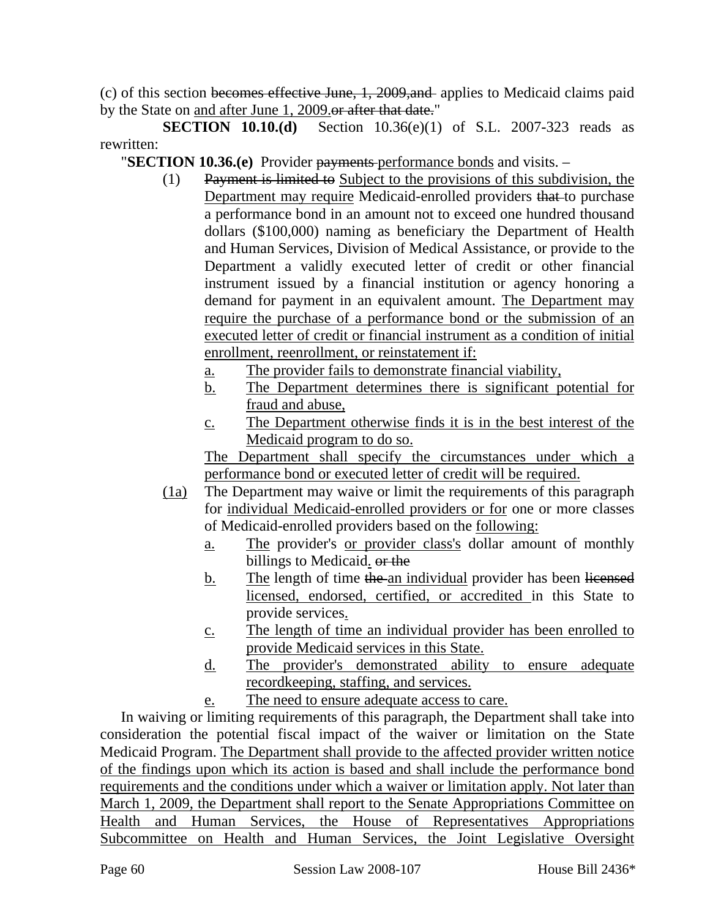(c) of this section ~~becomes effective June, 1, 2009,and~~ applies to Medicaid claims paid by the State on <u>and after June 1, 2009.</u>~~or after that date.~~"

**SECTION 10.10.(d)** Section 10.36(e)(1) of S.L. 2007-323 reads as rewritten:

"**SECTION 10.36.(e)** Provider ~~payments~~ <u>performance bonds</u> and visits. –

(1) ~~Payment is limited to~~ <u>Subject to the provisions of this subdivision, the Department may require</u> Medicaid-enrolled providers ~~that~~ to purchase a performance bond in an amount not to exceed one hundred thousand dollars ($100,000) naming as beneficiary the Department of Health and Human Services, Division of Medical Assistance, or provide to the Department a validly executed letter of credit or other financial instrument issued by a financial institution or agency honoring a demand for payment in an equivalent amount. <u>The Department may require the purchase of a performance bond or the submission of an executed letter of credit or financial instrument as a condition of initial enrollment, reenrollment, or reinstatement if:</u>

<u>a.</u> <u>The provider fails to demonstrate financial viability,</u>

<u>b.</u> <u>The Department determines there is significant potential for fraud and abuse,</u>

<u>c.</u> <u>The Department otherwise finds it is in the best interest of the Medicaid program to do so.</u>

<u>The Department shall specify the circumstances under which a performance bond or executed letter of credit will be required.</u>

<u>(1a)</u> The Department may waive or limit the requirements of this paragraph for <u>individual Medicaid-enrolled providers or for</u> one or more classes of Medicaid-enrolled providers based on the <u>following:</u>

<u>a.</u> <u>The</u> provider's <u>or provider class's</u> dollar amount of monthly billings to Medicaid<u>.</u> ~~or the~~

<u>b.</u> <u>The</u> length of time ~~the~~ <u>an individual</u> provider has been ~~licensed~~ <u>licensed, endorsed, certified, or accredited</u> in this State to provide services<u>.</u>

<u>c.</u> <u>The length of time an individual provider has been enrolled to provide Medicaid services in this State.</u>

<u>d.</u> <u>The provider's demonstrated ability to ensure adequate recordkeeping, staffing, and services.</u>

<u>e.</u> <u>The need to ensure adequate access to care.</u>

In waiving or limiting requirements of this paragraph, the Department shall take into consideration the potential fiscal impact of the waiver or limitation on the State Medicaid Program. <u>The Department shall provide to the affected provider written notice of the findings upon which its action is based and shall include the performance bond requirements and the conditions under which a waiver or limitation apply. Not later than March 1, 2009, the Department shall report to the Senate Appropriations Committee on Health and Human Services, the House of Representatives Appropriations Subcommittee on Health and Human Services, the Joint Legislative Oversight</u>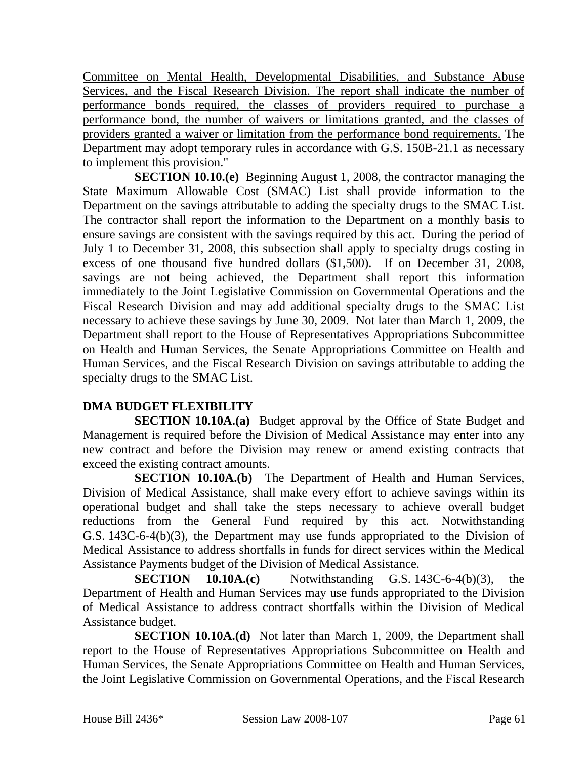Committee on Mental Health, Developmental Disabilities, and Substance Abuse Services, and the Fiscal Research Division. The report shall indicate the number of performance bonds required, the classes of providers required to purchase a performance bond, the number of waivers or limitations granted, and the classes of providers granted a waiver or limitation from the performance bond requirements. The Department may adopt temporary rules in accordance with G.S. 150B-21.1 as necessary to implement this provision."

**SECTION 10.10.(e)** Beginning August 1, 2008, the contractor managing the State Maximum Allowable Cost (SMAC) List shall provide information to the Department on the savings attributable to adding the specialty drugs to the SMAC List. The contractor shall report the information to the Department on a monthly basis to ensure savings are consistent with the savings required by this act. During the period of July 1 to December 31, 2008, this subsection shall apply to specialty drugs costing in excess of one thousand five hundred dollars ($1,500). If on December 31, 2008, savings are not being achieved, the Department shall report this information immediately to the Joint Legislative Commission on Governmental Operations and the Fiscal Research Division and may add additional specialty drugs to the SMAC List necessary to achieve these savings by June 30, 2009. Not later than March 1, 2009, the Department shall report to the House of Representatives Appropriations Subcommittee on Health and Human Services, the Senate Appropriations Committee on Health and Human Services, and the Fiscal Research Division on savings attributable to adding the specialty drugs to the SMAC List.

**DMA BUDGET FLEXIBILITY**

**SECTION 10.10A.(a)** Budget approval by the Office of State Budget and Management is required before the Division of Medical Assistance may enter into any new contract and before the Division may renew or amend existing contracts that exceed the existing contract amounts.

**SECTION 10.10A.(b)** The Department of Health and Human Services, Division of Medical Assistance, shall make every effort to achieve savings within its operational budget and shall take the steps necessary to achieve overall budget reductions from the General Fund required by this act. Notwithstanding G.S. 143C-6-4(b)(3), the Department may use funds appropriated to the Division of Medical Assistance to address shortfalls in funds for direct services within the Medical Assistance Payments budget of the Division of Medical Assistance.

**SECTION 10.10A.(c)** Notwithstanding G.S. 143C-6-4(b)(3), the Department of Health and Human Services may use funds appropriated to the Division of Medical Assistance to address contract shortfalls within the Division of Medical Assistance budget.

**SECTION 10.10A.(d)** Not later than March 1, 2009, the Department shall report to the House of Representatives Appropriations Subcommittee on Health and Human Services, the Senate Appropriations Committee on Health and Human Services, the Joint Legislative Commission on Governmental Operations, and the Fiscal Research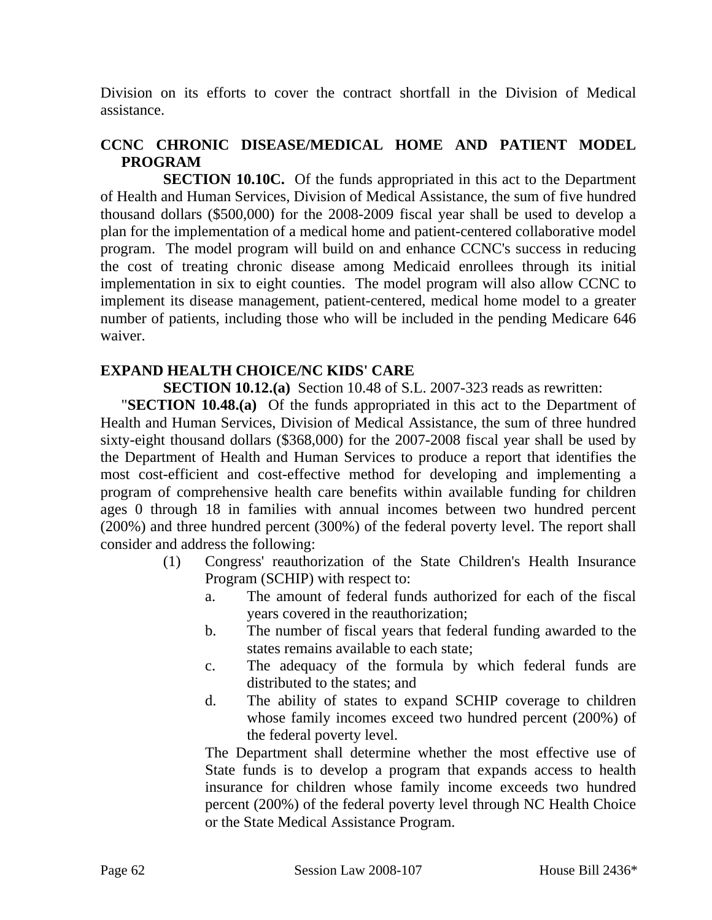Division on its efforts to cover the contract shortfall in the Division of Medical assistance.

**CCNC CHRONIC DISEASE/MEDICAL HOME AND PATIENT MODEL PROGRAM**

**SECTION 10.10C.** Of the funds appropriated in this act to the Department of Health and Human Services, Division of Medical Assistance, the sum of five hundred thousand dollars ($500,000) for the 2008-2009 fiscal year shall be used to develop a plan for the implementation of a medical home and patient-centered collaborative model program. The model program will build on and enhance CCNC's success in reducing the cost of treating chronic disease among Medicaid enrollees through its initial implementation in six to eight counties. The model program will also allow CCNC to implement its disease management, patient-centered, medical home model to a greater number of patients, including those who will be included in the pending Medicare 646 waiver.

**EXPAND HEALTH CHOICE/NC KIDS' CARE**

**SECTION 10.12.(a)** Section 10.48 of S.L. 2007-323 reads as rewritten:

"**SECTION 10.48.(a)** Of the funds appropriated in this act to the Department of Health and Human Services, Division of Medical Assistance, the sum of three hundred sixty-eight thousand dollars ($368,000) for the 2007-2008 fiscal year shall be used by the Department of Health and Human Services to produce a report that identifies the most cost-efficient and cost-effective method for developing and implementing a program of comprehensive health care benefits within available funding for children ages 0 through 18 in families with annual incomes between two hundred percent (200%) and three hundred percent (300%) of the federal poverty level. The report shall consider and address the following:

(1) Congress' reauthorization of the State Children's Health Insurance Program (SCHIP) with respect to:
   a. The amount of federal funds authorized for each of the fiscal years covered in the reauthorization;
   b. The number of fiscal years that federal funding awarded to the states remains available to each state;
   c. The adequacy of the formula by which federal funds are distributed to the states; and
   d. The ability of states to expand SCHIP coverage to children whose family incomes exceed two hundred percent (200%) of the federal poverty level.

   The Department shall determine whether the most effective use of State funds is to develop a program that expands access to health insurance for children whose family income exceeds two hundred percent (200%) of the federal poverty level through NC Health Choice or the State Medical Assistance Program.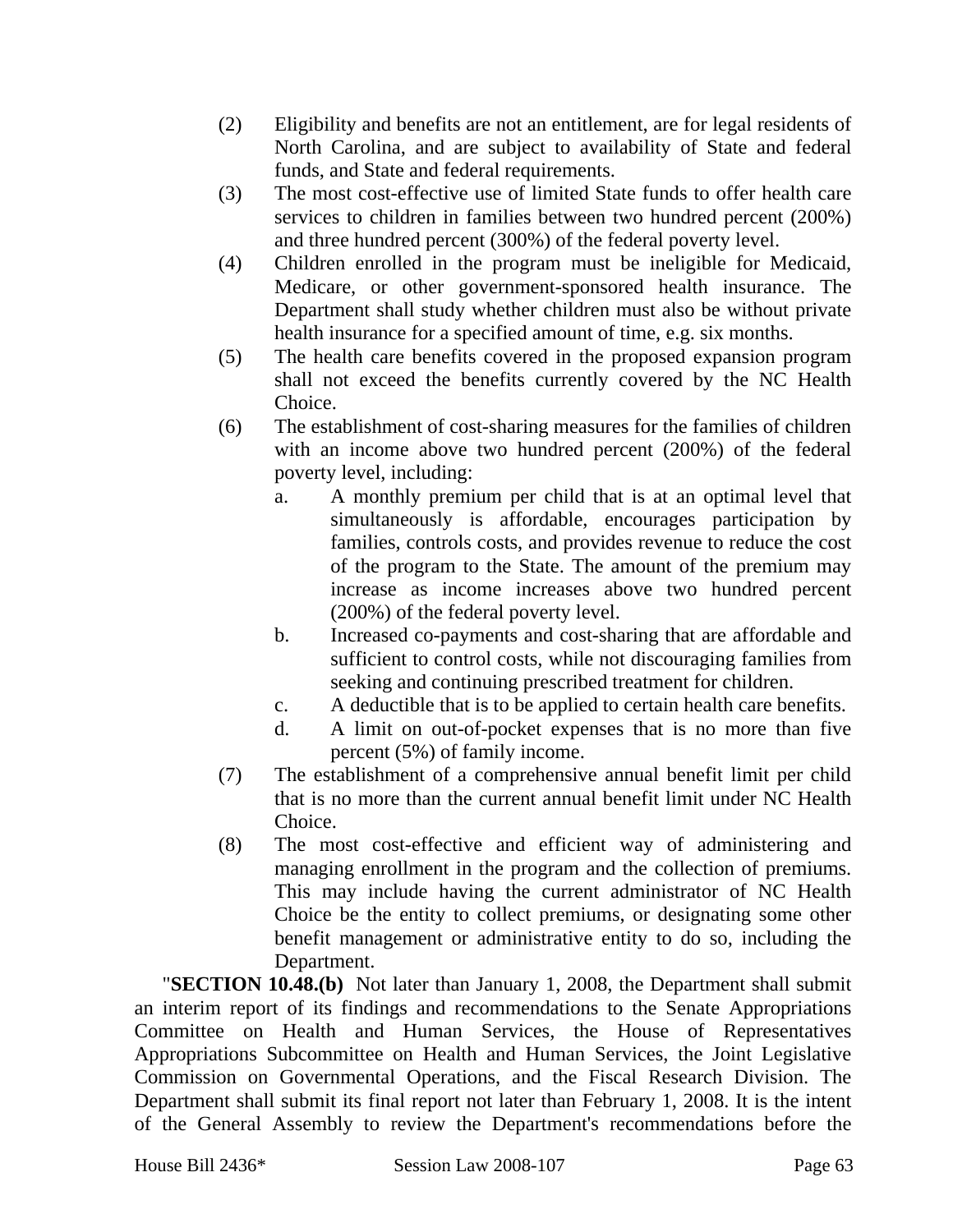(2) Eligibility and benefits are not an entitlement, are for legal residents of North Carolina, and are subject to availability of State and federal funds, and State and federal requirements.

(3) The most cost-effective use of limited State funds to offer health care services to children in families between two hundred percent (200%) and three hundred percent (300%) of the federal poverty level.

(4) Children enrolled in the program must be ineligible for Medicaid, Medicare, or other government-sponsored health insurance. The Department shall study whether children must also be without private health insurance for a specified amount of time, e.g. six months.

(5) The health care benefits covered in the proposed expansion program shall not exceed the benefits currently covered by the NC Health Choice.

(6) The establishment of cost-sharing measures for the families of children with an income above two hundred percent (200%) of the federal poverty level, including:

   a. A monthly premium per child that is at an optimal level that simultaneously is affordable, encourages participation by families, controls costs, and provides revenue to reduce the cost of the program to the State. The amount of the premium may increase as income increases above two hundred percent (200%) of the federal poverty level.

   b. Increased co-payments and cost-sharing that are affordable and sufficient to control costs, while not discouraging families from seeking and continuing prescribed treatment for children.

   c. A deductible that is to be applied to certain health care benefits.

   d. A limit on out-of-pocket expenses that is no more than five percent (5%) of family income.

(7) The establishment of a comprehensive annual benefit limit per child that is no more than the current annual benefit limit under NC Health Choice.

(8) The most cost-effective and efficient way of administering and managing enrollment in the program and the collection of premiums. This may include having the current administrator of NC Health Choice be the entity to collect premiums, or designating some other benefit management or administrative entity to do so, including the Department.

"**SECTION 10.48.(b)** Not later than January 1, 2008, the Department shall submit an interim report of its findings and recommendations to the Senate Appropriations Committee on Health and Human Services, the House of Representatives Appropriations Subcommittee on Health and Human Services, the Joint Legislative Commission on Governmental Operations, and the Fiscal Research Division. The Department shall submit its final report not later than February 1, 2008. It is the intent of the General Assembly to review the Department's recommendations before the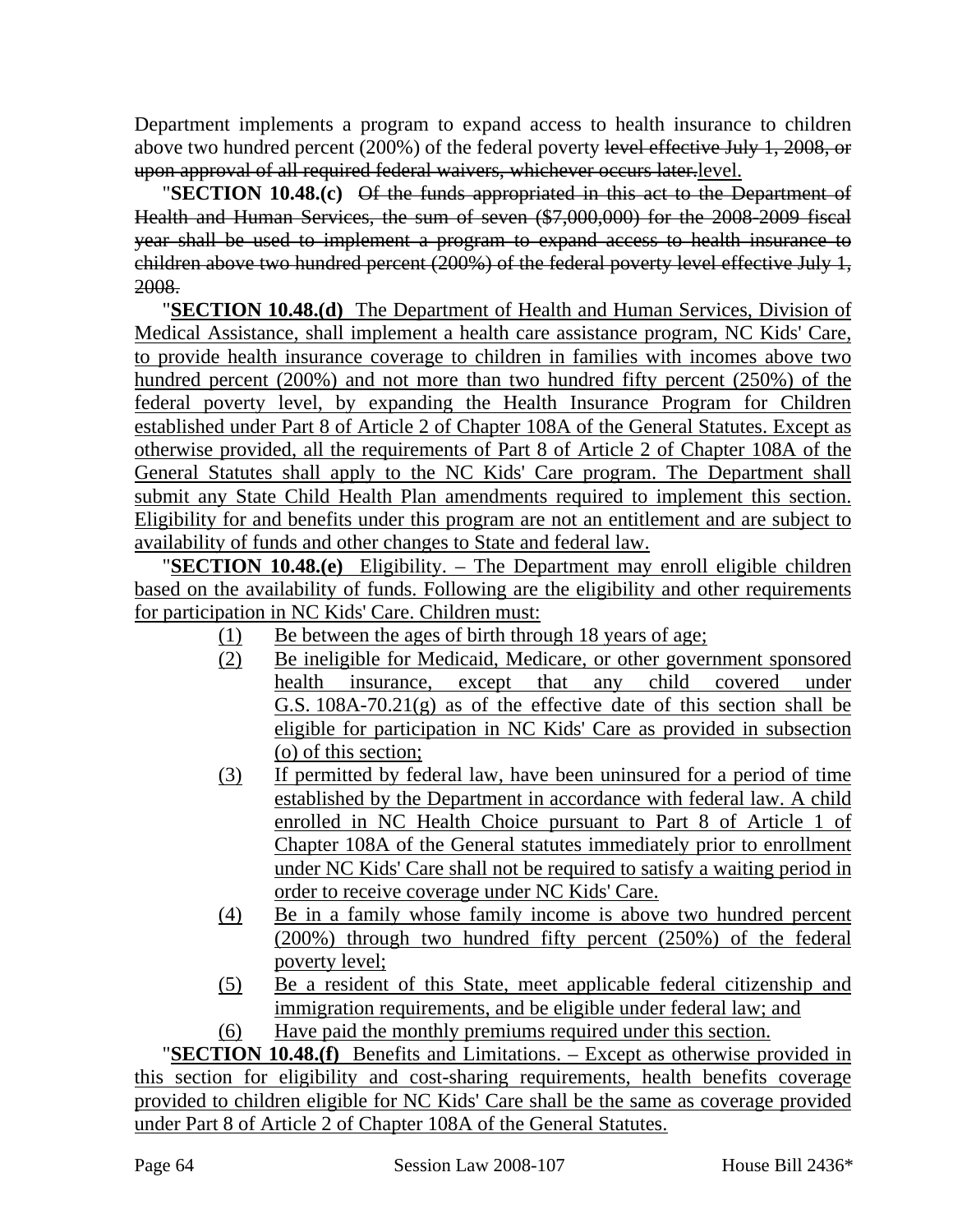Department implements a program to expand access to health insurance to children above two hundred percent (200%) of the federal poverty ~~level effective July 1, 2008, or upon approval of all required federal waivers, whichever occurs later.~~<u>level.</u>

"**SECTION 10.48.(c)** ~~Of the funds appropriated in this act to the Department of Health and Human Services, the sum of seven ($7,000,000) for the 2008-2009 fiscal year shall be used to implement a program to expand access to health insurance to children above two hundred percent (200%) of the federal poverty level effective July 1, 2008.~~

"<u>**SECTION 10.48.(d)** The Department of Health and Human Services, Division of Medical Assistance, shall implement a health care assistance program, NC Kids' Care, to provide health insurance coverage to children in families with incomes above two hundred percent (200%) and not more than two hundred fifty percent (250%) of the federal poverty level, by expanding the Health Insurance Program for Children established under Part 8 of Article 2 of Chapter 108A of the General Statutes. Except as otherwise provided, all the requirements of Part 8 of Article 2 of Chapter 108A of the General Statutes shall apply to the NC Kids' Care program. The Department shall submit any State Child Health Plan amendments required to implement this section. Eligibility for and benefits under this program are not an entitlement and are subject to availability of funds and other changes to State and federal law.</u>

"<u>**SECTION 10.48.(e)** Eligibility. – The Department may enroll eligible children based on the availability of funds. Following are the eligibility and other requirements for participation in NC Kids' Care. Children must:</u>

1. <u>Be between the ages of birth through 18 years of age;</u>
2. <u>Be ineligible for Medicaid, Medicare, or other government sponsored health insurance, except that any child covered under G.S. 108A-70.21(g) as of the effective date of this section shall be eligible for participation in NC Kids' Care as provided in subsection (o) of this section;</u>
3. <u>If permitted by federal law, have been uninsured for a period of time established by the Department in accordance with federal law. A child enrolled in NC Health Choice pursuant to Part 8 of Article 1 of Chapter 108A of the General statutes immediately prior to enrollment under NC Kids' Care shall not be required to satisfy a waiting period in order to receive coverage under NC Kids' Care.</u>
4. <u>Be in a family whose family income is above two hundred percent (200%) through two hundred fifty percent (250%) of the federal poverty level;</u>
5. <u>Be a resident of this State, meet applicable federal citizenship and immigration requirements, and be eligible under federal law; and</u>
6. <u>Have paid the monthly premiums required under this section.</u>

"<u>**SECTION 10.48.(f)** Benefits and Limitations. – Except as otherwise provided in this section for eligibility and cost-sharing requirements, health benefits coverage provided to children eligible for NC Kids' Care shall be the same as coverage provided under Part 8 of Article 2 of Chapter 108A of the General Statutes.</u>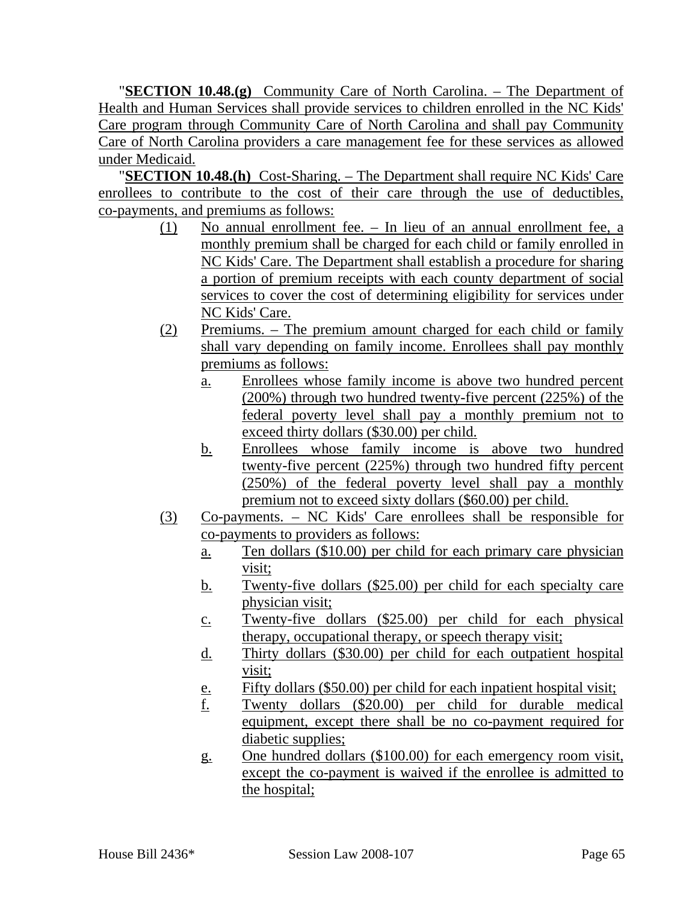"**SECTION 10.48.(g)** Community Care of North Carolina. – The Department of Health and Human Services shall provide services to children enrolled in the NC Kids' Care program through Community Care of North Carolina and shall pay Community Care of North Carolina providers a care management fee for these services as allowed under Medicaid.

"**SECTION 10.48.(h)** Cost-Sharing. – The Department shall require NC Kids' Care enrollees to contribute to the cost of their care through the use of deductibles, co-payments, and premiums as follows:

(1) No annual enrollment fee. – In lieu of an annual enrollment fee, a monthly premium shall be charged for each child or family enrolled in NC Kids' Care. The Department shall establish a procedure for sharing a portion of premium receipts with each county department of social services to cover the cost of determining eligibility for services under NC Kids' Care.

(2) Premiums. – The premium amount charged for each child or family shall vary depending on family income. Enrollees shall pay monthly premiums as follows:

 a. Enrollees whose family income is above two hundred percent (200%) through two hundred twenty-five percent (225%) of the federal poverty level shall pay a monthly premium not to exceed thirty dollars ($30.00) per child.

 b. Enrollees whose family income is above two hundred twenty-five percent (225%) through two hundred fifty percent (250%) of the federal poverty level shall pay a monthly premium not to exceed sixty dollars ($60.00) per child.

(3) Co-payments. – NC Kids' Care enrollees shall be responsible for co-payments to providers as follows:

 a. Ten dollars ($10.00) per child for each primary care physician visit;

 b. Twenty-five dollars ($25.00) per child for each specialty care physician visit;

 c. Twenty-five dollars ($25.00) per child for each physical therapy, occupational therapy, or speech therapy visit;

 d. Thirty dollars ($30.00) per child for each outpatient hospital visit;

 e. Fifty dollars ($50.00) per child for each inpatient hospital visit;

 f. Twenty dollars ($20.00) per child for durable medical equipment, except there shall be no co-payment required for diabetic supplies;

 g. One hundred dollars ($100.00) for each emergency room visit, except the co-payment is waived if the enrollee is admitted to the hospital;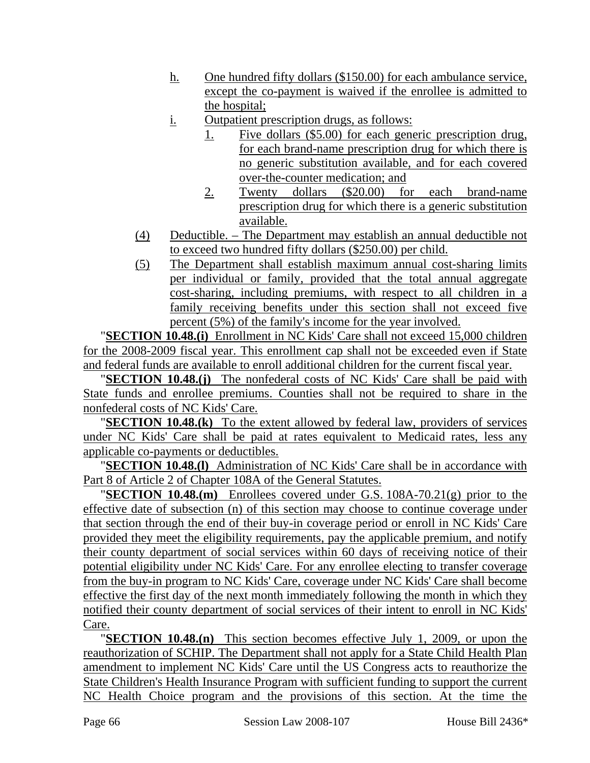h. One hundred fifty dollars ($150.00) for each ambulance service, except the co-payment is waived if the enrollee is admitted to the hospital;

i. Outpatient prescription drugs, as follows:

1. Five dollars ($5.00) for each generic prescription drug, for each brand-name prescription drug for which there is no generic substitution available, and for each covered over-the-counter medication; and

2. Twenty dollars ($20.00) for each brand-name prescription drug for which there is a generic substitution available.

(4) Deductible. – The Department may establish an annual deductible not to exceed two hundred fifty dollars ($250.00) per child.

(5) The Department shall establish maximum annual cost-sharing limits per individual or family, provided that the total annual aggregate cost-sharing, including premiums, with respect to all children in a family receiving benefits under this section shall not exceed five percent (5%) of the family's income for the year involved.

"**SECTION 10.48.(i)** Enrollment in NC Kids' Care shall not exceed 15,000 children for the 2008-2009 fiscal year. This enrollment cap shall not be exceeded even if State and federal funds are available to enroll additional children for the current fiscal year.

"**SECTION 10.48.(j)** The nonfederal costs of NC Kids' Care shall be paid with State funds and enrollee premiums. Counties shall not be required to share in the nonfederal costs of NC Kids' Care.

"**SECTION 10.48.(k)** To the extent allowed by federal law, providers of services under NC Kids' Care shall be paid at rates equivalent to Medicaid rates, less any applicable co-payments or deductibles.

"**SECTION 10.48.(l)** Administration of NC Kids' Care shall be in accordance with Part 8 of Article 2 of Chapter 108A of the General Statutes.

"**SECTION 10.48.(m)** Enrollees covered under G.S. 108A-70.21(g) prior to the effective date of subsection (n) of this section may choose to continue coverage under that section through the end of their buy-in coverage period or enroll in NC Kids' Care provided they meet the eligibility requirements, pay the applicable premium, and notify their county department of social services within 60 days of receiving notice of their potential eligibility under NC Kids' Care. For any enrollee electing to transfer coverage from the buy-in program to NC Kids' Care, coverage under NC Kids' Care shall become effective the first day of the next month immediately following the month in which they notified their county department of social services of their intent to enroll in NC Kids' Care.

"**SECTION 10.48.(n)** This section becomes effective July 1, 2009, or upon the reauthorization of SCHIP. The Department shall not apply for a State Child Health Plan amendment to implement NC Kids' Care until the US Congress acts to reauthorize the State Children's Health Insurance Program with sufficient funding to support the current NC Health Choice program and the provisions of this section. At the time the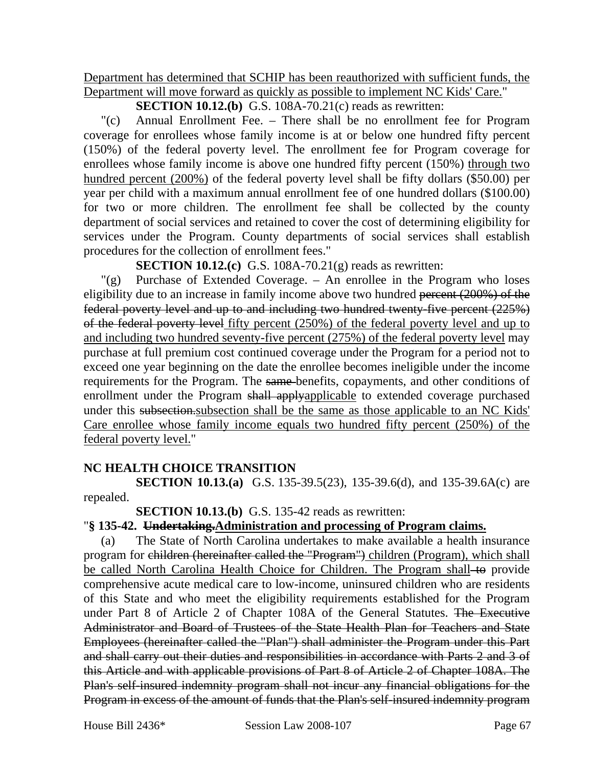Department has determined that SCHIP has been reauthorized with sufficient funds, the Department will move forward as quickly as possible to implement NC Kids' Care."

**SECTION 10.12.(b)** G.S. 108A-70.21(c) reads as rewritten:

"(c) Annual Enrollment Fee. – There shall be no enrollment fee for Program coverage for enrollees whose family income is at or below one hundred fifty percent (150%) of the federal poverty level. The enrollment fee for Program coverage for enrollees whose family income is above one hundred fifty percent (150%) through two hundred percent (200%) of the federal poverty level shall be fifty dollars ($50.00) per year per child with a maximum annual enrollment fee of one hundred dollars ($100.00) for two or more children. The enrollment fee shall be collected by the county department of social services and retained to cover the cost of determining eligibility for services under the Program. County departments of social services shall establish procedures for the collection of enrollment fees."

**SECTION 10.12.(c)** G.S. 108A-70.21(g) reads as rewritten:

"(g) Purchase of Extended Coverage. – An enrollee in the Program who loses eligibility due to an increase in family income above two hundred ~~percent (200%) of the federal poverty level and up to and including two hundred twenty-five percent (225%) of the federal poverty level~~ fifty percent (250%) of the federal poverty level and up to and including two hundred seventy-five percent (275%) of the federal poverty level may purchase at full premium cost continued coverage under the Program for a period not to exceed one year beginning on the date the enrollee becomes ineligible under the income requirements for the Program. The ~~same~~ benefits, copayments, and other conditions of enrollment under the Program ~~shall apply~~applicable to extended coverage purchased under this ~~subsection.~~subsection shall be the same as those applicable to an NC Kids' Care enrollee whose family income equals two hundred fifty percent (250%) of the federal poverty level."

**NC HEALTH CHOICE TRANSITION**

**SECTION 10.13.(a)** G.S. 135-39.5(23), 135-39.6(d), and 135-39.6A(c) are repealed.

**SECTION 10.13.(b)** G.S. 135-42 reads as rewritten:

"**§ 135-42. ~~Undertaking.~~Administration and processing of Program claims.**

(a) The State of North Carolina undertakes to make available a health insurance program for ~~children (hereinafter called the "Program")~~ children (Program), which shall be called North Carolina Health Choice for Children. The Program shall ~~to~~ provide comprehensive acute medical care to low-income, uninsured children who are residents of this State and who meet the eligibility requirements established for the Program under Part 8 of Article 2 of Chapter 108A of the General Statutes. ~~The Executive Administrator and Board of Trustees of the State Health Plan for Teachers and State Employees (hereinafter called the "Plan") shall administer the Program under this Part and shall carry out their duties and responsibilities in accordance with Parts 2 and 3 of this Article and with applicable provisions of Part 8 of Article 2 of Chapter 108A. The Plan's self-insured indemnity program shall not incur any financial obligations for the Program in excess of the amount of funds that the Plan's self-insured indemnity program~~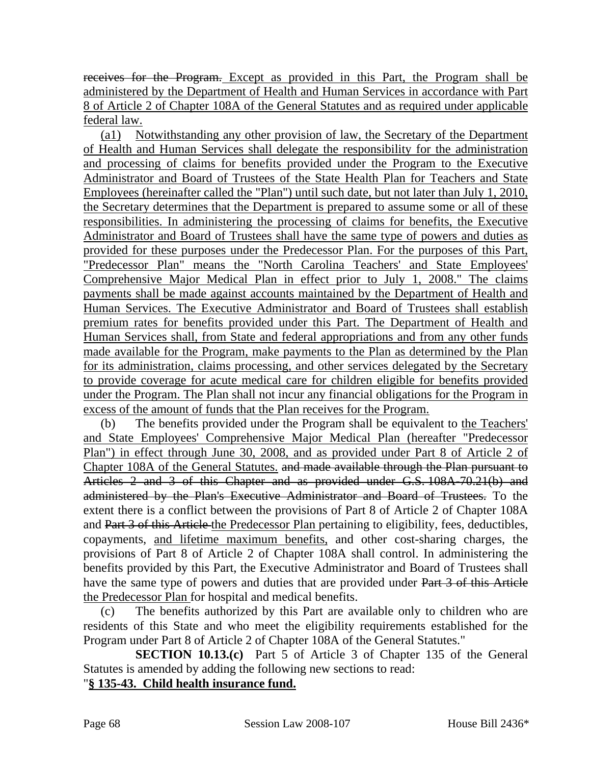~~receives for the Program.~~ Except as provided in this Part, the Program shall be administered by the Department of Health and Human Services in accordance with Part 8 of Article 2 of Chapter 108A of the General Statutes and as required under applicable federal law.

(a1) Notwithstanding any other provision of law, the Secretary of the Department of Health and Human Services shall delegate the responsibility for the administration and processing of claims for benefits provided under the Program to the Executive Administrator and Board of Trustees of the State Health Plan for Teachers and State Employees (hereinafter called the "Plan") until such date, but not later than July 1, 2010, the Secretary determines that the Department is prepared to assume some or all of these responsibilities. In administering the processing of claims for benefits, the Executive Administrator and Board of Trustees shall have the same type of powers and duties as provided for these purposes under the Predecessor Plan. For the purposes of this Part, "Predecessor Plan" means the "North Carolina Teachers' and State Employees' Comprehensive Major Medical Plan in effect prior to July 1, 2008." The claims payments shall be made against accounts maintained by the Department of Health and Human Services. The Executive Administrator and Board of Trustees shall establish premium rates for benefits provided under this Part. The Department of Health and Human Services shall, from State and federal appropriations and from any other funds made available for the Program, make payments to the Plan as determined by the Plan for its administration, claims processing, and other services delegated by the Secretary to provide coverage for acute medical care for children eligible for benefits provided under the Program. The Plan shall not incur any financial obligations for the Program in excess of the amount of funds that the Plan receives for the Program.

(b) The benefits provided under the Program shall be equivalent to the Teachers' and State Employees' Comprehensive Major Medical Plan (hereafter "Predecessor Plan") in effect through June 30, 2008, and as provided under Part 8 of Article 2 of Chapter 108A of the General Statutes. ~~and made available through the Plan pursuant to Articles 2 and 3 of this Chapter and as provided under G.S. 108A-70.21(b) and administered by the Plan's Executive Administrator and Board of Trustees.~~ To the extent there is a conflict between the provisions of Part 8 of Article 2 of Chapter 108A and ~~Part 3 of this Article~~ the Predecessor Plan pertaining to eligibility, fees, deductibles, copayments, and lifetime maximum benefits, and other cost-sharing charges, the provisions of Part 8 of Article 2 of Chapter 108A shall control. In administering the benefits provided by this Part, the Executive Administrator and Board of Trustees shall have the same type of powers and duties that are provided under ~~Part 3 of this Article~~ the Predecessor Plan for hospital and medical benefits.

(c) The benefits authorized by this Part are available only to children who are residents of this State and who meet the eligibility requirements established for the Program under Part 8 of Article 2 of Chapter 108A of the General Statutes."

**SECTION 10.13.(c)** Part 5 of Article 3 of Chapter 135 of the General Statutes is amended by adding the following new sections to read:

"**§ 135-43. Child health insurance fund.**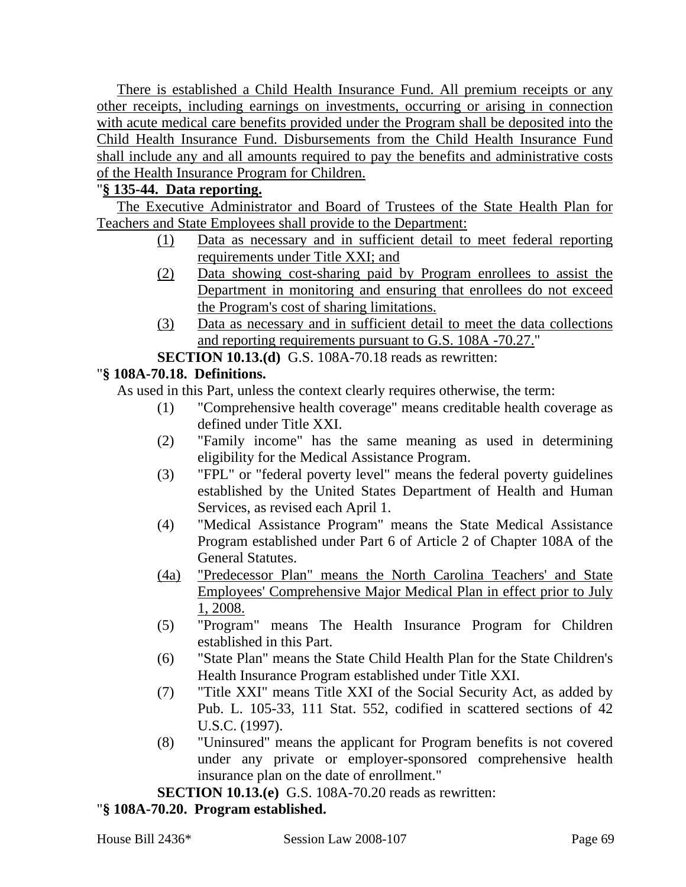There is established a Child Health Insurance Fund. All premium receipts or any other receipts, including earnings on investments, occurring or arising in connection with acute medical care benefits provided under the Program shall be deposited into the Child Health Insurance Fund. Disbursements from the Child Health Insurance Fund shall include any and all amounts required to pay the benefits and administrative costs of the Health Insurance Program for Children.

"**§ 135-44. Data reporting.**

The Executive Administrator and Board of Trustees of the State Health Plan for Teachers and State Employees shall provide to the Department:

(1) Data as necessary and in sufficient detail to meet federal reporting requirements under Title XXI; and

(2) Data showing cost-sharing paid by Program enrollees to assist the Department in monitoring and ensuring that enrollees do not exceed the Program's cost of sharing limitations.

(3) Data as necessary and in sufficient detail to meet the data collections and reporting requirements pursuant to G.S. 108A -70.27."

**SECTION 10.13.(d)** G.S. 108A-70.18 reads as rewritten:

"**§ 108A-70.18. Definitions.**

As used in this Part, unless the context clearly requires otherwise, the term:

(1) "Comprehensive health coverage" means creditable health coverage as defined under Title XXI.

(2) "Family income" has the same meaning as used in determining eligibility for the Medical Assistance Program.

(3) "FPL" or "federal poverty level" means the federal poverty guidelines established by the United States Department of Health and Human Services, as revised each April 1.

(4) "Medical Assistance Program" means the State Medical Assistance Program established under Part 6 of Article 2 of Chapter 108A of the General Statutes.

(4a) "Predecessor Plan" means the North Carolina Teachers' and State Employees' Comprehensive Major Medical Plan in effect prior to July 1, 2008.

(5) "Program" means The Health Insurance Program for Children established in this Part.

(6) "State Plan" means the State Child Health Plan for the State Children's Health Insurance Program established under Title XXI.

(7) "Title XXI" means Title XXI of the Social Security Act, as added by Pub. L. 105-33, 111 Stat. 552, codified in scattered sections of 42 U.S.C. (1997).

(8) "Uninsured" means the applicant for Program benefits is not covered under any private or employer-sponsored comprehensive health insurance plan on the date of enrollment."

**SECTION 10.13.(e)** G.S. 108A-70.20 reads as rewritten:

"**§ 108A-70.20. Program established.**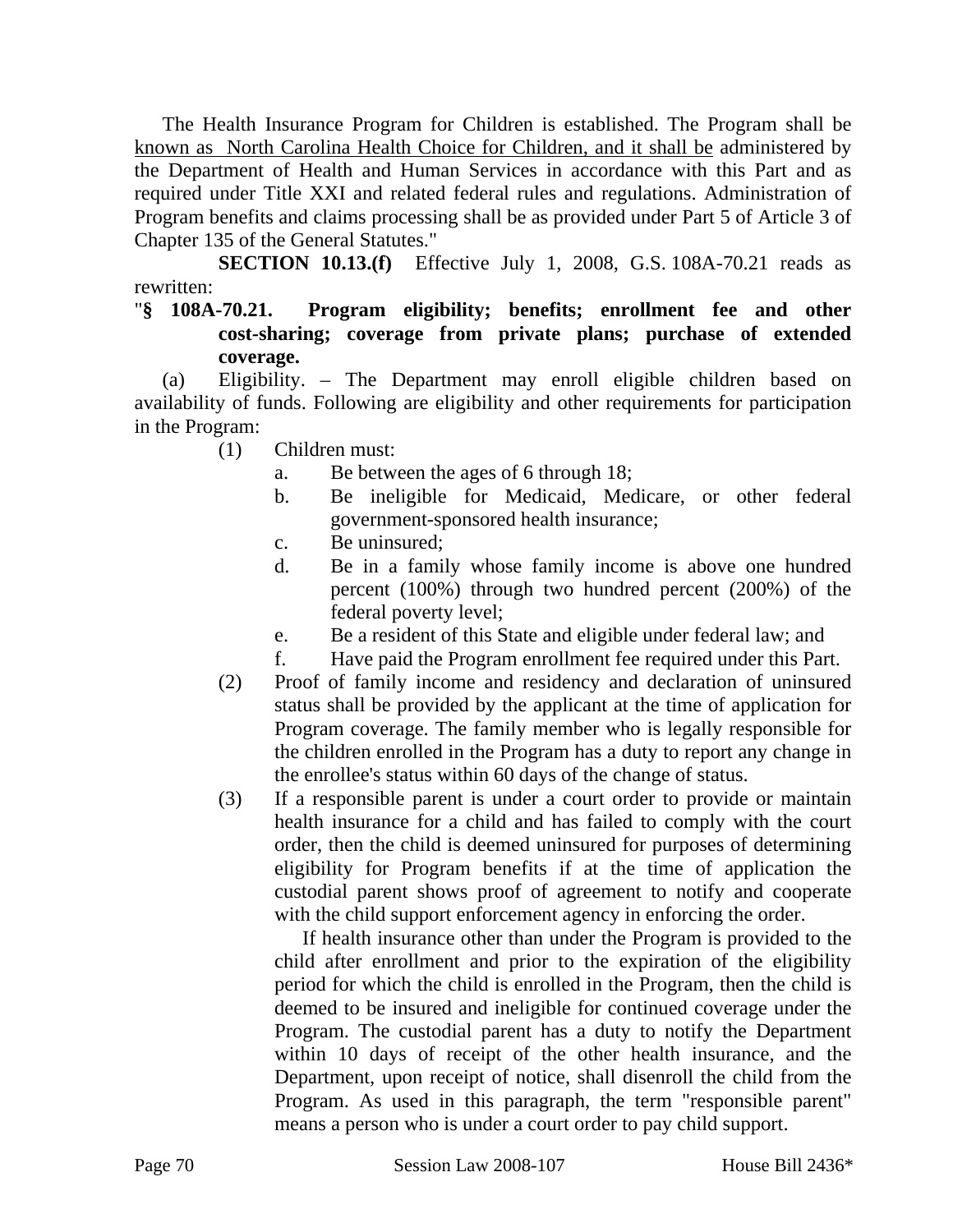The Health Insurance Program for Children is established. The Program shall be <u>known as North Carolina Health Choice for Children, and it shall be</u> administered by the Department of Health and Human Services in accordance with this Part and as required under Title XXI and related federal rules and regulations. Administration of Program benefits and claims processing shall be as provided under Part 5 of Article 3 of Chapter 135 of the General Statutes."

**SECTION 10.13.(f)** Effective July 1, 2008, G.S. 108A-70.21 reads as rewritten:

"**§ 108A-70.21. Program eligibility; benefits; enrollment fee and other cost-sharing; coverage from private plans; purchase of extended coverage.**

(a) Eligibility. – The Department may enroll eligible children based on availability of funds. Following are eligibility and other requirements for participation in the Program:

(1) Children must:

a. Be between the ages of 6 through 18;

b. Be ineligible for Medicaid, Medicare, or other federal government-sponsored health insurance;

c. Be uninsured;

d. Be in a family whose family income is above one hundred percent (100%) through two hundred percent (200%) of the federal poverty level;

e. Be a resident of this State and eligible under federal law; and

f. Have paid the Program enrollment fee required under this Part.

(2) Proof of family income and residency and declaration of uninsured status shall be provided by the applicant at the time of application for Program coverage. The family member who is legally responsible for the children enrolled in the Program has a duty to report any change in the enrollee's status within 60 days of the change of status.

(3) If a responsible parent is under a court order to provide or maintain health insurance for a child and has failed to comply with the court order, then the child is deemed uninsured for purposes of determining eligibility for Program benefits if at the time of application the custodial parent shows proof of agreement to notify and cooperate with the child support enforcement agency in enforcing the order.

If health insurance other than under the Program is provided to the child after enrollment and prior to the expiration of the eligibility period for which the child is enrolled in the Program, then the child is deemed to be insured and ineligible for continued coverage under the Program. The custodial parent has a duty to notify the Department within 10 days of receipt of the other health insurance, and the Department, upon receipt of notice, shall disenroll the child from the Program. As used in this paragraph, the term "responsible parent" means a person who is under a court order to pay child support.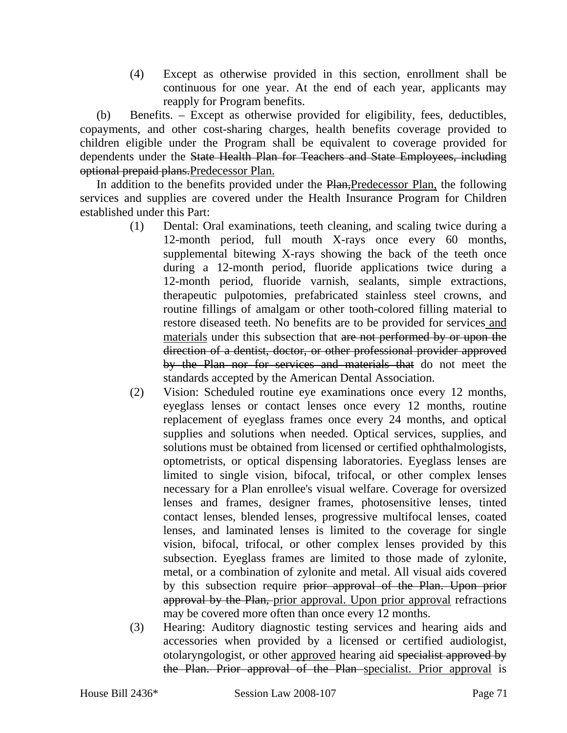(4) Except as otherwise provided in this section, enrollment shall be continuous for one year. At the end of each year, applicants may reapply for Program benefits.

(b) Benefits. – Except as otherwise provided for eligibility, fees, deductibles, copayments, and other cost-sharing charges, health benefits coverage provided to children eligible under the Program shall be equivalent to coverage provided for dependents under the ~~State Health Plan for Teachers and State Employees, including optional prepaid plans.~~<u>Predecessor Plan.</u>

In addition to the benefits provided under the ~~Plan,~~<u>Predecessor Plan,</u> the following services and supplies are covered under the Health Insurance Program for Children established under this Part:

(1) Dental: Oral examinations, teeth cleaning, and scaling twice during a 12-month period, full mouth X-rays once every 60 months, supplemental bitewing X-rays showing the back of the teeth once during a 12-month period, fluoride applications twice during a 12-month period, fluoride varnish, sealants, simple extractions, therapeutic pulpotomies, prefabricated stainless steel crowns, and routine fillings of amalgam or other tooth-colored filling material to restore diseased teeth. No benefits are to be provided for services <u>and materials</u> under this subsection that ~~are not performed by or upon the direction of a dentist, doctor, or other professional provider approved by the Plan nor for services and materials that~~ do not meet the standards accepted by the American Dental Association.

(2) Vision: Scheduled routine eye examinations once every 12 months, eyeglass lenses or contact lenses once every 12 months, routine replacement of eyeglass frames once every 24 months, and optical supplies and solutions when needed. Optical services, supplies, and solutions must be obtained from licensed or certified ophthalmologists, optometrists, or optical dispensing laboratories. Eyeglass lenses are limited to single vision, bifocal, trifocal, or other complex lenses necessary for a Plan enrollee's visual welfare. Coverage for oversized lenses and frames, designer frames, photosensitive lenses, tinted contact lenses, blended lenses, progressive multifocal lenses, coated lenses, and laminated lenses is limited to the coverage for single vision, bifocal, trifocal, or other complex lenses provided by this subsection. Eyeglass frames are limited to those made of zylonite, metal, or a combination of zylonite and metal. All visual aids covered by this subsection require ~~prior approval of the Plan. Upon prior approval by the Plan,~~ <u>prior approval. Upon prior approval</u> refractions may be covered more often than once every 12 months.

(3) Hearing: Auditory diagnostic testing services and hearing aids and accessories when provided by a licensed or certified audiologist, otolaryngologist, or other <u>approved</u> hearing aid ~~specialist approved by the Plan. Prior approval of the Plan~~ <u>specialist. Prior approval</u> is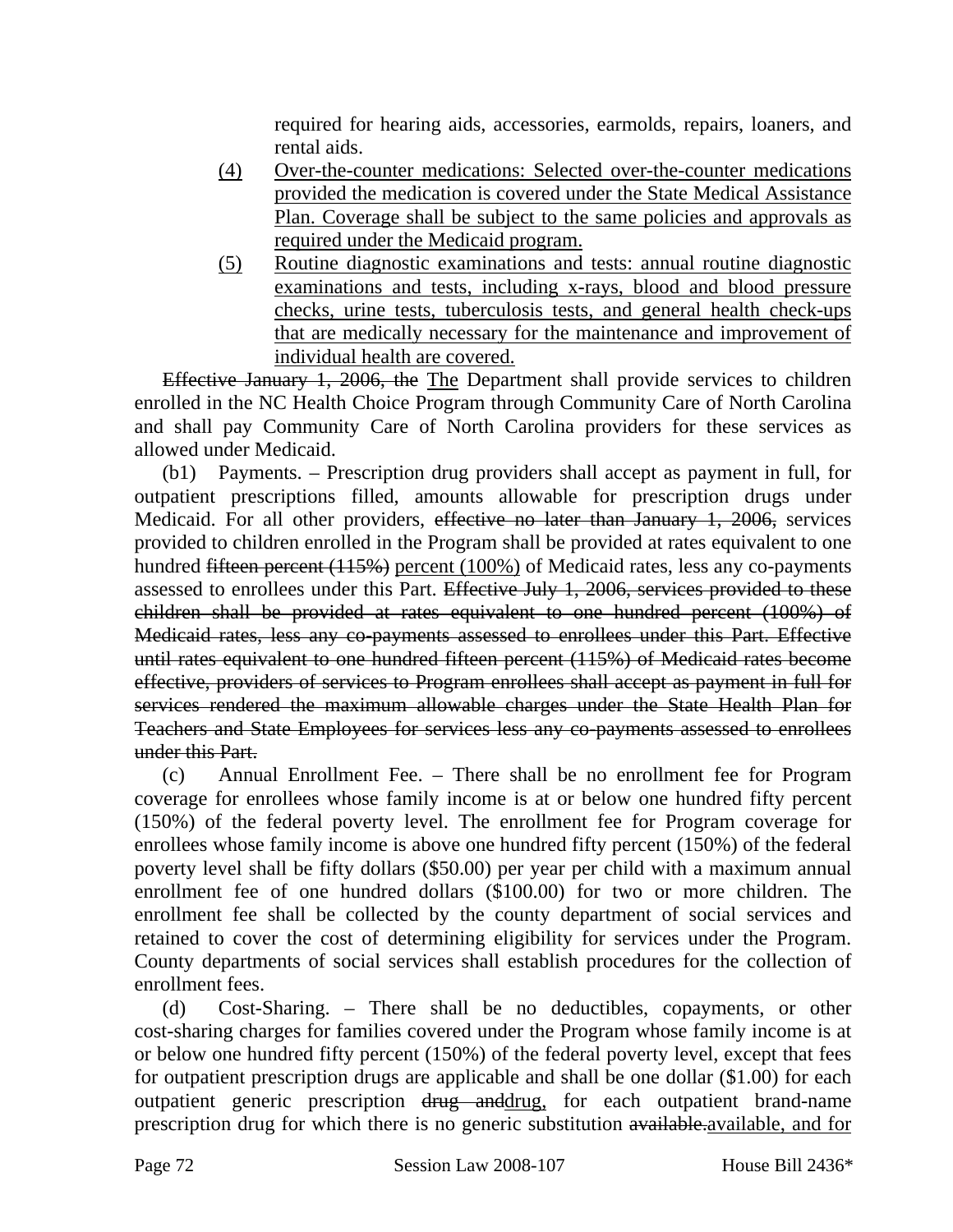required for hearing aids, accessories, earmolds, repairs, loaners, and rental aids.

(4) Over-the-counter medications: Selected over-the-counter medications provided the medication is covered under the State Medical Assistance Plan. Coverage shall be subject to the same policies and approvals as required under the Medicaid program.

(5) Routine diagnostic examinations and tests: annual routine diagnostic examinations and tests, including x-rays, blood and blood pressure checks, urine tests, tuberculosis tests, and general health check-ups that are medically necessary for the maintenance and improvement of individual health are covered.

~~Effective January 1, 2006, the~~ The Department shall provide services to children enrolled in the NC Health Choice Program through Community Care of North Carolina and shall pay Community Care of North Carolina providers for these services as allowed under Medicaid.

(b1) Payments. – Prescription drug providers shall accept as payment in full, for outpatient prescriptions filled, amounts allowable for prescription drugs under Medicaid. For all other providers, ~~effective no later than January 1, 2006,~~ services provided to children enrolled in the Program shall be provided at rates equivalent to one hundred ~~fifteen percent (115%)~~ percent (100%) of Medicaid rates, less any co-payments assessed to enrollees under this Part. ~~Effective July 1, 2006, services provided to these children shall be provided at rates equivalent to one hundred percent (100%) of Medicaid rates, less any co-payments assessed to enrollees under this Part. Effective until rates equivalent to one hundred fifteen percent (115%) of Medicaid rates become effective, providers of services to Program enrollees shall accept as payment in full for services rendered the maximum allowable charges under the State Health Plan for Teachers and State Employees for services less any co-payments assessed to enrollees under this Part.~~

(c) Annual Enrollment Fee. – There shall be no enrollment fee for Program coverage for enrollees whose family income is at or below one hundred fifty percent (150%) of the federal poverty level. The enrollment fee for Program coverage for enrollees whose family income is above one hundred fifty percent (150%) of the federal poverty level shall be fifty dollars ($50.00) per year per child with a maximum annual enrollment fee of one hundred dollars ($100.00) for two or more children. The enrollment fee shall be collected by the county department of social services and retained to cover the cost of determining eligibility for services under the Program. County departments of social services shall establish procedures for the collection of enrollment fees.

(d) Cost-Sharing. – There shall be no deductibles, copayments, or other cost-sharing charges for families covered under the Program whose family income is at or below one hundred fifty percent (150%) of the federal poverty level, except that fees for outpatient prescription drugs are applicable and shall be one dollar ($1.00) for each outpatient generic prescription ~~drug and~~drug, for each outpatient brand-name prescription drug for which there is no generic substitution ~~available.~~available, and for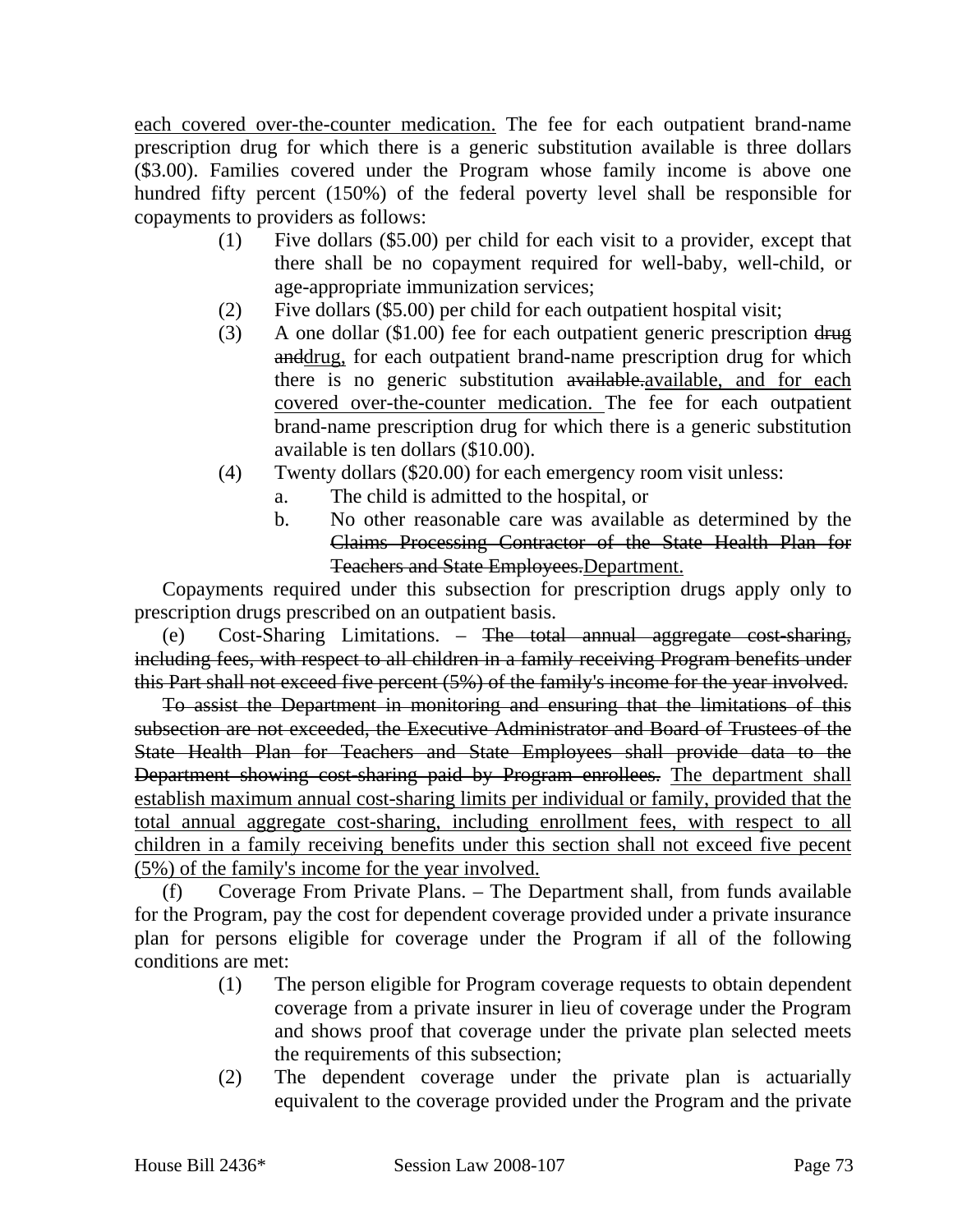each covered over-the-counter medication. The fee for each outpatient brand-name prescription drug for which there is a generic substitution available is three dollars ($3.00). Families covered under the Program whose family income is above one hundred fifty percent (150%) of the federal poverty level shall be responsible for copayments to providers as follows:

(1) Five dollars ($5.00) per child for each visit to a provider, except that there shall be no copayment required for well-baby, well-child, or age-appropriate immunization services;

(2) Five dollars ($5.00) per child for each outpatient hospital visit;

(3) A one dollar ($1.00) fee for each outpatient generic prescription ~~drug and~~drug, for each outpatient brand-name prescription drug for which there is no generic substitution ~~available.~~available, and for each covered over-the-counter medication. The fee for each outpatient brand-name prescription drug for which there is a generic substitution available is ten dollars ($10.00).

(4) Twenty dollars ($20.00) for each emergency room visit unless:

a. The child is admitted to the hospital, or

b. No other reasonable care was available as determined by the ~~Claims Processing Contractor of the State Health Plan for Teachers and State Employees.~~Department.

Copayments required under this subsection for prescription drugs apply only to prescription drugs prescribed on an outpatient basis.

(e) Cost-Sharing Limitations. – ~~The total annual aggregate cost-sharing, including fees, with respect to all children in a family receiving Program benefits under this Part shall not exceed five percent (5%) of the family's income for the year involved.~~

~~To assist the Department in monitoring and ensuring that the limitations of this subsection are not exceeded, the Executive Administrator and Board of Trustees of the State Health Plan for Teachers and State Employees shall provide data to the Department showing cost-sharing paid by Program enrollees.~~ The department shall establish maximum annual cost-sharing limits per individual or family, provided that the total annual aggregate cost-sharing, including enrollment fees, with respect to all children in a family receiving benefits under this section shall not exceed five pecent (5%) of the family's income for the year involved.

(f) Coverage From Private Plans. – The Department shall, from funds available for the Program, pay the cost for dependent coverage provided under a private insurance plan for persons eligible for coverage under the Program if all of the following conditions are met:

(1) The person eligible for Program coverage requests to obtain dependent coverage from a private insurer in lieu of coverage under the Program and shows proof that coverage under the private plan selected meets the requirements of this subsection;

(2) The dependent coverage under the private plan is actuarially equivalent to the coverage provided under the Program and the private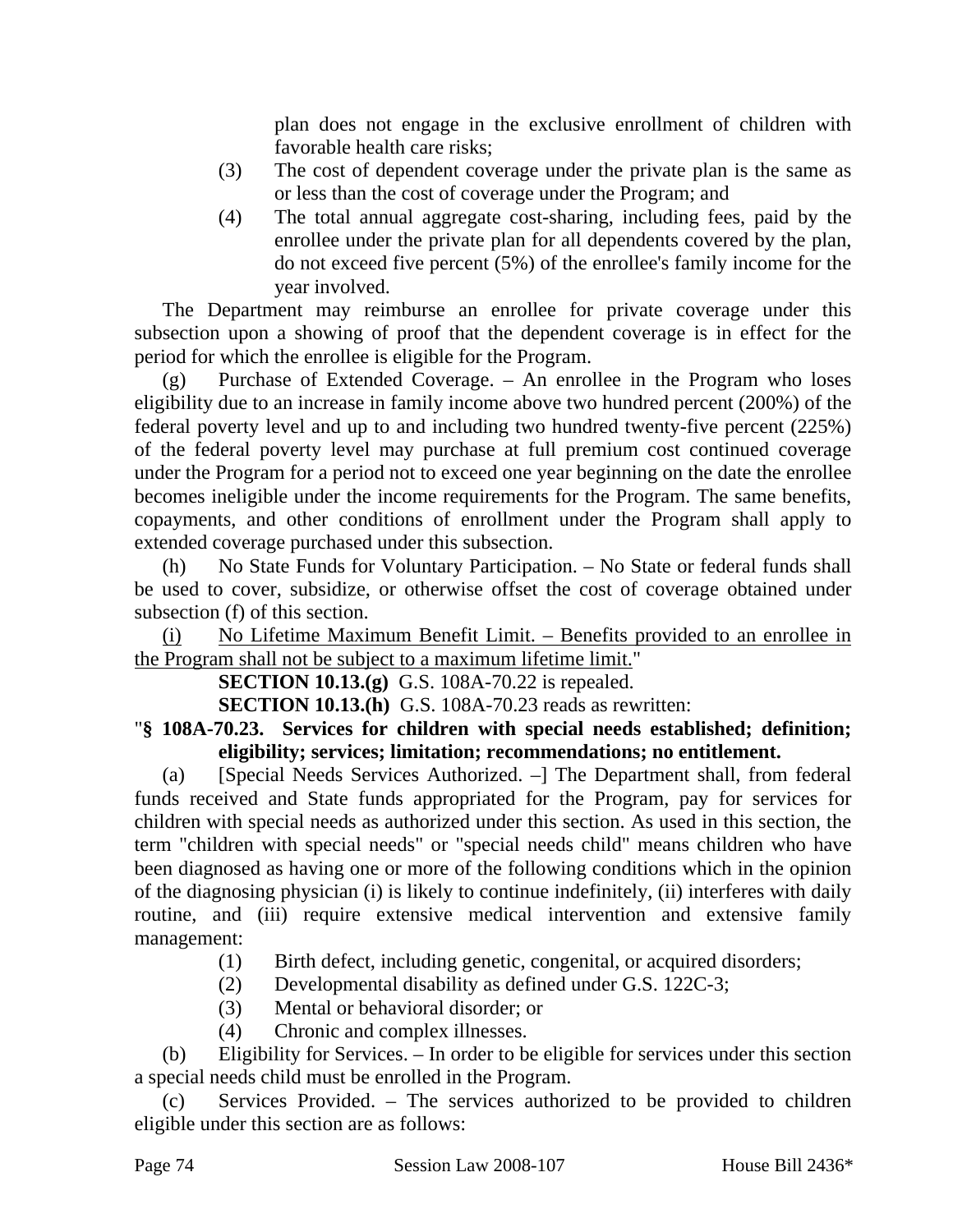plan does not engage in the exclusive enrollment of children with favorable health care risks;

(3) The cost of dependent coverage under the private plan is the same as or less than the cost of coverage under the Program; and

(4) The total annual aggregate cost-sharing, including fees, paid by the enrollee under the private plan for all dependents covered by the plan, do not exceed five percent (5%) of the enrollee's family income for the year involved.

The Department may reimburse an enrollee for private coverage under this subsection upon a showing of proof that the dependent coverage is in effect for the period for which the enrollee is eligible for the Program.

(g) Purchase of Extended Coverage. – An enrollee in the Program who loses eligibility due to an increase in family income above two hundred percent (200%) of the federal poverty level and up to and including two hundred twenty-five percent (225%) of the federal poverty level may purchase at full premium cost continued coverage under the Program for a period not to exceed one year beginning on the date the enrollee becomes ineligible under the income requirements for the Program. The same benefits, copayments, and other conditions of enrollment under the Program shall apply to extended coverage purchased under this subsection.

(h) No State Funds for Voluntary Participation. – No State or federal funds shall be used to cover, subsidize, or otherwise offset the cost of coverage obtained under subsection (f) of this section.

<u>(i) No Lifetime Maximum Benefit Limit. – Benefits provided to an enrollee in the Program shall not be subject to a maximum lifetime limit.</u>"

**SECTION 10.13.(g)** G.S. 108A-70.22 is repealed.

**SECTION 10.13.(h)** G.S. 108A-70.23 reads as rewritten:

"**§ 108A-70.23. Services for children with special needs established; definition; eligibility; services; limitation; recommendations; no entitlement.**

(a) [Special Needs Services Authorized. –] The Department shall, from federal funds received and State funds appropriated for the Program, pay for services for children with special needs as authorized under this section. As used in this section, the term "children with special needs" or "special needs child" means children who have been diagnosed as having one or more of the following conditions which in the opinion of the diagnosing physician (i) is likely to continue indefinitely, (ii) interferes with daily routine, and (iii) require extensive medical intervention and extensive family management:

(1) Birth defect, including genetic, congenital, or acquired disorders;

(2) Developmental disability as defined under G.S. 122C-3;

(3) Mental or behavioral disorder; or

(4) Chronic and complex illnesses.

(b) Eligibility for Services. – In order to be eligible for services under this section a special needs child must be enrolled in the Program.

(c) Services Provided. – The services authorized to be provided to children eligible under this section are as follows: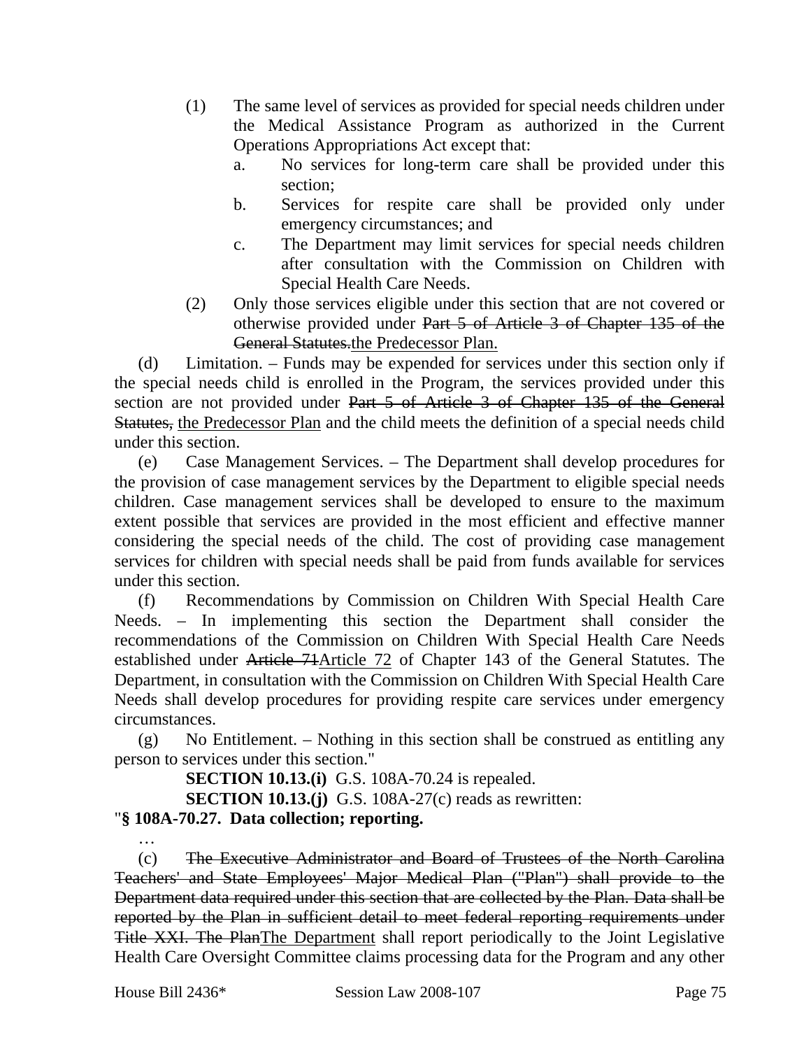(1) The same level of services as provided for special needs children under the Medical Assistance Program as authorized in the Current Operations Appropriations Act except that:

a. No services for long-term care shall be provided under this section;

b. Services for respite care shall be provided only under emergency circumstances; and

c. The Department may limit services for special needs children after consultation with the Commission on Children with Special Health Care Needs.

(2) Only those services eligible under this section that are not covered or otherwise provided under ~~Part 5 of Article 3 of Chapter 135 of the General Statutes.~~the Predecessor Plan.

(d) Limitation. – Funds may be expended for services under this section only if the special needs child is enrolled in the Program, the services provided under this section are not provided under ~~Part 5 of Article 3 of Chapter 135 of the General Statutes,~~ the Predecessor Plan and the child meets the definition of a special needs child under this section.

(e) Case Management Services. – The Department shall develop procedures for the provision of case management services by the Department to eligible special needs children. Case management services shall be developed to ensure to the maximum extent possible that services are provided in the most efficient and effective manner considering the special needs of the child. The cost of providing case management services for children with special needs shall be paid from funds available for services under this section.

(f) Recommendations by Commission on Children With Special Health Care Needs. – In implementing this section the Department shall consider the recommendations of the Commission on Children With Special Health Care Needs established under ~~Article 71~~Article 72 of Chapter 143 of the General Statutes. The Department, in consultation with the Commission on Children With Special Health Care Needs shall develop procedures for providing respite care services under emergency circumstances.

(g) No Entitlement. – Nothing in this section shall be construed as entitling any person to services under this section."

**SECTION 10.13.(i)** G.S. 108A-70.24 is repealed.

**SECTION 10.13.(j)** G.S. 108A-27(c) reads as rewritten:

"**§ 108A-70.27. Data collection; reporting.**

…

(c) ~~The Executive Administrator and Board of Trustees of the North Carolina Teachers' and State Employees' Major Medical Plan ("Plan") shall provide to the Department data required under this section that are collected by the Plan. Data shall be reported by the Plan in sufficient detail to meet federal reporting requirements under Title XXI. The Plan~~The Department shall report periodically to the Joint Legislative Health Care Oversight Committee claims processing data for the Program and any other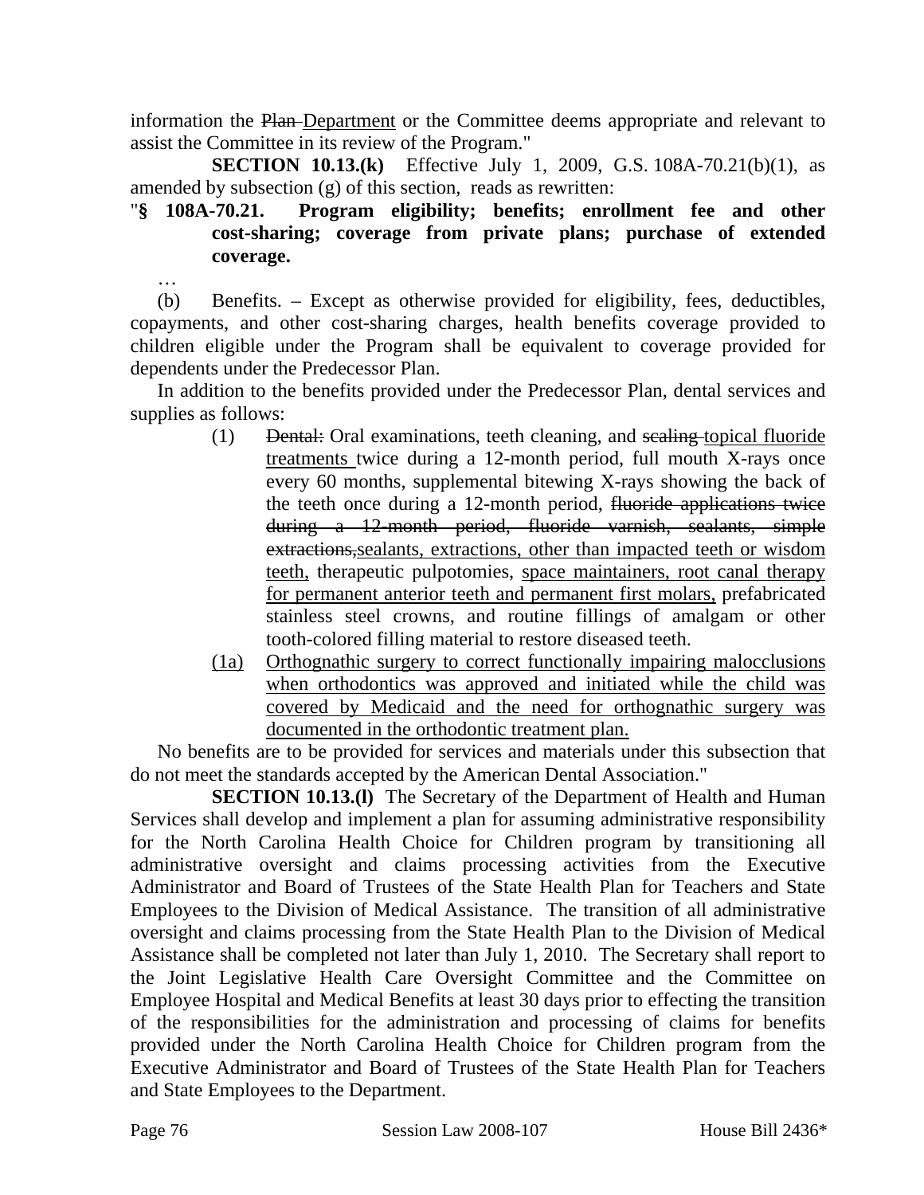information the ~~Plan~~ Department or the Committee deems appropriate and relevant to assist the Committee in its review of the Program."

**SECTION 10.13.(k)** Effective July 1, 2009, G.S. 108A-70.21(b)(1), as amended by subsection (g) of this section, reads as rewritten:

"**§ 108A-70.21. Program eligibility; benefits; enrollment fee and other cost-sharing; coverage from private plans; purchase of extended coverage.**

…

(b) Benefits. – Except as otherwise provided for eligibility, fees, deductibles, copayments, and other cost-sharing charges, health benefits coverage provided to children eligible under the Program shall be equivalent to coverage provided for dependents under the Predecessor Plan.

In addition to the benefits provided under the Predecessor Plan, dental services and supplies as follows:

(1) ~~Dental:~~ Oral examinations, teeth cleaning, and ~~scaling~~ topical fluoride treatments twice during a 12-month period, full mouth X-rays once every 60 months, supplemental bitewing X-rays showing the back of the teeth once during a 12-month period, ~~fluoride applications twice during a 12-month period, fluoride varnish, sealants, simple extractions,~~sealants, extractions, other than impacted teeth or wisdom teeth, therapeutic pulpotomies, space maintainers, root canal therapy for permanent anterior teeth and permanent first molars, prefabricated stainless steel crowns, and routine fillings of amalgam or other tooth-colored filling material to restore diseased teeth.

(1a) Orthognathic surgery to correct functionally impairing malocclusions when orthodontics was approved and initiated while the child was covered by Medicaid and the need for orthognathic surgery was documented in the orthodontic treatment plan.

No benefits are to be provided for services and materials under this subsection that do not meet the standards accepted by the American Dental Association."

**SECTION 10.13.(l)** The Secretary of the Department of Health and Human Services shall develop and implement a plan for assuming administrative responsibility for the North Carolina Health Choice for Children program by transitioning all administrative oversight and claims processing activities from the Executive Administrator and Board of Trustees of the State Health Plan for Teachers and State Employees to the Division of Medical Assistance. The transition of all administrative oversight and claims processing from the State Health Plan to the Division of Medical Assistance shall be completed not later than July 1, 2010. The Secretary shall report to the Joint Legislative Health Care Oversight Committee and the Committee on Employee Hospital and Medical Benefits at least 30 days prior to effecting the transition of the responsibilities for the administration and processing of claims for benefits provided under the North Carolina Health Choice for Children program from the Executive Administrator and Board of Trustees of the State Health Plan for Teachers and State Employees to the Department.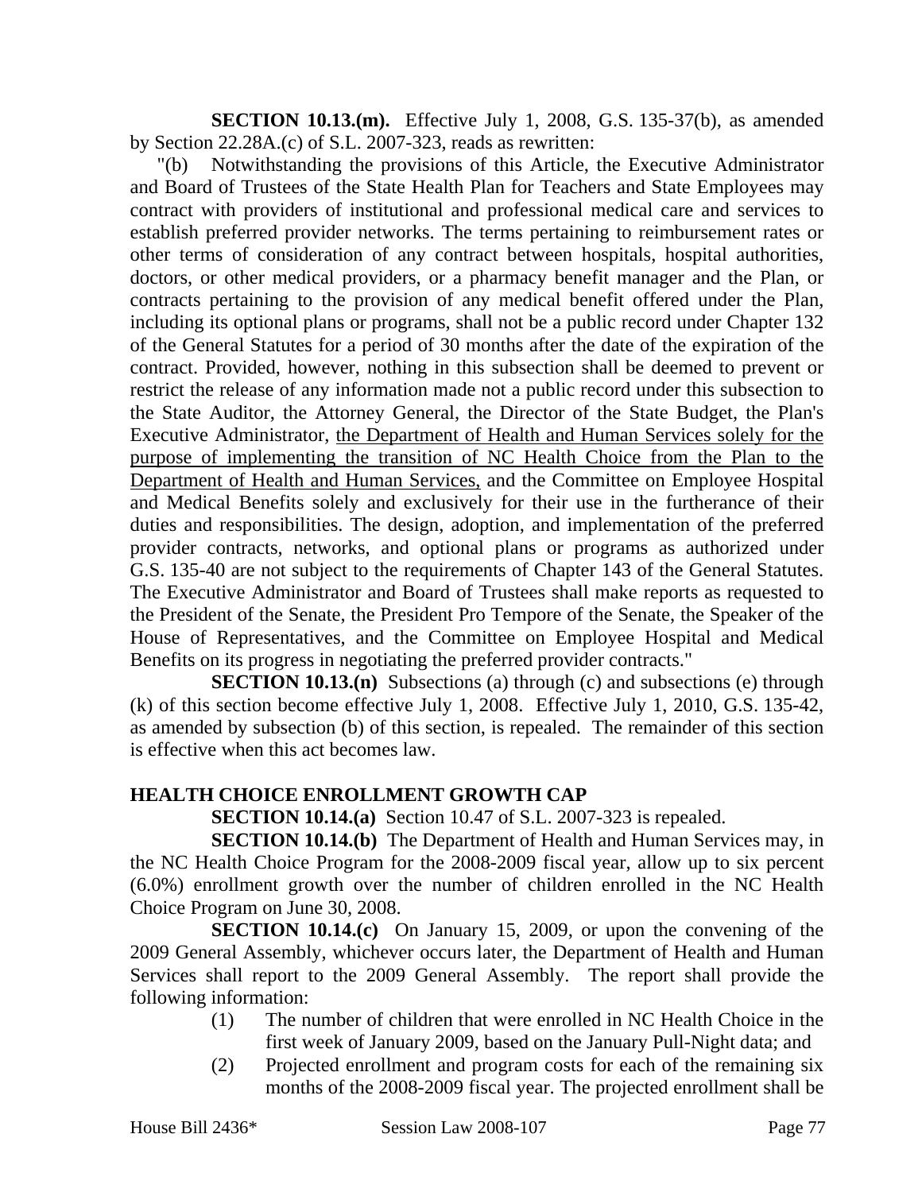**SECTION 10.13.(m).** Effective July 1, 2008, G.S. 135-37(b), as amended by Section 22.28A.(c) of S.L. 2007-323, reads as rewritten:

"(b) Notwithstanding the provisions of this Article, the Executive Administrator and Board of Trustees of the State Health Plan for Teachers and State Employees may contract with providers of institutional and professional medical care and services to establish preferred provider networks. The terms pertaining to reimbursement rates or other terms of consideration of any contract between hospitals, hospital authorities, doctors, or other medical providers, or a pharmacy benefit manager and the Plan, or contracts pertaining to the provision of any medical benefit offered under the Plan, including its optional plans or programs, shall not be a public record under Chapter 132 of the General Statutes for a period of 30 months after the date of the expiration of the contract. Provided, however, nothing in this subsection shall be deemed to prevent or restrict the release of any information made not a public record under this subsection to the State Auditor, the Attorney General, the Director of the State Budget, the Plan's Executive Administrator, <u>the Department of Health and Human Services solely for the purpose of implementing the transition of NC Health Choice from the Plan to the Department of Health and Human Services,</u> and the Committee on Employee Hospital and Medical Benefits solely and exclusively for their use in the furtherance of their duties and responsibilities. The design, adoption, and implementation of the preferred provider contracts, networks, and optional plans or programs as authorized under G.S. 135-40 are not subject to the requirements of Chapter 143 of the General Statutes. The Executive Administrator and Board of Trustees shall make reports as requested to the President of the Senate, the President Pro Tempore of the Senate, the Speaker of the House of Representatives, and the Committee on Employee Hospital and Medical Benefits on its progress in negotiating the preferred provider contracts."

**SECTION 10.13.(n)** Subsections (a) through (c) and subsections (e) through (k) of this section become effective July 1, 2008. Effective July 1, 2010, G.S. 135-42, as amended by subsection (b) of this section, is repealed. The remainder of this section is effective when this act becomes law.

**HEALTH CHOICE ENROLLMENT GROWTH CAP**

**SECTION 10.14.(a)** Section 10.47 of S.L. 2007-323 is repealed.

**SECTION 10.14.(b)** The Department of Health and Human Services may, in the NC Health Choice Program for the 2008-2009 fiscal year, allow up to six percent (6.0%) enrollment growth over the number of children enrolled in the NC Health Choice Program on June 30, 2008.

**SECTION 10.14.(c)** On January 15, 2009, or upon the convening of the 2009 General Assembly, whichever occurs later, the Department of Health and Human Services shall report to the 2009 General Assembly. The report shall provide the following information:

(1) The number of children that were enrolled in NC Health Choice in the first week of January 2009, based on the January Pull-Night data; and

(2) Projected enrollment and program costs for each of the remaining six months of the 2008-2009 fiscal year. The projected enrollment shall be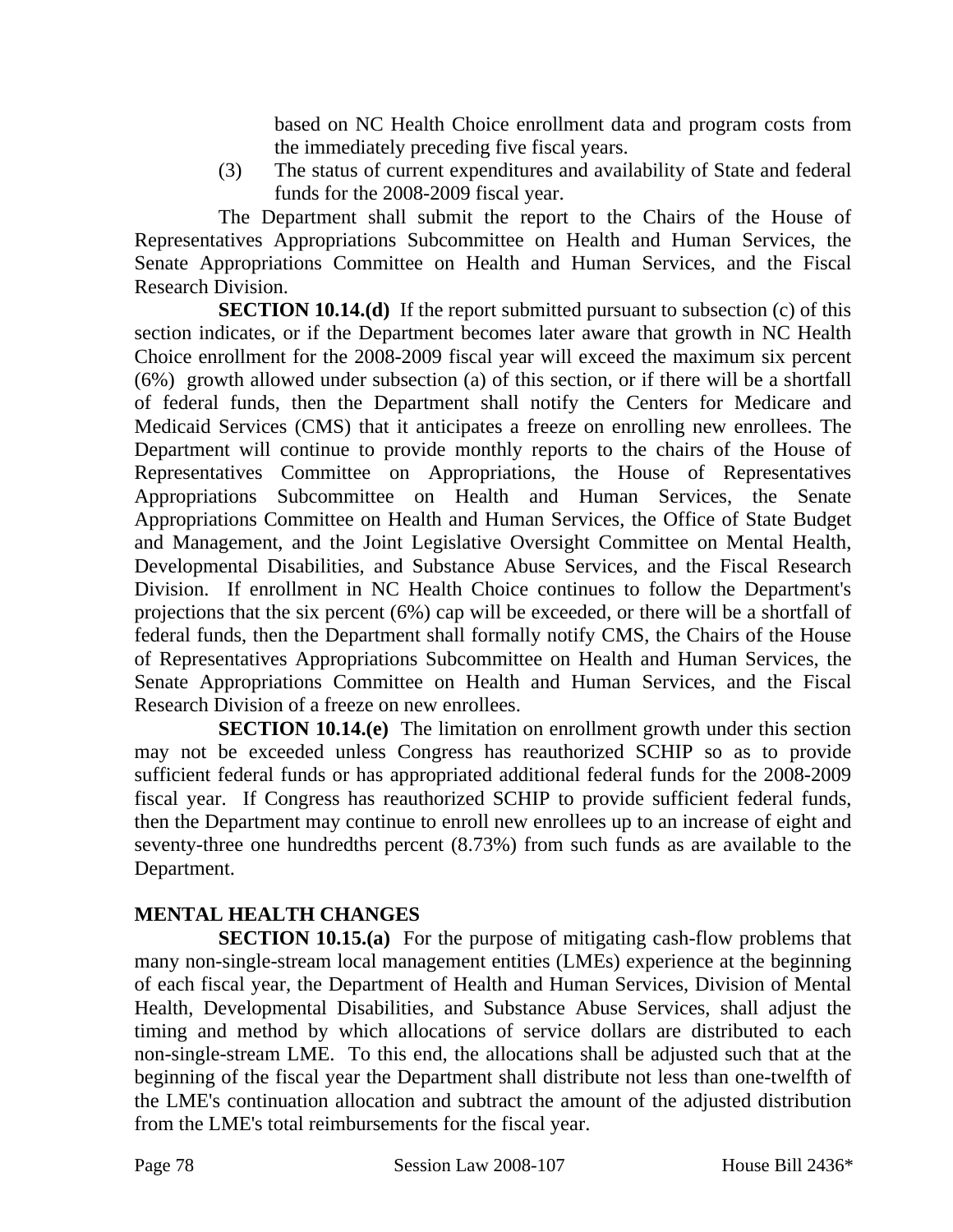based on NC Health Choice enrollment data and program costs from the immediately preceding five fiscal years.

(3) The status of current expenditures and availability of State and federal funds for the 2008-2009 fiscal year.

The Department shall submit the report to the Chairs of the House of Representatives Appropriations Subcommittee on Health and Human Services, the Senate Appropriations Committee on Health and Human Services, and the Fiscal Research Division.

**SECTION 10.14.(d)** If the report submitted pursuant to subsection (c) of this section indicates, or if the Department becomes later aware that growth in NC Health Choice enrollment for the 2008-2009 fiscal year will exceed the maximum six percent (6%) growth allowed under subsection (a) of this section, or if there will be a shortfall of federal funds, then the Department shall notify the Centers for Medicare and Medicaid Services (CMS) that it anticipates a freeze on enrolling new enrollees. The Department will continue to provide monthly reports to the chairs of the House of Representatives Committee on Appropriations, the House of Representatives Appropriations Subcommittee on Health and Human Services, the Senate Appropriations Committee on Health and Human Services, the Office of State Budget and Management, and the Joint Legislative Oversight Committee on Mental Health, Developmental Disabilities, and Substance Abuse Services, and the Fiscal Research Division. If enrollment in NC Health Choice continues to follow the Department's projections that the six percent (6%) cap will be exceeded, or there will be a shortfall of federal funds, then the Department shall formally notify CMS, the Chairs of the House of Representatives Appropriations Subcommittee on Health and Human Services, the Senate Appropriations Committee on Health and Human Services, and the Fiscal Research Division of a freeze on new enrollees.

**SECTION 10.14.(e)** The limitation on enrollment growth under this section may not be exceeded unless Congress has reauthorized SCHIP so as to provide sufficient federal funds or has appropriated additional federal funds for the 2008-2009 fiscal year. If Congress has reauthorized SCHIP to provide sufficient federal funds, then the Department may continue to enroll new enrollees up to an increase of eight and seventy-three one hundredths percent (8.73%) from such funds as are available to the Department.

**MENTAL HEALTH CHANGES**

**SECTION 10.15.(a)** For the purpose of mitigating cash-flow problems that many non-single-stream local management entities (LMEs) experience at the beginning of each fiscal year, the Department of Health and Human Services, Division of Mental Health, Developmental Disabilities, and Substance Abuse Services, shall adjust the timing and method by which allocations of service dollars are distributed to each non-single-stream LME. To this end, the allocations shall be adjusted such that at the beginning of the fiscal year the Department shall distribute not less than one-twelfth of the LME's continuation allocation and subtract the amount of the adjusted distribution from the LME's total reimbursements for the fiscal year.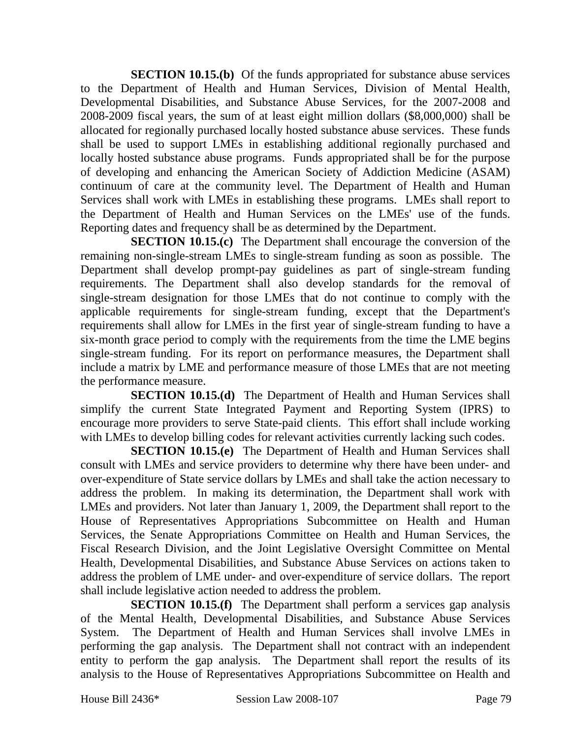**SECTION 10.15.(b)** Of the funds appropriated for substance abuse services to the Department of Health and Human Services, Division of Mental Health, Developmental Disabilities, and Substance Abuse Services, for the 2007-2008 and 2008-2009 fiscal years, the sum of at least eight million dollars ($8,000,000) shall be allocated for regionally purchased locally hosted substance abuse services. These funds shall be used to support LMEs in establishing additional regionally purchased and locally hosted substance abuse programs. Funds appropriated shall be for the purpose of developing and enhancing the American Society of Addiction Medicine (ASAM) continuum of care at the community level. The Department of Health and Human Services shall work with LMEs in establishing these programs. LMEs shall report to the Department of Health and Human Services on the LMEs' use of the funds. Reporting dates and frequency shall be as determined by the Department.

**SECTION 10.15.(c)** The Department shall encourage the conversion of the remaining non-single-stream LMEs to single-stream funding as soon as possible. The Department shall develop prompt-pay guidelines as part of single-stream funding requirements. The Department shall also develop standards for the removal of single-stream designation for those LMEs that do not continue to comply with the applicable requirements for single-stream funding, except that the Department's requirements shall allow for LMEs in the first year of single-stream funding to have a six-month grace period to comply with the requirements from the time the LME begins single-stream funding. For its report on performance measures, the Department shall include a matrix by LME and performance measure of those LMEs that are not meeting the performance measure.

**SECTION 10.15.(d)** The Department of Health and Human Services shall simplify the current State Integrated Payment and Reporting System (IPRS) to encourage more providers to serve State-paid clients. This effort shall include working with LMEs to develop billing codes for relevant activities currently lacking such codes.

**SECTION 10.15.(e)** The Department of Health and Human Services shall consult with LMEs and service providers to determine why there have been under- and over-expenditure of State service dollars by LMEs and shall take the action necessary to address the problem. In making its determination, the Department shall work with LMEs and providers. Not later than January 1, 2009, the Department shall report to the House of Representatives Appropriations Subcommittee on Health and Human Services, the Senate Appropriations Committee on Health and Human Services, the Fiscal Research Division, and the Joint Legislative Oversight Committee on Mental Health, Developmental Disabilities, and Substance Abuse Services on actions taken to address the problem of LME under- and over-expenditure of service dollars. The report shall include legislative action needed to address the problem.

**SECTION 10.15.(f)** The Department shall perform a services gap analysis of the Mental Health, Developmental Disabilities, and Substance Abuse Services System. The Department of Health and Human Services shall involve LMEs in performing the gap analysis. The Department shall not contract with an independent entity to perform the gap analysis. The Department shall report the results of its analysis to the House of Representatives Appropriations Subcommittee on Health and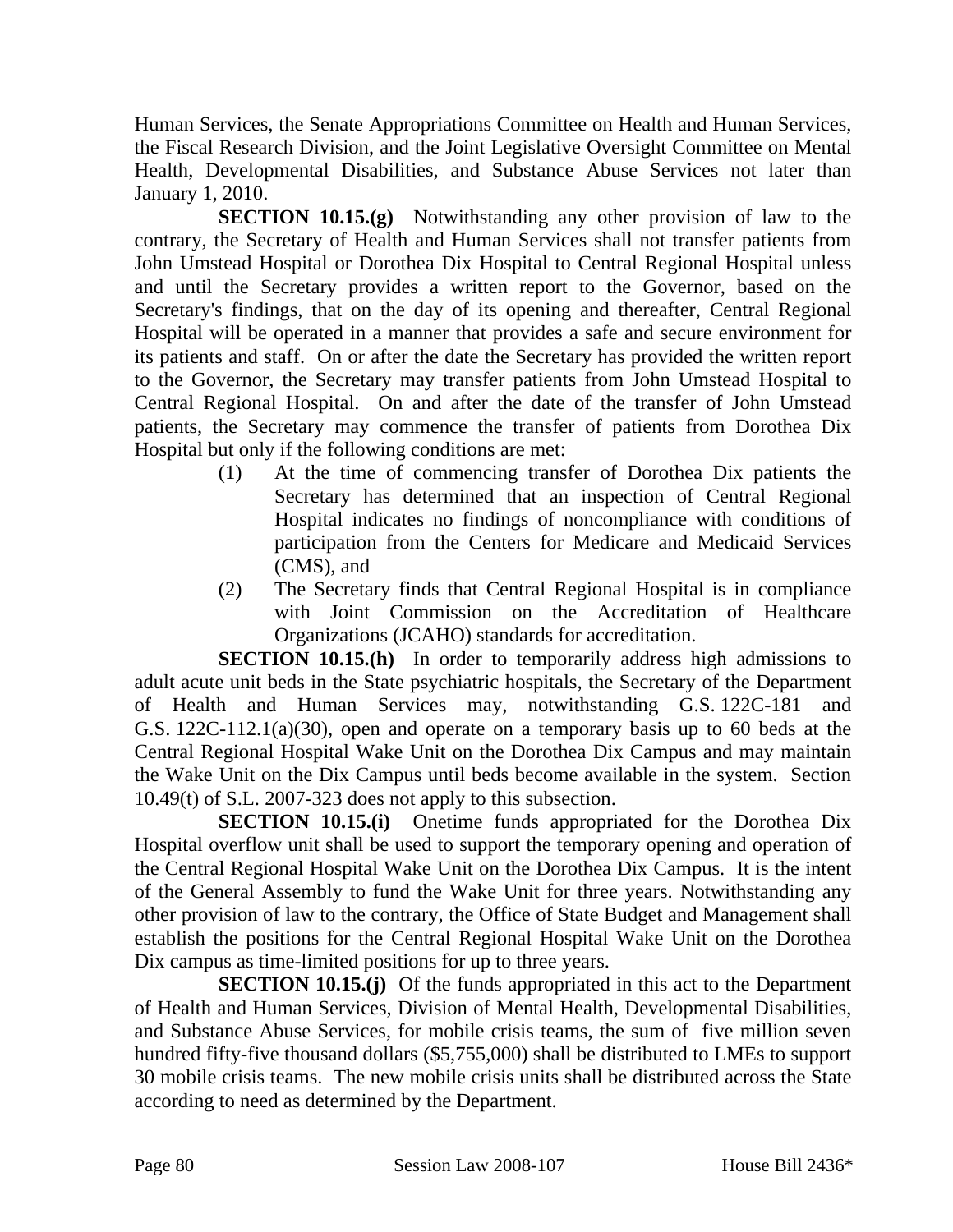Human Services, the Senate Appropriations Committee on Health and Human Services, the Fiscal Research Division, and the Joint Legislative Oversight Committee on Mental Health, Developmental Disabilities, and Substance Abuse Services not later than January 1, 2010.

**SECTION 10.15.(g)** Notwithstanding any other provision of law to the contrary, the Secretary of Health and Human Services shall not transfer patients from John Umstead Hospital or Dorothea Dix Hospital to Central Regional Hospital unless and until the Secretary provides a written report to the Governor, based on the Secretary's findings, that on the day of its opening and thereafter, Central Regional Hospital will be operated in a manner that provides a safe and secure environment for its patients and staff. On or after the date the Secretary has provided the written report to the Governor, the Secretary may transfer patients from John Umstead Hospital to Central Regional Hospital. On and after the date of the transfer of John Umstead patients, the Secretary may commence the transfer of patients from Dorothea Dix Hospital but only if the following conditions are met:

(1) At the time of commencing transfer of Dorothea Dix patients the Secretary has determined that an inspection of Central Regional Hospital indicates no findings of noncompliance with conditions of participation from the Centers for Medicare and Medicaid Services (CMS), and

(2) The Secretary finds that Central Regional Hospital is in compliance with Joint Commission on the Accreditation of Healthcare Organizations (JCAHO) standards for accreditation.

**SECTION 10.15.(h)** In order to temporarily address high admissions to adult acute unit beds in the State psychiatric hospitals, the Secretary of the Department of Health and Human Services may, notwithstanding G.S. 122C-181 and G.S. 122C-112.1(a)(30), open and operate on a temporary basis up to 60 beds at the Central Regional Hospital Wake Unit on the Dorothea Dix Campus and may maintain the Wake Unit on the Dix Campus until beds become available in the system. Section 10.49(t) of S.L. 2007-323 does not apply to this subsection.

**SECTION 10.15.(i)** Onetime funds appropriated for the Dorothea Dix Hospital overflow unit shall be used to support the temporary opening and operation of the Central Regional Hospital Wake Unit on the Dorothea Dix Campus. It is the intent of the General Assembly to fund the Wake Unit for three years. Notwithstanding any other provision of law to the contrary, the Office of State Budget and Management shall establish the positions for the Central Regional Hospital Wake Unit on the Dorothea Dix campus as time-limited positions for up to three years.

**SECTION 10.15.(j)** Of the funds appropriated in this act to the Department of Health and Human Services, Division of Mental Health, Developmental Disabilities, and Substance Abuse Services, for mobile crisis teams, the sum of five million seven hundred fifty-five thousand dollars ($5,755,000) shall be distributed to LMEs to support 30 mobile crisis teams. The new mobile crisis units shall be distributed across the State according to need as determined by the Department.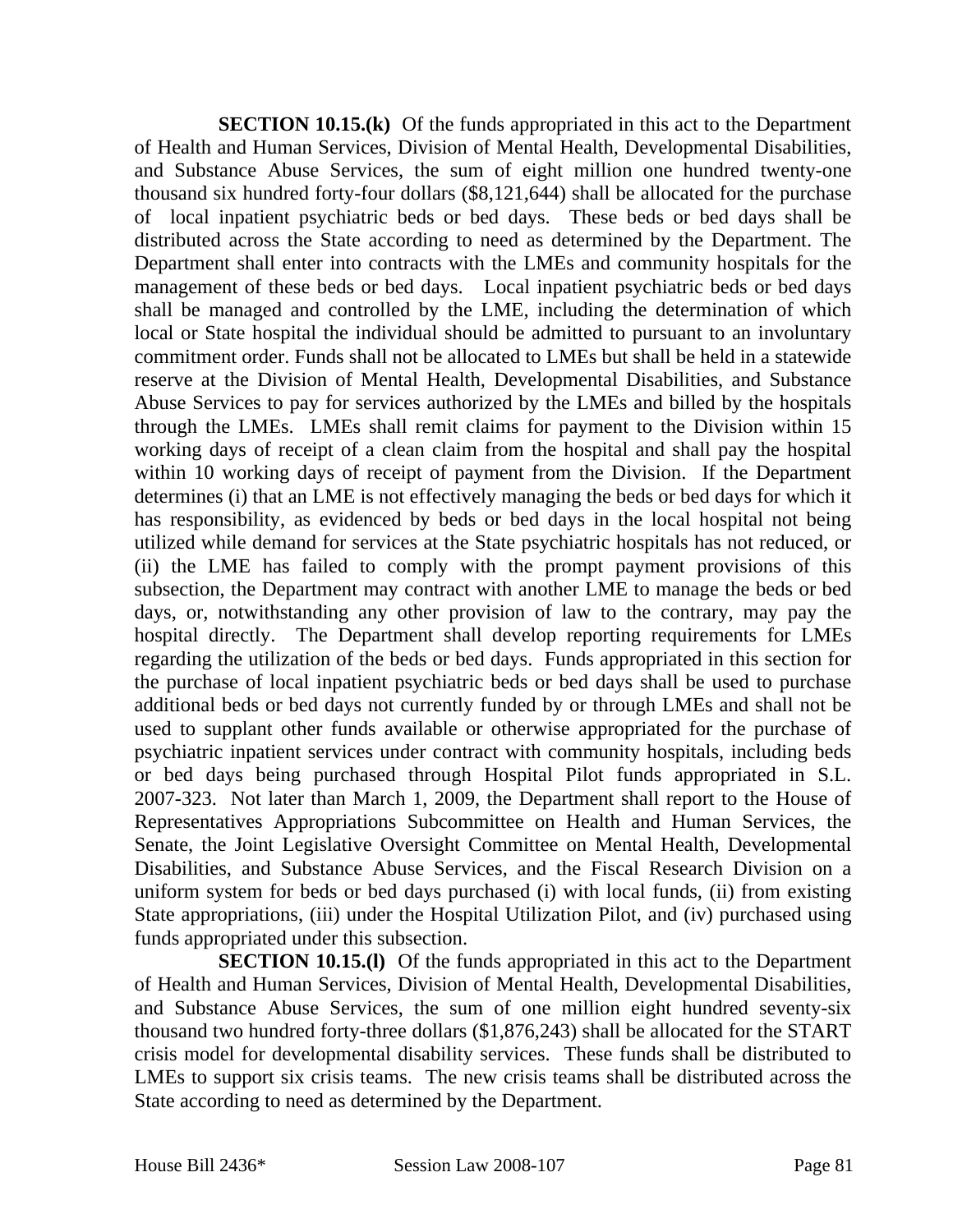**SECTION 10.15.(k)** Of the funds appropriated in this act to the Department of Health and Human Services, Division of Mental Health, Developmental Disabilities, and Substance Abuse Services, the sum of eight million one hundred twenty-one thousand six hundred forty-four dollars ($8,121,644) shall be allocated for the purchase of local inpatient psychiatric beds or bed days. These beds or bed days shall be distributed across the State according to need as determined by the Department. The Department shall enter into contracts with the LMEs and community hospitals for the management of these beds or bed days. Local inpatient psychiatric beds or bed days shall be managed and controlled by the LME, including the determination of which local or State hospital the individual should be admitted to pursuant to an involuntary commitment order. Funds shall not be allocated to LMEs but shall be held in a statewide reserve at the Division of Mental Health, Developmental Disabilities, and Substance Abuse Services to pay for services authorized by the LMEs and billed by the hospitals through the LMEs. LMEs shall remit claims for payment to the Division within 15 working days of receipt of a clean claim from the hospital and shall pay the hospital within 10 working days of receipt of payment from the Division. If the Department determines (i) that an LME is not effectively managing the beds or bed days for which it has responsibility, as evidenced by beds or bed days in the local hospital not being utilized while demand for services at the State psychiatric hospitals has not reduced, or (ii) the LME has failed to comply with the prompt payment provisions of this subsection, the Department may contract with another LME to manage the beds or bed days, or, notwithstanding any other provision of law to the contrary, may pay the hospital directly. The Department shall develop reporting requirements for LMEs regarding the utilization of the beds or bed days. Funds appropriated in this section for the purchase of local inpatient psychiatric beds or bed days shall be used to purchase additional beds or bed days not currently funded by or through LMEs and shall not be used to supplant other funds available or otherwise appropriated for the purchase of psychiatric inpatient services under contract with community hospitals, including beds or bed days being purchased through Hospital Pilot funds appropriated in S.L. 2007-323. Not later than March 1, 2009, the Department shall report to the House of Representatives Appropriations Subcommittee on Health and Human Services, the Senate, the Joint Legislative Oversight Committee on Mental Health, Developmental Disabilities, and Substance Abuse Services, and the Fiscal Research Division on a uniform system for beds or bed days purchased (i) with local funds, (ii) from existing State appropriations, (iii) under the Hospital Utilization Pilot, and (iv) purchased using funds appropriated under this subsection.

**SECTION 10.15.(l)** Of the funds appropriated in this act to the Department of Health and Human Services, Division of Mental Health, Developmental Disabilities, and Substance Abuse Services, the sum of one million eight hundred seventy-six thousand two hundred forty-three dollars ($1,876,243) shall be allocated for the START crisis model for developmental disability services. These funds shall be distributed to LMEs to support six crisis teams. The new crisis teams shall be distributed across the State according to need as determined by the Department.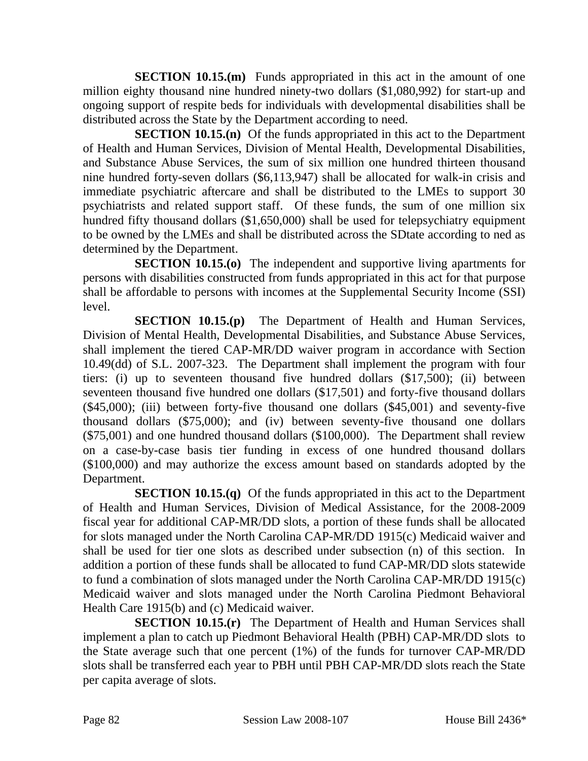**SECTION 10.15.(m)** Funds appropriated in this act in the amount of one million eighty thousand nine hundred ninety-two dollars ($1,080,992) for start-up and ongoing support of respite beds for individuals with developmental disabilities shall be distributed across the State by the Department according to need.

**SECTION 10.15.(n)** Of the funds appropriated in this act to the Department of Health and Human Services, Division of Mental Health, Developmental Disabilities, and Substance Abuse Services, the sum of six million one hundred thirteen thousand nine hundred forty-seven dollars ($6,113,947) shall be allocated for walk-in crisis and immediate psychiatric aftercare and shall be distributed to the LMEs to support 30 psychiatrists and related support staff. Of these funds, the sum of one million six hundred fifty thousand dollars ($1,650,000) shall be used for telepsychiatry equipment to be owned by the LMEs and shall be distributed across the SDtate according to ned as determined by the Department.

**SECTION 10.15.(o)** The independent and supportive living apartments for persons with disabilities constructed from funds appropriated in this act for that purpose shall be affordable to persons with incomes at the Supplemental Security Income (SSI) level.

**SECTION 10.15.(p)** The Department of Health and Human Services, Division of Mental Health, Developmental Disabilities, and Substance Abuse Services, shall implement the tiered CAP-MR/DD waiver program in accordance with Section 10.49(dd) of S.L. 2007-323. The Department shall implement the program with four tiers: (i) up to seventeen thousand five hundred dollars ($17,500); (ii) between seventeen thousand five hundred one dollars ($17,501) and forty-five thousand dollars ($45,000); (iii) between forty-five thousand one dollars ($45,001) and seventy-five thousand dollars ($75,000); and (iv) between seventy-five thousand one dollars ($75,001) and one hundred thousand dollars ($100,000). The Department shall review on a case-by-case basis tier funding in excess of one hundred thousand dollars ($100,000) and may authorize the excess amount based on standards adopted by the Department.

**SECTION 10.15.(q)** Of the funds appropriated in this act to the Department of Health and Human Services, Division of Medical Assistance, for the 2008-2009 fiscal year for additional CAP-MR/DD slots, a portion of these funds shall be allocated for slots managed under the North Carolina CAP-MR/DD 1915(c) Medicaid waiver and shall be used for tier one slots as described under subsection (n) of this section. In addition a portion of these funds shall be allocated to fund CAP-MR/DD slots statewide to fund a combination of slots managed under the North Carolina CAP-MR/DD 1915(c) Medicaid waiver and slots managed under the North Carolina Piedmont Behavioral Health Care 1915(b) and (c) Medicaid waiver.

**SECTION 10.15.(r)** The Department of Health and Human Services shall implement a plan to catch up Piedmont Behavioral Health (PBH) CAP-MR/DD slots to the State average such that one percent (1%) of the funds for turnover CAP-MR/DD slots shall be transferred each year to PBH until PBH CAP-MR/DD slots reach the State per capita average of slots.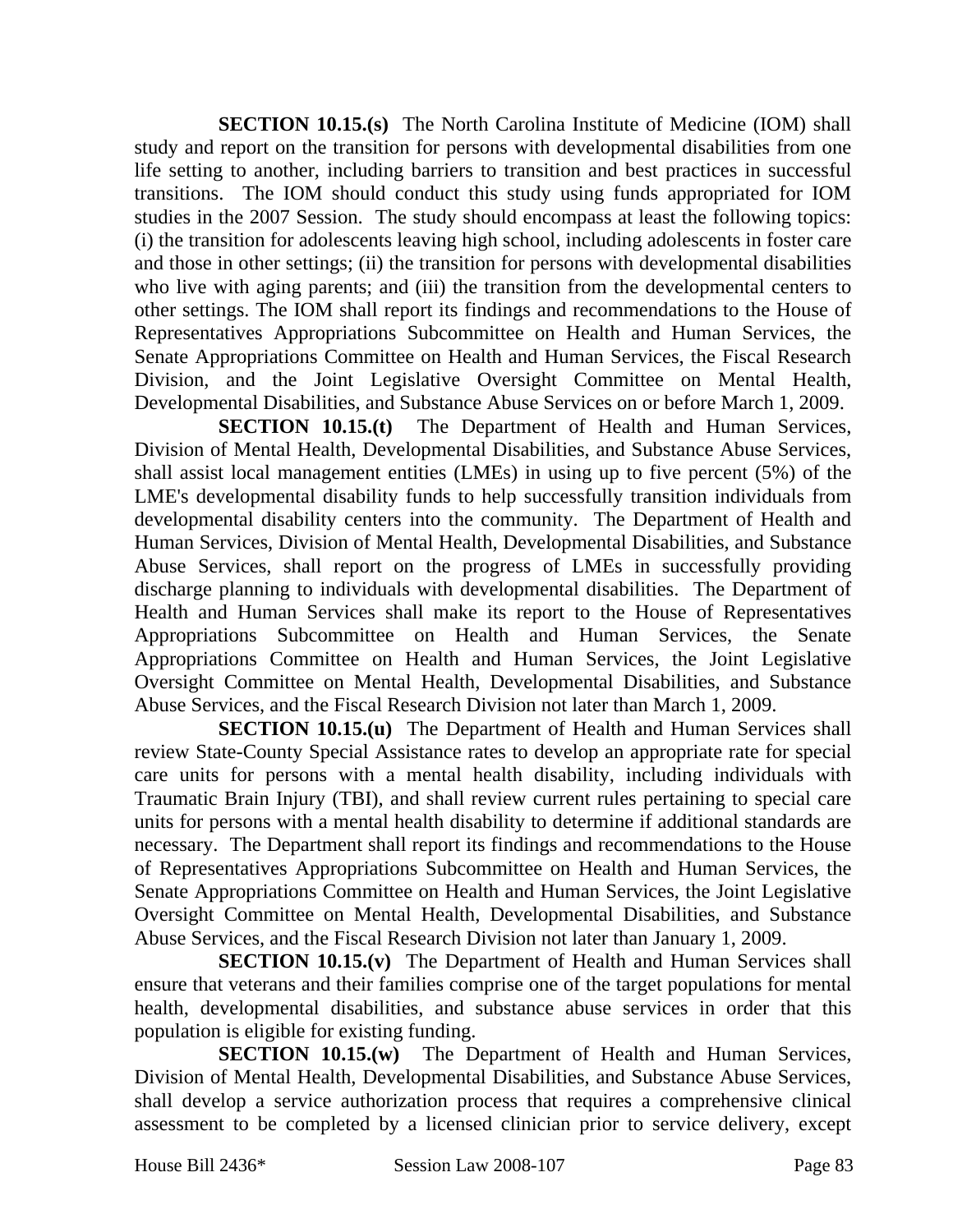**SECTION 10.15.(s)** The North Carolina Institute of Medicine (IOM) shall study and report on the transition for persons with developmental disabilities from one life setting to another, including barriers to transition and best practices in successful transitions. The IOM should conduct this study using funds appropriated for IOM studies in the 2007 Session. The study should encompass at least the following topics: (i) the transition for adolescents leaving high school, including adolescents in foster care and those in other settings; (ii) the transition for persons with developmental disabilities who live with aging parents; and (iii) the transition from the developmental centers to other settings. The IOM shall report its findings and recommendations to the House of Representatives Appropriations Subcommittee on Health and Human Services, the Senate Appropriations Committee on Health and Human Services, the Fiscal Research Division, and the Joint Legislative Oversight Committee on Mental Health, Developmental Disabilities, and Substance Abuse Services on or before March 1, 2009.

**SECTION 10.15.(t)** The Department of Health and Human Services, Division of Mental Health, Developmental Disabilities, and Substance Abuse Services, shall assist local management entities (LMEs) in using up to five percent (5%) of the LME's developmental disability funds to help successfully transition individuals from developmental disability centers into the community. The Department of Health and Human Services, Division of Mental Health, Developmental Disabilities, and Substance Abuse Services, shall report on the progress of LMEs in successfully providing discharge planning to individuals with developmental disabilities. The Department of Health and Human Services shall make its report to the House of Representatives Appropriations Subcommittee on Health and Human Services, the Senate Appropriations Committee on Health and Human Services, the Joint Legislative Oversight Committee on Mental Health, Developmental Disabilities, and Substance Abuse Services, and the Fiscal Research Division not later than March 1, 2009.

**SECTION 10.15.(u)** The Department of Health and Human Services shall review State-County Special Assistance rates to develop an appropriate rate for special care units for persons with a mental health disability, including individuals with Traumatic Brain Injury (TBI), and shall review current rules pertaining to special care units for persons with a mental health disability to determine if additional standards are necessary. The Department shall report its findings and recommendations to the House of Representatives Appropriations Subcommittee on Health and Human Services, the Senate Appropriations Committee on Health and Human Services, the Joint Legislative Oversight Committee on Mental Health, Developmental Disabilities, and Substance Abuse Services, and the Fiscal Research Division not later than January 1, 2009.

**SECTION 10.15.(v)** The Department of Health and Human Services shall ensure that veterans and their families comprise one of the target populations for mental health, developmental disabilities, and substance abuse services in order that this population is eligible for existing funding.

**SECTION 10.15.(w)** The Department of Health and Human Services, Division of Mental Health, Developmental Disabilities, and Substance Abuse Services, shall develop a service authorization process that requires a comprehensive clinical assessment to be completed by a licensed clinician prior to service delivery, except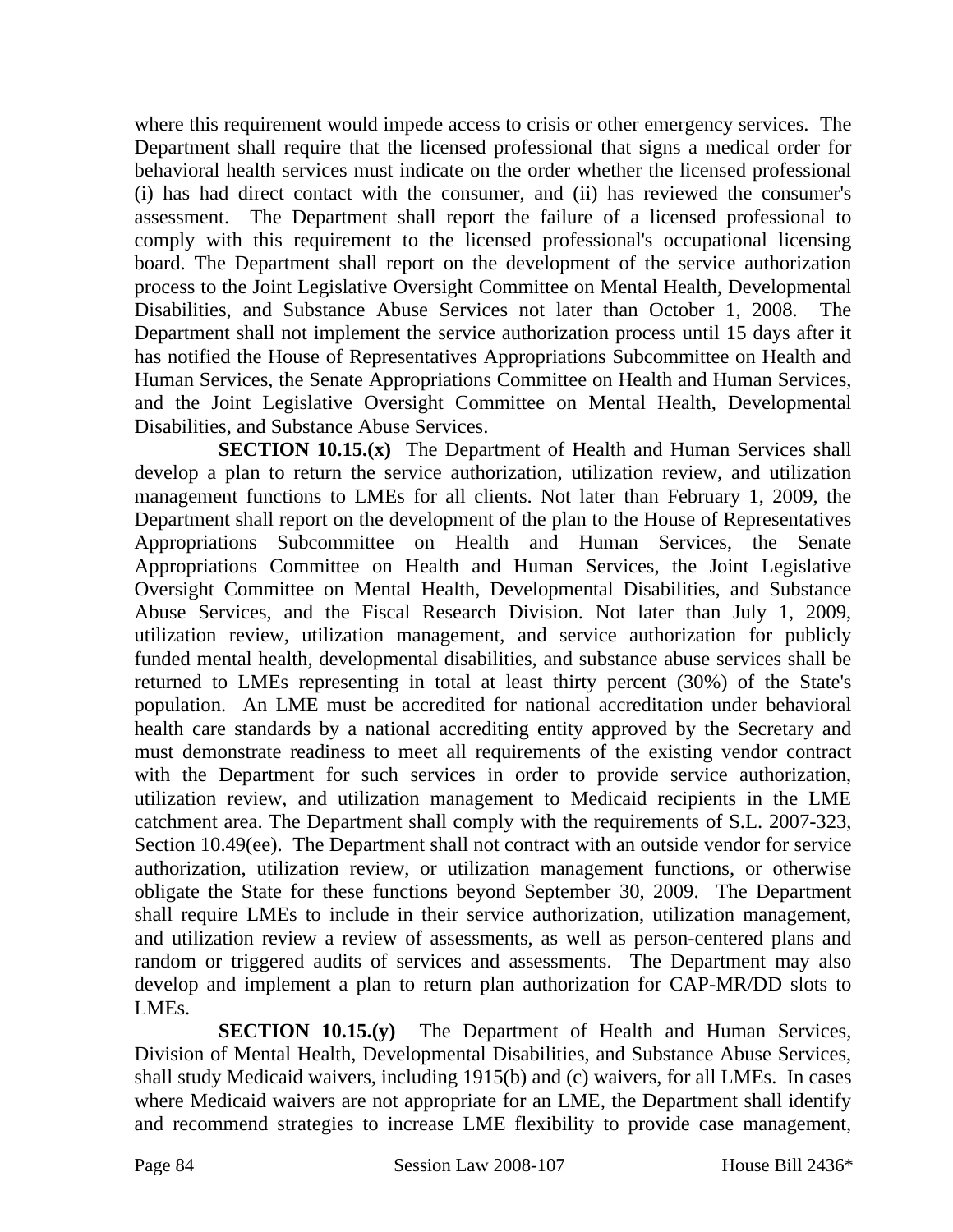where this requirement would impede access to crisis or other emergency services. The Department shall require that the licensed professional that signs a medical order for behavioral health services must indicate on the order whether the licensed professional (i) has had direct contact with the consumer, and (ii) has reviewed the consumer's assessment. The Department shall report the failure of a licensed professional to comply with this requirement to the licensed professional's occupational licensing board. The Department shall report on the development of the service authorization process to the Joint Legislative Oversight Committee on Mental Health, Developmental Disabilities, and Substance Abuse Services not later than October 1, 2008. The Department shall not implement the service authorization process until 15 days after it has notified the House of Representatives Appropriations Subcommittee on Health and Human Services, the Senate Appropriations Committee on Health and Human Services, and the Joint Legislative Oversight Committee on Mental Health, Developmental Disabilities, and Substance Abuse Services.

**SECTION 10.15.(x)** The Department of Health and Human Services shall develop a plan to return the service authorization, utilization review, and utilization management functions to LMEs for all clients. Not later than February 1, 2009, the Department shall report on the development of the plan to the House of Representatives Appropriations Subcommittee on Health and Human Services, the Senate Appropriations Committee on Health and Human Services, the Joint Legislative Oversight Committee on Mental Health, Developmental Disabilities, and Substance Abuse Services, and the Fiscal Research Division. Not later than July 1, 2009, utilization review, utilization management, and service authorization for publicly funded mental health, developmental disabilities, and substance abuse services shall be returned to LMEs representing in total at least thirty percent (30%) of the State's population. An LME must be accredited for national accreditation under behavioral health care standards by a national accrediting entity approved by the Secretary and must demonstrate readiness to meet all requirements of the existing vendor contract with the Department for such services in order to provide service authorization, utilization review, and utilization management to Medicaid recipients in the LME catchment area. The Department shall comply with the requirements of S.L. 2007-323, Section 10.49(ee). The Department shall not contract with an outside vendor for service authorization, utilization review, or utilization management functions, or otherwise obligate the State for these functions beyond September 30, 2009. The Department shall require LMEs to include in their service authorization, utilization management, and utilization review a review of assessments, as well as person-centered plans and random or triggered audits of services and assessments. The Department may also develop and implement a plan to return plan authorization for CAP-MR/DD slots to LMEs.

**SECTION 10.15.(y)** The Department of Health and Human Services, Division of Mental Health, Developmental Disabilities, and Substance Abuse Services, shall study Medicaid waivers, including 1915(b) and (c) waivers, for all LMEs. In cases where Medicaid waivers are not appropriate for an LME, the Department shall identify and recommend strategies to increase LME flexibility to provide case management,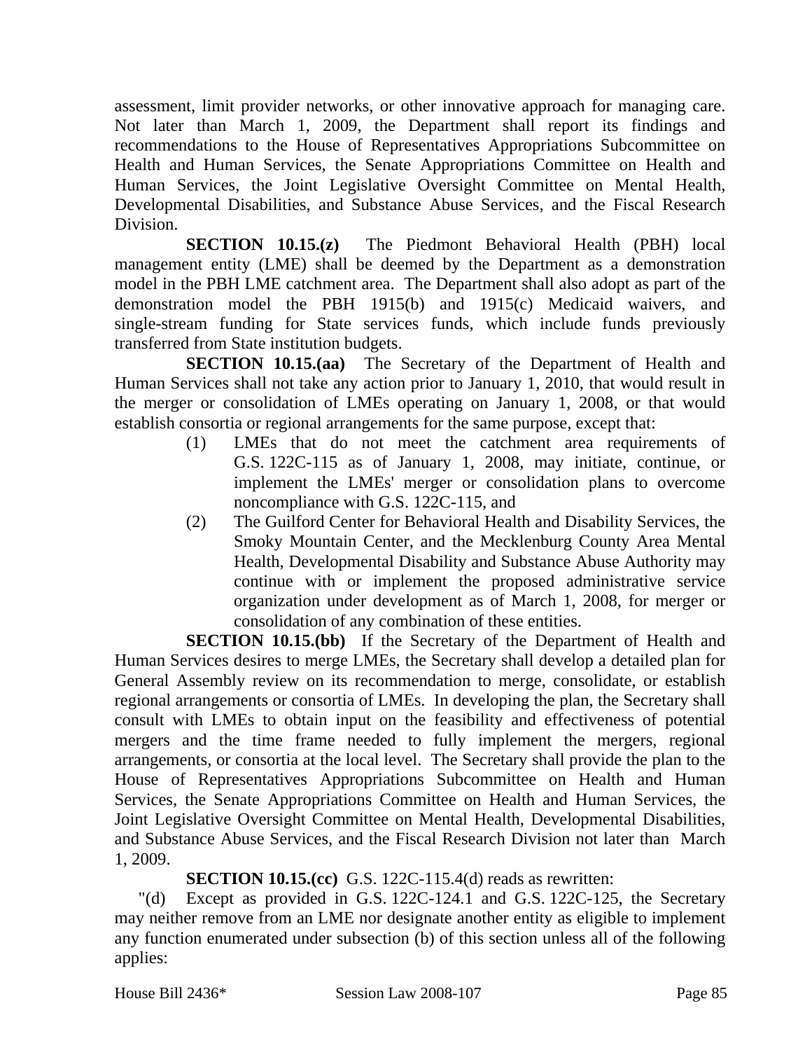assessment, limit provider networks, or other innovative approach for managing care. Not later than March 1, 2009, the Department shall report its findings and recommendations to the House of Representatives Appropriations Subcommittee on Health and Human Services, the Senate Appropriations Committee on Health and Human Services, the Joint Legislative Oversight Committee on Mental Health, Developmental Disabilities, and Substance Abuse Services, and the Fiscal Research Division.

**SECTION 10.15.(z)** The Piedmont Behavioral Health (PBH) local management entity (LME) shall be deemed by the Department as a demonstration model in the PBH LME catchment area. The Department shall also adopt as part of the demonstration model the PBH 1915(b) and 1915(c) Medicaid waivers, and single-stream funding for State services funds, which include funds previously transferred from State institution budgets.

**SECTION 10.15.(aa)** The Secretary of the Department of Health and Human Services shall not take any action prior to January 1, 2010, that would result in the merger or consolidation of LMEs operating on January 1, 2008, or that would establish consortia or regional arrangements for the same purpose, except that:

(1) LMEs that do not meet the catchment area requirements of G.S. 122C-115 as of January 1, 2008, may initiate, continue, or implement the LMEs' merger or consolidation plans to overcome noncompliance with G.S. 122C-115, and

(2) The Guilford Center for Behavioral Health and Disability Services, the Smoky Mountain Center, and the Mecklenburg County Area Mental Health, Developmental Disability and Substance Abuse Authority may continue with or implement the proposed administrative service organization under development as of March 1, 2008, for merger or consolidation of any combination of these entities.

**SECTION 10.15.(bb)** If the Secretary of the Department of Health and Human Services desires to merge LMEs, the Secretary shall develop a detailed plan for General Assembly review on its recommendation to merge, consolidate, or establish regional arrangements or consortia of LMEs. In developing the plan, the Secretary shall consult with LMEs to obtain input on the feasibility and effectiveness of potential mergers and the time frame needed to fully implement the mergers, regional arrangements, or consortia at the local level. The Secretary shall provide the plan to the House of Representatives Appropriations Subcommittee on Health and Human Services, the Senate Appropriations Committee on Health and Human Services, the Joint Legislative Oversight Committee on Mental Health, Developmental Disabilities, and Substance Abuse Services, and the Fiscal Research Division not later than March 1, 2009.

**SECTION 10.15.(cc)** G.S. 122C-115.4(d) reads as rewritten:

"(d) Except as provided in G.S. 122C-124.1 and G.S. 122C-125, the Secretary may neither remove from an LME nor designate another entity as eligible to implement any function enumerated under subsection (b) of this section unless all of the following applies: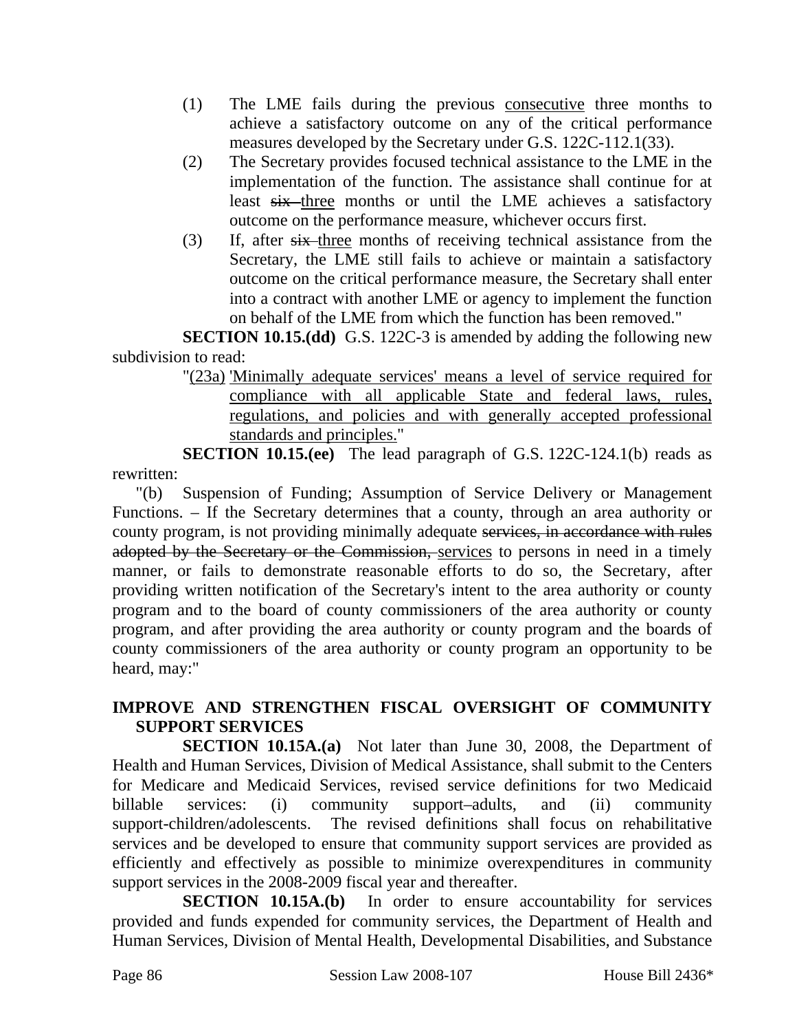(1) The LME fails during the previous consecutive three months to achieve a satisfactory outcome on any of the critical performance measures developed by the Secretary under G.S. 122C-112.1(33).

(2) The Secretary provides focused technical assistance to the LME in the implementation of the function. The assistance shall continue for at least ~~six~~ three months or until the LME achieves a satisfactory outcome on the performance measure, whichever occurs first.

(3) If, after ~~six~~ three months of receiving technical assistance from the Secretary, the LME still fails to achieve or maintain a satisfactory outcome on the critical performance measure, the Secretary shall enter into a contract with another LME or agency to implement the function on behalf of the LME from which the function has been removed."

**SECTION 10.15.(dd)** G.S. 122C-3 is amended by adding the following new subdivision to read:

"(23a) 'Minimally adequate services' means a level of service required for compliance with all applicable State and federal laws, rules, regulations, and policies and with generally accepted professional standards and principles."

**SECTION 10.15.(ee)** The lead paragraph of G.S. 122C-124.1(b) reads as rewritten:

"(b) Suspension of Funding; Assumption of Service Delivery or Management Functions. – If the Secretary determines that a county, through an area authority or county program, is not providing minimally adequate ~~services, in accordance with rules adopted by the Secretary or the Commission,~~ services to persons in need in a timely manner, or fails to demonstrate reasonable efforts to do so, the Secretary, after providing written notification of the Secretary's intent to the area authority or county program and to the board of county commissioners of the area authority or county program, and after providing the area authority or county program and the boards of county commissioners of the area authority or county program an opportunity to be heard, may:"

## IMPROVE AND STRENGTHEN FISCAL OVERSIGHT OF COMMUNITY SUPPORT SERVICES

**SECTION 10.15A.(a)** Not later than June 30, 2008, the Department of Health and Human Services, Division of Medical Assistance, shall submit to the Centers for Medicare and Medicaid Services, revised service definitions for two Medicaid billable services: (i) community support–adults, and (ii) community support-children/adolescents. The revised definitions shall focus on rehabilitative services and be developed to ensure that community support services are provided as efficiently and effectively as possible to minimize overexpenditures in community support services in the 2008-2009 fiscal year and thereafter.

**SECTION 10.15A.(b)** In order to ensure accountability for services provided and funds expended for community services, the Department of Health and Human Services, Division of Mental Health, Developmental Disabilities, and Substance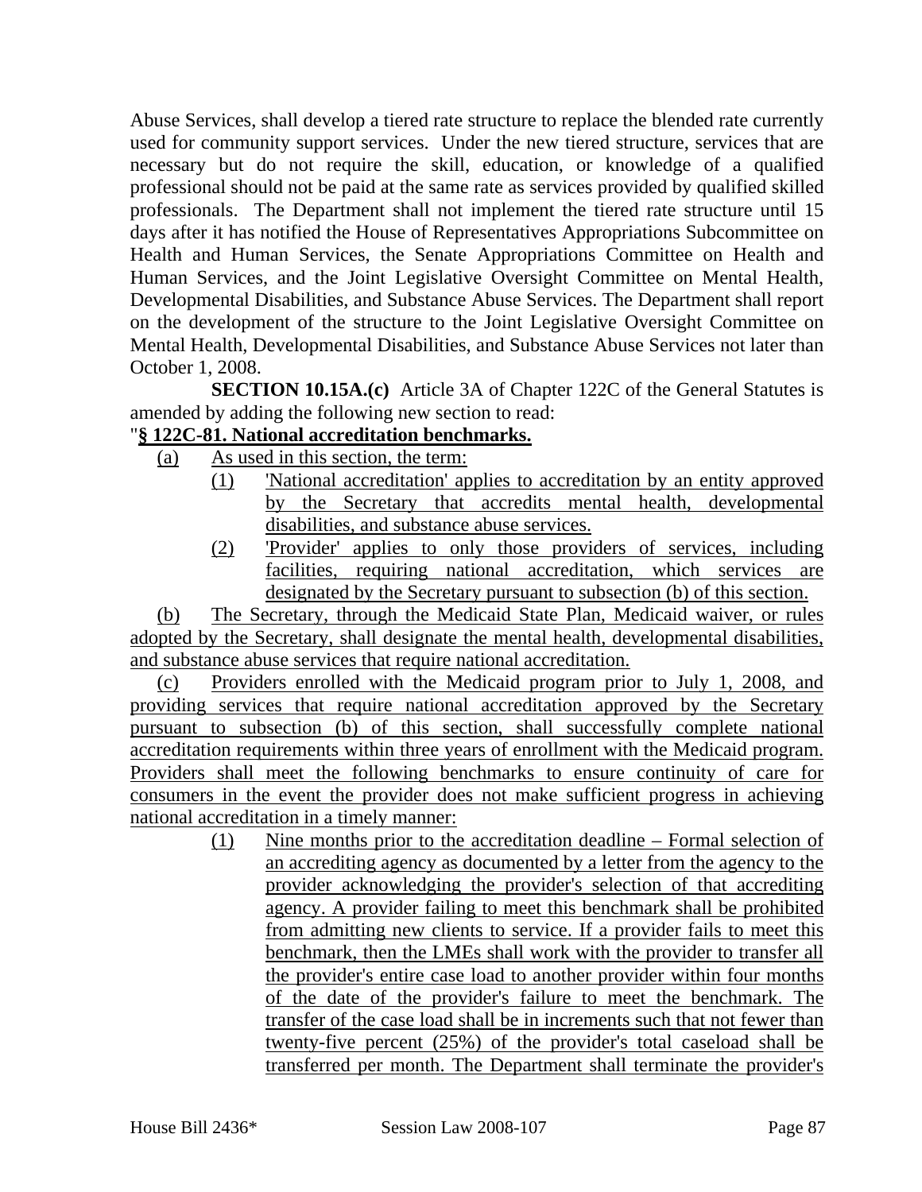Abuse Services, shall develop a tiered rate structure to replace the blended rate currently used for community support services. Under the new tiered structure, services that are necessary but do not require the skill, education, or knowledge of a qualified professional should not be paid at the same rate as services provided by qualified skilled professionals. The Department shall not implement the tiered rate structure until 15 days after it has notified the House of Representatives Appropriations Subcommittee on Health and Human Services, the Senate Appropriations Committee on Health and Human Services, and the Joint Legislative Oversight Committee on Mental Health, Developmental Disabilities, and Substance Abuse Services. The Department shall report on the development of the structure to the Joint Legislative Oversight Committee on Mental Health, Developmental Disabilities, and Substance Abuse Services not later than October 1, 2008.

**SECTION 10.15A.(c)** Article 3A of Chapter 122C of the General Statutes is amended by adding the following new section to read:

"**§ 122C-81. National accreditation benchmarks.**

(a) As used in this section, the term:

(1) 'National accreditation' applies to accreditation by an entity approved by the Secretary that accredits mental health, developmental disabilities, and substance abuse services.

(2) 'Provider' applies to only those providers of services, including facilities, requiring national accreditation, which services are designated by the Secretary pursuant to subsection (b) of this section.

(b) The Secretary, through the Medicaid State Plan, Medicaid waiver, or rules adopted by the Secretary, shall designate the mental health, developmental disabilities, and substance abuse services that require national accreditation.

(c) Providers enrolled with the Medicaid program prior to July 1, 2008, and providing services that require national accreditation approved by the Secretary pursuant to subsection (b) of this section, shall successfully complete national accreditation requirements within three years of enrollment with the Medicaid program. Providers shall meet the following benchmarks to ensure continuity of care for consumers in the event the provider does not make sufficient progress in achieving national accreditation in a timely manner:

(1) Nine months prior to the accreditation deadline – Formal selection of an accrediting agency as documented by a letter from the agency to the provider acknowledging the provider's selection of that accrediting agency. A provider failing to meet this benchmark shall be prohibited from admitting new clients to service. If a provider fails to meet this benchmark, then the LMEs shall work with the provider to transfer all the provider's entire case load to another provider within four months of the date of the provider's failure to meet the benchmark. The transfer of the case load shall be in increments such that not fewer than twenty-five percent (25%) of the provider's total caseload shall be transferred per month. The Department shall terminate the provider's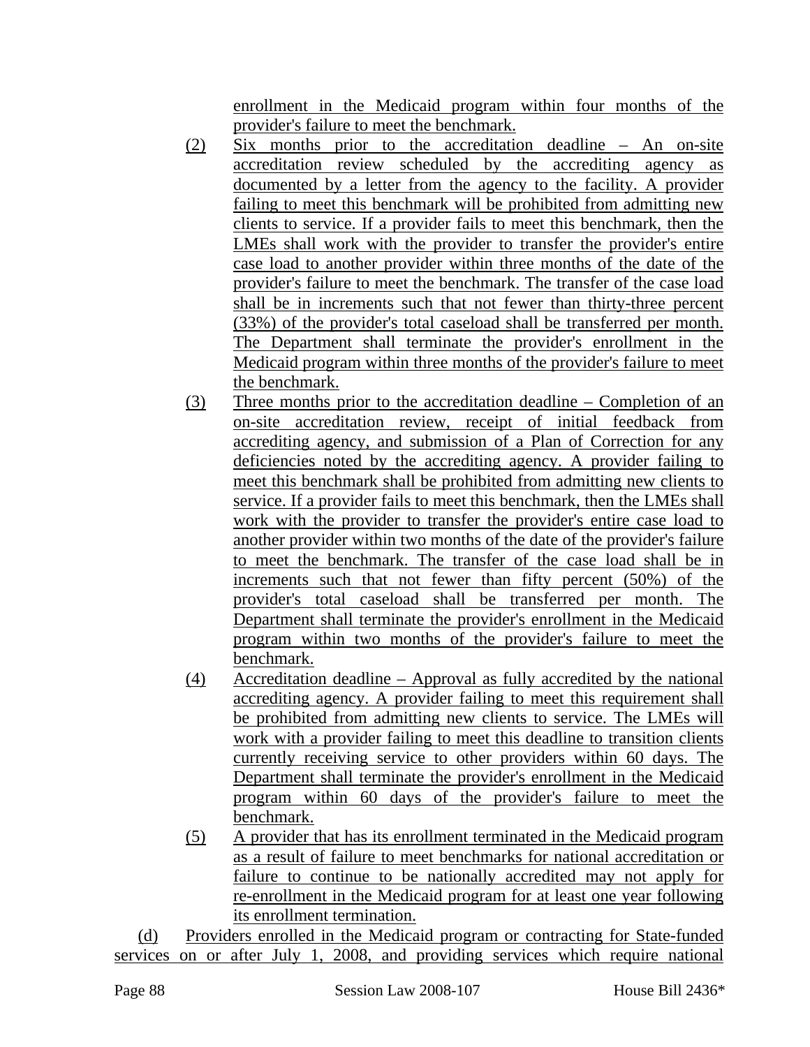enrollment in the Medicaid program within four months of the provider's failure to meet the benchmark.

(2) Six months prior to the accreditation deadline – An on-site accreditation review scheduled by the accrediting agency as documented by a letter from the agency to the facility. A provider failing to meet this benchmark will be prohibited from admitting new clients to service. If a provider fails to meet this benchmark, then the LMEs shall work with the provider to transfer the provider's entire case load to another provider within three months of the date of the provider's failure to meet the benchmark. The transfer of the case load shall be in increments such that not fewer than thirty-three percent (33%) of the provider's total caseload shall be transferred per month. The Department shall terminate the provider's enrollment in the Medicaid program within three months of the provider's failure to meet the benchmark.

(3) Three months prior to the accreditation deadline – Completion of an on-site accreditation review, receipt of initial feedback from accrediting agency, and submission of a Plan of Correction for any deficiencies noted by the accrediting agency. A provider failing to meet this benchmark shall be prohibited from admitting new clients to service. If a provider fails to meet this benchmark, then the LMEs shall work with the provider to transfer the provider's entire case load to another provider within two months of the date of the provider's failure to meet the benchmark. The transfer of the case load shall be in increments such that not fewer than fifty percent (50%) of the provider's total caseload shall be transferred per month. The Department shall terminate the provider's enrollment in the Medicaid program within two months of the provider's failure to meet the benchmark.

(4) Accreditation deadline – Approval as fully accredited by the national accrediting agency. A provider failing to meet this requirement shall be prohibited from admitting new clients to service. The LMEs will work with a provider failing to meet this deadline to transition clients currently receiving service to other providers within 60 days. The Department shall terminate the provider's enrollment in the Medicaid program within 60 days of the provider's failure to meet the benchmark.

(5) A provider that has its enrollment terminated in the Medicaid program as a result of failure to meet benchmarks for national accreditation or failure to continue to be nationally accredited may not apply for re-enrollment in the Medicaid program for at least one year following its enrollment termination.

(d) Providers enrolled in the Medicaid program or contracting for State-funded services on or after July 1, 2008, and providing services which require national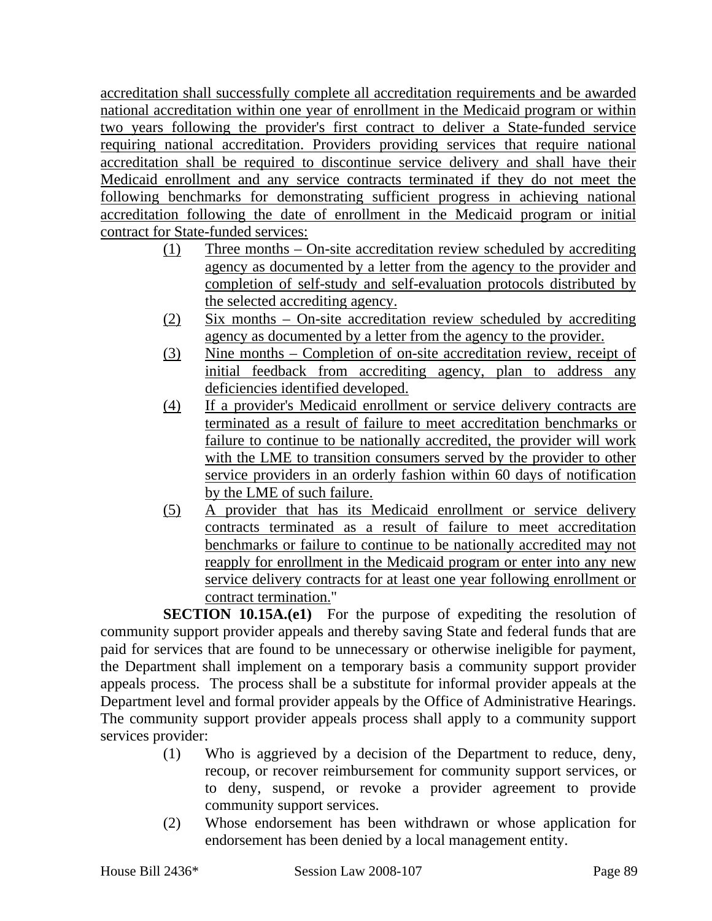accreditation shall successfully complete all accreditation requirements and be awarded national accreditation within one year of enrollment in the Medicaid program or within two years following the provider's first contract to deliver a State-funded service requiring national accreditation. Providers providing services that require national accreditation shall be required to discontinue service delivery and shall have their Medicaid enrollment and any service contracts terminated if they do not meet the following benchmarks for demonstrating sufficient progress in achieving national accreditation following the date of enrollment in the Medicaid program or initial contract for State-funded services:

(1) Three months – On-site accreditation review scheduled by accrediting agency as documented by a letter from the agency to the provider and completion of self-study and self-evaluation protocols distributed by the selected accrediting agency.

(2) Six months – On-site accreditation review scheduled by accrediting agency as documented by a letter from the agency to the provider.

(3) Nine months – Completion of on-site accreditation review, receipt of initial feedback from accrediting agency, plan to address any deficiencies identified developed.

(4) If a provider's Medicaid enrollment or service delivery contracts are terminated as a result of failure to meet accreditation benchmarks or failure to continue to be nationally accredited, the provider will work with the LME to transition consumers served by the provider to other service providers in an orderly fashion within 60 days of notification by the LME of such failure.

(5) A provider that has its Medicaid enrollment or service delivery contracts terminated as a result of failure to meet accreditation benchmarks or failure to continue to be nationally accredited may not reapply for enrollment in the Medicaid program or enter into any new service delivery contracts for at least one year following enrollment or contract termination."

**SECTION 10.15A.(e1)** For the purpose of expediting the resolution of community support provider appeals and thereby saving State and federal funds that are paid for services that are found to be unnecessary or otherwise ineligible for payment, the Department shall implement on a temporary basis a community support provider appeals process. The process shall be a substitute for informal provider appeals at the Department level and formal provider appeals by the Office of Administrative Hearings. The community support provider appeals process shall apply to a community support services provider:

(1) Who is aggrieved by a decision of the Department to reduce, deny, recoup, or recover reimbursement for community support services, or to deny, suspend, or revoke a provider agreement to provide community support services.

(2) Whose endorsement has been withdrawn or whose application for endorsement has been denied by a local management entity.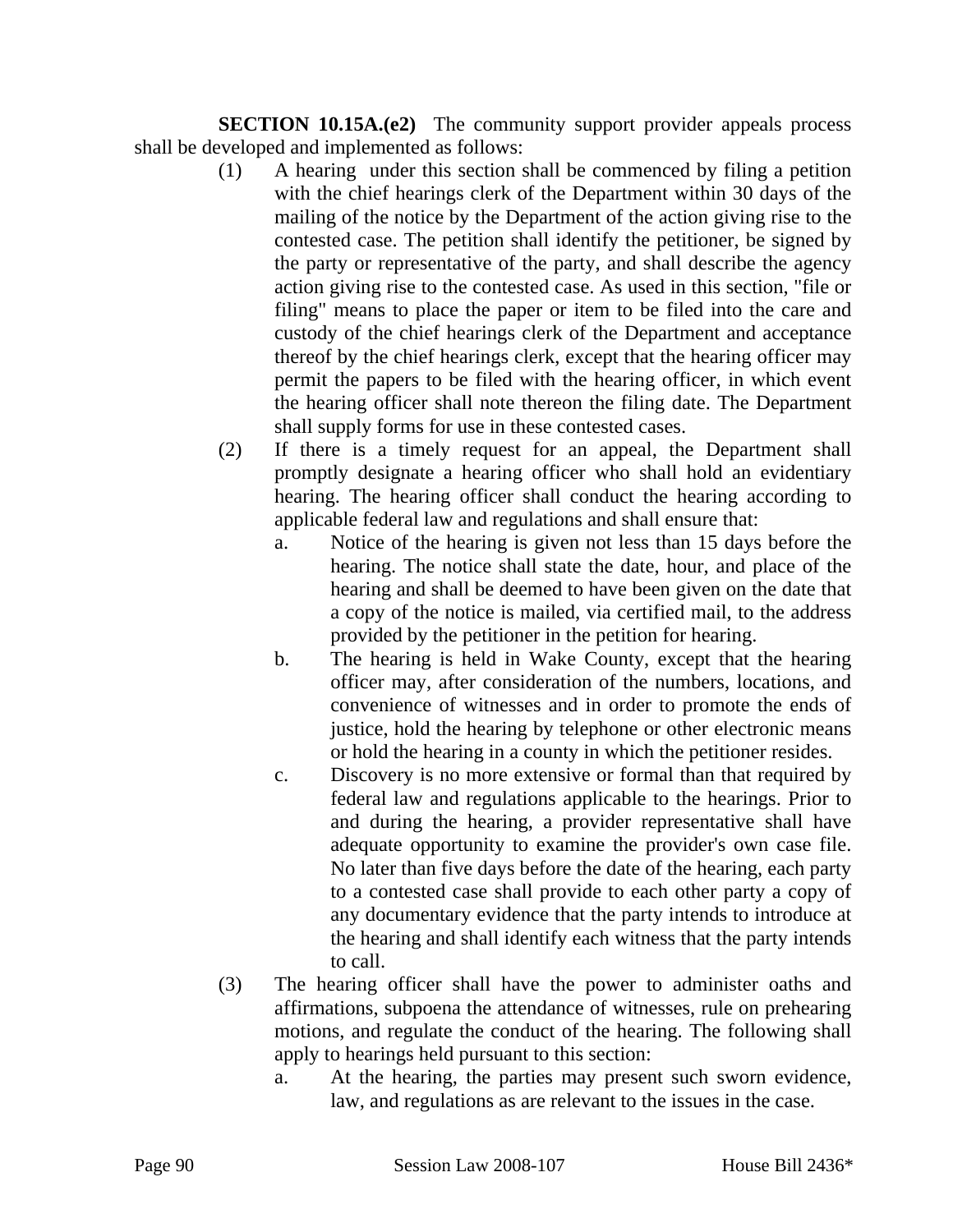**SECTION 10.15A.(e2)** The community support provider appeals process shall be developed and implemented as follows:

(1) A hearing under this section shall be commenced by filing a petition with the chief hearings clerk of the Department within 30 days of the mailing of the notice by the Department of the action giving rise to the contested case. The petition shall identify the petitioner, be signed by the party or representative of the party, and shall describe the agency action giving rise to the contested case. As used in this section, "file or filing" means to place the paper or item to be filed into the care and custody of the chief hearings clerk of the Department and acceptance thereof by the chief hearings clerk, except that the hearing officer may permit the papers to be filed with the hearing officer, in which event the hearing officer shall note thereon the filing date. The Department shall supply forms for use in these contested cases.

(2) If there is a timely request for an appeal, the Department shall promptly designate a hearing officer who shall hold an evidentiary hearing. The hearing officer shall conduct the hearing according to applicable federal law and regulations and shall ensure that:

   a. Notice of the hearing is given not less than 15 days before the hearing. The notice shall state the date, hour, and place of the hearing and shall be deemed to have been given on the date that a copy of the notice is mailed, via certified mail, to the address provided by the petitioner in the petition for hearing.

   b. The hearing is held in Wake County, except that the hearing officer may, after consideration of the numbers, locations, and convenience of witnesses and in order to promote the ends of justice, hold the hearing by telephone or other electronic means or hold the hearing in a county in which the petitioner resides.

   c. Discovery is no more extensive or formal than that required by federal law and regulations applicable to the hearings. Prior to and during the hearing, a provider representative shall have adequate opportunity to examine the provider's own case file. No later than five days before the date of the hearing, each party to a contested case shall provide to each other party a copy of any documentary evidence that the party intends to introduce at the hearing and shall identify each witness that the party intends to call.

(3) The hearing officer shall have the power to administer oaths and affirmations, subpoena the attendance of witnesses, rule on prehearing motions, and regulate the conduct of the hearing. The following shall apply to hearings held pursuant to this section:

   a. At the hearing, the parties may present such sworn evidence, law, and regulations as are relevant to the issues in the case.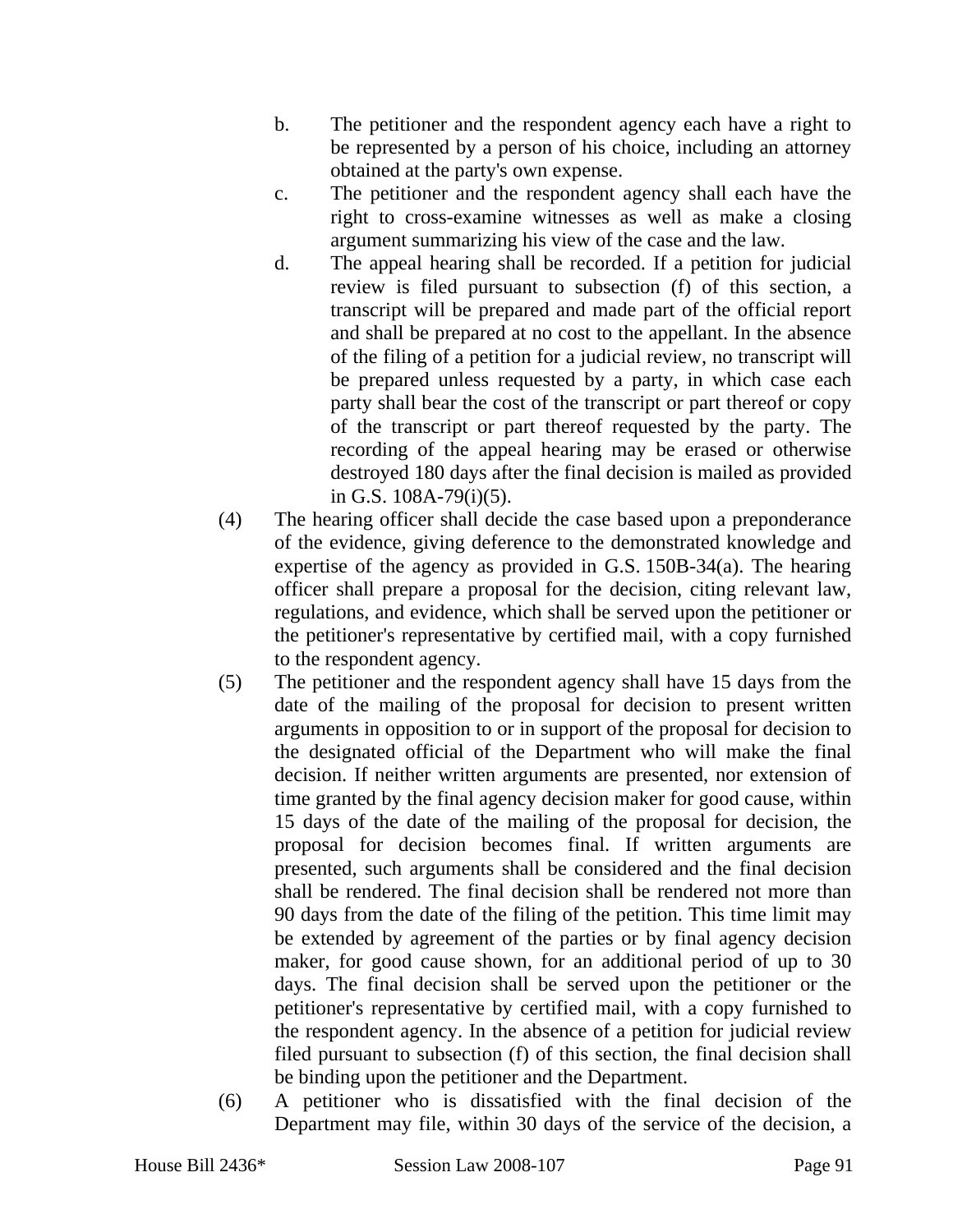b. The petitioner and the respondent agency each have a right to be represented by a person of his choice, including an attorney obtained at the party's own expense.

c. The petitioner and the respondent agency shall each have the right to cross-examine witnesses as well as make a closing argument summarizing his view of the case and the law.

d. The appeal hearing shall be recorded. If a petition for judicial review is filed pursuant to subsection (f) of this section, a transcript will be prepared and made part of the official report and shall be prepared at no cost to the appellant. In the absence of the filing of a petition for a judicial review, no transcript will be prepared unless requested by a party, in which case each party shall bear the cost of the transcript or part thereof or copy of the transcript or part thereof requested by the party. The recording of the appeal hearing may be erased or otherwise destroyed 180 days after the final decision is mailed as provided in G.S. 108A-79(i)(5).

(4) The hearing officer shall decide the case based upon a preponderance of the evidence, giving deference to the demonstrated knowledge and expertise of the agency as provided in G.S. 150B-34(a). The hearing officer shall prepare a proposal for the decision, citing relevant law, regulations, and evidence, which shall be served upon the petitioner or the petitioner's representative by certified mail, with a copy furnished to the respondent agency.

(5) The petitioner and the respondent agency shall have 15 days from the date of the mailing of the proposal for decision to present written arguments in opposition to or in support of the proposal for decision to the designated official of the Department who will make the final decision. If neither written arguments are presented, nor extension of time granted by the final agency decision maker for good cause, within 15 days of the date of the mailing of the proposal for decision, the proposal for decision becomes final. If written arguments are presented, such arguments shall be considered and the final decision shall be rendered. The final decision shall be rendered not more than 90 days from the date of the filing of the petition. This time limit may be extended by agreement of the parties or by final agency decision maker, for good cause shown, for an additional period of up to 30 days. The final decision shall be served upon the petitioner or the petitioner's representative by certified mail, with a copy furnished to the respondent agency. In the absence of a petition for judicial review filed pursuant to subsection (f) of this section, the final decision shall be binding upon the petitioner and the Department.

(6) A petitioner who is dissatisfied with the final decision of the Department may file, within 30 days of the service of the decision, a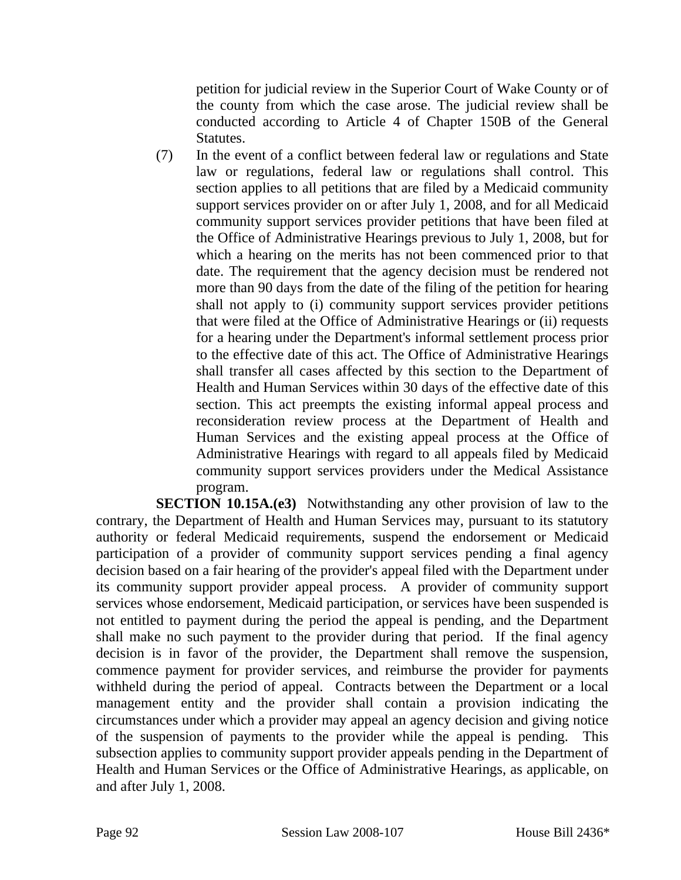petition for judicial review in the Superior Court of Wake County or of the county from which the case arose. The judicial review shall be conducted according to Article 4 of Chapter 150B of the General Statutes.

(7) In the event of a conflict between federal law or regulations and State law or regulations, federal law or regulations shall control. This section applies to all petitions that are filed by a Medicaid community support services provider on or after July 1, 2008, and for all Medicaid community support services provider petitions that have been filed at the Office of Administrative Hearings previous to July 1, 2008, but for which a hearing on the merits has not been commenced prior to that date. The requirement that the agency decision must be rendered not more than 90 days from the date of the filing of the petition for hearing shall not apply to (i) community support services provider petitions that were filed at the Office of Administrative Hearings or (ii) requests for a hearing under the Department's informal settlement process prior to the effective date of this act. The Office of Administrative Hearings shall transfer all cases affected by this section to the Department of Health and Human Services within 30 days of the effective date of this section. This act preempts the existing informal appeal process and reconsideration review process at the Department of Health and Human Services and the existing appeal process at the Office of Administrative Hearings with regard to all appeals filed by Medicaid community support services providers under the Medical Assistance program.

**SECTION 10.15A.(e3)** Notwithstanding any other provision of law to the contrary, the Department of Health and Human Services may, pursuant to its statutory authority or federal Medicaid requirements, suspend the endorsement or Medicaid participation of a provider of community support services pending a final agency decision based on a fair hearing of the provider's appeal filed with the Department under its community support provider appeal process. A provider of community support services whose endorsement, Medicaid participation, or services have been suspended is not entitled to payment during the period the appeal is pending, and the Department shall make no such payment to the provider during that period. If the final agency decision is in favor of the provider, the Department shall remove the suspension, commence payment for provider services, and reimburse the provider for payments withheld during the period of appeal. Contracts between the Department or a local management entity and the provider shall contain a provision indicating the circumstances under which a provider may appeal an agency decision and giving notice of the suspension of payments to the provider while the appeal is pending. This subsection applies to community support provider appeals pending in the Department of Health and Human Services or the Office of Administrative Hearings, as applicable, on and after July 1, 2008.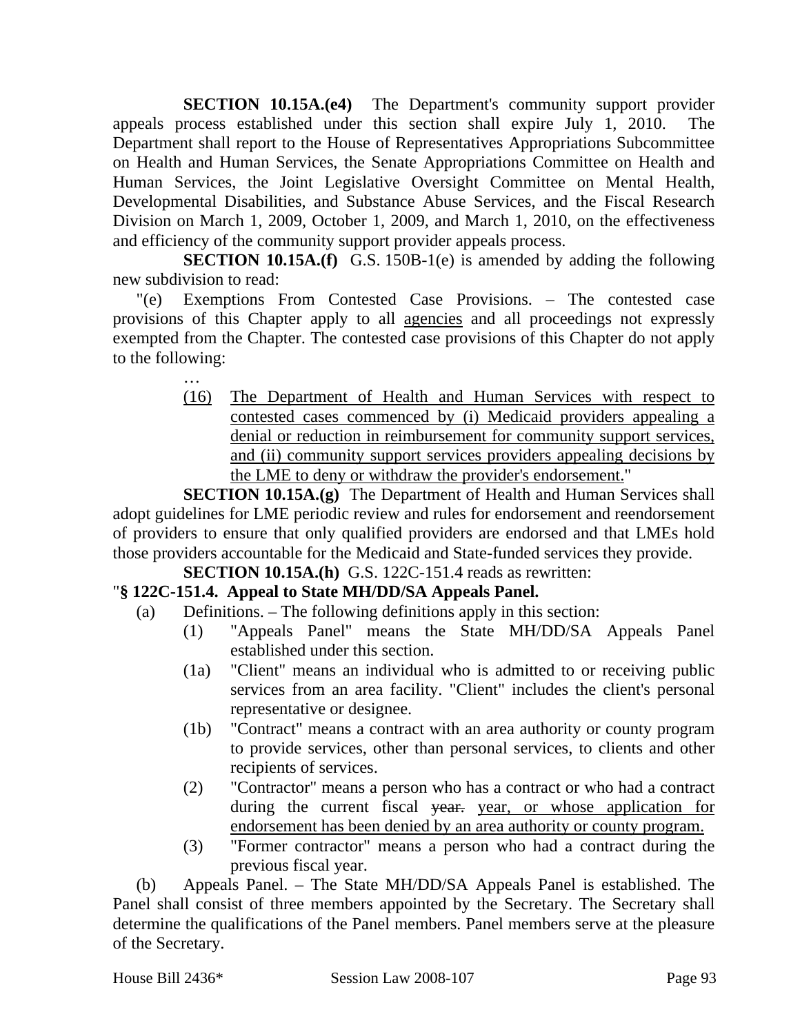**SECTION 10.15A.(e4)** The Department's community support provider appeals process established under this section shall expire July 1, 2010. The Department shall report to the House of Representatives Appropriations Subcommittee on Health and Human Services, the Senate Appropriations Committee on Health and Human Services, the Joint Legislative Oversight Committee on Mental Health, Developmental Disabilities, and Substance Abuse Services, and the Fiscal Research Division on March 1, 2009, October 1, 2009, and March 1, 2010, on the effectiveness and efficiency of the community support provider appeals process.

**SECTION 10.15A.(f)** G.S. 150B-1(e) is amended by adding the following new subdivision to read:

"(e) Exemptions From Contested Case Provisions. – The contested case provisions of this Chapter apply to all agencies and all proceedings not expressly exempted from the Chapter. The contested case provisions of this Chapter do not apply to the following:

…

(16) The Department of Health and Human Services with respect to contested cases commenced by (i) Medicaid providers appealing a denial or reduction in reimbursement for community support services, and (ii) community support services providers appealing decisions by the LME to deny or withdraw the provider's endorsement."

**SECTION 10.15A.(g)** The Department of Health and Human Services shall adopt guidelines for LME periodic review and rules for endorsement and reendorsement of providers to ensure that only qualified providers are endorsed and that LMEs hold those providers accountable for the Medicaid and State-funded services they provide.

**SECTION 10.15A.(h)** G.S. 122C-151.4 reads as rewritten:

"**§ 122C-151.4. Appeal to State MH/DD/SA Appeals Panel.**

(a) Definitions. – The following definitions apply in this section:

(1) "Appeals Panel" means the State MH/DD/SA Appeals Panel established under this section.

(1a) "Client" means an individual who is admitted to or receiving public services from an area facility. "Client" includes the client's personal representative or designee.

(1b) "Contract" means a contract with an area authority or county program to provide services, other than personal services, to clients and other recipients of services.

(2) "Contractor" means a person who has a contract or who had a contract during the current fiscal ~~year.~~ year, or whose application for endorsement has been denied by an area authority or county program.

(3) "Former contractor" means a person who had a contract during the previous fiscal year.

(b) Appeals Panel. – The State MH/DD/SA Appeals Panel is established. The Panel shall consist of three members appointed by the Secretary. The Secretary shall determine the qualifications of the Panel members. Panel members serve at the pleasure of the Secretary.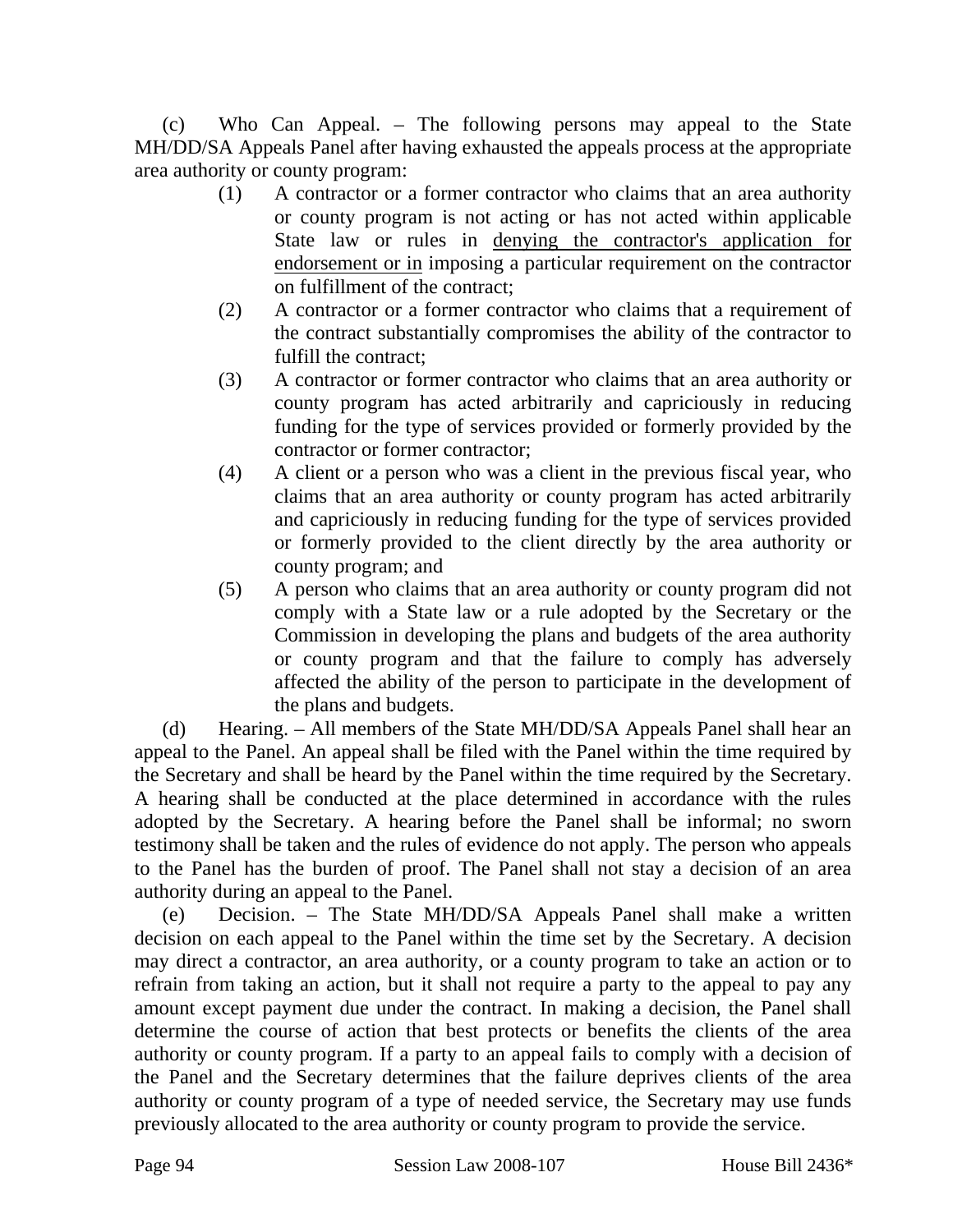(c) Who Can Appeal. – The following persons may appeal to the State MH/DD/SA Appeals Panel after having exhausted the appeals process at the appropriate area authority or county program:

(1) A contractor or a former contractor who claims that an area authority or county program is not acting or has not acted within applicable State law or rules in <u>denying the contractor's application for endorsement or in</u> imposing a particular requirement on the contractor on fulfillment of the contract;

(2) A contractor or a former contractor who claims that a requirement of the contract substantially compromises the ability of the contractor to fulfill the contract;

(3) A contractor or former contractor who claims that an area authority or county program has acted arbitrarily and capriciously in reducing funding for the type of services provided or formerly provided by the contractor or former contractor;

(4) A client or a person who was a client in the previous fiscal year, who claims that an area authority or county program has acted arbitrarily and capriciously in reducing funding for the type of services provided or formerly provided to the client directly by the area authority or county program; and

(5) A person who claims that an area authority or county program did not comply with a State law or a rule adopted by the Secretary or the Commission in developing the plans and budgets of the area authority or county program and that the failure to comply has adversely affected the ability of the person to participate in the development of the plans and budgets.

(d) Hearing. – All members of the State MH/DD/SA Appeals Panel shall hear an appeal to the Panel. An appeal shall be filed with the Panel within the time required by the Secretary and shall be heard by the Panel within the time required by the Secretary. A hearing shall be conducted at the place determined in accordance with the rules adopted by the Secretary. A hearing before the Panel shall be informal; no sworn testimony shall be taken and the rules of evidence do not apply. The person who appeals to the Panel has the burden of proof. The Panel shall not stay a decision of an area authority during an appeal to the Panel.

(e) Decision. – The State MH/DD/SA Appeals Panel shall make a written decision on each appeal to the Panel within the time set by the Secretary. A decision may direct a contractor, an area authority, or a county program to take an action or to refrain from taking an action, but it shall not require a party to the appeal to pay any amount except payment due under the contract. In making a decision, the Panel shall determine the course of action that best protects or benefits the clients of the area authority or county program. If a party to an appeal fails to comply with a decision of the Panel and the Secretary determines that the failure deprives clients of the area authority or county program of a type of needed service, the Secretary may use funds previously allocated to the area authority or county program to provide the service.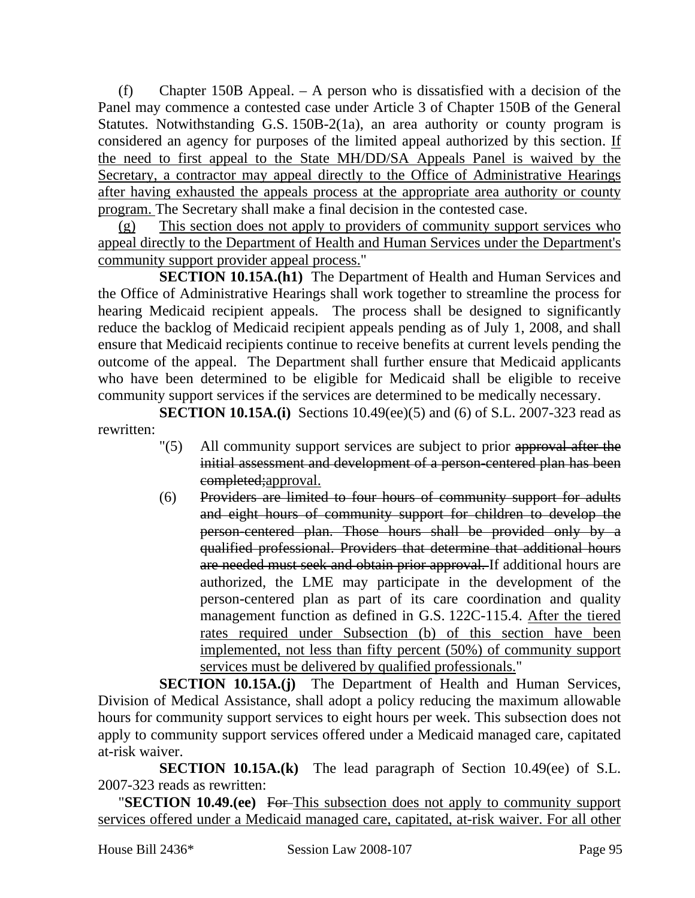(f) Chapter 150B Appeal. – A person who is dissatisfied with a decision of the Panel may commence a contested case under Article 3 of Chapter 150B of the General Statutes. Notwithstanding G.S. 150B-2(1a), an area authority or county program is considered an agency for purposes of the limited appeal authorized by this section. <u>If the need to first appeal to the State MH/DD/SA Appeals Panel is waived by the Secretary, a contractor may appeal directly to the Office of Administrative Hearings after having exhausted the appeals process at the appropriate area authority or county program.</u> The Secretary shall make a final decision in the contested case.

<u>(g) This section does not apply to providers of community support services who appeal directly to the Department of Health and Human Services under the Department's community support provider appeal process.</u>"

**SECTION 10.15A.(h1)** The Department of Health and Human Services and the Office of Administrative Hearings shall work together to streamline the process for hearing Medicaid recipient appeals. The process shall be designed to significantly reduce the backlog of Medicaid recipient appeals pending as of July 1, 2008, and shall ensure that Medicaid recipients continue to receive benefits at current levels pending the outcome of the appeal. The Department shall further ensure that Medicaid applicants who have been determined to be eligible for Medicaid shall be eligible to receive community support services if the services are determined to be medically necessary.

**SECTION 10.15A.(i)** Sections 10.49(ee)(5) and (6) of S.L. 2007-323 read as rewritten:

"(5) All community support services are subject to prior ~~approval after the initial assessment and development of a person-centered plan has been completed;~~<u>approval.</u>

(6) ~~Providers are limited to four hours of community support for adults and eight hours of community support for children to develop the person-centered plan. Those hours shall be provided only by a qualified professional. Providers that determine that additional hours are needed must seek and obtain prior approval.~~ If additional hours are authorized, the LME may participate in the development of the person-centered plan as part of its care coordination and quality management function as defined in G.S. 122C-115.4. <u>After the tiered rates required under Subsection (b) of this section have been implemented, not less than fifty percent (50%) of community support services must be delivered by qualified professionals.</u>"

**SECTION 10.15A.(j)** The Department of Health and Human Services, Division of Medical Assistance, shall adopt a policy reducing the maximum allowable hours for community support services to eight hours per week. This subsection does not apply to community support services offered under a Medicaid managed care, capitated at-risk waiver.

**SECTION 10.15A.(k)** The lead paragraph of Section 10.49(ee) of S.L. 2007-323 reads as rewritten:

"**SECTION 10.49.(ee)** ~~For~~ <u>This subsection does not apply to community support services offered under a Medicaid managed care, capitated, at-risk waiver. For all other</u>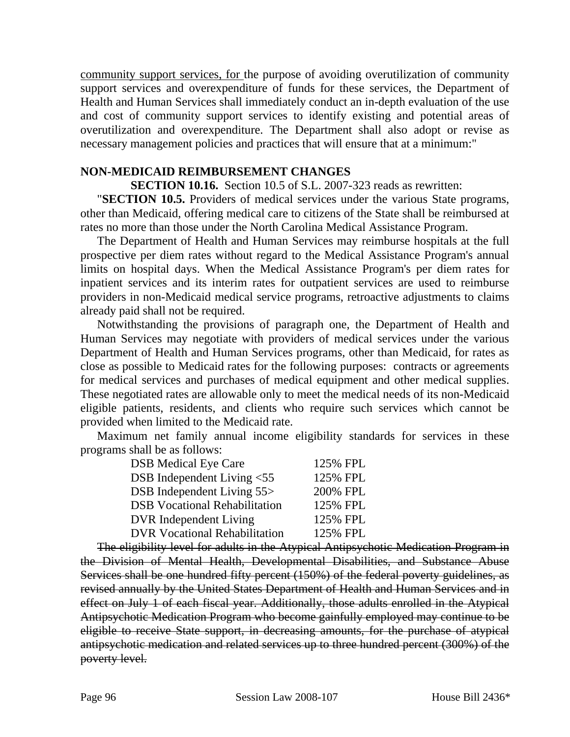community support services, for the purpose of avoiding overutilization of community support services and overexpenditure of funds for these services, the Department of Health and Human Services shall immediately conduct an in-depth evaluation of the use and cost of community support services to identify existing and potential areas of overutilization and overexpenditure. The Department shall also adopt or revise as necessary management policies and practices that will ensure that at a minimum:"

**NON-MEDICAID REIMBURSEMENT CHANGES**

**SECTION 10.16.** Section 10.5 of S.L. 2007-323 reads as rewritten:

"**SECTION 10.5.** Providers of medical services under the various State programs, other than Medicaid, offering medical care to citizens of the State shall be reimbursed at rates no more than those under the North Carolina Medical Assistance Program.

The Department of Health and Human Services may reimburse hospitals at the full prospective per diem rates without regard to the Medical Assistance Program's annual limits on hospital days. When the Medical Assistance Program's per diem rates for inpatient services and its interim rates for outpatient services are used to reimburse providers in non-Medicaid medical service programs, retroactive adjustments to claims already paid shall not be required.

Notwithstanding the provisions of paragraph one, the Department of Health and Human Services may negotiate with providers of medical services under the various Department of Health and Human Services programs, other than Medicaid, for rates as close as possible to Medicaid rates for the following purposes: contracts or agreements for medical services and purchases of medical equipment and other medical supplies. These negotiated rates are allowable only to meet the medical needs of its non-Medicaid eligible patients, residents, and clients who require such services which cannot be provided when limited to the Medicaid rate.

Maximum net family annual income eligibility standards for services in these programs shall be as follows:

| | |
|---|---|
| DSB Medical Eye Care | 125% FPL |
| DSB Independent Living <55 | 125% FPL |
| DSB Independent Living 55> | 200% FPL |
| DSB Vocational Rehabilitation | 125% FPL |
| DVR Independent Living | 125% FPL |
| DVR Vocational Rehabilitation | 125% FPL |

~~The eligibility level for adults in the Atypical Antipsychotic Medication Program in the Division of Mental Health, Developmental Disabilities, and Substance Abuse Services shall be one hundred fifty percent (150%) of the federal poverty guidelines, as revised annually by the United States Department of Health and Human Services and in effect on July 1 of each fiscal year. Additionally, those adults enrolled in the Atypical Antipsychotic Medication Program who become gainfully employed may continue to be eligible to receive State support, in decreasing amounts, for the purchase of atypical antipsychotic medication and related services up to three hundred percent (300%) of the poverty level.~~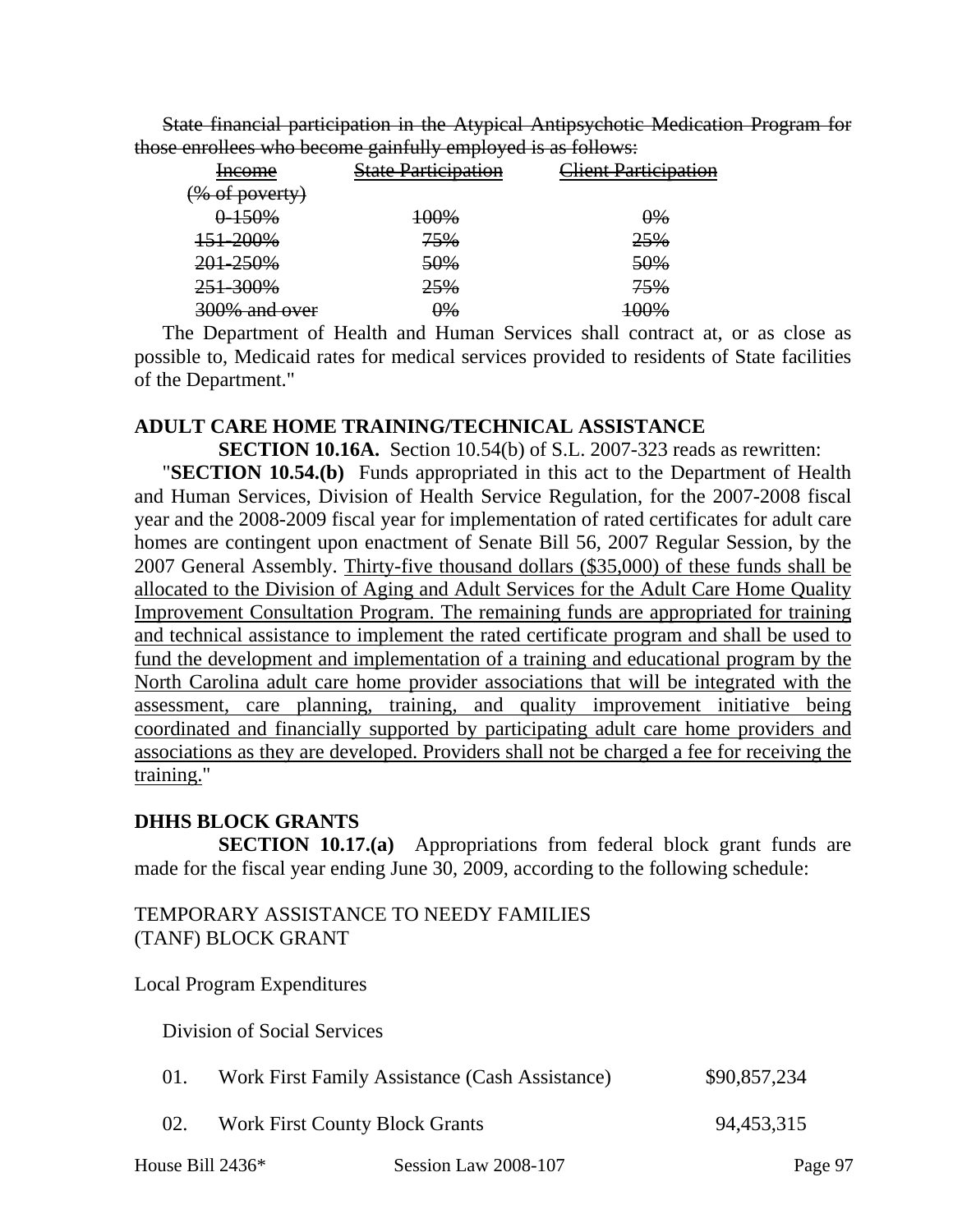~~State financial participation in the Atypical Antipsychotic Medication Program for those enrollees who become gainfully employed is as follows:~~

| ~~Income (% of poverty)~~ | ~~State Participation~~ | ~~Client Participation~~ |
|---|---|---|
| ~~0-150%~~ | ~~100%~~ | ~~0%~~ |
| ~~151-200%~~ | ~~75%~~ | ~~25%~~ |
| ~~201-250%~~ | ~~50%~~ | ~~50%~~ |
| ~~251-300%~~ | ~~25%~~ | ~~75%~~ |
| ~~300% and over~~ | ~~0%~~ | ~~100%~~ |

The Department of Health and Human Services shall contract at, or as close as possible to, Medicaid rates for medical services provided to residents of State facilities of the Department."

**ADULT CARE HOME TRAINING/TECHNICAL ASSISTANCE**

**SECTION 10.16A.** Section 10.54(b) of S.L. 2007-323 reads as rewritten:

"**SECTION 10.54.(b)** Funds appropriated in this act to the Department of Health and Human Services, Division of Health Service Regulation, for the 2007-2008 fiscal year and the 2008-2009 fiscal year for implementation of rated certificates for adult care homes are contingent upon enactment of Senate Bill 56, 2007 Regular Session, by the 2007 General Assembly. <u>Thirty-five thousand dollars ($35,000) of these funds shall be allocated to the Division of Aging and Adult Services for the Adult Care Home Quality Improvement Consultation Program. The remaining funds are appropriated for training and technical assistance to implement the rated certificate program and shall be used to fund the development and implementation of a training and educational program by the North Carolina adult care home provider associations that will be integrated with the assessment, care planning, training, and quality improvement initiative being coordinated and financially supported by participating adult care home providers and associations as they are developed. Providers shall not be charged a fee for receiving the training.</u>"

**DHHS BLOCK GRANTS**

**SECTION 10.17.(a)** Appropriations from federal block grant funds are made for the fiscal year ending June 30, 2009, according to the following schedule:

TEMPORARY ASSISTANCE TO NEEDY FAMILIES (TANF) BLOCK GRANT

Local Program Expenditures

Division of Social Services

| | | |
|---|---|---|
| 01. | Work First Family Assistance (Cash Assistance) | $90,857,234 |
| 02. | Work First County Block Grants | 94,453,315 |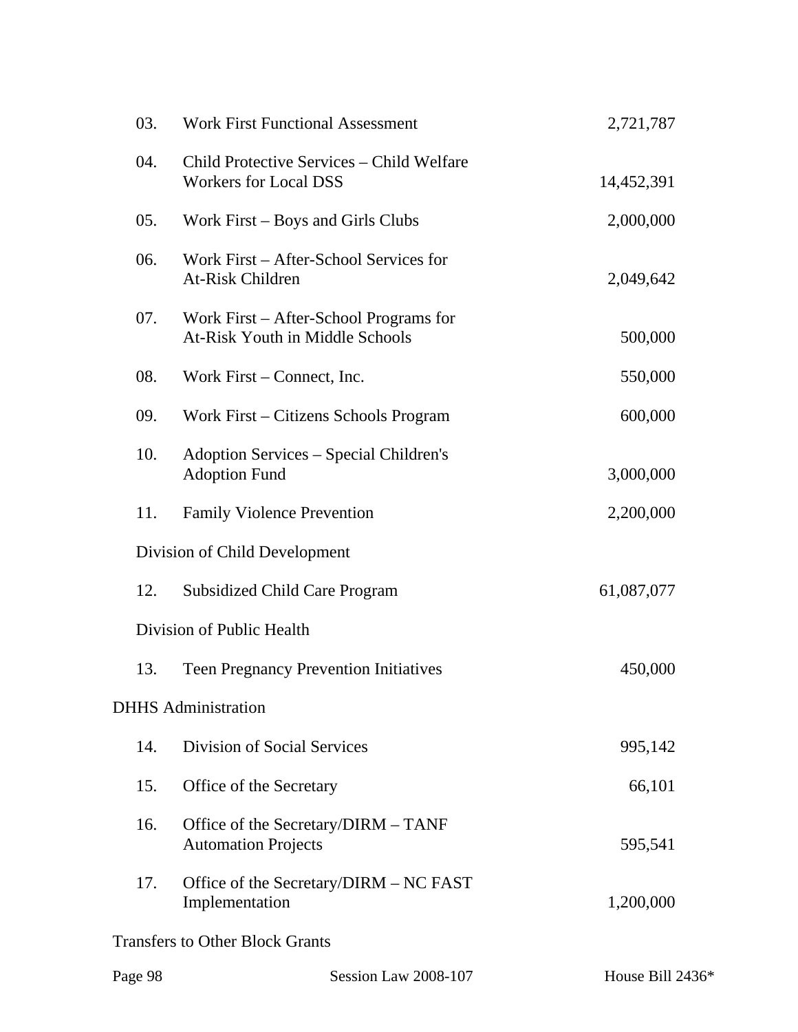| | | |
|---|---|---|
| 03. | Work First Functional Assessment | 2,721,787 |
| 04. | Child Protective Services – Child Welfare Workers for Local DSS | 14,452,391 |
| 05. | Work First – Boys and Girls Clubs | 2,000,000 |
| 06. | Work First – After-School Services for At-Risk Children | 2,049,642 |
| 07. | Work First – After-School Programs for At-Risk Youth in Middle Schools | 500,000 |
| 08. | Work First – Connect, Inc. | 550,000 |
| 09. | Work First – Citizens Schools Program | 600,000 |
| 10. | Adoption Services – Special Children's Adoption Fund | 3,000,000 |
| 11. | Family Violence Prevention | 2,200,000 |
| Division of Child Development | | |
| 12. | Subsidized Child Care Program | 61,087,077 |
| Division of Public Health | | |
| 13. | Teen Pregnancy Prevention Initiatives | 450,000 |
| DHHS Administration | | |
| 14. | Division of Social Services | 995,142 |
| 15. | Office of the Secretary | 66,101 |
| 16. | Office of the Secretary/DIRM – TANF Automation Projects | 595,541 |
| 17. | Office of the Secretary/DIRM – NC FAST Implementation | 1,200,000 |

Transfers to Other Block Grants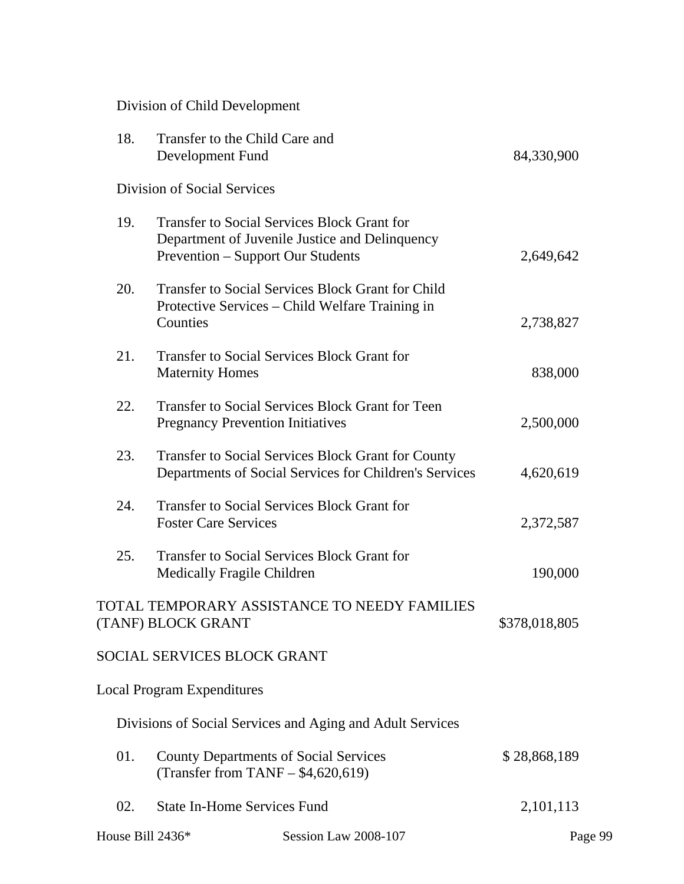Division of Child Development

| | | |
|---|---|---|
| 18. | Transfer to the Child Care and Development Fund | 84,330,900 |

Division of Social Services

| | | |
|---|---|---|
| 19. | Transfer to Social Services Block Grant for Department of Juvenile Justice and Delinquency Prevention – Support Our Students | 2,649,642 |
| 20. | Transfer to Social Services Block Grant for Child Protective Services – Child Welfare Training in Counties | 2,738,827 |
| 21. | Transfer to Social Services Block Grant for Maternity Homes | 838,000 |
| 22. | Transfer to Social Services Block Grant for Teen Pregnancy Prevention Initiatives | 2,500,000 |
| 23. | Transfer to Social Services Block Grant for County Departments of Social Services for Children's Services | 4,620,619 |
| 24. | Transfer to Social Services Block Grant for Foster Care Services | 2,372,587 |
| 25. | Transfer to Social Services Block Grant for Medically Fragile Children | 190,000 |

TOTAL TEMPORARY ASSISTANCE TO NEEDY FAMILIES (TANF) BLOCK GRANT $378,018,805

SOCIAL SERVICES BLOCK GRANT

Local Program Expenditures

Divisions of Social Services and Aging and Adult Services

| | | |
|---|---|---|
| 01. | County Departments of Social Services (Transfer from TANF – $4,620,619) | $ 28,868,189 |
| 02. | State In-Home Services Fund | 2,101,113 |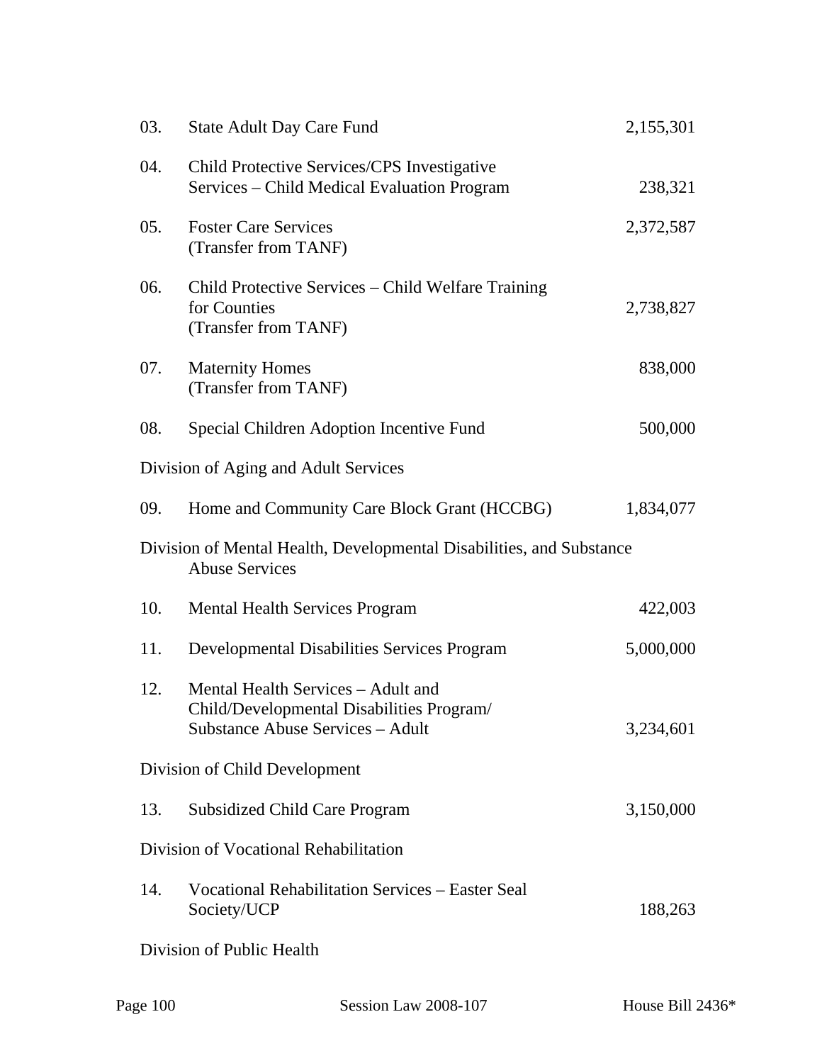| | | |
|---|---|---|
| 03. | State Adult Day Care Fund | 2,155,301 |
| 04. | Child Protective Services/CPS Investigative Services – Child Medical Evaluation Program | 238,321 |
| 05. | Foster Care Services (Transfer from TANF) | 2,372,587 |
| 06. | Child Protective Services – Child Welfare Training for Counties (Transfer from TANF) | 2,738,827 |
| 07. | Maternity Homes (Transfer from TANF) | 838,000 |
| 08. | Special Children Adoption Incentive Fund | 500,000 |

Division of Aging and Adult Services

| | | |
|---|---|---|
| 09. | Home and Community Care Block Grant (HCCBG) | 1,834,077 |

Division of Mental Health, Developmental Disabilities, and Substance Abuse Services

| | | |
|---|---|---|
| 10. | Mental Health Services Program | 422,003 |
| 11. | Developmental Disabilities Services Program | 5,000,000 |
| 12. | Mental Health Services – Adult and Child/Developmental Disabilities Program/ Substance Abuse Services – Adult | 3,234,601 |

Division of Child Development

| | | |
|---|---|---|
| 13. | Subsidized Child Care Program | 3,150,000 |

Division of Vocational Rehabilitation

| | | |
|---|---|---|
| 14. | Vocational Rehabilitation Services – Easter Seal Society/UCP | 188,263 |

Division of Public Health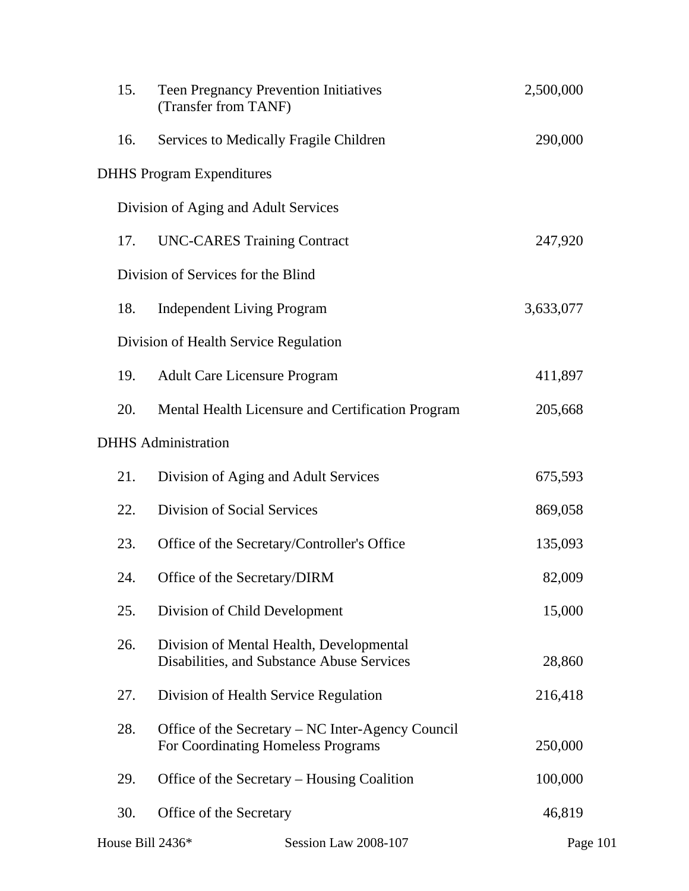| | | |
|---|---|---|
| 15. | Teen Pregnancy Prevention Initiatives (Transfer from TANF) | 2,500,000 |
| 16. | Services to Medically Fragile Children | 290,000 |
| **DHHS Program Expenditures** | | |
| Division of Aging and Adult Services | | |
| 17. | UNC-CARES Training Contract | 247,920 |
| Division of Services for the Blind | | |
| 18. | Independent Living Program | 3,633,077 |
| Division of Health Service Regulation | | |
| 19. | Adult Care Licensure Program | 411,897 |
| 20. | Mental Health Licensure and Certification Program | 205,668 |
| **DHHS Administration** | | |
| 21. | Division of Aging and Adult Services | 675,593 |
| 22. | Division of Social Services | 869,058 |
| 23. | Office of the Secretary/Controller's Office | 135,093 |
| 24. | Office of the Secretary/DIRM | 82,009 |
| 25. | Division of Child Development | 15,000 |
| 26. | Division of Mental Health, Developmental Disabilities, and Substance Abuse Services | 28,860 |
| 27. | Division of Health Service Regulation | 216,418 |
| 28. | Office of the Secretary – NC Inter-Agency Council For Coordinating Homeless Programs | 250,000 |
| 29. | Office of the Secretary – Housing Coalition | 100,000 |
| 30. | Office of the Secretary | 46,819 |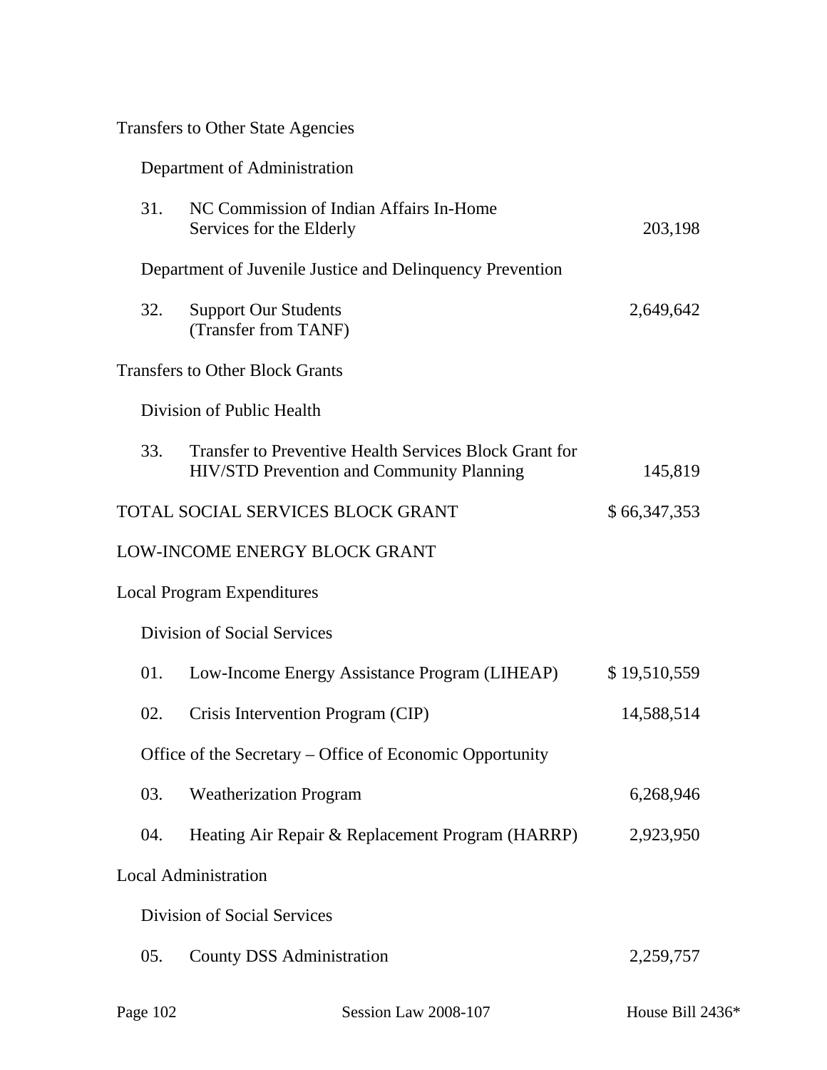Transfers to Other State Agencies

Department of Administration

| | | |
|---|---|---|
| 31. | NC Commission of Indian Affairs In-Home Services for the Elderly | 203,198 |

Department of Juvenile Justice and Delinquency Prevention

| | | |
|---|---|---|
| 32. | Support Our Students (Transfer from TANF) | 2,649,642 |

Transfers to Other Block Grants

Division of Public Health

| | | |
|---|---|---|
| 33. | Transfer to Preventive Health Services Block Grant for HIV/STD Prevention and Community Planning | 145,819 |

TOTAL SOCIAL SERVICES BLOCK GRANT $ 66,347,353

LOW-INCOME ENERGY BLOCK GRANT

Local Program Expenditures

Division of Social Services

| | | |
|---|---|---|
| 01. | Low-Income Energy Assistance Program (LIHEAP) | $ 19,510,559 |
| 02. | Crisis Intervention Program (CIP) | 14,588,514 |

Office of the Secretary – Office of Economic Opportunity

| | | |
|---|---|---|
| 03. | Weatherization Program | 6,268,946 |
| 04. | Heating Air Repair & Replacement Program (HARRP) | 2,923,950 |

Local Administration

Division of Social Services

| | | |
|---|---|---|
| 05. | County DSS Administration | 2,259,757 |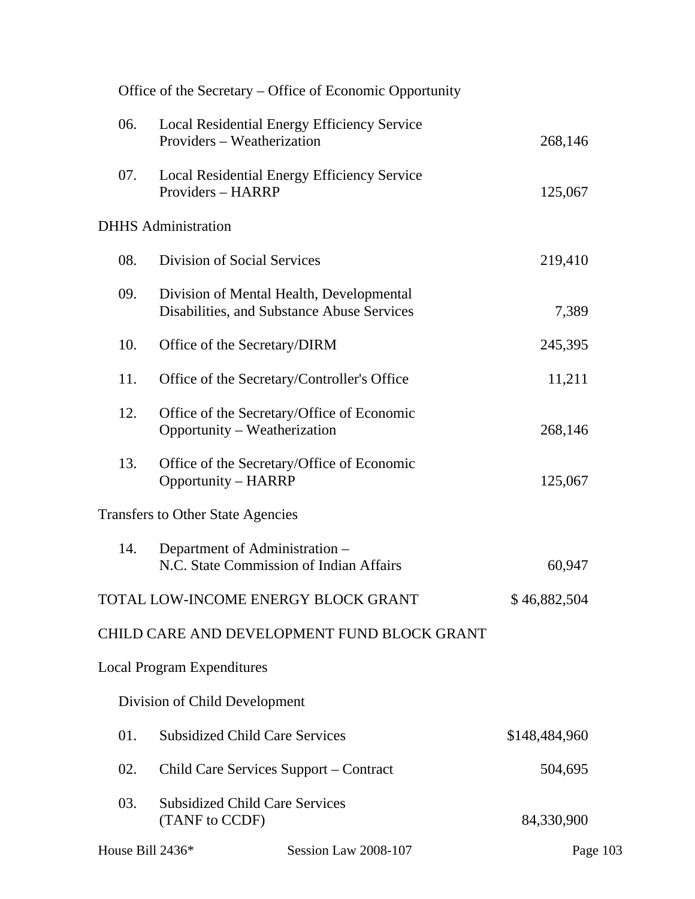Office of the Secretary – Office of Economic Opportunity

| | | |
|---|---|---|
| 06. | Local Residential Energy Efficiency Service Providers – Weatherization | 268,146 |
| 07. | Local Residential Energy Efficiency Service Providers – HARRP | 125,067 |

DHHS Administration

| | | |
|---|---|---|
| 08. | Division of Social Services | 219,410 |
| 09. | Division of Mental Health, Developmental Disabilities, and Substance Abuse Services | 7,389 |
| 10. | Office of the Secretary/DIRM | 245,395 |
| 11. | Office of the Secretary/Controller's Office | 11,211 |
| 12. | Office of the Secretary/Office of Economic Opportunity – Weatherization | 268,146 |
| 13. | Office of the Secretary/Office of Economic Opportunity – HARRP | 125,067 |

Transfers to Other State Agencies

| | | |
|---|---|---|
| 14. | Department of Administration – N.C. State Commission of Indian Affairs | 60,947 |

TOTAL LOW-INCOME ENERGY BLOCK GRANT $ 46,882,504

CHILD CARE AND DEVELOPMENT FUND BLOCK GRANT

Local Program Expenditures

Division of Child Development

| | | |
|---|---|---|
| 01. | Subsidized Child Care Services | $148,484,960 |
| 02. | Child Care Services Support – Contract | 504,695 |
| 03. | Subsidized Child Care Services (TANF to CCDF) | 84,330,900 |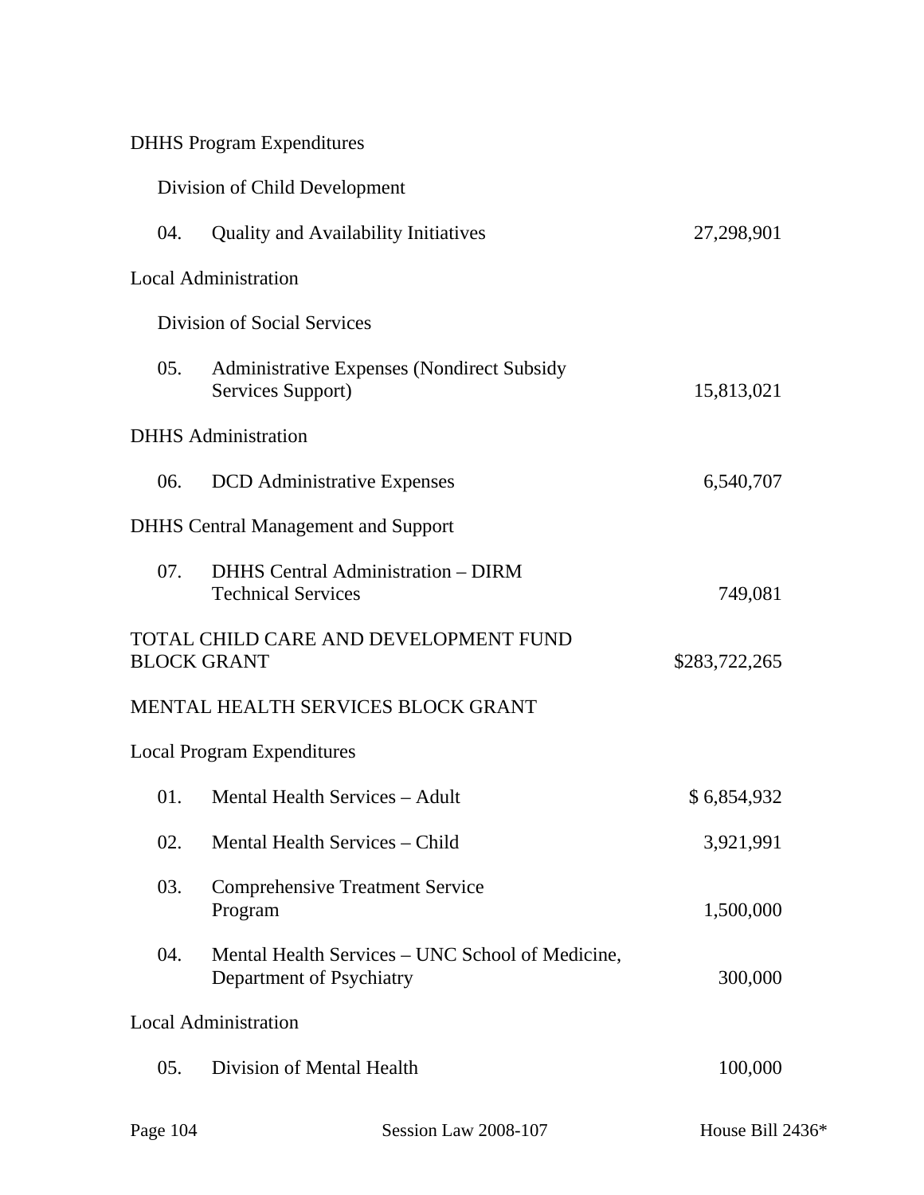DHHS Program Expenditures

Division of Child Development

| | | |
|---|---|---|
| 04. | Quality and Availability Initiatives | 27,298,901 |

Local Administration

Division of Social Services

| | | |
|---|---|---|
| 05. | Administrative Expenses (Nondirect Subsidy Services Support) | 15,813,021 |

DHHS Administration

| | | |
|---|---|---|
| 06. | DCD Administrative Expenses | 6,540,707 |

DHHS Central Management and Support

| | | |
|---|---|---|
| 07. | DHHS Central Administration – DIRM Technical Services | 749,081 |

TOTAL CHILD CARE AND DEVELOPMENT FUND BLOCK GRANT $283,722,265

MENTAL HEALTH SERVICES BLOCK GRANT

Local Program Expenditures

| | | |
|---|---|---|
| 01. | Mental Health Services – Adult | $ 6,854,932 |
| 02. | Mental Health Services – Child | 3,921,991 |
| 03. | Comprehensive Treatment Service Program | 1,500,000 |
| 04. | Mental Health Services – UNC School of Medicine, Department of Psychiatry | 300,000 |

Local Administration

| | | |
|---|---|---|
| 05. | Division of Mental Health | 100,000 |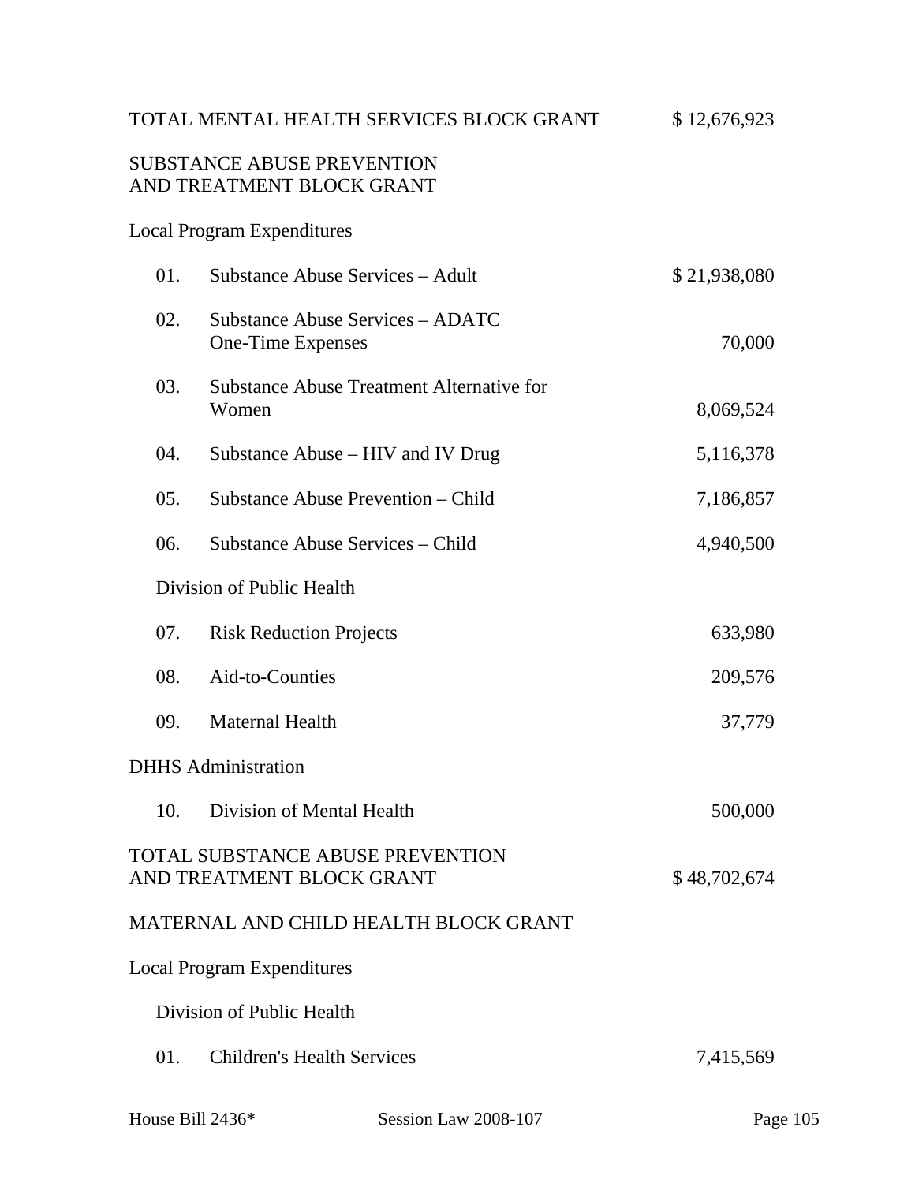| | | |
|---|---|---|
| TOTAL MENTAL HEALTH SERVICES BLOCK GRANT | | $ 12,676,923 |
| SUBSTANCE ABUSE PREVENTION AND TREATMENT BLOCK GRANT | | |
| Local Program Expenditures | | |
| 01. | Substance Abuse Services – Adult | $ 21,938,080 |
| 02. | Substance Abuse Services – ADATC One-Time Expenses | 70,000 |
| 03. | Substance Abuse Treatment Alternative for Women | 8,069,524 |
| 04. | Substance Abuse – HIV and IV Drug | 5,116,378 |
| 05. | Substance Abuse Prevention – Child | 7,186,857 |
| 06. | Substance Abuse Services – Child | 4,940,500 |
| Division of Public Health | | |
| 07. | Risk Reduction Projects | 633,980 |
| 08. | Aid-to-Counties | 209,576 |
| 09. | Maternal Health | 37,779 |
| DHHS Administration | | |
| 10. | Division of Mental Health | 500,000 |
| TOTAL SUBSTANCE ABUSE PREVENTION AND TREATMENT BLOCK GRANT | | $ 48,702,674 |
| MATERNAL AND CHILD HEALTH BLOCK GRANT | | |
| Local Program Expenditures | | |
| Division of Public Health | | |
| 01. | Children's Health Services | 7,415,569 |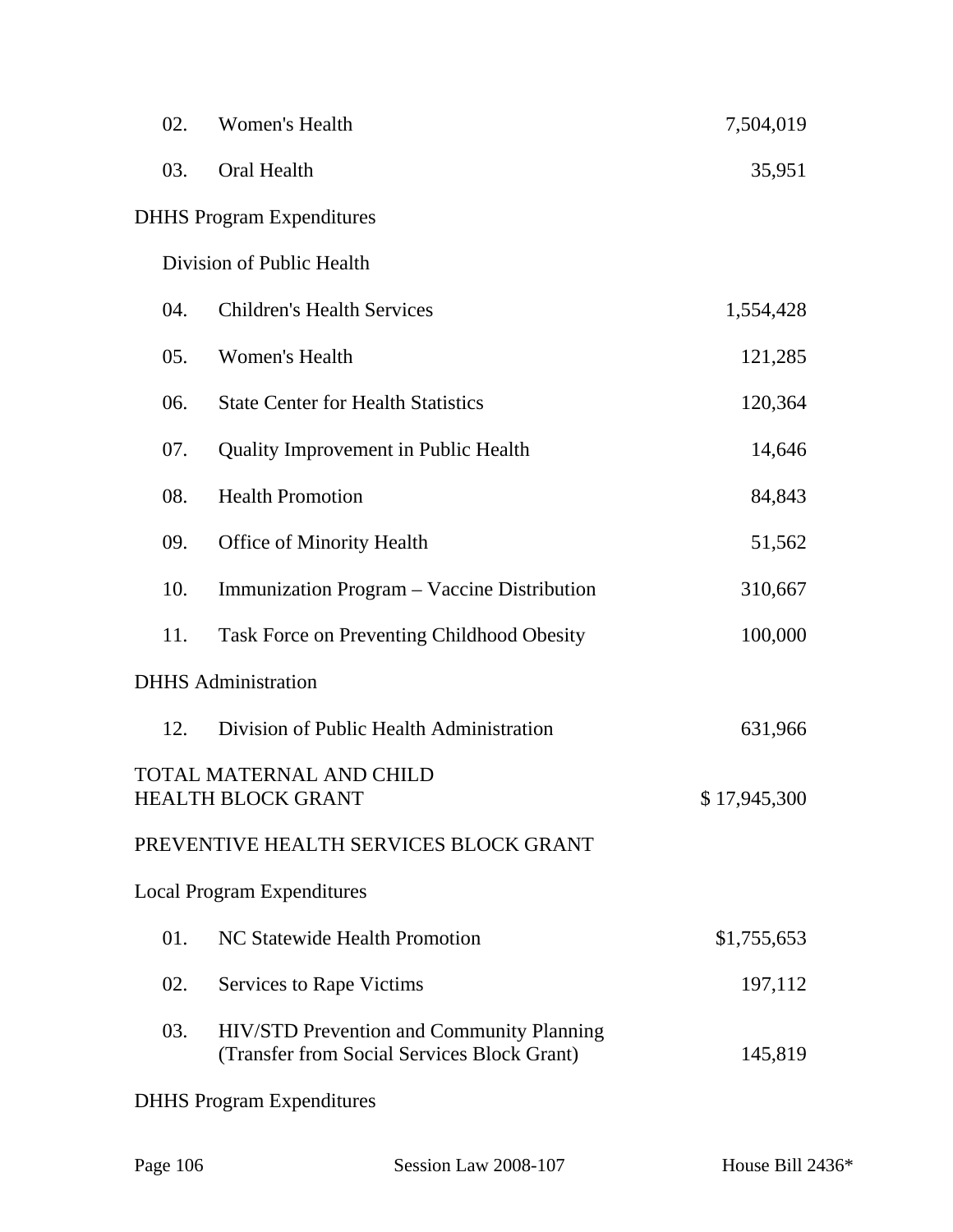| | | |
|---|---|---|
| 02. | Women's Health | 7,504,019 |
| 03. | Oral Health | 35,951 |
| DHHS Program Expenditures | | |
| Division of Public Health | | |
| 04. | Children's Health Services | 1,554,428 |
| 05. | Women's Health | 121,285 |
| 06. | State Center for Health Statistics | 120,364 |
| 07. | Quality Improvement in Public Health | 14,646 |
| 08. | Health Promotion | 84,843 |
| 09. | Office of Minority Health | 51,562 |
| 10. | Immunization Program – Vaccine Distribution | 310,667 |
| 11. | Task Force on Preventing Childhood Obesity | 100,000 |
| DHHS Administration | | |
| 12. | Division of Public Health Administration | 631,966 |
| TOTAL MATERNAL AND CHILD HEALTH BLOCK GRANT | | $ 17,945,300 |

PREVENTIVE HEALTH SERVICES BLOCK GRANT

| | | |
|---|---|---|
| Local Program Expenditures | | |
| 01. | NC Statewide Health Promotion | $1,755,653 |
| 02. | Services to Rape Victims | 197,112 |
| 03. | HIV/STD Prevention and Community Planning (Transfer from Social Services Block Grant) | 145,819 |
| DHHS Program Expenditures | | |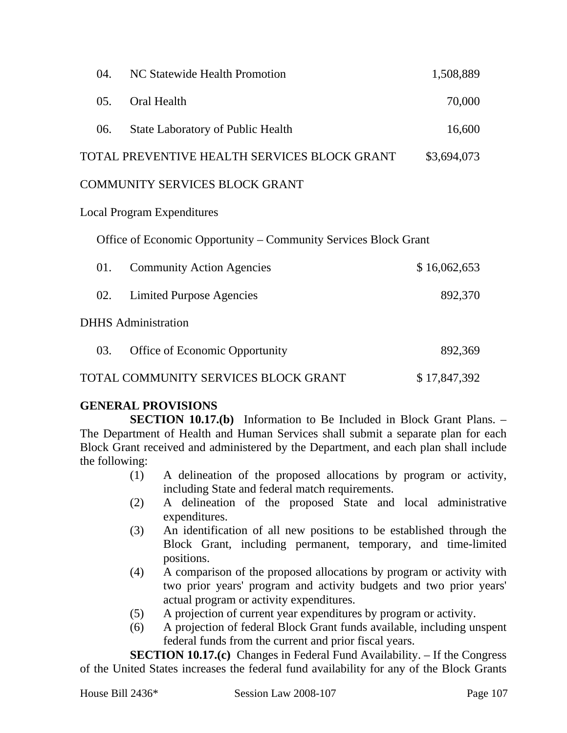| | | |
|---|---|---|
| 04. | NC Statewide Health Promotion | 1,508,889 |
| 05. | Oral Health | 70,000 |
| 06. | State Laboratory of Public Health | 16,600 |
| TOTAL PREVENTIVE HEALTH SERVICES BLOCK GRANT | | $3,694,073 |

COMMUNITY SERVICES BLOCK GRANT

Local Program Expenditures

Office of Economic Opportunity – Community Services Block Grant

| | | |
|---|---|---|
| 01. | Community Action Agencies | $ 16,062,653 |
| 02. | Limited Purpose Agencies | 892,370 |
| DHHS Administration | | |
| 03. | Office of Economic Opportunity | 892,369 |
| TOTAL COMMUNITY SERVICES BLOCK GRANT | | $ 17,847,392 |

**GENERAL PROVISIONS**

**SECTION 10.17.(b)** Information to Be Included in Block Grant Plans. – The Department of Health and Human Services shall submit a separate plan for each Block Grant received and administered by the Department, and each plan shall include the following:

(1) A delineation of the proposed allocations by program or activity, including State and federal match requirements.
(2) A delineation of the proposed State and local administrative expenditures.
(3) An identification of all new positions to be established through the Block Grant, including permanent, temporary, and time-limited positions.
(4) A comparison of the proposed allocations by program or activity with two prior years' program and activity budgets and two prior years' actual program or activity expenditures.
(5) A projection of current year expenditures by program or activity.
(6) A projection of federal Block Grant funds available, including unspent federal funds from the current and prior fiscal years.

**SECTION 10.17.(c)** Changes in Federal Fund Availability. – If the Congress of the United States increases the federal fund availability for any of the Block Grants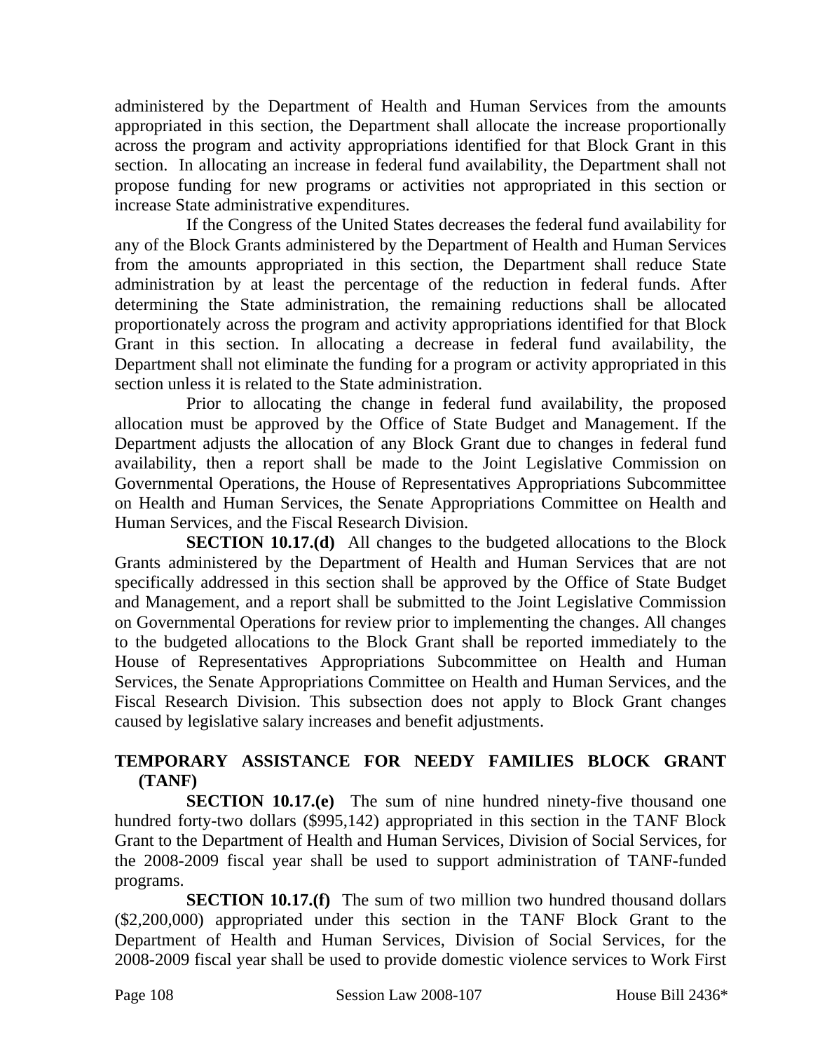administered by the Department of Health and Human Services from the amounts appropriated in this section, the Department shall allocate the increase proportionally across the program and activity appropriations identified for that Block Grant in this section. In allocating an increase in federal fund availability, the Department shall not propose funding for new programs or activities not appropriated in this section or increase State administrative expenditures.

If the Congress of the United States decreases the federal fund availability for any of the Block Grants administered by the Department of Health and Human Services from the amounts appropriated in this section, the Department shall reduce State administration by at least the percentage of the reduction in federal funds. After determining the State administration, the remaining reductions shall be allocated proportionately across the program and activity appropriations identified for that Block Grant in this section. In allocating a decrease in federal fund availability, the Department shall not eliminate the funding for a program or activity appropriated in this section unless it is related to the State administration.

Prior to allocating the change in federal fund availability, the proposed allocation must be approved by the Office of State Budget and Management. If the Department adjusts the allocation of any Block Grant due to changes in federal fund availability, then a report shall be made to the Joint Legislative Commission on Governmental Operations, the House of Representatives Appropriations Subcommittee on Health and Human Services, the Senate Appropriations Committee on Health and Human Services, and the Fiscal Research Division.

**SECTION 10.17.(d)** All changes to the budgeted allocations to the Block Grants administered by the Department of Health and Human Services that are not specifically addressed in this section shall be approved by the Office of State Budget and Management, and a report shall be submitted to the Joint Legislative Commission on Governmental Operations for review prior to implementing the changes. All changes to the budgeted allocations to the Block Grant shall be reported immediately to the House of Representatives Appropriations Subcommittee on Health and Human Services, the Senate Appropriations Committee on Health and Human Services, and the Fiscal Research Division. This subsection does not apply to Block Grant changes caused by legislative salary increases and benefit adjustments.

**TEMPORARY ASSISTANCE FOR NEEDY FAMILIES BLOCK GRANT (TANF)**

**SECTION 10.17.(e)** The sum of nine hundred ninety-five thousand one hundred forty-two dollars ($995,142) appropriated in this section in the TANF Block Grant to the Department of Health and Human Services, Division of Social Services, for the 2008-2009 fiscal year shall be used to support administration of TANF-funded programs.

**SECTION 10.17.(f)** The sum of two million two hundred thousand dollars ($2,200,000) appropriated under this section in the TANF Block Grant to the Department of Health and Human Services, Division of Social Services, for the 2008-2009 fiscal year shall be used to provide domestic violence services to Work First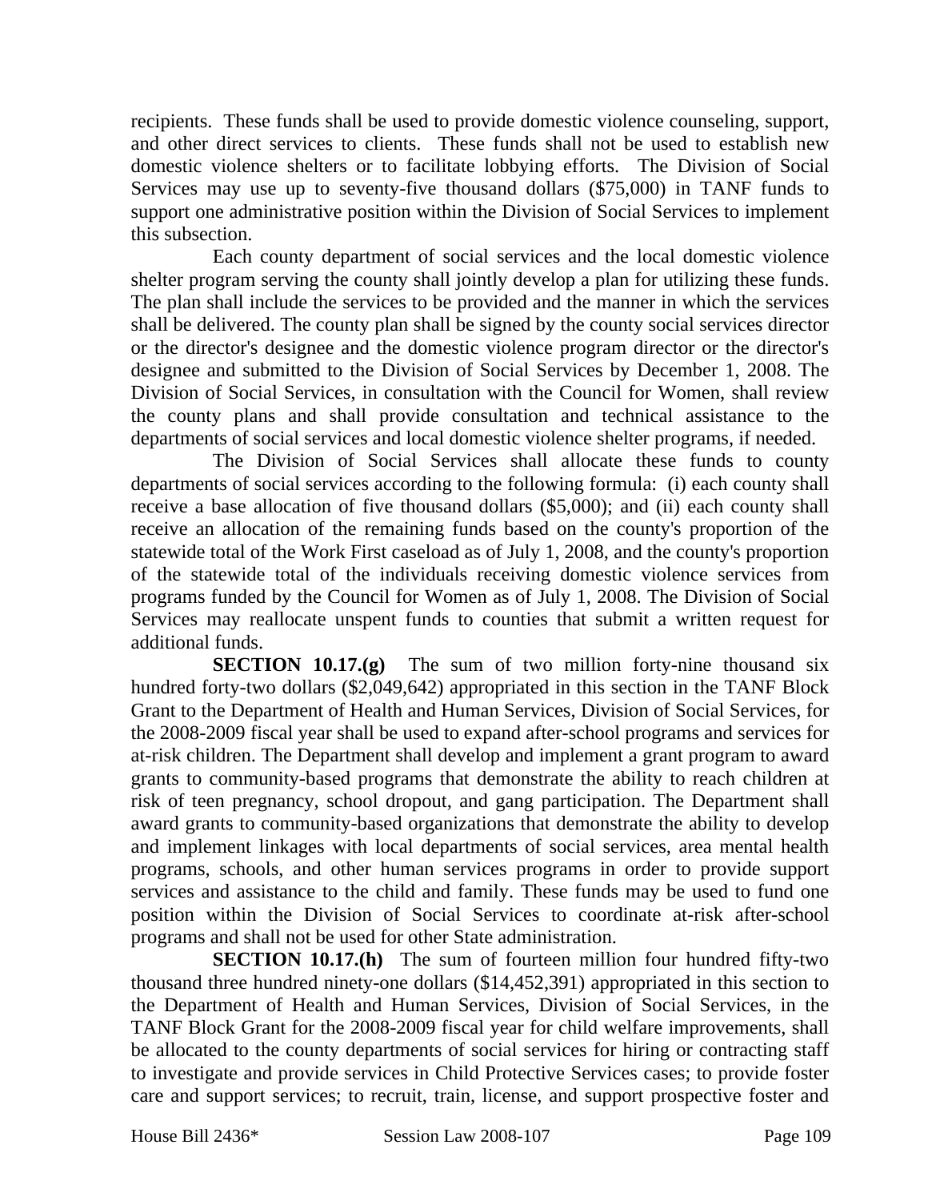recipients. These funds shall be used to provide domestic violence counseling, support, and other direct services to clients. These funds shall not be used to establish new domestic violence shelters or to facilitate lobbying efforts. The Division of Social Services may use up to seventy-five thousand dollars ($75,000) in TANF funds to support one administrative position within the Division of Social Services to implement this subsection.

Each county department of social services and the local domestic violence shelter program serving the county shall jointly develop a plan for utilizing these funds. The plan shall include the services to be provided and the manner in which the services shall be delivered. The county plan shall be signed by the county social services director or the director's designee and the domestic violence program director or the director's designee and submitted to the Division of Social Services by December 1, 2008. The Division of Social Services, in consultation with the Council for Women, shall review the county plans and shall provide consultation and technical assistance to the departments of social services and local domestic violence shelter programs, if needed.

The Division of Social Services shall allocate these funds to county departments of social services according to the following formula: (i) each county shall receive a base allocation of five thousand dollars ($5,000); and (ii) each county shall receive an allocation of the remaining funds based on the county's proportion of the statewide total of the Work First caseload as of July 1, 2008, and the county's proportion of the statewide total of the individuals receiving domestic violence services from programs funded by the Council for Women as of July 1, 2008. The Division of Social Services may reallocate unspent funds to counties that submit a written request for additional funds.

**SECTION 10.17.(g)** The sum of two million forty-nine thousand six hundred forty-two dollars ($2,049,642) appropriated in this section in the TANF Block Grant to the Department of Health and Human Services, Division of Social Services, for the 2008-2009 fiscal year shall be used to expand after-school programs and services for at-risk children. The Department shall develop and implement a grant program to award grants to community-based programs that demonstrate the ability to reach children at risk of teen pregnancy, school dropout, and gang participation. The Department shall award grants to community-based organizations that demonstrate the ability to develop and implement linkages with local departments of social services, area mental health programs, schools, and other human services programs in order to provide support services and assistance to the child and family. These funds may be used to fund one position within the Division of Social Services to coordinate at-risk after-school programs and shall not be used for other State administration.

**SECTION 10.17.(h)** The sum of fourteen million four hundred fifty-two thousand three hundred ninety-one dollars ($14,452,391) appropriated in this section to the Department of Health and Human Services, Division of Social Services, in the TANF Block Grant for the 2008-2009 fiscal year for child welfare improvements, shall be allocated to the county departments of social services for hiring or contracting staff to investigate and provide services in Child Protective Services cases; to provide foster care and support services; to recruit, train, license, and support prospective foster and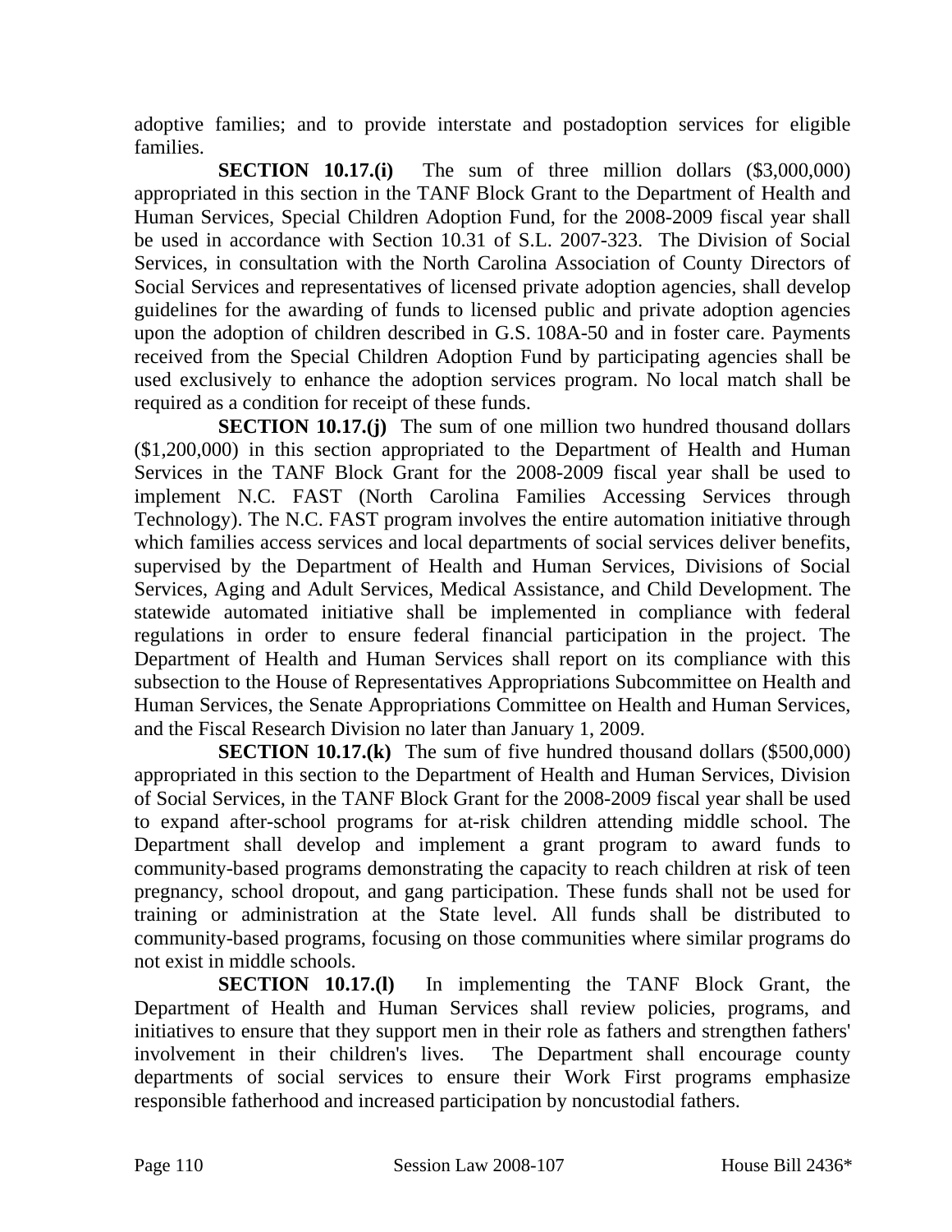adoptive families; and to provide interstate and postadoption services for eligible families.

**SECTION 10.17.(i)** The sum of three million dollars ($3,000,000) appropriated in this section in the TANF Block Grant to the Department of Health and Human Services, Special Children Adoption Fund, for the 2008-2009 fiscal year shall be used in accordance with Section 10.31 of S.L. 2007-323. The Division of Social Services, in consultation with the North Carolina Association of County Directors of Social Services and representatives of licensed private adoption agencies, shall develop guidelines for the awarding of funds to licensed public and private adoption agencies upon the adoption of children described in G.S. 108A-50 and in foster care. Payments received from the Special Children Adoption Fund by participating agencies shall be used exclusively to enhance the adoption services program. No local match shall be required as a condition for receipt of these funds.

**SECTION 10.17.(j)** The sum of one million two hundred thousand dollars ($1,200,000) in this section appropriated to the Department of Health and Human Services in the TANF Block Grant for the 2008-2009 fiscal year shall be used to implement N.C. FAST (North Carolina Families Accessing Services through Technology). The N.C. FAST program involves the entire automation initiative through which families access services and local departments of social services deliver benefits, supervised by the Department of Health and Human Services, Divisions of Social Services, Aging and Adult Services, Medical Assistance, and Child Development. The statewide automated initiative shall be implemented in compliance with federal regulations in order to ensure federal financial participation in the project. The Department of Health and Human Services shall report on its compliance with this subsection to the House of Representatives Appropriations Subcommittee on Health and Human Services, the Senate Appropriations Committee on Health and Human Services, and the Fiscal Research Division no later than January 1, 2009.

**SECTION 10.17.(k)** The sum of five hundred thousand dollars ($500,000) appropriated in this section to the Department of Health and Human Services, Division of Social Services, in the TANF Block Grant for the 2008-2009 fiscal year shall be used to expand after-school programs for at-risk children attending middle school. The Department shall develop and implement a grant program to award funds to community-based programs demonstrating the capacity to reach children at risk of teen pregnancy, school dropout, and gang participation. These funds shall not be used for training or administration at the State level. All funds shall be distributed to community-based programs, focusing on those communities where similar programs do not exist in middle schools.

**SECTION 10.17.(l)** In implementing the TANF Block Grant, the Department of Health and Human Services shall review policies, programs, and initiatives to ensure that they support men in their role as fathers and strengthen fathers' involvement in their children's lives. The Department shall encourage county departments of social services to ensure their Work First programs emphasize responsible fatherhood and increased participation by noncustodial fathers.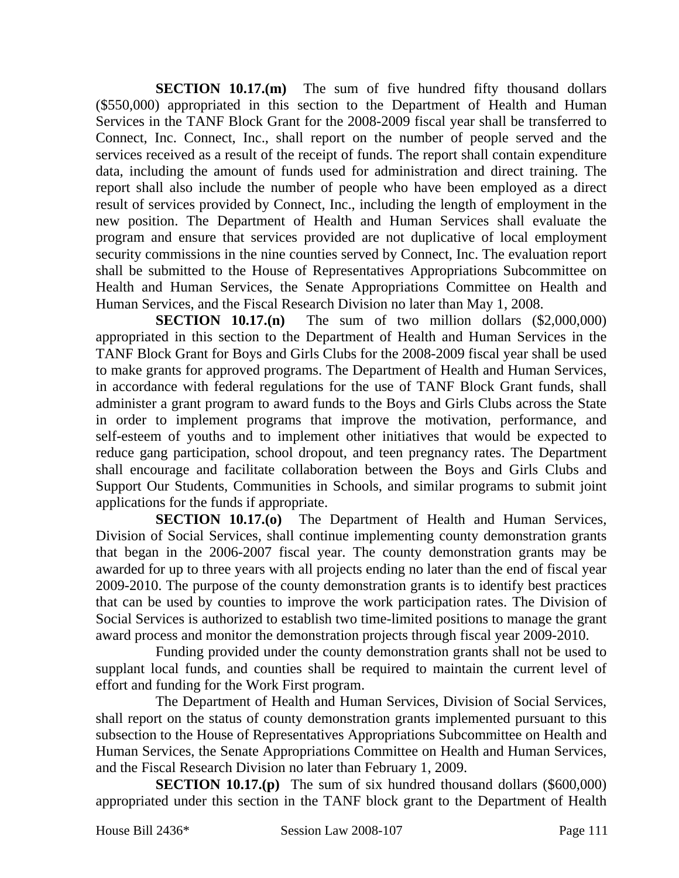**SECTION 10.17.(m)** The sum of five hundred fifty thousand dollars ($550,000) appropriated in this section to the Department of Health and Human Services in the TANF Block Grant for the 2008-2009 fiscal year shall be transferred to Connect, Inc. Connect, Inc., shall report on the number of people served and the services received as a result of the receipt of funds. The report shall contain expenditure data, including the amount of funds used for administration and direct training. The report shall also include the number of people who have been employed as a direct result of services provided by Connect, Inc., including the length of employment in the new position. The Department of Health and Human Services shall evaluate the program and ensure that services provided are not duplicative of local employment security commissions in the nine counties served by Connect, Inc. The evaluation report shall be submitted to the House of Representatives Appropriations Subcommittee on Health and Human Services, the Senate Appropriations Committee on Health and Human Services, and the Fiscal Research Division no later than May 1, 2008.

**SECTION 10.17.(n)** The sum of two million dollars ($2,000,000) appropriated in this section to the Department of Health and Human Services in the TANF Block Grant for Boys and Girls Clubs for the 2008-2009 fiscal year shall be used to make grants for approved programs. The Department of Health and Human Services, in accordance with federal regulations for the use of TANF Block Grant funds, shall administer a grant program to award funds to the Boys and Girls Clubs across the State in order to implement programs that improve the motivation, performance, and self-esteem of youths and to implement other initiatives that would be expected to reduce gang participation, school dropout, and teen pregnancy rates. The Department shall encourage and facilitate collaboration between the Boys and Girls Clubs and Support Our Students, Communities in Schools, and similar programs to submit joint applications for the funds if appropriate.

**SECTION 10.17.(o)** The Department of Health and Human Services, Division of Social Services, shall continue implementing county demonstration grants that began in the 2006-2007 fiscal year. The county demonstration grants may be awarded for up to three years with all projects ending no later than the end of fiscal year 2009-2010. The purpose of the county demonstration grants is to identify best practices that can be used by counties to improve the work participation rates. The Division of Social Services is authorized to establish two time-limited positions to manage the grant award process and monitor the demonstration projects through fiscal year 2009-2010.

Funding provided under the county demonstration grants shall not be used to supplant local funds, and counties shall be required to maintain the current level of effort and funding for the Work First program.

The Department of Health and Human Services, Division of Social Services, shall report on the status of county demonstration grants implemented pursuant to this subsection to the House of Representatives Appropriations Subcommittee on Health and Human Services, the Senate Appropriations Committee on Health and Human Services, and the Fiscal Research Division no later than February 1, 2009.

**SECTION 10.17.(p)** The sum of six hundred thousand dollars ($600,000) appropriated under this section in the TANF block grant to the Department of Health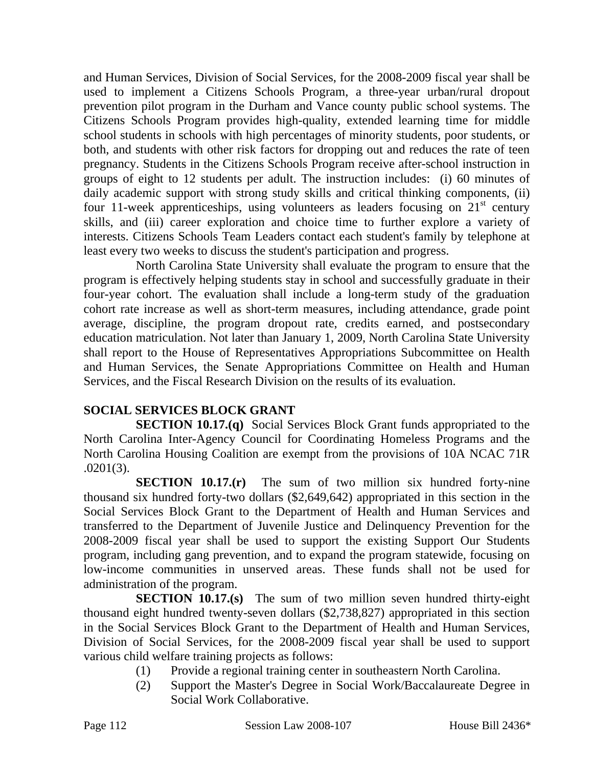and Human Services, Division of Social Services, for the 2008-2009 fiscal year shall be used to implement a Citizens Schools Program, a three-year urban/rural dropout prevention pilot program in the Durham and Vance county public school systems. The Citizens Schools Program provides high-quality, extended learning time for middle school students in schools with high percentages of minority students, poor students, or both, and students with other risk factors for dropping out and reduces the rate of teen pregnancy. Students in the Citizens Schools Program receive after-school instruction in groups of eight to 12 students per adult. The instruction includes: (i) 60 minutes of daily academic support with strong study skills and critical thinking components, (ii) four 11-week apprenticeships, using volunteers as leaders focusing on 21st century skills, and (iii) career exploration and choice time to further explore a variety of interests. Citizens Schools Team Leaders contact each student's family by telephone at least every two weeks to discuss the student's participation and progress.

North Carolina State University shall evaluate the program to ensure that the program is effectively helping students stay in school and successfully graduate in their four-year cohort. The evaluation shall include a long-term study of the graduation cohort rate increase as well as short-term measures, including attendance, grade point average, discipline, the program dropout rate, credits earned, and postsecondary education matriculation. Not later than January 1, 2009, North Carolina State University shall report to the House of Representatives Appropriations Subcommittee on Health and Human Services, the Senate Appropriations Committee on Health and Human Services, and the Fiscal Research Division on the results of its evaluation.

**SOCIAL SERVICES BLOCK GRANT**

**SECTION 10.17.(q)** Social Services Block Grant funds appropriated to the North Carolina Inter-Agency Council for Coordinating Homeless Programs and the North Carolina Housing Coalition are exempt from the provisions of 10A NCAC 71R .0201(3).

**SECTION 10.17.(r)** The sum of two million six hundred forty-nine thousand six hundred forty-two dollars ($2,649,642) appropriated in this section in the Social Services Block Grant to the Department of Health and Human Services and transferred to the Department of Juvenile Justice and Delinquency Prevention for the 2008-2009 fiscal year shall be used to support the existing Support Our Students program, including gang prevention, and to expand the program statewide, focusing on low-income communities in unserved areas. These funds shall not be used for administration of the program.

**SECTION 10.17.(s)** The sum of two million seven hundred thirty-eight thousand eight hundred twenty-seven dollars ($2,738,827) appropriated in this section in the Social Services Block Grant to the Department of Health and Human Services, Division of Social Services, for the 2008-2009 fiscal year shall be used to support various child welfare training projects as follows:

(1) Provide a regional training center in southeastern North Carolina.

(2) Support the Master's Degree in Social Work/Baccalaureate Degree in Social Work Collaborative.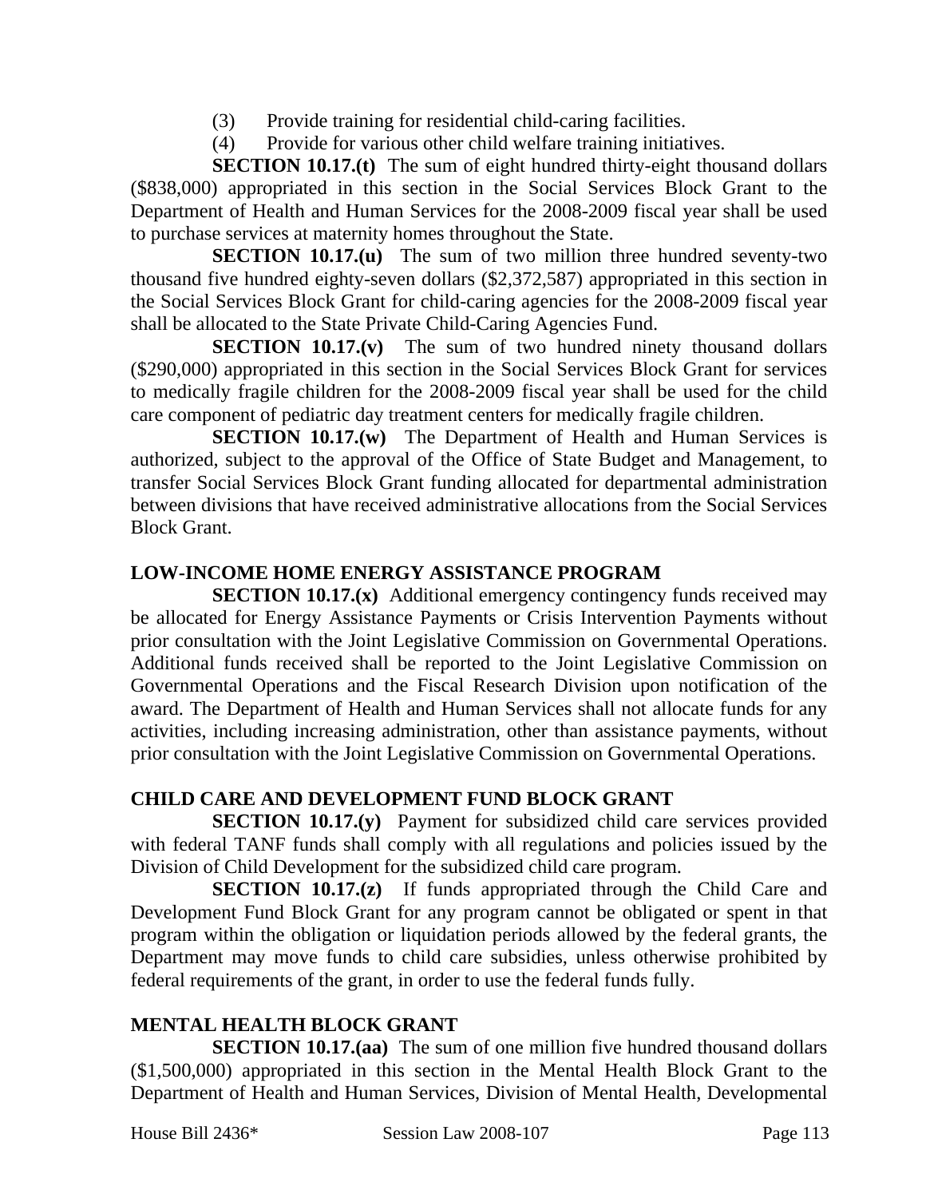(3) Provide training for residential child-caring facilities.

(4) Provide for various other child welfare training initiatives.

**SECTION 10.17.(t)** The sum of eight hundred thirty-eight thousand dollars ($838,000) appropriated in this section in the Social Services Block Grant to the Department of Health and Human Services for the 2008-2009 fiscal year shall be used to purchase services at maternity homes throughout the State.

**SECTION 10.17.(u)** The sum of two million three hundred seventy-two thousand five hundred eighty-seven dollars ($2,372,587) appropriated in this section in the Social Services Block Grant for child-caring agencies for the 2008-2009 fiscal year shall be allocated to the State Private Child-Caring Agencies Fund.

**SECTION 10.17.(v)** The sum of two hundred ninety thousand dollars ($290,000) appropriated in this section in the Social Services Block Grant for services to medically fragile children for the 2008-2009 fiscal year shall be used for the child care component of pediatric day treatment centers for medically fragile children.

**SECTION 10.17.(w)** The Department of Health and Human Services is authorized, subject to the approval of the Office of State Budget and Management, to transfer Social Services Block Grant funding allocated for departmental administration between divisions that have received administrative allocations from the Social Services Block Grant.

**LOW-INCOME HOME ENERGY ASSISTANCE PROGRAM**

**SECTION 10.17.(x)** Additional emergency contingency funds received may be allocated for Energy Assistance Payments or Crisis Intervention Payments without prior consultation with the Joint Legislative Commission on Governmental Operations. Additional funds received shall be reported to the Joint Legislative Commission on Governmental Operations and the Fiscal Research Division upon notification of the award. The Department of Health and Human Services shall not allocate funds for any activities, including increasing administration, other than assistance payments, without prior consultation with the Joint Legislative Commission on Governmental Operations.

**CHILD CARE AND DEVELOPMENT FUND BLOCK GRANT**

**SECTION 10.17.(y)** Payment for subsidized child care services provided with federal TANF funds shall comply with all regulations and policies issued by the Division of Child Development for the subsidized child care program.

**SECTION 10.17.(z)** If funds appropriated through the Child Care and Development Fund Block Grant for any program cannot be obligated or spent in that program within the obligation or liquidation periods allowed by the federal grants, the Department may move funds to child care subsidies, unless otherwise prohibited by federal requirements of the grant, in order to use the federal funds fully.

**MENTAL HEALTH BLOCK GRANT**

**SECTION 10.17.(aa)** The sum of one million five hundred thousand dollars ($1,500,000) appropriated in this section in the Mental Health Block Grant to the Department of Health and Human Services, Division of Mental Health, Developmental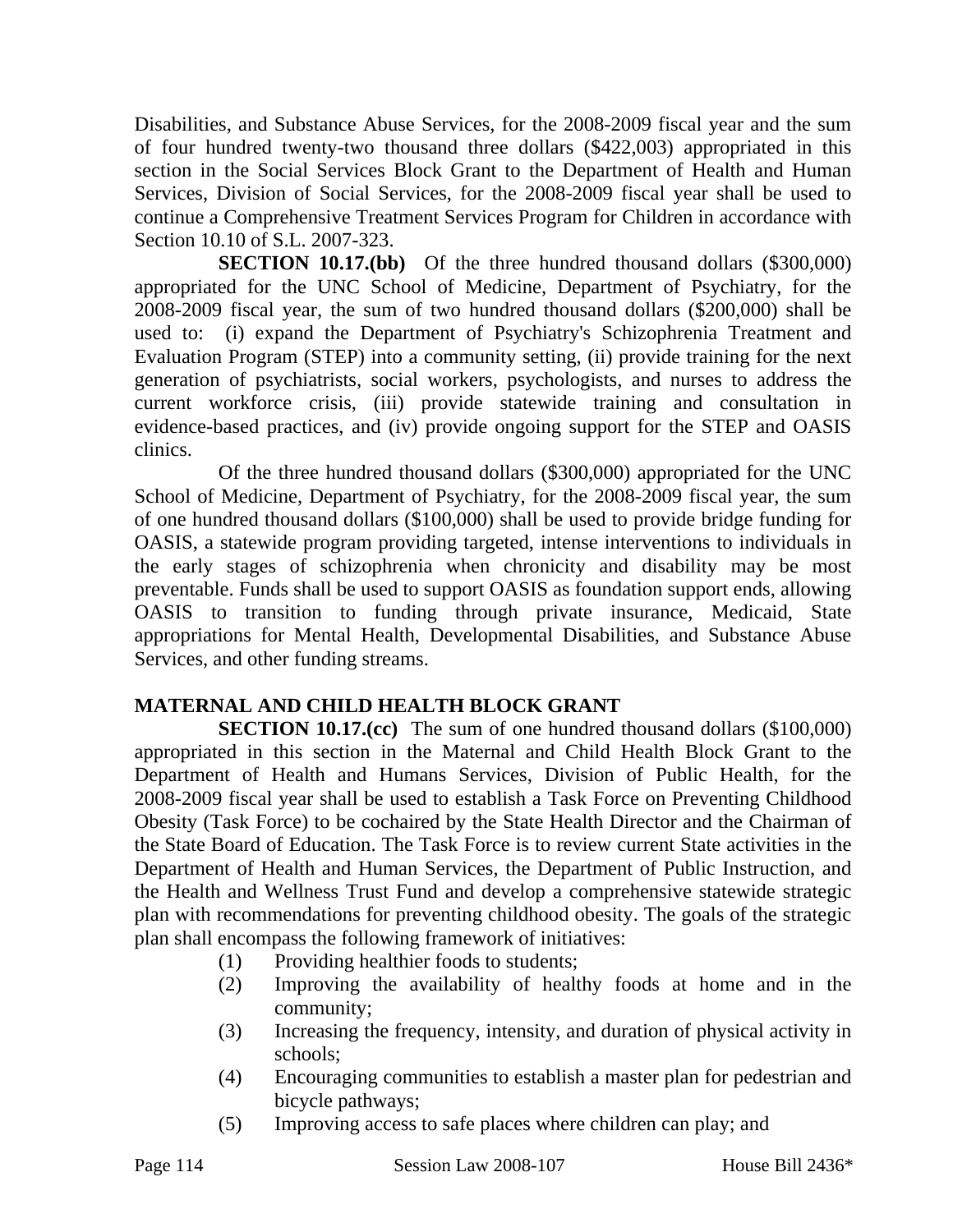Disabilities, and Substance Abuse Services, for the 2008-2009 fiscal year and the sum of four hundred twenty-two thousand three dollars ($422,003) appropriated in this section in the Social Services Block Grant to the Department of Health and Human Services, Division of Social Services, for the 2008-2009 fiscal year shall be used to continue a Comprehensive Treatment Services Program for Children in accordance with Section 10.10 of S.L. 2007-323.

**SECTION 10.17.(bb)** Of the three hundred thousand dollars ($300,000) appropriated for the UNC School of Medicine, Department of Psychiatry, for the 2008-2009 fiscal year, the sum of two hundred thousand dollars ($200,000) shall be used to: (i) expand the Department of Psychiatry's Schizophrenia Treatment and Evaluation Program (STEP) into a community setting, (ii) provide training for the next generation of psychiatrists, social workers, psychologists, and nurses to address the current workforce crisis, (iii) provide statewide training and consultation in evidence-based practices, and (iv) provide ongoing support for the STEP and OASIS clinics.

Of the three hundred thousand dollars ($300,000) appropriated for the UNC School of Medicine, Department of Psychiatry, for the 2008-2009 fiscal year, the sum of one hundred thousand dollars ($100,000) shall be used to provide bridge funding for OASIS, a statewide program providing targeted, intense interventions to individuals in the early stages of schizophrenia when chronicity and disability may be most preventable. Funds shall be used to support OASIS as foundation support ends, allowing OASIS to transition to funding through private insurance, Medicaid, State appropriations for Mental Health, Developmental Disabilities, and Substance Abuse Services, and other funding streams.

**MATERNAL AND CHILD HEALTH BLOCK GRANT**

**SECTION 10.17.(cc)** The sum of one hundred thousand dollars ($100,000) appropriated in this section in the Maternal and Child Health Block Grant to the Department of Health and Humans Services, Division of Public Health, for the 2008-2009 fiscal year shall be used to establish a Task Force on Preventing Childhood Obesity (Task Force) to be cochaired by the State Health Director and the Chairman of the State Board of Education. The Task Force is to review current State activities in the Department of Health and Human Services, the Department of Public Instruction, and the Health and Wellness Trust Fund and develop a comprehensive statewide strategic plan with recommendations for preventing childhood obesity. The goals of the strategic plan shall encompass the following framework of initiatives:

(1) Providing healthier foods to students;
(2) Improving the availability of healthy foods at home and in the community;
(3) Increasing the frequency, intensity, and duration of physical activity in schools;
(4) Encouraging communities to establish a master plan for pedestrian and bicycle pathways;
(5) Improving access to safe places where children can play; and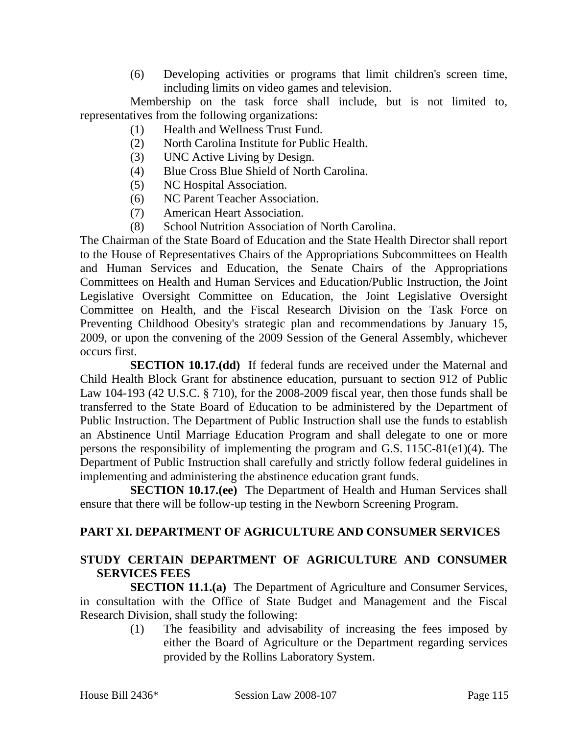(6) Developing activities or programs that limit children's screen time, including limits on video games and television.

Membership on the task force shall include, but is not limited to, representatives from the following organizations:

(1) Health and Wellness Trust Fund.
(2) North Carolina Institute for Public Health.
(3) UNC Active Living by Design.
(4) Blue Cross Blue Shield of North Carolina.
(5) NC Hospital Association.
(6) NC Parent Teacher Association.
(7) American Heart Association.
(8) School Nutrition Association of North Carolina.

The Chairman of the State Board of Education and the State Health Director shall report to the House of Representatives Chairs of the Appropriations Subcommittees on Health and Human Services and Education, the Senate Chairs of the Appropriations Committees on Health and Human Services and Education/Public Instruction, the Joint Legislative Oversight Committee on Education, the Joint Legislative Oversight Committee on Health, and the Fiscal Research Division on the Task Force on Preventing Childhood Obesity's strategic plan and recommendations by January 15, 2009, or upon the convening of the 2009 Session of the General Assembly, whichever occurs first.

**SECTION 10.17.(dd)** If federal funds are received under the Maternal and Child Health Block Grant for abstinence education, pursuant to section 912 of Public Law 104-193 (42 U.S.C. § 710), for the 2008-2009 fiscal year, then those funds shall be transferred to the State Board of Education to be administered by the Department of Public Instruction. The Department of Public Instruction shall use the funds to establish an Abstinence Until Marriage Education Program and shall delegate to one or more persons the responsibility of implementing the program and G.S. 115C-81(e1)(4). The Department of Public Instruction shall carefully and strictly follow federal guidelines in implementing and administering the abstinence education grant funds.

**SECTION 10.17.(ee)** The Department of Health and Human Services shall ensure that there will be follow-up testing in the Newborn Screening Program.

## PART XI. DEPARTMENT OF AGRICULTURE AND CONSUMER SERVICES

### STUDY CERTAIN DEPARTMENT OF AGRICULTURE AND CONSUMER SERVICES FEES

**SECTION 11.1.(a)** The Department of Agriculture and Consumer Services, in consultation with the Office of State Budget and Management and the Fiscal Research Division, shall study the following:

(1) The feasibility and advisability of increasing the fees imposed by either the Board of Agriculture or the Department regarding services provided by the Rollins Laboratory System.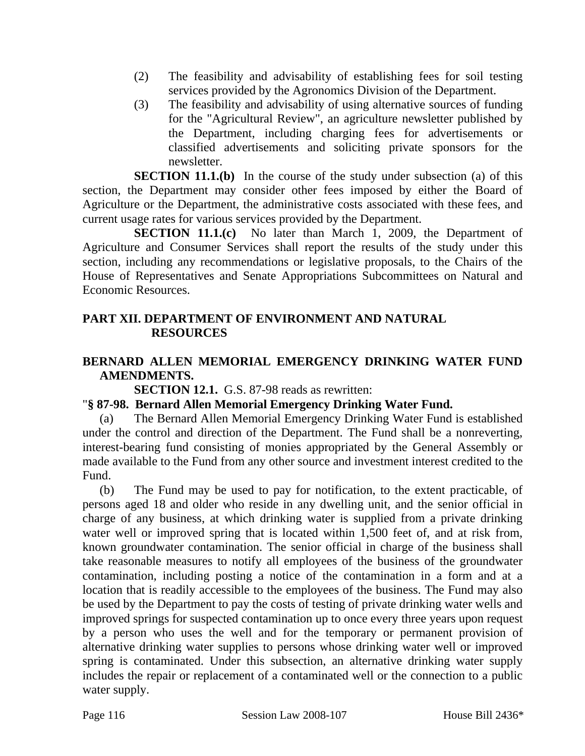(2) The feasibility and advisability of establishing fees for soil testing services provided by the Agronomics Division of the Department.

(3) The feasibility and advisability of using alternative sources of funding for the "Agricultural Review", an agriculture newsletter published by the Department, including charging fees for advertisements or classified advertisements and soliciting private sponsors for the newsletter.

**SECTION 11.1.(b)** In the course of the study under subsection (a) of this section, the Department may consider other fees imposed by either the Board of Agriculture or the Department, the administrative costs associated with these fees, and current usage rates for various services provided by the Department.

**SECTION 11.1.(c)** No later than March 1, 2009, the Department of Agriculture and Consumer Services shall report the results of the study under this section, including any recommendations or legislative proposals, to the Chairs of the House of Representatives and Senate Appropriations Subcommittees on Natural and Economic Resources.

## PART XII. DEPARTMENT OF ENVIRONMENT AND NATURAL RESOURCES

### BERNARD ALLEN MEMORIAL EMERGENCY DRINKING WATER FUND AMENDMENTS.

**SECTION 12.1.** G.S. 87-98 reads as rewritten:

"**§ 87-98. Bernard Allen Memorial Emergency Drinking Water Fund.**

(a) The Bernard Allen Memorial Emergency Drinking Water Fund is established under the control and direction of the Department. The Fund shall be a nonreverting, interest-bearing fund consisting of monies appropriated by the General Assembly or made available to the Fund from any other source and investment interest credited to the Fund.

(b) The Fund may be used to pay for notification, to the extent practicable, of persons aged 18 and older who reside in any dwelling unit, and the senior official in charge of any business, at which drinking water is supplied from a private drinking water well or improved spring that is located within 1,500 feet of, and at risk from, known groundwater contamination. The senior official in charge of the business shall take reasonable measures to notify all employees of the business of the groundwater contamination, including posting a notice of the contamination in a form and at a location that is readily accessible to the employees of the business. The Fund may also be used by the Department to pay the costs of testing of private drinking water wells and improved springs for suspected contamination up to once every three years upon request by a person who uses the well and for the temporary or permanent provision of alternative drinking water supplies to persons whose drinking water well or improved spring is contaminated. Under this subsection, an alternative drinking water supply includes the repair or replacement of a contaminated well or the connection to a public water supply.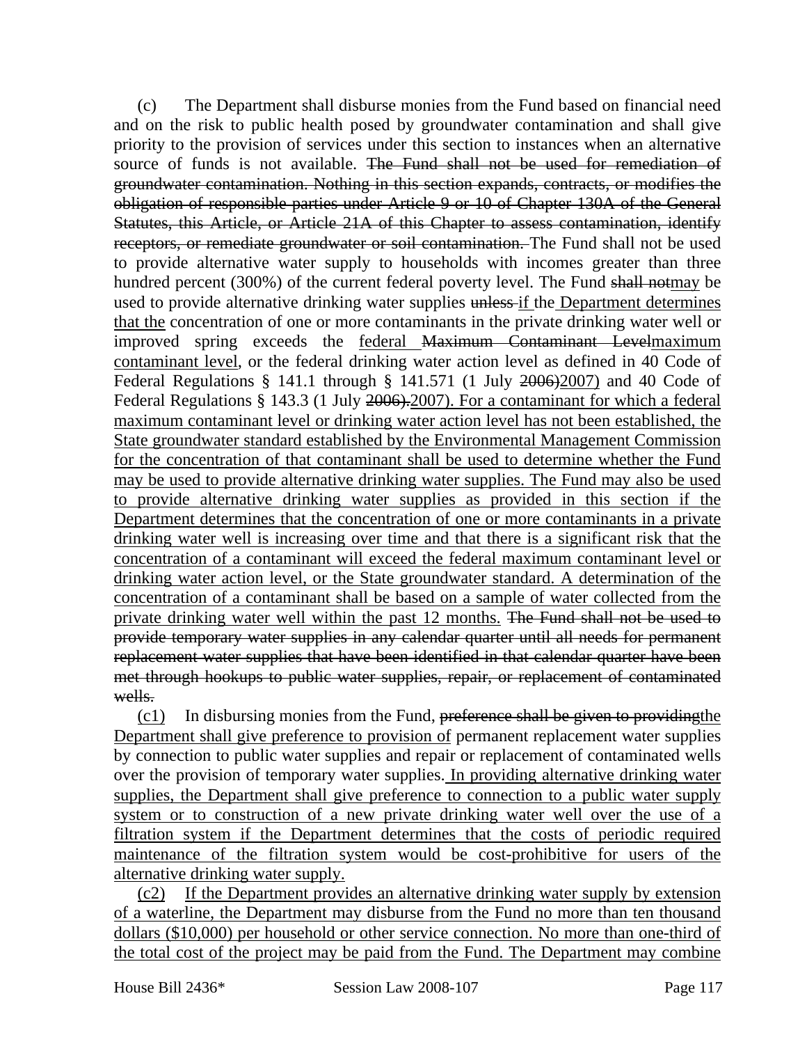(c) The Department shall disburse monies from the Fund based on financial need and on the risk to public health posed by groundwater contamination and shall give priority to the provision of services under this section to instances when an alternative source of funds is not available. ~~The Fund shall not be used for remediation of groundwater contamination. Nothing in this section expands, contracts, or modifies the obligation of responsible parties under Article 9 or 10 of Chapter 130A of the General Statutes, this Article, or Article 21A of this Chapter to assess contamination, identify receptors, or remediate groundwater or soil contamination.~~ The Fund shall not be used to provide alternative water supply to households with incomes greater than three hundred percent (300%) of the current federal poverty level. The Fund ~~shall not~~may be used to provide alternative drinking water supplies ~~unless~~ if the Department determines that the concentration of one or more contaminants in the private drinking water well or improved spring exceeds the federal ~~Maximum Contaminant Level~~maximum contaminant level, or the federal drinking water action level as defined in 40 Code of Federal Regulations § 141.1 through § 141.571 (1 July ~~2006)~~2007) and 40 Code of Federal Regulations § 143.3 (1 July ~~2006).~~2007). For a contaminant for which a federal maximum contaminant level or drinking water action level has not been established, the State groundwater standard established by the Environmental Management Commission for the concentration of that contaminant shall be used to determine whether the Fund may be used to provide alternative drinking water supplies. The Fund may also be used to provide alternative drinking water supplies as provided in this section if the Department determines that the concentration of one or more contaminants in a private drinking water well is increasing over time and that there is a significant risk that the concentration of a contaminant will exceed the federal maximum contaminant level or drinking water action level, or the State groundwater standard. A determination of the concentration of a contaminant shall be based on a sample of water collected from the private drinking water well within the past 12 months. ~~The Fund shall not be used to provide temporary water supplies in any calendar quarter until all needs for permanent replacement water supplies that have been identified in that calendar quarter have been met through hookups to public water supplies, repair, or replacement of contaminated wells.~~

(c1) In disbursing monies from the Fund, ~~preference shall be given to providing~~the Department shall give preference to provision of permanent replacement water supplies by connection to public water supplies and repair or replacement of contaminated wells over the provision of temporary water supplies. In providing alternative drinking water supplies, the Department shall give preference to connection to a public water supply system or to construction of a new private drinking water well over the use of a filtration system if the Department determines that the costs of periodic required maintenance of the filtration system would be cost-prohibitive for users of the alternative drinking water supply.

(c2) If the Department provides an alternative drinking water supply by extension of a waterline, the Department may disburse from the Fund no more than ten thousand dollars ($10,000) per household or other service connection. No more than one-third of the total cost of the project may be paid from the Fund. The Department may combine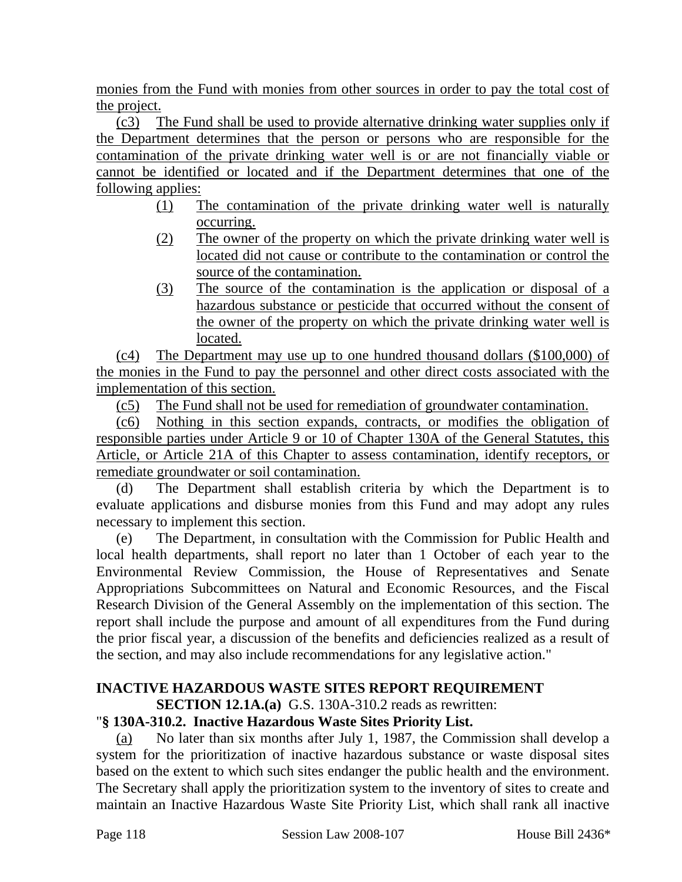monies from the Fund with monies from other sources in order to pay the total cost of the project.

(c3) The Fund shall be used to provide alternative drinking water supplies only if the Department determines that the person or persons who are responsible for the contamination of the private drinking water well is or are not financially viable or cannot be identified or located and if the Department determines that one of the following applies:

(1) The contamination of the private drinking water well is naturally occurring.

(2) The owner of the property on which the private drinking water well is located did not cause or contribute to the contamination or control the source of the contamination.

(3) The source of the contamination is the application or disposal of a hazardous substance or pesticide that occurred without the consent of the owner of the property on which the private drinking water well is located.

(c4) The Department may use up to one hundred thousand dollars ($100,000) of the monies in the Fund to pay the personnel and other direct costs associated with the implementation of this section.

(c5) The Fund shall not be used for remediation of groundwater contamination.

(c6) Nothing in this section expands, contracts, or modifies the obligation of responsible parties under Article 9 or 10 of Chapter 130A of the General Statutes, this Article, or Article 21A of this Chapter to assess contamination, identify receptors, or remediate groundwater or soil contamination.

(d) The Department shall establish criteria by which the Department is to evaluate applications and disburse monies from this Fund and may adopt any rules necessary to implement this section.

(e) The Department, in consultation with the Commission for Public Health and local health departments, shall report no later than 1 October of each year to the Environmental Review Commission, the House of Representatives and Senate Appropriations Subcommittees on Natural and Economic Resources, and the Fiscal Research Division of the General Assembly on the implementation of this section. The report shall include the purpose and amount of all expenditures from the Fund during the prior fiscal year, a discussion of the benefits and deficiencies realized as a result of the section, and may also include recommendations for any legislative action."

**INACTIVE HAZARDOUS WASTE SITES REPORT REQUIREMENT**

**SECTION 12.1A.(a)** G.S. 130A-310.2 reads as rewritten:

"**§ 130A-310.2. Inactive Hazardous Waste Sites Priority List.**

(a) No later than six months after July 1, 1987, the Commission shall develop a system for the prioritization of inactive hazardous substance or waste disposal sites based on the extent to which such sites endanger the public health and the environment. The Secretary shall apply the prioritization system to the inventory of sites to create and maintain an Inactive Hazardous Waste Site Priority List, which shall rank all inactive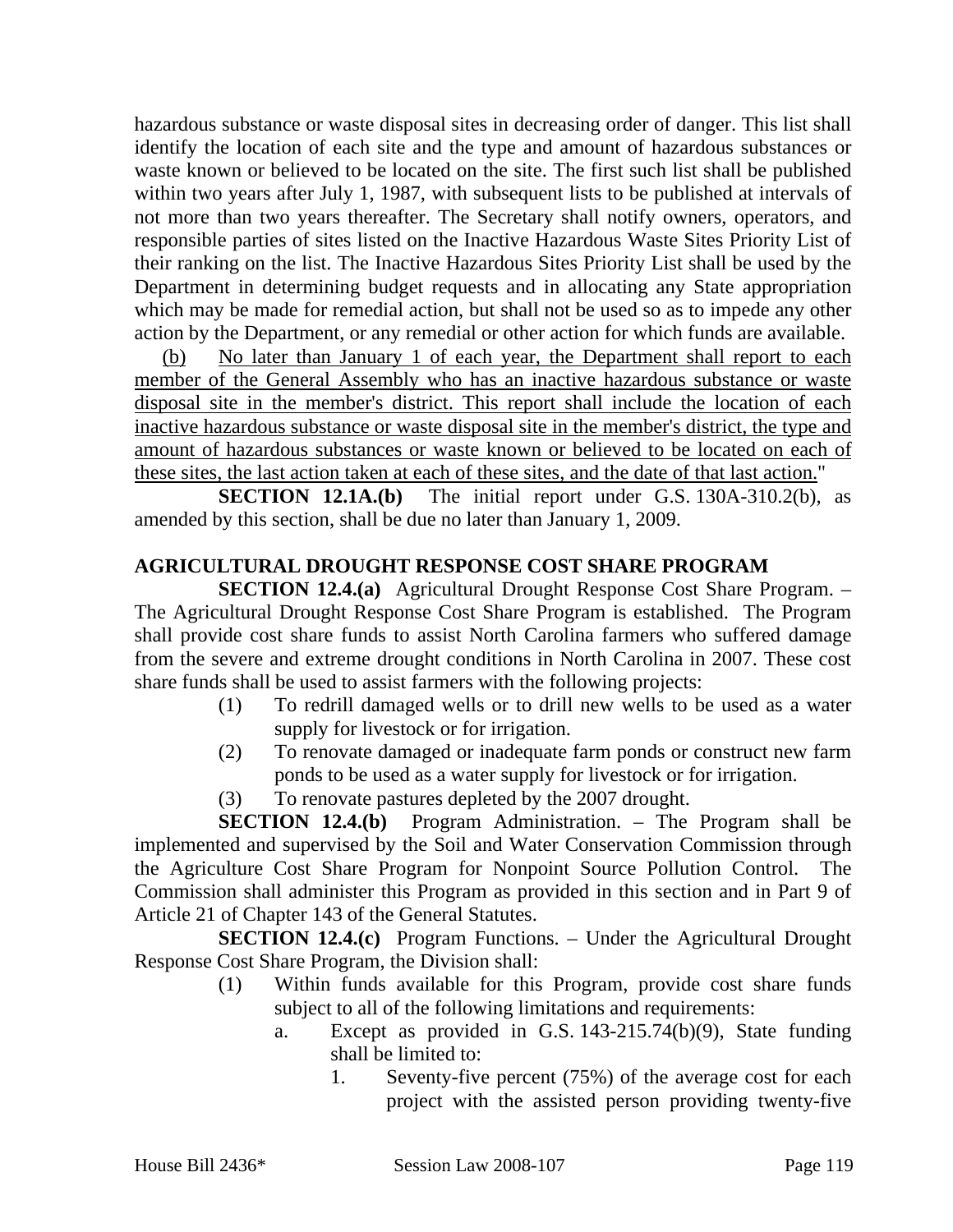hazardous substance or waste disposal sites in decreasing order of danger. This list shall identify the location of each site and the type and amount of hazardous substances or waste known or believed to be located on the site. The first such list shall be published within two years after July 1, 1987, with subsequent lists to be published at intervals of not more than two years thereafter. The Secretary shall notify owners, operators, and responsible parties of sites listed on the Inactive Hazardous Waste Sites Priority List of their ranking on the list. The Inactive Hazardous Sites Priority List shall be used by the Department in determining budget requests and in allocating any State appropriation which may be made for remedial action, but shall not be used so as to impede any other action by the Department, or any remedial or other action for which funds are available.

(b) No later than January 1 of each year, the Department shall report to each member of the General Assembly who has an inactive hazardous substance or waste disposal site in the member's district. This report shall include the location of each inactive hazardous substance or waste disposal site in the member's district, the type and amount of hazardous substances or waste known or believed to be located on each of these sites, the last action taken at each of these sites, and the date of that last action."

**SECTION 12.1A.(b)** The initial report under G.S. 130A-310.2(b), as amended by this section, shall be due no later than January 1, 2009.

**AGRICULTURAL DROUGHT RESPONSE COST SHARE PROGRAM**

**SECTION 12.4.(a)** Agricultural Drought Response Cost Share Program. – The Agricultural Drought Response Cost Share Program is established. The Program shall provide cost share funds to assist North Carolina farmers who suffered damage from the severe and extreme drought conditions in North Carolina in 2007. These cost share funds shall be used to assist farmers with the following projects:

(1) To redrill damaged wells or to drill new wells to be used as a water supply for livestock or for irrigation.
(2) To renovate damaged or inadequate farm ponds or construct new farm ponds to be used as a water supply for livestock or for irrigation.
(3) To renovate pastures depleted by the 2007 drought.

**SECTION 12.4.(b)** Program Administration. – The Program shall be implemented and supervised by the Soil and Water Conservation Commission through the Agriculture Cost Share Program for Nonpoint Source Pollution Control. The Commission shall administer this Program as provided in this section and in Part 9 of Article 21 of Chapter 143 of the General Statutes.

**SECTION 12.4.(c)** Program Functions. – Under the Agricultural Drought Response Cost Share Program, the Division shall:

(1) Within funds available for this Program, provide cost share funds subject to all of the following limitations and requirements:
  a. Except as provided in G.S. 143-215.74(b)(9), State funding shall be limited to:
    1. Seventy-five percent (75%) of the average cost for each project with the assisted person providing twenty-five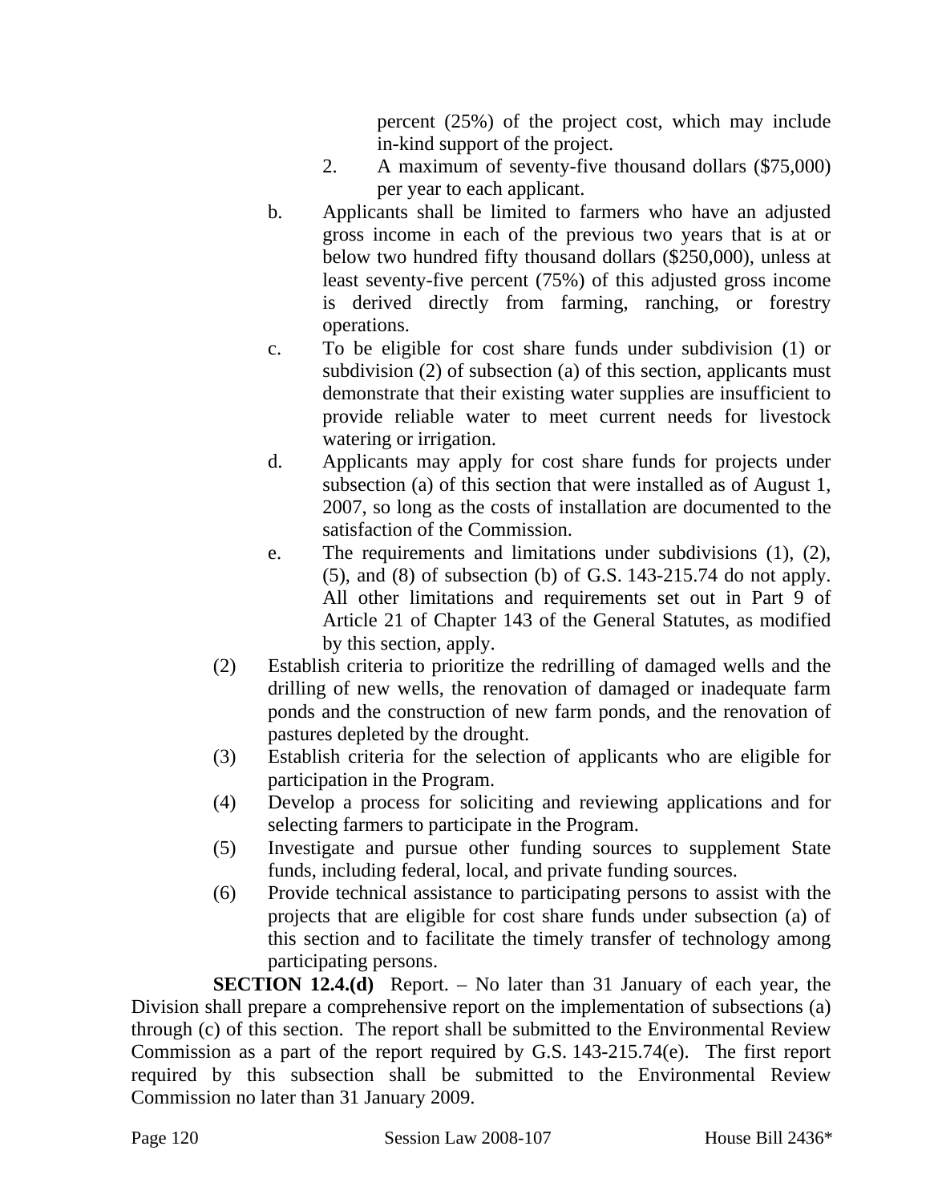percent (25%) of the project cost, which may include in-kind support of the project.

2. A maximum of seventy-five thousand dollars ($75,000) per year to each applicant.

b. Applicants shall be limited to farmers who have an adjusted gross income in each of the previous two years that is at or below two hundred fifty thousand dollars ($250,000), unless at least seventy-five percent (75%) of this adjusted gross income is derived directly from farming, ranching, or forestry operations.

c. To be eligible for cost share funds under subdivision (1) or subdivision (2) of subsection (a) of this section, applicants must demonstrate that their existing water supplies are insufficient to provide reliable water to meet current needs for livestock watering or irrigation.

d. Applicants may apply for cost share funds for projects under subsection (a) of this section that were installed as of August 1, 2007, so long as the costs of installation are documented to the satisfaction of the Commission.

e. The requirements and limitations under subdivisions (1), (2), (5), and (8) of subsection (b) of G.S. 143-215.74 do not apply. All other limitations and requirements set out in Part 9 of Article 21 of Chapter 143 of the General Statutes, as modified by this section, apply.

(2) Establish criteria to prioritize the redrilling of damaged wells and the drilling of new wells, the renovation of damaged or inadequate farm ponds and the construction of new farm ponds, and the renovation of pastures depleted by the drought.

(3) Establish criteria for the selection of applicants who are eligible for participation in the Program.

(4) Develop a process for soliciting and reviewing applications and for selecting farmers to participate in the Program.

(5) Investigate and pursue other funding sources to supplement State funds, including federal, local, and private funding sources.

(6) Provide technical assistance to participating persons to assist with the projects that are eligible for cost share funds under subsection (a) of this section and to facilitate the timely transfer of technology among participating persons.

**SECTION 12.4.(d)** Report. – No later than 31 January of each year, the Division shall prepare a comprehensive report on the implementation of subsections (a) through (c) of this section. The report shall be submitted to the Environmental Review Commission as a part of the report required by G.S. 143-215.74(e). The first report required by this subsection shall be submitted to the Environmental Review Commission no later than 31 January 2009.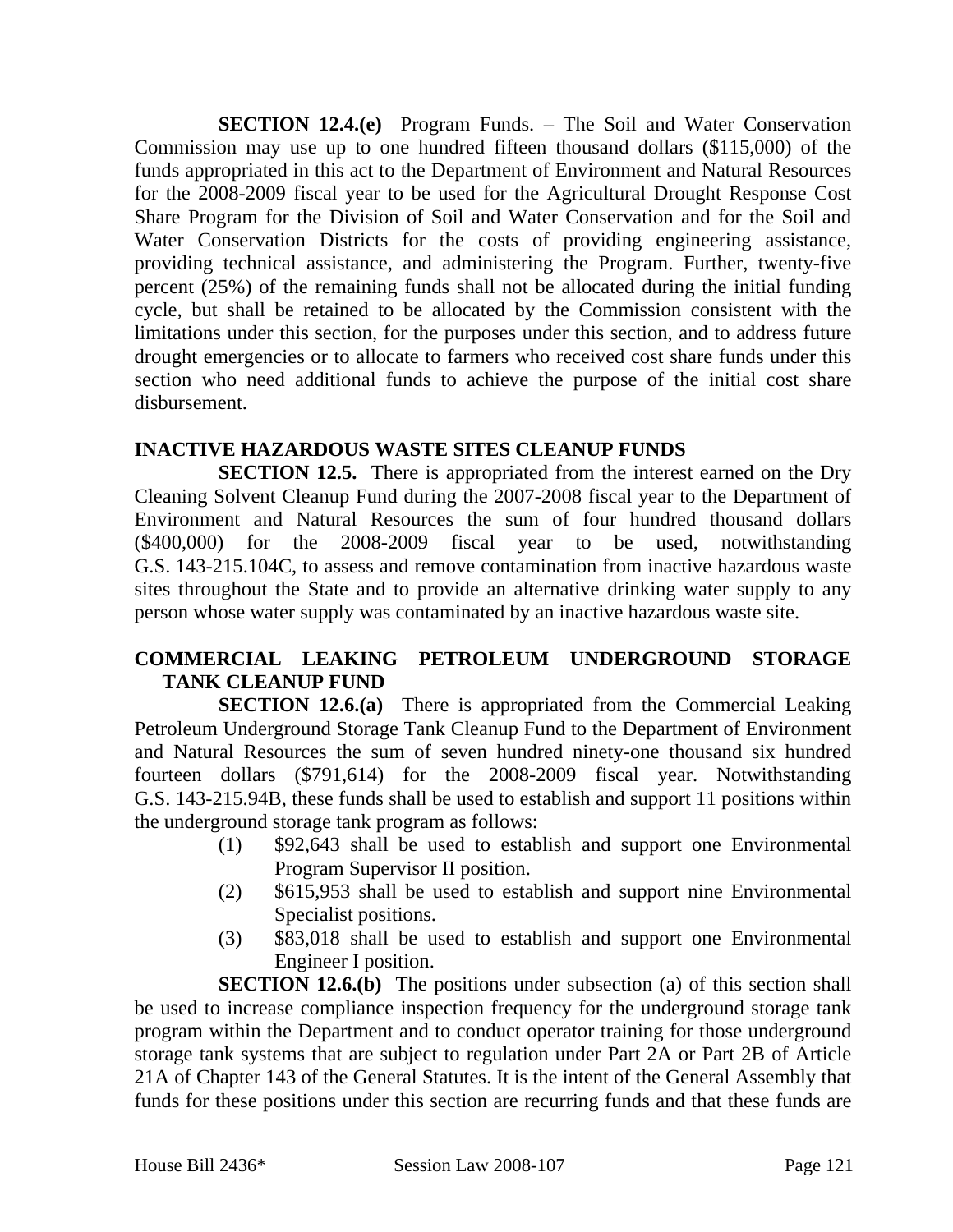**SECTION 12.4.(e)** Program Funds. – The Soil and Water Conservation Commission may use up to one hundred fifteen thousand dollars ($115,000) of the funds appropriated in this act to the Department of Environment and Natural Resources for the 2008-2009 fiscal year to be used for the Agricultural Drought Response Cost Share Program for the Division of Soil and Water Conservation and for the Soil and Water Conservation Districts for the costs of providing engineering assistance, providing technical assistance, and administering the Program. Further, twenty-five percent (25%) of the remaining funds shall not be allocated during the initial funding cycle, but shall be retained to be allocated by the Commission consistent with the limitations under this section, for the purposes under this section, and to address future drought emergencies or to allocate to farmers who received cost share funds under this section who need additional funds to achieve the purpose of the initial cost share disbursement.

**INACTIVE HAZARDOUS WASTE SITES CLEANUP FUNDS**

**SECTION 12.5.** There is appropriated from the interest earned on the Dry Cleaning Solvent Cleanup Fund during the 2007-2008 fiscal year to the Department of Environment and Natural Resources the sum of four hundred thousand dollars ($400,000) for the 2008-2009 fiscal year to be used, notwithstanding G.S. 143-215.104C, to assess and remove contamination from inactive hazardous waste sites throughout the State and to provide an alternative drinking water supply to any person whose water supply was contaminated by an inactive hazardous waste site.

**COMMERCIAL LEAKING PETROLEUM UNDERGROUND STORAGE TANK CLEANUP FUND**

**SECTION 12.6.(a)** There is appropriated from the Commercial Leaking Petroleum Underground Storage Tank Cleanup Fund to the Department of Environment and Natural Resources the sum of seven hundred ninety-one thousand six hundred fourteen dollars ($791,614) for the 2008-2009 fiscal year. Notwithstanding G.S. 143-215.94B, these funds shall be used to establish and support 11 positions within the underground storage tank program as follows:

(1) $92,643 shall be used to establish and support one Environmental Program Supervisor II position.

(2) $615,953 shall be used to establish and support nine Environmental Specialist positions.

(3) $83,018 shall be used to establish and support one Environmental Engineer I position.

**SECTION 12.6.(b)** The positions under subsection (a) of this section shall be used to increase compliance inspection frequency for the underground storage tank program within the Department and to conduct operator training for those underground storage tank systems that are subject to regulation under Part 2A or Part 2B of Article 21A of Chapter 143 of the General Statutes. It is the intent of the General Assembly that funds for these positions under this section are recurring funds and that these funds are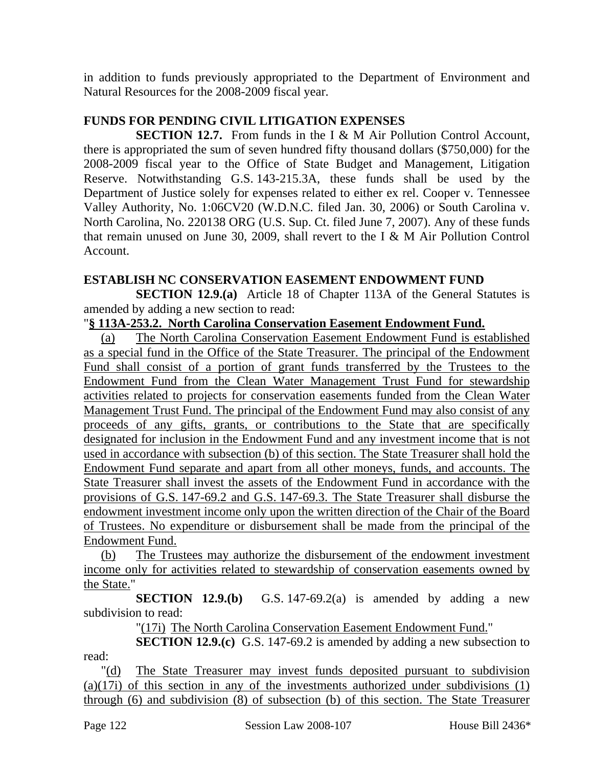in addition to funds previously appropriated to the Department of Environment and Natural Resources for the 2008-2009 fiscal year.

**FUNDS FOR PENDING CIVIL LITIGATION EXPENSES**

**SECTION 12.7.** From funds in the I & M Air Pollution Control Account, there is appropriated the sum of seven hundred fifty thousand dollars ($750,000) for the 2008-2009 fiscal year to the Office of State Budget and Management, Litigation Reserve. Notwithstanding G.S. 143-215.3A, these funds shall be used by the Department of Justice solely for expenses related to either ex rel. Cooper v. Tennessee Valley Authority, No. 1:06CV20 (W.D.N.C. filed Jan. 30, 2006) or South Carolina v. North Carolina, No. 220138 ORG (U.S. Sup. Ct. filed June 7, 2007). Any of these funds that remain unused on June 30, 2009, shall revert to the I & M Air Pollution Control Account.

**ESTABLISH NC CONSERVATION EASEMENT ENDOWMENT FUND**

**SECTION 12.9.(a)** Article 18 of Chapter 113A of the General Statutes is amended by adding a new section to read:

"**§ 113A-253.2. North Carolina Conservation Easement Endowment Fund.**

(a) The North Carolina Conservation Easement Endowment Fund is established as a special fund in the Office of the State Treasurer. The principal of the Endowment Fund shall consist of a portion of grant funds transferred by the Trustees to the Endowment Fund from the Clean Water Management Trust Fund for stewardship activities related to projects for conservation easements funded from the Clean Water Management Trust Fund. The principal of the Endowment Fund may also consist of any proceeds of any gifts, grants, or contributions to the State that are specifically designated for inclusion in the Endowment Fund and any investment income that is not used in accordance with subsection (b) of this section. The State Treasurer shall hold the Endowment Fund separate and apart from all other moneys, funds, and accounts. The State Treasurer shall invest the assets of the Endowment Fund in accordance with the provisions of G.S. 147-69.2 and G.S. 147-69.3. The State Treasurer shall disburse the endowment investment income only upon the written direction of the Chair of the Board of Trustees. No expenditure or disbursement shall be made from the principal of the Endowment Fund.

(b) The Trustees may authorize the disbursement of the endowment investment income only for activities related to stewardship of conservation easements owned by the State."

**SECTION 12.9.(b)** G.S. 147-69.2(a) is amended by adding a new subdivision to read:

"(17i) The North Carolina Conservation Easement Endowment Fund."

**SECTION 12.9.(c)** G.S. 147-69.2 is amended by adding a new subsection to read:

"(d) The State Treasurer may invest funds deposited pursuant to subdivision (a)(17i) of this section in any of the investments authorized under subdivisions (1) through (6) and subdivision (8) of subsection (b) of this section. The State Treasurer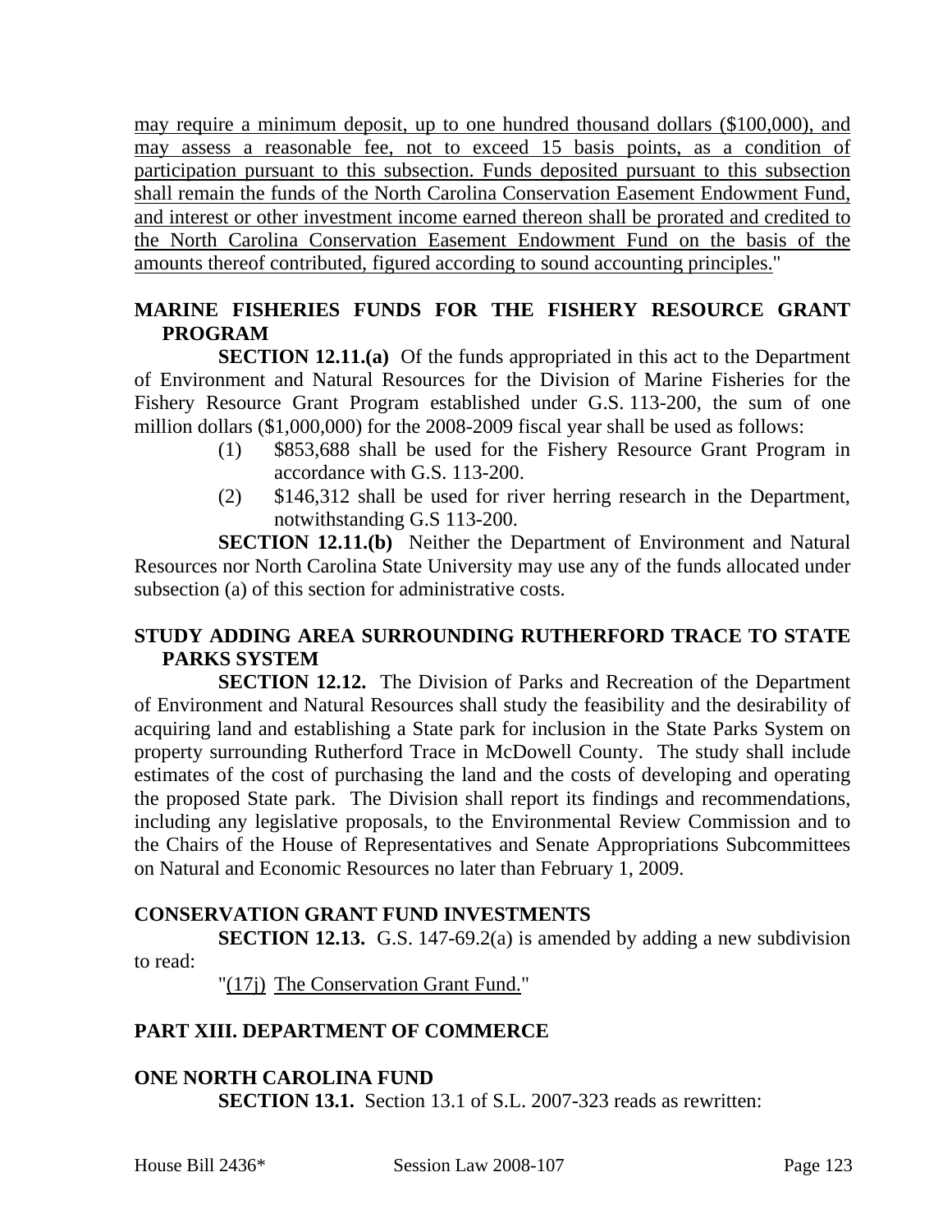may require a minimum deposit, up to one hundred thousand dollars ($100,000), and may assess a reasonable fee, not to exceed 15 basis points, as a condition of participation pursuant to this subsection. Funds deposited pursuant to this subsection shall remain the funds of the North Carolina Conservation Easement Endowment Fund, and interest or other investment income earned thereon shall be prorated and credited to the North Carolina Conservation Easement Endowment Fund on the basis of the amounts thereof contributed, figured according to sound accounting principles."

**MARINE FISHERIES FUNDS FOR THE FISHERY RESOURCE GRANT PROGRAM**

**SECTION 12.11.(a)** Of the funds appropriated in this act to the Department of Environment and Natural Resources for the Division of Marine Fisheries for the Fishery Resource Grant Program established under G.S. 113-200, the sum of one million dollars ($1,000,000) for the 2008-2009 fiscal year shall be used as follows:

(1) $853,688 shall be used for the Fishery Resource Grant Program in accordance with G.S. 113-200.

(2) $146,312 shall be used for river herring research in the Department, notwithstanding G.S 113-200.

**SECTION 12.11.(b)** Neither the Department of Environment and Natural Resources nor North Carolina State University may use any of the funds allocated under subsection (a) of this section for administrative costs.

**STUDY ADDING AREA SURROUNDING RUTHERFORD TRACE TO STATE PARKS SYSTEM**

**SECTION 12.12.** The Division of Parks and Recreation of the Department of Environment and Natural Resources shall study the feasibility and the desirability of acquiring land and establishing a State park for inclusion in the State Parks System on property surrounding Rutherford Trace in McDowell County. The study shall include estimates of the cost of purchasing the land and the costs of developing and operating the proposed State park. The Division shall report its findings and recommendations, including any legislative proposals, to the Environmental Review Commission and to the Chairs of the House of Representatives and Senate Appropriations Subcommittees on Natural and Economic Resources no later than February 1, 2009.

**CONSERVATION GRANT FUND INVESTMENTS**

**SECTION 12.13.** G.S. 147-69.2(a) is amended by adding a new subdivision to read:

"(17j) The Conservation Grant Fund."

**PART XIII. DEPARTMENT OF COMMERCE**

**ONE NORTH CAROLINA FUND**

**SECTION 13.1.** Section 13.1 of S.L. 2007-323 reads as rewritten: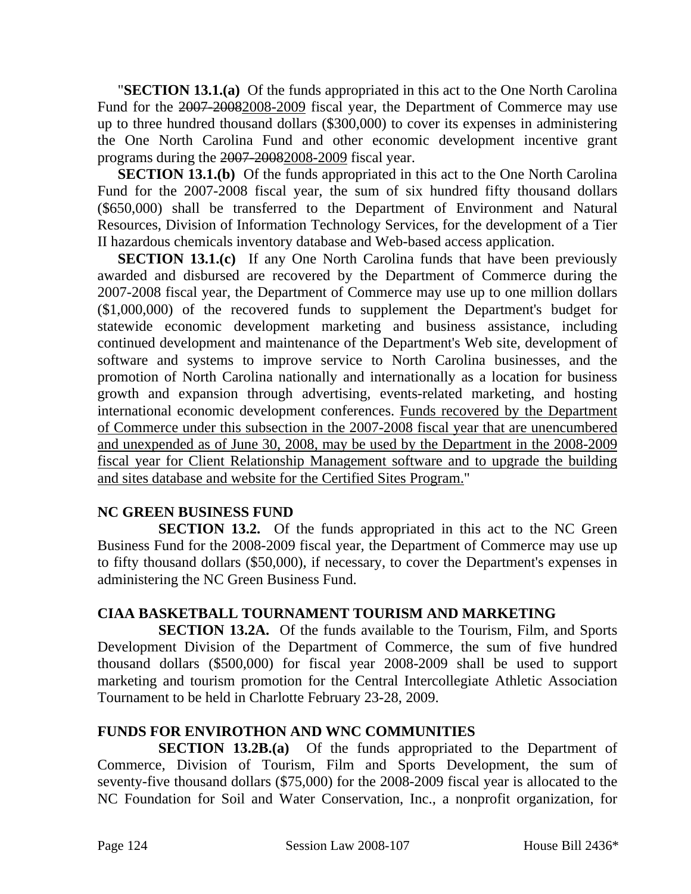"**SECTION 13.1.(a)** Of the funds appropriated in this act to the One North Carolina Fund for the ~~2007-2008~~2008-2009 fiscal year, the Department of Commerce may use up to three hundred thousand dollars ($300,000) to cover its expenses in administering the One North Carolina Fund and other economic development incentive grant programs during the ~~2007-2008~~2008-2009 fiscal year.

**SECTION 13.1.(b)** Of the funds appropriated in this act to the One North Carolina Fund for the 2007-2008 fiscal year, the sum of six hundred fifty thousand dollars ($650,000) shall be transferred to the Department of Environment and Natural Resources, Division of Information Technology Services, for the development of a Tier II hazardous chemicals inventory database and Web-based access application.

**SECTION 13.1.(c)** If any One North Carolina funds that have been previously awarded and disbursed are recovered by the Department of Commerce during the 2007-2008 fiscal year, the Department of Commerce may use up to one million dollars ($1,000,000) of the recovered funds to supplement the Department's budget for statewide economic development marketing and business assistance, including continued development and maintenance of the Department's Web site, development of software and systems to improve service to North Carolina businesses, and the promotion of North Carolina nationally and internationally as a location for business growth and expansion through advertising, events-related marketing, and hosting international economic development conferences. Funds recovered by the Department of Commerce under this subsection in the 2007-2008 fiscal year that are unencumbered and unexpended as of June 30, 2008, may be used by the Department in the 2008-2009 fiscal year for Client Relationship Management software and to upgrade the building and sites database and website for the Certified Sites Program."

**NC GREEN BUSINESS FUND**

**SECTION 13.2.** Of the funds appropriated in this act to the NC Green Business Fund for the 2008-2009 fiscal year, the Department of Commerce may use up to fifty thousand dollars ($50,000), if necessary, to cover the Department's expenses in administering the NC Green Business Fund.

**CIAA BASKETBALL TOURNAMENT TOURISM AND MARKETING**

**SECTION 13.2A.** Of the funds available to the Tourism, Film, and Sports Development Division of the Department of Commerce, the sum of five hundred thousand dollars ($500,000) for fiscal year 2008-2009 shall be used to support marketing and tourism promotion for the Central Intercollegiate Athletic Association Tournament to be held in Charlotte February 23-28, 2009.

**FUNDS FOR ENVIROTHON AND WNC COMMUNITIES**

**SECTION 13.2B.(a)** Of the funds appropriated to the Department of Commerce, Division of Tourism, Film and Sports Development, the sum of seventy-five thousand dollars ($75,000) for the 2008-2009 fiscal year is allocated to the NC Foundation for Soil and Water Conservation, Inc., a nonprofit organization, for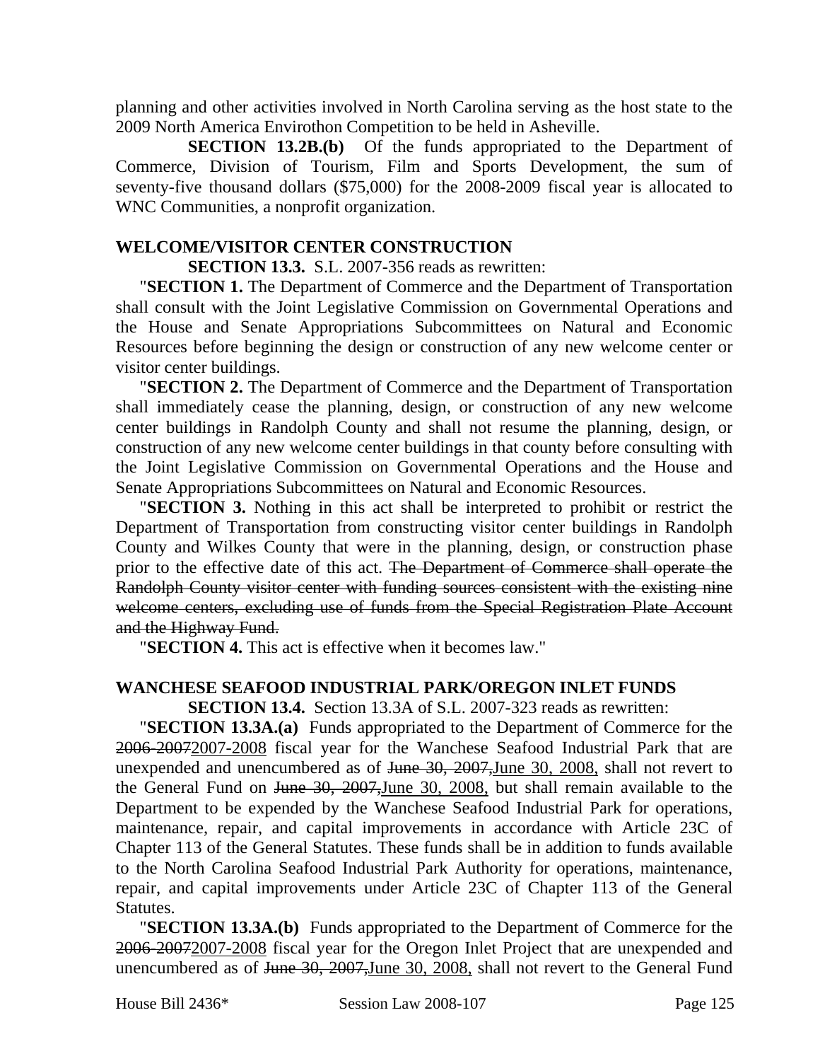planning and other activities involved in North Carolina serving as the host state to the 2009 North America Envirothon Competition to be held in Asheville.

**SECTION 13.2B.(b)** Of the funds appropriated to the Department of Commerce, Division of Tourism, Film and Sports Development, the sum of seventy-five thousand dollars ($75,000) for the 2008-2009 fiscal year is allocated to WNC Communities, a nonprofit organization.

**WELCOME/VISITOR CENTER CONSTRUCTION**

**SECTION 13.3.** S.L. 2007-356 reads as rewritten:

"**SECTION 1.** The Department of Commerce and the Department of Transportation shall consult with the Joint Legislative Commission on Governmental Operations and the House and Senate Appropriations Subcommittees on Natural and Economic Resources before beginning the design or construction of any new welcome center or visitor center buildings.

"**SECTION 2.** The Department of Commerce and the Department of Transportation shall immediately cease the planning, design, or construction of any new welcome center buildings in Randolph County and shall not resume the planning, design, or construction of any new welcome center buildings in that county before consulting with the Joint Legislative Commission on Governmental Operations and the House and Senate Appropriations Subcommittees on Natural and Economic Resources.

"**SECTION 3.** Nothing in this act shall be interpreted to prohibit or restrict the Department of Transportation from constructing visitor center buildings in Randolph County and Wilkes County that were in the planning, design, or construction phase prior to the effective date of this act. ~~The Department of Commerce shall operate the Randolph County visitor center with funding sources consistent with the existing nine welcome centers, excluding use of funds from the Special Registration Plate Account and the Highway Fund.~~

"**SECTION 4.** This act is effective when it becomes law."

**WANCHESE SEAFOOD INDUSTRIAL PARK/OREGON INLET FUNDS**

**SECTION 13.4.** Section 13.3A of S.L. 2007-323 reads as rewritten:

"**SECTION 13.3A.(a)** Funds appropriated to the Department of Commerce for the ~~2006-2007~~<u>2007-2008</u> fiscal year for the Wanchese Seafood Industrial Park that are unexpended and unencumbered as of ~~June 30, 2007,~~<u>June 30, 2008,</u> shall not revert to the General Fund on ~~June 30, 2007,~~<u>June 30, 2008,</u> but shall remain available to the Department to be expended by the Wanchese Seafood Industrial Park for operations, maintenance, repair, and capital improvements in accordance with Article 23C of Chapter 113 of the General Statutes. These funds shall be in addition to funds available to the North Carolina Seafood Industrial Park Authority for operations, maintenance, repair, and capital improvements under Article 23C of Chapter 113 of the General Statutes.

"**SECTION 13.3A.(b)** Funds appropriated to the Department of Commerce for the ~~2006-2007~~<u>2007-2008</u> fiscal year for the Oregon Inlet Project that are unexpended and unencumbered as of ~~June 30, 2007,~~<u>June 30, 2008,</u> shall not revert to the General Fund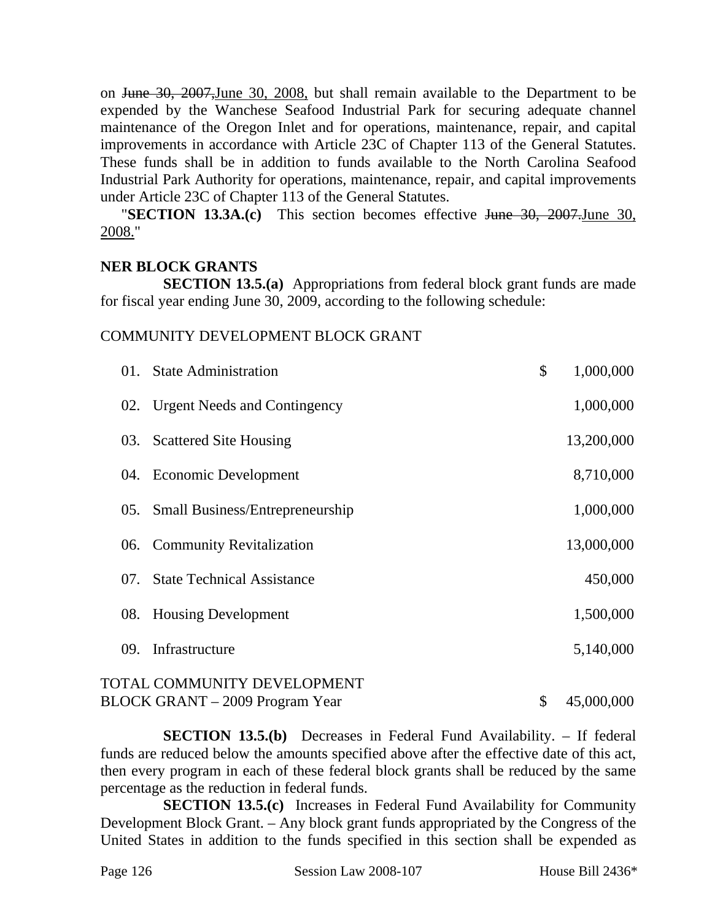on ~~June 30, 2007,~~June 30, 2008, but shall remain available to the Department to be expended by the Wanchese Seafood Industrial Park for securing adequate channel maintenance of the Oregon Inlet and for operations, maintenance, repair, and capital improvements in accordance with Article 23C of Chapter 113 of the General Statutes. These funds shall be in addition to funds available to the North Carolina Seafood Industrial Park Authority for operations, maintenance, repair, and capital improvements under Article 23C of Chapter 113 of the General Statutes.

"**SECTION 13.3A.(c)** This section becomes effective ~~June 30, 2007.~~June 30, 2008."

**NER BLOCK GRANTS**

**SECTION 13.5.(a)** Appropriations from federal block grant funds are made for fiscal year ending June 30, 2009, according to the following schedule:

COMMUNITY DEVELOPMENT BLOCK GRANT

| | | |
|---|---|---|
| 01. | State Administration | $ 1,000,000 |
| 02. | Urgent Needs and Contingency | 1,000,000 |
| 03. | Scattered Site Housing | 13,200,000 |
| 04. | Economic Development | 8,710,000 |
| 05. | Small Business/Entrepreneurship | 1,000,000 |
| 06. | Community Revitalization | 13,000,000 |
| 07. | State Technical Assistance | 450,000 |
| 08. | Housing Development | 1,500,000 |
| 09. | Infrastructure | 5,140,000 |

TOTAL COMMUNITY DEVELOPMENT BLOCK GRANT – 2009 Program Year $ 45,000,000

**SECTION 13.5.(b)** Decreases in Federal Fund Availability. – If federal funds are reduced below the amounts specified above after the effective date of this act, then every program in each of these federal block grants shall be reduced by the same percentage as the reduction in federal funds.

**SECTION 13.5.(c)** Increases in Federal Fund Availability for Community Development Block Grant. – Any block grant funds appropriated by the Congress of the United States in addition to the funds specified in this section shall be expended as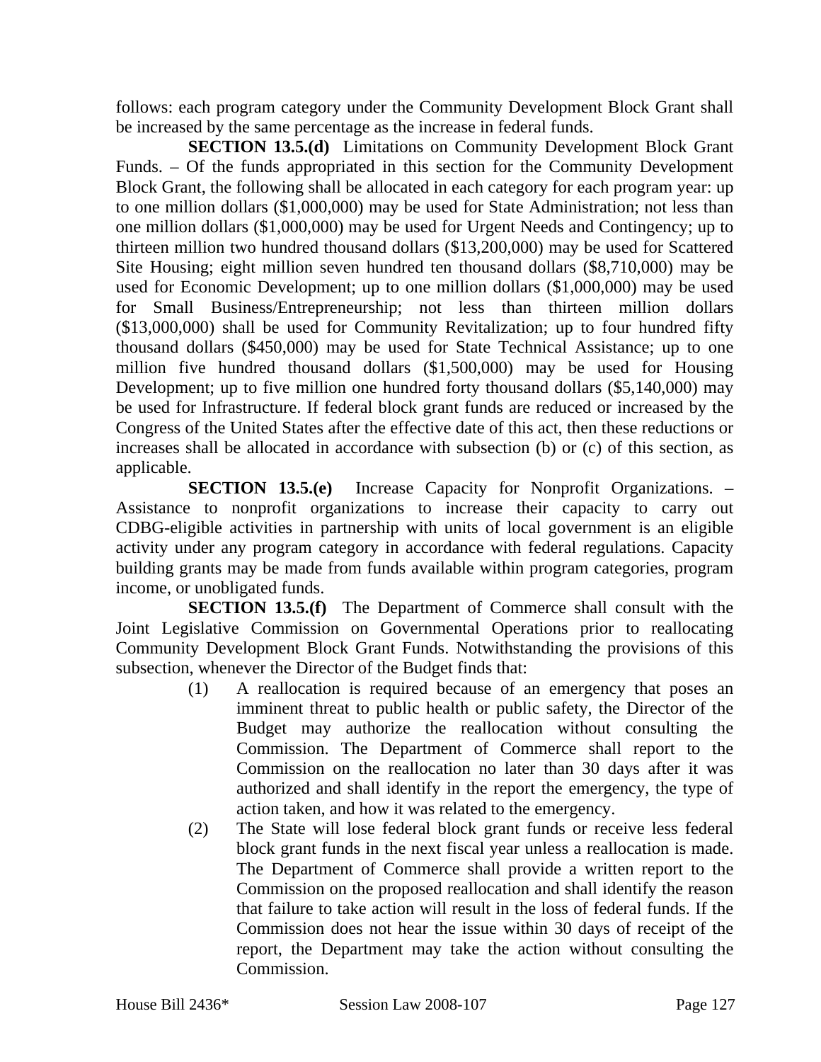follows: each program category under the Community Development Block Grant shall be increased by the same percentage as the increase in federal funds.

**SECTION 13.5.(d)** Limitations on Community Development Block Grant Funds. – Of the funds appropriated in this section for the Community Development Block Grant, the following shall be allocated in each category for each program year: up to one million dollars ($1,000,000) may be used for State Administration; not less than one million dollars ($1,000,000) may be used for Urgent Needs and Contingency; up to thirteen million two hundred thousand dollars ($13,200,000) may be used for Scattered Site Housing; eight million seven hundred ten thousand dollars ($8,710,000) may be used for Economic Development; up to one million dollars ($1,000,000) may be used for Small Business/Entrepreneurship; not less than thirteen million dollars ($13,000,000) shall be used for Community Revitalization; up to four hundred fifty thousand dollars ($450,000) may be used for State Technical Assistance; up to one million five hundred thousand dollars ($1,500,000) may be used for Housing Development; up to five million one hundred forty thousand dollars ($5,140,000) may be used for Infrastructure. If federal block grant funds are reduced or increased by the Congress of the United States after the effective date of this act, then these reductions or increases shall be allocated in accordance with subsection (b) or (c) of this section, as applicable.

**SECTION 13.5.(e)** Increase Capacity for Nonprofit Organizations. – Assistance to nonprofit organizations to increase their capacity to carry out CDBG-eligible activities in partnership with units of local government is an eligible activity under any program category in accordance with federal regulations. Capacity building grants may be made from funds available within program categories, program income, or unobligated funds.

**SECTION 13.5.(f)** The Department of Commerce shall consult with the Joint Legislative Commission on Governmental Operations prior to reallocating Community Development Block Grant Funds. Notwithstanding the provisions of this subsection, whenever the Director of the Budget finds that:

(1) A reallocation is required because of an emergency that poses an imminent threat to public health or public safety, the Director of the Budget may authorize the reallocation without consulting the Commission. The Department of Commerce shall report to the Commission on the reallocation no later than 30 days after it was authorized and shall identify in the report the emergency, the type of action taken, and how it was related to the emergency.

(2) The State will lose federal block grant funds or receive less federal block grant funds in the next fiscal year unless a reallocation is made. The Department of Commerce shall provide a written report to the Commission on the proposed reallocation and shall identify the reason that failure to take action will result in the loss of federal funds. If the Commission does not hear the issue within 30 days of receipt of the report, the Department may take the action without consulting the Commission.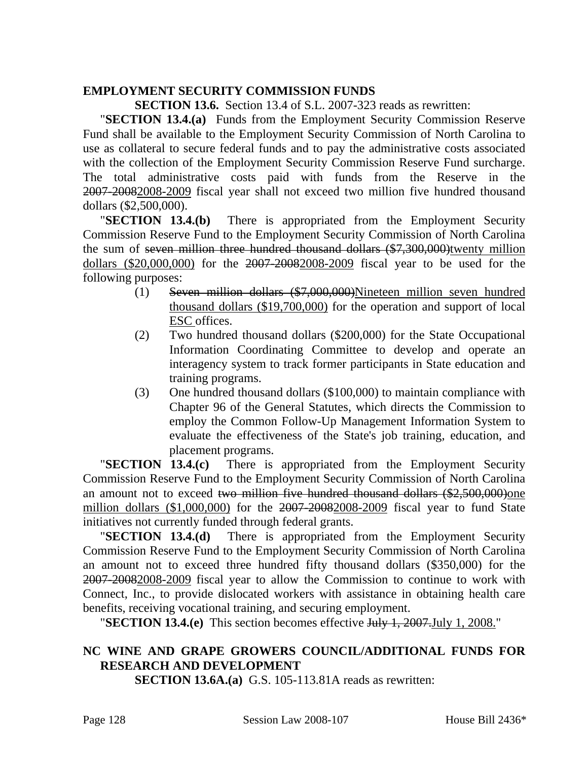## EMPLOYMENT SECURITY COMMISSION FUNDS

**SECTION 13.6.** Section 13.4 of S.L. 2007-323 reads as rewritten:

"**SECTION 13.4.(a)** Funds from the Employment Security Commission Reserve Fund shall be available to the Employment Security Commission of North Carolina to use as collateral to secure federal funds and to pay the administrative costs associated with the collection of the Employment Security Commission Reserve Fund surcharge. The total administrative costs paid with funds from the Reserve in the ~~2007-2008~~2008-2009 fiscal year shall not exceed two million five hundred thousand dollars ($2,500,000).

"**SECTION 13.4.(b)** There is appropriated from the Employment Security Commission Reserve Fund to the Employment Security Commission of North Carolina the sum of ~~seven million three hundred thousand dollars ($7,300,000)~~twenty million dollars ($20,000,000) for the ~~2007-2008~~2008-2009 fiscal year to be used for the following purposes:

(1) ~~Seven million dollars ($7,000,000)~~Nineteen million seven hundred thousand dollars ($19,700,000) for the operation and support of local ESC offices.

(2) Two hundred thousand dollars ($200,000) for the State Occupational Information Coordinating Committee to develop and operate an interagency system to track former participants in State education and training programs.

(3) One hundred thousand dollars ($100,000) to maintain compliance with Chapter 96 of the General Statutes, which directs the Commission to employ the Common Follow-Up Management Information System to evaluate the effectiveness of the State's job training, education, and placement programs.

"**SECTION 13.4.(c)** There is appropriated from the Employment Security Commission Reserve Fund to the Employment Security Commission of North Carolina an amount not to exceed ~~two million five hundred thousand dollars ($2,500,000)~~one million dollars ($1,000,000) for the ~~2007-2008~~2008-2009 fiscal year to fund State initiatives not currently funded through federal grants.

"**SECTION 13.4.(d)** There is appropriated from the Employment Security Commission Reserve Fund to the Employment Security Commission of North Carolina an amount not to exceed three hundred fifty thousand dollars ($350,000) for the ~~2007-2008~~2008-2009 fiscal year to allow the Commission to continue to work with Connect, Inc., to provide dislocated workers with assistance in obtaining health care benefits, receiving vocational training, and securing employment.

"**SECTION 13.4.(e)** This section becomes effective ~~July 1, 2007.~~July 1, 2008."

## NC WINE AND GRAPE GROWERS COUNCIL/ADDITIONAL FUNDS FOR RESEARCH AND DEVELOPMENT

**SECTION 13.6A.(a)** G.S. 105-113.81A reads as rewritten: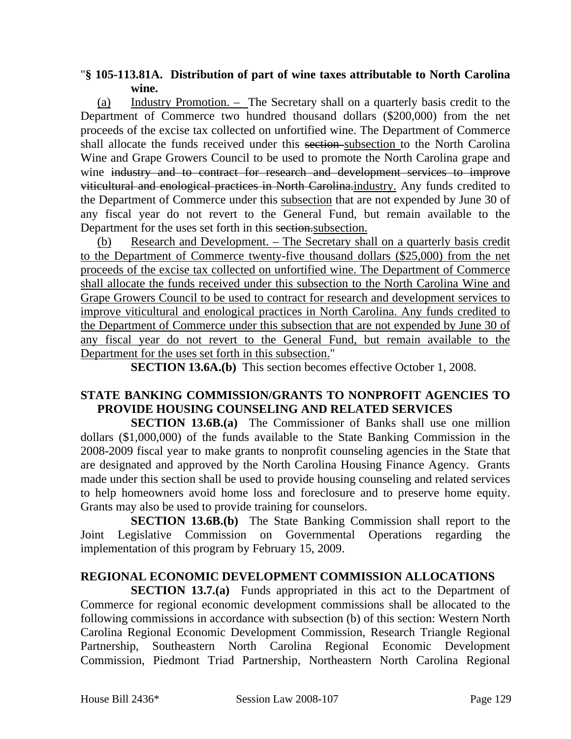"**§ 105-113.81A. Distribution of part of wine taxes attributable to North Carolina wine.**

(a) Industry Promotion. – The Secretary shall on a quarterly basis credit to the Department of Commerce two hundred thousand dollars ($200,000) from the net proceeds of the excise tax collected on unfortified wine. The Department of Commerce shall allocate the funds received under this ~~section~~ subsection to the North Carolina Wine and Grape Growers Council to be used to promote the North Carolina grape and wine ~~industry and to contract for research and development services to improve viticultural and enological practices in North Carolina.~~industry. Any funds credited to the Department of Commerce under this subsection that are not expended by June 30 of any fiscal year do not revert to the General Fund, but remain available to the Department for the uses set forth in this ~~section.~~subsection.

(b) Research and Development. – The Secretary shall on a quarterly basis credit to the Department of Commerce twenty-five thousand dollars ($25,000) from the net proceeds of the excise tax collected on unfortified wine. The Department of Commerce shall allocate the funds received under this subsection to the North Carolina Wine and Grape Growers Council to be used to contract for research and development services to improve viticultural and enological practices in North Carolina. Any funds credited to the Department of Commerce under this subsection that are not expended by June 30 of any fiscal year do not revert to the General Fund, but remain available to the Department for the uses set forth in this subsection."

**SECTION 13.6A.(b)** This section becomes effective October 1, 2008.

**STATE BANKING COMMISSION/GRANTS TO NONPROFIT AGENCIES TO PROVIDE HOUSING COUNSELING AND RELATED SERVICES**

**SECTION 13.6B.(a)** The Commissioner of Banks shall use one million dollars ($1,000,000) of the funds available to the State Banking Commission in the 2008-2009 fiscal year to make grants to nonprofit counseling agencies in the State that are designated and approved by the North Carolina Housing Finance Agency. Grants made under this section shall be used to provide housing counseling and related services to help homeowners avoid home loss and foreclosure and to preserve home equity. Grants may also be used to provide training for counselors.

**SECTION 13.6B.(b)** The State Banking Commission shall report to the Joint Legislative Commission on Governmental Operations regarding the implementation of this program by February 15, 2009.

**REGIONAL ECONOMIC DEVELOPMENT COMMISSION ALLOCATIONS**

**SECTION 13.7.(a)** Funds appropriated in this act to the Department of Commerce for regional economic development commissions shall be allocated to the following commissions in accordance with subsection (b) of this section: Western North Carolina Regional Economic Development Commission, Research Triangle Regional Partnership, Southeastern North Carolina Regional Economic Development Commission, Piedmont Triad Partnership, Northeastern North Carolina Regional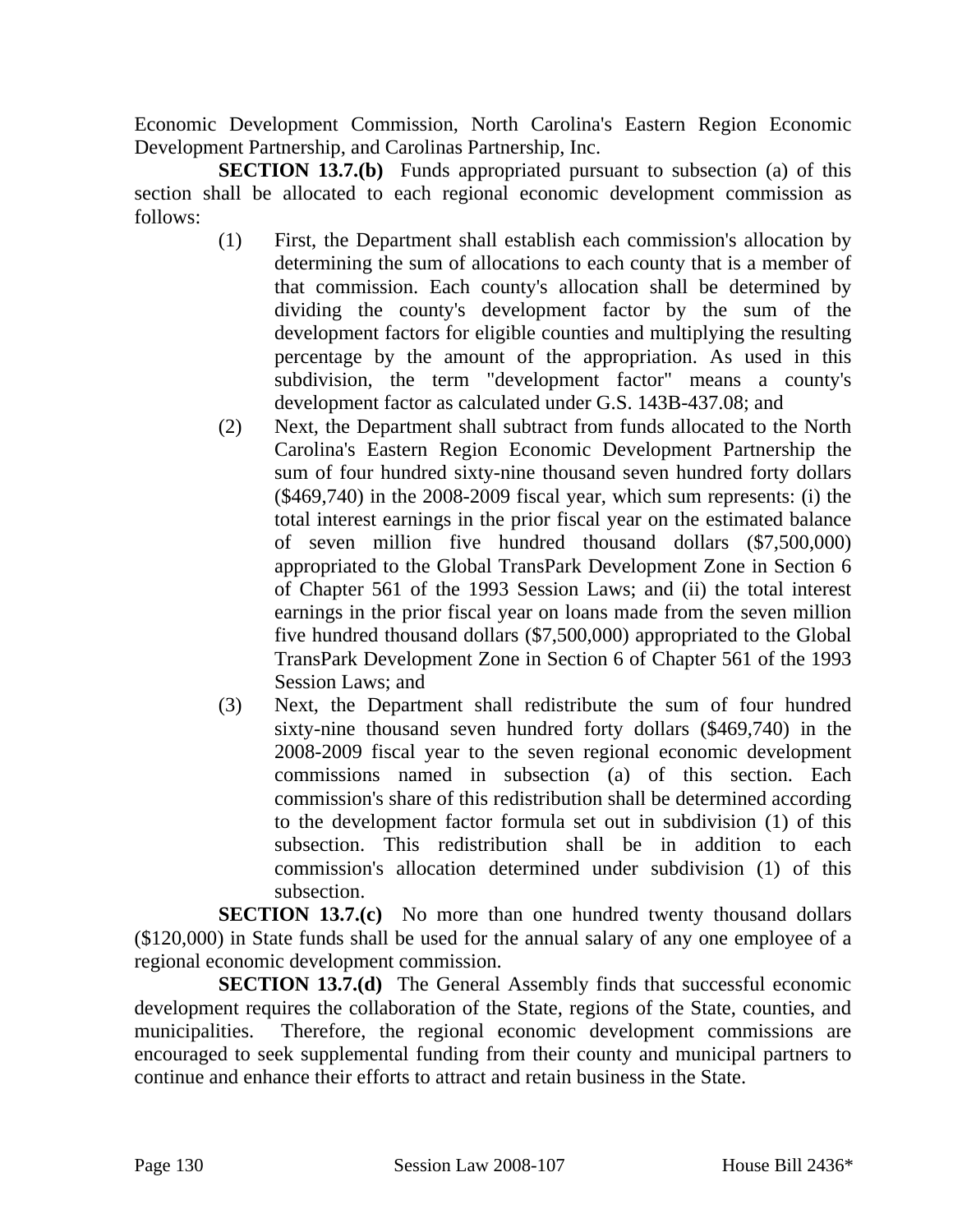Economic Development Commission, North Carolina's Eastern Region Economic Development Partnership, and Carolinas Partnership, Inc.

**SECTION 13.7.(b)** Funds appropriated pursuant to subsection (a) of this section shall be allocated to each regional economic development commission as follows:

(1) First, the Department shall establish each commission's allocation by determining the sum of allocations to each county that is a member of that commission. Each county's allocation shall be determined by dividing the county's development factor by the sum of the development factors for eligible counties and multiplying the resulting percentage by the amount of the appropriation. As used in this subdivision, the term "development factor" means a county's development factor as calculated under G.S. 143B-437.08; and

(2) Next, the Department shall subtract from funds allocated to the North Carolina's Eastern Region Economic Development Partnership the sum of four hundred sixty-nine thousand seven hundred forty dollars ($469,740) in the 2008-2009 fiscal year, which sum represents: (i) the total interest earnings in the prior fiscal year on the estimated balance of seven million five hundred thousand dollars ($7,500,000) appropriated to the Global TransPark Development Zone in Section 6 of Chapter 561 of the 1993 Session Laws; and (ii) the total interest earnings in the prior fiscal year on loans made from the seven million five hundred thousand dollars ($7,500,000) appropriated to the Global TransPark Development Zone in Section 6 of Chapter 561 of the 1993 Session Laws; and

(3) Next, the Department shall redistribute the sum of four hundred sixty-nine thousand seven hundred forty dollars ($469,740) in the 2008-2009 fiscal year to the seven regional economic development commissions named in subsection (a) of this section. Each commission's share of this redistribution shall be determined according to the development factor formula set out in subdivision (1) of this subsection. This redistribution shall be in addition to each commission's allocation determined under subdivision (1) of this subsection.

**SECTION 13.7.(c)** No more than one hundred twenty thousand dollars ($120,000) in State funds shall be used for the annual salary of any one employee of a regional economic development commission.

**SECTION 13.7.(d)** The General Assembly finds that successful economic development requires the collaboration of the State, regions of the State, counties, and municipalities. Therefore, the regional economic development commissions are encouraged to seek supplemental funding from their county and municipal partners to continue and enhance their efforts to attract and retain business in the State.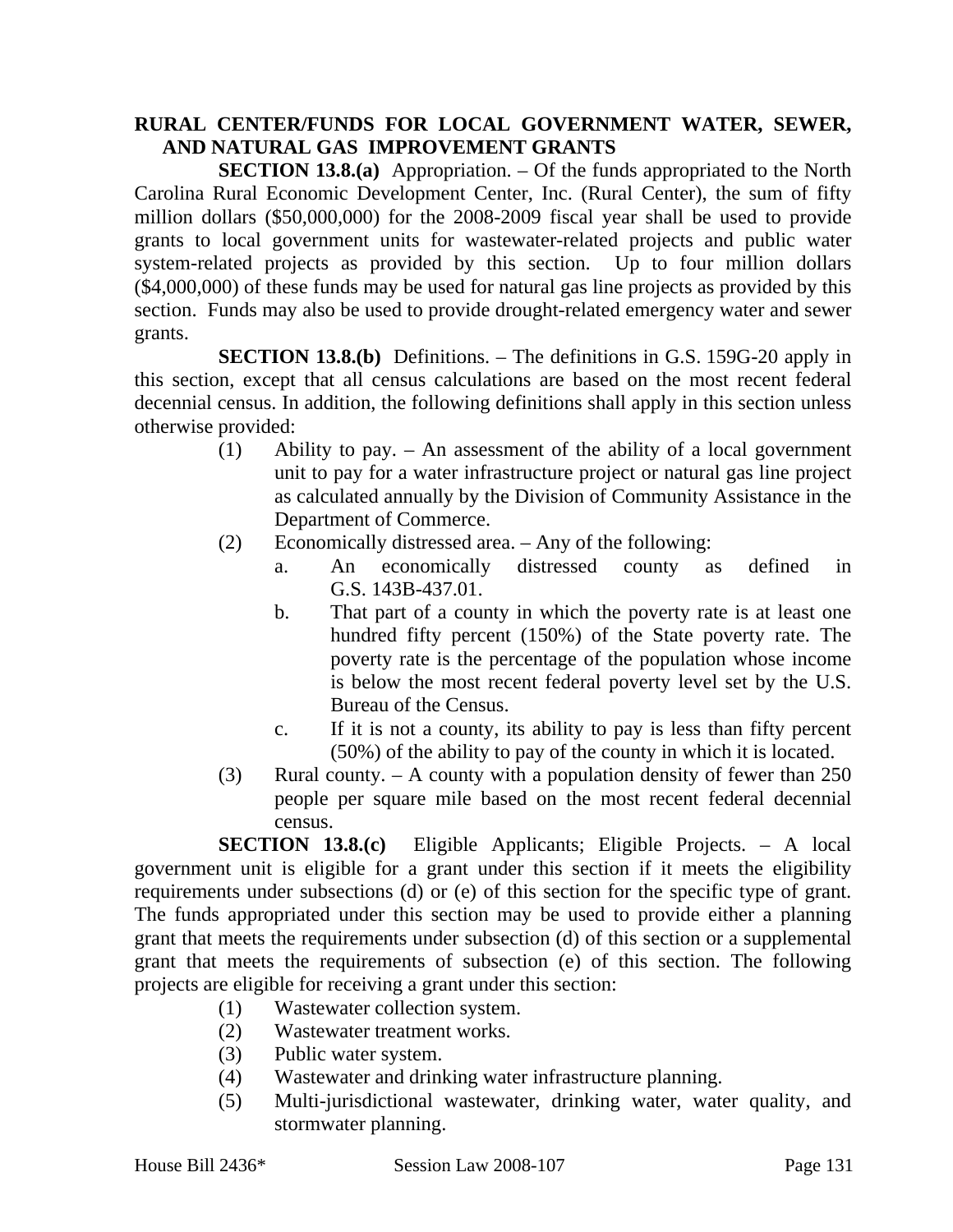**RURAL CENTER/FUNDS FOR LOCAL GOVERNMENT WATER, SEWER, AND NATURAL GAS IMPROVEMENT GRANTS**

**SECTION 13.8.(a)** Appropriation. – Of the funds appropriated to the North Carolina Rural Economic Development Center, Inc. (Rural Center), the sum of fifty million dollars ($50,000,000) for the 2008-2009 fiscal year shall be used to provide grants to local government units for wastewater-related projects and public water system-related projects as provided by this section. Up to four million dollars ($4,000,000) of these funds may be used for natural gas line projects as provided by this section. Funds may also be used to provide drought-related emergency water and sewer grants.

**SECTION 13.8.(b)** Definitions. – The definitions in G.S. 159G-20 apply in this section, except that all census calculations are based on the most recent federal decennial census. In addition, the following definitions shall apply in this section unless otherwise provided:

(1) Ability to pay. – An assessment of the ability of a local government unit to pay for a water infrastructure project or natural gas line project as calculated annually by the Division of Community Assistance in the Department of Commerce.

(2) Economically distressed area. – Any of the following:

a. An economically distressed county as defined in G.S. 143B-437.01.

b. That part of a county in which the poverty rate is at least one hundred fifty percent (150%) of the State poverty rate. The poverty rate is the percentage of the population whose income is below the most recent federal poverty level set by the U.S. Bureau of the Census.

c. If it is not a county, its ability to pay is less than fifty percent (50%) of the ability to pay of the county in which it is located.

(3) Rural county. – A county with a population density of fewer than 250 people per square mile based on the most recent federal decennial census.

**SECTION 13.8.(c)** Eligible Applicants; Eligible Projects. – A local government unit is eligible for a grant under this section if it meets the eligibility requirements under subsections (d) or (e) of this section for the specific type of grant. The funds appropriated under this section may be used to provide either a planning grant that meets the requirements under subsection (d) of this section or a supplemental grant that meets the requirements of subsection (e) of this section. The following projects are eligible for receiving a grant under this section:

(1) Wastewater collection system.

(2) Wastewater treatment works.

(3) Public water system.

(4) Wastewater and drinking water infrastructure planning.

(5) Multi-jurisdictional wastewater, drinking water, water quality, and stormwater planning.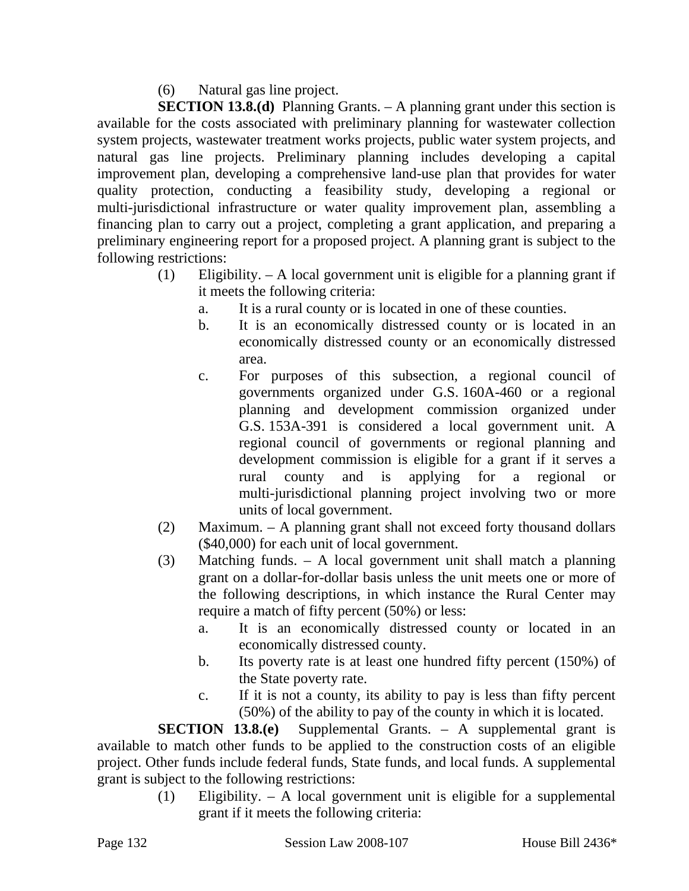(6) Natural gas line project.

**SECTION 13.8.(d)** Planning Grants. – A planning grant under this section is available for the costs associated with preliminary planning for wastewater collection system projects, wastewater treatment works projects, public water system projects, and natural gas line projects. Preliminary planning includes developing a capital improvement plan, developing a comprehensive land-use plan that provides for water quality protection, conducting a feasibility study, developing a regional or multi-jurisdictional infrastructure or water quality improvement plan, assembling a financing plan to carry out a project, completing a grant application, and preparing a preliminary engineering report for a proposed project. A planning grant is subject to the following restrictions:

(1) Eligibility. – A local government unit is eligible for a planning grant if it meets the following criteria:
  a. It is a rural county or is located in one of these counties.
  b. It is an economically distressed county or is located in an economically distressed county or an economically distressed area.
  c. For purposes of this subsection, a regional council of governments organized under G.S. 160A-460 or a regional planning and development commission organized under G.S. 153A-391 is considered a local government unit. A regional council of governments or regional planning and development commission is eligible for a grant if it serves a rural county and is applying for a regional or multi-jurisdictional planning project involving two or more units of local government.

(2) Maximum. – A planning grant shall not exceed forty thousand dollars ($40,000) for each unit of local government.

(3) Matching funds. – A local government unit shall match a planning grant on a dollar-for-dollar basis unless the unit meets one or more of the following descriptions, in which instance the Rural Center may require a match of fifty percent (50%) or less:
  a. It is an economically distressed county or located in an economically distressed county.
  b. Its poverty rate is at least one hundred fifty percent (150%) of the State poverty rate.
  c. If it is not a county, its ability to pay is less than fifty percent (50%) of the ability to pay of the county in which it is located.

**SECTION 13.8.(e)** Supplemental Grants. – A supplemental grant is available to match other funds to be applied to the construction costs of an eligible project. Other funds include federal funds, State funds, and local funds. A supplemental grant is subject to the following restrictions:

(1) Eligibility. – A local government unit is eligible for a supplemental grant if it meets the following criteria: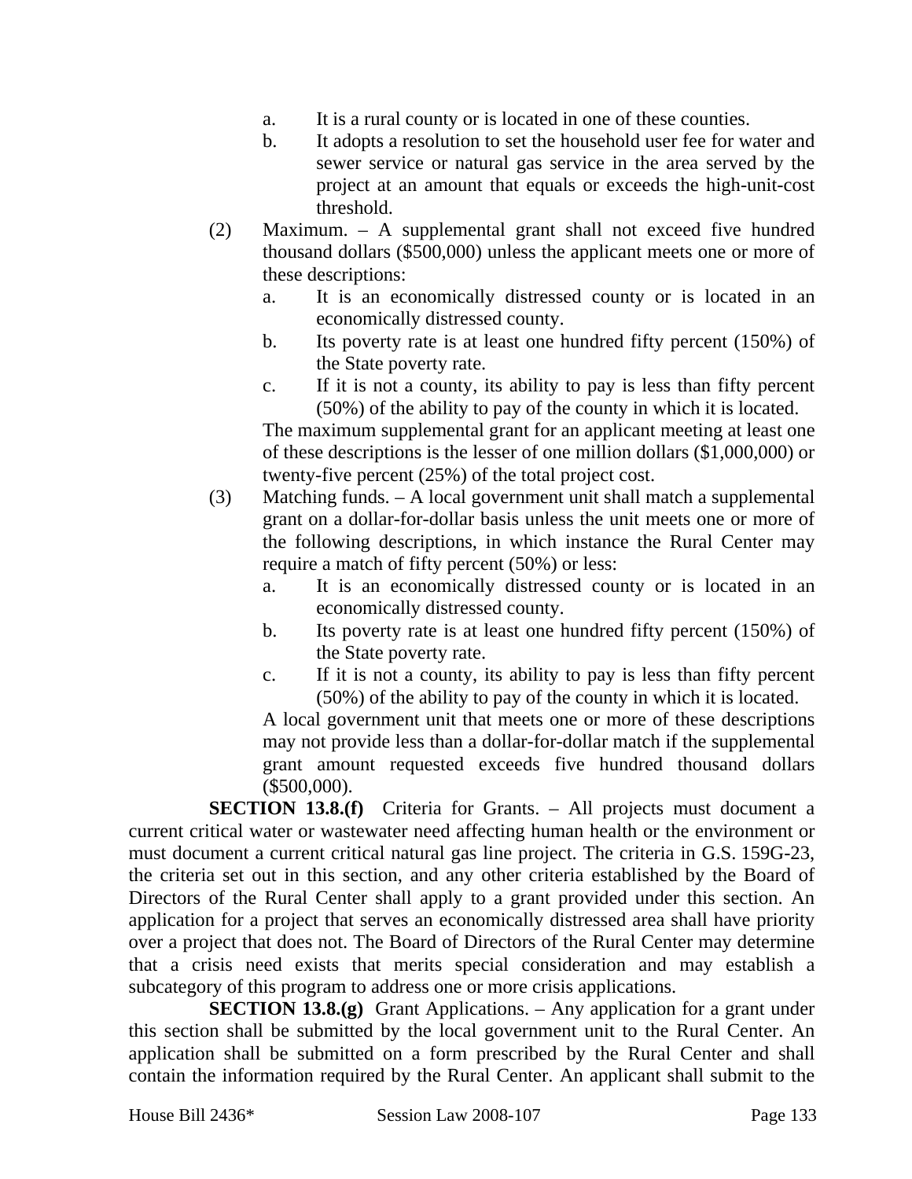a. It is a rural county or is located in one of these counties.

b. It adopts a resolution to set the household user fee for water and sewer service or natural gas service in the area served by the project at an amount that equals or exceeds the high-unit-cost threshold.

(2) Maximum. – A supplemental grant shall not exceed five hundred thousand dollars ($500,000) unless the applicant meets one or more of these descriptions:

a. It is an economically distressed county or is located in an economically distressed county.

b. Its poverty rate is at least one hundred fifty percent (150%) of the State poverty rate.

c. If it is not a county, its ability to pay is less than fifty percent (50%) of the ability to pay of the county in which it is located.

The maximum supplemental grant for an applicant meeting at least one of these descriptions is the lesser of one million dollars ($1,000,000) or twenty-five percent (25%) of the total project cost.

(3) Matching funds. – A local government unit shall match a supplemental grant on a dollar-for-dollar basis unless the unit meets one or more of the following descriptions, in which instance the Rural Center may require a match of fifty percent (50%) or less:

a. It is an economically distressed county or is located in an economically distressed county.

b. Its poverty rate is at least one hundred fifty percent (150%) of the State poverty rate.

c. If it is not a county, its ability to pay is less than fifty percent (50%) of the ability to pay of the county in which it is located.

A local government unit that meets one or more of these descriptions may not provide less than a dollar-for-dollar match if the supplemental grant amount requested exceeds five hundred thousand dollars ($500,000).

**SECTION 13.8.(f)** Criteria for Grants. – All projects must document a current critical water or wastewater need affecting human health or the environment or must document a current critical natural gas line project. The criteria in G.S. 159G-23, the criteria set out in this section, and any other criteria established by the Board of Directors of the Rural Center shall apply to a grant provided under this section. An application for a project that serves an economically distressed area shall have priority over a project that does not. The Board of Directors of the Rural Center may determine that a crisis need exists that merits special consideration and may establish a subcategory of this program to address one or more crisis applications.

**SECTION 13.8.(g)** Grant Applications. – Any application for a grant under this section shall be submitted by the local government unit to the Rural Center. An application shall be submitted on a form prescribed by the Rural Center and shall contain the information required by the Rural Center. An applicant shall submit to the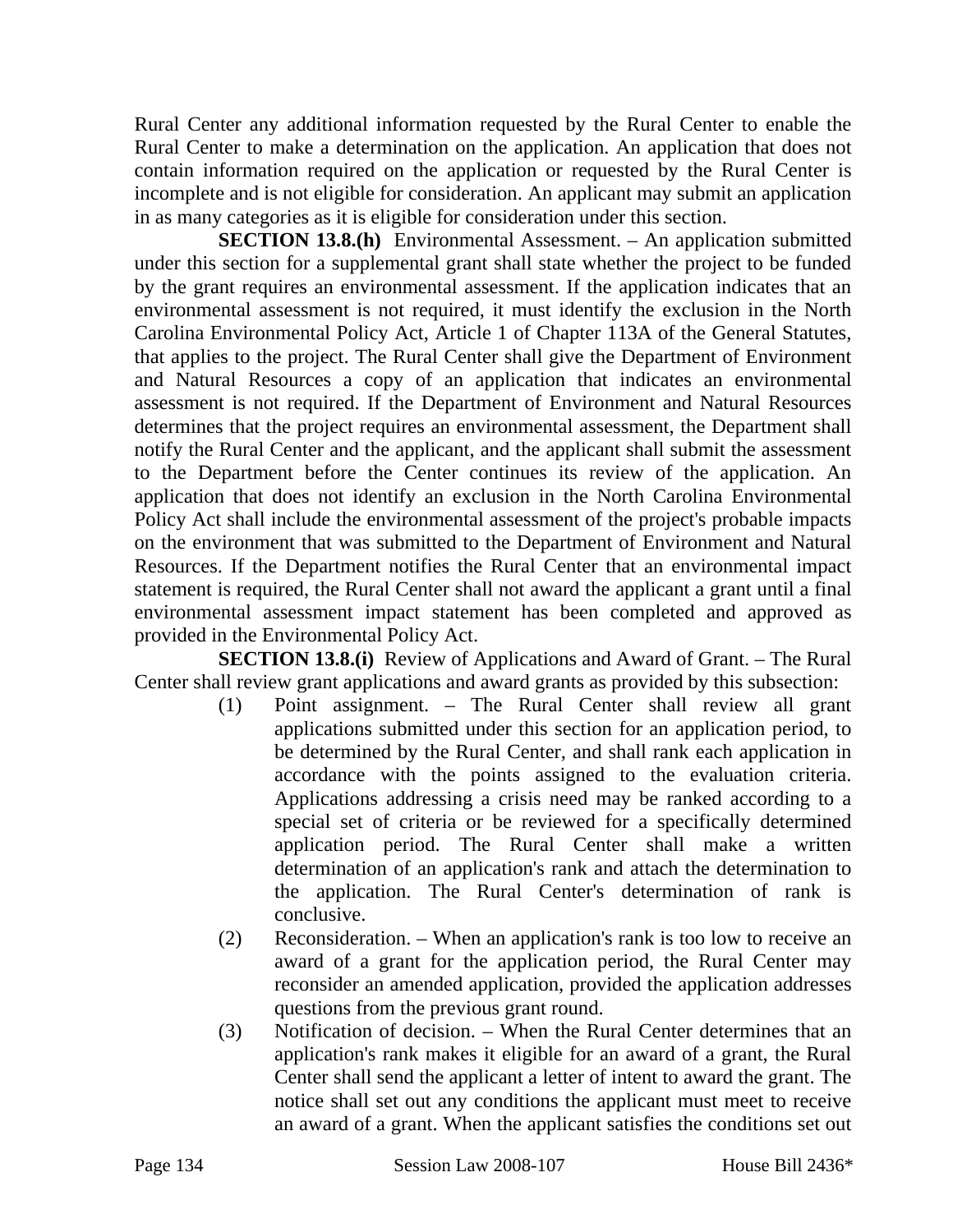Rural Center any additional information requested by the Rural Center to enable the Rural Center to make a determination on the application. An application that does not contain information required on the application or requested by the Rural Center is incomplete and is not eligible for consideration. An applicant may submit an application in as many categories as it is eligible for consideration under this section.

**SECTION 13.8.(h)** Environmental Assessment. – An application submitted under this section for a supplemental grant shall state whether the project to be funded by the grant requires an environmental assessment. If the application indicates that an environmental assessment is not required, it must identify the exclusion in the North Carolina Environmental Policy Act, Article 1 of Chapter 113A of the General Statutes, that applies to the project. The Rural Center shall give the Department of Environment and Natural Resources a copy of an application that indicates an environmental assessment is not required. If the Department of Environment and Natural Resources determines that the project requires an environmental assessment, the Department shall notify the Rural Center and the applicant, and the applicant shall submit the assessment to the Department before the Center continues its review of the application. An application that does not identify an exclusion in the North Carolina Environmental Policy Act shall include the environmental assessment of the project's probable impacts on the environment that was submitted to the Department of Environment and Natural Resources. If the Department notifies the Rural Center that an environmental impact statement is required, the Rural Center shall not award the applicant a grant until a final environmental assessment impact statement has been completed and approved as provided in the Environmental Policy Act.

**SECTION 13.8.(i)** Review of Applications and Award of Grant. – The Rural Center shall review grant applications and award grants as provided by this subsection:

(1) Point assignment. – The Rural Center shall review all grant applications submitted under this section for an application period, to be determined by the Rural Center, and shall rank each application in accordance with the points assigned to the evaluation criteria. Applications addressing a crisis need may be ranked according to a special set of criteria or be reviewed for a specifically determined application period. The Rural Center shall make a written determination of an application's rank and attach the determination to the application. The Rural Center's determination of rank is conclusive.

(2) Reconsideration. – When an application's rank is too low to receive an award of a grant for the application period, the Rural Center may reconsider an amended application, provided the application addresses questions from the previous grant round.

(3) Notification of decision. – When the Rural Center determines that an application's rank makes it eligible for an award of a grant, the Rural Center shall send the applicant a letter of intent to award the grant. The notice shall set out any conditions the applicant must meet to receive an award of a grant. When the applicant satisfies the conditions set out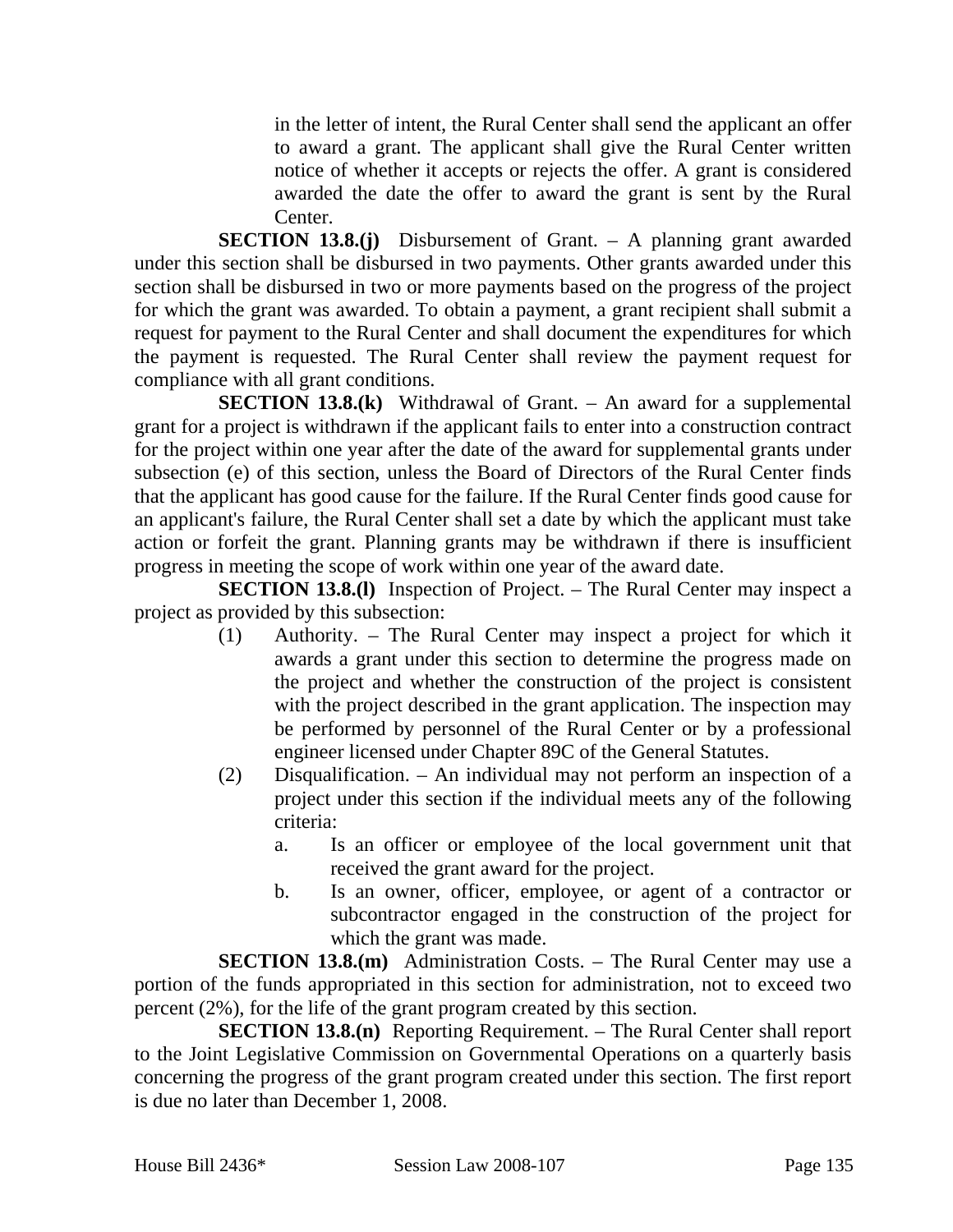in the letter of intent, the Rural Center shall send the applicant an offer to award a grant. The applicant shall give the Rural Center written notice of whether it accepts or rejects the offer. A grant is considered awarded the date the offer to award the grant is sent by the Rural Center.

**SECTION 13.8.(j)** Disbursement of Grant. – A planning grant awarded under this section shall be disbursed in two payments. Other grants awarded under this section shall be disbursed in two or more payments based on the progress of the project for which the grant was awarded. To obtain a payment, a grant recipient shall submit a request for payment to the Rural Center and shall document the expenditures for which the payment is requested. The Rural Center shall review the payment request for compliance with all grant conditions.

**SECTION 13.8.(k)** Withdrawal of Grant. – An award for a supplemental grant for a project is withdrawn if the applicant fails to enter into a construction contract for the project within one year after the date of the award for supplemental grants under subsection (e) of this section, unless the Board of Directors of the Rural Center finds that the applicant has good cause for the failure. If the Rural Center finds good cause for an applicant's failure, the Rural Center shall set a date by which the applicant must take action or forfeit the grant. Planning grants may be withdrawn if there is insufficient progress in meeting the scope of work within one year of the award date.

**SECTION 13.8.(l)** Inspection of Project. – The Rural Center may inspect a project as provided by this subsection:

(1) Authority. – The Rural Center may inspect a project for which it awards a grant under this section to determine the progress made on the project and whether the construction of the project is consistent with the project described in the grant application. The inspection may be performed by personnel of the Rural Center or by a professional engineer licensed under Chapter 89C of the General Statutes.

(2) Disqualification. – An individual may not perform an inspection of a project under this section if the individual meets any of the following criteria:

a. Is an officer or employee of the local government unit that received the grant award for the project.

b. Is an owner, officer, employee, or agent of a contractor or subcontractor engaged in the construction of the project for which the grant was made.

**SECTION 13.8.(m)** Administration Costs. – The Rural Center may use a portion of the funds appropriated in this section for administration, not to exceed two percent (2%), for the life of the grant program created by this section.

**SECTION 13.8.(n)** Reporting Requirement. – The Rural Center shall report to the Joint Legislative Commission on Governmental Operations on a quarterly basis concerning the progress of the grant program created under this section. The first report is due no later than December 1, 2008.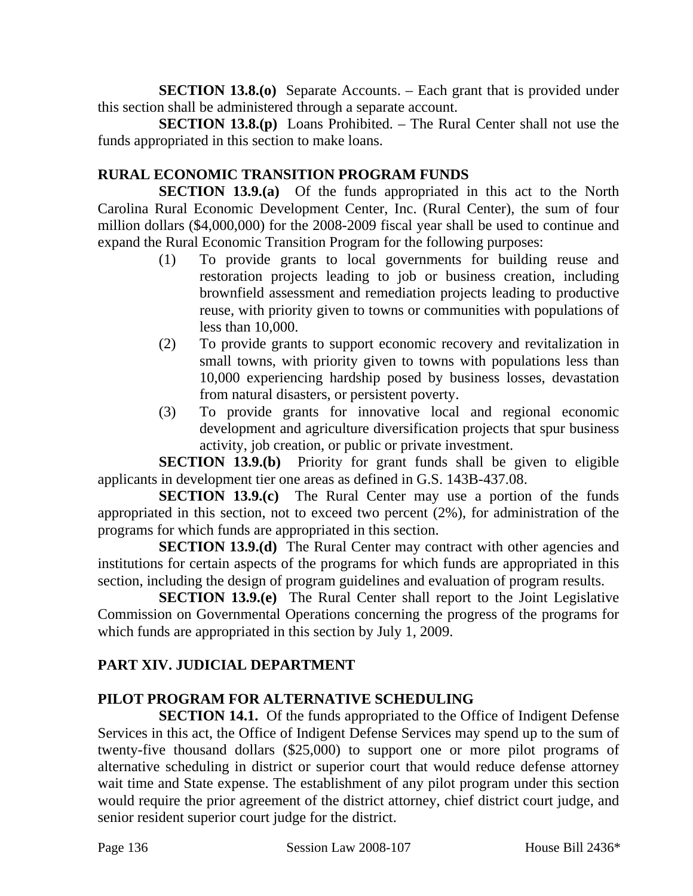**SECTION 13.8.(o)** Separate Accounts. – Each grant that is provided under this section shall be administered through a separate account.

**SECTION 13.8.(p)** Loans Prohibited. – The Rural Center shall not use the funds appropriated in this section to make loans.

**RURAL ECONOMIC TRANSITION PROGRAM FUNDS**

**SECTION 13.9.(a)** Of the funds appropriated in this act to the North Carolina Rural Economic Development Center, Inc. (Rural Center), the sum of four million dollars ($4,000,000) for the 2008-2009 fiscal year shall be used to continue and expand the Rural Economic Transition Program for the following purposes:

(1) To provide grants to local governments for building reuse and restoration projects leading to job or business creation, including brownfield assessment and remediation projects leading to productive reuse, with priority given to towns or communities with populations of less than 10,000.

(2) To provide grants to support economic recovery and revitalization in small towns, with priority given to towns with populations less than 10,000 experiencing hardship posed by business losses, devastation from natural disasters, or persistent poverty.

(3) To provide grants for innovative local and regional economic development and agriculture diversification projects that spur business activity, job creation, or public or private investment.

**SECTION 13.9.(b)** Priority for grant funds shall be given to eligible applicants in development tier one areas as defined in G.S. 143B-437.08.

**SECTION 13.9.(c)** The Rural Center may use a portion of the funds appropriated in this section, not to exceed two percent (2%), for administration of the programs for which funds are appropriated in this section.

**SECTION 13.9.(d)** The Rural Center may contract with other agencies and institutions for certain aspects of the programs for which funds are appropriated in this section, including the design of program guidelines and evaluation of program results.

**SECTION 13.9.(e)** The Rural Center shall report to the Joint Legislative Commission on Governmental Operations concerning the progress of the programs for which funds are appropriated in this section by July 1, 2009.

## PART XIV. JUDICIAL DEPARTMENT

**PILOT PROGRAM FOR ALTERNATIVE SCHEDULING**

**SECTION 14.1.** Of the funds appropriated to the Office of Indigent Defense Services in this act, the Office of Indigent Defense Services may spend up to the sum of twenty-five thousand dollars ($25,000) to support one or more pilot programs of alternative scheduling in district or superior court that would reduce defense attorney wait time and State expense. The establishment of any pilot program under this section would require the prior agreement of the district attorney, chief district court judge, and senior resident superior court judge for the district.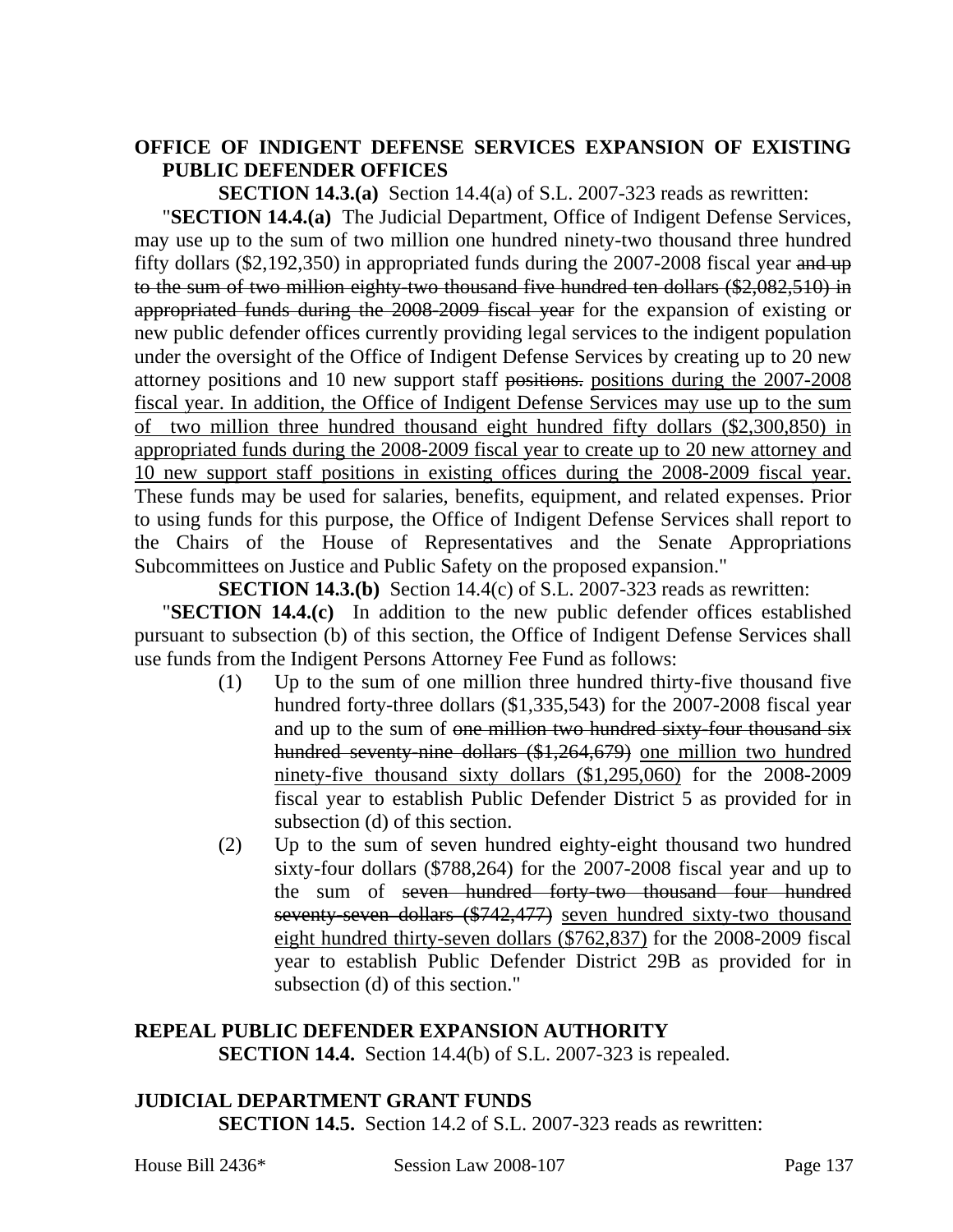**OFFICE OF INDIGENT DEFENSE SERVICES EXPANSION OF EXISTING PUBLIC DEFENDER OFFICES**

**SECTION 14.3.(a)** Section 14.4(a) of S.L. 2007-323 reads as rewritten:

"**SECTION 14.4.(a)** The Judicial Department, Office of Indigent Defense Services, may use up to the sum of two million one hundred ninety-two thousand three hundred fifty dollars ($2,192,350) in appropriated funds during the 2007-2008 fiscal year ~~and up to the sum of two million eighty-two thousand five hundred ten dollars ($2,082,510) in appropriated funds during the 2008-2009 fiscal year~~ for the expansion of existing or new public defender offices currently providing legal services to the indigent population under the oversight of the Office of Indigent Defense Services by creating up to 20 new attorney positions and 10 new support staff ~~positions.~~ <u>positions during the 2007-2008 fiscal year. In addition, the Office of Indigent Defense Services may use up to the sum of two million three hundred thousand eight hundred fifty dollars ($2,300,850) in appropriated funds during the 2008-2009 fiscal year to create up to 20 new attorney and 10 new support staff positions in existing offices during the 2008-2009 fiscal year.</u> These funds may be used for salaries, benefits, equipment, and related expenses. Prior to using funds for this purpose, the Office of Indigent Defense Services shall report to the Chairs of the House of Representatives and the Senate Appropriations Subcommittees on Justice and Public Safety on the proposed expansion."

**SECTION 14.3.(b)** Section 14.4(c) of S.L. 2007-323 reads as rewritten:

"**SECTION 14.4.(c)** In addition to the new public defender offices established pursuant to subsection (b) of this section, the Office of Indigent Defense Services shall use funds from the Indigent Persons Attorney Fee Fund as follows:

(1) Up to the sum of one million three hundred thirty-five thousand five hundred forty-three dollars ($1,335,543) for the 2007-2008 fiscal year and up to the sum of ~~one million two hundred sixty-four thousand six hundred seventy-nine dollars ($1,264,679)~~ <u>one million two hundred ninety-five thousand sixty dollars ($1,295,060)</u> for the 2008-2009 fiscal year to establish Public Defender District 5 as provided for in subsection (d) of this section.

(2) Up to the sum of seven hundred eighty-eight thousand two hundred sixty-four dollars ($788,264) for the 2007-2008 fiscal year and up to the sum of ~~seven hundred forty-two thousand four hundred seventy-seven dollars ($742,477)~~ <u>seven hundred sixty-two thousand eight hundred thirty-seven dollars ($762,837)</u> for the 2008-2009 fiscal year to establish Public Defender District 29B as provided for in subsection (d) of this section."

**REPEAL PUBLIC DEFENDER EXPANSION AUTHORITY**

**SECTION 14.4.** Section 14.4(b) of S.L. 2007-323 is repealed.

**JUDICIAL DEPARTMENT GRANT FUNDS**

**SECTION 14.5.** Section 14.2 of S.L. 2007-323 reads as rewritten: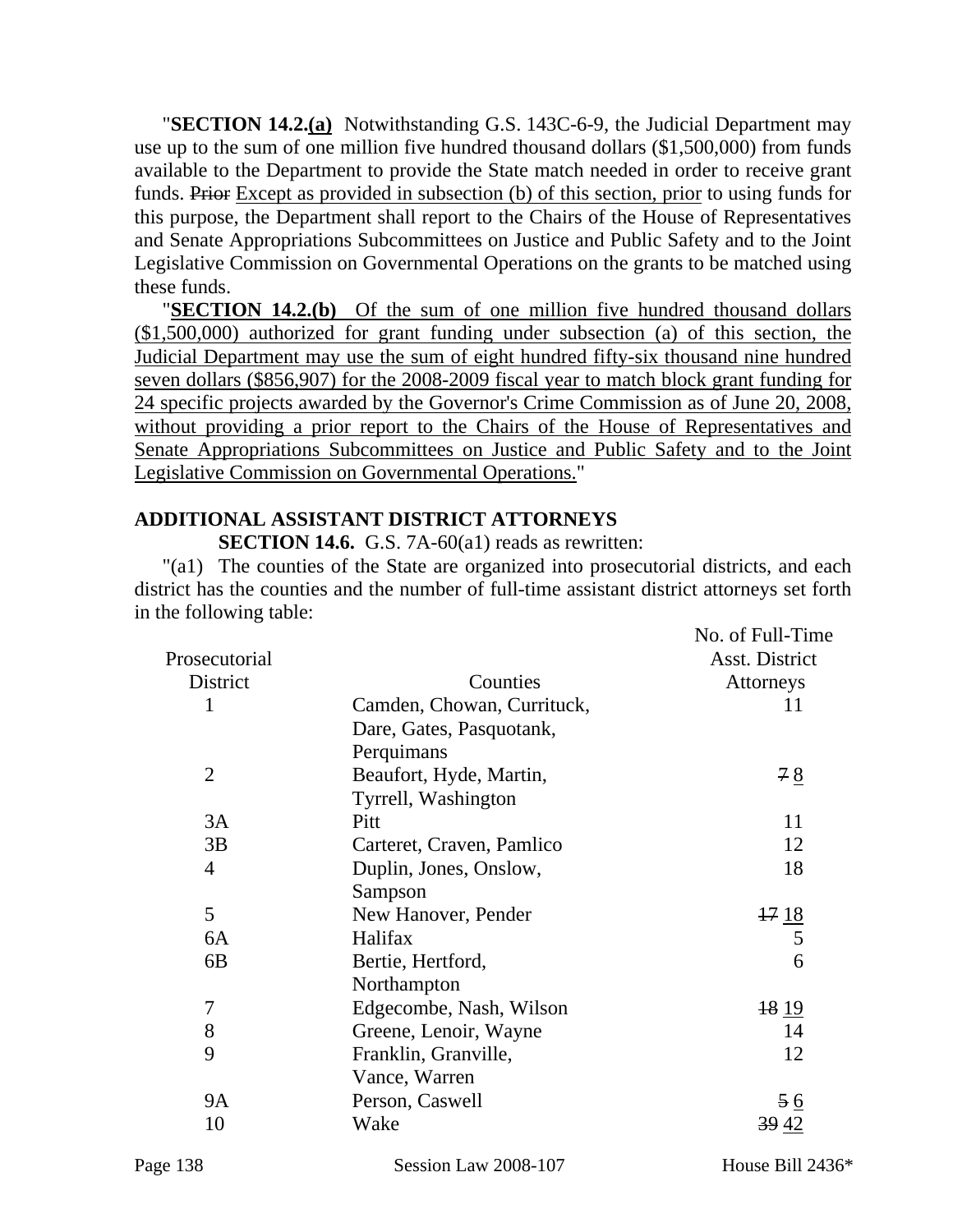"**SECTION 14.2.(a)** Notwithstanding G.S. 143C-6-9, the Judicial Department may use up to the sum of one million five hundred thousand dollars ($1,500,000) from funds available to the Department to provide the State match needed in order to receive grant funds. ~~Prior~~ Except as provided in subsection (b) of this section, prior to using funds for this purpose, the Department shall report to the Chairs of the House of Representatives and Senate Appropriations Subcommittees on Justice and Public Safety and to the Joint Legislative Commission on Governmental Operations on the grants to be matched using these funds.

"**SECTION 14.2.(b)** Of the sum of one million five hundred thousand dollars ($1,500,000) authorized for grant funding under subsection (a) of this section, the Judicial Department may use the sum of eight hundred fifty-six thousand nine hundred seven dollars ($856,907) for the 2008-2009 fiscal year to match block grant funding for 24 specific projects awarded by the Governor's Crime Commission as of June 20, 2008, without providing a prior report to the Chairs of the House of Representatives and Senate Appropriations Subcommittees on Justice and Public Safety and to the Joint Legislative Commission on Governmental Operations."

**ADDITIONAL ASSISTANT DISTRICT ATTORNEYS**

**SECTION 14.6.** G.S. 7A-60(a1) reads as rewritten:

"(a1) The counties of the State are organized into prosecutorial districts, and each district has the counties and the number of full-time assistant district attorneys set forth in the following table:

| Prosecutorial District | Counties | No. of Full-Time Asst. District Attorneys |
|---|---|---|
| 1 | Camden, Chowan, Currituck, Dare, Gates, Pasquotank, Perquimans | 11 |
| 2 | Beaufort, Hyde, Martin, Tyrrell, Washington | ~~7~~ 8 |
| 3A | Pitt | 11 |
| 3B | Carteret, Craven, Pamlico | 12 |
| 4 | Duplin, Jones, Onslow, Sampson | 18 |
| 5 | New Hanover, Pender | ~~17~~ 18 |
| 6A | Halifax | 5 |
| 6B | Bertie, Hertford, Northampton | 6 |
| 7 | Edgecombe, Nash, Wilson | ~~18~~ 19 |
| 8 | Greene, Lenoir, Wayne | 14 |
| 9 | Franklin, Granville, Vance, Warren | 12 |
| 9A | Person, Caswell | ~~5~~ 6 |
| 10 | Wake | ~~39~~ 42 |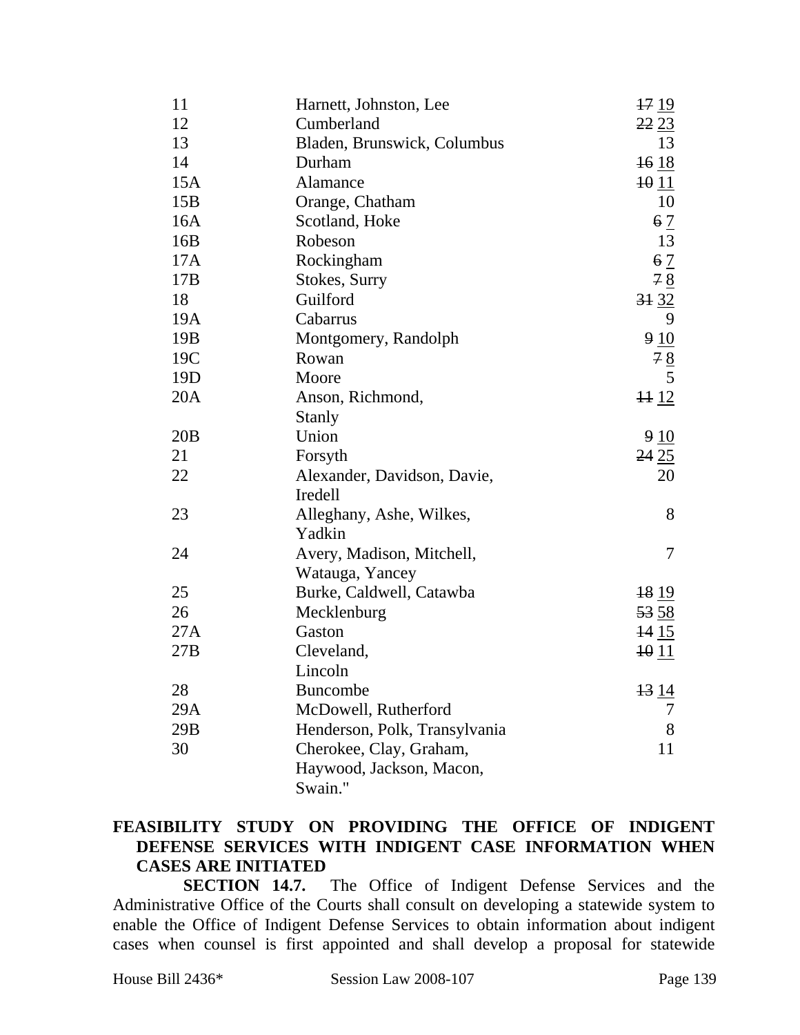| | | |
|---|---|---|
| 11 | Harnett, Johnston, Lee | ~~17~~ <u>19</u> |
| 12 | Cumberland | ~~22~~ <u>23</u> |
| 13 | Bladen, Brunswick, Columbus | 13 |
| 14 | Durham | ~~16~~ <u>18</u> |
| 15A | Alamance | ~~10~~ <u>11</u> |
| 15B | Orange, Chatham | 10 |
| 16A | Scotland, Hoke | ~~6~~ <u>7</u> |
| 16B | Robeson | 13 |
| 17A | Rockingham | ~~6~~ <u>7</u> |
| 17B | Stokes, Surry | ~~7~~ <u>8</u> |
| 18 | Guilford | ~~31~~ <u>32</u> |
| 19A | Cabarrus | 9 |
| 19B | Montgomery, Randolph | ~~9~~ <u>10</u> |
| 19C | Rowan | ~~7~~ <u>8</u> |
| 19D | Moore | 5 |
| 20A | Anson, Richmond, Stanly | ~~11~~ <u>12</u> |
| 20B | Union | ~~9~~ <u>10</u> |
| 21 | Forsyth | ~~24~~ <u>25</u> |
| 22 | Alexander, Davidson, Davie, Iredell | 20 |
| 23 | Alleghany, Ashe, Wilkes, Yadkin | 8 |
| 24 | Avery, Madison, Mitchell, Watauga, Yancey | 7 |
| 25 | Burke, Caldwell, Catawba | ~~18~~ <u>19</u> |
| 26 | Mecklenburg | ~~53~~ <u>58</u> |
| 27A | Gaston | ~~14~~ <u>15</u> |
| 27B | Cleveland, Lincoln | ~~10~~ <u>11</u> |
| 28 | Buncombe | ~~13~~ <u>14</u> |
| 29A | McDowell, Rutherford | 7 |
| 29B | Henderson, Polk, Transylvania | 8 |
| 30 | Cherokee, Clay, Graham, Haywood, Jackson, Macon, Swain." | 11 |

**FEASIBILITY STUDY ON PROVIDING THE OFFICE OF INDIGENT DEFENSE SERVICES WITH INDIGENT CASE INFORMATION WHEN CASES ARE INITIATED**

**SECTION 14.7.** The Office of Indigent Defense Services and the Administrative Office of the Courts shall consult on developing a statewide system to enable the Office of Indigent Defense Services to obtain information about indigent cases when counsel is first appointed and shall develop a proposal for statewide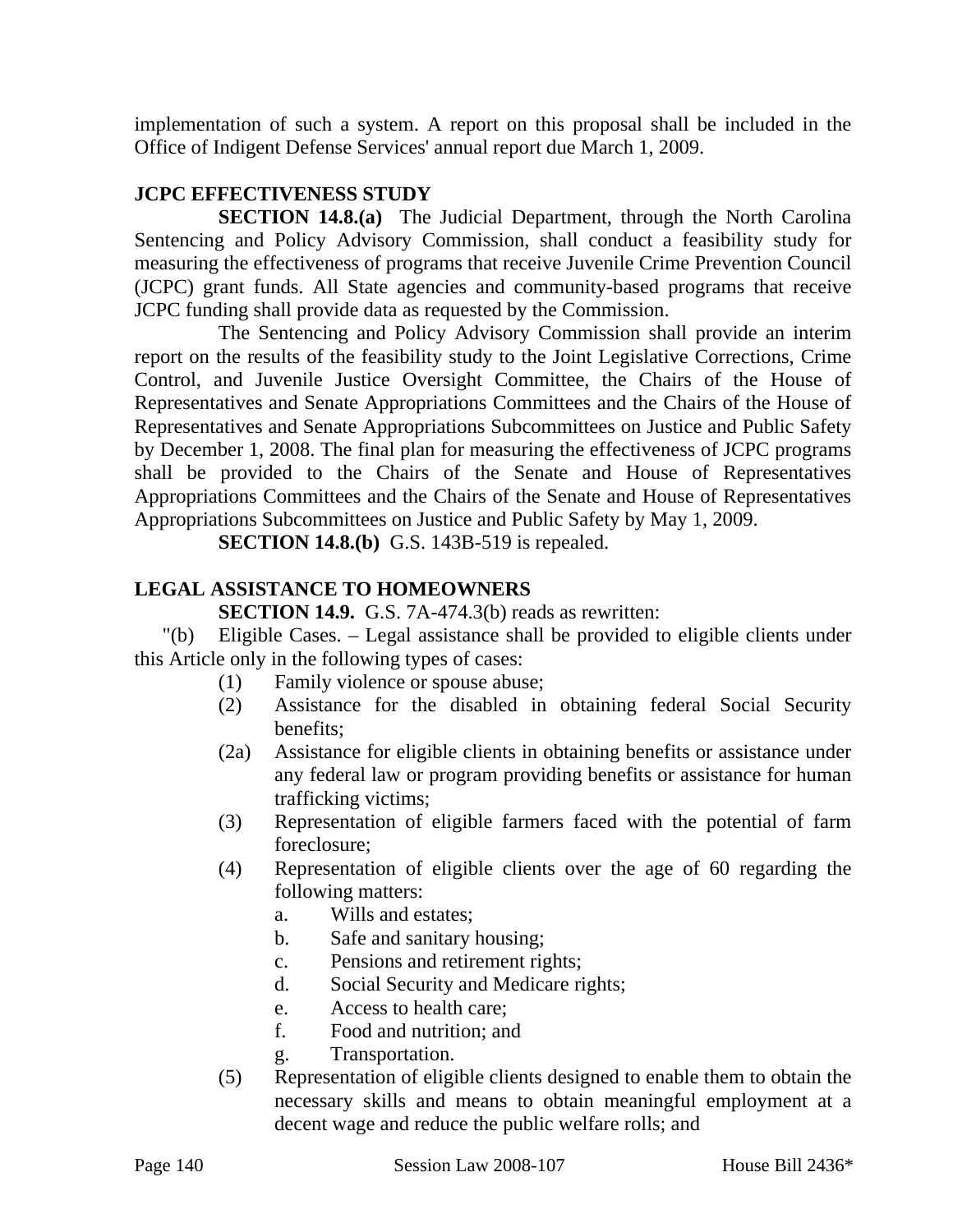implementation of such a system. A report on this proposal shall be included in the Office of Indigent Defense Services' annual report due March 1, 2009.

**JCPC EFFECTIVENESS STUDY**

**SECTION 14.8.(a)** The Judicial Department, through the North Carolina Sentencing and Policy Advisory Commission, shall conduct a feasibility study for measuring the effectiveness of programs that receive Juvenile Crime Prevention Council (JCPC) grant funds. All State agencies and community-based programs that receive JCPC funding shall provide data as requested by the Commission.

The Sentencing and Policy Advisory Commission shall provide an interim report on the results of the feasibility study to the Joint Legislative Corrections, Crime Control, and Juvenile Justice Oversight Committee, the Chairs of the House of Representatives and Senate Appropriations Committees and the Chairs of the House of Representatives and Senate Appropriations Subcommittees on Justice and Public Safety by December 1, 2008. The final plan for measuring the effectiveness of JCPC programs shall be provided to the Chairs of the Senate and House of Representatives Appropriations Committees and the Chairs of the Senate and House of Representatives Appropriations Subcommittees on Justice and Public Safety by May 1, 2009.

**SECTION 14.8.(b)** G.S. 143B-519 is repealed.

**LEGAL ASSISTANCE TO HOMEOWNERS**

**SECTION 14.9.** G.S. 7A-474.3(b) reads as rewritten:

"(b) Eligible Cases. – Legal assistance shall be provided to eligible clients under this Article only in the following types of cases:

- (1) Family violence or spouse abuse;
- (2) Assistance for the disabled in obtaining federal Social Security benefits;
- (2a) Assistance for eligible clients in obtaining benefits or assistance under any federal law or program providing benefits or assistance for human trafficking victims;
- (3) Representation of eligible farmers faced with the potential of farm foreclosure;
- (4) Representation of eligible clients over the age of 60 regarding the following matters:
  - a. Wills and estates;
  - b. Safe and sanitary housing;
  - c. Pensions and retirement rights;
  - d. Social Security and Medicare rights;
  - e. Access to health care;
  - f. Food and nutrition; and
  - g. Transportation.
- (5) Representation of eligible clients designed to enable them to obtain the necessary skills and means to obtain meaningful employment at a decent wage and reduce the public welfare rolls; and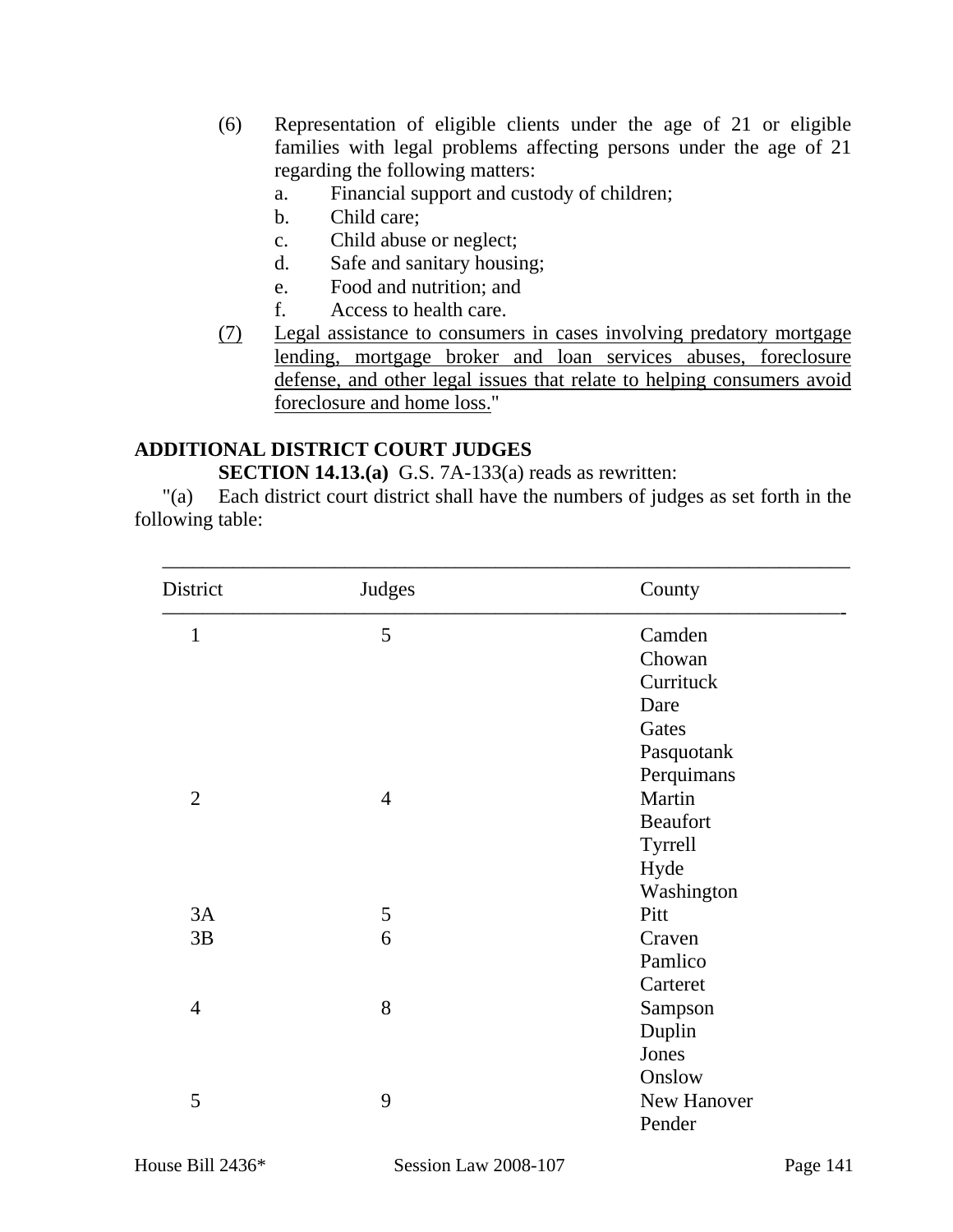(6) Representation of eligible clients under the age of 21 or eligible families with legal problems affecting persons under the age of 21 regarding the following matters:
   a. Financial support and custody of children;
   b. Child care;
   c. Child abuse or neglect;
   d. Safe and sanitary housing;
   e. Food and nutrition; and
   f. Access to health care.

<u>(7) Legal assistance to consumers in cases involving predatory mortgage lending, mortgage broker and loan services abuses, foreclosure defense, and other legal issues that relate to helping consumers avoid foreclosure and home loss.</u>"

**ADDITIONAL DISTRICT COURT JUDGES**

**SECTION 14.13.(a)** G.S. 7A-133(a) reads as rewritten:

"(a) Each district court district shall have the numbers of judges as set forth in the following table:

| District | Judges | County |
|---|---|---|
| 1 | 5 | Camden |
| | | Chowan |
| | | Currituck |
| | | Dare |
| | | Gates |
| | | Pasquotank |
| | | Perquimans |
| 2 | 4 | Martin |
| | | Beaufort |
| | | Tyrrell |
| | | Hyde |
| | | Washington |
| 3A | 5 | Pitt |
| 3B | 6 | Craven |
| | | Pamlico |
| | | Carteret |
| 4 | 8 | Sampson |
| | | Duplin |
| | | Jones |
| | | Onslow |
| 5 | 9 | New Hanover |
| | | Pender |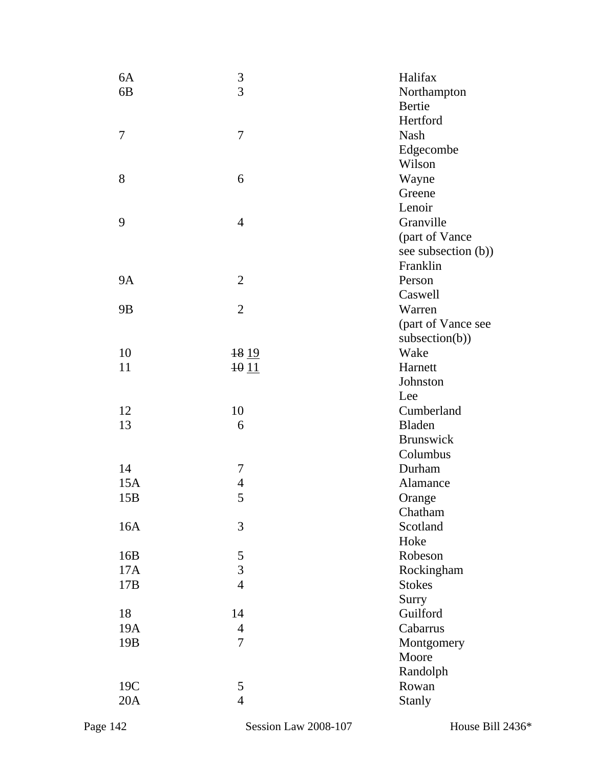| | | |
|---|---|---|
| 6A | 3 | Halifax |
| 6B | 3 | Northampton<br>Bertie<br>Hertford |
| 7 | 7 | Nash<br>Edgecombe<br>Wilson |
| 8 | 6 | Wayne<br>Greene<br>Lenoir |
| 9 | 4 | Granville<br>(part of Vance see subsection (b))<br>Franklin |
| 9A | 2 | Person<br>Caswell |
| 9B | 2 | Warren<br>(part of Vance see subsection(b)) |
| 10 | ~~18~~ <u>19</u> | Wake |
| 11 | ~~10~~ <u>11</u> | Harnett<br>Johnston<br>Lee |
| 12 | 10 | Cumberland |
| 13 | 6 | Bladen<br>Brunswick<br>Columbus |
| 14 | 7 | Durham |
| 15A | 4 | Alamance |
| 15B | 5 | Orange<br>Chatham |
| 16A | 3 | Scotland<br>Hoke |
| 16B | 5 | Robeson |
| 17A | 3 | Rockingham |
| 17B | 4 | Stokes<br>Surry |
| 18 | 14 | Guilford |
| 19A | 4 | Cabarrus |
| 19B | 7 | Montgomery<br>Moore<br>Randolph |
| 19C | 5 | Rowan |
| 20A | 4 | Stanly |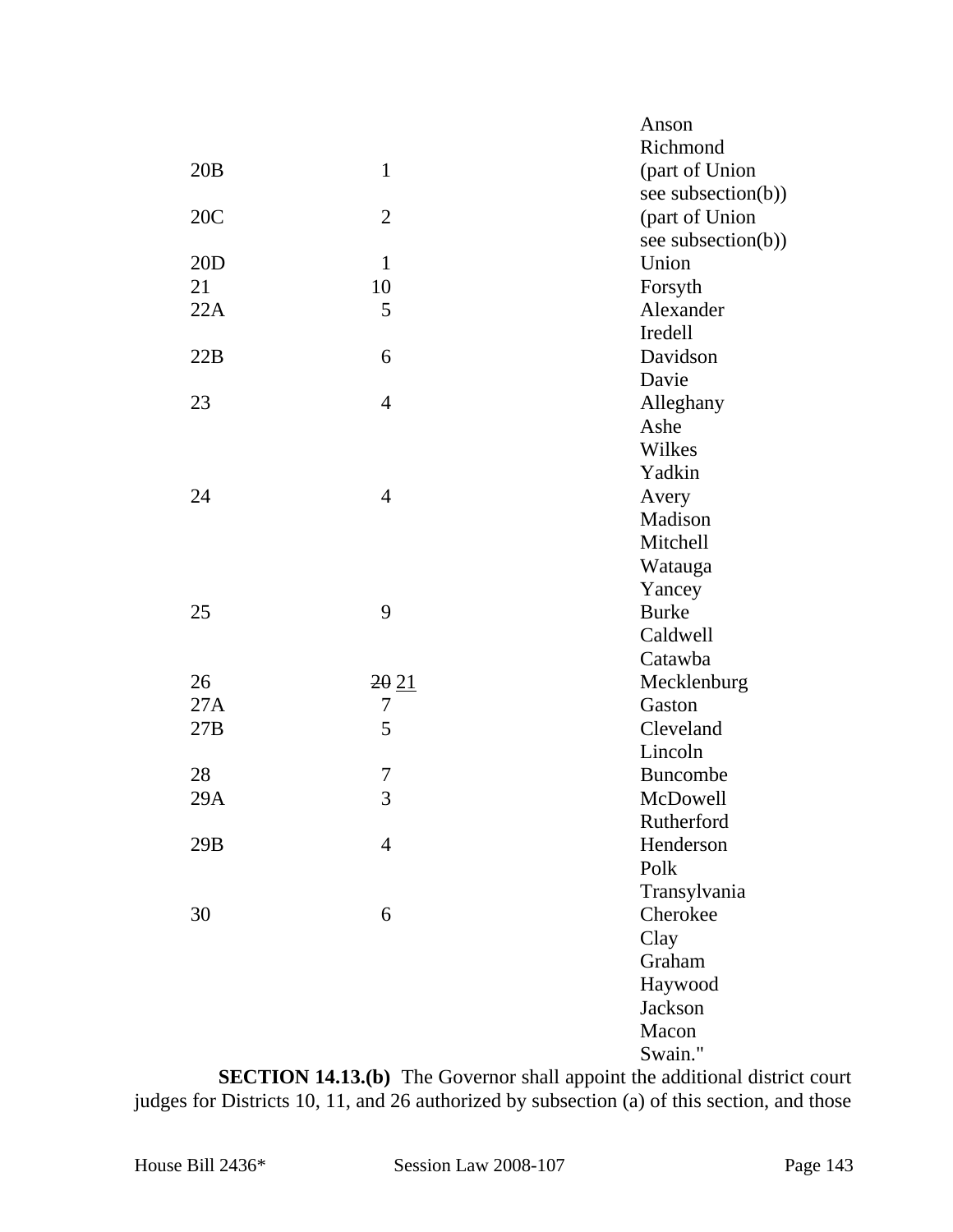| | | |
|---|---|---|
| | | Anson<br>Richmond |
| 20B | 1 | (part of Union see subsection(b)) |
| 20C | 2 | (part of Union see subsection(b)) |
| 20D | 1 | Union |
| 21 | 10 | Forsyth |
| 22A | 5 | Alexander<br>Iredell |
| 22B | 6 | Davidson<br>Davie |
| 23 | 4 | Alleghany<br>Ashe<br>Wilkes<br>Yadkin |
| 24 | 4 | Avery<br>Madison<br>Mitchell<br>Watauga<br>Yancey |
| 25 | 9 | Burke<br>Caldwell<br>Catawba |
| 26 | ~~20~~ <u>21</u> | Mecklenburg |
| 27A | 7 | Gaston |
| 27B | 5 | Cleveland<br>Lincoln |
| 28 | 7 | Buncombe |
| 29A | 3 | McDowell<br>Rutherford |
| 29B | 4 | Henderson<br>Polk<br>Transylvania |
| 30 | 6 | Cherokee<br>Clay<br>Graham<br>Haywood<br>Jackson<br>Macon<br>Swain." |

**SECTION 14.13.(b)** The Governor shall appoint the additional district court judges for Districts 10, 11, and 26 authorized by subsection (a) of this section, and those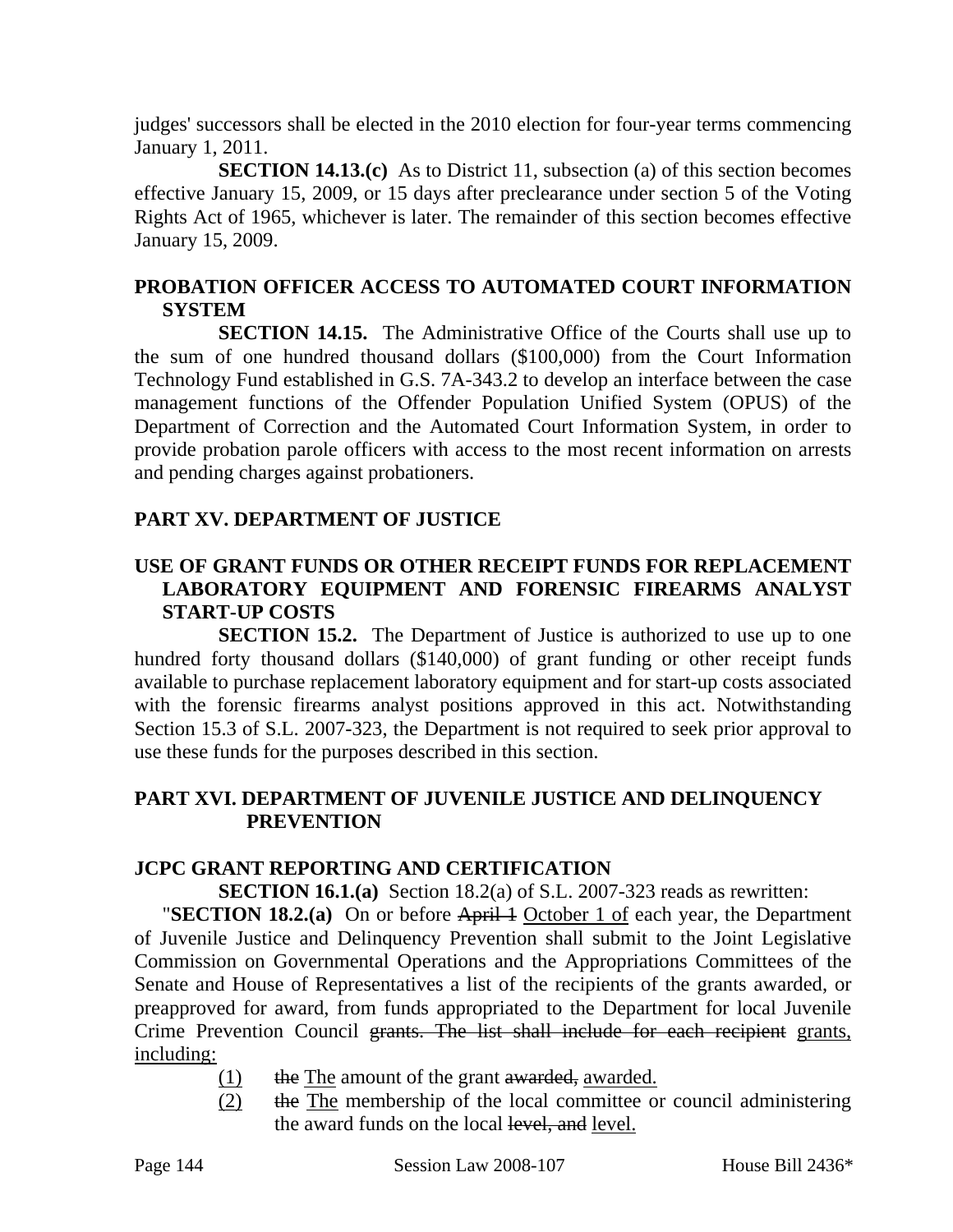judges' successors shall be elected in the 2010 election for four-year terms commencing January 1, 2011.

**SECTION 14.13.(c)** As to District 11, subsection (a) of this section becomes effective January 15, 2009, or 15 days after preclearance under section 5 of the Voting Rights Act of 1965, whichever is later. The remainder of this section becomes effective January 15, 2009.

### PROBATION OFFICER ACCESS TO AUTOMATED COURT INFORMATION SYSTEM

**SECTION 14.15.** The Administrative Office of the Courts shall use up to the sum of one hundred thousand dollars ($100,000) from the Court Information Technology Fund established in G.S. 7A-343.2 to develop an interface between the case management functions of the Offender Population Unified System (OPUS) of the Department of Correction and the Automated Court Information System, in order to provide probation parole officers with access to the most recent information on arrests and pending charges against probationers.

## PART XV. DEPARTMENT OF JUSTICE

### USE OF GRANT FUNDS OR OTHER RECEIPT FUNDS FOR REPLACEMENT LABORATORY EQUIPMENT AND FORENSIC FIREARMS ANALYST START-UP COSTS

**SECTION 15.2.** The Department of Justice is authorized to use up to one hundred forty thousand dollars ($140,000) of grant funding or other receipt funds available to purchase replacement laboratory equipment and for start-up costs associated with the forensic firearms analyst positions approved in this act. Notwithstanding Section 15.3 of S.L. 2007-323, the Department is not required to seek prior approval to use these funds for the purposes described in this section.

## PART XVI. DEPARTMENT OF JUVENILE JUSTICE AND DELINQUENCY PREVENTION

### JCPC GRANT REPORTING AND CERTIFICATION

**SECTION 16.1.(a)** Section 18.2(a) of S.L. 2007-323 reads as rewritten:

"**SECTION 18.2.(a)** On or before ~~April 1~~ October 1 of each year, the Department of Juvenile Justice and Delinquency Prevention shall submit to the Joint Legislative Commission on Governmental Operations and the Appropriations Committees of the Senate and House of Representatives a list of the recipients of the grants awarded, or preapproved for award, from funds appropriated to the Department for local Juvenile Crime Prevention Council ~~grants. The list shall include for each recipient~~ grants, including:

(1) ~~the~~ The amount of the grant ~~awarded,~~ awarded.

(2) ~~the~~ The membership of the local committee or council administering the award funds on the local ~~level, and~~ level.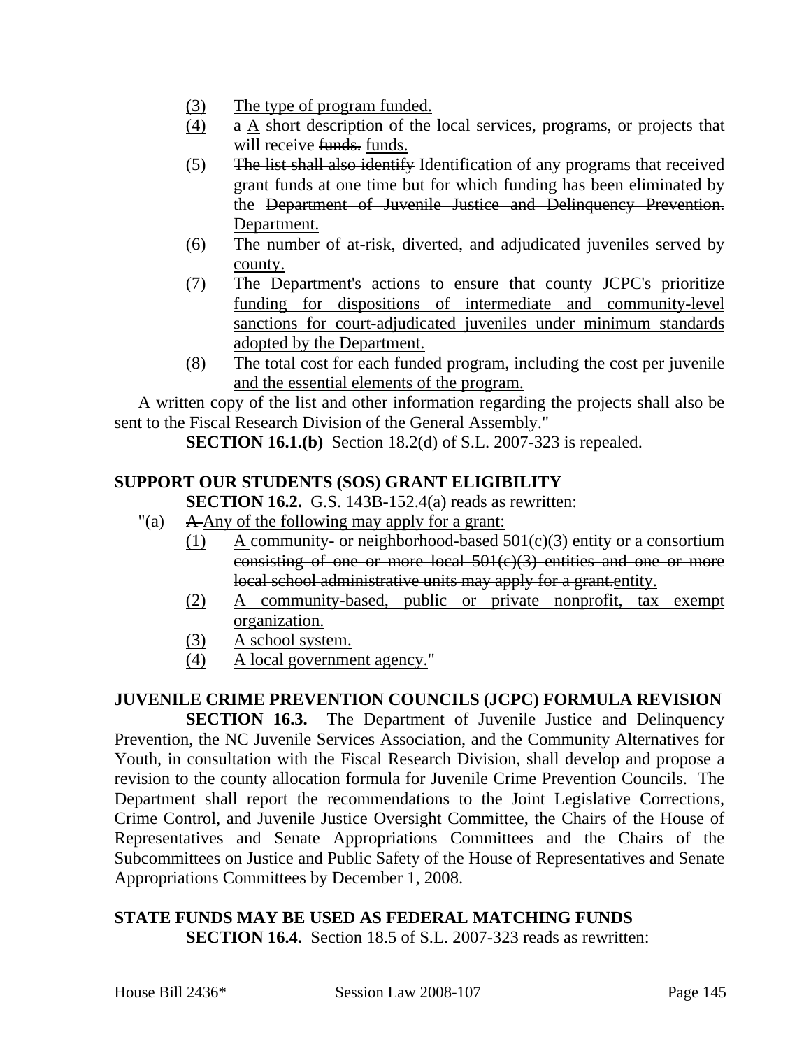(3) The type of program funded.

(4) ~~a~~ A short description of the local services, programs, or projects that will receive ~~funds.~~ funds.

(5) ~~The list shall also identify~~ Identification of any programs that received grant funds at one time but for which funding has been eliminated by the ~~Department of Juvenile Justice and Delinquency Prevention.~~ Department.

(6) The number of at-risk, diverted, and adjudicated juveniles served by county.

(7) The Department's actions to ensure that county JCPC's prioritize funding for dispositions of intermediate and community-level sanctions for court-adjudicated juveniles under minimum standards adopted by the Department.

(8) The total cost for each funded program, including the cost per juvenile and the essential elements of the program.

A written copy of the list and other information regarding the projects shall also be sent to the Fiscal Research Division of the General Assembly."

**SECTION 16.1.(b)** Section 18.2(d) of S.L. 2007-323 is repealed.

## SUPPORT OUR STUDENTS (SOS) GRANT ELIGIBILITY

**SECTION 16.2.** G.S. 143B-152.4(a) reads as rewritten:

"(a) ~~A~~ Any of the following may apply for a grant:

(1) A community- or neighborhood-based 501(c)(3) ~~entity or a consortium consisting of one or more local 501(c)(3) entities and one or more local school administrative units may apply for a grant.~~entity.

(2) A community-based, public or private nonprofit, tax exempt organization.

(3) A school system.

(4) A local government agency."

## JUVENILE CRIME PREVENTION COUNCILS (JCPC) FORMULA REVISION

**SECTION 16.3.** The Department of Juvenile Justice and Delinquency Prevention, the NC Juvenile Services Association, and the Community Alternatives for Youth, in consultation with the Fiscal Research Division, shall develop and propose a revision to the county allocation formula for Juvenile Crime Prevention Councils. The Department shall report the recommendations to the Joint Legislative Corrections, Crime Control, and Juvenile Justice Oversight Committee, the Chairs of the House of Representatives and Senate Appropriations Committees and the Chairs of the Subcommittees on Justice and Public Safety of the House of Representatives and Senate Appropriations Committees by December 1, 2008.

## STATE FUNDS MAY BE USED AS FEDERAL MATCHING FUNDS

**SECTION 16.4.** Section 18.5 of S.L. 2007-323 reads as rewritten: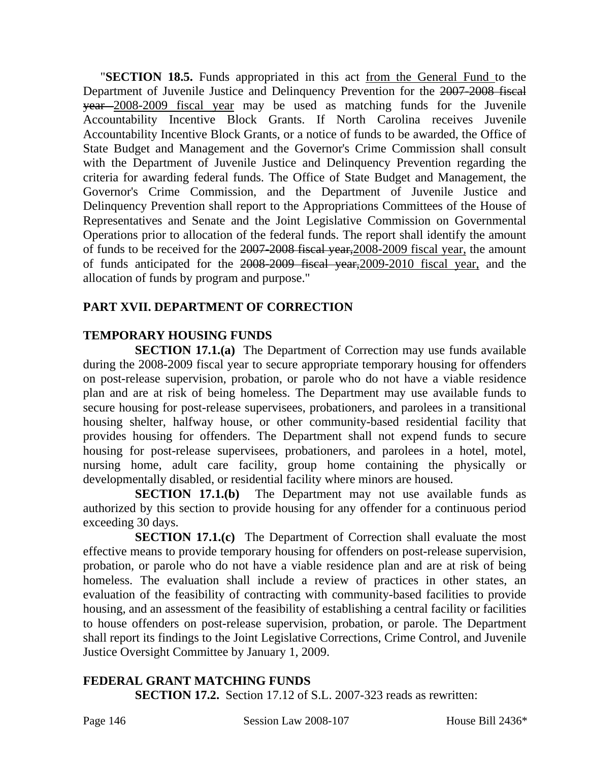"**SECTION 18.5.** Funds appropriated in this act <u>from the General Fund</u> to the Department of Juvenile Justice and Delinquency Prevention for the ~~2007-2008 fiscal year~~ <u>2008-2009 fiscal year</u> may be used as matching funds for the Juvenile Accountability Incentive Block Grants. If North Carolina receives Juvenile Accountability Incentive Block Grants, or a notice of funds to be awarded, the Office of State Budget and Management and the Governor's Crime Commission shall consult with the Department of Juvenile Justice and Delinquency Prevention regarding the criteria for awarding federal funds. The Office of State Budget and Management, the Governor's Crime Commission, and the Department of Juvenile Justice and Delinquency Prevention shall report to the Appropriations Committees of the House of Representatives and Senate and the Joint Legislative Commission on Governmental Operations prior to allocation of the federal funds. The report shall identify the amount of funds to be received for the ~~2007-2008 fiscal year,~~<u>2008-2009 fiscal year,</u> the amount of funds anticipated for the ~~2008-2009 fiscal year,~~<u>2009-2010 fiscal year,</u> and the allocation of funds by program and purpose."

## PART XVII. DEPARTMENT OF CORRECTION

### TEMPORARY HOUSING FUNDS

**SECTION 17.1.(a)** The Department of Correction may use funds available during the 2008-2009 fiscal year to secure appropriate temporary housing for offenders on post-release supervision, probation, or parole who do not have a viable residence plan and are at risk of being homeless. The Department may use available funds to secure housing for post-release supervisees, probationers, and parolees in a transitional housing shelter, halfway house, or other community-based residential facility that provides housing for offenders. The Department shall not expend funds to secure housing for post-release supervisees, probationers, and parolees in a hotel, motel, nursing home, adult care facility, group home containing the physically or developmentally disabled, or residential facility where minors are housed.

**SECTION 17.1.(b)** The Department may not use available funds as authorized by this section to provide housing for any offender for a continuous period exceeding 30 days.

**SECTION 17.1.(c)** The Department of Correction shall evaluate the most effective means to provide temporary housing for offenders on post-release supervision, probation, or parole who do not have a viable residence plan and are at risk of being homeless. The evaluation shall include a review of practices in other states, an evaluation of the feasibility of contracting with community-based facilities to provide housing, and an assessment of the feasibility of establishing a central facility or facilities to house offenders on post-release supervision, probation, or parole. The Department shall report its findings to the Joint Legislative Corrections, Crime Control, and Juvenile Justice Oversight Committee by January 1, 2009.

### FEDERAL GRANT MATCHING FUNDS

**SECTION 17.2.** Section 17.12 of S.L. 2007-323 reads as rewritten: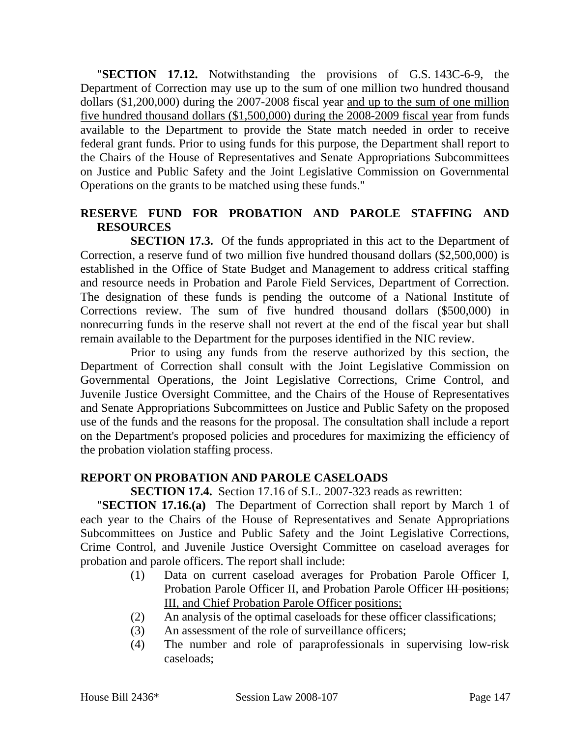"**SECTION 17.12.** Notwithstanding the provisions of G.S. 143C-6-9, the Department of Correction may use up to the sum of one million two hundred thousand dollars ($1,200,000) during the 2007-2008 fiscal year <u>and up to the sum of one million five hundred thousand dollars ($1,500,000) during the 2008-2009 fiscal year</u> from funds available to the Department to provide the State match needed in order to receive federal grant funds. Prior to using funds for this purpose, the Department shall report to the Chairs of the House of Representatives and Senate Appropriations Subcommittees on Justice and Public Safety and the Joint Legislative Commission on Governmental Operations on the grants to be matched using these funds."

**RESERVE FUND FOR PROBATION AND PAROLE STAFFING AND RESOURCES**

**SECTION 17.3.** Of the funds appropriated in this act to the Department of Correction, a reserve fund of two million five hundred thousand dollars ($2,500,000) is established in the Office of State Budget and Management to address critical staffing and resource needs in Probation and Parole Field Services, Department of Correction. The designation of these funds is pending the outcome of a National Institute of Corrections review. The sum of five hundred thousand dollars ($500,000) in nonrecurring funds in the reserve shall not revert at the end of the fiscal year but shall remain available to the Department for the purposes identified in the NIC review.

Prior to using any funds from the reserve authorized by this section, the Department of Correction shall consult with the Joint Legislative Commission on Governmental Operations, the Joint Legislative Corrections, Crime Control, and Juvenile Justice Oversight Committee, and the Chairs of the House of Representatives and Senate Appropriations Subcommittees on Justice and Public Safety on the proposed use of the funds and the reasons for the proposal. The consultation shall include a report on the Department's proposed policies and procedures for maximizing the efficiency of the probation violation staffing process.

**REPORT ON PROBATION AND PAROLE CASELOADS**

**SECTION 17.4.** Section 17.16 of S.L. 2007-323 reads as rewritten:

"**SECTION 17.16.(a)** The Department of Correction shall report by March 1 of each year to the Chairs of the House of Representatives and Senate Appropriations Subcommittees on Justice and Public Safety and the Joint Legislative Corrections, Crime Control, and Juvenile Justice Oversight Committee on caseload averages for probation and parole officers. The report shall include:

(1) Data on current caseload averages for Probation Parole Officer I, Probation Parole Officer II, ~~and~~ Probation Parole Officer ~~III positions;~~ <u>III, and Chief Probation Parole Officer positions;</u>

(2) An analysis of the optimal caseloads for these officer classifications;

(3) An assessment of the role of surveillance officers;

(4) The number and role of paraprofessionals in supervising low-risk caseloads;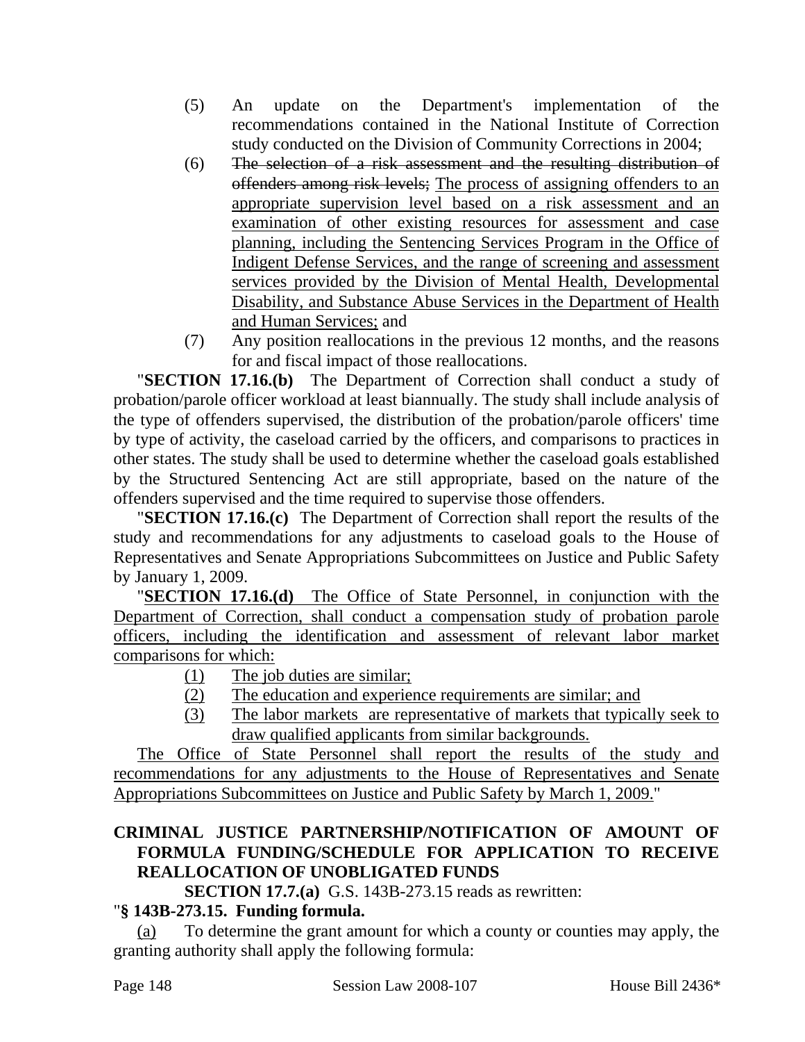(5) An update on the Department's implementation of the recommendations contained in the National Institute of Correction study conducted on the Division of Community Corrections in 2004;

(6) ~~The selection of a risk assessment and the resulting distribution of offenders among risk levels;~~ <u>The process of assigning offenders to an appropriate supervision level based on a risk assessment and an examination of other existing resources for assessment and case planning, including the Sentencing Services Program in the Office of Indigent Defense Services, and the range of screening and assessment services provided by the Division of Mental Health, Developmental Disability, and Substance Abuse Services in the Department of Health and Human Services;</u> and

(7) Any position reallocations in the previous 12 months, and the reasons for and fiscal impact of those reallocations.

"**SECTION 17.16.(b)** The Department of Correction shall conduct a study of probation/parole officer workload at least biannually. The study shall include analysis of the type of offenders supervised, the distribution of the probation/parole officers' time by type of activity, the caseload carried by the officers, and comparisons to practices in other states. The study shall be used to determine whether the caseload goals established by the Structured Sentencing Act are still appropriate, based on the nature of the offenders supervised and the time required to supervise those offenders.

"**SECTION 17.16.(c)** The Department of Correction shall report the results of the study and recommendations for any adjustments to caseload goals to the House of Representatives and Senate Appropriations Subcommittees on Justice and Public Safety by January 1, 2009.

"<u>**SECTION 17.16.(d)** The Office of State Personnel, in conjunction with the Department of Correction, shall conduct a compensation study of probation parole officers, including the identification and assessment of relevant labor market comparisons for which:</u>

<u>(1) The job duties are similar;</u>

<u>(2) The education and experience requirements are similar; and</u>

<u>(3) The labor markets are representative of markets that typically seek to draw qualified applicants from similar backgrounds.</u>

<u>The Office of State Personnel shall report the results of the study and recommendations for any adjustments to the House of Representatives and Senate Appropriations Subcommittees on Justice and Public Safety by March 1, 2009.</u>"

**CRIMINAL JUSTICE PARTNERSHIP/NOTIFICATION OF AMOUNT OF FORMULA FUNDING/SCHEDULE FOR APPLICATION TO RECEIVE REALLOCATION OF UNOBLIGATED FUNDS**

**SECTION 17.7.(a)** G.S. 143B-273.15 reads as rewritten:

"**§ 143B-273.15. Funding formula.**

<u>(a)</u> To determine the grant amount for which a county or counties may apply, the granting authority shall apply the following formula: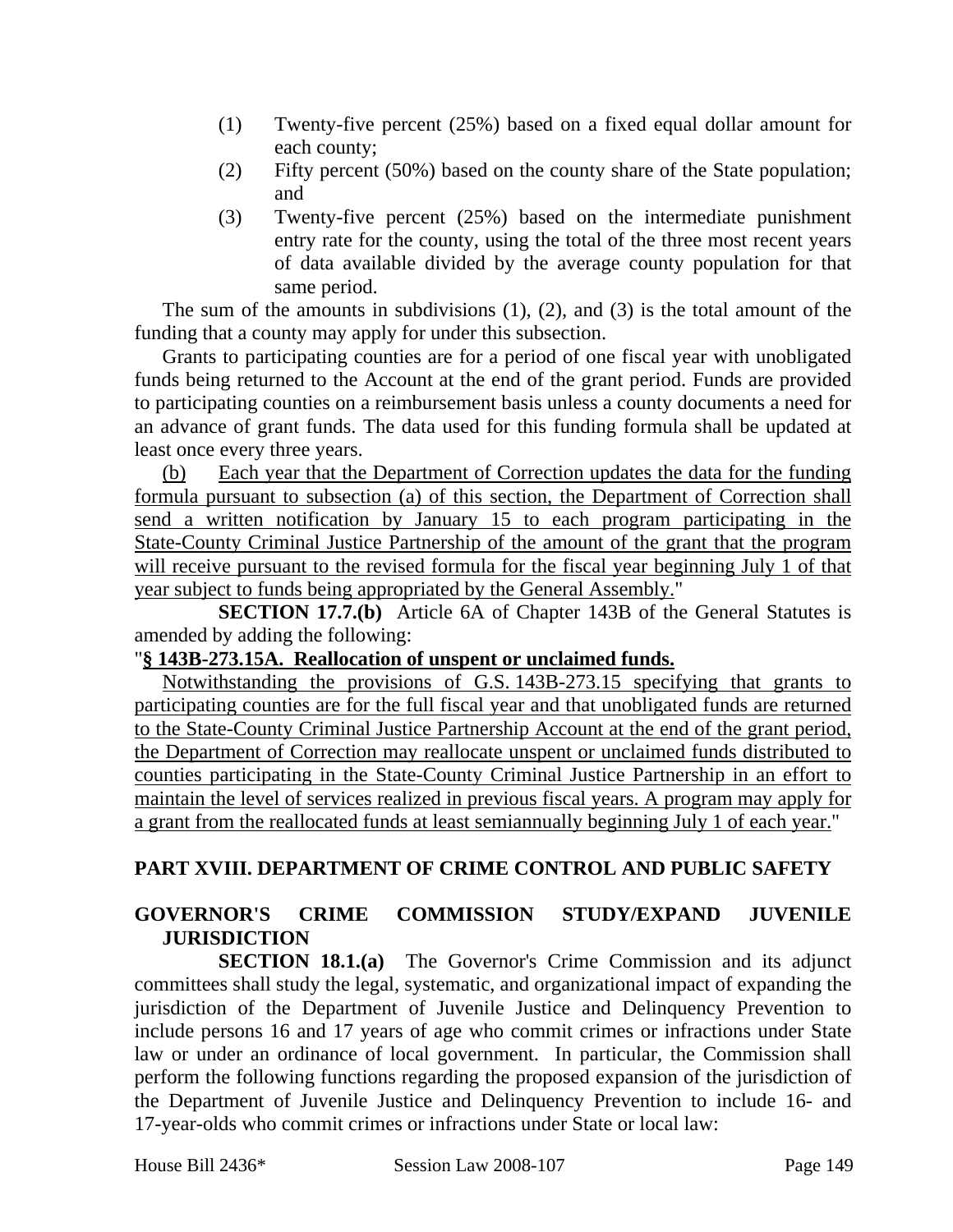(1) Twenty-five percent (25%) based on a fixed equal dollar amount for each county;
(2) Fifty percent (50%) based on the county share of the State population; and
(3) Twenty-five percent (25%) based on the intermediate punishment entry rate for the county, using the total of the three most recent years of data available divided by the average county population for that same period.

The sum of the amounts in subdivisions (1), (2), and (3) is the total amount of the funding that a county may apply for under this subsection.

Grants to participating counties are for a period of one fiscal year with unobligated funds being returned to the Account at the end of the grant period. Funds are provided to participating counties on a reimbursement basis unless a county documents a need for an advance of grant funds. The data used for this funding formula shall be updated at least once every three years.

<u>(b) Each year that the Department of Correction updates the data for the funding formula pursuant to subsection (a) of this section, the Department of Correction shall send a written notification by January 15 to each program participating in the State-County Criminal Justice Partnership of the amount of the grant that the program will receive pursuant to the revised formula for the fiscal year beginning July 1 of that year subject to funds being appropriated by the General Assembly.</u>"

**SECTION 17.7.(b)** Article 6A of Chapter 143B of the General Statutes is amended by adding the following:

"**<u>§ 143B-273.15A. Reallocation of unspent or unclaimed funds.</u>**

<u>Notwithstanding the provisions of G.S. 143B-273.15 specifying that grants to participating counties are for the full fiscal year and that unobligated funds are returned to the State-County Criminal Justice Partnership Account at the end of the grant period, the Department of Correction may reallocate unspent or unclaimed funds distributed to counties participating in the State-County Criminal Justice Partnership in an effort to maintain the level of services realized in previous fiscal years. A program may apply for a grant from the reallocated funds at least semiannually beginning July 1 of each year.</u>"

## PART XVIII. DEPARTMENT OF CRIME CONTROL AND PUBLIC SAFETY

### GOVERNOR'S CRIME COMMISSION STUDY/EXPAND JUVENILE JURISDICTION

**SECTION 18.1.(a)** The Governor's Crime Commission and its adjunct committees shall study the legal, systematic, and organizational impact of expanding the jurisdiction of the Department of Juvenile Justice and Delinquency Prevention to include persons 16 and 17 years of age who commit crimes or infractions under State law or under an ordinance of local government. In particular, the Commission shall perform the following functions regarding the proposed expansion of the jurisdiction of the Department of Juvenile Justice and Delinquency Prevention to include 16- and 17-year-olds who commit crimes or infractions under State or local law: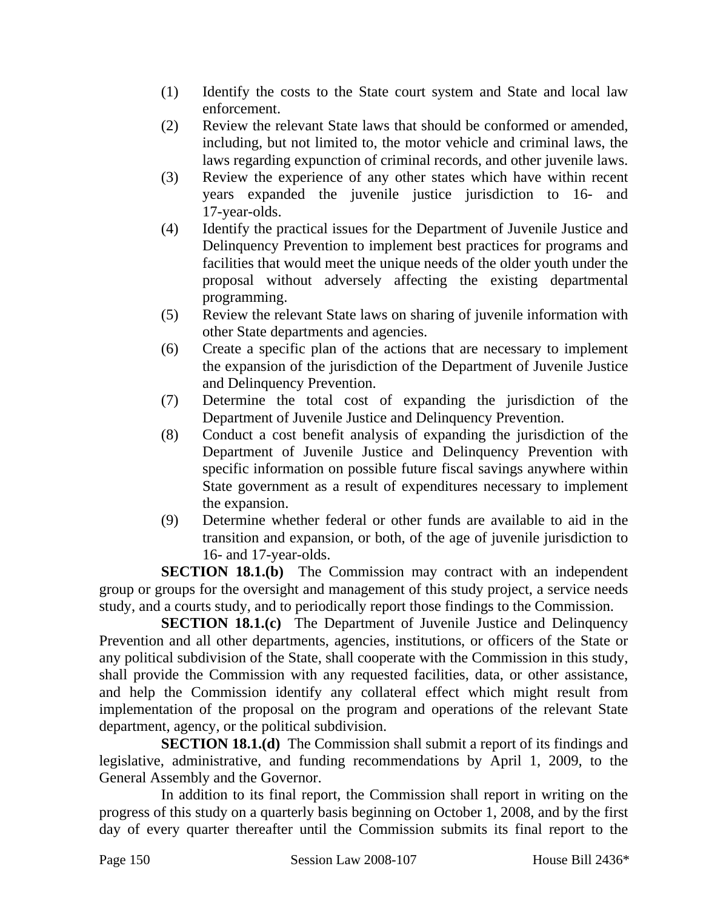(1) Identify the costs to the State court system and State and local law enforcement.
(2) Review the relevant State laws that should be conformed or amended, including, but not limited to, the motor vehicle and criminal laws, the laws regarding expunction of criminal records, and other juvenile laws.
(3) Review the experience of any other states which have within recent years expanded the juvenile justice jurisdiction to 16- and 17-year-olds.
(4) Identify the practical issues for the Department of Juvenile Justice and Delinquency Prevention to implement best practices for programs and facilities that would meet the unique needs of the older youth under the proposal without adversely affecting the existing departmental programming.
(5) Review the relevant State laws on sharing of juvenile information with other State departments and agencies.
(6) Create a specific plan of the actions that are necessary to implement the expansion of the jurisdiction of the Department of Juvenile Justice and Delinquency Prevention.
(7) Determine the total cost of expanding the jurisdiction of the Department of Juvenile Justice and Delinquency Prevention.
(8) Conduct a cost benefit analysis of expanding the jurisdiction of the Department of Juvenile Justice and Delinquency Prevention with specific information on possible future fiscal savings anywhere within State government as a result of expenditures necessary to implement the expansion.
(9) Determine whether federal or other funds are available to aid in the transition and expansion, or both, of the age of juvenile jurisdiction to 16- and 17-year-olds.

**SECTION 18.1.(b)** The Commission may contract with an independent group or groups for the oversight and management of this study project, a service needs study, and a courts study, and to periodically report those findings to the Commission.

**SECTION 18.1.(c)** The Department of Juvenile Justice and Delinquency Prevention and all other departments, agencies, institutions, or officers of the State or any political subdivision of the State, shall cooperate with the Commission in this study, shall provide the Commission with any requested facilities, data, or other assistance, and help the Commission identify any collateral effect which might result from implementation of the proposal on the program and operations of the relevant State department, agency, or the political subdivision.

**SECTION 18.1.(d)** The Commission shall submit a report of its findings and legislative, administrative, and funding recommendations by April 1, 2009, to the General Assembly and the Governor.

In addition to its final report, the Commission shall report in writing on the progress of this study on a quarterly basis beginning on October 1, 2008, and by the first day of every quarter thereafter until the Commission submits its final report to the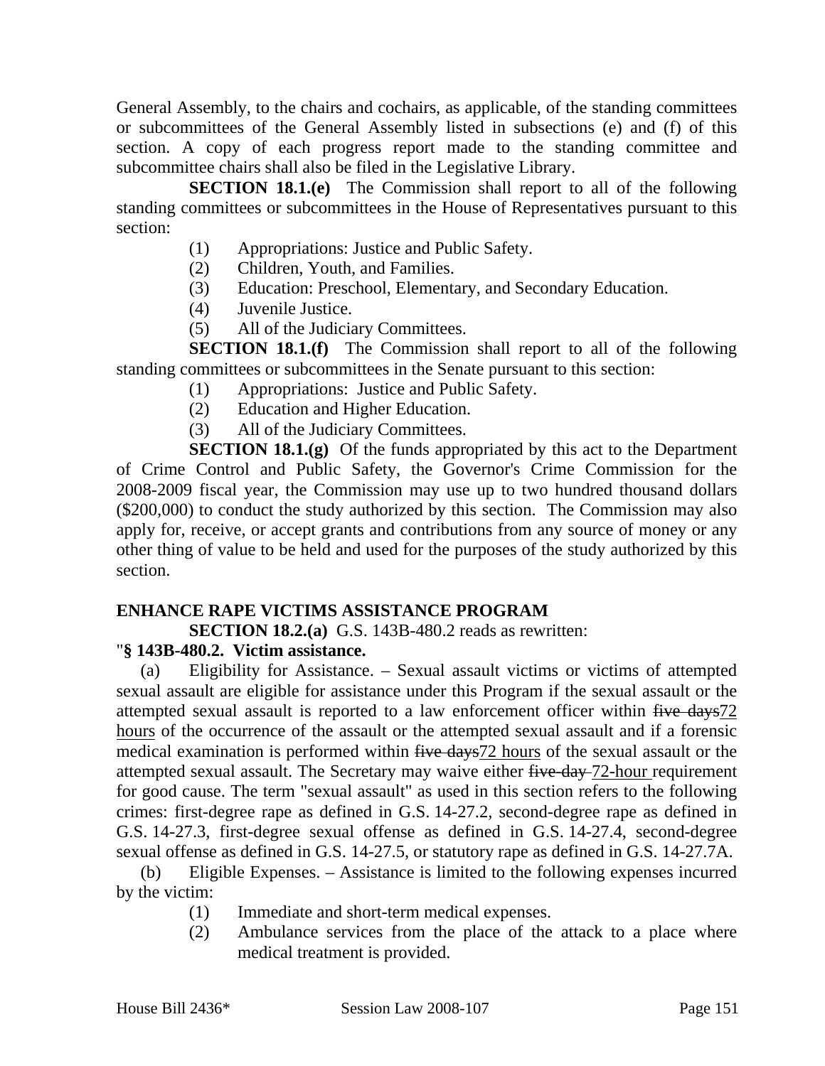General Assembly, to the chairs and cochairs, as applicable, of the standing committees or subcommittees of the General Assembly listed in subsections (e) and (f) of this section. A copy of each progress report made to the standing committee and subcommittee chairs shall also be filed in the Legislative Library.

**SECTION 18.1.(e)** The Commission shall report to all of the following standing committees or subcommittees in the House of Representatives pursuant to this section:

(1) Appropriations: Justice and Public Safety.
(2) Children, Youth, and Families.
(3) Education: Preschool, Elementary, and Secondary Education.
(4) Juvenile Justice.
(5) All of the Judiciary Committees.

**SECTION 18.1.(f)** The Commission shall report to all of the following standing committees or subcommittees in the Senate pursuant to this section:

(1) Appropriations: Justice and Public Safety.
(2) Education and Higher Education.
(3) All of the Judiciary Committees.

**SECTION 18.1.(g)** Of the funds appropriated by this act to the Department of Crime Control and Public Safety, the Governor's Crime Commission for the 2008-2009 fiscal year, the Commission may use up to two hundred thousand dollars ($200,000) to conduct the study authorized by this section. The Commission may also apply for, receive, or accept grants and contributions from any source of money or any other thing of value to be held and used for the purposes of the study authorized by this section.

**ENHANCE RAPE VICTIMS ASSISTANCE PROGRAM**

**SECTION 18.2.(a)** G.S. 143B-480.2 reads as rewritten:

"**§ 143B-480.2. Victim assistance.**

(a) Eligibility for Assistance. – Sexual assault victims or victims of attempted sexual assault are eligible for assistance under this Program if the sexual assault or the attempted sexual assault is reported to a law enforcement officer within ~~five days~~72 hours of the occurrence of the assault or the attempted sexual assault and if a forensic medical examination is performed within ~~five days~~72 hours of the sexual assault or the attempted sexual assault. The Secretary may waive either ~~five-day~~ 72-hour requirement for good cause. The term "sexual assault" as used in this section refers to the following crimes: first-degree rape as defined in G.S. 14-27.2, second-degree rape as defined in G.S. 14-27.3, first-degree sexual offense as defined in G.S. 14-27.4, second-degree sexual offense as defined in G.S. 14-27.5, or statutory rape as defined in G.S. 14-27.7A.

(b) Eligible Expenses. – Assistance is limited to the following expenses incurred by the victim:

(1) Immediate and short-term medical expenses.
(2) Ambulance services from the place of the attack to a place where medical treatment is provided.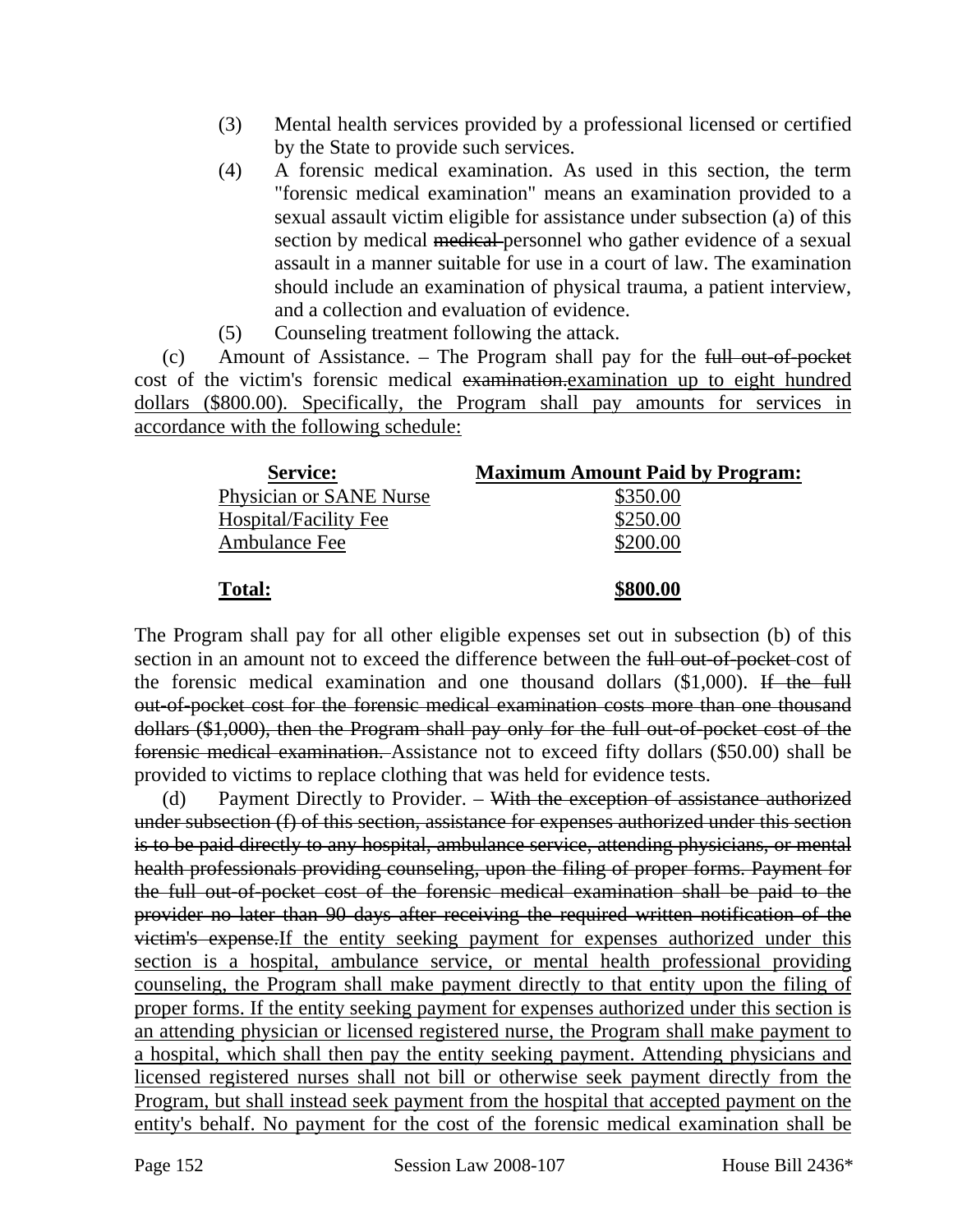(3) Mental health services provided by a professional licensed or certified by the State to provide such services.

(4) A forensic medical examination. As used in this section, the term "forensic medical examination" means an examination provided to a sexual assault victim eligible for assistance under subsection (a) of this section by medical ~~medical~~ personnel who gather evidence of a sexual assault in a manner suitable for use in a court of law. The examination should include an examination of physical trauma, a patient interview, and a collection and evaluation of evidence.

(5) Counseling treatment following the attack.

(c) Amount of Assistance. – The Program shall pay for the ~~full out-of-pocket~~ cost of the victim's forensic medical ~~examination.~~<u>examination up to eight hundred dollars ($800.00). Specifically, the Program shall pay amounts for services in accordance with the following schedule:</u>

| <u>**Service:**</u> | <u>**Maximum Amount Paid by Program:**</u> |
|---|---|
| <u>Physician or SANE Nurse</u> | <u>$350.00</u> |
| <u>Hospital/Facility Fee</u> | <u>$250.00</u> |
| <u>Ambulance Fee</u> | <u>$200.00</u> |
| <u>**Total:**</u> | <u>**$800.00**</u> |

The Program shall pay for all other eligible expenses set out in subsection (b) of this section in an amount not to exceed the difference between the ~~full out-of-pocket~~ cost of the forensic medical examination and one thousand dollars ($1,000). ~~If the full out-of-pocket cost for the forensic medical examination costs more than one thousand dollars ($1,000), then the Program shall pay only for the full out-of-pocket cost of the forensic medical examination.~~ Assistance not to exceed fifty dollars ($50.00) shall be provided to victims to replace clothing that was held for evidence tests.

(d) Payment Directly to Provider. – ~~With the exception of assistance authorized under subsection (f) of this section, assistance for expenses authorized under this section is to be paid directly to any hospital, ambulance service, attending physicians, or mental health professionals providing counseling, upon the filing of proper forms. Payment for the full out-of-pocket cost of the forensic medical examination shall be paid to the provider no later than 90 days after receiving the required written notification of the victim's expense.~~<u>If the entity seeking payment for expenses authorized under this section is a hospital, ambulance service, or mental health professional providing counseling, the Program shall make payment directly to that entity upon the filing of proper forms. If the entity seeking payment for expenses authorized under this section is an attending physician or licensed registered nurse, the Program shall make payment to a hospital, which shall then pay the entity seeking payment. Attending physicians and licensed registered nurses shall not bill or otherwise seek payment directly from the Program, but shall instead seek payment from the hospital that accepted payment on the entity's behalf. No payment for the cost of the forensic medical examination shall be</u>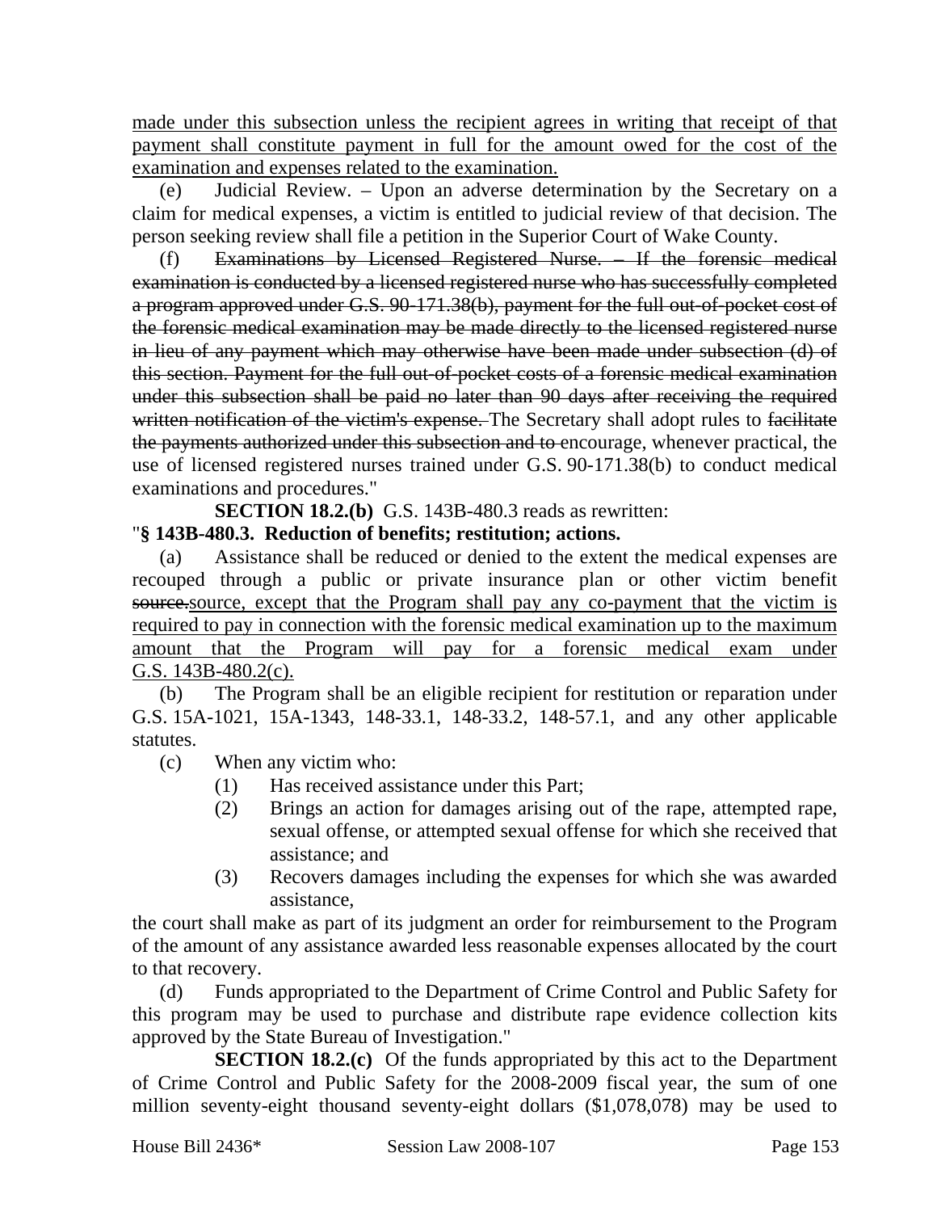made under this subsection unless the recipient agrees in writing that receipt of that payment shall constitute payment in full for the amount owed for the cost of the examination and expenses related to the examination.

(e) Judicial Review. – Upon an adverse determination by the Secretary on a claim for medical expenses, a victim is entitled to judicial review of that decision. The person seeking review shall file a petition in the Superior Court of Wake County.

(f) ~~Examinations by Licensed Registered Nurse. – If the forensic medical examination is conducted by a licensed registered nurse who has successfully completed a program approved under G.S. 90-171.38(b), payment for the full out-of-pocket cost of the forensic medical examination may be made directly to the licensed registered nurse in lieu of any payment which may otherwise have been made under subsection (d) of this section. Payment for the full out-of-pocket costs of a forensic medical examination under this subsection shall be paid no later than 90 days after receiving the required written notification of the victim's expense.~~ The Secretary shall adopt rules to ~~facilitate the payments authorized under this subsection and to~~ encourage, whenever practical, the use of licensed registered nurses trained under G.S. 90-171.38(b) to conduct medical examinations and procedures."

**SECTION 18.2.(b)** G.S. 143B-480.3 reads as rewritten:

"**§ 143B-480.3. Reduction of benefits; restitution; actions.**

(a) Assistance shall be reduced or denied to the extent the medical expenses are recouped through a public or private insurance plan or other victim benefit ~~source.~~source, except that the Program shall pay any co-payment that the victim is required to pay in connection with the forensic medical examination up to the maximum amount that the Program will pay for a forensic medical exam under G.S. 143B-480.2(c).

(b) The Program shall be an eligible recipient for restitution or reparation under G.S. 15A-1021, 15A-1343, 148-33.1, 148-33.2, 148-57.1, and any other applicable statutes.

(c) When any victim who:

(1) Has received assistance under this Part;
(2) Brings an action for damages arising out of the rape, attempted rape, sexual offense, or attempted sexual offense for which she received that assistance; and
(3) Recovers damages including the expenses for which she was awarded assistance,

the court shall make as part of its judgment an order for reimbursement to the Program of the amount of any assistance awarded less reasonable expenses allocated by the court to that recovery.

(d) Funds appropriated to the Department of Crime Control and Public Safety for this program may be used to purchase and distribute rape evidence collection kits approved by the State Bureau of Investigation."

**SECTION 18.2.(c)** Of the funds appropriated by this act to the Department of Crime Control and Public Safety for the 2008-2009 fiscal year, the sum of one million seventy-eight thousand seventy-eight dollars ($1,078,078) may be used to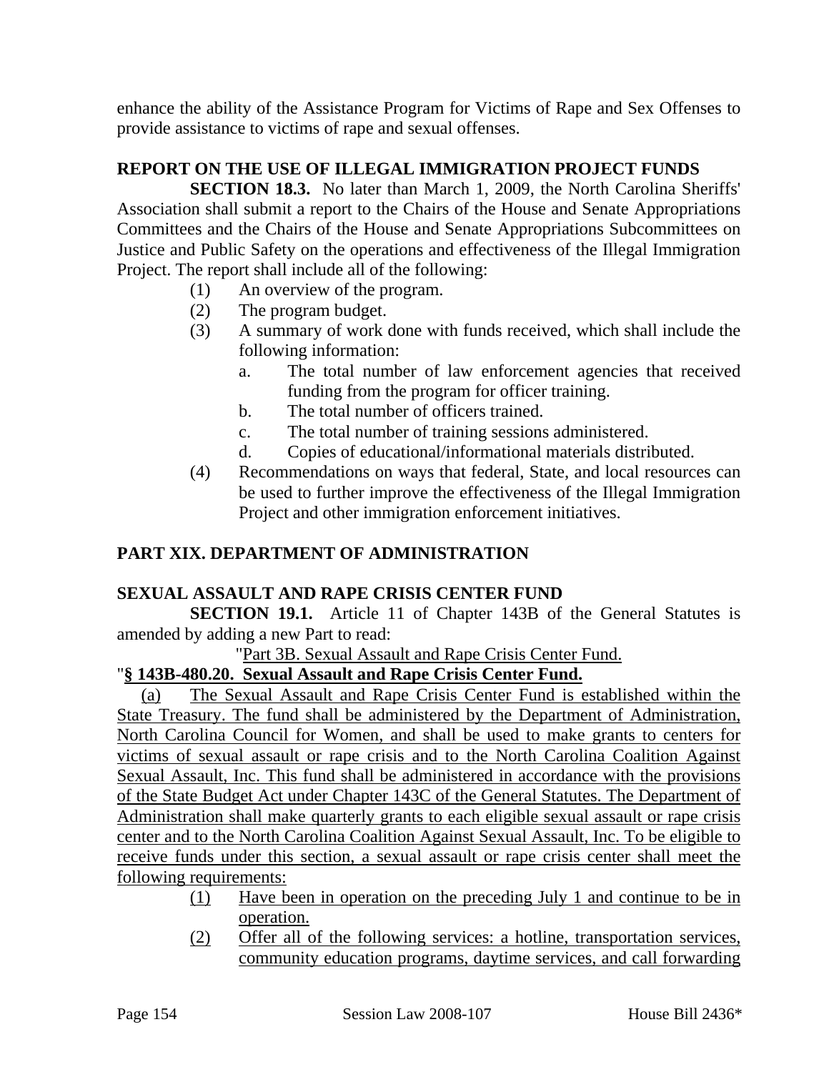enhance the ability of the Assistance Program for Victims of Rape and Sex Offenses to provide assistance to victims of rape and sexual offenses.

**REPORT ON THE USE OF ILLEGAL IMMIGRATION PROJECT FUNDS**

**SECTION 18.3.** No later than March 1, 2009, the North Carolina Sheriffs' Association shall submit a report to the Chairs of the House and Senate Appropriations Committees and the Chairs of the House and Senate Appropriations Subcommittees on Justice and Public Safety on the operations and effectiveness of the Illegal Immigration Project. The report shall include all of the following:

(1) An overview of the program.

(2) The program budget.

(3) A summary of work done with funds received, which shall include the following information:

a. The total number of law enforcement agencies that received funding from the program for officer training.

b. The total number of officers trained.

c. The total number of training sessions administered.

d. Copies of educational/informational materials distributed.

(4) Recommendations on ways that federal, State, and local resources can be used to further improve the effectiveness of the Illegal Immigration Project and other immigration enforcement initiatives.

**PART XIX. DEPARTMENT OF ADMINISTRATION**

**SEXUAL ASSAULT AND RAPE CRISIS CENTER FUND**

**SECTION 19.1.** Article 11 of Chapter 143B of the General Statutes is amended by adding a new Part to read:

"Part 3B. Sexual Assault and Rape Crisis Center Fund.

"**§ 143B-480.20. Sexual Assault and Rape Crisis Center Fund.**

(a) The Sexual Assault and Rape Crisis Center Fund is established within the State Treasury. The fund shall be administered by the Department of Administration, North Carolina Council for Women, and shall be used to make grants to centers for victims of sexual assault or rape crisis and to the North Carolina Coalition Against Sexual Assault, Inc. This fund shall be administered in accordance with the provisions of the State Budget Act under Chapter 143C of the General Statutes. The Department of Administration shall make quarterly grants to each eligible sexual assault or rape crisis center and to the North Carolina Coalition Against Sexual Assault, Inc. To be eligible to receive funds under this section, a sexual assault or rape crisis center shall meet the following requirements:

(1) Have been in operation on the preceding July 1 and continue to be in operation.

(2) Offer all of the following services: a hotline, transportation services, community education programs, daytime services, and call forwarding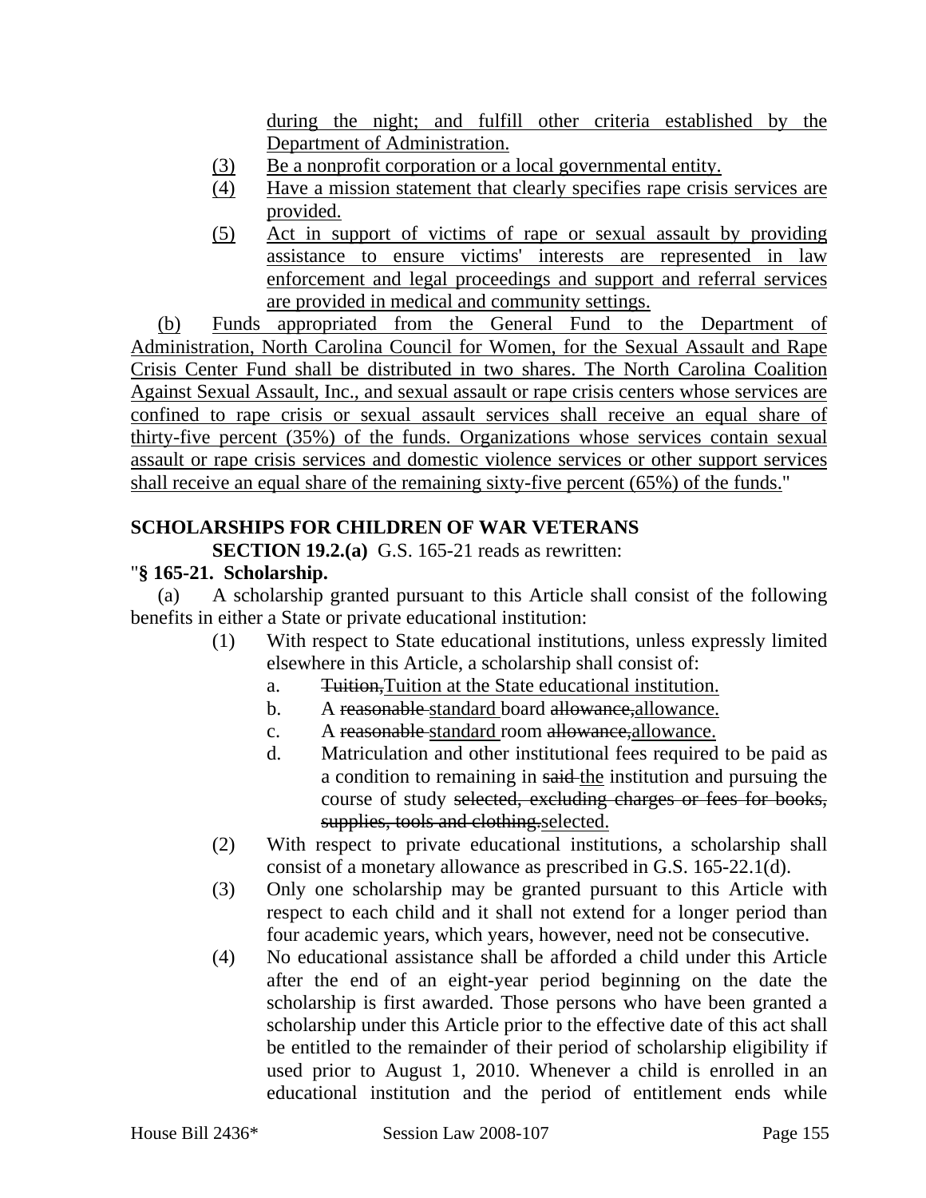during the night; and fulfill other criteria established by the Department of Administration.

(3) Be a nonprofit corporation or a local governmental entity.

(4) Have a mission statement that clearly specifies rape crisis services are provided.

(5) Act in support of victims of rape or sexual assault by providing assistance to ensure victims' interests are represented in law enforcement and legal proceedings and support and referral services are provided in medical and community settings.

(b) Funds appropriated from the General Fund to the Department of Administration, North Carolina Council for Women, for the Sexual Assault and Rape Crisis Center Fund shall be distributed in two shares. The North Carolina Coalition Against Sexual Assault, Inc., and sexual assault or rape crisis centers whose services are confined to rape crisis or sexual assault services shall receive an equal share of thirty-five percent (35%) of the funds. Organizations whose services contain sexual assault or rape crisis services and domestic violence services or other support services shall receive an equal share of the remaining sixty-five percent (65%) of the funds."

**SCHOLARSHIPS FOR CHILDREN OF WAR VETERANS**

**SECTION 19.2.(a)** G.S. 165-21 reads as rewritten:

"**§ 165-21. Scholarship.**

(a) A scholarship granted pursuant to this Article shall consist of the following benefits in either a State or private educational institution:

(1) With respect to State educational institutions, unless expressly limited elsewhere in this Article, a scholarship shall consist of:

a. ~~Tuition,~~Tuition at the State educational institution.

b. A ~~reasonable~~ standard board ~~allowance,~~allowance.

c. A ~~reasonable~~ standard room ~~allowance,~~allowance.

d. Matriculation and other institutional fees required to be paid as a condition to remaining in ~~said~~ the institution and pursuing the course of study ~~selected, excluding charges or fees for books, supplies, tools and clothing.~~selected.

(2) With respect to private educational institutions, a scholarship shall consist of a monetary allowance as prescribed in G.S. 165-22.1(d).

(3) Only one scholarship may be granted pursuant to this Article with respect to each child and it shall not extend for a longer period than four academic years, which years, however, need not be consecutive.

(4) No educational assistance shall be afforded a child under this Article after the end of an eight-year period beginning on the date the scholarship is first awarded. Those persons who have been granted a scholarship under this Article prior to the effective date of this act shall be entitled to the remainder of their period of scholarship eligibility if used prior to August 1, 2010. Whenever a child is enrolled in an educational institution and the period of entitlement ends while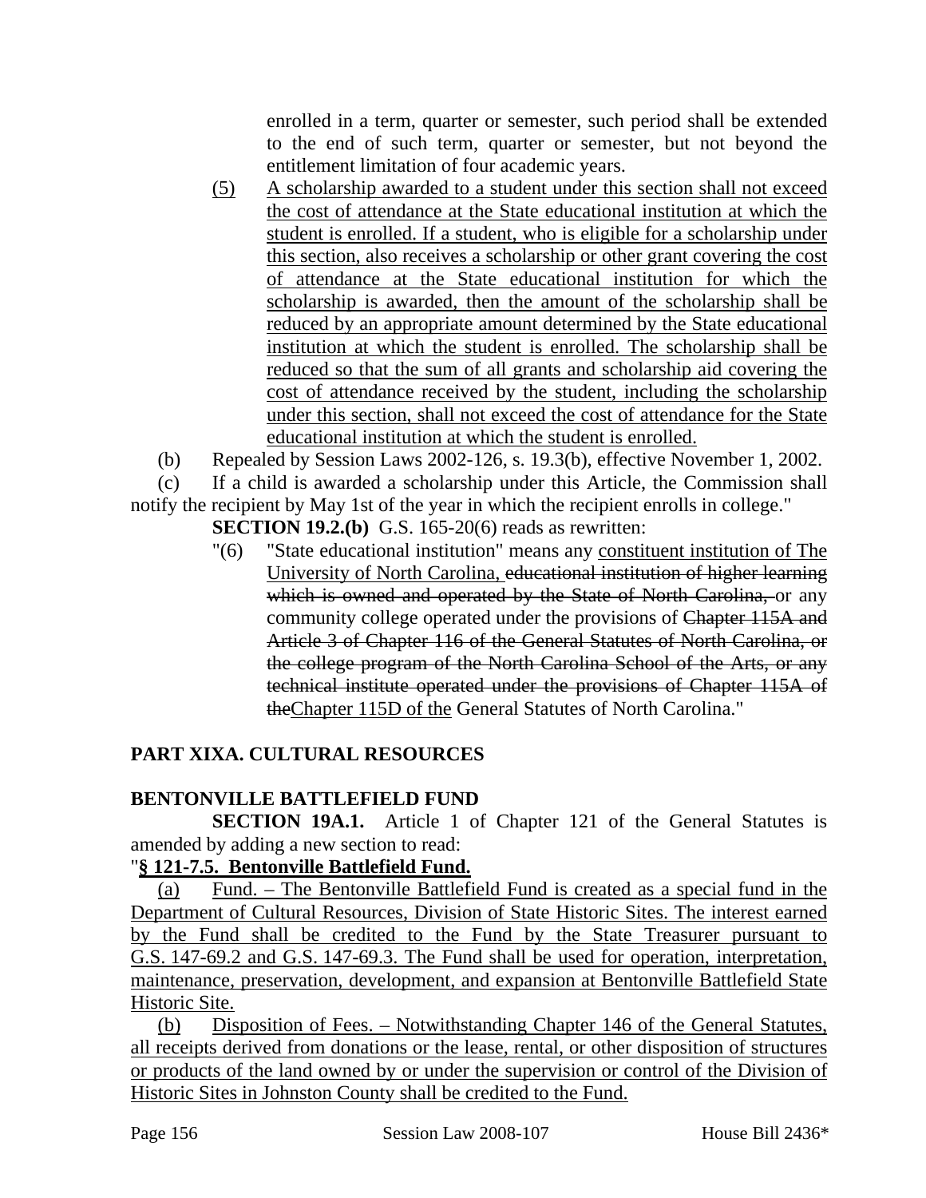enrolled in a term, quarter or semester, such period shall be extended to the end of such term, quarter or semester, but not beyond the entitlement limitation of four academic years.

(5) <u>A scholarship awarded to a student under this section shall not exceed the cost of attendance at the State educational institution at which the student is enrolled. If a student, who is eligible for a scholarship under this section, also receives a scholarship or other grant covering the cost of attendance at the State educational institution for which the scholarship is awarded, then the amount of the scholarship shall be reduced by an appropriate amount determined by the State educational institution at which the student is enrolled. The scholarship shall be reduced so that the sum of all grants and scholarship aid covering the cost of attendance received by the student, including the scholarship under this section, shall not exceed the cost of attendance for the State educational institution at which the student is enrolled.</u>

(b) Repealed by Session Laws 2002-126, s. 19.3(b), effective November 1, 2002.

(c) If a child is awarded a scholarship under this Article, the Commission shall notify the recipient by May 1st of the year in which the recipient enrolls in college."

**SECTION 19.2.(b)** G.S. 165-20(6) reads as rewritten:

"(6) "State educational institution" means any <u>constituent institution of The University of North Carolina,</u> ~~educational institution of higher learning which is owned and operated by the State of North Carolina,~~ or any community college operated under the provisions of ~~Chapter 115A and Article 3 of Chapter 116 of the General Statutes of North Carolina, or the college program of the North Carolina School of the Arts, or any technical institute operated under the provisions of Chapter 115A of the~~<u>Chapter 115D of the</u> General Statutes of North Carolina."

## PART XIXA. CULTURAL RESOURCES

### BENTONVILLE BATTLEFIELD FUND

**SECTION 19A.1.** Article 1 of Chapter 121 of the General Statutes is amended by adding a new section to read:

"**<u>§ 121-7.5. Bentonville Battlefield Fund.</u>**

<u>(a) Fund. – The Bentonville Battlefield Fund is created as a special fund in the Department of Cultural Resources, Division of State Historic Sites. The interest earned by the Fund shall be credited to the Fund by the State Treasurer pursuant to G.S. 147-69.2 and G.S. 147-69.3. The Fund shall be used for operation, interpretation, maintenance, preservation, development, and expansion at Bentonville Battlefield State Historic Site.</u>

<u>(b) Disposition of Fees. – Notwithstanding Chapter 146 of the General Statutes, all receipts derived from donations or the lease, rental, or other disposition of structures or products of the land owned by or under the supervision or control of the Division of Historic Sites in Johnston County shall be credited to the Fund.</u>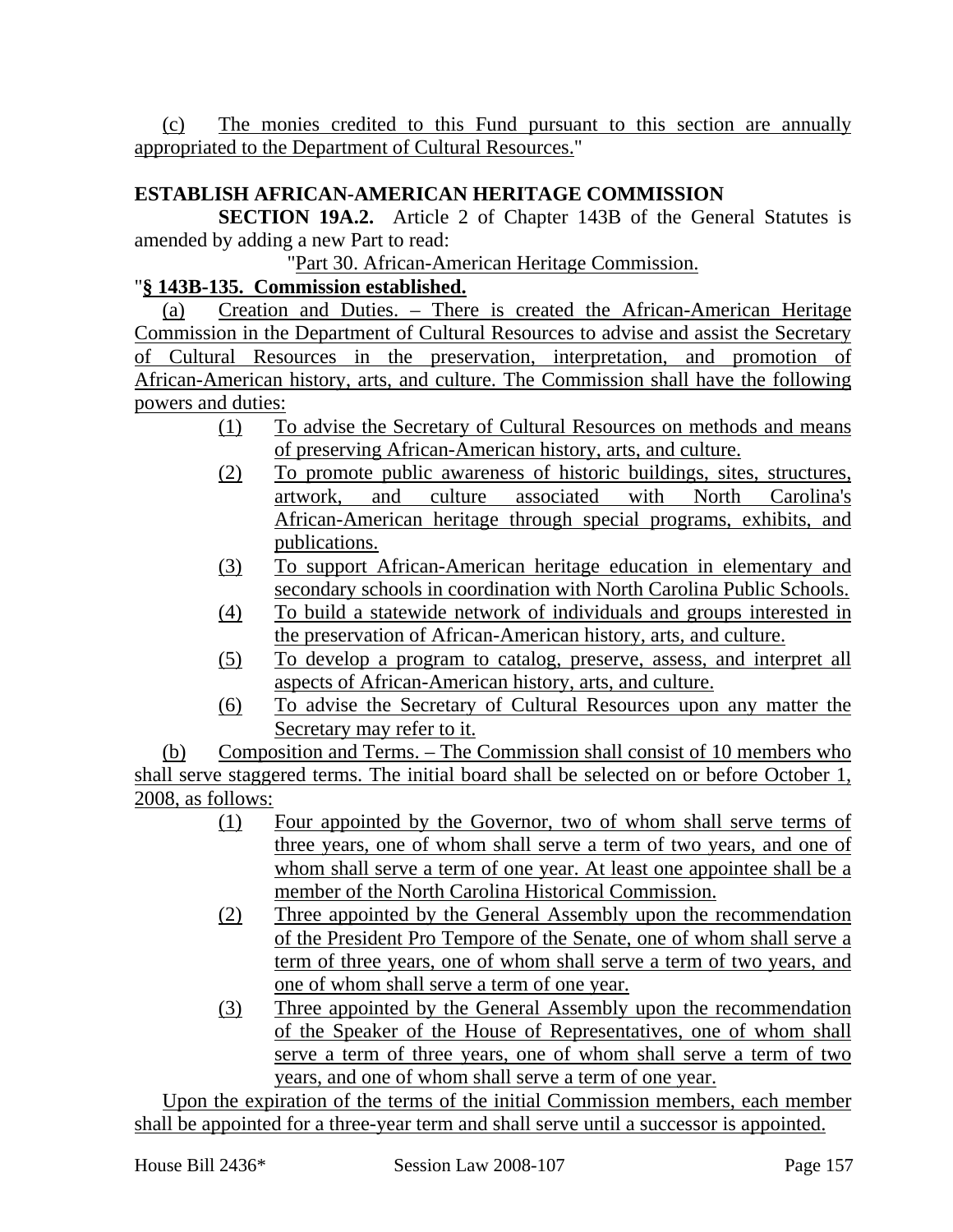(c) The monies credited to this Fund pursuant to this section are annually appropriated to the Department of Cultural Resources."

**ESTABLISH AFRICAN-AMERICAN HERITAGE COMMISSION**

**SECTION 19A.2.** Article 2 of Chapter 143B of the General Statutes is amended by adding a new Part to read:

"Part 30. African-American Heritage Commission.

"**§ 143B-135. Commission established.**

(a) Creation and Duties. – There is created the African-American Heritage Commission in the Department of Cultural Resources to advise and assist the Secretary of Cultural Resources in the preservation, interpretation, and promotion of African-American history, arts, and culture. The Commission shall have the following powers and duties:

(1) To advise the Secretary of Cultural Resources on methods and means of preserving African-American history, arts, and culture.

(2) To promote public awareness of historic buildings, sites, structures, artwork, and culture associated with North Carolina's African-American heritage through special programs, exhibits, and publications.

(3) To support African-American heritage education in elementary and secondary schools in coordination with North Carolina Public Schools.

(4) To build a statewide network of individuals and groups interested in the preservation of African-American history, arts, and culture.

(5) To develop a program to catalog, preserve, assess, and interpret all aspects of African-American history, arts, and culture.

(6) To advise the Secretary of Cultural Resources upon any matter the Secretary may refer to it.

(b) Composition and Terms. – The Commission shall consist of 10 members who shall serve staggered terms. The initial board shall be selected on or before October 1, 2008, as follows:

(1) Four appointed by the Governor, two of whom shall serve terms of three years, one of whom shall serve a term of two years, and one of whom shall serve a term of one year. At least one appointee shall be a member of the North Carolina Historical Commission.

(2) Three appointed by the General Assembly upon the recommendation of the President Pro Tempore of the Senate, one of whom shall serve a term of three years, one of whom shall serve a term of two years, and one of whom shall serve a term of one year.

(3) Three appointed by the General Assembly upon the recommendation of the Speaker of the House of Representatives, one of whom shall serve a term of three years, one of whom shall serve a term of two years, and one of whom shall serve a term of one year.

Upon the expiration of the terms of the initial Commission members, each member shall be appointed for a three-year term and shall serve until a successor is appointed.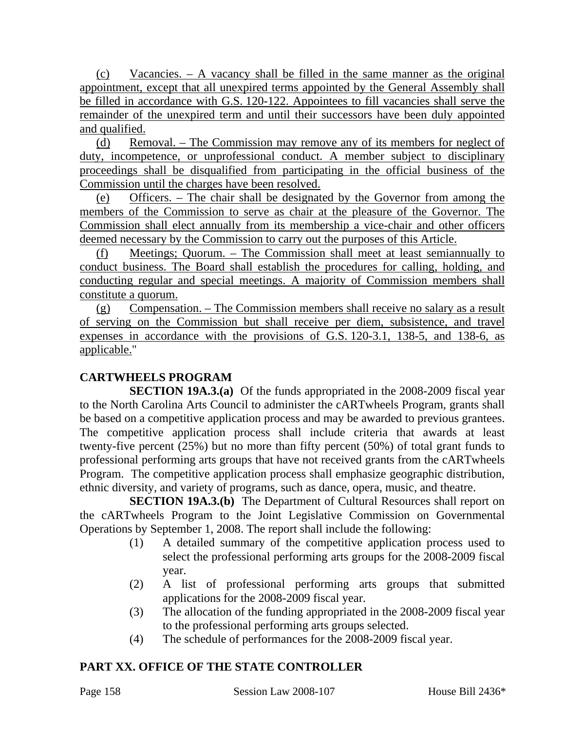(c) Vacancies. – A vacancy shall be filled in the same manner as the original appointment, except that all unexpired terms appointed by the General Assembly shall be filled in accordance with G.S. 120-122. Appointees to fill vacancies shall serve the remainder of the unexpired term and until their successors have been duly appointed and qualified.

(d) Removal. – The Commission may remove any of its members for neglect of duty, incompetence, or unprofessional conduct. A member subject to disciplinary proceedings shall be disqualified from participating in the official business of the Commission until the charges have been resolved.

(e) Officers. – The chair shall be designated by the Governor from among the members of the Commission to serve as chair at the pleasure of the Governor. The Commission shall elect annually from its membership a vice-chair and other officers deemed necessary by the Commission to carry out the purposes of this Article.

(f) Meetings; Quorum. – The Commission shall meet at least semiannually to conduct business. The Board shall establish the procedures for calling, holding, and conducting regular and special meetings. A majority of Commission members shall constitute a quorum.

(g) Compensation. – The Commission members shall receive no salary as a result of serving on the Commission but shall receive per diem, subsistence, and travel expenses in accordance with the provisions of G.S. 120-3.1, 138-5, and 138-6, as applicable."

### CARTWHEELS PROGRAM

**SECTION 19A.3.(a)** Of the funds appropriated in the 2008-2009 fiscal year to the North Carolina Arts Council to administer the cARTwheels Program, grants shall be based on a competitive application process and may be awarded to previous grantees. The competitive application process shall include criteria that awards at least twenty-five percent (25%) but no more than fifty percent (50%) of total grant funds to professional performing arts groups that have not received grants from the cARTwheels Program. The competitive application process shall emphasize geographic distribution, ethnic diversity, and variety of programs, such as dance, opera, music, and theatre.

**SECTION 19A.3.(b)** The Department of Cultural Resources shall report on the cARTwheels Program to the Joint Legislative Commission on Governmental Operations by September 1, 2008. The report shall include the following:

(1) A detailed summary of the competitive application process used to select the professional performing arts groups for the 2008-2009 fiscal year.
(2) A list of professional performing arts groups that submitted applications for the 2008-2009 fiscal year.
(3) The allocation of the funding appropriated in the 2008-2009 fiscal year to the professional performing arts groups selected.
(4) The schedule of performances for the 2008-2009 fiscal year.

## PART XX. OFFICE OF THE STATE CONTROLLER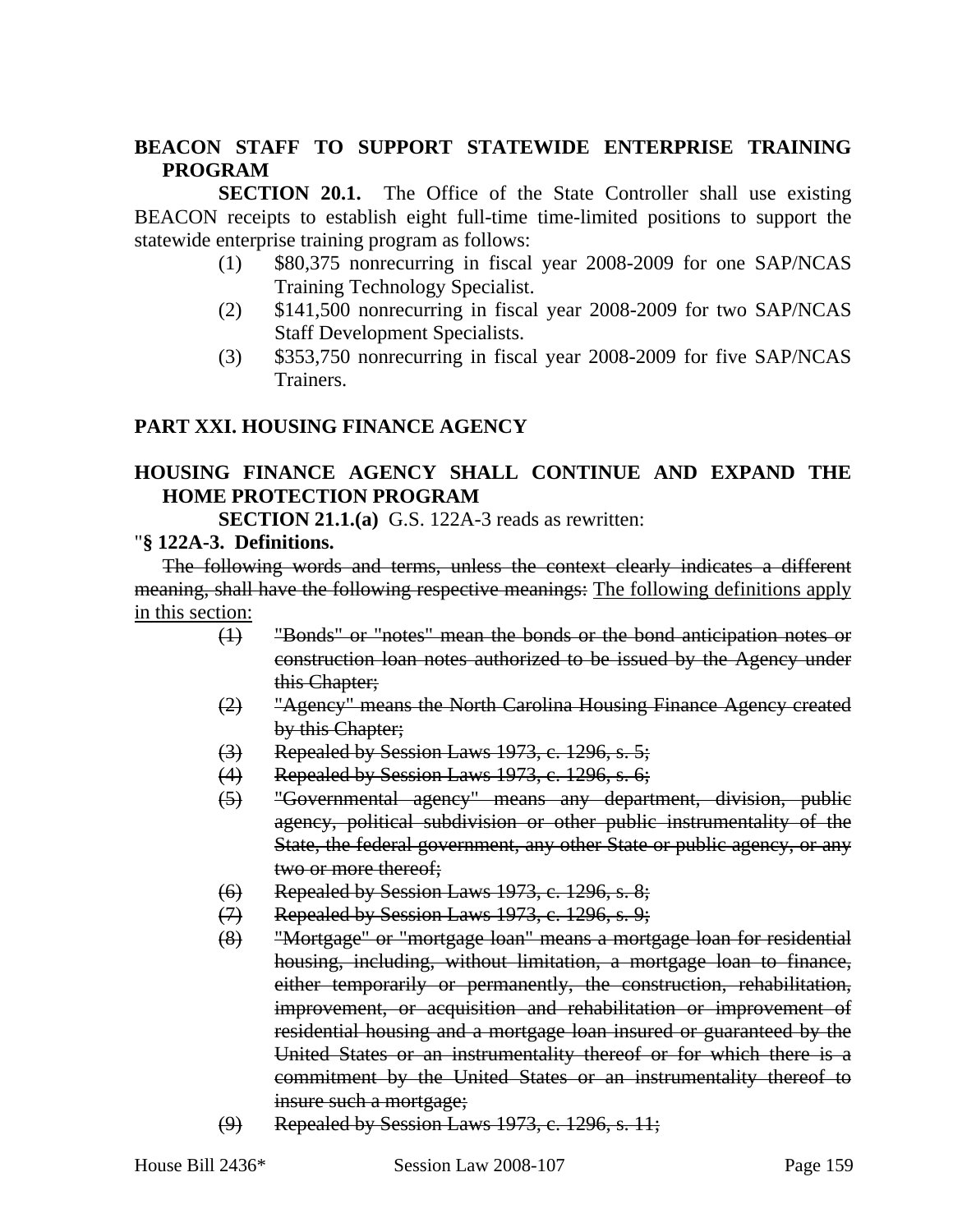**BEACON STAFF TO SUPPORT STATEWIDE ENTERPRISE TRAINING PROGRAM**

**SECTION 20.1.** The Office of the State Controller shall use existing BEACON receipts to establish eight full-time time-limited positions to support the statewide enterprise training program as follows:

(1) $80,375 nonrecurring in fiscal year 2008-2009 for one SAP/NCAS Training Technology Specialist.

(2) $141,500 nonrecurring in fiscal year 2008-2009 for two SAP/NCAS Staff Development Specialists.

(3) $353,750 nonrecurring in fiscal year 2008-2009 for five SAP/NCAS Trainers.

**PART XXI. HOUSING FINANCE AGENCY**

**HOUSING FINANCE AGENCY SHALL CONTINUE AND EXPAND THE HOME PROTECTION PROGRAM**

**SECTION 21.1.(a)** G.S. 122A-3 reads as rewritten:

"**§ 122A-3. Definitions.**

~~The following words and terms, unless the context clearly indicates a different meaning, shall have the following respective meanings:~~ The following definitions apply in this section:

~~(1) "Bonds" or "notes" mean the bonds or the bond anticipation notes or construction loan notes authorized to be issued by the Agency under this Chapter;~~

~~(2) "Agency" means the North Carolina Housing Finance Agency created by this Chapter;~~

~~(3) Repealed by Session Laws 1973, c. 1296, s. 5;~~

~~(4) Repealed by Session Laws 1973, c. 1296, s. 6;~~

~~(5) "Governmental agency" means any department, division, public agency, political subdivision or other public instrumentality of the State, the federal government, any other State or public agency, or any two or more thereof;~~

~~(6) Repealed by Session Laws 1973, c. 1296, s. 8;~~

~~(7) Repealed by Session Laws 1973, c. 1296, s. 9;~~

~~(8) "Mortgage" or "mortgage loan" means a mortgage loan for residential housing, including, without limitation, a mortgage loan to finance, either temporarily or permanently, the construction, rehabilitation, improvement, or acquisition and rehabilitation or improvement of residential housing and a mortgage loan insured or guaranteed by the United States or an instrumentality thereof or for which there is a commitment by the United States or an instrumentality thereof to insure such a mortgage;~~

~~(9) Repealed by Session Laws 1973, c. 1296, s. 11;~~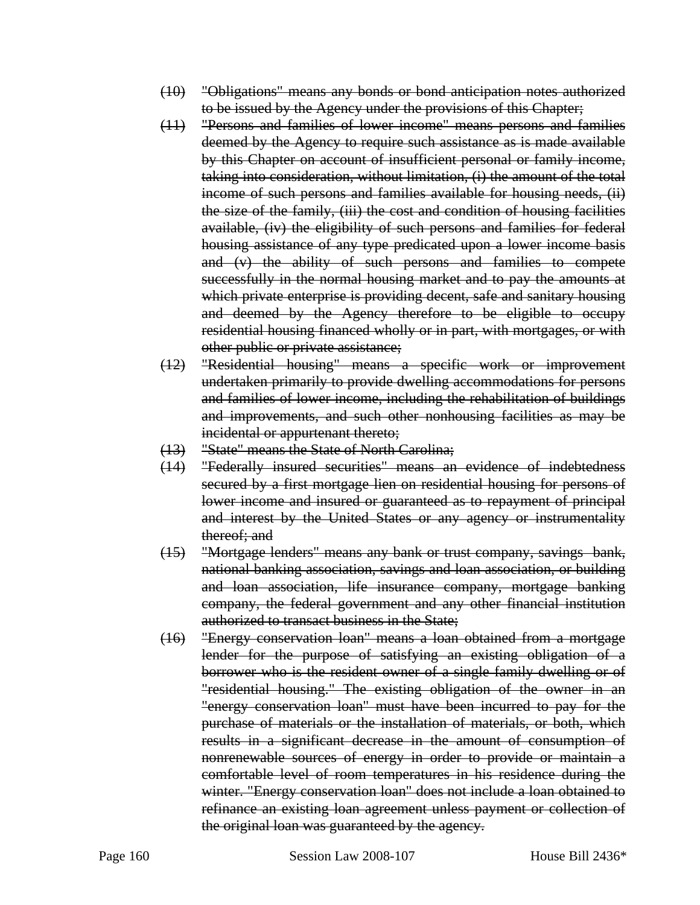(10) ~~"Obligations" means any bonds or bond anticipation notes authorized to be issued by the Agency under the provisions of this Chapter;~~

(11) ~~"Persons and families of lower income" means persons and families deemed by the Agency to require such assistance as is made available by this Chapter on account of insufficient personal or family income, taking into consideration, without limitation, (i) the amount of the total income of such persons and families available for housing needs, (ii) the size of the family, (iii) the cost and condition of housing facilities available, (iv) the eligibility of such persons and families for federal housing assistance of any type predicated upon a lower income basis and (v) the ability of such persons and families to compete successfully in the normal housing market and to pay the amounts at which private enterprise is providing decent, safe and sanitary housing and deemed by the Agency therefore to be eligible to occupy residential housing financed wholly or in part, with mortgages, or with other public or private assistance;~~

(12) ~~"Residential housing" means a specific work or improvement undertaken primarily to provide dwelling accommodations for persons and families of lower income, including the rehabilitation of buildings and improvements, and such other nonhousing facilities as may be incidental or appurtenant thereto;~~

(13) ~~"State" means the State of North Carolina;~~

(14) ~~"Federally insured securities" means an evidence of indebtedness secured by a first mortgage lien on residential housing for persons of lower income and insured or guaranteed as to repayment of principal and interest by the United States or any agency or instrumentality thereof; and~~

(15) ~~"Mortgage lenders" means any bank or trust company, savings bank, national banking association, savings and loan association, or building and loan association, life insurance company, mortgage banking company, the federal government and any other financial institution authorized to transact business in the State;~~

(16) ~~"Energy conservation loan" means a loan obtained from a mortgage lender for the purpose of satisfying an existing obligation of a borrower who is the resident owner of a single family dwelling or of "residential housing." The existing obligation of the owner in an "energy conservation loan" must have been incurred to pay for the purchase of materials or the installation of materials, or both, which results in a significant decrease in the amount of consumption of nonrenewable sources of energy in order to provide or maintain a comfortable level of room temperatures in his residence during the winter. "Energy conservation loan" does not include a loan obtained to refinance an existing loan agreement unless payment or collection of the original loan was guaranteed by the agency.~~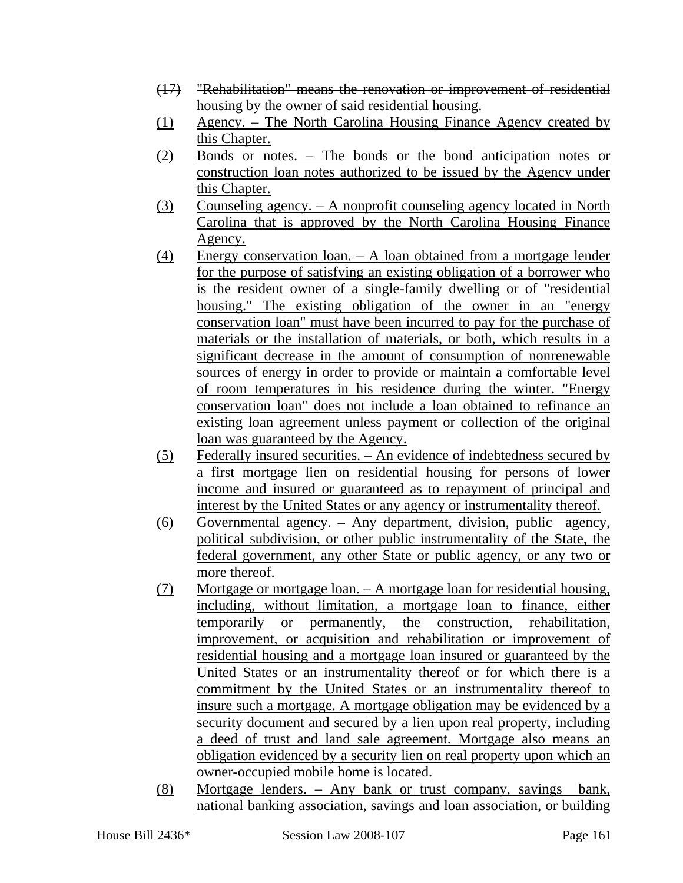(17) ~~"Rehabilitation" means the renovation or improvement of residential housing by the owner of said residential housing.~~

(1) <u>Agency. – The North Carolina Housing Finance Agency created by this Chapter.</u>

(2) <u>Bonds or notes. – The bonds or the bond anticipation notes or construction loan notes authorized to be issued by the Agency under this Chapter.</u>

(3) <u>Counseling agency. – A nonprofit counseling agency located in North Carolina that is approved by the North Carolina Housing Finance Agency.</u>

(4) <u>Energy conservation loan. – A loan obtained from a mortgage lender for the purpose of satisfying an existing obligation of a borrower who is the resident owner of a single-family dwelling or of "residential housing." The existing obligation of the owner in an "energy conservation loan" must have been incurred to pay for the purchase of materials or the installation of materials, or both, which results in a significant decrease in the amount of consumption of nonrenewable sources of energy in order to provide or maintain a comfortable level of room temperatures in his residence during the winter. "Energy conservation loan" does not include a loan obtained to refinance an existing loan agreement unless payment or collection of the original loan was guaranteed by the Agency.</u>

(5) <u>Federally insured securities. – An evidence of indebtedness secured by a first mortgage lien on residential housing for persons of lower income and insured or guaranteed as to repayment of principal and interest by the United States or any agency or instrumentality thereof.</u>

(6) <u>Governmental agency. – Any department, division, public agency, political subdivision, or other public instrumentality of the State, the federal government, any other State or public agency, or any two or more thereof.</u>

(7) <u>Mortgage or mortgage loan. – A mortgage loan for residential housing, including, without limitation, a mortgage loan to finance, either temporarily or permanently, the construction, rehabilitation, improvement, or acquisition and rehabilitation or improvement of residential housing and a mortgage loan insured or guaranteed by the United States or an instrumentality thereof or for which there is a commitment by the United States or an instrumentality thereof to insure such a mortgage. A mortgage obligation may be evidenced by a security document and secured by a lien upon real property, including a deed of trust and land sale agreement. Mortgage also means an obligation evidenced by a security lien on real property upon which an owner-occupied mobile home is located.</u>

(8) <u>Mortgage lenders. – Any bank or trust company, savings bank, national banking association, savings and loan association, or building</u>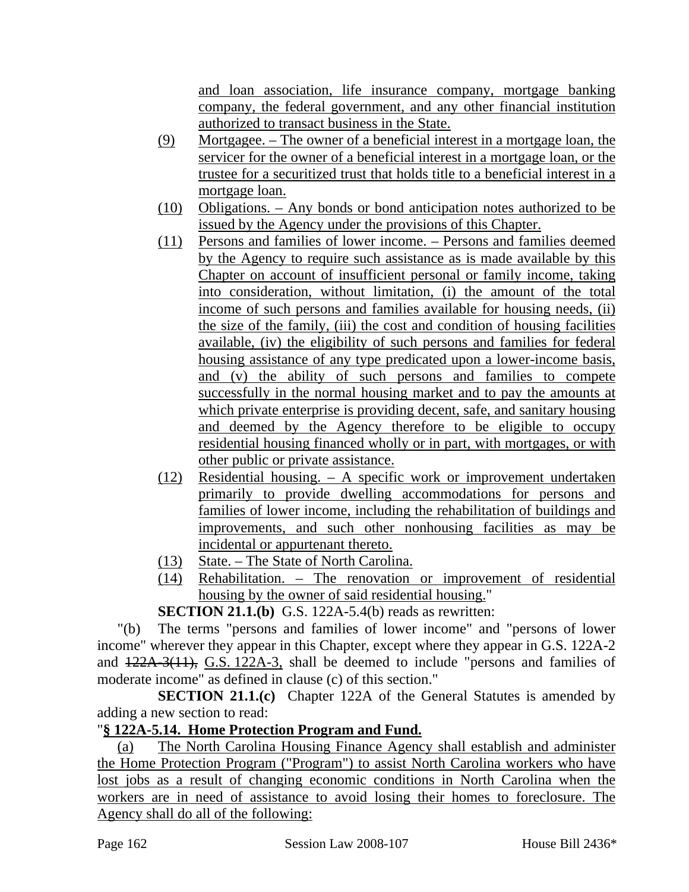and loan association, life insurance company, mortgage banking company, the federal government, and any other financial institution authorized to transact business in the State.

(9) Mortgagee. – The owner of a beneficial interest in a mortgage loan, the servicer for the owner of a beneficial interest in a mortgage loan, or the trustee for a securitized trust that holds title to a beneficial interest in a mortgage loan.

(10) Obligations. – Any bonds or bond anticipation notes authorized to be issued by the Agency under the provisions of this Chapter.

(11) Persons and families of lower income. – Persons and families deemed by the Agency to require such assistance as is made available by this Chapter on account of insufficient personal or family income, taking into consideration, without limitation, (i) the amount of the total income of such persons and families available for housing needs, (ii) the size of the family, (iii) the cost and condition of housing facilities available, (iv) the eligibility of such persons and families for federal housing assistance of any type predicated upon a lower-income basis, and (v) the ability of such persons and families to compete successfully in the normal housing market and to pay the amounts at which private enterprise is providing decent, safe, and sanitary housing and deemed by the Agency therefore to be eligible to occupy residential housing financed wholly or in part, with mortgages, or with other public or private assistance.

(12) Residential housing. – A specific work or improvement undertaken primarily to provide dwelling accommodations for persons and families of lower income, including the rehabilitation of buildings and improvements, and such other nonhousing facilities as may be incidental or appurtenant thereto.

(13) State. – The State of North Carolina.

(14) Rehabilitation. – The renovation or improvement of residential housing by the owner of said residential housing."

**SECTION 21.1.(b)** G.S. 122A-5.4(b) reads as rewritten:

"(b) The terms "persons and families of lower income" and "persons of lower income" wherever they appear in this Chapter, except where they appear in G.S. 122A-2 and ~~122A-3(11),~~ G.S. 122A-3, shall be deemed to include "persons and families of moderate income" as defined in clause (c) of this section."

**SECTION 21.1.(c)** Chapter 122A of the General Statutes is amended by adding a new section to read:

"**§ 122A-5.14. Home Protection Program and Fund.**

(a) The North Carolina Housing Finance Agency shall establish and administer the Home Protection Program ("Program") to assist North Carolina workers who have lost jobs as a result of changing economic conditions in North Carolina when the workers are in need of assistance to avoid losing their homes to foreclosure. The Agency shall do all of the following: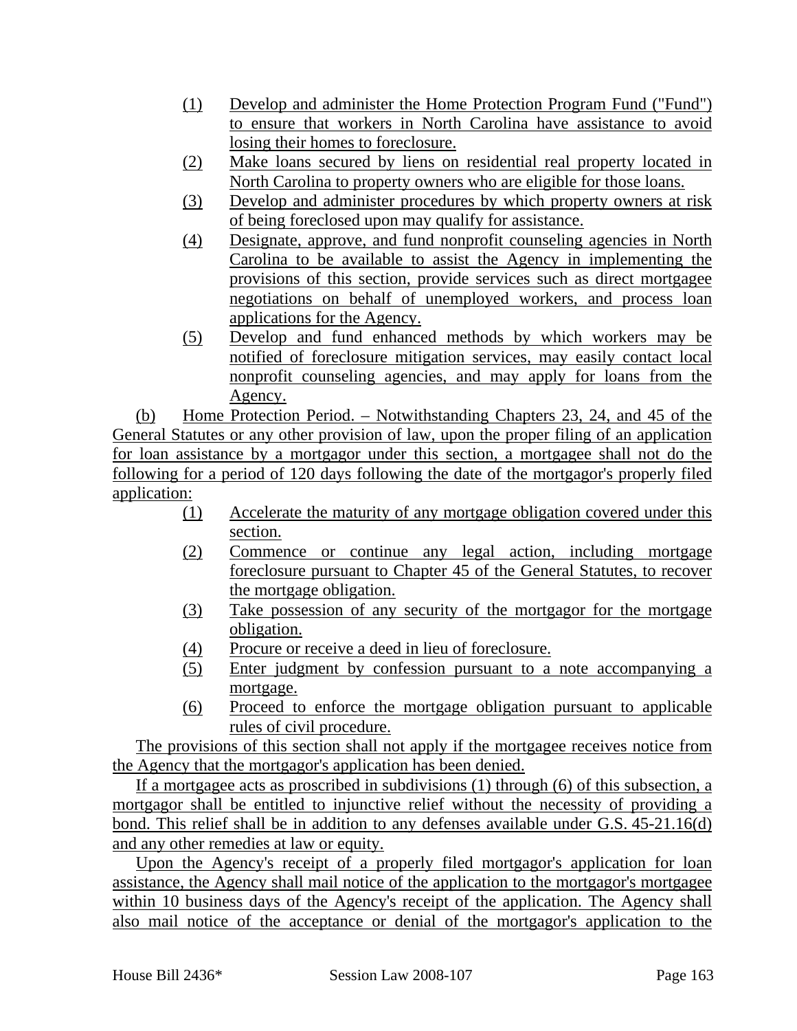(1) Develop and administer the Home Protection Program Fund ("Fund") to ensure that workers in North Carolina have assistance to avoid losing their homes to foreclosure.

(2) Make loans secured by liens on residential real property located in North Carolina to property owners who are eligible for those loans.

(3) Develop and administer procedures by which property owners at risk of being foreclosed upon may qualify for assistance.

(4) Designate, approve, and fund nonprofit counseling agencies in North Carolina to be available to assist the Agency in implementing the provisions of this section, provide services such as direct mortgagee negotiations on behalf of unemployed workers, and process loan applications for the Agency.

(5) Develop and fund enhanced methods by which workers may be notified of foreclosure mitigation services, may easily contact local nonprofit counseling agencies, and may apply for loans from the Agency.

(b) Home Protection Period. – Notwithstanding Chapters 23, 24, and 45 of the General Statutes or any other provision of law, upon the proper filing of an application for loan assistance by a mortgagor under this section, a mortgagee shall not do the following for a period of 120 days following the date of the mortgagor's properly filed application:

(1) Accelerate the maturity of any mortgage obligation covered under this section.

(2) Commence or continue any legal action, including mortgage foreclosure pursuant to Chapter 45 of the General Statutes, to recover the mortgage obligation.

(3) Take possession of any security of the mortgagor for the mortgage obligation.

(4) Procure or receive a deed in lieu of foreclosure.

(5) Enter judgment by confession pursuant to a note accompanying a mortgage.

(6) Proceed to enforce the mortgage obligation pursuant to applicable rules of civil procedure.

The provisions of this section shall not apply if the mortgagee receives notice from the Agency that the mortgagor's application has been denied.

If a mortgagee acts as proscribed in subdivisions (1) through (6) of this subsection, a mortgagor shall be entitled to injunctive relief without the necessity of providing a bond. This relief shall be in addition to any defenses available under G.S. 45-21.16(d) and any other remedies at law or equity.

Upon the Agency's receipt of a properly filed mortgagor's application for loan assistance, the Agency shall mail notice of the application to the mortgagor's mortgagee within 10 business days of the Agency's receipt of the application. The Agency shall also mail notice of the acceptance or denial of the mortgagor's application to the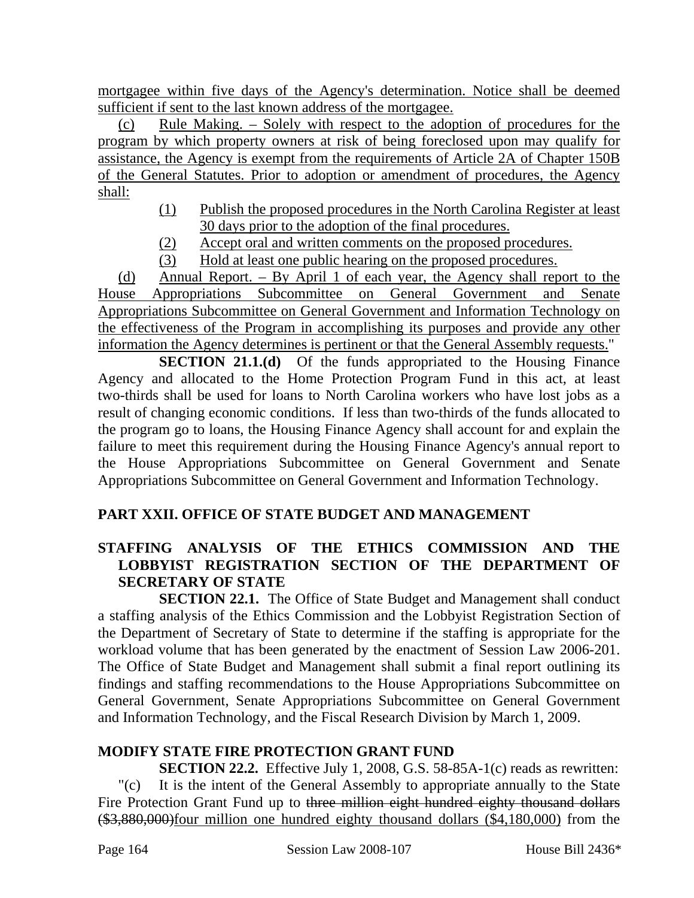mortgagee within five days of the Agency's determination. Notice shall be deemed sufficient if sent to the last known address of the mortgagee.

(c) Rule Making. – Solely with respect to the adoption of procedures for the program by which property owners at risk of being foreclosed upon may qualify for assistance, the Agency is exempt from the requirements of Article 2A of Chapter 150B of the General Statutes. Prior to adoption or amendment of procedures, the Agency shall:

(1) Publish the proposed procedures in the North Carolina Register at least 30 days prior to the adoption of the final procedures.
(2) Accept oral and written comments on the proposed procedures.
(3) Hold at least one public hearing on the proposed procedures.

(d) Annual Report. – By April 1 of each year, the Agency shall report to the House Appropriations Subcommittee on General Government and Senate Appropriations Subcommittee on General Government and Information Technology on the effectiveness of the Program in accomplishing its purposes and provide any other information the Agency determines is pertinent or that the General Assembly requests."

**SECTION 21.1.(d)** Of the funds appropriated to the Housing Finance Agency and allocated to the Home Protection Program Fund in this act, at least two-thirds shall be used for loans to North Carolina workers who have lost jobs as a result of changing economic conditions. If less than two-thirds of the funds allocated to the program go to loans, the Housing Finance Agency shall account for and explain the failure to meet this requirement during the Housing Finance Agency's annual report to the House Appropriations Subcommittee on General Government and Senate Appropriations Subcommittee on General Government and Information Technology.

## PART XXII. OFFICE OF STATE BUDGET AND MANAGEMENT

### STAFFING ANALYSIS OF THE ETHICS COMMISSION AND THE LOBBYIST REGISTRATION SECTION OF THE DEPARTMENT OF SECRETARY OF STATE

**SECTION 22.1.** The Office of State Budget and Management shall conduct a staffing analysis of the Ethics Commission and the Lobbyist Registration Section of the Department of Secretary of State to determine if the staffing is appropriate for the workload volume that has been generated by the enactment of Session Law 2006-201. The Office of State Budget and Management shall submit a final report outlining its findings and staffing recommendations to the House Appropriations Subcommittee on General Government, Senate Appropriations Subcommittee on General Government and Information Technology, and the Fiscal Research Division by March 1, 2009.

### MODIFY STATE FIRE PROTECTION GRANT FUND

**SECTION 22.2.** Effective July 1, 2008, G.S. 58-85A-1(c) reads as rewritten:

"(c) It is the intent of the General Assembly to appropriate annually to the State Fire Protection Grant Fund up to ~~three million eight hundred eighty thousand dollars ($3,880,000)~~four million one hundred eighty thousand dollars ($4,180,000) from the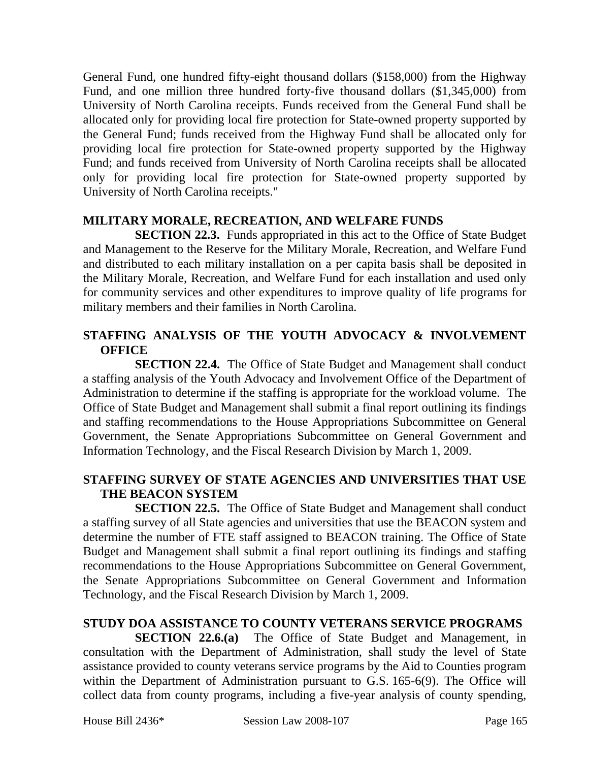General Fund, one hundred fifty-eight thousand dollars ($158,000) from the Highway Fund, and one million three hundred forty-five thousand dollars ($1,345,000) from University of North Carolina receipts. Funds received from the General Fund shall be allocated only for providing local fire protection for State-owned property supported by the General Fund; funds received from the Highway Fund shall be allocated only for providing local fire protection for State-owned property supported by the Highway Fund; and funds received from University of North Carolina receipts shall be allocated only for providing local fire protection for State-owned property supported by University of North Carolina receipts."

**MILITARY MORALE, RECREATION, AND WELFARE FUNDS**

**SECTION 22.3.** Funds appropriated in this act to the Office of State Budget and Management to the Reserve for the Military Morale, Recreation, and Welfare Fund and distributed to each military installation on a per capita basis shall be deposited in the Military Morale, Recreation, and Welfare Fund for each installation and used only for community services and other expenditures to improve quality of life programs for military members and their families in North Carolina.

**STAFFING ANALYSIS OF THE YOUTH ADVOCACY & INVOLVEMENT OFFICE**

**SECTION 22.4.** The Office of State Budget and Management shall conduct a staffing analysis of the Youth Advocacy and Involvement Office of the Department of Administration to determine if the staffing is appropriate for the workload volume. The Office of State Budget and Management shall submit a final report outlining its findings and staffing recommendations to the House Appropriations Subcommittee on General Government, the Senate Appropriations Subcommittee on General Government and Information Technology, and the Fiscal Research Division by March 1, 2009.

**STAFFING SURVEY OF STATE AGENCIES AND UNIVERSITIES THAT USE THE BEACON SYSTEM**

**SECTION 22.5.** The Office of State Budget and Management shall conduct a staffing survey of all State agencies and universities that use the BEACON system and determine the number of FTE staff assigned to BEACON training. The Office of State Budget and Management shall submit a final report outlining its findings and staffing recommendations to the House Appropriations Subcommittee on General Government, the Senate Appropriations Subcommittee on General Government and Information Technology, and the Fiscal Research Division by March 1, 2009.

**STUDY DOA ASSISTANCE TO COUNTY VETERANS SERVICE PROGRAMS**

**SECTION 22.6.(a)** The Office of State Budget and Management, in consultation with the Department of Administration, shall study the level of State assistance provided to county veterans service programs by the Aid to Counties program within the Department of Administration pursuant to G.S. 165-6(9). The Office will collect data from county programs, including a five-year analysis of county spending,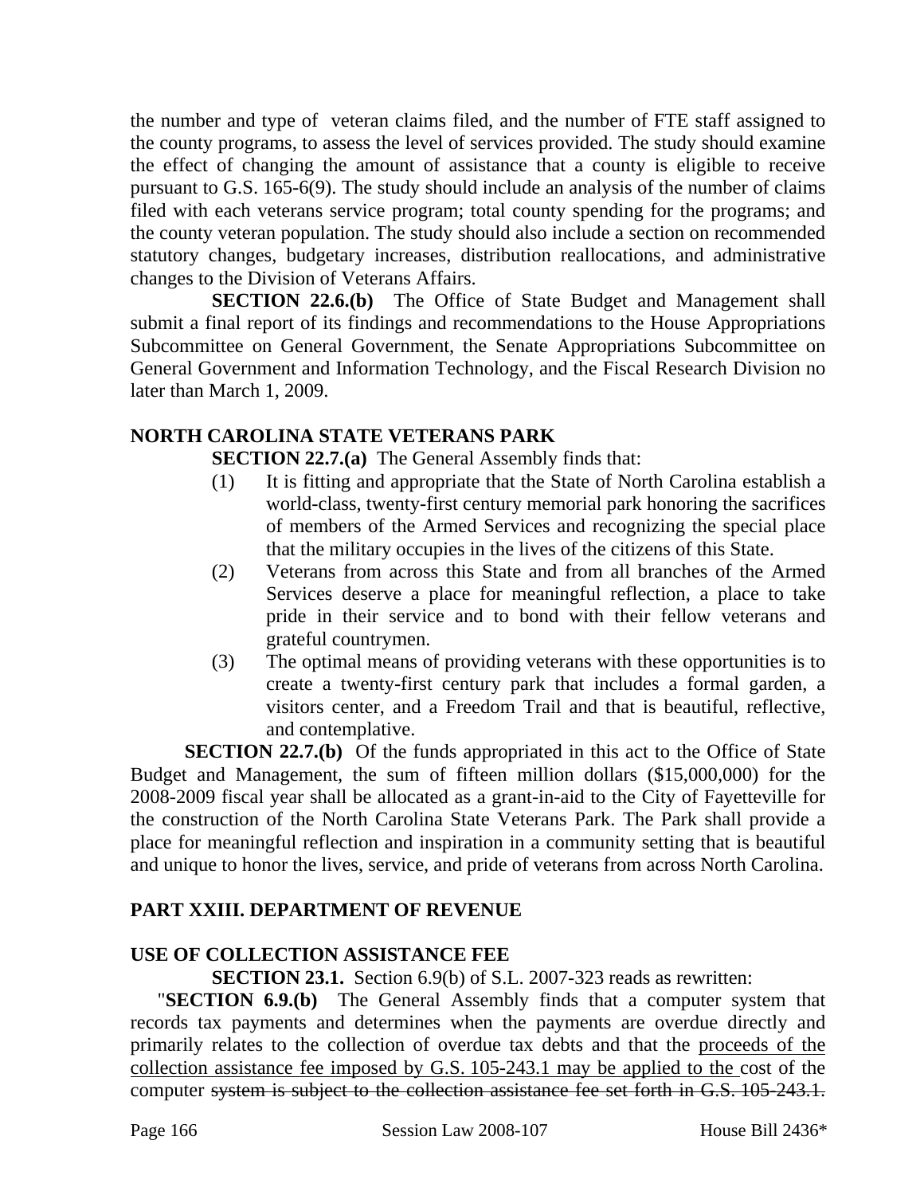the number and type of veteran claims filed, and the number of FTE staff assigned to the county programs, to assess the level of services provided. The study should examine the effect of changing the amount of assistance that a county is eligible to receive pursuant to G.S. 165-6(9). The study should include an analysis of the number of claims filed with each veterans service program; total county spending for the programs; and the county veteran population. The study should also include a section on recommended statutory changes, budgetary increases, distribution reallocations, and administrative changes to the Division of Veterans Affairs.

**SECTION 22.6.(b)** The Office of State Budget and Management shall submit a final report of its findings and recommendations to the House Appropriations Subcommittee on General Government, the Senate Appropriations Subcommittee on General Government and Information Technology, and the Fiscal Research Division no later than March 1, 2009.

**NORTH CAROLINA STATE VETERANS PARK**

**SECTION 22.7.(a)** The General Assembly finds that:

(1) It is fitting and appropriate that the State of North Carolina establish a world-class, twenty-first century memorial park honoring the sacrifices of members of the Armed Services and recognizing the special place that the military occupies in the lives of the citizens of this State.

(2) Veterans from across this State and from all branches of the Armed Services deserve a place for meaningful reflection, a place to take pride in their service and to bond with their fellow veterans and grateful countrymen.

(3) The optimal means of providing veterans with these opportunities is to create a twenty-first century park that includes a formal garden, a visitors center, and a Freedom Trail and that is beautiful, reflective, and contemplative.

**SECTION 22.7.(b)** Of the funds appropriated in this act to the Office of State Budget and Management, the sum of fifteen million dollars ($15,000,000) for the 2008-2009 fiscal year shall be allocated as a grant-in-aid to the City of Fayetteville for the construction of the North Carolina State Veterans Park. The Park shall provide a place for meaningful reflection and inspiration in a community setting that is beautiful and unique to honor the lives, service, and pride of veterans from across North Carolina.

**PART XXIII. DEPARTMENT OF REVENUE**

**USE OF COLLECTION ASSISTANCE FEE**

**SECTION 23.1.** Section 6.9(b) of S.L. 2007-323 reads as rewritten:

"**SECTION 6.9.(b)** The General Assembly finds that a computer system that records tax payments and determines when the payments are overdue directly and primarily relates to the collection of overdue tax debts and that the <u>proceeds of the collection assistance fee imposed by G.S. 105-243.1 may be applied to the</u> cost of the computer ~~system is subject to the collection assistance fee set forth in G.S. 105-243.1.~~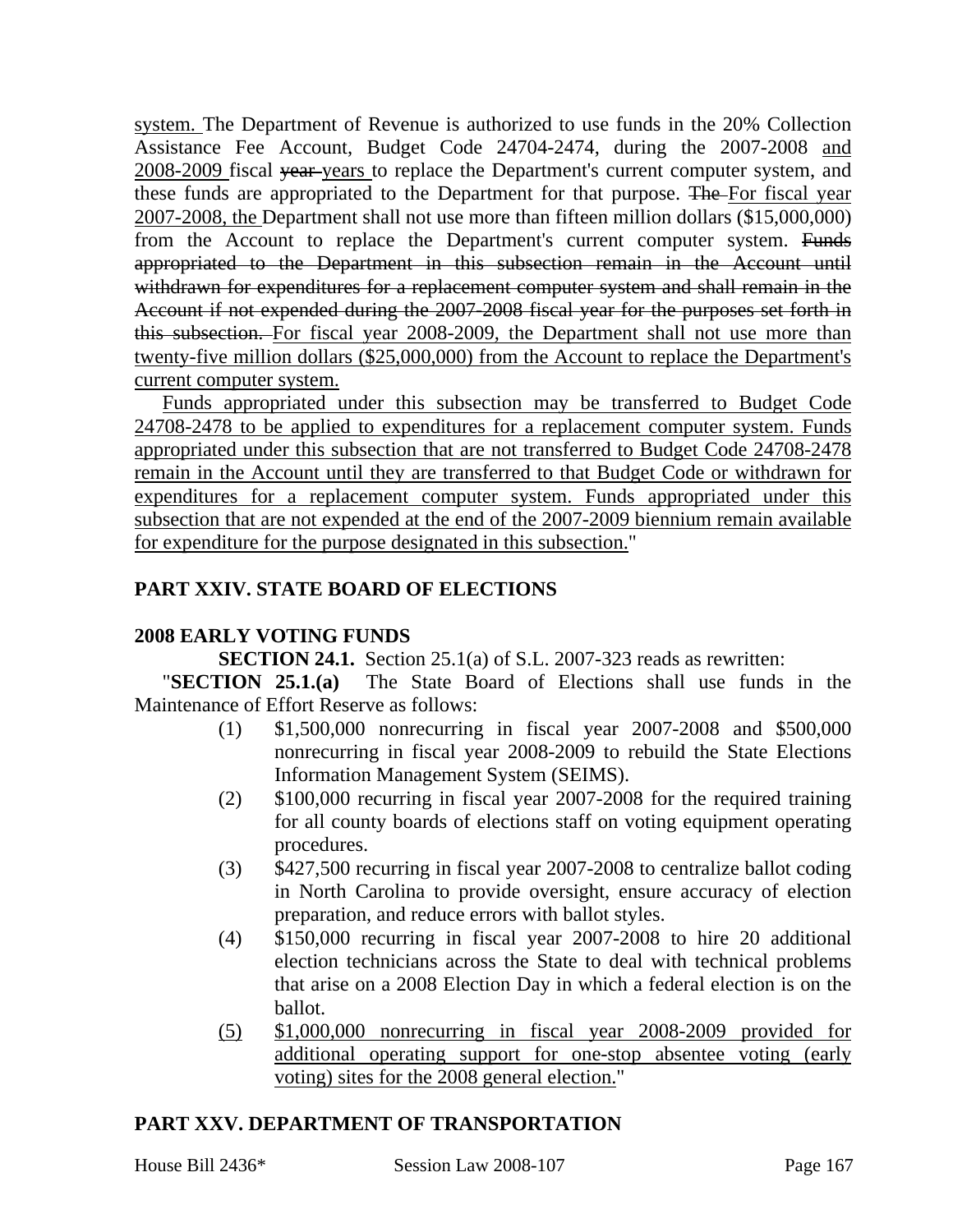system. The Department of Revenue is authorized to use funds in the 20% Collection Assistance Fee Account, Budget Code 24704-2474, during the 2007-2008 and 2008-2009 fiscal ~~year~~ years to replace the Department's current computer system, and these funds are appropriated to the Department for that purpose. ~~The~~ For fiscal year 2007-2008, the Department shall not use more than fifteen million dollars ($15,000,000) from the Account to replace the Department's current computer system. ~~Funds appropriated to the Department in this subsection remain in the Account until withdrawn for expenditures for a replacement computer system and shall remain in the Account if not expended during the 2007-2008 fiscal year for the purposes set forth in this subsection.~~ For fiscal year 2008-2009, the Department shall not use more than twenty-five million dollars ($25,000,000) from the Account to replace the Department's current computer system.

Funds appropriated under this subsection may be transferred to Budget Code 24708-2478 to be applied to expenditures for a replacement computer system. Funds appropriated under this subsection that are not transferred to Budget Code 24708-2478 remain in the Account until they are transferred to that Budget Code or withdrawn for expenditures for a replacement computer system. Funds appropriated under this subsection that are not expended at the end of the 2007-2009 biennium remain available for expenditure for the purpose designated in this subsection."

## PART XXIV. STATE BOARD OF ELECTIONS

### 2008 EARLY VOTING FUNDS

**SECTION 24.1.** Section 25.1(a) of S.L. 2007-323 reads as rewritten:

"**SECTION 25.1.(a)** The State Board of Elections shall use funds in the Maintenance of Effort Reserve as follows:

(1) $1,500,000 nonrecurring in fiscal year 2007-2008 and $500,000 nonrecurring in fiscal year 2008-2009 to rebuild the State Elections Information Management System (SEIMS).

(2) $100,000 recurring in fiscal year 2007-2008 for the required training for all county boards of elections staff on voting equipment operating procedures.

(3) $427,500 recurring in fiscal year 2007-2008 to centralize ballot coding in North Carolina to provide oversight, ensure accuracy of election preparation, and reduce errors with ballot styles.

(4) $150,000 recurring in fiscal year 2007-2008 to hire 20 additional election technicians across the State to deal with technical problems that arise on a 2008 Election Day in which a federal election is on the ballot.

(5) $1,000,000 nonrecurring in fiscal year 2008-2009 provided for additional operating support for one-stop absentee voting (early voting) sites for the 2008 general election."

## PART XXV. DEPARTMENT OF TRANSPORTATION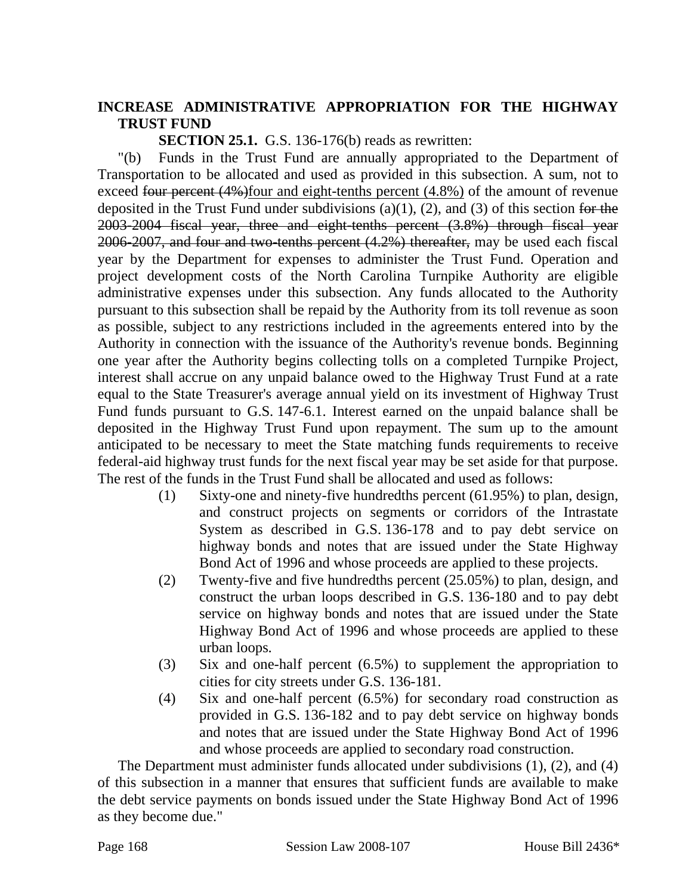**INCREASE ADMINISTRATIVE APPROPRIATION FOR THE HIGHWAY TRUST FUND**

**SECTION 25.1.** G.S. 136-176(b) reads as rewritten:

"(b) Funds in the Trust Fund are annually appropriated to the Department of Transportation to be allocated and used as provided in this subsection. A sum, not to exceed ~~four percent (4%)~~four and eight-tenths percent (4.8%) of the amount of revenue deposited in the Trust Fund under subdivisions (a)(1), (2), and (3) of this section ~~for the 2003-2004 fiscal year, three and eight-tenths percent (3.8%) through fiscal year 2006-2007, and four and two-tenths percent (4.2%) thereafter,~~ may be used each fiscal year by the Department for expenses to administer the Trust Fund. Operation and project development costs of the North Carolina Turnpike Authority are eligible administrative expenses under this subsection. Any funds allocated to the Authority pursuant to this subsection shall be repaid by the Authority from its toll revenue as soon as possible, subject to any restrictions included in the agreements entered into by the Authority in connection with the issuance of the Authority's revenue bonds. Beginning one year after the Authority begins collecting tolls on a completed Turnpike Project, interest shall accrue on any unpaid balance owed to the Highway Trust Fund at a rate equal to the State Treasurer's average annual yield on its investment of Highway Trust Fund funds pursuant to G.S. 147-6.1. Interest earned on the unpaid balance shall be deposited in the Highway Trust Fund upon repayment. The sum up to the amount anticipated to be necessary to meet the State matching funds requirements to receive federal-aid highway trust funds for the next fiscal year may be set aside for that purpose. The rest of the funds in the Trust Fund shall be allocated and used as follows:

(1) Sixty-one and ninety-five hundredths percent (61.95%) to plan, design, and construct projects on segments or corridors of the Intrastate System as described in G.S. 136-178 and to pay debt service on highway bonds and notes that are issued under the State Highway Bond Act of 1996 and whose proceeds are applied to these projects.

(2) Twenty-five and five hundredths percent (25.05%) to plan, design, and construct the urban loops described in G.S. 136-180 and to pay debt service on highway bonds and notes that are issued under the State Highway Bond Act of 1996 and whose proceeds are applied to these urban loops.

(3) Six and one-half percent (6.5%) to supplement the appropriation to cities for city streets under G.S. 136-181.

(4) Six and one-half percent (6.5%) for secondary road construction as provided in G.S. 136-182 and to pay debt service on highway bonds and notes that are issued under the State Highway Bond Act of 1996 and whose proceeds are applied to secondary road construction.

The Department must administer funds allocated under subdivisions (1), (2), and (4) of this subsection in a manner that ensures that sufficient funds are available to make the debt service payments on bonds issued under the State Highway Bond Act of 1996 as they become due."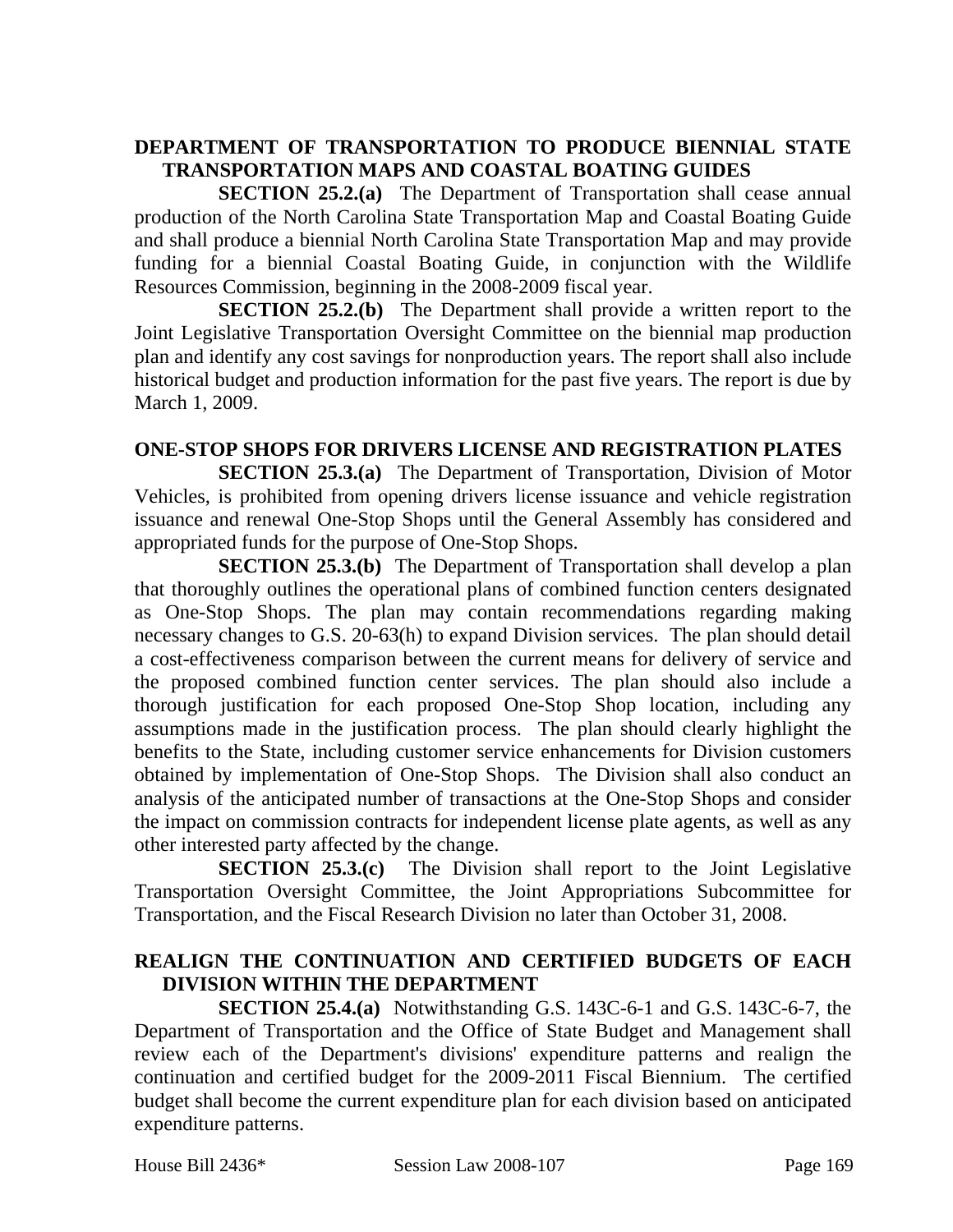**DEPARTMENT OF TRANSPORTATION TO PRODUCE BIENNIAL STATE TRANSPORTATION MAPS AND COASTAL BOATING GUIDES**

**SECTION 25.2.(a)** The Department of Transportation shall cease annual production of the North Carolina State Transportation Map and Coastal Boating Guide and shall produce a biennial North Carolina State Transportation Map and may provide funding for a biennial Coastal Boating Guide, in conjunction with the Wildlife Resources Commission, beginning in the 2008-2009 fiscal year.

**SECTION 25.2.(b)** The Department shall provide a written report to the Joint Legislative Transportation Oversight Committee on the biennial map production plan and identify any cost savings for nonproduction years. The report shall also include historical budget and production information for the past five years. The report is due by March 1, 2009.

**ONE-STOP SHOPS FOR DRIVERS LICENSE AND REGISTRATION PLATES**

**SECTION 25.3.(a)** The Department of Transportation, Division of Motor Vehicles, is prohibited from opening drivers license issuance and vehicle registration issuance and renewal One-Stop Shops until the General Assembly has considered and appropriated funds for the purpose of One-Stop Shops.

**SECTION 25.3.(b)** The Department of Transportation shall develop a plan that thoroughly outlines the operational plans of combined function centers designated as One-Stop Shops. The plan may contain recommendations regarding making necessary changes to G.S. 20-63(h) to expand Division services. The plan should detail a cost-effectiveness comparison between the current means for delivery of service and the proposed combined function center services. The plan should also include a thorough justification for each proposed One-Stop Shop location, including any assumptions made in the justification process. The plan should clearly highlight the benefits to the State, including customer service enhancements for Division customers obtained by implementation of One-Stop Shops. The Division shall also conduct an analysis of the anticipated number of transactions at the One-Stop Shops and consider the impact on commission contracts for independent license plate agents, as well as any other interested party affected by the change.

**SECTION 25.3.(c)** The Division shall report to the Joint Legislative Transportation Oversight Committee, the Joint Appropriations Subcommittee for Transportation, and the Fiscal Research Division no later than October 31, 2008.

**REALIGN THE CONTINUATION AND CERTIFIED BUDGETS OF EACH DIVISION WITHIN THE DEPARTMENT**

**SECTION 25.4.(a)** Notwithstanding G.S. 143C-6-1 and G.S. 143C-6-7, the Department of Transportation and the Office of State Budget and Management shall review each of the Department's divisions' expenditure patterns and realign the continuation and certified budget for the 2009-2011 Fiscal Biennium. The certified budget shall become the current expenditure plan for each division based on anticipated expenditure patterns.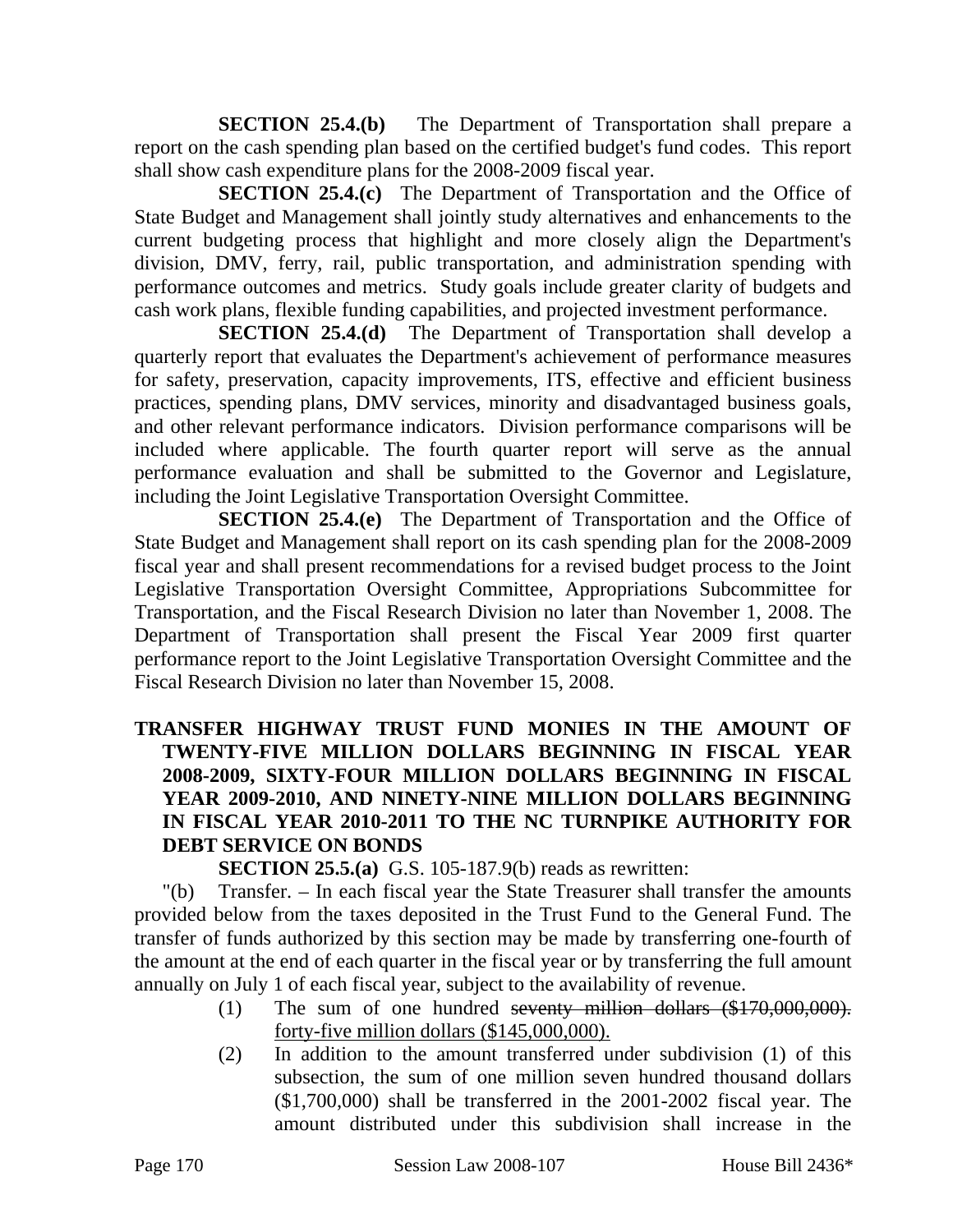**SECTION 25.4.(b)** The Department of Transportation shall prepare a report on the cash spending plan based on the certified budget's fund codes. This report shall show cash expenditure plans for the 2008-2009 fiscal year.

**SECTION 25.4.(c)** The Department of Transportation and the Office of State Budget and Management shall jointly study alternatives and enhancements to the current budgeting process that highlight and more closely align the Department's division, DMV, ferry, rail, public transportation, and administration spending with performance outcomes and metrics. Study goals include greater clarity of budgets and cash work plans, flexible funding capabilities, and projected investment performance.

**SECTION 25.4.(d)** The Department of Transportation shall develop a quarterly report that evaluates the Department's achievement of performance measures for safety, preservation, capacity improvements, ITS, effective and efficient business practices, spending plans, DMV services, minority and disadvantaged business goals, and other relevant performance indicators. Division performance comparisons will be included where applicable. The fourth quarter report will serve as the annual performance evaluation and shall be submitted to the Governor and Legislature, including the Joint Legislative Transportation Oversight Committee.

**SECTION 25.4.(e)** The Department of Transportation and the Office of State Budget and Management shall report on its cash spending plan for the 2008-2009 fiscal year and shall present recommendations for a revised budget process to the Joint Legislative Transportation Oversight Committee, Appropriations Subcommittee for Transportation, and the Fiscal Research Division no later than November 1, 2008. The Department of Transportation shall present the Fiscal Year 2009 first quarter performance report to the Joint Legislative Transportation Oversight Committee and the Fiscal Research Division no later than November 15, 2008.

**TRANSFER HIGHWAY TRUST FUND MONIES IN THE AMOUNT OF TWENTY-FIVE MILLION DOLLARS BEGINNING IN FISCAL YEAR 2008-2009, SIXTY-FOUR MILLION DOLLARS BEGINNING IN FISCAL YEAR 2009-2010, AND NINETY-NINE MILLION DOLLARS BEGINNING IN FISCAL YEAR 2010-2011 TO THE NC TURNPIKE AUTHORITY FOR DEBT SERVICE ON BONDS**

**SECTION 25.5.(a)** G.S. 105-187.9(b) reads as rewritten:

"(b) Transfer. – In each fiscal year the State Treasurer shall transfer the amounts provided below from the taxes deposited in the Trust Fund to the General Fund. The transfer of funds authorized by this section may be made by transferring one-fourth of the amount at the end of each quarter in the fiscal year or by transferring the full amount annually on July 1 of each fiscal year, subject to the availability of revenue.

(1) The sum of one hundred ~~seventy million dollars ($170,000,000).~~ <u>forty-five million dollars ($145,000,000).</u>

(2) In addition to the amount transferred under subdivision (1) of this subsection, the sum of one million seven hundred thousand dollars ($1,700,000) shall be transferred in the 2001-2002 fiscal year. The amount distributed under this subdivision shall increase in the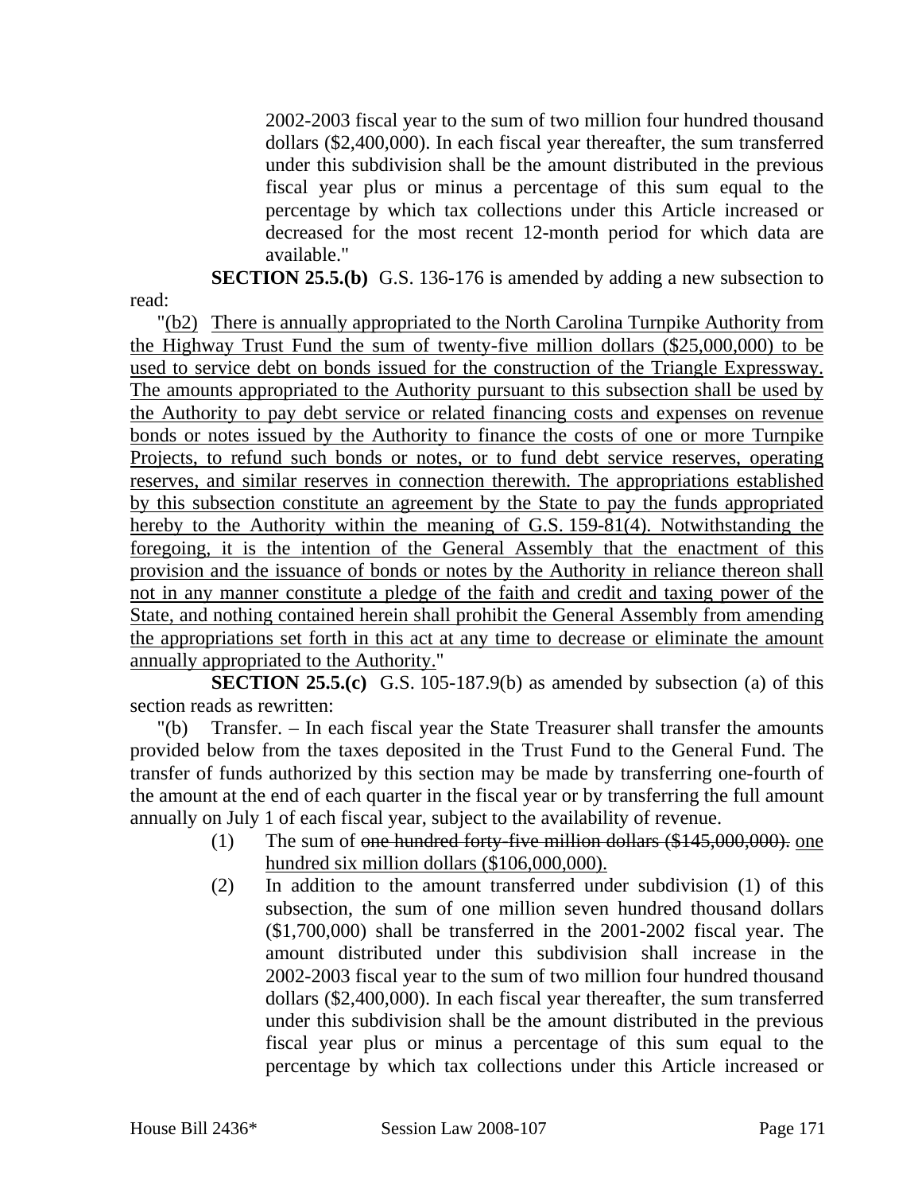2002-2003 fiscal year to the sum of two million four hundred thousand dollars ($2,400,000). In each fiscal year thereafter, the sum transferred under this subdivision shall be the amount distributed in the previous fiscal year plus or minus a percentage of this sum equal to the percentage by which tax collections under this Article increased or decreased for the most recent 12-month period for which data are available."

**SECTION 25.5.(b)** G.S. 136-176 is amended by adding a new subsection to read:

"<u>(b2) There is annually appropriated to the North Carolina Turnpike Authority from the Highway Trust Fund the sum of twenty-five million dollars ($25,000,000) to be used to service debt on bonds issued for the construction of the Triangle Expressway. The amounts appropriated to the Authority pursuant to this subsection shall be used by the Authority to pay debt service or related financing costs and expenses on revenue bonds or notes issued by the Authority to finance the costs of one or more Turnpike Projects, to refund such bonds or notes, or to fund debt service reserves, operating reserves, and similar reserves in connection therewith. The appropriations established by this subsection constitute an agreement by the State to pay the funds appropriated hereby to the Authority within the meaning of G.S. 159-81(4). Notwithstanding the foregoing, it is the intention of the General Assembly that the enactment of this provision and the issuance of bonds or notes by the Authority in reliance thereon shall not in any manner constitute a pledge of the faith and credit and taxing power of the State, and nothing contained herein shall prohibit the General Assembly from amending the appropriations set forth in this act at any time to decrease or eliminate the amount annually appropriated to the Authority.</u>"

**SECTION 25.5.(c)** G.S. 105-187.9(b) as amended by subsection (a) of this section reads as rewritten:

"(b) Transfer. – In each fiscal year the State Treasurer shall transfer the amounts provided below from the taxes deposited in the Trust Fund to the General Fund. The transfer of funds authorized by this section may be made by transferring one-fourth of the amount at the end of each quarter in the fiscal year or by transferring the full amount annually on July 1 of each fiscal year, subject to the availability of revenue.

(1) The sum of ~~one hundred forty-five million dollars ($145,000,000).~~ <u>one hundred six million dollars ($106,000,000).</u>

(2) In addition to the amount transferred under subdivision (1) of this subsection, the sum of one million seven hundred thousand dollars ($1,700,000) shall be transferred in the 2001-2002 fiscal year. The amount distributed under this subdivision shall increase in the 2002-2003 fiscal year to the sum of two million four hundred thousand dollars ($2,400,000). In each fiscal year thereafter, the sum transferred under this subdivision shall be the amount distributed in the previous fiscal year plus or minus a percentage of this sum equal to the percentage by which tax collections under this Article increased or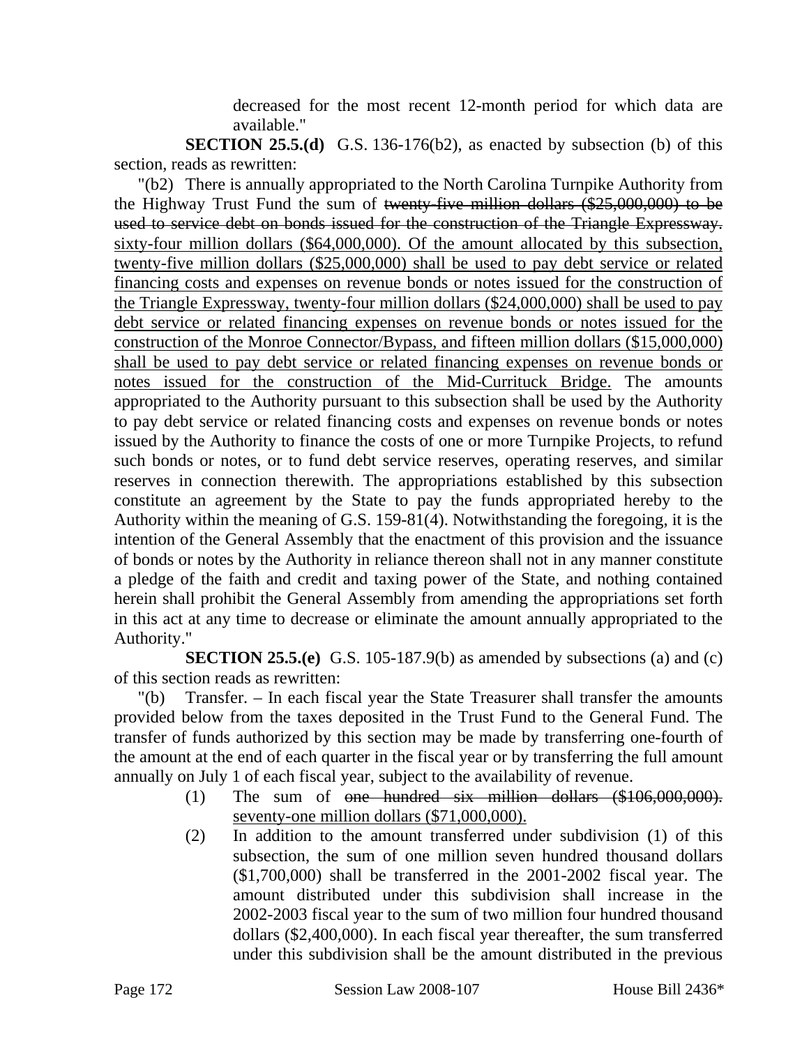decreased for the most recent 12-month period for which data are available."

**SECTION 25.5.(d)** G.S. 136-176(b2), as enacted by subsection (b) of this section, reads as rewritten:

"(b2) There is annually appropriated to the North Carolina Turnpike Authority from the Highway Trust Fund the sum of ~~twenty-five million dollars ($25,000,000) to be used to service debt on bonds issued for the construction of the Triangle Expressway.~~ <u>sixty-four million dollars ($64,000,000). Of the amount allocated by this subsection, twenty-five million dollars ($25,000,000) shall be used to pay debt service or related financing costs and expenses on revenue bonds or notes issued for the construction of the Triangle Expressway, twenty-four million dollars ($24,000,000) shall be used to pay debt service or related financing expenses on revenue bonds or notes issued for the construction of the Monroe Connector/Bypass, and fifteen million dollars ($15,000,000) shall be used to pay debt service or related financing expenses on revenue bonds or notes issued for the construction of the Mid-Currituck Bridge.</u> The amounts appropriated to the Authority pursuant to this subsection shall be used by the Authority to pay debt service or related financing costs and expenses on revenue bonds or notes issued by the Authority to finance the costs of one or more Turnpike Projects, to refund such bonds or notes, or to fund debt service reserves, operating reserves, and similar reserves in connection therewith. The appropriations established by this subsection constitute an agreement by the State to pay the funds appropriated hereby to the Authority within the meaning of G.S. 159-81(4). Notwithstanding the foregoing, it is the intention of the General Assembly that the enactment of this provision and the issuance of bonds or notes by the Authority in reliance thereon shall not in any manner constitute a pledge of the faith and credit and taxing power of the State, and nothing contained herein shall prohibit the General Assembly from amending the appropriations set forth in this act at any time to decrease or eliminate the amount annually appropriated to the Authority."

**SECTION 25.5.(e)** G.S. 105-187.9(b) as amended by subsections (a) and (c) of this section reads as rewritten:

"(b) Transfer. – In each fiscal year the State Treasurer shall transfer the amounts provided below from the taxes deposited in the Trust Fund to the General Fund. The transfer of funds authorized by this section may be made by transferring one-fourth of the amount at the end of each quarter in the fiscal year or by transferring the full amount annually on July 1 of each fiscal year, subject to the availability of revenue.

(1) The sum of ~~one hundred six million dollars ($106,000,000).~~ <u>seventy-one million dollars ($71,000,000).</u>

(2) In addition to the amount transferred under subdivision (1) of this subsection, the sum of one million seven hundred thousand dollars ($1,700,000) shall be transferred in the 2001-2002 fiscal year. The amount distributed under this subdivision shall increase in the 2002-2003 fiscal year to the sum of two million four hundred thousand dollars ($2,400,000). In each fiscal year thereafter, the sum transferred under this subdivision shall be the amount distributed in the previous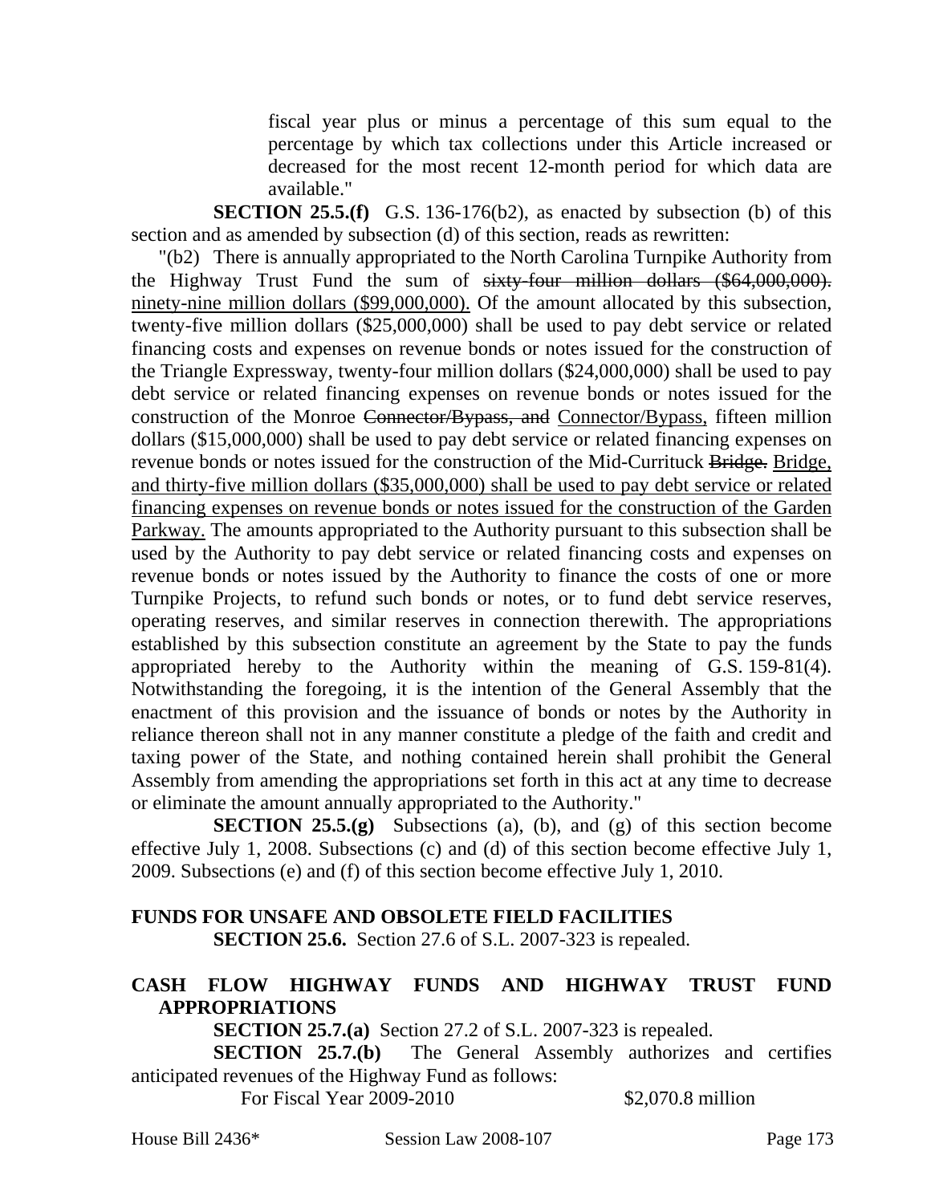fiscal year plus or minus a percentage of this sum equal to the percentage by which tax collections under this Article increased or decreased for the most recent 12-month period for which data are available."

**SECTION 25.5.(f)** G.S. 136-176(b2), as enacted by subsection (b) of this section and as amended by subsection (d) of this section, reads as rewritten:

"(b2) There is annually appropriated to the North Carolina Turnpike Authority from the Highway Trust Fund the sum of ~~sixty-four million dollars ($64,000,000).~~ ninety-nine million dollars ($99,000,000). Of the amount allocated by this subsection, twenty-five million dollars ($25,000,000) shall be used to pay debt service or related financing costs and expenses on revenue bonds or notes issued for the construction of the Triangle Expressway, twenty-four million dollars ($24,000,000) shall be used to pay debt service or related financing expenses on revenue bonds or notes issued for the construction of the Monroe ~~Connector/Bypass, and~~ Connector/Bypass, fifteen million dollars ($15,000,000) shall be used to pay debt service or related financing expenses on revenue bonds or notes issued for the construction of the Mid-Currituck ~~Bridge.~~ Bridge, and thirty-five million dollars ($35,000,000) shall be used to pay debt service or related financing expenses on revenue bonds or notes issued for the construction of the Garden Parkway. The amounts appropriated to the Authority pursuant to this subsection shall be used by the Authority to pay debt service or related financing costs and expenses on revenue bonds or notes issued by the Authority to finance the costs of one or more Turnpike Projects, to refund such bonds or notes, or to fund debt service reserves, operating reserves, and similar reserves in connection therewith. The appropriations established by this subsection constitute an agreement by the State to pay the funds appropriated hereby to the Authority within the meaning of G.S. 159-81(4). Notwithstanding the foregoing, it is the intention of the General Assembly that the enactment of this provision and the issuance of bonds or notes by the Authority in reliance thereon shall not in any manner constitute a pledge of the faith and credit and taxing power of the State, and nothing contained herein shall prohibit the General Assembly from amending the appropriations set forth in this act at any time to decrease or eliminate the amount annually appropriated to the Authority."

**SECTION 25.5.(g)** Subsections (a), (b), and (g) of this section become effective July 1, 2008. Subsections (c) and (d) of this section become effective July 1, 2009. Subsections (e) and (f) of this section become effective July 1, 2010.

**FUNDS FOR UNSAFE AND OBSOLETE FIELD FACILITIES**

**SECTION 25.6.** Section 27.6 of S.L. 2007-323 is repealed.

**CASH FLOW HIGHWAY FUNDS AND HIGHWAY TRUST FUND APPROPRIATIONS**

**SECTION 25.7.(a)** Section 27.2 of S.L. 2007-323 is repealed.

**SECTION 25.7.(b)** The General Assembly authorizes and certifies anticipated revenues of the Highway Fund as follows:

For Fiscal Year 2009-2010 $2,070.8 million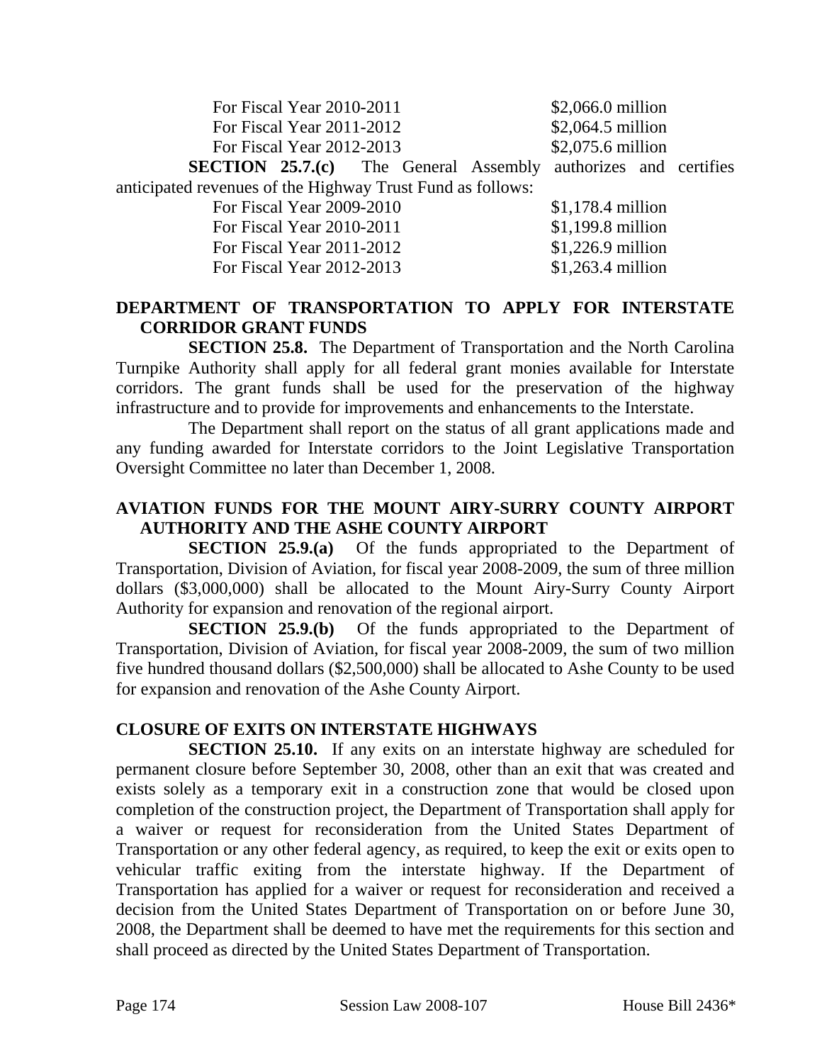| | |
|---|---|
| For Fiscal Year 2010-2011 | $2,066.0 million |
| For Fiscal Year 2011-2012 | $2,064.5 million |
| For Fiscal Year 2012-2013 | $2,075.6 million |

**SECTION 25.7.(c)** The General Assembly authorizes and certifies anticipated revenues of the Highway Trust Fund as follows:

| | |
|---|---|
| For Fiscal Year 2009-2010 | $1,178.4 million |
| For Fiscal Year 2010-2011 | $1,199.8 million |
| For Fiscal Year 2011-2012 | $1,226.9 million |
| For Fiscal Year 2012-2013 | $1,263.4 million |

**DEPARTMENT OF TRANSPORTATION TO APPLY FOR INTERSTATE CORRIDOR GRANT FUNDS**

**SECTION 25.8.** The Department of Transportation and the North Carolina Turnpike Authority shall apply for all federal grant monies available for Interstate corridors. The grant funds shall be used for the preservation of the highway infrastructure and to provide for improvements and enhancements to the Interstate.

The Department shall report on the status of all grant applications made and any funding awarded for Interstate corridors to the Joint Legislative Transportation Oversight Committee no later than December 1, 2008.

**AVIATION FUNDS FOR THE MOUNT AIRY-SURRY COUNTY AIRPORT AUTHORITY AND THE ASHE COUNTY AIRPORT**

**SECTION 25.9.(a)** Of the funds appropriated to the Department of Transportation, Division of Aviation, for fiscal year 2008-2009, the sum of three million dollars ($3,000,000) shall be allocated to the Mount Airy-Surry County Airport Authority for expansion and renovation of the regional airport.

**SECTION 25.9.(b)** Of the funds appropriated to the Department of Transportation, Division of Aviation, for fiscal year 2008-2009, the sum of two million five hundred thousand dollars ($2,500,000) shall be allocated to Ashe County to be used for expansion and renovation of the Ashe County Airport.

**CLOSURE OF EXITS ON INTERSTATE HIGHWAYS**

**SECTION 25.10.** If any exits on an interstate highway are scheduled for permanent closure before September 30, 2008, other than an exit that was created and exists solely as a temporary exit in a construction zone that would be closed upon completion of the construction project, the Department of Transportation shall apply for a waiver or request for reconsideration from the United States Department of Transportation or any other federal agency, as required, to keep the exit or exits open to vehicular traffic exiting from the interstate highway. If the Department of Transportation has applied for a waiver or request for reconsideration and received a decision from the United States Department of Transportation on or before June 30, 2008, the Department shall be deemed to have met the requirements for this section and shall proceed as directed by the United States Department of Transportation.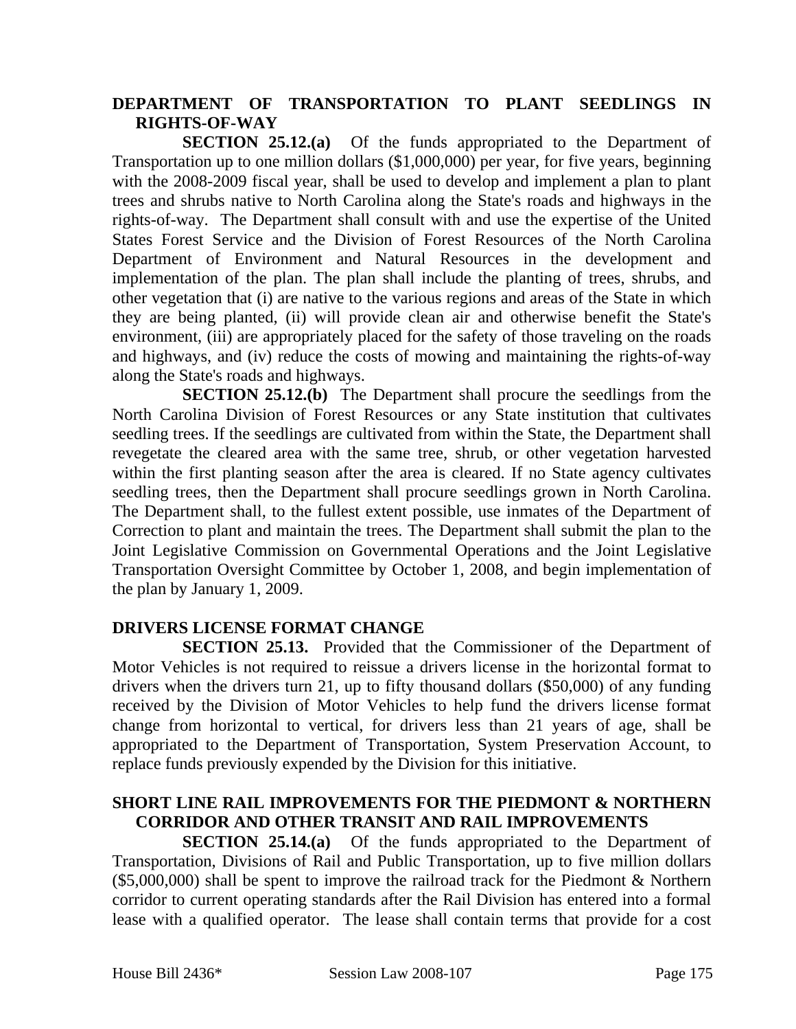### DEPARTMENT OF TRANSPORTATION TO PLANT SEEDLINGS IN RIGHTS-OF-WAY

**SECTION 25.12.(a)** Of the funds appropriated to the Department of Transportation up to one million dollars ($1,000,000) per year, for five years, beginning with the 2008-2009 fiscal year, shall be used to develop and implement a plan to plant trees and shrubs native to North Carolina along the State's roads and highways in the rights-of-way. The Department shall consult with and use the expertise of the United States Forest Service and the Division of Forest Resources of the North Carolina Department of Environment and Natural Resources in the development and implementation of the plan. The plan shall include the planting of trees, shrubs, and other vegetation that (i) are native to the various regions and areas of the State in which they are being planted, (ii) will provide clean air and otherwise benefit the State's environment, (iii) are appropriately placed for the safety of those traveling on the roads and highways, and (iv) reduce the costs of mowing and maintaining the rights-of-way along the State's roads and highways.

**SECTION 25.12.(b)** The Department shall procure the seedlings from the North Carolina Division of Forest Resources or any State institution that cultivates seedling trees. If the seedlings are cultivated from within the State, the Department shall revegetate the cleared area with the same tree, shrub, or other vegetation harvested within the first planting season after the area is cleared. If no State agency cultivates seedling trees, then the Department shall procure seedlings grown in North Carolina. The Department shall, to the fullest extent possible, use inmates of the Department of Correction to plant and maintain the trees. The Department shall submit the plan to the Joint Legislative Commission on Governmental Operations and the Joint Legislative Transportation Oversight Committee by October 1, 2008, and begin implementation of the plan by January 1, 2009.

### DRIVERS LICENSE FORMAT CHANGE

**SECTION 25.13.** Provided that the Commissioner of the Department of Motor Vehicles is not required to reissue a drivers license in the horizontal format to drivers when the drivers turn 21, up to fifty thousand dollars ($50,000) of any funding received by the Division of Motor Vehicles to help fund the drivers license format change from horizontal to vertical, for drivers less than 21 years of age, shall be appropriated to the Department of Transportation, System Preservation Account, to replace funds previously expended by the Division for this initiative.

### SHORT LINE RAIL IMPROVEMENTS FOR THE PIEDMONT & NORTHERN CORRIDOR AND OTHER TRANSIT AND RAIL IMPROVEMENTS

**SECTION 25.14.(a)** Of the funds appropriated to the Department of Transportation, Divisions of Rail and Public Transportation, up to five million dollars ($5,000,000) shall be spent to improve the railroad track for the Piedmont & Northern corridor to current operating standards after the Rail Division has entered into a formal lease with a qualified operator. The lease shall contain terms that provide for a cost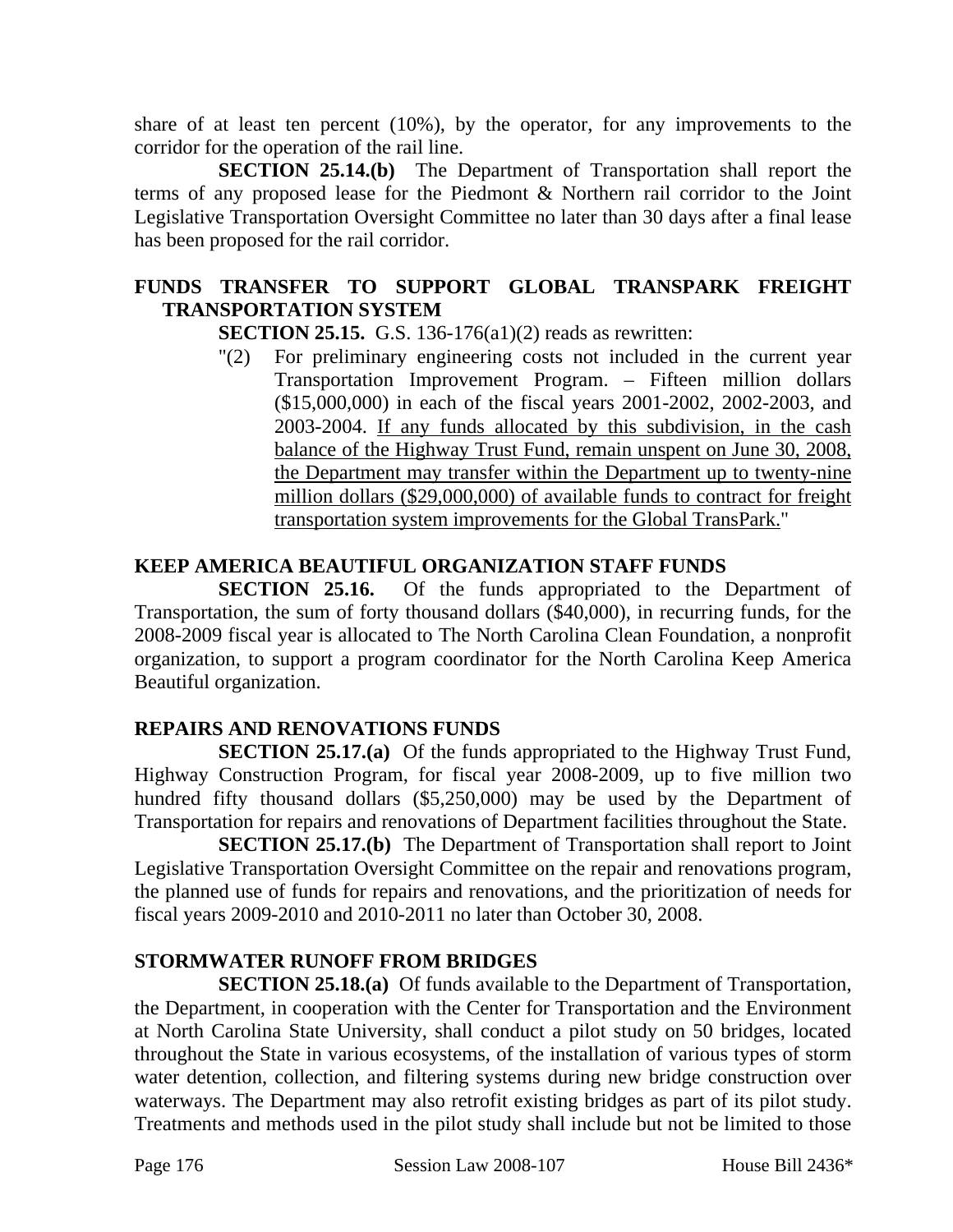share of at least ten percent (10%), by the operator, for any improvements to the corridor for the operation of the rail line.

**SECTION 25.14.(b)** The Department of Transportation shall report the terms of any proposed lease for the Piedmont & Northern rail corridor to the Joint Legislative Transportation Oversight Committee no later than 30 days after a final lease has been proposed for the rail corridor.

### FUNDS TRANSFER TO SUPPORT GLOBAL TRANSPARK FREIGHT TRANSPORTATION SYSTEM

**SECTION 25.15.** G.S. 136-176(a1)(2) reads as rewritten:

"(2) For preliminary engineering costs not included in the current year Transportation Improvement Program. – Fifteen million dollars ($15,000,000) in each of the fiscal years 2001-2002, 2002-2003, and 2003-2004. <u>If any funds allocated by this subdivision, in the cash balance of the Highway Trust Fund, remain unspent on June 30, 2008, the Department may transfer within the Department up to twenty-nine million dollars ($29,000,000) of available funds to contract for freight transportation system improvements for the Global TransPark.</u>"

### KEEP AMERICA BEAUTIFUL ORGANIZATION STAFF FUNDS

**SECTION 25.16.** Of the funds appropriated to the Department of Transportation, the sum of forty thousand dollars ($40,000), in recurring funds, for the 2008-2009 fiscal year is allocated to The North Carolina Clean Foundation, a nonprofit organization, to support a program coordinator for the North Carolina Keep America Beautiful organization.

### REPAIRS AND RENOVATIONS FUNDS

**SECTION 25.17.(a)** Of the funds appropriated to the Highway Trust Fund, Highway Construction Program, for fiscal year 2008-2009, up to five million two hundred fifty thousand dollars ($5,250,000) may be used by the Department of Transportation for repairs and renovations of Department facilities throughout the State.

**SECTION 25.17.(b)** The Department of Transportation shall report to Joint Legislative Transportation Oversight Committee on the repair and renovations program, the planned use of funds for repairs and renovations, and the prioritization of needs for fiscal years 2009-2010 and 2010-2011 no later than October 30, 2008.

### STORMWATER RUNOFF FROM BRIDGES

**SECTION 25.18.(a)** Of funds available to the Department of Transportation, the Department, in cooperation with the Center for Transportation and the Environment at North Carolina State University, shall conduct a pilot study on 50 bridges, located throughout the State in various ecosystems, of the installation of various types of storm water detention, collection, and filtering systems during new bridge construction over waterways. The Department may also retrofit existing bridges as part of its pilot study. Treatments and methods used in the pilot study shall include but not be limited to those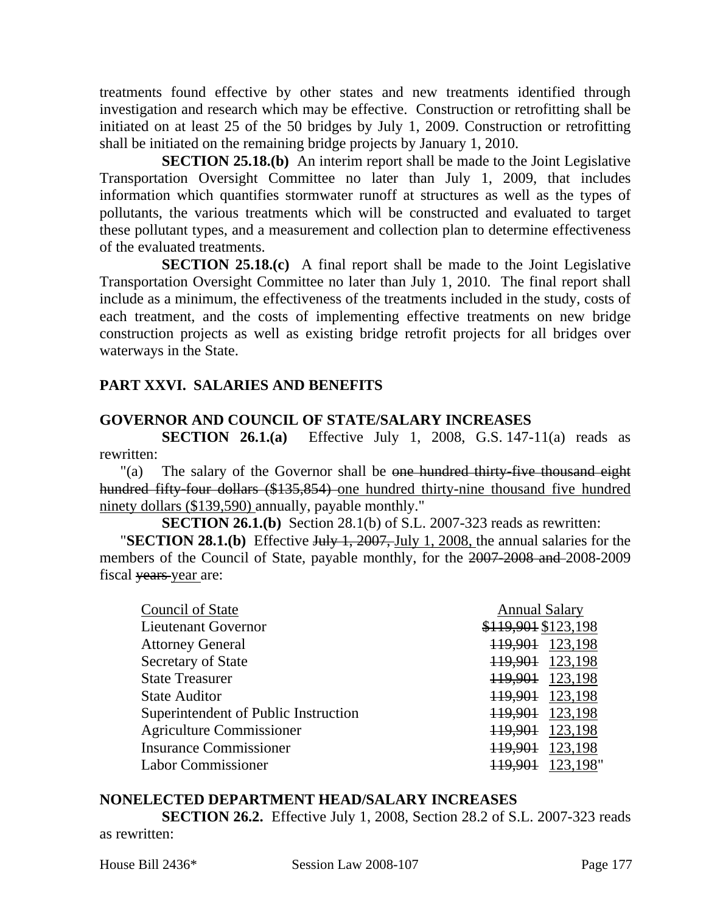treatments found effective by other states and new treatments identified through investigation and research which may be effective. Construction or retrofitting shall be initiated on at least 25 of the 50 bridges by July 1, 2009. Construction or retrofitting shall be initiated on the remaining bridge projects by January 1, 2010.

**SECTION 25.18.(b)** An interim report shall be made to the Joint Legislative Transportation Oversight Committee no later than July 1, 2009, that includes information which quantifies stormwater runoff at structures as well as the types of pollutants, the various treatments which will be constructed and evaluated to target these pollutant types, and a measurement and collection plan to determine effectiveness of the evaluated treatments.

**SECTION 25.18.(c)** A final report shall be made to the Joint Legislative Transportation Oversight Committee no later than July 1, 2010. The final report shall include as a minimum, the effectiveness of the treatments included in the study, costs of each treatment, and the costs of implementing effective treatments on new bridge construction projects as well as existing bridge retrofit projects for all bridges over waterways in the State.

## PART XXVI. SALARIES AND BENEFITS

### GOVERNOR AND COUNCIL OF STATE/SALARY INCREASES

**SECTION 26.1.(a)** Effective July 1, 2008, G.S. 147-11(a) reads as rewritten:

"(a) The salary of the Governor shall be ~~one hundred thirty-five thousand eight hundred fifty-four dollars ($135,854)~~ <u>one hundred thirty-nine thousand five hundred ninety dollars ($139,590)</u> annually, payable monthly."

**SECTION 26.1.(b)** Section 28.1(b) of S.L. 2007-323 reads as rewritten:

"**SECTION 28.1.(b)** Effective ~~July 1, 2007,~~ <u>July 1, 2008,</u> the annual salaries for the members of the Council of State, payable monthly, for the ~~2007-2008 and~~ 2008-2009 fiscal ~~years~~ <u>year</u> are:

| <u>Council of State</u> | <u>Annual Salary</u> |
|---|---|
| Lieutenant Governor | ~~$119,901~~ <u>$123,198</u> |
| Attorney General | ~~119,901~~ <u>123,198</u> |
| Secretary of State | ~~119,901~~ <u>123,198</u> |
| State Treasurer | ~~119,901~~ <u>123,198</u> |
| State Auditor | ~~119,901~~ <u>123,198</u> |
| Superintendent of Public Instruction | ~~119,901~~ <u>123,198</u> |
| Agriculture Commissioner | ~~119,901~~ <u>123,198</u> |
| Insurance Commissioner | ~~119,901~~ <u>123,198</u> |
| Labor Commissioner | ~~119,901~~ <u>123,198</u>" |

### NONELECTED DEPARTMENT HEAD/SALARY INCREASES

**SECTION 26.2.** Effective July 1, 2008, Section 28.2 of S.L. 2007-323 reads as rewritten: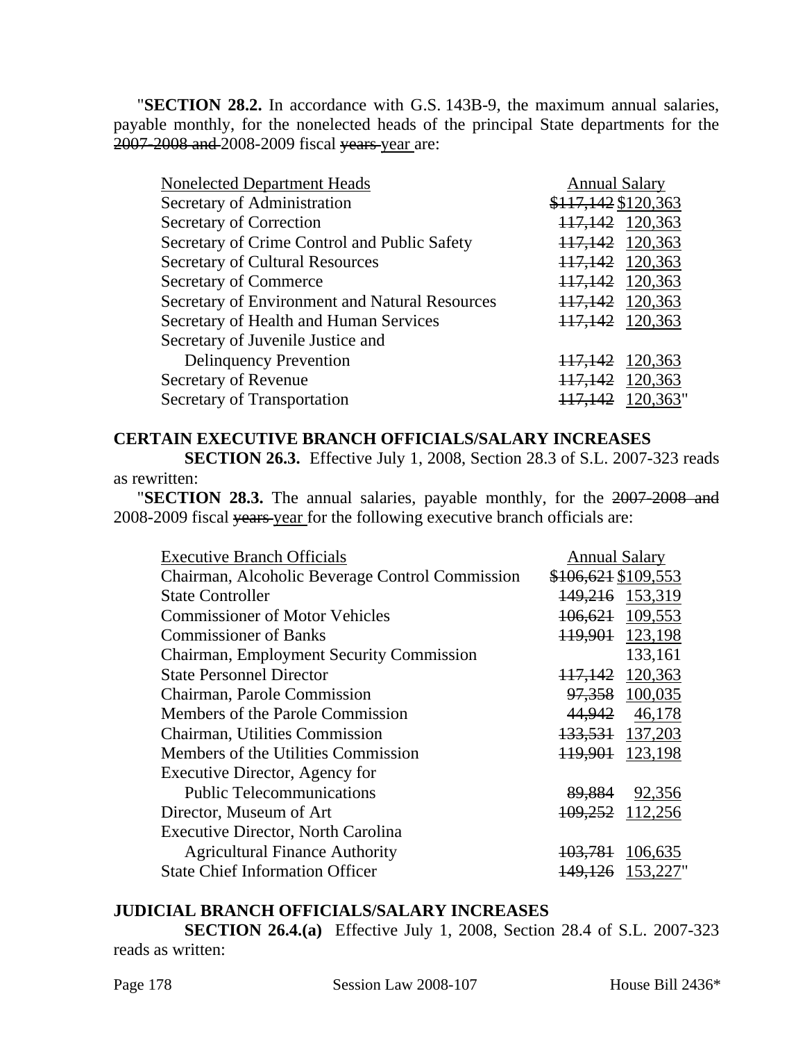"**SECTION 28.2.** In accordance with G.S. 143B-9, the maximum annual salaries, payable monthly, for the nonelected heads of the principal State departments for the ~~2007-2008 and~~ 2008-2009 fiscal ~~years~~ year are:

| Nonelected Department Heads | Annual Salary |
|---|---|
| Secretary of Administration | ~~$117,142~~ $120,363 |
| Secretary of Correction | ~~117,142~~ 120,363 |
| Secretary of Crime Control and Public Safety | ~~117,142~~ 120,363 |
| Secretary of Cultural Resources | ~~117,142~~ 120,363 |
| Secretary of Commerce | ~~117,142~~ 120,363 |
| Secretary of Environment and Natural Resources | ~~117,142~~ 120,363 |
| Secretary of Health and Human Services | ~~117,142~~ 120,363 |
| Secretary of Juvenile Justice and Delinquency Prevention | ~~117,142~~ 120,363 |
| Secretary of Revenue | ~~117,142~~ 120,363 |
| Secretary of Transportation | ~~117,142~~ 120,363" |

## CERTAIN EXECUTIVE BRANCH OFFICIALS/SALARY INCREASES

**SECTION 26.3.** Effective July 1, 2008, Section 28.3 of S.L. 2007-323 reads as rewritten:

"**SECTION 28.3.** The annual salaries, payable monthly, for the ~~2007-2008 and~~ 2008-2009 fiscal ~~years~~ year for the following executive branch officials are:

| Executive Branch Officials | Annual Salary |
|---|---|
| Chairman, Alcoholic Beverage Control Commission | ~~$106,621~~ $109,553 |
| State Controller | ~~149,216~~ 153,319 |
| Commissioner of Motor Vehicles | ~~106,621~~ 109,553 |
| Commissioner of Banks | ~~119,901~~ 123,198 |
| Chairman, Employment Security Commission | 133,161 |
| State Personnel Director | ~~117,142~~ 120,363 |
| Chairman, Parole Commission | ~~97,358~~ 100,035 |
| Members of the Parole Commission | ~~44,942~~ 46,178 |
| Chairman, Utilities Commission | ~~133,531~~ 137,203 |
| Members of the Utilities Commission | ~~119,901~~ 123,198 |
| Executive Director, Agency for Public Telecommunications | ~~89,884~~ 92,356 |
| Director, Museum of Art | ~~109,252~~ 112,256 |
| Executive Director, North Carolina Agricultural Finance Authority | ~~103,781~~ 106,635 |
| State Chief Information Officer | ~~149,126~~ 153,227" |

## JUDICIAL BRANCH OFFICIALS/SALARY INCREASES

**SECTION 26.4.(a)** Effective July 1, 2008, Section 28.4 of S.L. 2007-323 reads as written: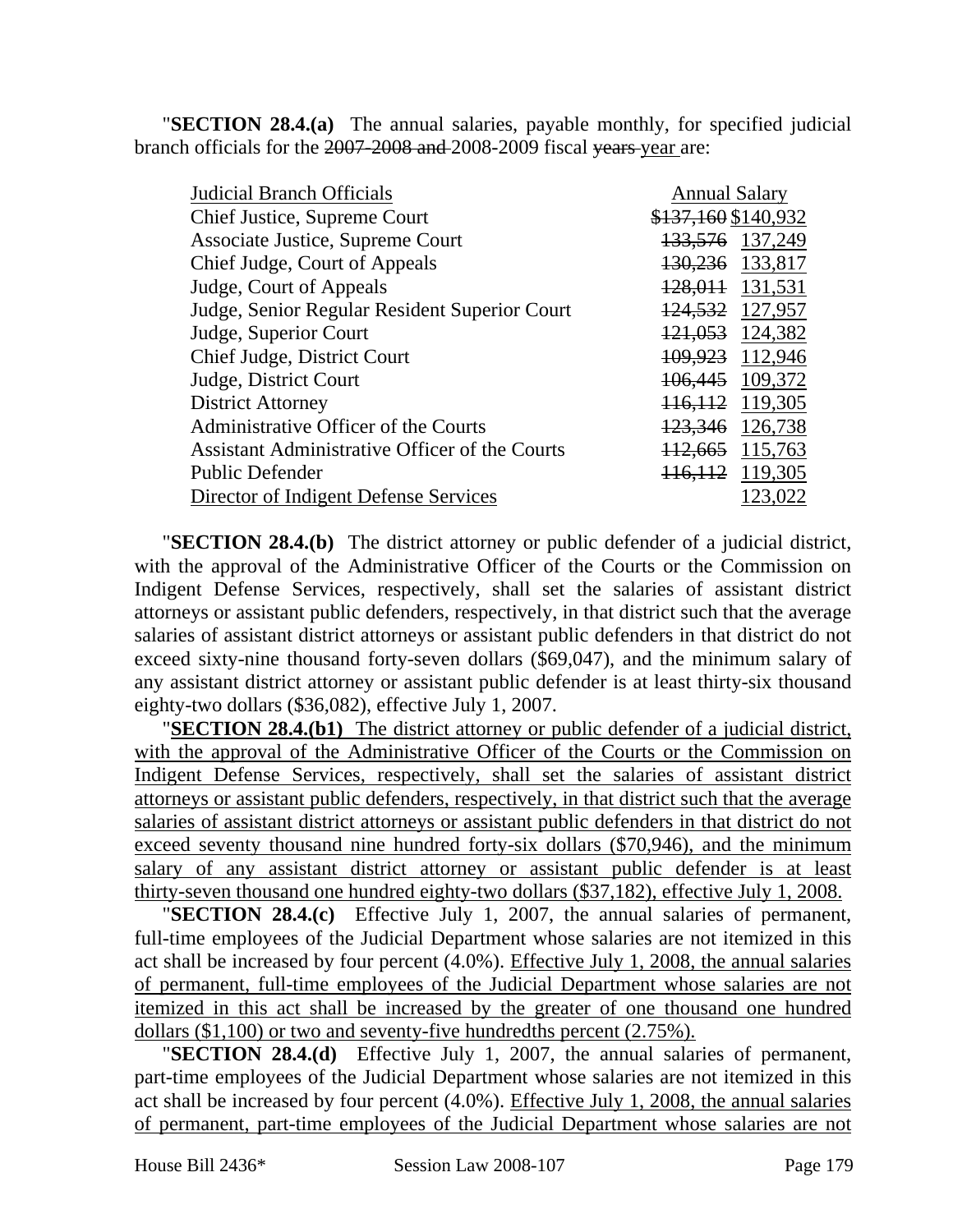"**SECTION 28.4.(a)** The annual salaries, payable monthly, for specified judicial branch officials for the ~~2007-2008 and~~ 2008-2009 fiscal ~~years~~ year are:

| Judicial Branch Officials | Annual Salary |
|---|---|
| Chief Justice, Supreme Court | ~~$137,160~~ $140,932 |
| Associate Justice, Supreme Court | ~~133,576~~ 137,249 |
| Chief Judge, Court of Appeals | ~~130,236~~ 133,817 |
| Judge, Court of Appeals | ~~128,011~~ 131,531 |
| Judge, Senior Regular Resident Superior Court | ~~124,532~~ 127,957 |
| Judge, Superior Court | ~~121,053~~ 124,382 |
| Chief Judge, District Court | ~~109,923~~ 112,946 |
| Judge, District Court | ~~106,445~~ 109,372 |
| District Attorney | ~~116,112~~ 119,305 |
| Administrative Officer of the Courts | ~~123,346~~ 126,738 |
| Assistant Administrative Officer of the Courts | ~~112,665~~ 115,763 |
| Public Defender | ~~116,112~~ 119,305 |
| Director of Indigent Defense Services | 123,022 |

"**SECTION 28.4.(b)** The district attorney or public defender of a judicial district, with the approval of the Administrative Officer of the Courts or the Commission on Indigent Defense Services, respectively, shall set the salaries of assistant district attorneys or assistant public defenders, respectively, in that district such that the average salaries of assistant district attorneys or assistant public defenders in that district do not exceed sixty-nine thousand forty-seven dollars ($69,047), and the minimum salary of any assistant district attorney or assistant public defender is at least thirty-six thousand eighty-two dollars ($36,082), effective July 1, 2007.

"**SECTION 28.4.(b1)** The district attorney or public defender of a judicial district, with the approval of the Administrative Officer of the Courts or the Commission on Indigent Defense Services, respectively, shall set the salaries of assistant district attorneys or assistant public defenders, respectively, in that district such that the average salaries of assistant district attorneys or assistant public defenders in that district do not exceed seventy thousand nine hundred forty-six dollars ($70,946), and the minimum salary of any assistant district attorney or assistant public defender is at least thirty-seven thousand one hundred eighty-two dollars ($37,182), effective July 1, 2008.

"**SECTION 28.4.(c)** Effective July 1, 2007, the annual salaries of permanent, full-time employees of the Judicial Department whose salaries are not itemized in this act shall be increased by four percent (4.0%). Effective July 1, 2008, the annual salaries of permanent, full-time employees of the Judicial Department whose salaries are not itemized in this act shall be increased by the greater of one thousand one hundred dollars ($1,100) or two and seventy-five hundredths percent (2.75%).

"**SECTION 28.4.(d)** Effective July 1, 2007, the annual salaries of permanent, part-time employees of the Judicial Department whose salaries are not itemized in this act shall be increased by four percent (4.0%). Effective July 1, 2008, the annual salaries of permanent, part-time employees of the Judicial Department whose salaries are not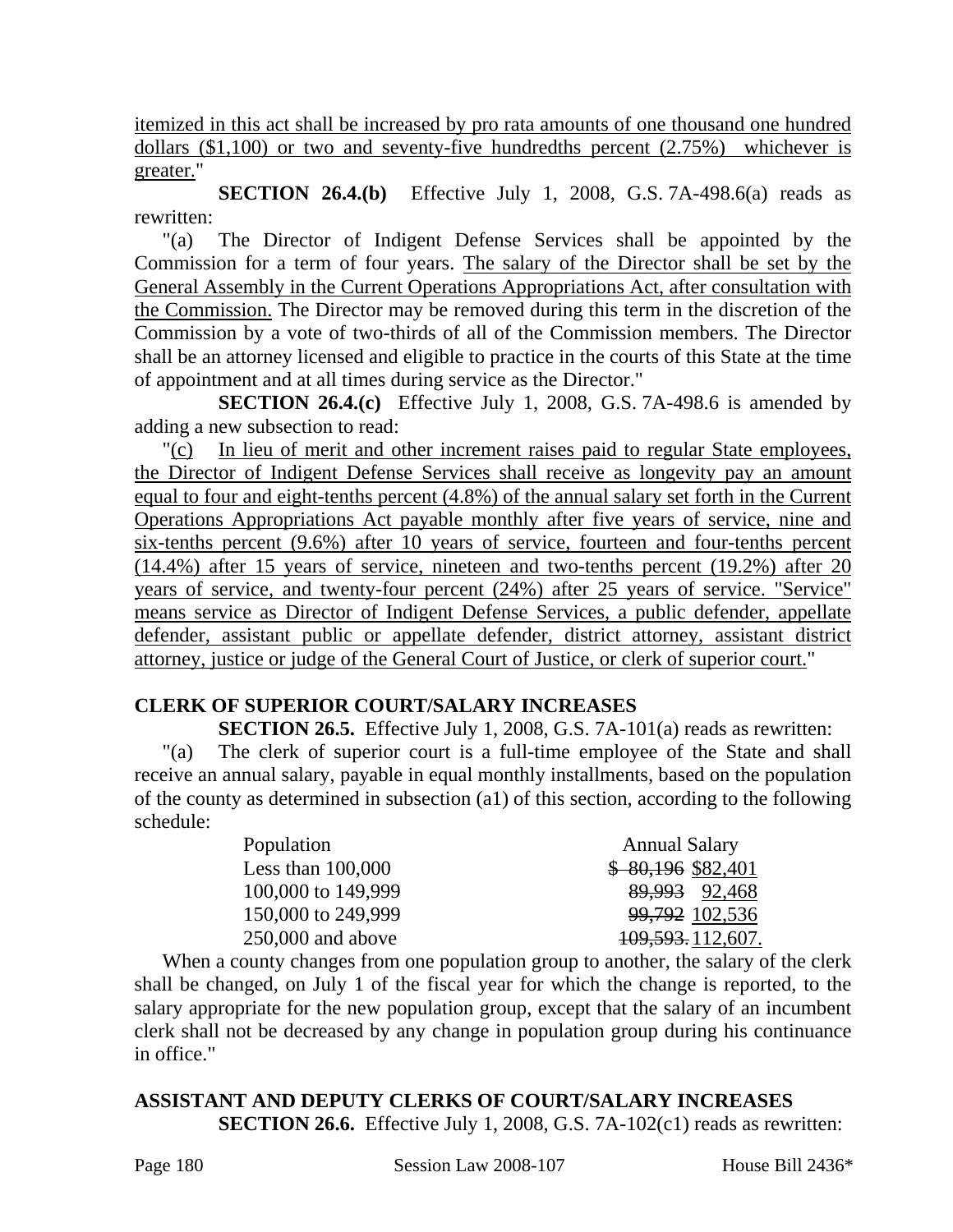itemized in this act shall be increased by pro rata amounts of one thousand one hundred dollars ($1,100) or two and seventy-five hundredths percent (2.75%) whichever is greater."

**SECTION 26.4.(b)** Effective July 1, 2008, G.S. 7A-498.6(a) reads as rewritten:

"(a) The Director of Indigent Defense Services shall be appointed by the Commission for a term of four years. The salary of the Director shall be set by the General Assembly in the Current Operations Appropriations Act, after consultation with the Commission. The Director may be removed during this term in the discretion of the Commission by a vote of two-thirds of all of the Commission members. The Director shall be an attorney licensed and eligible to practice in the courts of this State at the time of appointment and at all times during service as the Director."

**SECTION 26.4.(c)** Effective July 1, 2008, G.S. 7A-498.6 is amended by adding a new subsection to read:

"(c) In lieu of merit and other increment raises paid to regular State employees, the Director of Indigent Defense Services shall receive as longevity pay an amount equal to four and eight-tenths percent (4.8%) of the annual salary set forth in the Current Operations Appropriations Act payable monthly after five years of service, nine and six-tenths percent (9.6%) after 10 years of service, fourteen and four-tenths percent (14.4%) after 15 years of service, nineteen and two-tenths percent (19.2%) after 20 years of service, and twenty-four percent (24%) after 25 years of service. "Service" means service as Director of Indigent Defense Services, a public defender, appellate defender, assistant public or appellate defender, district attorney, assistant district attorney, justice or judge of the General Court of Justice, or clerk of superior court."

## CLERK OF SUPERIOR COURT/SALARY INCREASES

**SECTION 26.5.** Effective July 1, 2008, G.S. 7A-101(a) reads as rewritten:

"(a) The clerk of superior court is a full-time employee of the State and shall receive an annual salary, payable in equal monthly installments, based on the population of the county as determined in subsection (a1) of this section, according to the following schedule:

| Population | Annual Salary |
|---|---|
| Less than 100,000 | ~~$ 80,196~~ $82,401 |
| 100,000 to 149,999 | ~~89,993~~ 92,468 |
| 150,000 to 249,999 | ~~99,792~~ 102,536 |
| 250,000 and above | ~~109,593.~~ 112,607. |

When a county changes from one population group to another, the salary of the clerk shall be changed, on July 1 of the fiscal year for which the change is reported, to the salary appropriate for the new population group, except that the salary of an incumbent clerk shall not be decreased by any change in population group during his continuance in office."

## ASSISTANT AND DEPUTY CLERKS OF COURT/SALARY INCREASES

**SECTION 26.6.** Effective July 1, 2008, G.S. 7A-102(c1) reads as rewritten: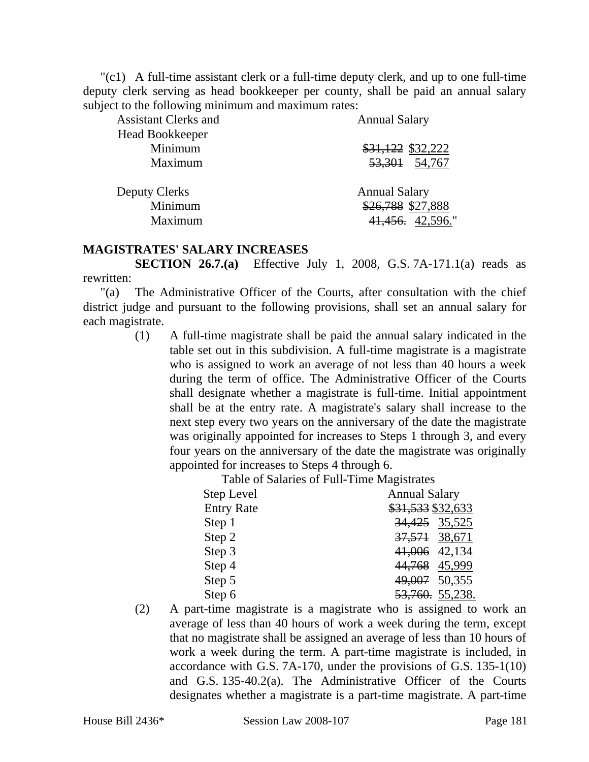"(c1) A full-time assistant clerk or a full-time deputy clerk, and up to one full-time deputy clerk serving as head bookkeeper per county, shall be paid an annual salary subject to the following minimum and maximum rates:

| Assistant Clerks and Head Bookkeeper | Annual Salary |
|---|---|
| Minimum | ~~$31,122~~ $32,222 |
| Maximum | ~~53,301~~ 54,767 |

| Deputy Clerks | Annual Salary |
|---|---|
| Minimum | ~~$26,788~~ $27,888 |
| Maximum | ~~41,456.~~ 42,596." |

**MAGISTRATES' SALARY INCREASES**

**SECTION 26.7.(a)** Effective July 1, 2008, G.S. 7A-171.1(a) reads as rewritten:

"(a) The Administrative Officer of the Courts, after consultation with the chief district judge and pursuant to the following provisions, shall set an annual salary for each magistrate.

(1) A full-time magistrate shall be paid the annual salary indicated in the table set out in this subdivision. A full-time magistrate is a magistrate who is assigned to work an average of not less than 40 hours a week during the term of office. The Administrative Officer of the Courts shall designate whether a magistrate is full-time. Initial appointment shall be at the entry rate. A magistrate's salary shall increase to the next step every two years on the anniversary of the date the magistrate was originally appointed for increases to Steps 1 through 3, and every four years on the anniversary of the date the magistrate was originally appointed for increases to Steps 4 through 6.

Table of Salaries of Full-Time Magistrates

| Step Level | Annual Salary |
|---|---|
| Entry Rate | ~~$31,533~~ $32,633 |
| Step 1 | ~~34,425~~ 35,525 |
| Step 2 | ~~37,571~~ 38,671 |
| Step 3 | ~~41,006~~ 42,134 |
| Step 4 | ~~44,768~~ 45,999 |
| Step 5 | ~~49,007~~ 50,355 |
| Step 6 | ~~53,760.~~ 55,238. |

(2) A part-time magistrate is a magistrate who is assigned to work an average of less than 40 hours of work a week during the term, except that no magistrate shall be assigned an average of less than 10 hours of work a week during the term. A part-time magistrate is included, in accordance with G.S. 7A-170, under the provisions of G.S. 135-1(10) and G.S. 135-40.2(a). The Administrative Officer of the Courts designates whether a magistrate is a part-time magistrate. A part-time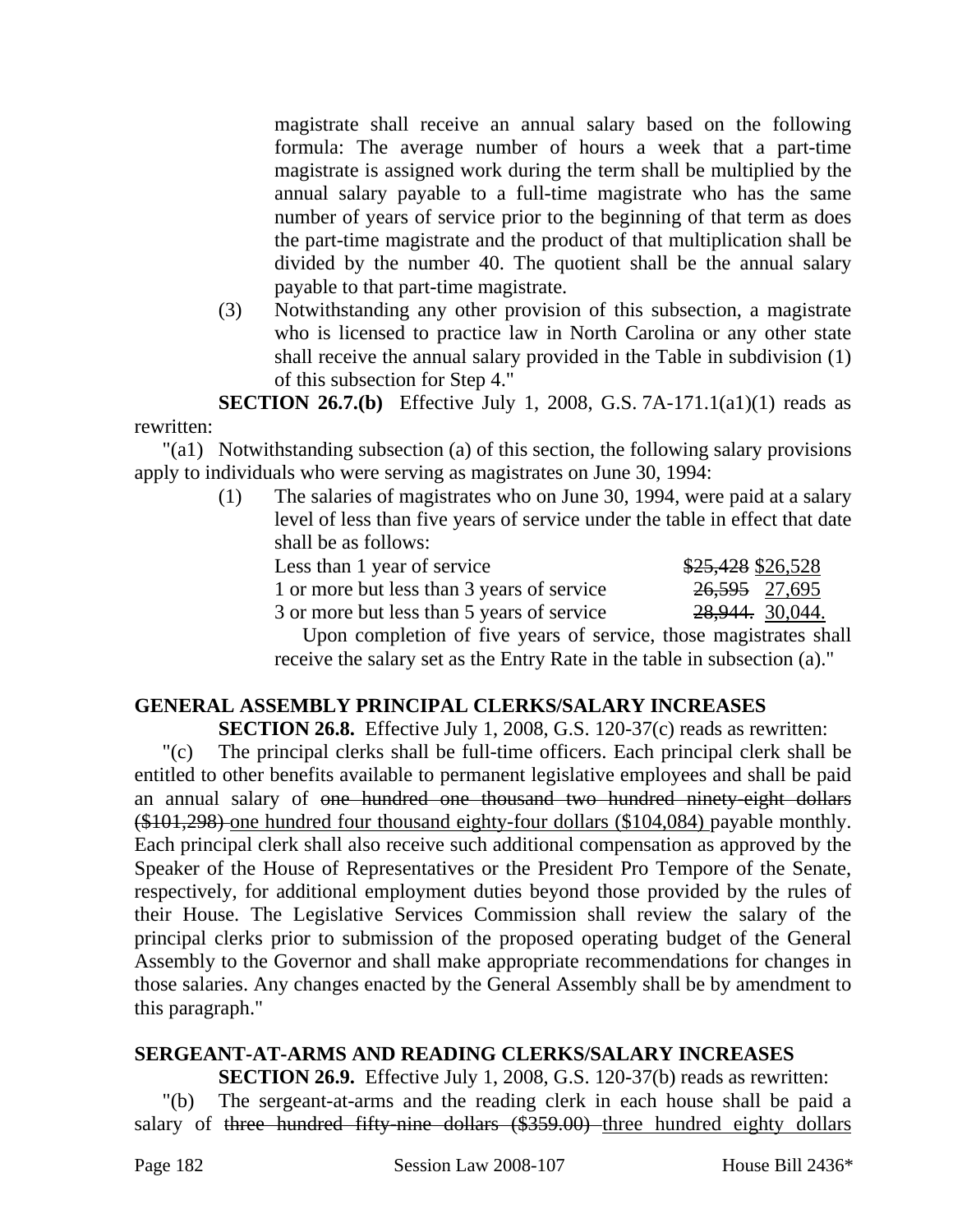magistrate shall receive an annual salary based on the following formula: The average number of hours a week that a part-time magistrate is assigned work during the term shall be multiplied by the annual salary payable to a full-time magistrate who has the same number of years of service prior to the beginning of that term as does the part-time magistrate and the product of that multiplication shall be divided by the number 40. The quotient shall be the annual salary payable to that part-time magistrate.

(3) Notwithstanding any other provision of this subsection, a magistrate who is licensed to practice law in North Carolina or any other state shall receive the annual salary provided in the Table in subdivision (1) of this subsection for Step 4."

**SECTION 26.7.(b)** Effective July 1, 2008, G.S. 7A-171.1(a1)(1) reads as rewritten:

"(a1) Notwithstanding subsection (a) of this section, the following salary provisions apply to individuals who were serving as magistrates on June 30, 1994:

(1) The salaries of magistrates who on June 30, 1994, were paid at a salary level of less than five years of service under the table in effect that date shall be as follows:

| | |
|---|---|
| Less than 1 year of service | ~~$25,428~~ $26,528 |
| 1 or more but less than 3 years of service | ~~26,595~~ 27,695 |
| 3 or more but less than 5 years of service | ~~28,944.~~ 30,044. |

Upon completion of five years of service, those magistrates shall receive the salary set as the Entry Rate in the table in subsection (a)."

## GENERAL ASSEMBLY PRINCIPAL CLERKS/SALARY INCREASES

**SECTION 26.8.** Effective July 1, 2008, G.S. 120-37(c) reads as rewritten:

"(c) The principal clerks shall be full-time officers. Each principal clerk shall be entitled to other benefits available to permanent legislative employees and shall be paid an annual salary of ~~one hundred one thousand two hundred ninety-eight dollars ($101,298)~~ one hundred four thousand eighty-four dollars ($104,084) payable monthly. Each principal clerk shall also receive such additional compensation as approved by the Speaker of the House of Representatives or the President Pro Tempore of the Senate, respectively, for additional employment duties beyond those provided by the rules of their House. The Legislative Services Commission shall review the salary of the principal clerks prior to submission of the proposed operating budget of the General Assembly to the Governor and shall make appropriate recommendations for changes in those salaries. Any changes enacted by the General Assembly shall be by amendment to this paragraph."

## SERGEANT-AT-ARMS AND READING CLERKS/SALARY INCREASES

**SECTION 26.9.** Effective July 1, 2008, G.S. 120-37(b) reads as rewritten:

"(b) The sergeant-at-arms and the reading clerk in each house shall be paid a salary of ~~three hundred fifty-nine dollars ($359.00)~~ three hundred eighty dollars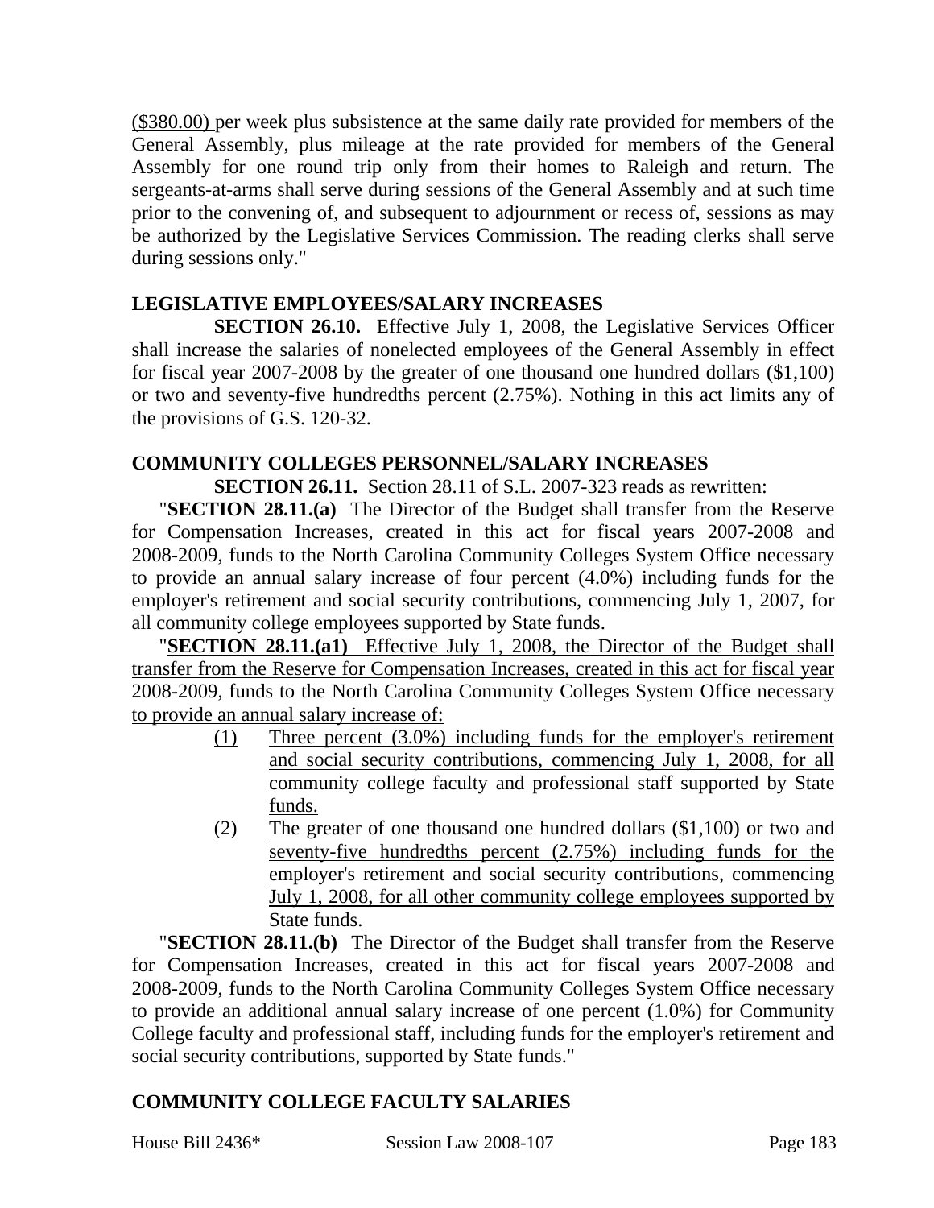($380.00) per week plus subsistence at the same daily rate provided for members of the General Assembly, plus mileage at the rate provided for members of the General Assembly for one round trip only from their homes to Raleigh and return. The sergeants-at-arms shall serve during sessions of the General Assembly and at such time prior to the convening of, and subsequent to adjournment or recess of, sessions as may be authorized by the Legislative Services Commission. The reading clerks shall serve during sessions only."

## LEGISLATIVE EMPLOYEES/SALARY INCREASES

**SECTION 26.10.** Effective July 1, 2008, the Legislative Services Officer shall increase the salaries of nonelected employees of the General Assembly in effect for fiscal year 2007-2008 by the greater of one thousand one hundred dollars ($1,100) or two and seventy-five hundredths percent (2.75%). Nothing in this act limits any of the provisions of G.S. 120-32.

## COMMUNITY COLLEGES PERSONNEL/SALARY INCREASES

**SECTION 26.11.** Section 28.11 of S.L. 2007-323 reads as rewritten:

"**SECTION 28.11.(a)** The Director of the Budget shall transfer from the Reserve for Compensation Increases, created in this act for fiscal years 2007-2008 and 2008-2009, funds to the North Carolina Community Colleges System Office necessary to provide an annual salary increase of four percent (4.0%) including funds for the employer's retirement and social security contributions, commencing July 1, 2007, for all community college employees supported by State funds.

"**SECTION 28.11.(a1)** Effective July 1, 2008, the Director of the Budget shall transfer from the Reserve for Compensation Increases, created in this act for fiscal year 2008-2009, funds to the North Carolina Community Colleges System Office necessary to provide an annual salary increase of:

(1) Three percent (3.0%) including funds for the employer's retirement and social security contributions, commencing July 1, 2008, for all community college faculty and professional staff supported by State funds.

(2) The greater of one thousand one hundred dollars ($1,100) or two and seventy-five hundredths percent (2.75%) including funds for the employer's retirement and social security contributions, commencing July 1, 2008, for all other community college employees supported by State funds.

"**SECTION 28.11.(b)** The Director of the Budget shall transfer from the Reserve for Compensation Increases, created in this act for fiscal years 2007-2008 and 2008-2009, funds to the North Carolina Community Colleges System Office necessary to provide an additional annual salary increase of one percent (1.0%) for Community College faculty and professional staff, including funds for the employer's retirement and social security contributions, supported by State funds."

## COMMUNITY COLLEGE FACULTY SALARIES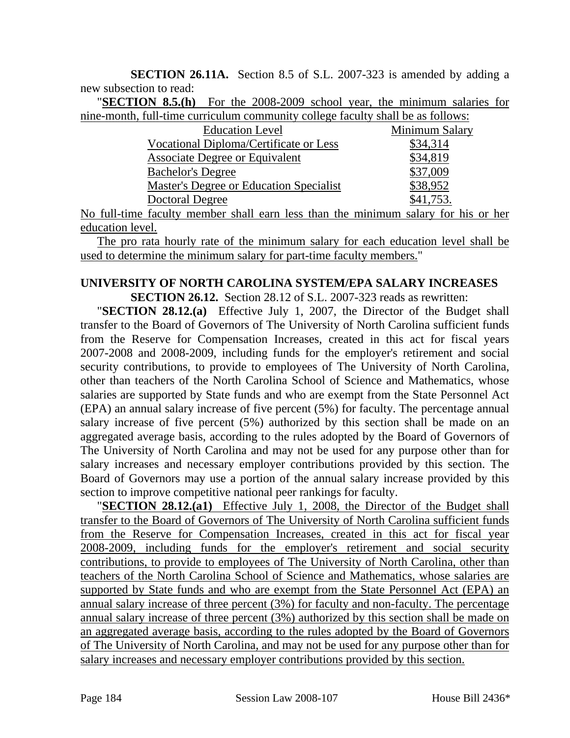**SECTION 26.11A.** Section 8.5 of S.L. 2007-323 is amended by adding a new subsection to read:

"**SECTION 8.5.(h)** For the 2008-2009 school year, the minimum salaries for nine-month, full-time curriculum community college faculty shall be as follows:

| Education Level | Minimum Salary |
|---|---|
| Vocational Diploma/Certificate or Less | $34,314 |
| Associate Degree or Equivalent | $34,819 |
| Bachelor's Degree | $37,009 |
| Master's Degree or Education Specialist | $38,952 |
| Doctoral Degree | $41,753. |

No full-time faculty member shall earn less than the minimum salary for his or her education level.

The pro rata hourly rate of the minimum salary for each education level shall be used to determine the minimum salary for part-time faculty members."

## UNIVERSITY OF NORTH CAROLINA SYSTEM/EPA SALARY INCREASES

**SECTION 26.12.** Section 28.12 of S.L. 2007-323 reads as rewritten:

"**SECTION 28.12.(a)** Effective July 1, 2007, the Director of the Budget shall transfer to the Board of Governors of The University of North Carolina sufficient funds from the Reserve for Compensation Increases, created in this act for fiscal years 2007-2008 and 2008-2009, including funds for the employer's retirement and social security contributions, to provide to employees of The University of North Carolina, other than teachers of the North Carolina School of Science and Mathematics, whose salaries are supported by State funds and who are exempt from the State Personnel Act (EPA) an annual salary increase of five percent (5%) for faculty. The percentage annual salary increase of five percent (5%) authorized by this section shall be made on an aggregated average basis, according to the rules adopted by the Board of Governors of The University of North Carolina and may not be used for any purpose other than for salary increases and necessary employer contributions provided by this section. The Board of Governors may use a portion of the annual salary increase provided by this section to improve competitive national peer rankings for faculty.

"**SECTION 28.12.(a1)** Effective July 1, 2008, the Director of the Budget shall transfer to the Board of Governors of The University of North Carolina sufficient funds from the Reserve for Compensation Increases, created in this act for fiscal year 2008-2009, including funds for the employer's retirement and social security contributions, to provide to employees of The University of North Carolina, other than teachers of the North Carolina School of Science and Mathematics, whose salaries are supported by State funds and who are exempt from the State Personnel Act (EPA) an annual salary increase of three percent (3%) for faculty and non-faculty. The percentage annual salary increase of three percent (3%) authorized by this section shall be made on an aggregated average basis, according to the rules adopted by the Board of Governors of The University of North Carolina, and may not be used for any purpose other than for salary increases and necessary employer contributions provided by this section.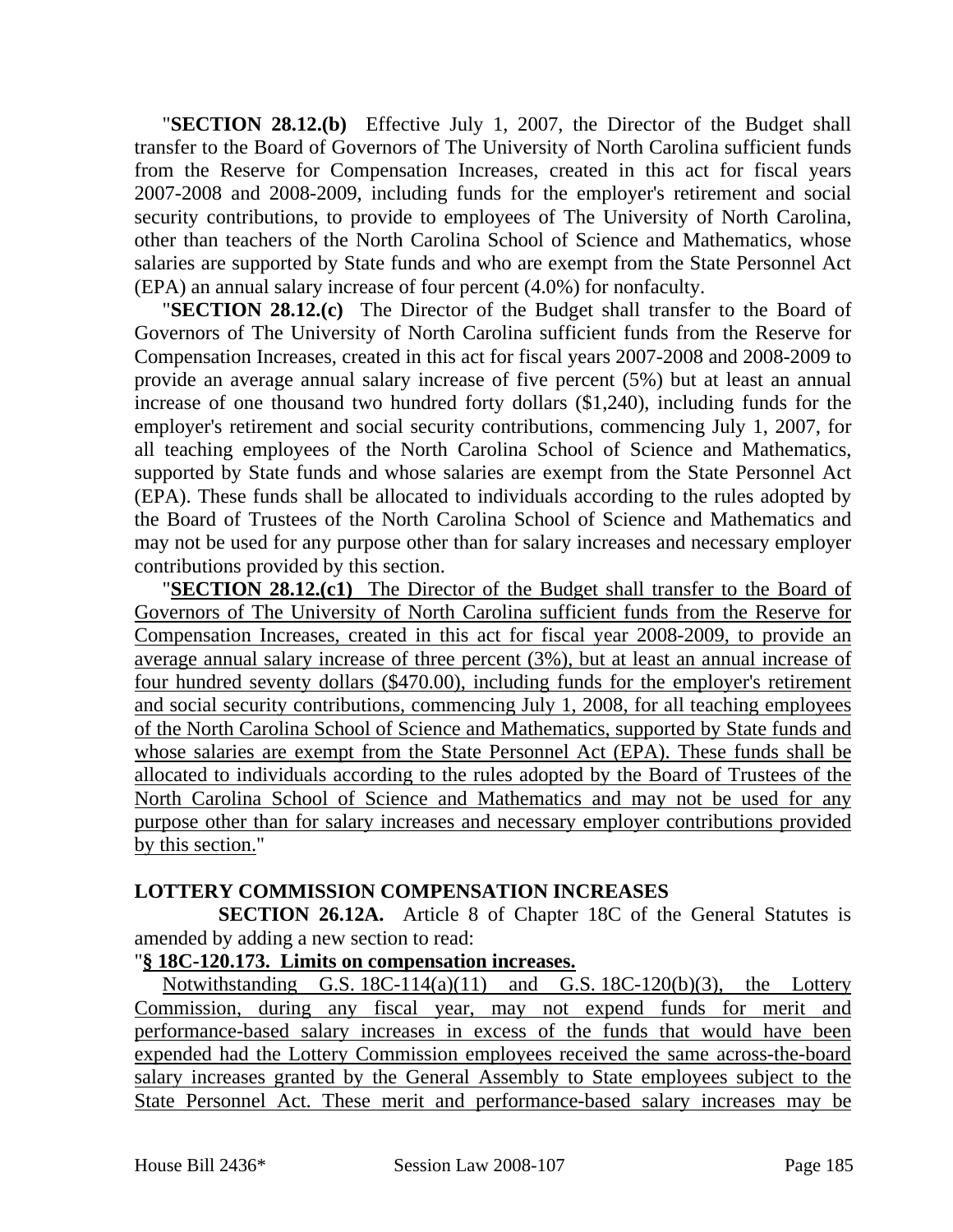"**SECTION 28.12.(b)** Effective July 1, 2007, the Director of the Budget shall transfer to the Board of Governors of The University of North Carolina sufficient funds from the Reserve for Compensation Increases, created in this act for fiscal years 2007-2008 and 2008-2009, including funds for the employer's retirement and social security contributions, to provide to employees of The University of North Carolina, other than teachers of the North Carolina School of Science and Mathematics, whose salaries are supported by State funds and who are exempt from the State Personnel Act (EPA) an annual salary increase of four percent (4.0%) for nonfaculty.

"**SECTION 28.12.(c)** The Director of the Budget shall transfer to the Board of Governors of The University of North Carolina sufficient funds from the Reserve for Compensation Increases, created in this act for fiscal years 2007-2008 and 2008-2009 to provide an average annual salary increase of five percent (5%) but at least an annual increase of one thousand two hundred forty dollars ($1,240), including funds for the employer's retirement and social security contributions, commencing July 1, 2007, for all teaching employees of the North Carolina School of Science and Mathematics, supported by State funds and whose salaries are exempt from the State Personnel Act (EPA). These funds shall be allocated to individuals according to the rules adopted by the Board of Trustees of the North Carolina School of Science and Mathematics and may not be used for any purpose other than for salary increases and necessary employer contributions provided by this section.

"**SECTION 28.12.(c1)** The Director of the Budget shall transfer to the Board of Governors of The University of North Carolina sufficient funds from the Reserve for Compensation Increases, created in this act for fiscal year 2008-2009, to provide an average annual salary increase of three percent (3%), but at least an annual increase of four hundred seventy dollars ($470.00), including funds for the employer's retirement and social security contributions, commencing July 1, 2008, for all teaching employees of the North Carolina School of Science and Mathematics, supported by State funds and whose salaries are exempt from the State Personnel Act (EPA). These funds shall be allocated to individuals according to the rules adopted by the Board of Trustees of the North Carolina School of Science and Mathematics and may not be used for any purpose other than for salary increases and necessary employer contributions provided by this section."

**LOTTERY COMMISSION COMPENSATION INCREASES**

**SECTION 26.12A.** Article 8 of Chapter 18C of the General Statutes is amended by adding a new section to read:

"**§ 18C-120.173. Limits on compensation increases.**

Notwithstanding G.S. 18C-114(a)(11) and G.S. 18C-120(b)(3), the Lottery Commission, during any fiscal year, may not expend funds for merit and performance-based salary increases in excess of the funds that would have been expended had the Lottery Commission employees received the same across-the-board salary increases granted by the General Assembly to State employees subject to the State Personnel Act. These merit and performance-based salary increases may be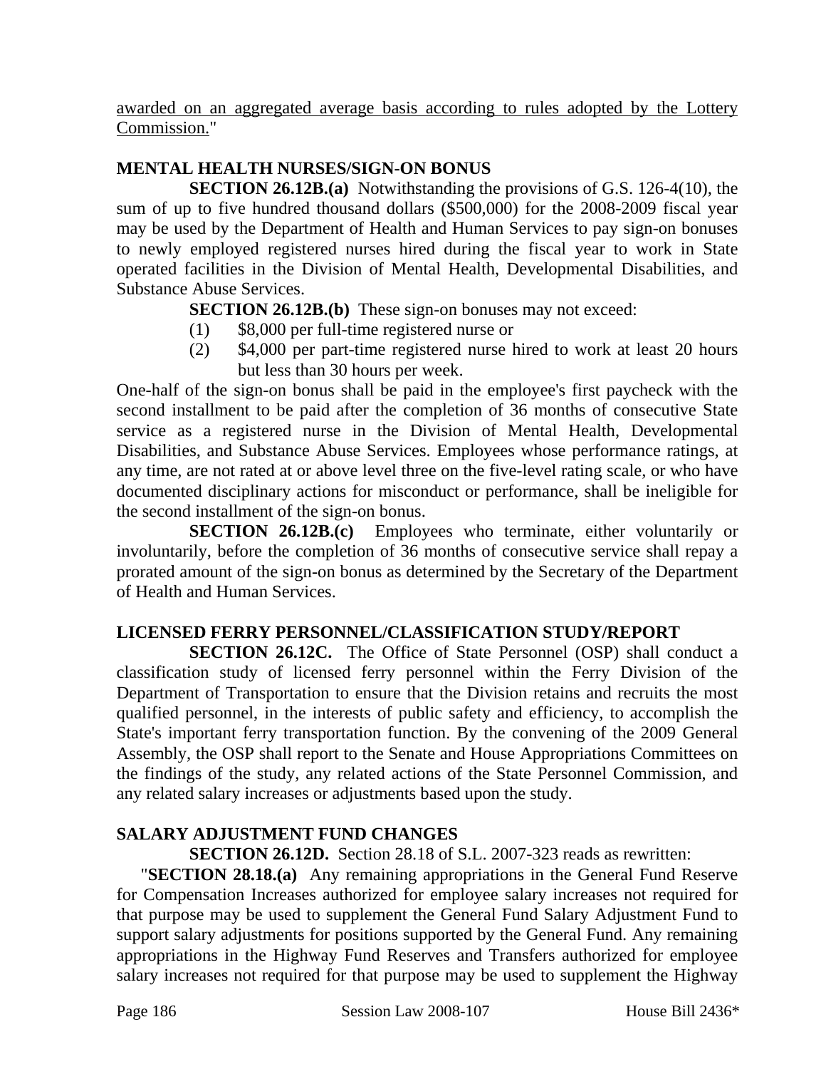awarded on an aggregated average basis according to rules adopted by the Lottery Commission."

**MENTAL HEALTH NURSES/SIGN-ON BONUS**

**SECTION 26.12B.(a)** Notwithstanding the provisions of G.S. 126-4(10), the sum of up to five hundred thousand dollars ($500,000) for the 2008-2009 fiscal year may be used by the Department of Health and Human Services to pay sign-on bonuses to newly employed registered nurses hired during the fiscal year to work in State operated facilities in the Division of Mental Health, Developmental Disabilities, and Substance Abuse Services.

**SECTION 26.12B.(b)** These sign-on bonuses may not exceed:

(1) $8,000 per full-time registered nurse or
(2) $4,000 per part-time registered nurse hired to work at least 20 hours but less than 30 hours per week.

One-half of the sign-on bonus shall be paid in the employee's first paycheck with the second installment to be paid after the completion of 36 months of consecutive State service as a registered nurse in the Division of Mental Health, Developmental Disabilities, and Substance Abuse Services. Employees whose performance ratings, at any time, are not rated at or above level three on the five-level rating scale, or who have documented disciplinary actions for misconduct or performance, shall be ineligible for the second installment of the sign-on bonus.

**SECTION 26.12B.(c)** Employees who terminate, either voluntarily or involuntarily, before the completion of 36 months of consecutive service shall repay a prorated amount of the sign-on bonus as determined by the Secretary of the Department of Health and Human Services.

**LICENSED FERRY PERSONNEL/CLASSIFICATION STUDY/REPORT**

**SECTION 26.12C.** The Office of State Personnel (OSP) shall conduct a classification study of licensed ferry personnel within the Ferry Division of the Department of Transportation to ensure that the Division retains and recruits the most qualified personnel, in the interests of public safety and efficiency, to accomplish the State's important ferry transportation function. By the convening of the 2009 General Assembly, the OSP shall report to the Senate and House Appropriations Committees on the findings of the study, any related actions of the State Personnel Commission, and any related salary increases or adjustments based upon the study.

**SALARY ADJUSTMENT FUND CHANGES**

**SECTION 26.12D.** Section 28.18 of S.L. 2007-323 reads as rewritten:

"**SECTION 28.18.(a)** Any remaining appropriations in the General Fund Reserve for Compensation Increases authorized for employee salary increases not required for that purpose may be used to supplement the General Fund Salary Adjustment Fund to support salary adjustments for positions supported by the General Fund. Any remaining appropriations in the Highway Fund Reserves and Transfers authorized for employee salary increases not required for that purpose may be used to supplement the Highway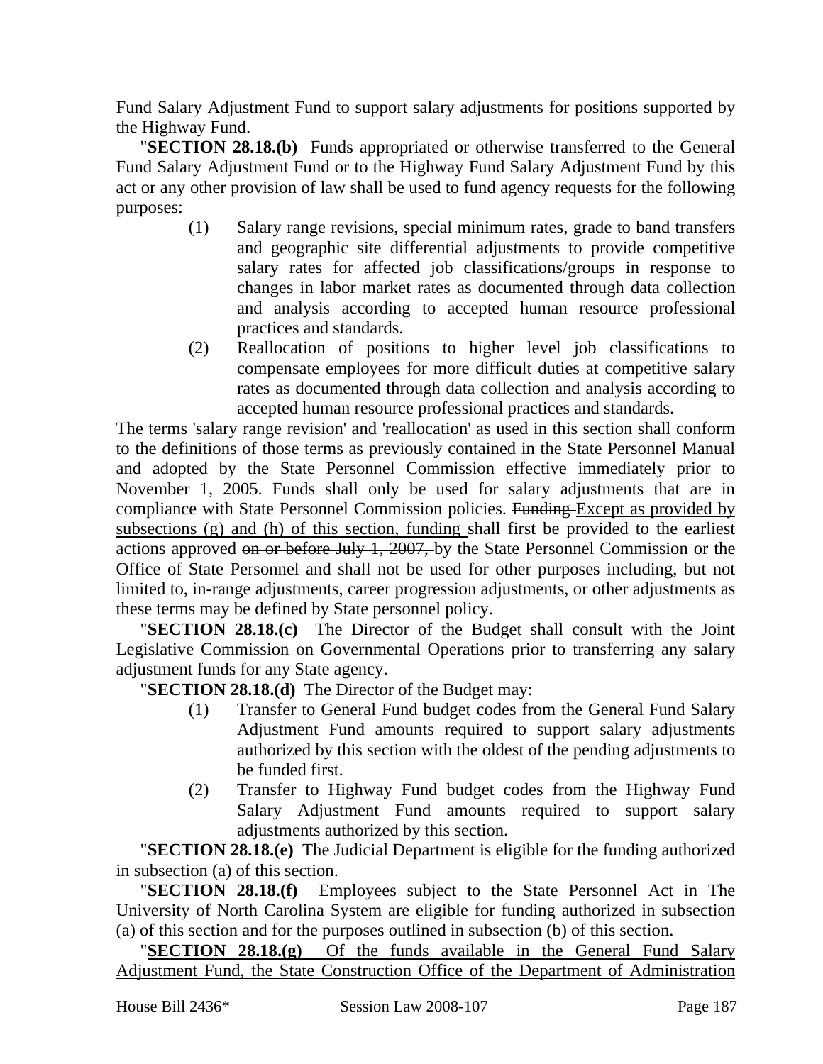Fund Salary Adjustment Fund to support salary adjustments for positions supported by the Highway Fund.

"**SECTION 28.18.(b)** Funds appropriated or otherwise transferred to the General Fund Salary Adjustment Fund or to the Highway Fund Salary Adjustment Fund by this act or any other provision of law shall be used to fund agency requests for the following purposes:

(1) Salary range revisions, special minimum rates, grade to band transfers and geographic site differential adjustments to provide competitive salary rates for affected job classifications/groups in response to changes in labor market rates as documented through data collection and analysis according to accepted human resource professional practices and standards.

(2) Reallocation of positions to higher level job classifications to compensate employees for more difficult duties at competitive salary rates as documented through data collection and analysis according to accepted human resource professional practices and standards.

The terms 'salary range revision' and 'reallocation' as used in this section shall conform to the definitions of those terms as previously contained in the State Personnel Manual and adopted by the State Personnel Commission effective immediately prior to November 1, 2005. Funds shall only be used for salary adjustments that are in compliance with State Personnel Commission policies. ~~Funding~~ <u>Except as provided by subsections (g) and (h) of this section, funding</u> shall first be provided to the earliest actions approved ~~on or before July 1, 2007,~~ by the State Personnel Commission or the Office of State Personnel and shall not be used for other purposes including, but not limited to, in-range adjustments, career progression adjustments, or other adjustments as these terms may be defined by State personnel policy.

"**SECTION 28.18.(c)** The Director of the Budget shall consult with the Joint Legislative Commission on Governmental Operations prior to transferring any salary adjustment funds for any State agency.

"**SECTION 28.18.(d)** The Director of the Budget may:

(1) Transfer to General Fund budget codes from the General Fund Salary Adjustment Fund amounts required to support salary adjustments authorized by this section with the oldest of the pending adjustments to be funded first.

(2) Transfer to Highway Fund budget codes from the Highway Fund Salary Adjustment Fund amounts required to support salary adjustments authorized by this section.

"**SECTION 28.18.(e)** The Judicial Department is eligible for the funding authorized in subsection (a) of this section.

"**SECTION 28.18.(f)** Employees subject to the State Personnel Act in The University of North Carolina System are eligible for funding authorized in subsection (a) of this section and for the purposes outlined in subsection (b) of this section.

"<u>**SECTION 28.18.(g)** Of the funds available in the General Fund Salary Adjustment Fund, the State Construction Office of the Department of Administration</u>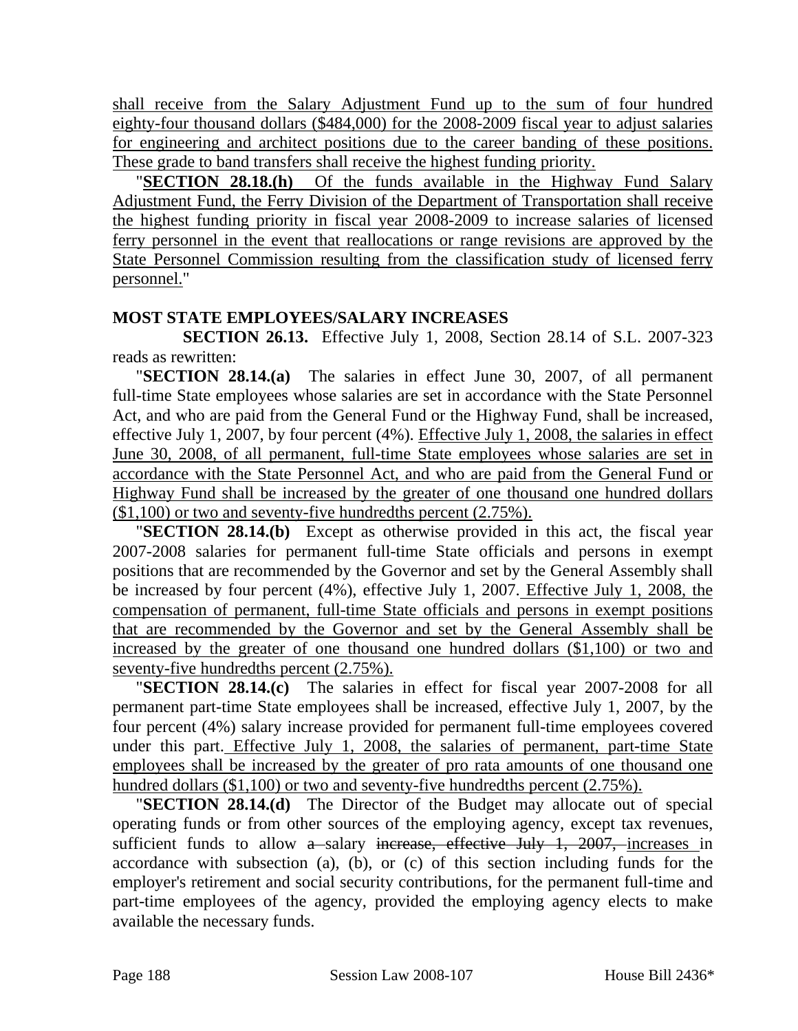shall receive from the Salary Adjustment Fund up to the sum of four hundred eighty-four thousand dollars ($484,000) for the 2008-2009 fiscal year to adjust salaries for engineering and architect positions due to the career banding of these positions. These grade to band transfers shall receive the highest funding priority.

"**SECTION 28.18.(h)** Of the funds available in the Highway Fund Salary Adjustment Fund, the Ferry Division of the Department of Transportation shall receive the highest funding priority in fiscal year 2008-2009 to increase salaries of licensed ferry personnel in the event that reallocations or range revisions are approved by the State Personnel Commission resulting from the classification study of licensed ferry personnel."

**MOST STATE EMPLOYEES/SALARY INCREASES**

**SECTION 26.13.** Effective July 1, 2008, Section 28.14 of S.L. 2007-323 reads as rewritten:

"**SECTION 28.14.(a)** The salaries in effect June 30, 2007, of all permanent full-time State employees whose salaries are set in accordance with the State Personnel Act, and who are paid from the General Fund or the Highway Fund, shall be increased, effective July 1, 2007, by four percent (4%). Effective July 1, 2008, the salaries in effect June 30, 2008, of all permanent, full-time State employees whose salaries are set in accordance with the State Personnel Act, and who are paid from the General Fund or Highway Fund shall be increased by the greater of one thousand one hundred dollars ($1,100) or two and seventy-five hundredths percent (2.75%).

"**SECTION 28.14.(b)** Except as otherwise provided in this act, the fiscal year 2007-2008 salaries for permanent full-time State officials and persons in exempt positions that are recommended by the Governor and set by the General Assembly shall be increased by four percent (4%), effective July 1, 2007. Effective July 1, 2008, the compensation of permanent, full-time State officials and persons in exempt positions that are recommended by the Governor and set by the General Assembly shall be increased by the greater of one thousand one hundred dollars ($1,100) or two and seventy-five hundredths percent (2.75%).

"**SECTION 28.14.(c)** The salaries in effect for fiscal year 2007-2008 for all permanent part-time State employees shall be increased, effective July 1, 2007, by the four percent (4%) salary increase provided for permanent full-time employees covered under this part. Effective July 1, 2008, the salaries of permanent, part-time State employees shall be increased by the greater of pro rata amounts of one thousand one hundred dollars ($1,100) or two and seventy-five hundredths percent (2.75%).

"**SECTION 28.14.(d)** The Director of the Budget may allocate out of special operating funds or from other sources of the employing agency, except tax revenues, sufficient funds to allow ~~a~~ salary ~~increase, effective July 1, 2007,~~ increases in accordance with subsection (a), (b), or (c) of this section including funds for the employer's retirement and social security contributions, for the permanent full-time and part-time employees of the agency, provided the employing agency elects to make available the necessary funds.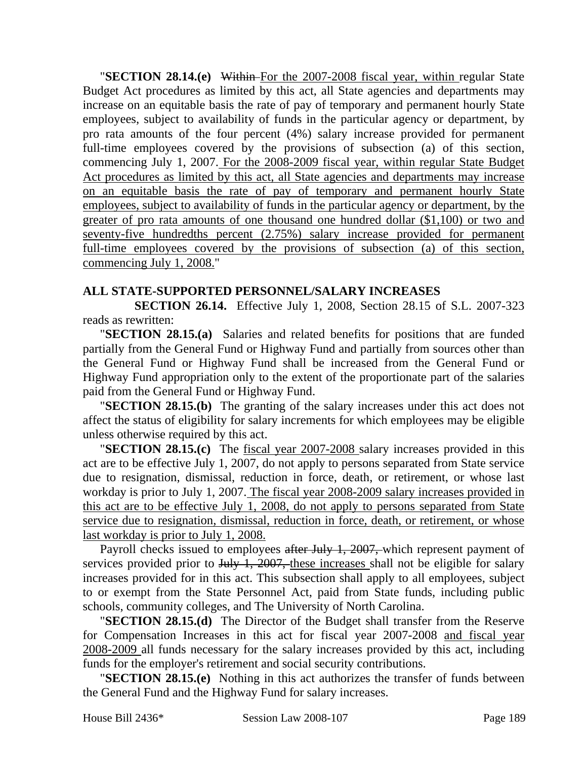"**SECTION 28.14.(e)** ~~Within~~ For the 2007-2008 fiscal year, within regular State Budget Act procedures as limited by this act, all State agencies and departments may increase on an equitable basis the rate of pay of temporary and permanent hourly State employees, subject to availability of funds in the particular agency or department, by pro rata amounts of the four percent (4%) salary increase provided for permanent full-time employees covered by the provisions of subsection (a) of this section, commencing July 1, 2007. For the 2008-2009 fiscal year, within regular State Budget Act procedures as limited by this act, all State agencies and departments may increase on an equitable basis the rate of pay of temporary and permanent hourly State employees, subject to availability of funds in the particular agency or department, by the greater of pro rata amounts of one thousand one hundred dollar ($1,100) or two and seventy-five hundredths percent (2.75%) salary increase provided for permanent full-time employees covered by the provisions of subsection (a) of this section, commencing July 1, 2008."

**ALL STATE-SUPPORTED PERSONNEL/SALARY INCREASES**

**SECTION 26.14.** Effective July 1, 2008, Section 28.15 of S.L. 2007-323 reads as rewritten:

"**SECTION 28.15.(a)** Salaries and related benefits for positions that are funded partially from the General Fund or Highway Fund and partially from sources other than the General Fund or Highway Fund shall be increased from the General Fund or Highway Fund appropriation only to the extent of the proportionate part of the salaries paid from the General Fund or Highway Fund.

"**SECTION 28.15.(b)** The granting of the salary increases under this act does not affect the status of eligibility for salary increments for which employees may be eligible unless otherwise required by this act.

"**SECTION 28.15.(c)** The fiscal year 2007-2008 salary increases provided in this act are to be effective July 1, 2007, do not apply to persons separated from State service due to resignation, dismissal, reduction in force, death, or retirement, or whose last workday is prior to July 1, 2007. The fiscal year 2008-2009 salary increases provided in this act are to be effective July 1, 2008, do not apply to persons separated from State service due to resignation, dismissal, reduction in force, death, or retirement, or whose last workday is prior to July 1, 2008.

Payroll checks issued to employees ~~after July 1, 2007,~~ which represent payment of services provided prior to ~~July 1, 2007,~~ these increases shall not be eligible for salary increases provided for in this act. This subsection shall apply to all employees, subject to or exempt from the State Personnel Act, paid from State funds, including public schools, community colleges, and The University of North Carolina.

"**SECTION 28.15.(d)** The Director of the Budget shall transfer from the Reserve for Compensation Increases in this act for fiscal year 2007-2008 and fiscal year 2008-2009 all funds necessary for the salary increases provided by this act, including funds for the employer's retirement and social security contributions.

"**SECTION 28.15.(e)** Nothing in this act authorizes the transfer of funds between the General Fund and the Highway Fund for salary increases.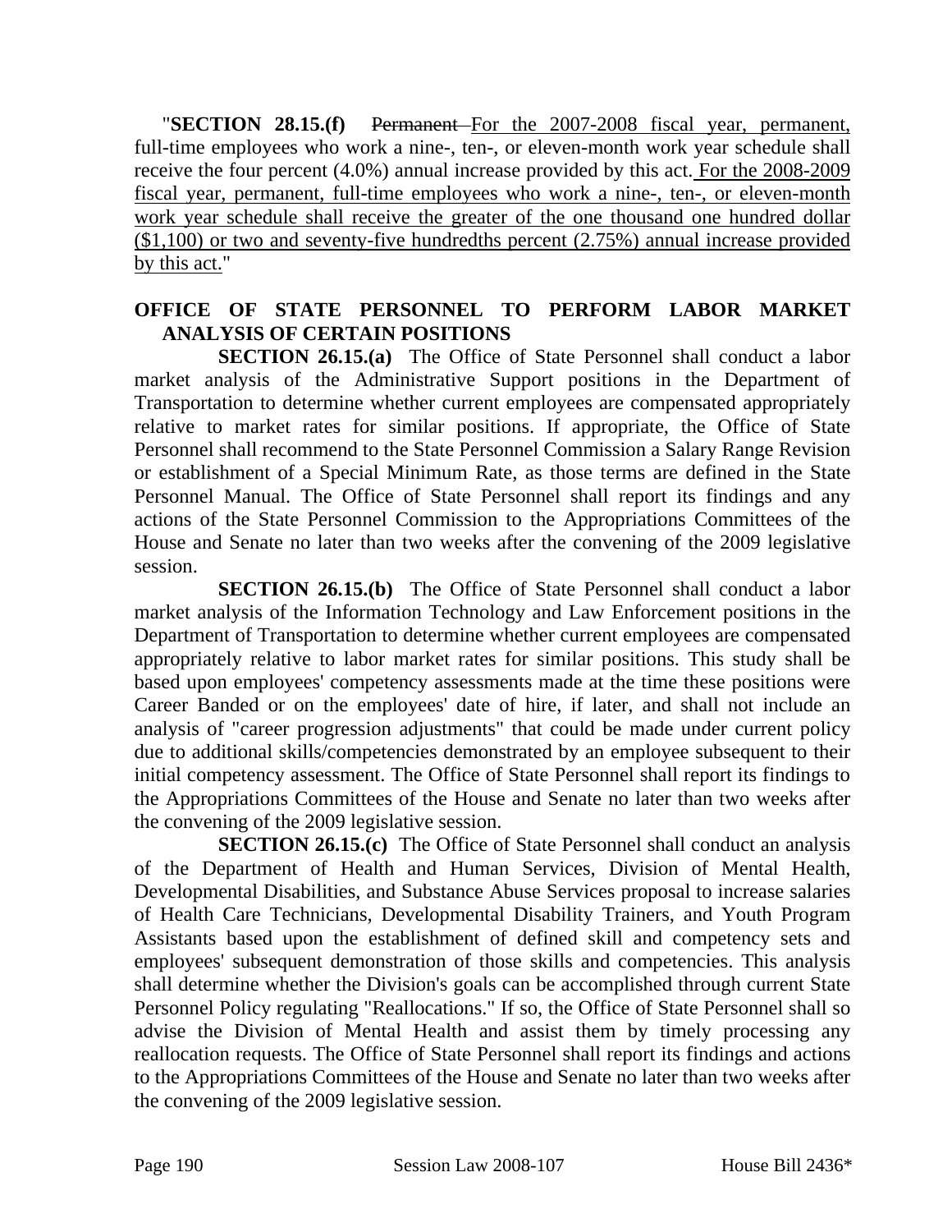"**SECTION 28.15.(f)** ~~Permanent~~ For the 2007-2008 fiscal year, permanent, full-time employees who work a nine-, ten-, or eleven-month work year schedule shall receive the four percent (4.0%) annual increase provided by this act. For the 2008-2009 fiscal year, permanent, full-time employees who work a nine-, ten-, or eleven-month work year schedule shall receive the greater of the one thousand one hundred dollar ($1,100) or two and seventy-five hundredths percent (2.75%) annual increase provided by this act."

**OFFICE OF STATE PERSONNEL TO PERFORM LABOR MARKET ANALYSIS OF CERTAIN POSITIONS**

**SECTION 26.15.(a)** The Office of State Personnel shall conduct a labor market analysis of the Administrative Support positions in the Department of Transportation to determine whether current employees are compensated appropriately relative to market rates for similar positions. If appropriate, the Office of State Personnel shall recommend to the State Personnel Commission a Salary Range Revision or establishment of a Special Minimum Rate, as those terms are defined in the State Personnel Manual. The Office of State Personnel shall report its findings and any actions of the State Personnel Commission to the Appropriations Committees of the House and Senate no later than two weeks after the convening of the 2009 legislative session.

**SECTION 26.15.(b)** The Office of State Personnel shall conduct a labor market analysis of the Information Technology and Law Enforcement positions in the Department of Transportation to determine whether current employees are compensated appropriately relative to labor market rates for similar positions. This study shall be based upon employees' competency assessments made at the time these positions were Career Banded or on the employees' date of hire, if later, and shall not include an analysis of "career progression adjustments" that could be made under current policy due to additional skills/competencies demonstrated by an employee subsequent to their initial competency assessment. The Office of State Personnel shall report its findings to the Appropriations Committees of the House and Senate no later than two weeks after the convening of the 2009 legislative session.

**SECTION 26.15.(c)** The Office of State Personnel shall conduct an analysis of the Department of Health and Human Services, Division of Mental Health, Developmental Disabilities, and Substance Abuse Services proposal to increase salaries of Health Care Technicians, Developmental Disability Trainers, and Youth Program Assistants based upon the establishment of defined skill and competency sets and employees' subsequent demonstration of those skills and competencies. This analysis shall determine whether the Division's goals can be accomplished through current State Personnel Policy regulating "Reallocations." If so, the Office of State Personnel shall so advise the Division of Mental Health and assist them by timely processing any reallocation requests. The Office of State Personnel shall report its findings and actions to the Appropriations Committees of the House and Senate no later than two weeks after the convening of the 2009 legislative session.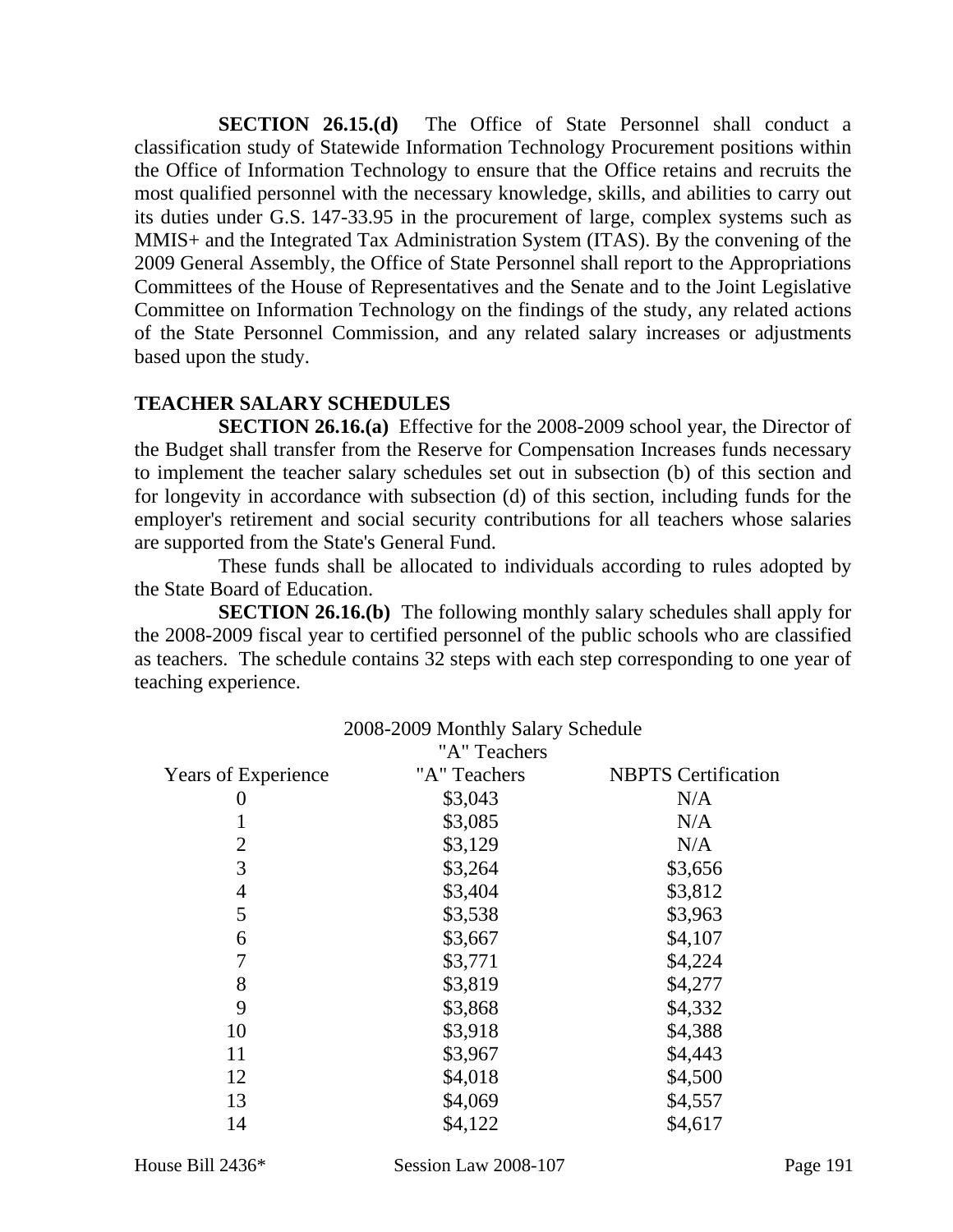**SECTION 26.15.(d)** The Office of State Personnel shall conduct a classification study of Statewide Information Technology Procurement positions within the Office of Information Technology to ensure that the Office retains and recruits the most qualified personnel with the necessary knowledge, skills, and abilities to carry out its duties under G.S. 147-33.95 in the procurement of large, complex systems such as MMIS+ and the Integrated Tax Administration System (ITAS). By the convening of the 2009 General Assembly, the Office of State Personnel shall report to the Appropriations Committees of the House of Representatives and the Senate and to the Joint Legislative Committee on Information Technology on the findings of the study, any related actions of the State Personnel Commission, and any related salary increases or adjustments based upon the study.

**TEACHER SALARY SCHEDULES**

**SECTION 26.16.(a)** Effective for the 2008-2009 school year, the Director of the Budget shall transfer from the Reserve for Compensation Increases funds necessary to implement the teacher salary schedules set out in subsection (b) of this section and for longevity in accordance with subsection (d) of this section, including funds for the employer's retirement and social security contributions for all teachers whose salaries are supported from the State's General Fund.

These funds shall be allocated to individuals according to rules adopted by the State Board of Education.

**SECTION 26.16.(b)** The following monthly salary schedules shall apply for the 2008-2009 fiscal year to certified personnel of the public schools who are classified as teachers. The schedule contains 32 steps with each step corresponding to one year of teaching experience.

2008-2009 Monthly Salary Schedule

"A" Teachers

| Years of Experience | "A" Teachers | NBPTS Certification |
|---|---|---|
| 0 | $3,043 | N/A |
| 1 | $3,085 | N/A |
| 2 | $3,129 | N/A |
| 3 | $3,264 | $3,656 |
| 4 | $3,404 | $3,812 |
| 5 | $3,538 | $3,963 |
| 6 | $3,667 | $4,107 |
| 7 | $3,771 | $4,224 |
| 8 | $3,819 | $4,277 |
| 9 | $3,868 | $4,332 |
| 10 | $3,918 | $4,388 |
| 11 | $3,967 | $4,443 |
| 12 | $4,018 | $4,500 |
| 13 | $4,069 | $4,557 |
| 14 | $4,122 | $4,617 |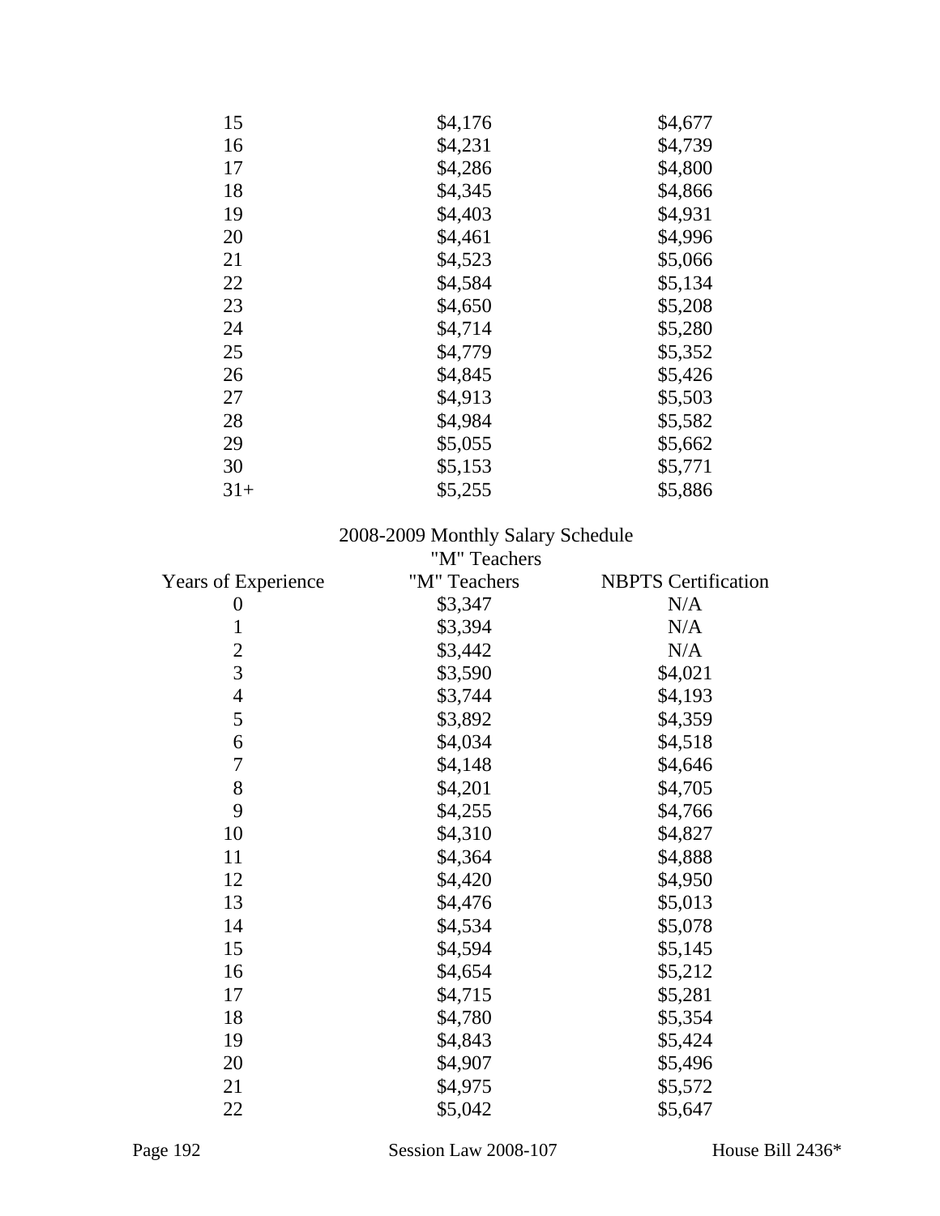| | | |
|---|---|---|
| 15 | $4,176 | $4,677 |
| 16 | $4,231 | $4,739 |
| 17 | $4,286 | $4,800 |
| 18 | $4,345 | $4,866 |
| 19 | $4,403 | $4,931 |
| 20 | $4,461 | $4,996 |
| 21 | $4,523 | $5,066 |
| 22 | $4,584 | $5,134 |
| 23 | $4,650 | $5,208 |
| 24 | $4,714 | $5,280 |
| 25 | $4,779 | $5,352 |
| 26 | $4,845 | $5,426 |
| 27 | $4,913 | $5,503 |
| 28 | $4,984 | $5,582 |
| 29 | $5,055 | $5,662 |
| 30 | $5,153 | $5,771 |
| 31+ | $5,255 | $5,886 |

2008-2009 Monthly Salary Schedule

"M" Teachers

| Years of Experience | "M" Teachers | NBPTS Certification |
|---|---|---|
| 0 | $3,347 | N/A |
| 1 | $3,394 | N/A |
| 2 | $3,442 | N/A |
| 3 | $3,590 | $4,021 |
| 4 | $3,744 | $4,193 |
| 5 | $3,892 | $4,359 |
| 6 | $4,034 | $4,518 |
| 7 | $4,148 | $4,646 |
| 8 | $4,201 | $4,705 |
| 9 | $4,255 | $4,766 |
| 10 | $4,310 | $4,827 |
| 11 | $4,364 | $4,888 |
| 12 | $4,420 | $4,950 |
| 13 | $4,476 | $5,013 |
| 14 | $4,534 | $5,078 |
| 15 | $4,594 | $5,145 |
| 16 | $4,654 | $5,212 |
| 17 | $4,715 | $5,281 |
| 18 | $4,780 | $5,354 |
| 19 | $4,843 | $5,424 |
| 20 | $4,907 | $5,496 |
| 21 | $4,975 | $5,572 |
| 22 | $5,042 | $5,647 |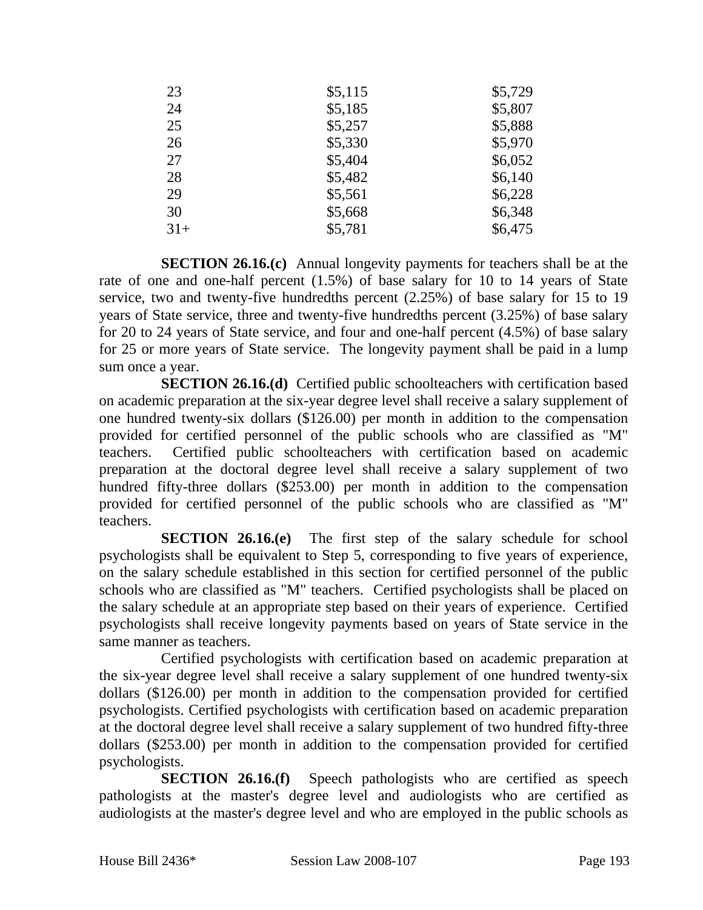| | | |
|---|---|---|
| 23 | $5,115 | $5,729 |
| 24 | $5,185 | $5,807 |
| 25 | $5,257 | $5,888 |
| 26 | $5,330 | $5,970 |
| 27 | $5,404 | $6,052 |
| 28 | $5,482 | $6,140 |
| 29 | $5,561 | $6,228 |
| 30 | $5,668 | $6,348 |
| 31+ | $5,781 | $6,475 |

**SECTION 26.16.(c)** Annual longevity payments for teachers shall be at the rate of one and one-half percent (1.5%) of base salary for 10 to 14 years of State service, two and twenty-five hundredths percent (2.25%) of base salary for 15 to 19 years of State service, three and twenty-five hundredths percent (3.25%) of base salary for 20 to 24 years of State service, and four and one-half percent (4.5%) of base salary for 25 or more years of State service. The longevity payment shall be paid in a lump sum once a year.

**SECTION 26.16.(d)** Certified public schoolteachers with certification based on academic preparation at the six-year degree level shall receive a salary supplement of one hundred twenty-six dollars ($126.00) per month in addition to the compensation provided for certified personnel of the public schools who are classified as "M" teachers. Certified public schoolteachers with certification based on academic preparation at the doctoral degree level shall receive a salary supplement of two hundred fifty-three dollars ($253.00) per month in addition to the compensation provided for certified personnel of the public schools who are classified as "M" teachers.

**SECTION 26.16.(e)** The first step of the salary schedule for school psychologists shall be equivalent to Step 5, corresponding to five years of experience, on the salary schedule established in this section for certified personnel of the public schools who are classified as "M" teachers. Certified psychologists shall be placed on the salary schedule at an appropriate step based on their years of experience. Certified psychologists shall receive longevity payments based on years of State service in the same manner as teachers.

Certified psychologists with certification based on academic preparation at the six-year degree level shall receive a salary supplement of one hundred twenty-six dollars ($126.00) per month in addition to the compensation provided for certified psychologists. Certified psychologists with certification based on academic preparation at the doctoral degree level shall receive a salary supplement of two hundred fifty-three dollars ($253.00) per month in addition to the compensation provided for certified psychologists.

**SECTION 26.16.(f)** Speech pathologists who are certified as speech pathologists at the master's degree level and audiologists who are certified as audiologists at the master's degree level and who are employed in the public schools as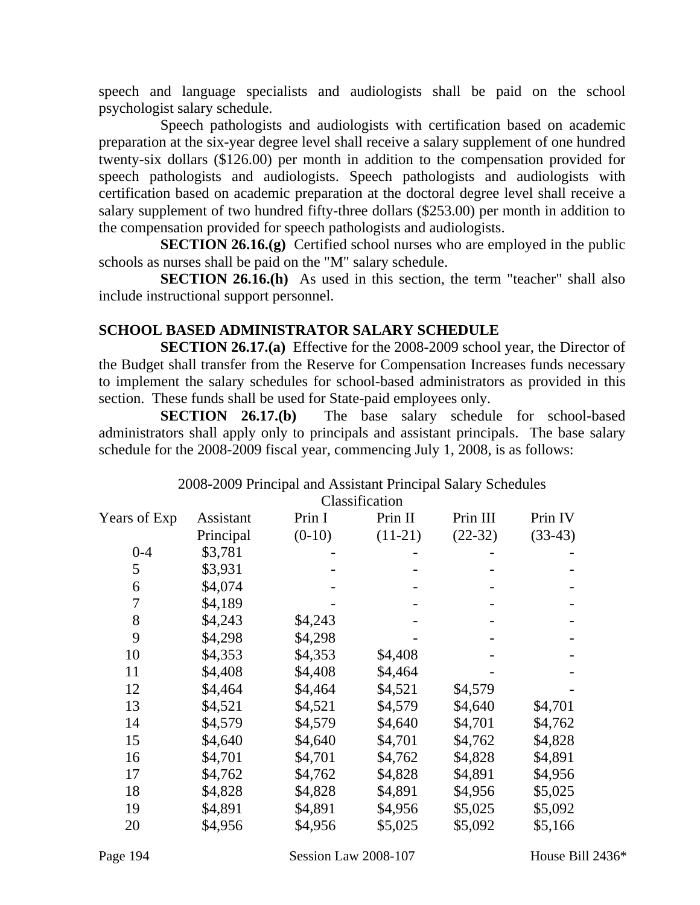speech and language specialists and audiologists shall be paid on the school psychologist salary schedule.

Speech pathologists and audiologists with certification based on academic preparation at the six-year degree level shall receive a salary supplement of one hundred twenty-six dollars ($126.00) per month in addition to the compensation provided for speech pathologists and audiologists. Speech pathologists and audiologists with certification based on academic preparation at the doctoral degree level shall receive a salary supplement of two hundred fifty-three dollars ($253.00) per month in addition to the compensation provided for speech pathologists and audiologists.

**SECTION 26.16.(g)** Certified school nurses who are employed in the public schools as nurses shall be paid on the "M" salary schedule.

**SECTION 26.16.(h)** As used in this section, the term "teacher" shall also include instructional support personnel.

**SCHOOL BASED ADMINISTRATOR SALARY SCHEDULE**

**SECTION 26.17.(a)** Effective for the 2008-2009 school year, the Director of the Budget shall transfer from the Reserve for Compensation Increases funds necessary to implement the salary schedules for school-based administrators as provided in this section. These funds shall be used for State-paid employees only.

**SECTION 26.17.(b)** The base salary schedule for school-based administrators shall apply only to principals and assistant principals. The base salary schedule for the 2008-2009 fiscal year, commencing July 1, 2008, is as follows:

2008-2009 Principal and Assistant Principal Salary Schedules

| | Classification | | | | |
|---|---|---|---|---|---|
| Years of Exp | Assistant Principal | Prin I (0-10) | Prin II (11-21) | Prin III (22-32) | Prin IV (33-43) |
| 0-4 | $3,781 | - | - | - | - |
| 5 | $3,931 | - | - | - | - |
| 6 | $4,074 | - | - | - | - |
| 7 | $4,189 | - | - | - | - |
| 8 | $4,243 | $4,243 | - | - | - |
| 9 | $4,298 | $4,298 | - | - | - |
| 10 | $4,353 | $4,353 | $4,408 | - | - |
| 11 | $4,408 | $4,408 | $4,464 | - | - |
| 12 | $4,464 | $4,464 | $4,521 | $4,579 | - |
| 13 | $4,521 | $4,521 | $4,579 | $4,640 | $4,701 |
| 14 | $4,579 | $4,579 | $4,640 | $4,701 | $4,762 |
| 15 | $4,640 | $4,640 | $4,701 | $4,762 | $4,828 |
| 16 | $4,701 | $4,701 | $4,762 | $4,828 | $4,891 |
| 17 | $4,762 | $4,762 | $4,828 | $4,891 | $4,956 |
| 18 | $4,828 | $4,828 | $4,891 | $4,956 | $5,025 |
| 19 | $4,891 | $4,891 | $4,956 | $5,025 | $5,092 |
| 20 | $4,956 | $4,956 | $5,025 | $5,092 | $5,166 |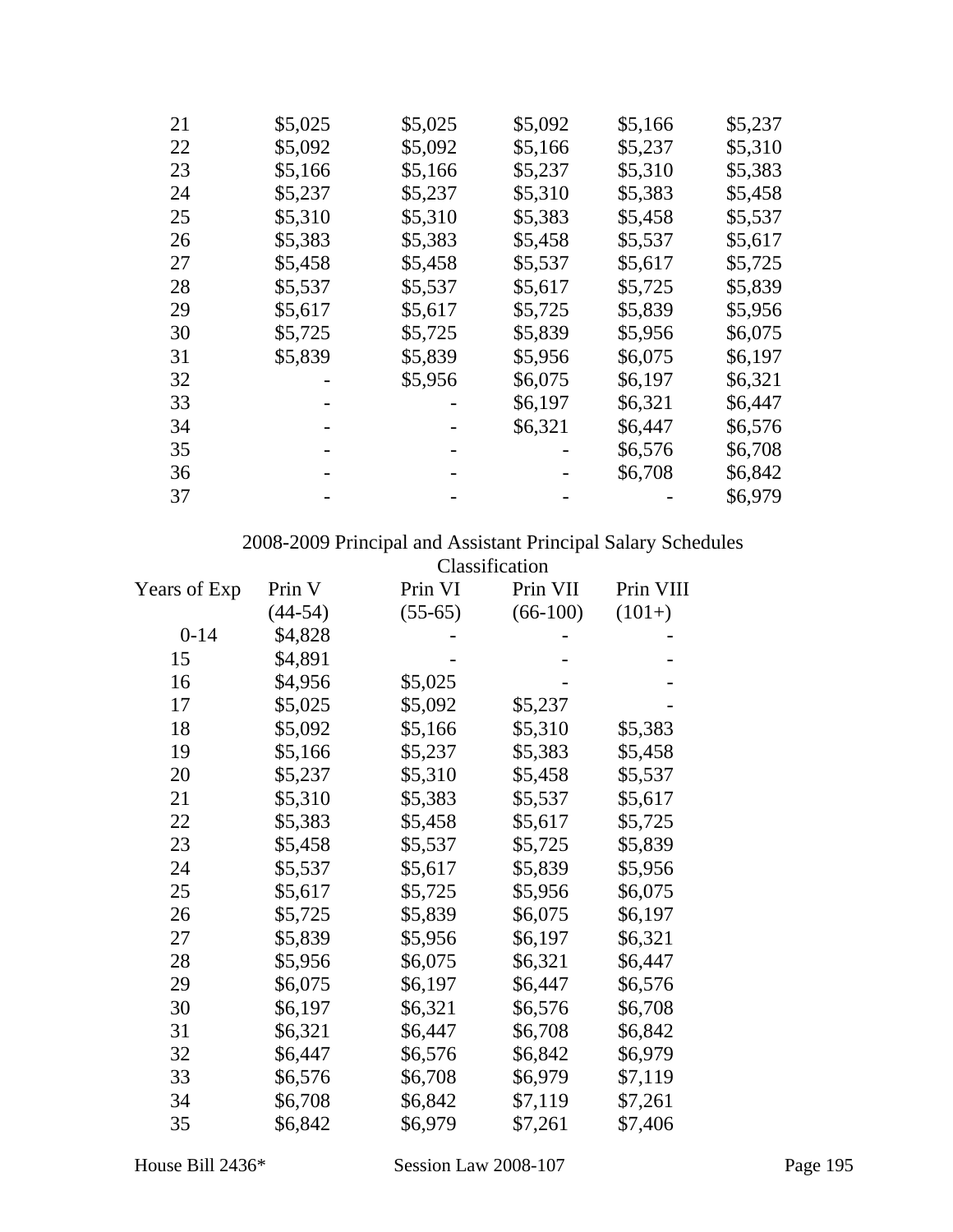| | | | | | |
|---|---|---|---|---|---|
| 21 | $5,025 | $5,025 | $5,092 | $5,166 | $5,237 |
| 22 | $5,092 | $5,092 | $5,166 | $5,237 | $5,310 |
| 23 | $5,166 | $5,166 | $5,237 | $5,310 | $5,383 |
| 24 | $5,237 | $5,237 | $5,310 | $5,383 | $5,458 |
| 25 | $5,310 | $5,310 | $5,383 | $5,458 | $5,537 |
| 26 | $5,383 | $5,383 | $5,458 | $5,537 | $5,617 |
| 27 | $5,458 | $5,458 | $5,537 | $5,617 | $5,725 |
| 28 | $5,537 | $5,537 | $5,617 | $5,725 | $5,839 |
| 29 | $5,617 | $5,617 | $5,725 | $5,839 | $5,956 |
| 30 | $5,725 | $5,725 | $5,839 | $5,956 | $6,075 |
| 31 | $5,839 | $5,839 | $5,956 | $6,075 | $6,197 |
| 32 | - | $5,956 | $6,075 | $6,197 | $6,321 |
| 33 | - | - | $6,197 | $6,321 | $6,447 |
| 34 | - | - | $6,321 | $6,447 | $6,576 |
| 35 | - | - | - | $6,576 | $6,708 |
| 36 | - | - | - | $6,708 | $6,842 |
| 37 | - | - | - | - | $6,979 |

2008-2009 Principal and Assistant Principal Salary Schedules

Classification

| Years of Exp | Prin V (44-54) | Prin VI (55-65) | Prin VII (66-100) | Prin VIII (101+) |
|---|---|---|---|---|
| 0-14 | $4,828 | - | - | - |
| 15 | $4,891 | - | - | - |
| 16 | $4,956 | $5,025 | - | - |
| 17 | $5,025 | $5,092 | $5,237 | - |
| 18 | $5,092 | $5,166 | $5,310 | $5,383 |
| 19 | $5,166 | $5,237 | $5,383 | $5,458 |
| 20 | $5,237 | $5,310 | $5,458 | $5,537 |
| 21 | $5,310 | $5,383 | $5,537 | $5,617 |
| 22 | $5,383 | $5,458 | $5,617 | $5,725 |
| 23 | $5,458 | $5,537 | $5,725 | $5,839 |
| 24 | $5,537 | $5,617 | $5,839 | $5,956 |
| 25 | $5,617 | $5,725 | $5,956 | $6,075 |
| 26 | $5,725 | $5,839 | $6,075 | $6,197 |
| 27 | $5,839 | $5,956 | $6,197 | $6,321 |
| 28 | $5,956 | $6,075 | $6,321 | $6,447 |
| 29 | $6,075 | $6,197 | $6,447 | $6,576 |
| 30 | $6,197 | $6,321 | $6,576 | $6,708 |
| 31 | $6,321 | $6,447 | $6,708 | $6,842 |
| 32 | $6,447 | $6,576 | $6,842 | $6,979 |
| 33 | $6,576 | $6,708 | $6,979 | $7,119 |
| 34 | $6,708 | $6,842 | $7,119 | $7,261 |
| 35 | $6,842 | $6,979 | $7,261 | $7,406 |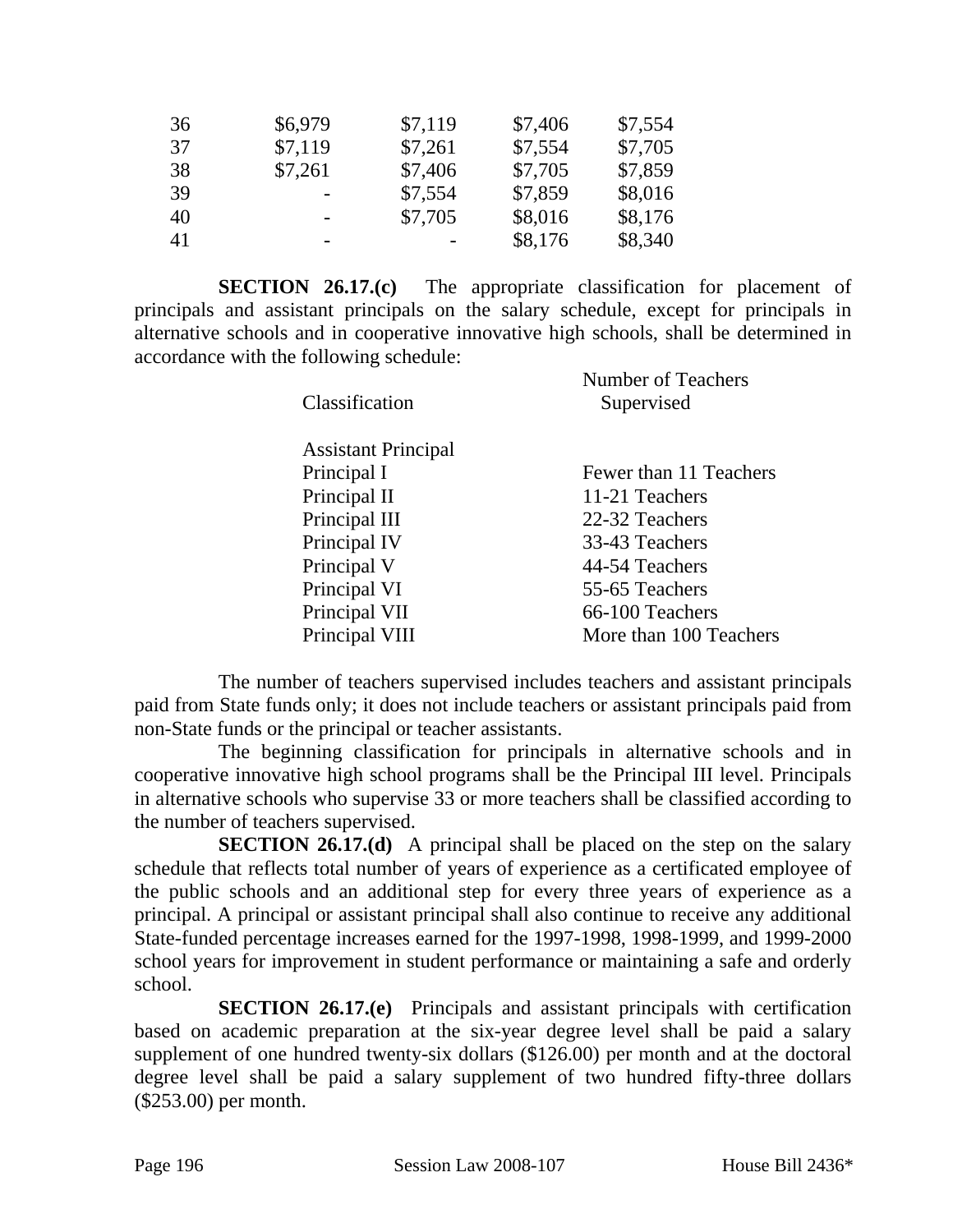| 36 | $6,979 | $7,119 | $7,406 | $7,554 |
|---|---|---|---|---|
| 37 | $7,119 | $7,261 | $7,554 | $7,705 |
| 38 | $7,261 | $7,406 | $7,705 | $7,859 |
| 39 | - | $7,554 | $7,859 | $8,016 |
| 40 | - | $7,705 | $8,016 | $8,176 |
| 41 | - | - | $8,176 | $8,340 |

**SECTION 26.17.(c)** The appropriate classification for placement of principals and assistant principals on the salary schedule, except for principals in alternative schools and in cooperative innovative high schools, shall be determined in accordance with the following schedule:

| Classification | Number of Teachers Supervised |
|---|---|
| Assistant Principal | |
| Principal I | Fewer than 11 Teachers |
| Principal II | 11-21 Teachers |
| Principal III | 22-32 Teachers |
| Principal IV | 33-43 Teachers |
| Principal V | 44-54 Teachers |
| Principal VI | 55-65 Teachers |
| Principal VII | 66-100 Teachers |
| Principal VIII | More than 100 Teachers |

The number of teachers supervised includes teachers and assistant principals paid from State funds only; it does not include teachers or assistant principals paid from non-State funds or the principal or teacher assistants.

The beginning classification for principals in alternative schools and in cooperative innovative high school programs shall be the Principal III level. Principals in alternative schools who supervise 33 or more teachers shall be classified according to the number of teachers supervised.

**SECTION 26.17.(d)** A principal shall be placed on the step on the salary schedule that reflects total number of years of experience as a certificated employee of the public schools and an additional step for every three years of experience as a principal. A principal or assistant principal shall also continue to receive any additional State-funded percentage increases earned for the 1997-1998, 1998-1999, and 1999-2000 school years for improvement in student performance or maintaining a safe and orderly school.

**SECTION 26.17.(e)** Principals and assistant principals with certification based on academic preparation at the six-year degree level shall be paid a salary supplement of one hundred twenty-six dollars ($126.00) per month and at the doctoral degree level shall be paid a salary supplement of two hundred fifty-three dollars ($253.00) per month.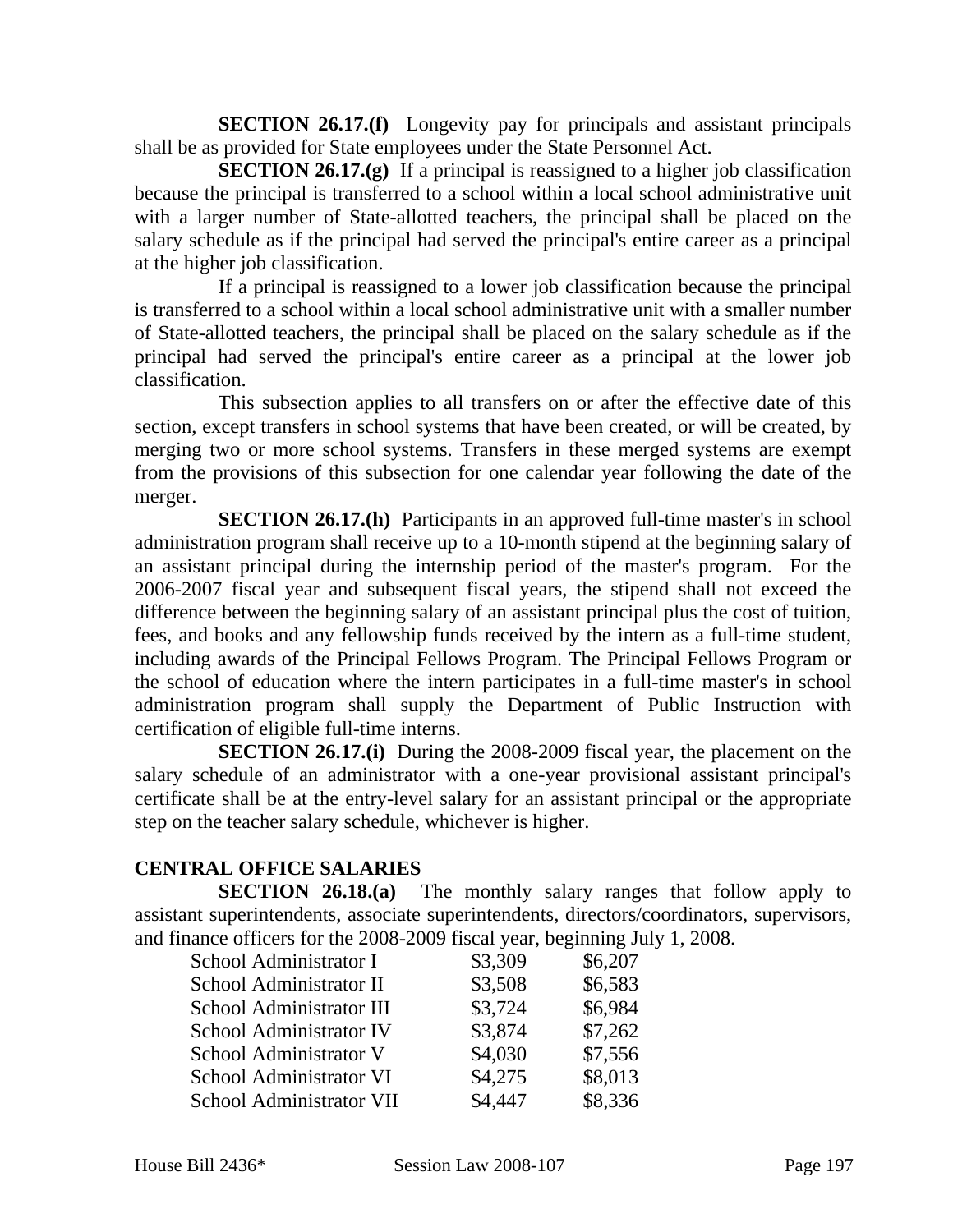**SECTION 26.17.(f)** Longevity pay for principals and assistant principals shall be as provided for State employees under the State Personnel Act.

**SECTION 26.17.(g)** If a principal is reassigned to a higher job classification because the principal is transferred to a school within a local school administrative unit with a larger number of State-allotted teachers, the principal shall be placed on the salary schedule as if the principal had served the principal's entire career as a principal at the higher job classification.

If a principal is reassigned to a lower job classification because the principal is transferred to a school within a local school administrative unit with a smaller number of State-allotted teachers, the principal shall be placed on the salary schedule as if the principal had served the principal's entire career as a principal at the lower job classification.

This subsection applies to all transfers on or after the effective date of this section, except transfers in school systems that have been created, or will be created, by merging two or more school systems. Transfers in these merged systems are exempt from the provisions of this subsection for one calendar year following the date of the merger.

**SECTION 26.17.(h)** Participants in an approved full-time master's in school administration program shall receive up to a 10-month stipend at the beginning salary of an assistant principal during the internship period of the master's program. For the 2006-2007 fiscal year and subsequent fiscal years, the stipend shall not exceed the difference between the beginning salary of an assistant principal plus the cost of tuition, fees, and books and any fellowship funds received by the intern as a full-time student, including awards of the Principal Fellows Program. The Principal Fellows Program or the school of education where the intern participates in a full-time master's in school administration program shall supply the Department of Public Instruction with certification of eligible full-time interns.

**SECTION 26.17.(i)** During the 2008-2009 fiscal year, the placement on the salary schedule of an administrator with a one-year provisional assistant principal's certificate shall be at the entry-level salary for an assistant principal or the appropriate step on the teacher salary schedule, whichever is higher.

## CENTRAL OFFICE SALARIES

**SECTION 26.18.(a)** The monthly salary ranges that follow apply to assistant superintendents, associate superintendents, directors/coordinators, supervisors, and finance officers for the 2008-2009 fiscal year, beginning July 1, 2008.

| | | |
|---|---|---|
| School Administrator I | $3,309 | $6,207 |
| School Administrator II | $3,508 | $6,583 |
| School Administrator III | $3,724 | $6,984 |
| School Administrator IV | $3,874 | $7,262 |
| School Administrator V | $4,030 | $7,556 |
| School Administrator VI | $4,275 | $8,013 |
| School Administrator VII | $4,447 | $8,336 |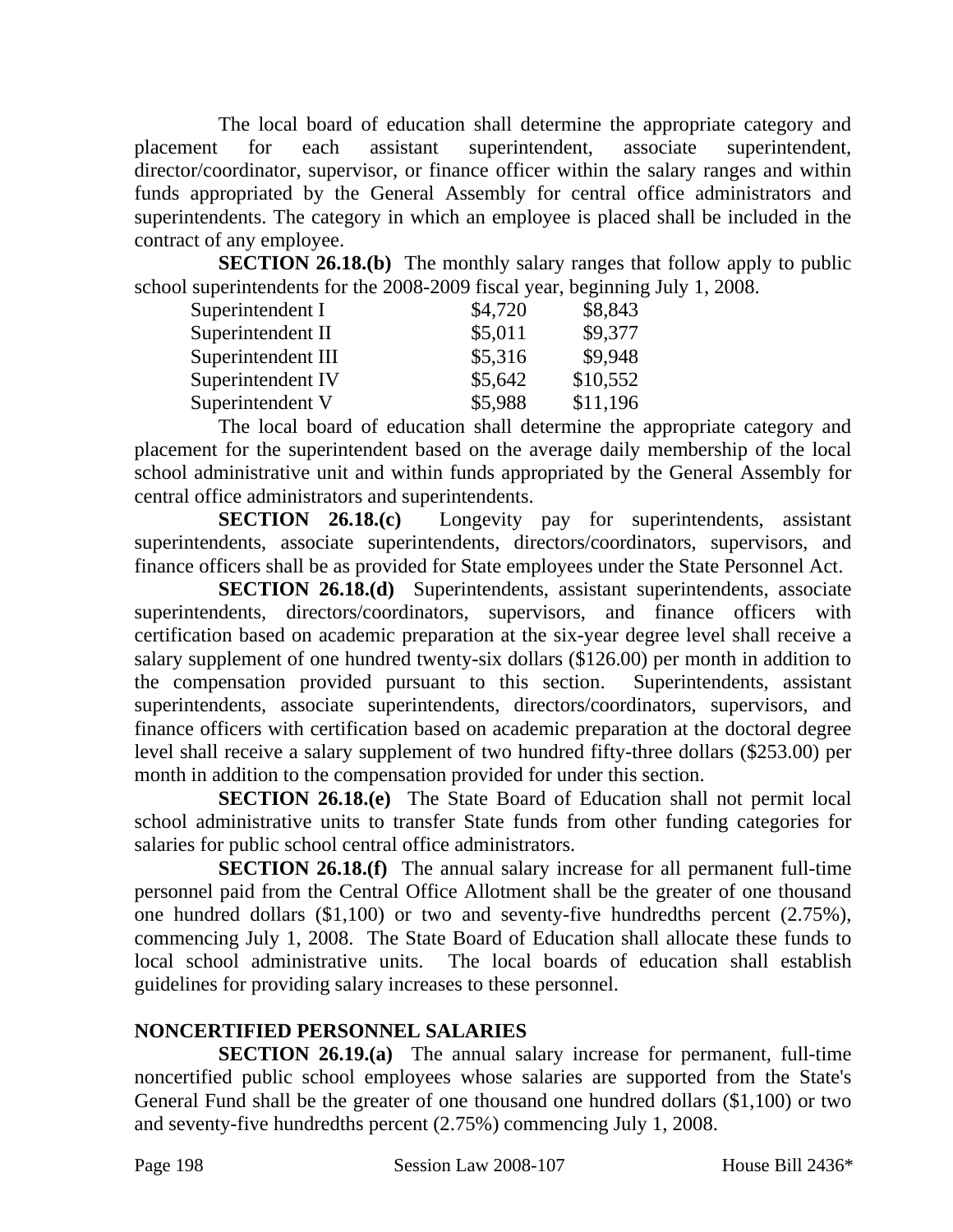The local board of education shall determine the appropriate category and placement for each assistant superintendent, associate superintendent, director/coordinator, supervisor, or finance officer within the salary ranges and within funds appropriated by the General Assembly for central office administrators and superintendents. The category in which an employee is placed shall be included in the contract of any employee.

**SECTION 26.18.(b)** The monthly salary ranges that follow apply to public school superintendents for the 2008-2009 fiscal year, beginning July 1, 2008.

| | | |
|---|---|---|
| Superintendent I | $4,720 | $8,843 |
| Superintendent II | $5,011 | $9,377 |
| Superintendent III | $5,316 | $9,948 |
| Superintendent IV | $5,642 | $10,552 |
| Superintendent V | $5,988 | $11,196 |

The local board of education shall determine the appropriate category and placement for the superintendent based on the average daily membership of the local school administrative unit and within funds appropriated by the General Assembly for central office administrators and superintendents.

**SECTION 26.18.(c)** Longevity pay for superintendents, assistant superintendents, associate superintendents, directors/coordinators, supervisors, and finance officers shall be as provided for State employees under the State Personnel Act.

**SECTION 26.18.(d)** Superintendents, assistant superintendents, associate superintendents, directors/coordinators, supervisors, and finance officers with certification based on academic preparation at the six-year degree level shall receive a salary supplement of one hundred twenty-six dollars ($126.00) per month in addition to the compensation provided pursuant to this section. Superintendents, assistant superintendents, associate superintendents, directors/coordinators, supervisors, and finance officers with certification based on academic preparation at the doctoral degree level shall receive a salary supplement of two hundred fifty-three dollars ($253.00) per month in addition to the compensation provided for under this section.

**SECTION 26.18.(e)** The State Board of Education shall not permit local school administrative units to transfer State funds from other funding categories for salaries for public school central office administrators.

**SECTION 26.18.(f)** The annual salary increase for all permanent full-time personnel paid from the Central Office Allotment shall be the greater of one thousand one hundred dollars ($1,100) or two and seventy-five hundredths percent (2.75%), commencing July 1, 2008. The State Board of Education shall allocate these funds to local school administrative units. The local boards of education shall establish guidelines for providing salary increases to these personnel.

**NONCERTIFIED PERSONNEL SALARIES**

**SECTION 26.19.(a)** The annual salary increase for permanent, full-time noncertified public school employees whose salaries are supported from the State's General Fund shall be the greater of one thousand one hundred dollars ($1,100) or two and seventy-five hundredths percent (2.75%) commencing July 1, 2008.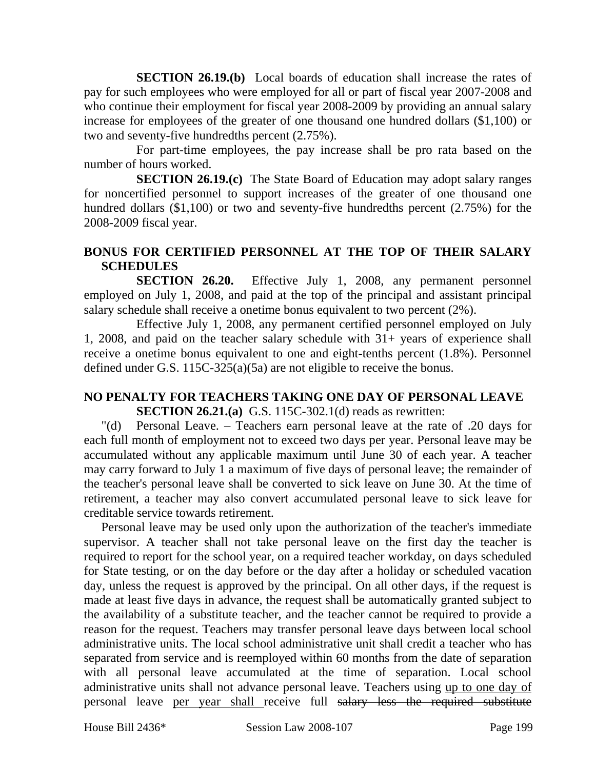**SECTION 26.19.(b)** Local boards of education shall increase the rates of pay for such employees who were employed for all or part of fiscal year 2007-2008 and who continue their employment for fiscal year 2008-2009 by providing an annual salary increase for employees of the greater of one thousand one hundred dollars ($1,100) or two and seventy-five hundredths percent (2.75%).

For part-time employees, the pay increase shall be pro rata based on the number of hours worked.

**SECTION 26.19.(c)** The State Board of Education may adopt salary ranges for noncertified personnel to support increases of the greater of one thousand one hundred dollars ($1,100) or two and seventy-five hundredths percent (2.75%) for the 2008-2009 fiscal year.

**BONUS FOR CERTIFIED PERSONNEL AT THE TOP OF THEIR SALARY SCHEDULES**

**SECTION 26.20.** Effective July 1, 2008, any permanent personnel employed on July 1, 2008, and paid at the top of the principal and assistant principal salary schedule shall receive a onetime bonus equivalent to two percent (2%).

Effective July 1, 2008, any permanent certified personnel employed on July 1, 2008, and paid on the teacher salary schedule with 31+ years of experience shall receive a onetime bonus equivalent to one and eight-tenths percent (1.8%). Personnel defined under G.S. 115C-325(a)(5a) are not eligible to receive the bonus.

**NO PENALTY FOR TEACHERS TAKING ONE DAY OF PERSONAL LEAVE**

**SECTION 26.21.(a)** G.S. 115C-302.1(d) reads as rewritten:

"(d) Personal Leave. – Teachers earn personal leave at the rate of .20 days for each full month of employment not to exceed two days per year. Personal leave may be accumulated without any applicable maximum until June 30 of each year. A teacher may carry forward to July 1 a maximum of five days of personal leave; the remainder of the teacher's personal leave shall be converted to sick leave on June 30. At the time of retirement, a teacher may also convert accumulated personal leave to sick leave for creditable service towards retirement.

Personal leave may be used only upon the authorization of the teacher's immediate supervisor. A teacher shall not take personal leave on the first day the teacher is required to report for the school year, on a required teacher workday, on days scheduled for State testing, or on the day before or the day after a holiday or scheduled vacation day, unless the request is approved by the principal. On all other days, if the request is made at least five days in advance, the request shall be automatically granted subject to the availability of a substitute teacher, and the teacher cannot be required to provide a reason for the request. Teachers may transfer personal leave days between local school administrative units. The local school administrative unit shall credit a teacher who has separated from service and is reemployed within 60 months from the date of separation with all personal leave accumulated at the time of separation. Local school administrative units shall not advance personal leave. Teachers using <u>up to one day of</u> personal leave <u>per year shall</u> receive full ~~salary less the required substitute~~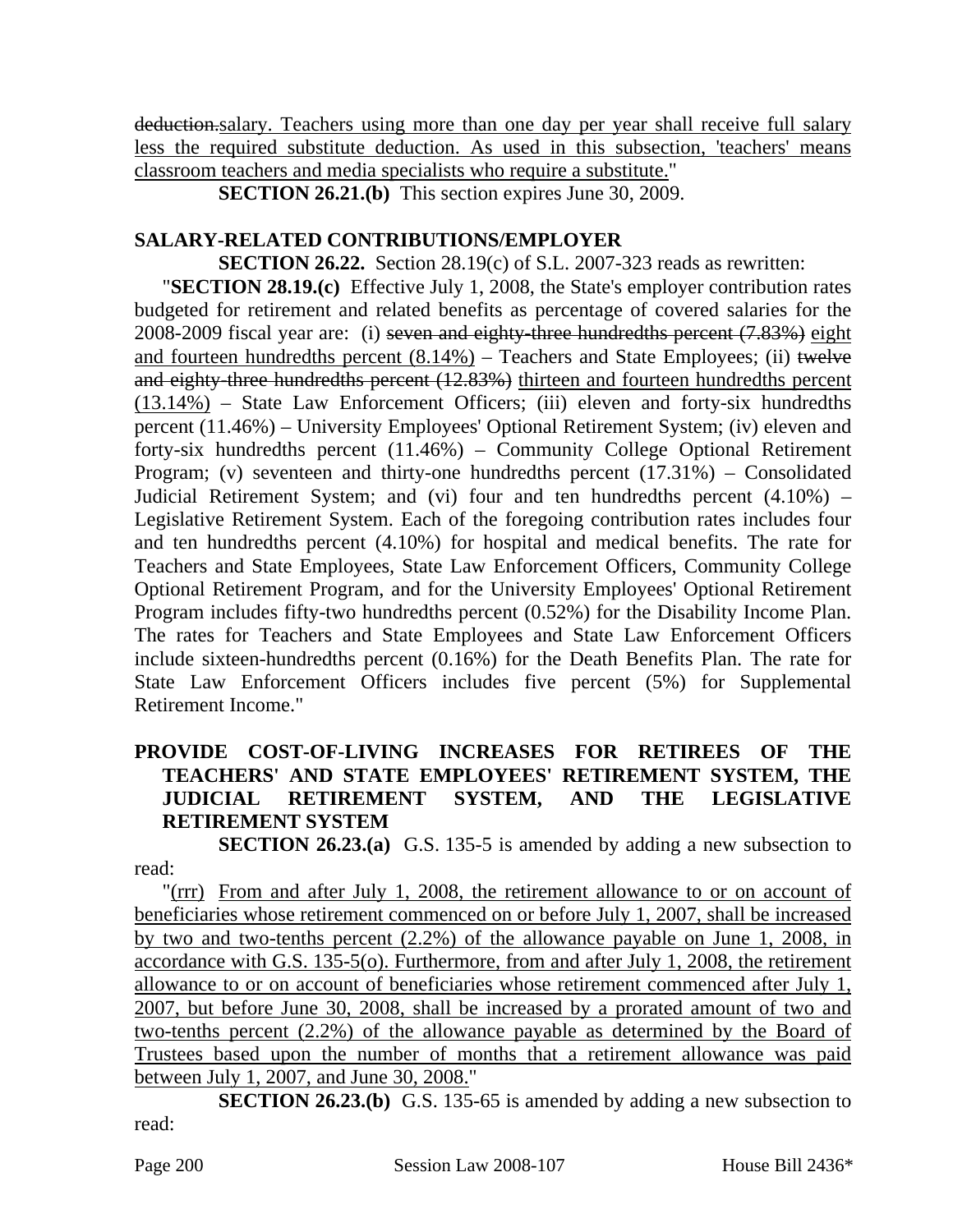~~deduction.~~salary. Teachers using more than one day per year shall receive full salary less the required substitute deduction. As used in this subsection, 'teachers' means classroom teachers and media specialists who require a substitute."

**SECTION 26.21.(b)** This section expires June 30, 2009.

**SALARY-RELATED CONTRIBUTIONS/EMPLOYER**

**SECTION 26.22.** Section 28.19(c) of S.L. 2007-323 reads as rewritten:

"**SECTION 28.19.(c)** Effective July 1, 2008, the State's employer contribution rates budgeted for retirement and related benefits as percentage of covered salaries for the 2008-2009 fiscal year are: (i) ~~seven and eighty-three hundredths percent (7.83%)~~ eight and fourteen hundredths percent (8.14%) – Teachers and State Employees; (ii) ~~twelve and eighty-three hundredths percent (12.83%)~~ thirteen and fourteen hundredths percent (13.14%) – State Law Enforcement Officers; (iii) eleven and forty-six hundredths percent (11.46%) – University Employees' Optional Retirement System; (iv) eleven and forty-six hundredths percent (11.46%) – Community College Optional Retirement Program; (v) seventeen and thirty-one hundredths percent (17.31%) – Consolidated Judicial Retirement System; and (vi) four and ten hundredths percent (4.10%) – Legislative Retirement System. Each of the foregoing contribution rates includes four and ten hundredths percent (4.10%) for hospital and medical benefits. The rate for Teachers and State Employees, State Law Enforcement Officers, Community College Optional Retirement Program, and for the University Employees' Optional Retirement Program includes fifty-two hundredths percent (0.52%) for the Disability Income Plan. The rates for Teachers and State Employees and State Law Enforcement Officers include sixteen-hundredths percent (0.16%) for the Death Benefits Plan. The rate for State Law Enforcement Officers includes five percent (5%) for Supplemental Retirement Income."

**PROVIDE COST-OF-LIVING INCREASES FOR RETIREES OF THE TEACHERS' AND STATE EMPLOYEES' RETIREMENT SYSTEM, THE JUDICIAL RETIREMENT SYSTEM, AND THE LEGISLATIVE RETIREMENT SYSTEM**

**SECTION 26.23.(a)** G.S. 135-5 is amended by adding a new subsection to read:

"(rrr) From and after July 1, 2008, the retirement allowance to or on account of beneficiaries whose retirement commenced on or before July 1, 2007, shall be increased by two and two-tenths percent (2.2%) of the allowance payable on June 1, 2008, in accordance with G.S. 135-5(o). Furthermore, from and after July 1, 2008, the retirement allowance to or on account of beneficiaries whose retirement commenced after July 1, 2007, but before June 30, 2008, shall be increased by a prorated amount of two and two-tenths percent (2.2%) of the allowance payable as determined by the Board of Trustees based upon the number of months that a retirement allowance was paid between July 1, 2007, and June 30, 2008."

**SECTION 26.23.(b)** G.S. 135-65 is amended by adding a new subsection to read: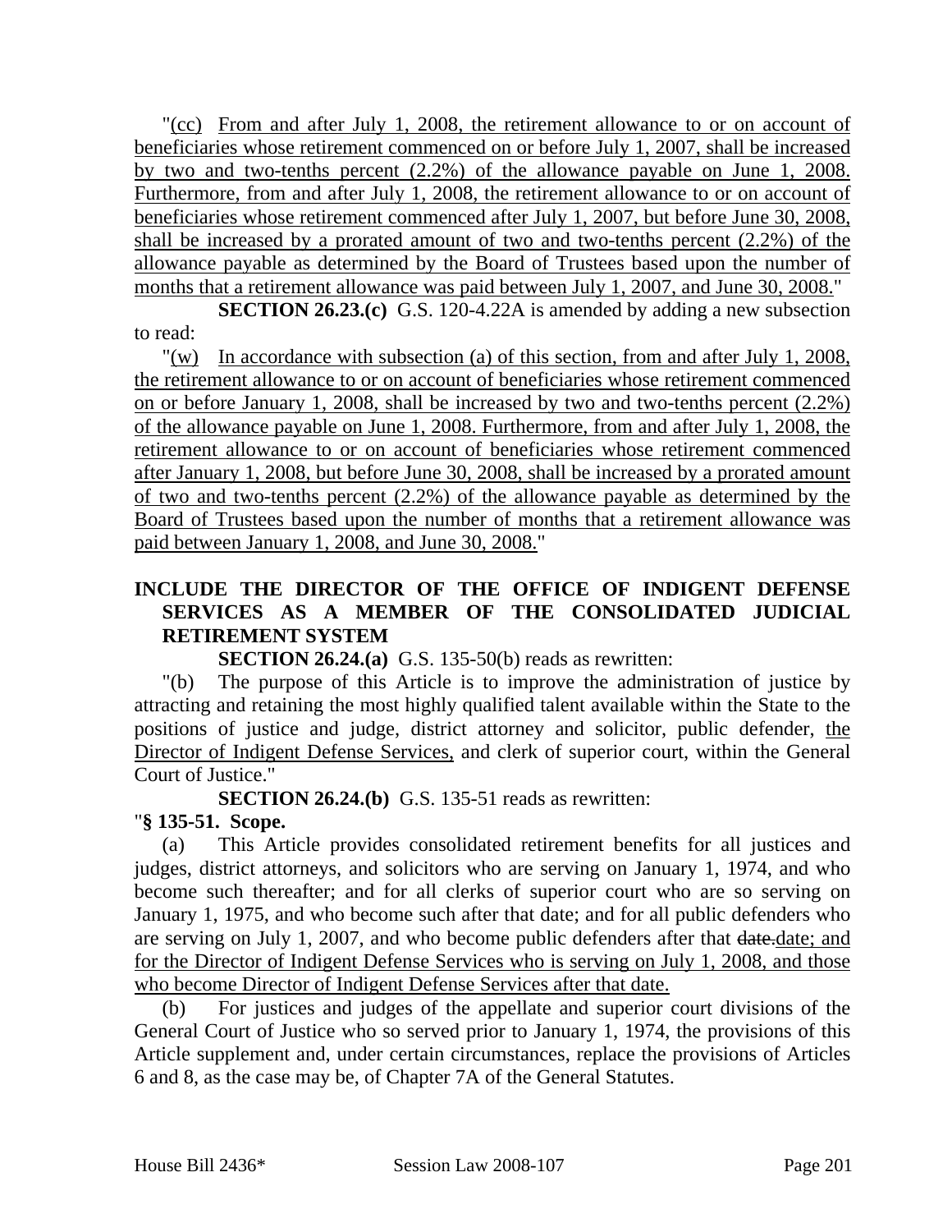"(cc) From and after July 1, 2008, the retirement allowance to or on account of beneficiaries whose retirement commenced on or before July 1, 2007, shall be increased by two and two-tenths percent (2.2%) of the allowance payable on June 1, 2008. Furthermore, from and after July 1, 2008, the retirement allowance to or on account of beneficiaries whose retirement commenced after July 1, 2007, but before June 30, 2008, shall be increased by a prorated amount of two and two-tenths percent (2.2%) of the allowance payable as determined by the Board of Trustees based upon the number of months that a retirement allowance was paid between July 1, 2007, and June 30, 2008."

**SECTION 26.23.(c)** G.S. 120-4.22A is amended by adding a new subsection to read:

"(w) In accordance with subsection (a) of this section, from and after July 1, 2008, the retirement allowance to or on account of beneficiaries whose retirement commenced on or before January 1, 2008, shall be increased by two and two-tenths percent (2.2%) of the allowance payable on June 1, 2008. Furthermore, from and after July 1, 2008, the retirement allowance to or on account of beneficiaries whose retirement commenced after January 1, 2008, but before June 30, 2008, shall be increased by a prorated amount of two and two-tenths percent (2.2%) of the allowance payable as determined by the Board of Trustees based upon the number of months that a retirement allowance was paid between January 1, 2008, and June 30, 2008."

## INCLUDE THE DIRECTOR OF THE OFFICE OF INDIGENT DEFENSE SERVICES AS A MEMBER OF THE CONSOLIDATED JUDICIAL RETIREMENT SYSTEM

**SECTION 26.24.(a)** G.S. 135-50(b) reads as rewritten:

"(b) The purpose of this Article is to improve the administration of justice by attracting and retaining the most highly qualified talent available within the State to the positions of justice and judge, district attorney and solicitor, public defender, the Director of Indigent Defense Services, and clerk of superior court, within the General Court of Justice."

**SECTION 26.24.(b)** G.S. 135-51 reads as rewritten:

"**§ 135-51. Scope.**

(a) This Article provides consolidated retirement benefits for all justices and judges, district attorneys, and solicitors who are serving on January 1, 1974, and who become such thereafter; and for all clerks of superior court who are so serving on January 1, 1975, and who become such after that date; and for all public defenders who are serving on July 1, 2007, and who become public defenders after that ~~date.~~date; and for the Director of Indigent Defense Services who is serving on July 1, 2008, and those who become Director of Indigent Defense Services after that date.

(b) For justices and judges of the appellate and superior court divisions of the General Court of Justice who so served prior to January 1, 1974, the provisions of this Article supplement and, under certain circumstances, replace the provisions of Articles 6 and 8, as the case may be, of Chapter 7A of the General Statutes.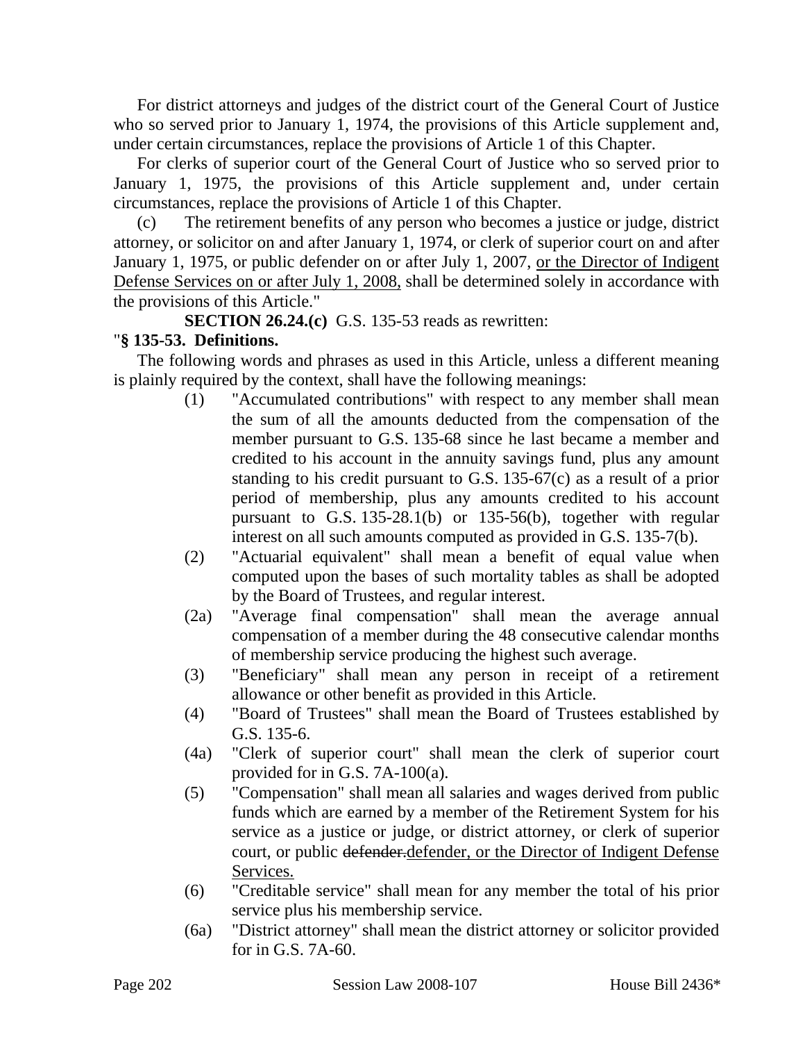For district attorneys and judges of the district court of the General Court of Justice who so served prior to January 1, 1974, the provisions of this Article supplement and, under certain circumstances, replace the provisions of Article 1 of this Chapter.

For clerks of superior court of the General Court of Justice who so served prior to January 1, 1975, the provisions of this Article supplement and, under certain circumstances, replace the provisions of Article 1 of this Chapter.

(c) The retirement benefits of any person who becomes a justice or judge, district attorney, or solicitor on and after January 1, 1974, or clerk of superior court on and after January 1, 1975, or public defender on or after July 1, 2007, <u>or the Director of Indigent Defense Services on or after July 1, 2008,</u> shall be determined solely in accordance with the provisions of this Article."

**SECTION 26.24.(c)** G.S. 135-53 reads as rewritten:

"**§ 135-53. Definitions.**

The following words and phrases as used in this Article, unless a different meaning is plainly required by the context, shall have the following meanings:

(1) "Accumulated contributions" with respect to any member shall mean the sum of all the amounts deducted from the compensation of the member pursuant to G.S. 135-68 since he last became a member and credited to his account in the annuity savings fund, plus any amount standing to his credit pursuant to G.S. 135-67(c) as a result of a prior period of membership, plus any amounts credited to his account pursuant to G.S. 135-28.1(b) or 135-56(b), together with regular interest on all such amounts computed as provided in G.S. 135-7(b).

(2) "Actuarial equivalent" shall mean a benefit of equal value when computed upon the bases of such mortality tables as shall be adopted by the Board of Trustees, and regular interest.

(2a) "Average final compensation" shall mean the average annual compensation of a member during the 48 consecutive calendar months of membership service producing the highest such average.

(3) "Beneficiary" shall mean any person in receipt of a retirement allowance or other benefit as provided in this Article.

(4) "Board of Trustees" shall mean the Board of Trustees established by G.S. 135-6.

(4a) "Clerk of superior court" shall mean the clerk of superior court provided for in G.S. 7A-100(a).

(5) "Compensation" shall mean all salaries and wages derived from public funds which are earned by a member of the Retirement System for his service as a justice or judge, or district attorney, or clerk of superior court, or public ~~defender.~~<u>defender, or the Director of Indigent Defense Services.</u>

(6) "Creditable service" shall mean for any member the total of his prior service plus his membership service.

(6a) "District attorney" shall mean the district attorney or solicitor provided for in G.S. 7A-60.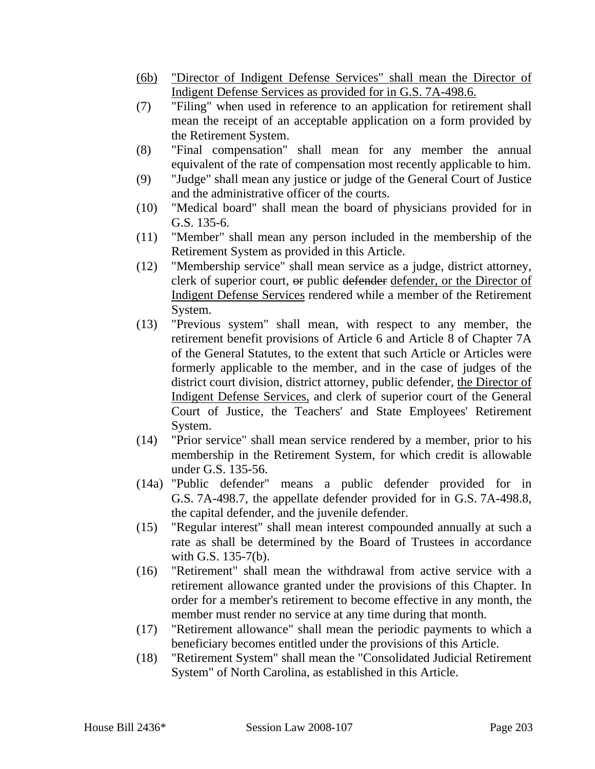(6b) <u>"Director of Indigent Defense Services" shall mean the Director of Indigent Defense Services as provided for in G.S. 7A-498.6.</u>

(7) "Filing" when used in reference to an application for retirement shall mean the receipt of an acceptable application on a form provided by the Retirement System.

(8) "Final compensation" shall mean for any member the annual equivalent of the rate of compensation most recently applicable to him.

(9) "Judge" shall mean any justice or judge of the General Court of Justice and the administrative officer of the courts.

(10) "Medical board" shall mean the board of physicians provided for in G.S. 135-6.

(11) "Member" shall mean any person included in the membership of the Retirement System as provided in this Article.

(12) "Membership service" shall mean service as a judge, district attorney, clerk of superior court, ~~or~~ public ~~defender~~ <u>defender, or the Director of Indigent Defense Services</u> rendered while a member of the Retirement System.

(13) "Previous system" shall mean, with respect to any member, the retirement benefit provisions of Article 6 and Article 8 of Chapter 7A of the General Statutes, to the extent that such Article or Articles were formerly applicable to the member, and in the case of judges of the district court division, district attorney, public defender, <u>the Director of Indigent Defense Services,</u> and clerk of superior court of the General Court of Justice, the Teachers' and State Employees' Retirement System.

(14) "Prior service" shall mean service rendered by a member, prior to his membership in the Retirement System, for which credit is allowable under G.S. 135-56.

(14a) "Public defender" means a public defender provided for in G.S. 7A-498.7, the appellate defender provided for in G.S. 7A-498.8, the capital defender, and the juvenile defender.

(15) "Regular interest" shall mean interest compounded annually at such a rate as shall be determined by the Board of Trustees in accordance with G.S. 135-7(b).

(16) "Retirement" shall mean the withdrawal from active service with a retirement allowance granted under the provisions of this Chapter. In order for a member's retirement to become effective in any month, the member must render no service at any time during that month.

(17) "Retirement allowance" shall mean the periodic payments to which a beneficiary becomes entitled under the provisions of this Article.

(18) "Retirement System" shall mean the "Consolidated Judicial Retirement System" of North Carolina, as established in this Article.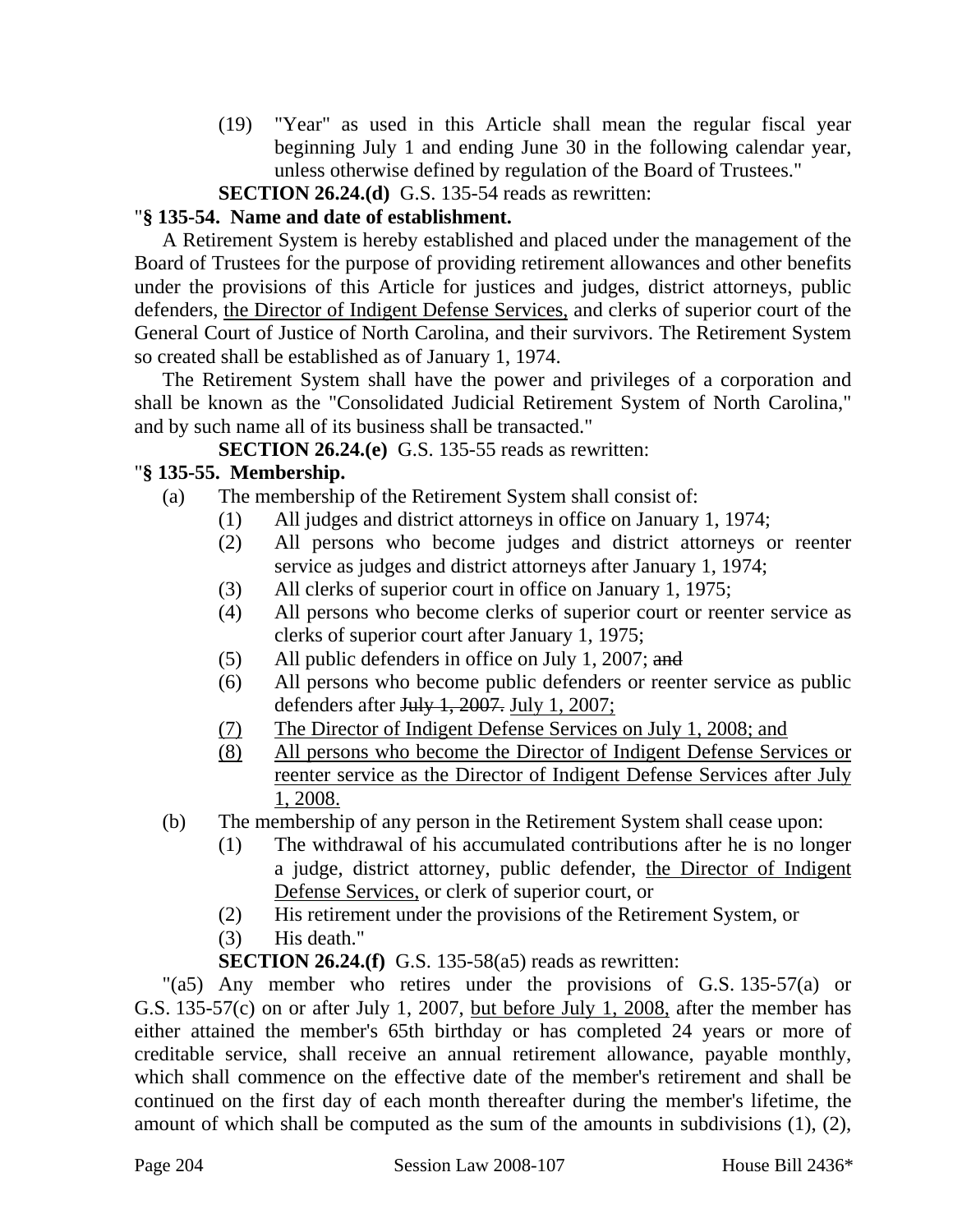(19) "Year" as used in this Article shall mean the regular fiscal year beginning July 1 and ending June 30 in the following calendar year, unless otherwise defined by regulation of the Board of Trustees."

**SECTION 26.24.(d)** G.S. 135-54 reads as rewritten:

"**§ 135-54. Name and date of establishment.**

A Retirement System is hereby established and placed under the management of the Board of Trustees for the purpose of providing retirement allowances and other benefits under the provisions of this Article for justices and judges, district attorneys, public defenders, <u>the Director of Indigent Defense Services,</u> and clerks of superior court of the General Court of Justice of North Carolina, and their survivors. The Retirement System so created shall be established as of January 1, 1974.

The Retirement System shall have the power and privileges of a corporation and shall be known as the "Consolidated Judicial Retirement System of North Carolina," and by such name all of its business shall be transacted."

**SECTION 26.24.(e)** G.S. 135-55 reads as rewritten:

"**§ 135-55. Membership.**

(a) The membership of the Retirement System shall consist of:

(1) All judges and district attorneys in office on January 1, 1974;

(2) All persons who become judges and district attorneys or reenter service as judges and district attorneys after January 1, 1974;

(3) All clerks of superior court in office on January 1, 1975;

(4) All persons who become clerks of superior court or reenter service as clerks of superior court after January 1, 1975;

(5) All public defenders in office on July 1, 2007; ~~and~~

(6) All persons who become public defenders or reenter service as public defenders after ~~July 1, 2007.~~ <u>July 1, 2007;</u>

<u>(7) The Director of Indigent Defense Services on July 1, 2008; and</u>

<u>(8) All persons who become the Director of Indigent Defense Services or reenter service as the Director of Indigent Defense Services after July 1, 2008.</u>

(b) The membership of any person in the Retirement System shall cease upon:

(1) The withdrawal of his accumulated contributions after he is no longer a judge, district attorney, public defender, <u>the Director of Indigent Defense Services,</u> or clerk of superior court, or

(2) His retirement under the provisions of the Retirement System, or

(3) His death."

**SECTION 26.24.(f)** G.S. 135-58(a5) reads as rewritten:

"(a5) Any member who retires under the provisions of G.S. 135-57(a) or G.S. 135-57(c) on or after July 1, 2007, <u>but before July 1, 2008,</u> after the member has either attained the member's 65th birthday or has completed 24 years or more of creditable service, shall receive an annual retirement allowance, payable monthly, which shall commence on the effective date of the member's retirement and shall be continued on the first day of each month thereafter during the member's lifetime, the amount of which shall be computed as the sum of the amounts in subdivisions (1), (2),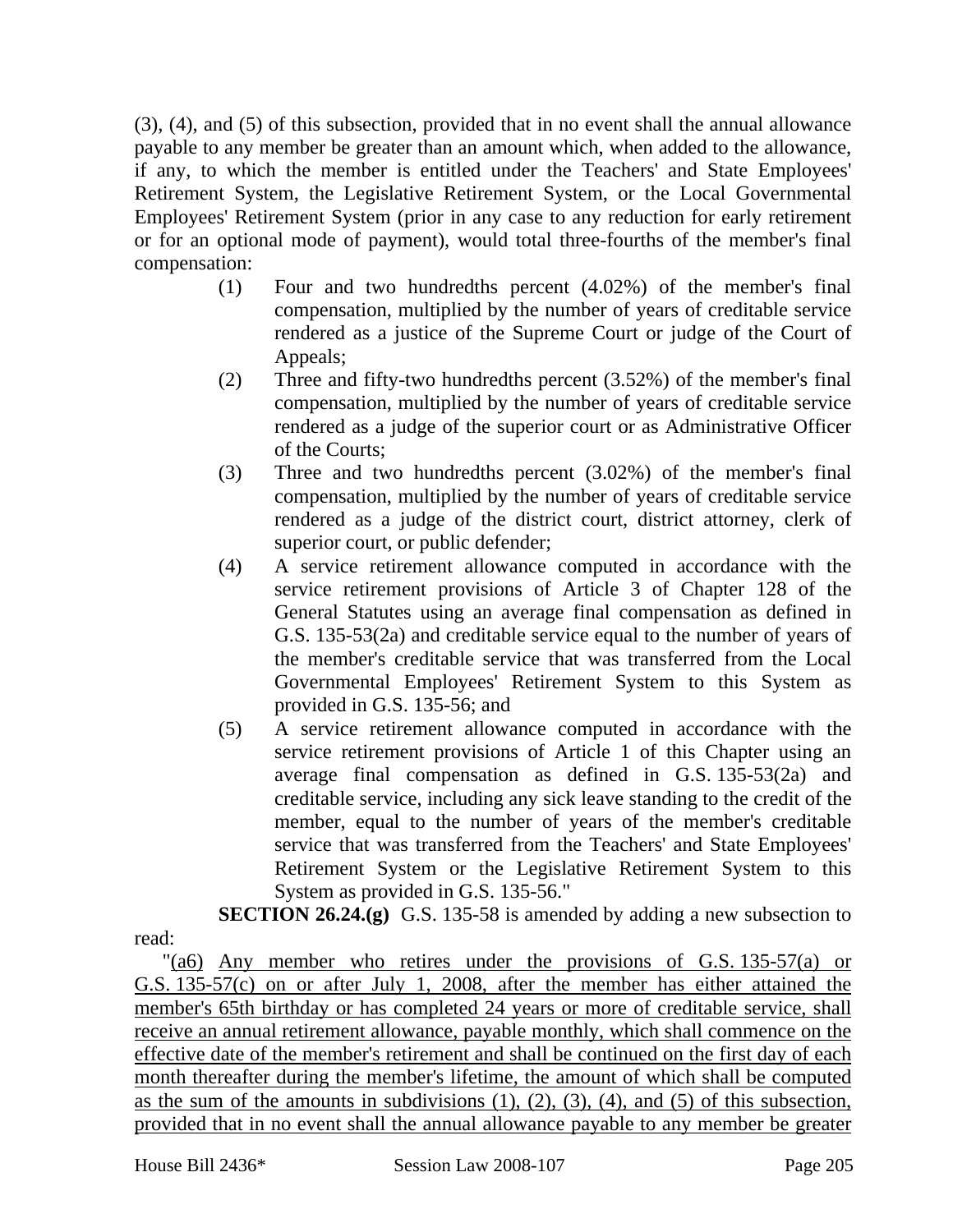(3), (4), and (5) of this subsection, provided that in no event shall the annual allowance payable to any member be greater than an amount which, when added to the allowance, if any, to which the member is entitled under the Teachers' and State Employees' Retirement System, the Legislative Retirement System, or the Local Governmental Employees' Retirement System (prior in any case to any reduction for early retirement or for an optional mode of payment), would total three-fourths of the member's final compensation:

(1) Four and two hundredths percent (4.02%) of the member's final compensation, multiplied by the number of years of creditable service rendered as a justice of the Supreme Court or judge of the Court of Appeals;

(2) Three and fifty-two hundredths percent (3.52%) of the member's final compensation, multiplied by the number of years of creditable service rendered as a judge of the superior court or as Administrative Officer of the Courts;

(3) Three and two hundredths percent (3.02%) of the member's final compensation, multiplied by the number of years of creditable service rendered as a judge of the district court, district attorney, clerk of superior court, or public defender;

(4) A service retirement allowance computed in accordance with the service retirement provisions of Article 3 of Chapter 128 of the General Statutes using an average final compensation as defined in G.S. 135-53(2a) and creditable service equal to the number of years of the member's creditable service that was transferred from the Local Governmental Employees' Retirement System to this System as provided in G.S. 135-56; and

(5) A service retirement allowance computed in accordance with the service retirement provisions of Article 1 of this Chapter using an average final compensation as defined in G.S. 135-53(2a) and creditable service, including any sick leave standing to the credit of the member, equal to the number of years of the member's creditable service that was transferred from the Teachers' and State Employees' Retirement System or the Legislative Retirement System to this System as provided in G.S. 135-56."

**SECTION 26.24.(g)** G.S. 135-58 is amended by adding a new subsection to read:

"(a6) Any member who retires under the provisions of G.S. 135-57(a) or G.S. 135-57(c) on or after July 1, 2008, after the member has either attained the member's 65th birthday or has completed 24 years or more of creditable service, shall receive an annual retirement allowance, payable monthly, which shall commence on the effective date of the member's retirement and shall be continued on the first day of each month thereafter during the member's lifetime, the amount of which shall be computed as the sum of the amounts in subdivisions (1), (2), (3), (4), and (5) of this subsection, provided that in no event shall the annual allowance payable to any member be greater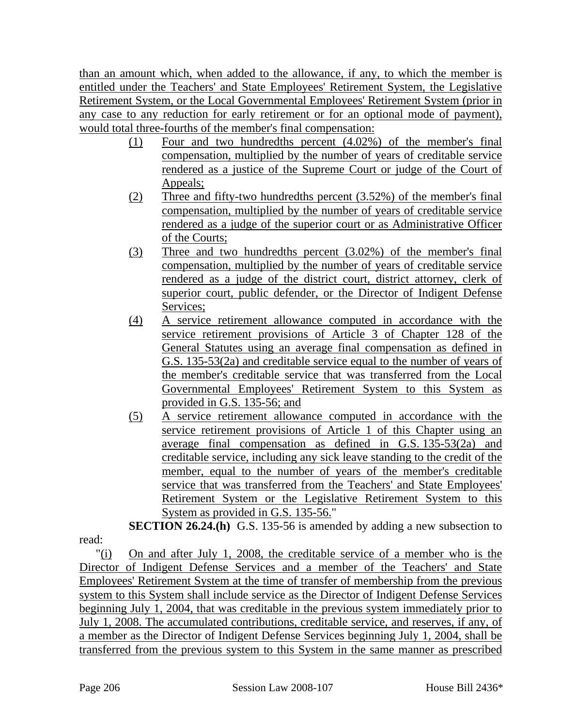than an amount which, when added to the allowance, if any, to which the member is entitled under the Teachers' and State Employees' Retirement System, the Legislative Retirement System, or the Local Governmental Employees' Retirement System (prior in any case to any reduction for early retirement or for an optional mode of payment), would total three-fourths of the member's final compensation:

(1) Four and two hundredths percent (4.02%) of the member's final compensation, multiplied by the number of years of creditable service rendered as a justice of the Supreme Court or judge of the Court of Appeals;

(2) Three and fifty-two hundredths percent (3.52%) of the member's final compensation, multiplied by the number of years of creditable service rendered as a judge of the superior court or as Administrative Officer of the Courts;

(3) Three and two hundredths percent (3.02%) of the member's final compensation, multiplied by the number of years of creditable service rendered as a judge of the district court, district attorney, clerk of superior court, public defender, or the Director of Indigent Defense Services;

(4) A service retirement allowance computed in accordance with the service retirement provisions of Article 3 of Chapter 128 of the General Statutes using an average final compensation as defined in G.S. 135-53(2a) and creditable service equal to the number of years of the member's creditable service that was transferred from the Local Governmental Employees' Retirement System to this System as provided in G.S. 135-56; and

(5) A service retirement allowance computed in accordance with the service retirement provisions of Article 1 of this Chapter using an average final compensation as defined in G.S. 135-53(2a) and creditable service, including any sick leave standing to the credit of the member, equal to the number of years of the member's creditable service that was transferred from the Teachers' and State Employees' Retirement System or the Legislative Retirement System to this System as provided in G.S. 135-56."

**SECTION 26.24.(h)** G.S. 135-56 is amended by adding a new subsection to read:

"(i) On and after July 1, 2008, the creditable service of a member who is the Director of Indigent Defense Services and a member of the Teachers' and State Employees' Retirement System at the time of transfer of membership from the previous system to this System shall include service as the Director of Indigent Defense Services beginning July 1, 2004, that was creditable in the previous system immediately prior to July 1, 2008. The accumulated contributions, creditable service, and reserves, if any, of a member as the Director of Indigent Defense Services beginning July 1, 2004, shall be transferred from the previous system to this System in the same manner as prescribed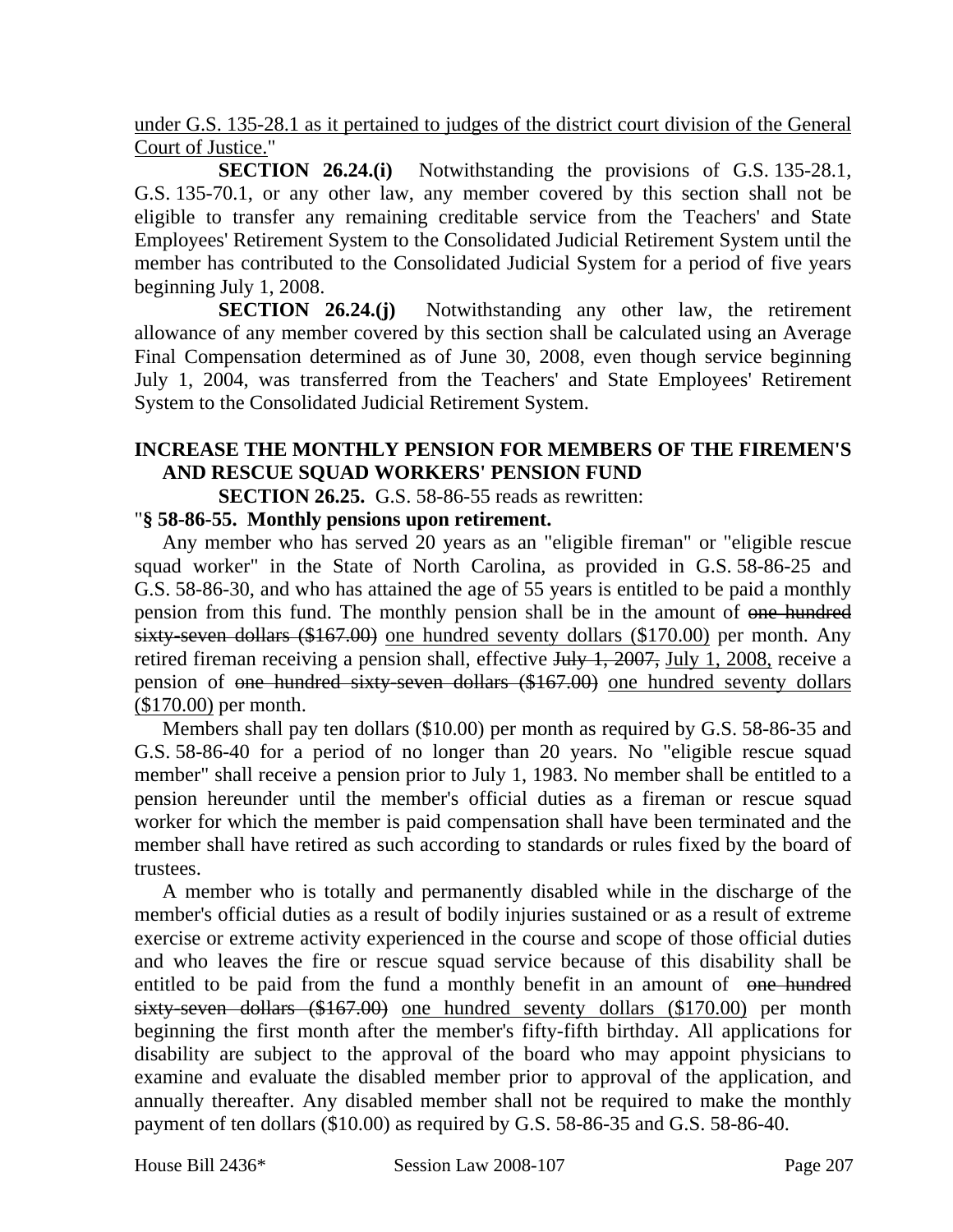under G.S. 135-28.1 as it pertained to judges of the district court division of the General Court of Justice."

**SECTION 26.24.(i)** Notwithstanding the provisions of G.S. 135-28.1, G.S. 135-70.1, or any other law, any member covered by this section shall not be eligible to transfer any remaining creditable service from the Teachers' and State Employees' Retirement System to the Consolidated Judicial Retirement System until the member has contributed to the Consolidated Judicial System for a period of five years beginning July 1, 2008.

**SECTION 26.24.(j)** Notwithstanding any other law, the retirement allowance of any member covered by this section shall be calculated using an Average Final Compensation determined as of June 30, 2008, even though service beginning July 1, 2004, was transferred from the Teachers' and State Employees' Retirement System to the Consolidated Judicial Retirement System.

**INCREASE THE MONTHLY PENSION FOR MEMBERS OF THE FIREMEN'S AND RESCUE SQUAD WORKERS' PENSION FUND**

**SECTION 26.25.** G.S. 58-86-55 reads as rewritten:

"**§ 58-86-55. Monthly pensions upon retirement.**

Any member who has served 20 years as an "eligible fireman" or "eligible rescue squad worker" in the State of North Carolina, as provided in G.S. 58-86-25 and G.S. 58-86-30, and who has attained the age of 55 years is entitled to be paid a monthly pension from this fund. The monthly pension shall be in the amount of ~~one hundred sixty-seven dollars ($167.00)~~ one hundred seventy dollars ($170.00) per month. Any retired fireman receiving a pension shall, effective ~~July 1, 2007,~~ July 1, 2008, receive a pension of ~~one hundred sixty-seven dollars ($167.00)~~ one hundred seventy dollars ($170.00) per month.

Members shall pay ten dollars ($10.00) per month as required by G.S. 58-86-35 and G.S. 58-86-40 for a period of no longer than 20 years. No "eligible rescue squad member" shall receive a pension prior to July 1, 1983. No member shall be entitled to a pension hereunder until the member's official duties as a fireman or rescue squad worker for which the member is paid compensation shall have been terminated and the member shall have retired as such according to standards or rules fixed by the board of trustees.

A member who is totally and permanently disabled while in the discharge of the member's official duties as a result of bodily injuries sustained or as a result of extreme exercise or extreme activity experienced in the course and scope of those official duties and who leaves the fire or rescue squad service because of this disability shall be entitled to be paid from the fund a monthly benefit in an amount of ~~one hundred sixty-seven dollars ($167.00)~~ one hundred seventy dollars ($170.00) per month beginning the first month after the member's fifty-fifth birthday. All applications for disability are subject to the approval of the board who may appoint physicians to examine and evaluate the disabled member prior to approval of the application, and annually thereafter. Any disabled member shall not be required to make the monthly payment of ten dollars ($10.00) as required by G.S. 58-86-35 and G.S. 58-86-40.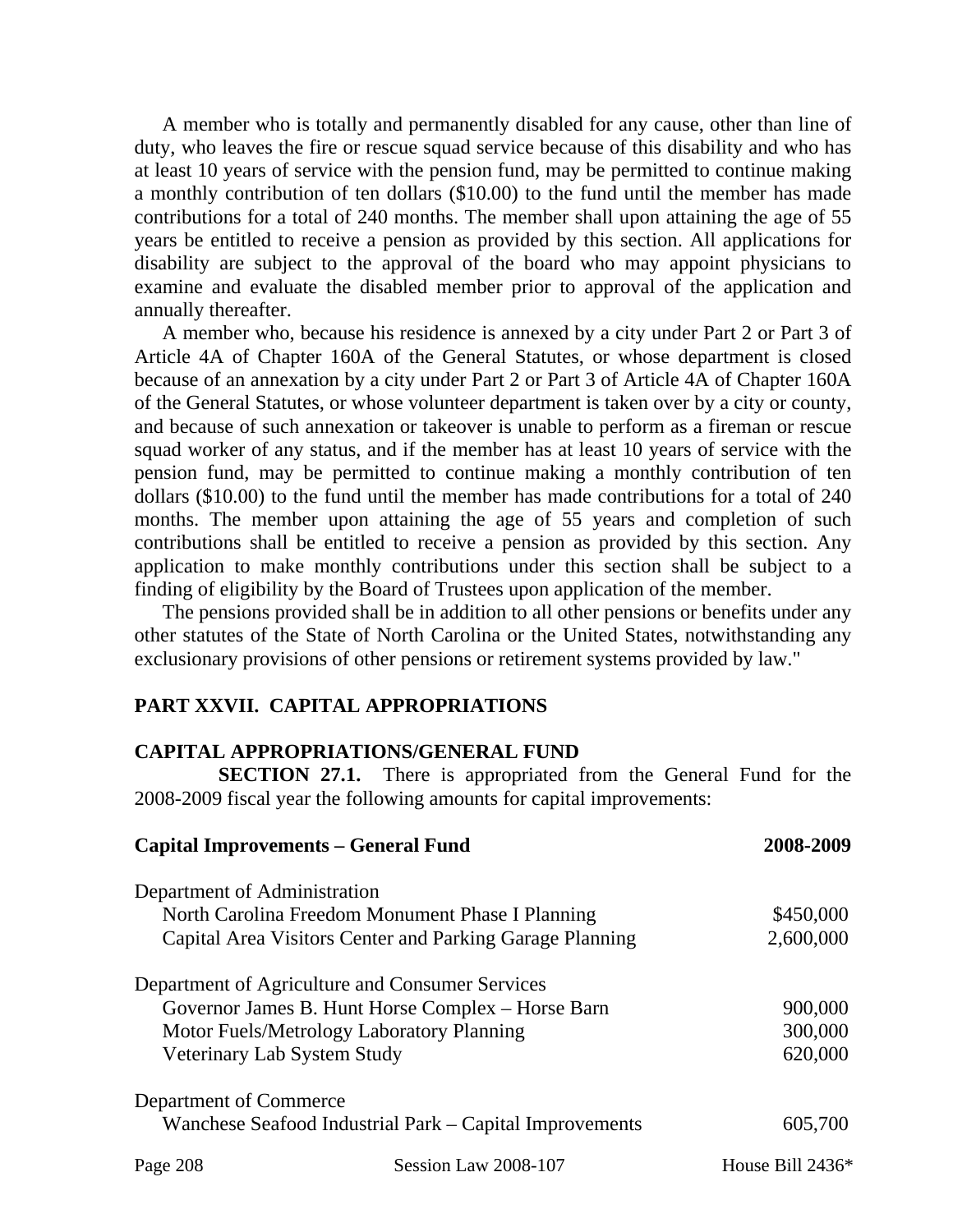A member who is totally and permanently disabled for any cause, other than line of duty, who leaves the fire or rescue squad service because of this disability and who has at least 10 years of service with the pension fund, may be permitted to continue making a monthly contribution of ten dollars ($10.00) to the fund until the member has made contributions for a total of 240 months. The member shall upon attaining the age of 55 years be entitled to receive a pension as provided by this section. All applications for disability are subject to the approval of the board who may appoint physicians to examine and evaluate the disabled member prior to approval of the application and annually thereafter.

A member who, because his residence is annexed by a city under Part 2 or Part 3 of Article 4A of Chapter 160A of the General Statutes, or whose department is closed because of an annexation by a city under Part 2 or Part 3 of Article 4A of Chapter 160A of the General Statutes, or whose volunteer department is taken over by a city or county, and because of such annexation or takeover is unable to perform as a fireman or rescue squad worker of any status, and if the member has at least 10 years of service with the pension fund, may be permitted to continue making a monthly contribution of ten dollars ($10.00) to the fund until the member has made contributions for a total of 240 months. The member upon attaining the age of 55 years and completion of such contributions shall be entitled to receive a pension as provided by this section. Any application to make monthly contributions under this section shall be subject to a finding of eligibility by the Board of Trustees upon application of the member.

The pensions provided shall be in addition to all other pensions or benefits under any other statutes of the State of North Carolina or the United States, notwithstanding any exclusionary provisions of other pensions or retirement systems provided by law."

## PART XXVII. CAPITAL APPROPRIATIONS

### CAPITAL APPROPRIATIONS/GENERAL FUND

**SECTION 27.1.** There is appropriated from the General Fund for the 2008-2009 fiscal year the following amounts for capital improvements:

| **Capital Improvements – General Fund** | **2008-2009** |
|---|---|
| Department of Administration | |
| North Carolina Freedom Monument Phase I Planning | $450,000 |
| Capital Area Visitors Center and Parking Garage Planning | 2,600,000 |
| Department of Agriculture and Consumer Services | |
| Governor James B. Hunt Horse Complex – Horse Barn | 900,000 |
| Motor Fuels/Metrology Laboratory Planning | 300,000 |
| Veterinary Lab System Study | 620,000 |
| Department of Commerce | |
| Wanchese Seafood Industrial Park – Capital Improvements | 605,700 |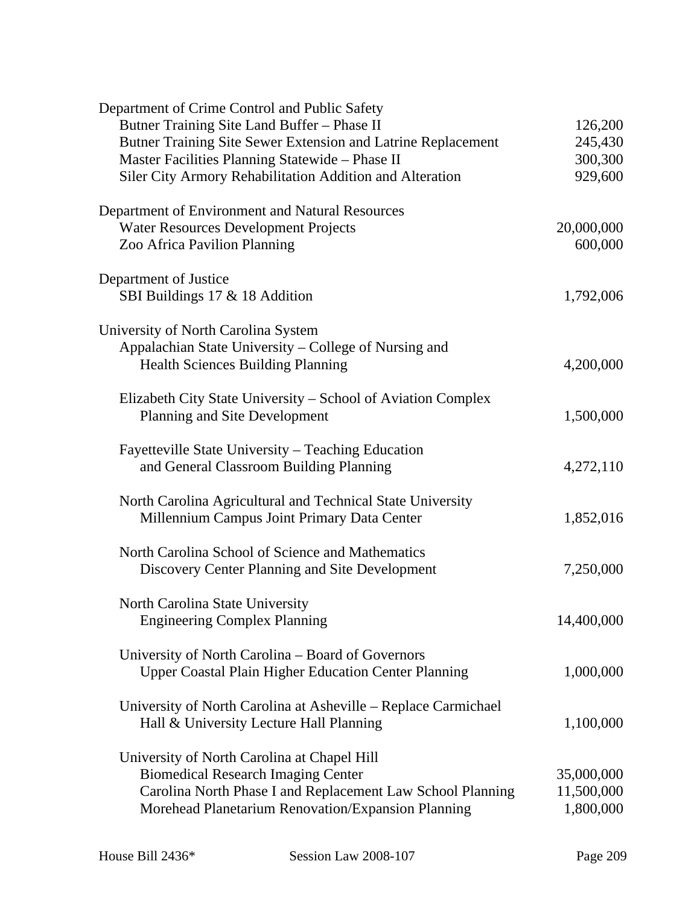| | |
|---|---|
| Department of Crime Control and Public Safety | |
| Butner Training Site Land Buffer – Phase II | 126,200 |
| Butner Training Site Sewer Extension and Latrine Replacement | 245,430 |
| Master Facilities Planning Statewide – Phase II | 300,300 |
| Siler City Armory Rehabilitation Addition and Alteration | 929,600 |
| | |
| Department of Environment and Natural Resources | |
| Water Resources Development Projects | 20,000,000 |
| Zoo Africa Pavilion Planning | 600,000 |
| | |
| Department of Justice | |
| SBI Buildings 17 & 18 Addition | 1,792,006 |
| | |
| University of North Carolina System | |
| Appalachian State University – College of Nursing and Health Sciences Building Planning | 4,200,000 |
| | |
| Elizabeth City State University – School of Aviation Complex Planning and Site Development | 1,500,000 |
| | |
| Fayetteville State University – Teaching Education and General Classroom Building Planning | 4,272,110 |
| | |
| North Carolina Agricultural and Technical State University Millennium Campus Joint Primary Data Center | 1,852,016 |
| | |
| North Carolina School of Science and Mathematics Discovery Center Planning and Site Development | 7,250,000 |
| | |
| North Carolina State University Engineering Complex Planning | 14,400,000 |
| | |
| University of North Carolina – Board of Governors Upper Coastal Plain Higher Education Center Planning | 1,000,000 |
| | |
| University of North Carolina at Asheville – Replace Carmichael Hall & University Lecture Hall Planning | 1,100,000 |
| | |
| University of North Carolina at Chapel Hill | |
| Biomedical Research Imaging Center | 35,000,000 |
| Carolina North Phase I and Replacement Law School Planning | 11,500,000 |
| Morehead Planetarium Renovation/Expansion Planning | 1,800,000 |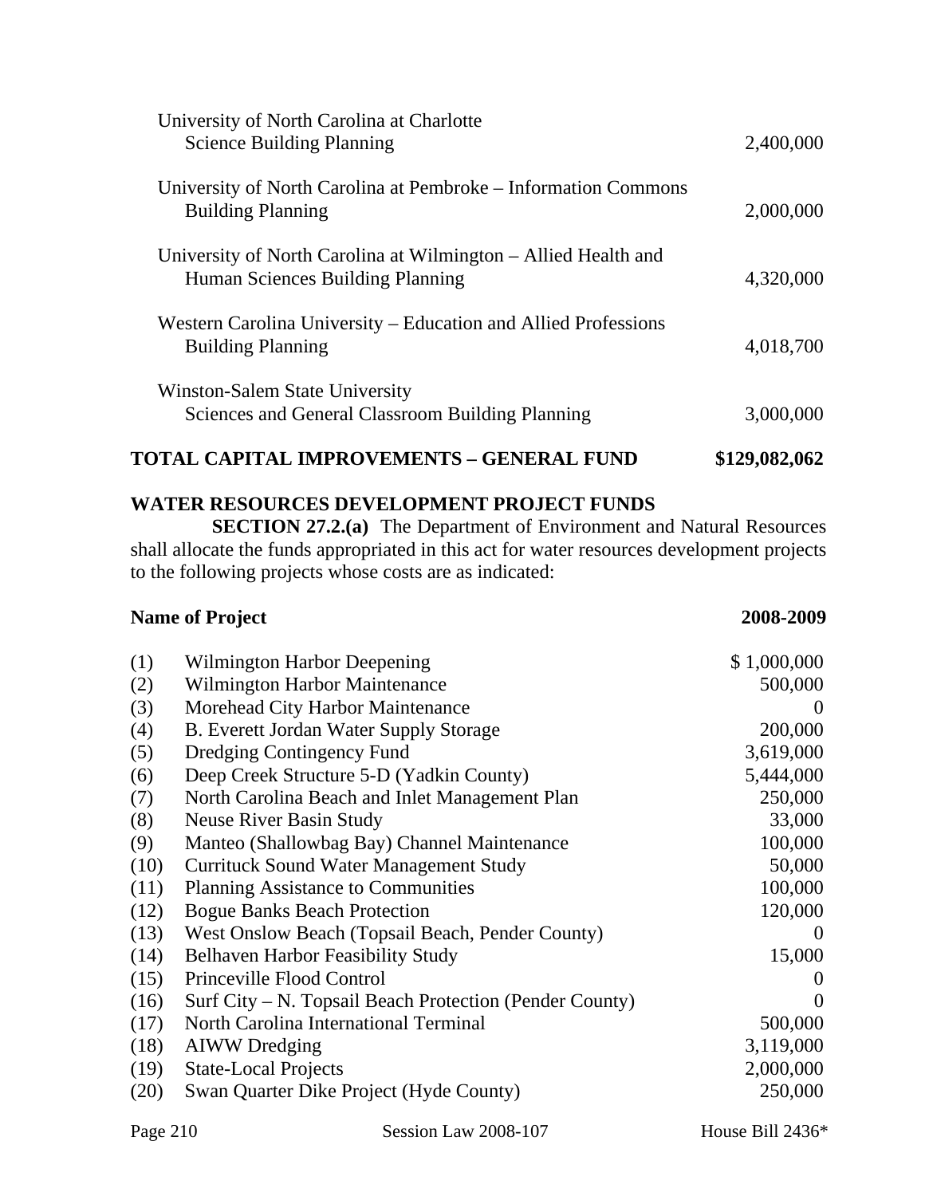| | |
|---|---|
| University of North Carolina at Charlotte Science Building Planning | 2,400,000 |
| University of North Carolina at Pembroke – Information Commons Building Planning | 2,000,000 |
| University of North Carolina at Wilmington – Allied Health and Human Sciences Building Planning | 4,320,000 |
| Western Carolina University – Education and Allied Professions Building Planning | 4,018,700 |
| Winston-Salem State University Sciences and General Classroom Building Planning | 3,000,000 |
| **TOTAL CAPITAL IMPROVEMENTS – GENERAL FUND** | **$129,082,062** |

**WATER RESOURCES DEVELOPMENT PROJECT FUNDS**

**SECTION 27.2.(a)** The Department of Environment and Natural Resources shall allocate the funds appropriated in this act for water resources development projects to the following projects whose costs are as indicated:

| | **Name of Project** | **2008-2009** |
|---|---|---|
| (1) | Wilmington Harbor Deepening | $ 1,000,000 |
| (2) | Wilmington Harbor Maintenance | 500,000 |
| (3) | Morehead City Harbor Maintenance | 0 |
| (4) | B. Everett Jordan Water Supply Storage | 200,000 |
| (5) | Dredging Contingency Fund | 3,619,000 |
| (6) | Deep Creek Structure 5-D (Yadkin County) | 5,444,000 |
| (7) | North Carolina Beach and Inlet Management Plan | 250,000 |
| (8) | Neuse River Basin Study | 33,000 |
| (9) | Manteo (Shallowbag Bay) Channel Maintenance | 100,000 |
| (10) | Currituck Sound Water Management Study | 50,000 |
| (11) | Planning Assistance to Communities | 100,000 |
| (12) | Bogue Banks Beach Protection | 120,000 |
| (13) | West Onslow Beach (Topsail Beach, Pender County) | 0 |
| (14) | Belhaven Harbor Feasibility Study | 15,000 |
| (15) | Princeville Flood Control | 0 |
| (16) | Surf City – N. Topsail Beach Protection (Pender County) | 0 |
| (17) | North Carolina International Terminal | 500,000 |
| (18) | AIWW Dredging | 3,119,000 |
| (19) | State-Local Projects | 2,000,000 |
| (20) | Swan Quarter Dike Project (Hyde County) | 250,000 |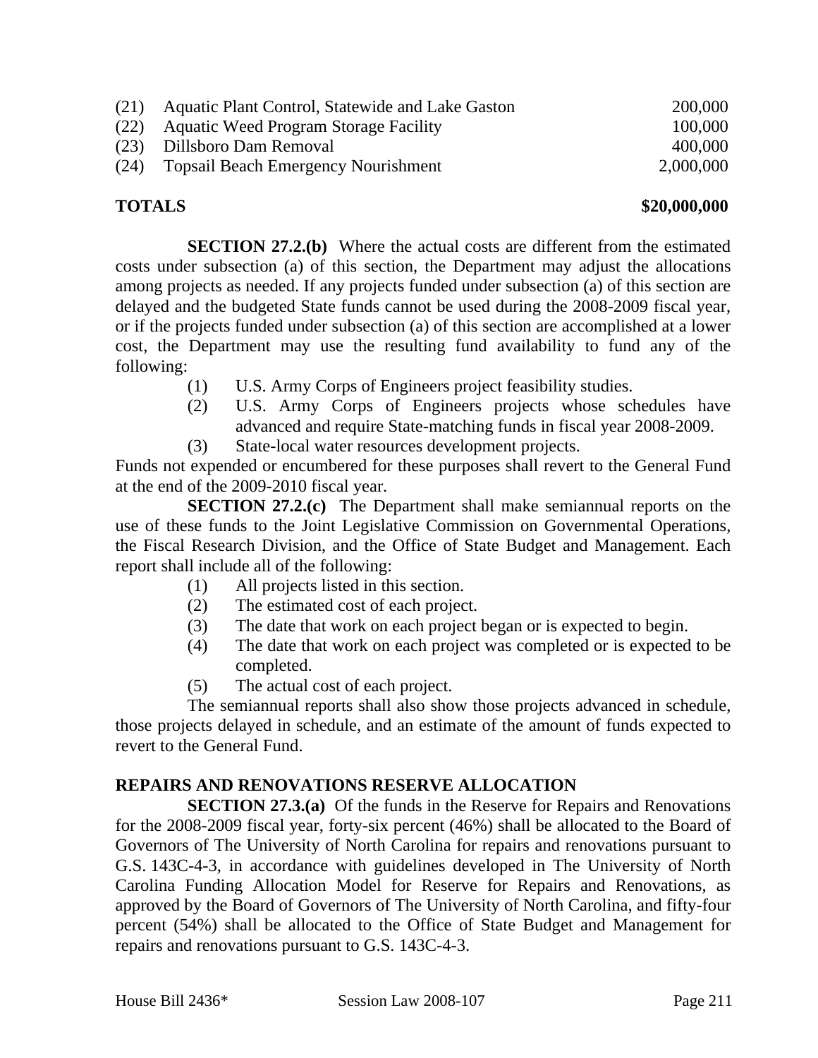| | | |
|---|---|---|
| (21) | Aquatic Plant Control, Statewide and Lake Gaston | 200,000 |
| (22) | Aquatic Weed Program Storage Facility | 100,000 |
| (23) | Dillsboro Dam Removal | 400,000 |
| (24) | Topsail Beach Emergency Nourishment | 2,000,000 |

**TOTALS** **$20,000,000**

**SECTION 27.2.(b)** Where the actual costs are different from the estimated costs under subsection (a) of this section, the Department may adjust the allocations among projects as needed. If any projects funded under subsection (a) of this section are delayed and the budgeted State funds cannot be used during the 2008-2009 fiscal year, or if the projects funded under subsection (a) of this section are accomplished at a lower cost, the Department may use the resulting fund availability to fund any of the following:

(1) U.S. Army Corps of Engineers project feasibility studies.
(2) U.S. Army Corps of Engineers projects whose schedules have advanced and require State-matching funds in fiscal year 2008-2009.
(3) State-local water resources development projects.

Funds not expended or encumbered for these purposes shall revert to the General Fund at the end of the 2009-2010 fiscal year.

**SECTION 27.2.(c)** The Department shall make semiannual reports on the use of these funds to the Joint Legislative Commission on Governmental Operations, the Fiscal Research Division, and the Office of State Budget and Management. Each report shall include all of the following:

(1) All projects listed in this section.
(2) The estimated cost of each project.
(3) The date that work on each project began or is expected to begin.
(4) The date that work on each project was completed or is expected to be completed.
(5) The actual cost of each project.

The semiannual reports shall also show those projects advanced in schedule, those projects delayed in schedule, and an estimate of the amount of funds expected to revert to the General Fund.

**REPAIRS AND RENOVATIONS RESERVE ALLOCATION**

**SECTION 27.3.(a)** Of the funds in the Reserve for Repairs and Renovations for the 2008-2009 fiscal year, forty-six percent (46%) shall be allocated to the Board of Governors of The University of North Carolina for repairs and renovations pursuant to G.S. 143C-4-3, in accordance with guidelines developed in The University of North Carolina Funding Allocation Model for Reserve for Repairs and Renovations, as approved by the Board of Governors of The University of North Carolina, and fifty-four percent (54%) shall be allocated to the Office of State Budget and Management for repairs and renovations pursuant to G.S. 143C-4-3.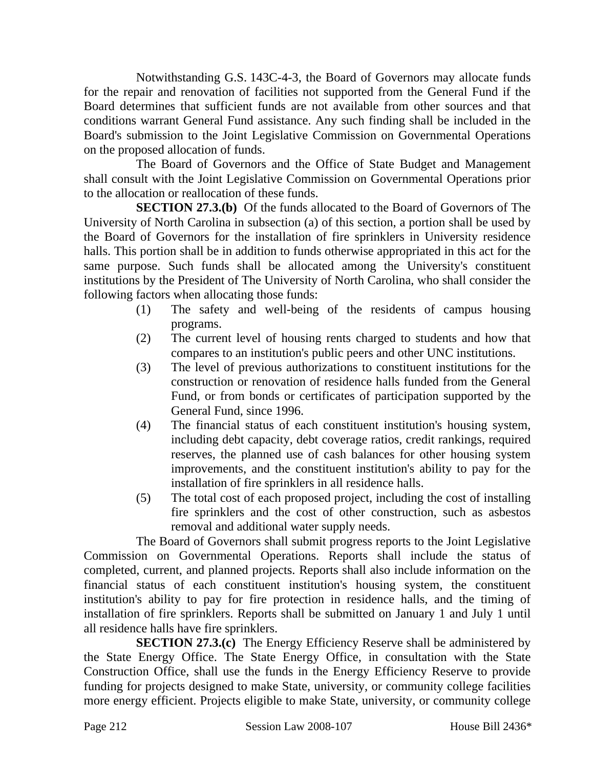Notwithstanding G.S. 143C-4-3, the Board of Governors may allocate funds for the repair and renovation of facilities not supported from the General Fund if the Board determines that sufficient funds are not available from other sources and that conditions warrant General Fund assistance. Any such finding shall be included in the Board's submission to the Joint Legislative Commission on Governmental Operations on the proposed allocation of funds.

The Board of Governors and the Office of State Budget and Management shall consult with the Joint Legislative Commission on Governmental Operations prior to the allocation or reallocation of these funds.

**SECTION 27.3.(b)** Of the funds allocated to the Board of Governors of The University of North Carolina in subsection (a) of this section, a portion shall be used by the Board of Governors for the installation of fire sprinklers in University residence halls. This portion shall be in addition to funds otherwise appropriated in this act for the same purpose. Such funds shall be allocated among the University's constituent institutions by the President of The University of North Carolina, who shall consider the following factors when allocating those funds:

(1) The safety and well-being of the residents of campus housing programs.

(2) The current level of housing rents charged to students and how that compares to an institution's public peers and other UNC institutions.

(3) The level of previous authorizations to constituent institutions for the construction or renovation of residence halls funded from the General Fund, or from bonds or certificates of participation supported by the General Fund, since 1996.

(4) The financial status of each constituent institution's housing system, including debt capacity, debt coverage ratios, credit rankings, required reserves, the planned use of cash balances for other housing system improvements, and the constituent institution's ability to pay for the installation of fire sprinklers in all residence halls.

(5) The total cost of each proposed project, including the cost of installing fire sprinklers and the cost of other construction, such as asbestos removal and additional water supply needs.

The Board of Governors shall submit progress reports to the Joint Legislative Commission on Governmental Operations. Reports shall include the status of completed, current, and planned projects. Reports shall also include information on the financial status of each constituent institution's housing system, the constituent institution's ability to pay for fire protection in residence halls, and the timing of installation of fire sprinklers. Reports shall be submitted on January 1 and July 1 until all residence halls have fire sprinklers.

**SECTION 27.3.(c)** The Energy Efficiency Reserve shall be administered by the State Energy Office. The State Energy Office, in consultation with the State Construction Office, shall use the funds in the Energy Efficiency Reserve to provide funding for projects designed to make State, university, or community college facilities more energy efficient. Projects eligible to make State, university, or community college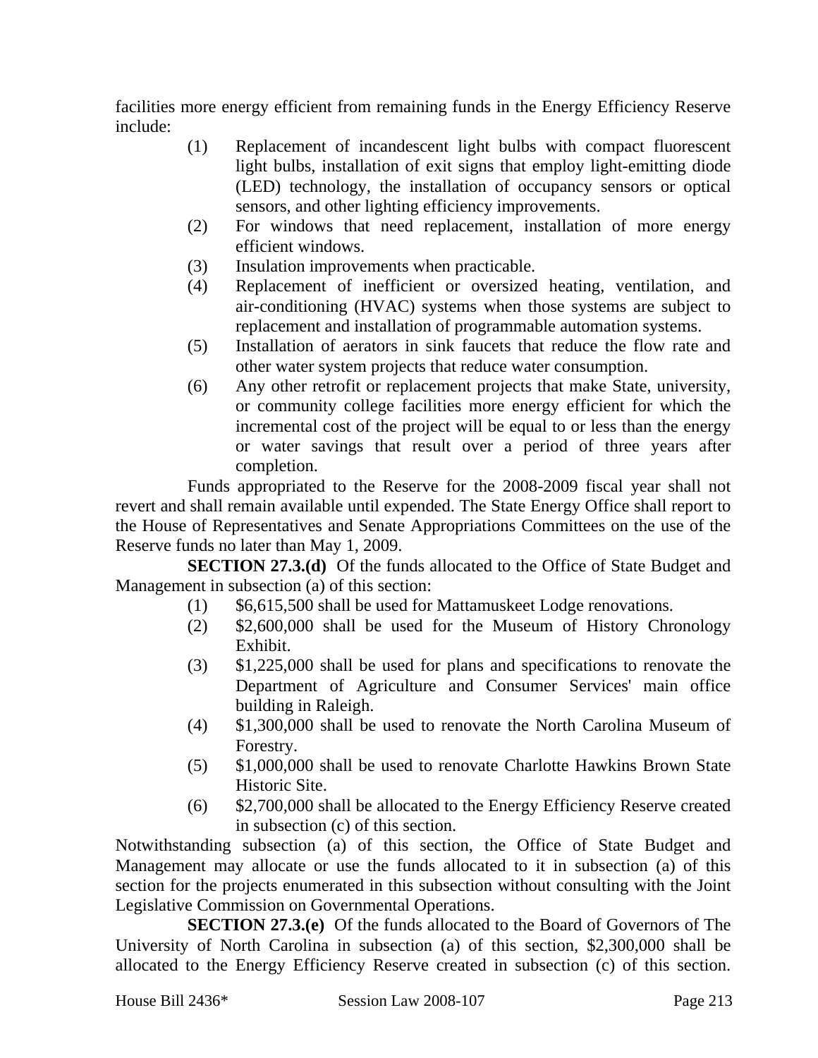facilities more energy efficient from remaining funds in the Energy Efficiency Reserve include:

(1) Replacement of incandescent light bulbs with compact fluorescent light bulbs, installation of exit signs that employ light-emitting diode (LED) technology, the installation of occupancy sensors or optical sensors, and other lighting efficiency improvements.
(2) For windows that need replacement, installation of more energy efficient windows.
(3) Insulation improvements when practicable.
(4) Replacement of inefficient or oversized heating, ventilation, and air-conditioning (HVAC) systems when those systems are subject to replacement and installation of programmable automation systems.
(5) Installation of aerators in sink faucets that reduce the flow rate and other water system projects that reduce water consumption.
(6) Any other retrofit or replacement projects that make State, university, or community college facilities more energy efficient for which the incremental cost of the project will be equal to or less than the energy or water savings that result over a period of three years after completion.

Funds appropriated to the Reserve for the 2008-2009 fiscal year shall not revert and shall remain available until expended. The State Energy Office shall report to the House of Representatives and Senate Appropriations Committees on the use of the Reserve funds no later than May 1, 2009.

**SECTION 27.3.(d)** Of the funds allocated to the Office of State Budget and Management in subsection (a) of this section:

(1) $6,615,500 shall be used for Mattamuskeet Lodge renovations.
(2) $2,600,000 shall be used for the Museum of History Chronology Exhibit.
(3) $1,225,000 shall be used for plans and specifications to renovate the Department of Agriculture and Consumer Services' main office building in Raleigh.
(4) $1,300,000 shall be used to renovate the North Carolina Museum of Forestry.
(5) $1,000,000 shall be used to renovate Charlotte Hawkins Brown State Historic Site.
(6) $2,700,000 shall be allocated to the Energy Efficiency Reserve created in subsection (c) of this section.

Notwithstanding subsection (a) of this section, the Office of State Budget and Management may allocate or use the funds allocated to it in subsection (a) of this section for the projects enumerated in this subsection without consulting with the Joint Legislative Commission on Governmental Operations.

**SECTION 27.3.(e)** Of the funds allocated to the Board of Governors of The University of North Carolina in subsection (a) of this section, $2,300,000 shall be allocated to the Energy Efficiency Reserve created in subsection (c) of this section.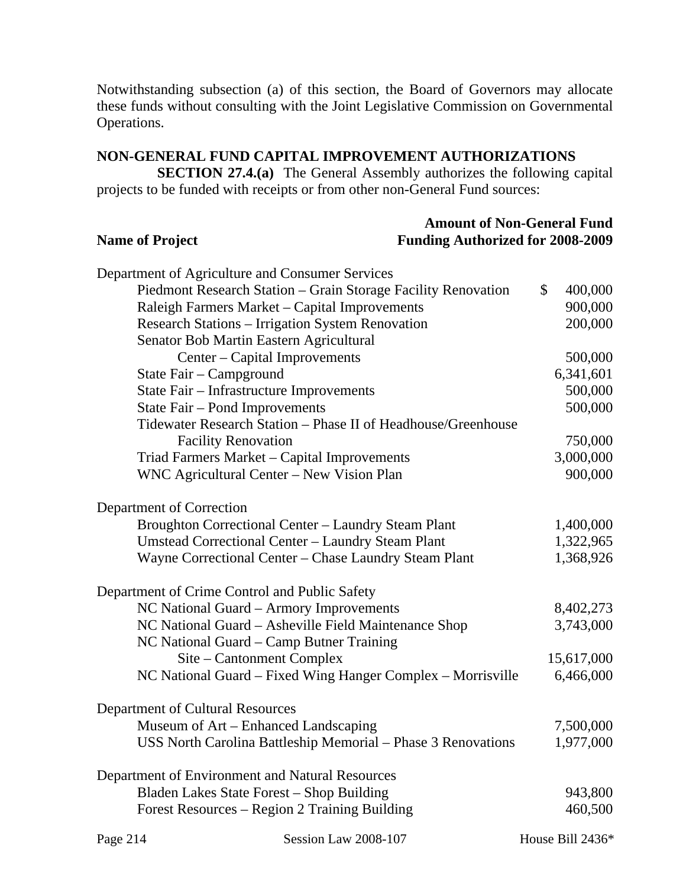Notwithstanding subsection (a) of this section, the Board of Governors may allocate these funds without consulting with the Joint Legislative Commission on Governmental Operations.

**NON-GENERAL FUND CAPITAL IMPROVEMENT AUTHORIZATIONS**

**SECTION 27.4.(a)** The General Assembly authorizes the following capital projects to be funded with receipts or from other non-General Fund sources:

| Name of Project | Amount of Non-General Fund Funding Authorized for 2008-2009 |
|---|---|
| Department of Agriculture and Consumer Services | |
| Piedmont Research Station – Grain Storage Facility Renovation | $ 400,000 |
| Raleigh Farmers Market – Capital Improvements | 900,000 |
| Research Stations – Irrigation System Renovation | 200,000 |
| Senator Bob Martin Eastern Agricultural Center – Capital Improvements | 500,000 |
| State Fair – Campground | 6,341,601 |
| State Fair – Infrastructure Improvements | 500,000 |
| State Fair – Pond Improvements | 500,000 |
| Tidewater Research Station – Phase II of Headhouse/Greenhouse Facility Renovation | 750,000 |
| Triad Farmers Market – Capital Improvements | 3,000,000 |
| WNC Agricultural Center – New Vision Plan | 900,000 |
| Department of Correction | |
| Broughton Correctional Center – Laundry Steam Plant | 1,400,000 |
| Umstead Correctional Center – Laundry Steam Plant | 1,322,965 |
| Wayne Correctional Center – Chase Laundry Steam Plant | 1,368,926 |
| Department of Crime Control and Public Safety | |
| NC National Guard – Armory Improvements | 8,402,273 |
| NC National Guard – Asheville Field Maintenance Shop | 3,743,000 |
| NC National Guard – Camp Butner Training Site – Cantonment Complex | 15,617,000 |
| NC National Guard – Fixed Wing Hanger Complex – Morrisville | 6,466,000 |
| Department of Cultural Resources | |
| Museum of Art – Enhanced Landscaping | 7,500,000 |
| USS North Carolina Battleship Memorial – Phase 3 Renovations | 1,977,000 |
| Department of Environment and Natural Resources | |
| Bladen Lakes State Forest – Shop Building | 943,800 |
| Forest Resources – Region 2 Training Building | 460,500 |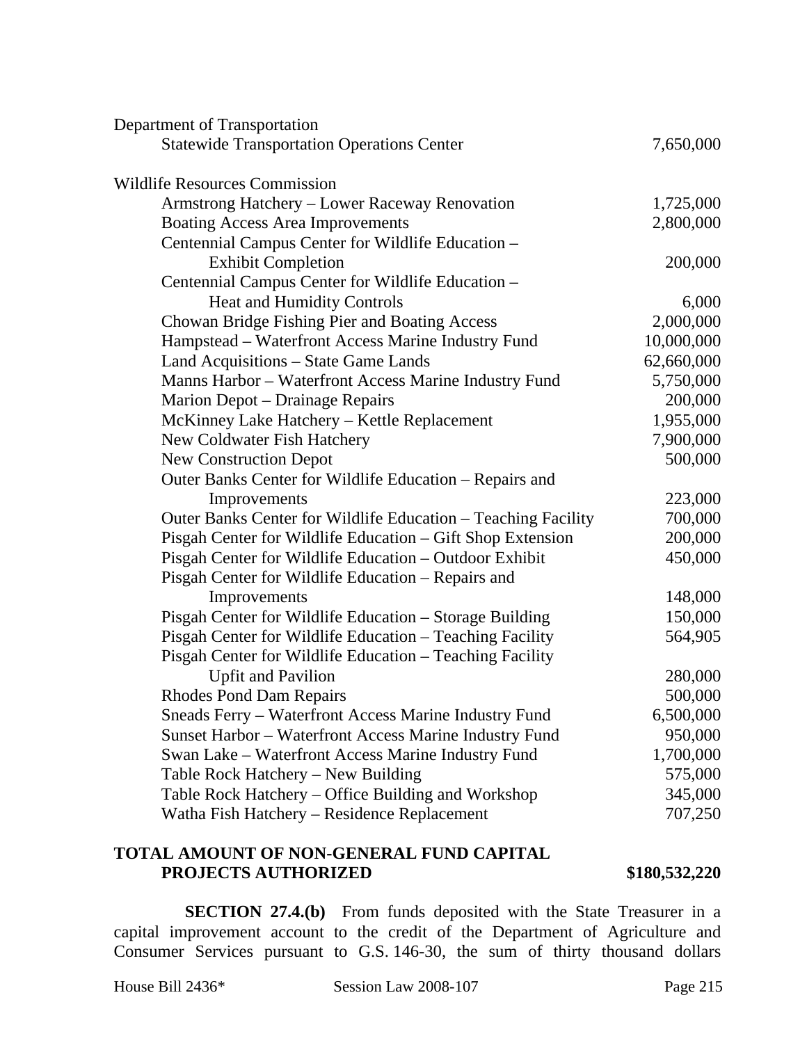| | |
|---|---|
| Department of Transportation | |
| Statewide Transportation Operations Center | 7,650,000 |
| | |
| Wildlife Resources Commission | |
| Armstrong Hatchery – Lower Raceway Renovation | 1,725,000 |
| Boating Access Area Improvements | 2,800,000 |
| Centennial Campus Center for Wildlife Education – Exhibit Completion | 200,000 |
| Centennial Campus Center for Wildlife Education – Heat and Humidity Controls | 6,000 |
| Chowan Bridge Fishing Pier and Boating Access | 2,000,000 |
| Hampstead – Waterfront Access Marine Industry Fund | 10,000,000 |
| Land Acquisitions – State Game Lands | 62,660,000 |
| Manns Harbor – Waterfront Access Marine Industry Fund | 5,750,000 |
| Marion Depot – Drainage Repairs | 200,000 |
| McKinney Lake Hatchery – Kettle Replacement | 1,955,000 |
| New Coldwater Fish Hatchery | 7,900,000 |
| New Construction Depot | 500,000 |
| Outer Banks Center for Wildlife Education – Repairs and Improvements | 223,000 |
| Outer Banks Center for Wildlife Education – Teaching Facility | 700,000 |
| Pisgah Center for Wildlife Education – Gift Shop Extension | 200,000 |
| Pisgah Center for Wildlife Education – Outdoor Exhibit | 450,000 |
| Pisgah Center for Wildlife Education – Repairs and Improvements | 148,000 |
| Pisgah Center for Wildlife Education – Storage Building | 150,000 |
| Pisgah Center for Wildlife Education – Teaching Facility | 564,905 |
| Pisgah Center for Wildlife Education – Teaching Facility Upfit and Pavilion | 280,000 |
| Rhodes Pond Dam Repairs | 500,000 |
| Sneads Ferry – Waterfront Access Marine Industry Fund | 6,500,000 |
| Sunset Harbor – Waterfront Access Marine Industry Fund | 950,000 |
| Swan Lake – Waterfront Access Marine Industry Fund | 1,700,000 |
| Table Rock Hatchery – New Building | 575,000 |
| Table Rock Hatchery – Office Building and Workshop | 345,000 |
| Watha Fish Hatchery – Residence Replacement | 707,250 |
| | |
| **TOTAL AMOUNT OF NON-GENERAL FUND CAPITAL PROJECTS AUTHORIZED** | **$180,532,220** |

**SECTION 27.4.(b)** From funds deposited with the State Treasurer in a capital improvement account to the credit of the Department of Agriculture and Consumer Services pursuant to G.S. 146-30, the sum of thirty thousand dollars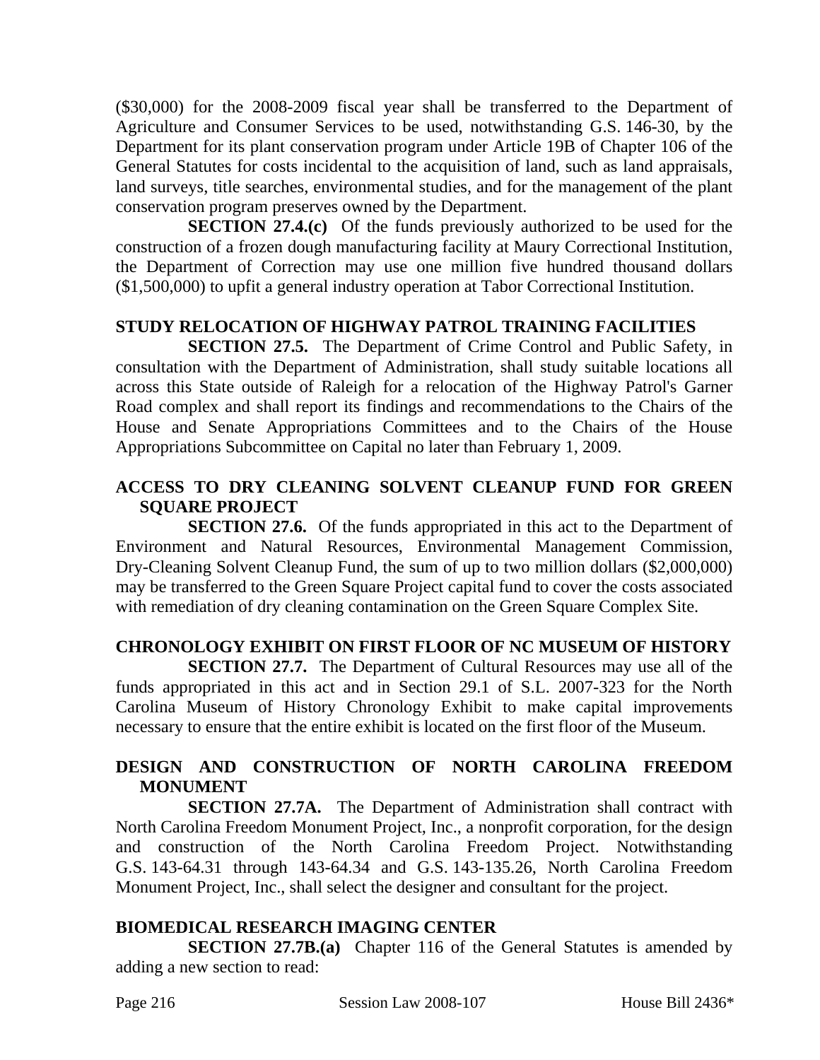($30,000) for the 2008-2009 fiscal year shall be transferred to the Department of Agriculture and Consumer Services to be used, notwithstanding G.S. 146-30, by the Department for its plant conservation program under Article 19B of Chapter 106 of the General Statutes for costs incidental to the acquisition of land, such as land appraisals, land surveys, title searches, environmental studies, and for the management of the plant conservation program preserves owned by the Department.

**SECTION 27.4.(c)** Of the funds previously authorized to be used for the construction of a frozen dough manufacturing facility at Maury Correctional Institution, the Department of Correction may use one million five hundred thousand dollars ($1,500,000) to upfit a general industry operation at Tabor Correctional Institution.

**STUDY RELOCATION OF HIGHWAY PATROL TRAINING FACILITIES**

**SECTION 27.5.** The Department of Crime Control and Public Safety, in consultation with the Department of Administration, shall study suitable locations all across this State outside of Raleigh for a relocation of the Highway Patrol's Garner Road complex and shall report its findings and recommendations to the Chairs of the House and Senate Appropriations Committees and to the Chairs of the House Appropriations Subcommittee on Capital no later than February 1, 2009.

**ACCESS TO DRY CLEANING SOLVENT CLEANUP FUND FOR GREEN SQUARE PROJECT**

**SECTION 27.6.** Of the funds appropriated in this act to the Department of Environment and Natural Resources, Environmental Management Commission, Dry-Cleaning Solvent Cleanup Fund, the sum of up to two million dollars ($2,000,000) may be transferred to the Green Square Project capital fund to cover the costs associated with remediation of dry cleaning contamination on the Green Square Complex Site.

**CHRONOLOGY EXHIBIT ON FIRST FLOOR OF NC MUSEUM OF HISTORY**

**SECTION 27.7.** The Department of Cultural Resources may use all of the funds appropriated in this act and in Section 29.1 of S.L. 2007-323 for the North Carolina Museum of History Chronology Exhibit to make capital improvements necessary to ensure that the entire exhibit is located on the first floor of the Museum.

**DESIGN AND CONSTRUCTION OF NORTH CAROLINA FREEDOM MONUMENT**

**SECTION 27.7A.** The Department of Administration shall contract with North Carolina Freedom Monument Project, Inc., a nonprofit corporation, for the design and construction of the North Carolina Freedom Project. Notwithstanding G.S. 143-64.31 through 143-64.34 and G.S. 143-135.26, North Carolina Freedom Monument Project, Inc., shall select the designer and consultant for the project.

**BIOMEDICAL RESEARCH IMAGING CENTER**

**SECTION 27.7B.(a)** Chapter 116 of the General Statutes is amended by adding a new section to read: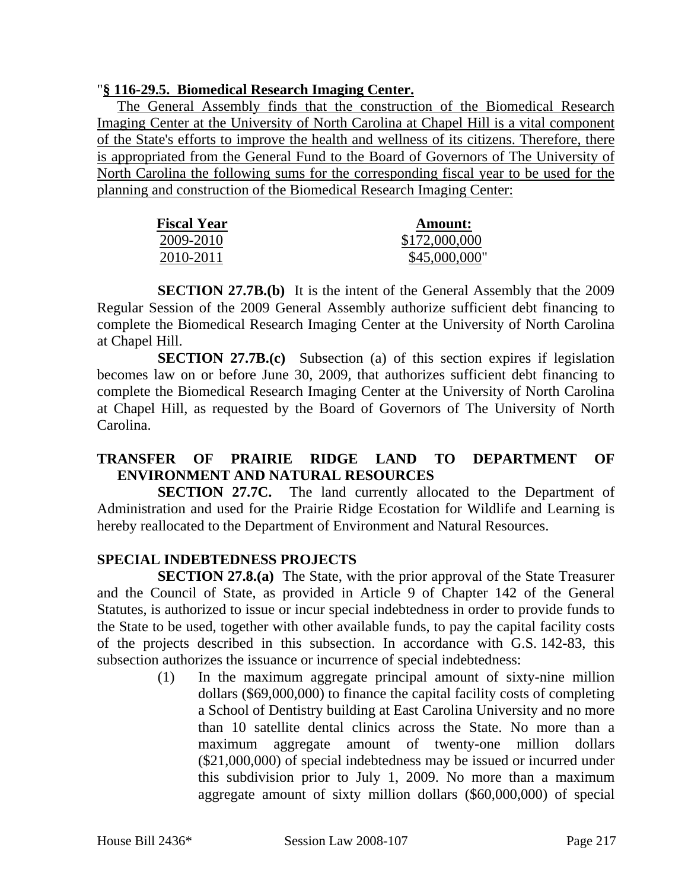"**§ 116-29.5. Biomedical Research Imaging Center.**

The General Assembly finds that the construction of the Biomedical Research Imaging Center at the University of North Carolina at Chapel Hill is a vital component of the State's efforts to improve the health and wellness of its citizens. Therefore, there is appropriated from the General Fund to the Board of Governors of The University of North Carolina the following sums for the corresponding fiscal year to be used for the planning and construction of the Biomedical Research Imaging Center:

| Fiscal Year | Amount: |
|---|---|
| 2009-2010 | $172,000,000 |
| 2010-2011 | $45,000,000" |

**SECTION 27.7B.(b)** It is the intent of the General Assembly that the 2009 Regular Session of the 2009 General Assembly authorize sufficient debt financing to complete the Biomedical Research Imaging Center at the University of North Carolina at Chapel Hill.

**SECTION 27.7B.(c)** Subsection (a) of this section expires if legislation becomes law on or before June 30, 2009, that authorizes sufficient debt financing to complete the Biomedical Research Imaging Center at the University of North Carolina at Chapel Hill, as requested by the Board of Governors of The University of North Carolina.

**TRANSFER OF PRAIRIE RIDGE LAND TO DEPARTMENT OF ENVIRONMENT AND NATURAL RESOURCES**

**SECTION 27.7C.** The land currently allocated to the Department of Administration and used for the Prairie Ridge Ecostation for Wildlife and Learning is hereby reallocated to the Department of Environment and Natural Resources.

**SPECIAL INDEBTEDNESS PROJECTS**

**SECTION 27.8.(a)** The State, with the prior approval of the State Treasurer and the Council of State, as provided in Article 9 of Chapter 142 of the General Statutes, is authorized to issue or incur special indebtedness in order to provide funds to the State to be used, together with other available funds, to pay the capital facility costs of the projects described in this subsection. In accordance with G.S. 142-83, this subsection authorizes the issuance or incurrence of special indebtedness:

(1) In the maximum aggregate principal amount of sixty-nine million dollars ($69,000,000) to finance the capital facility costs of completing a School of Dentistry building at East Carolina University and no more than 10 satellite dental clinics across the State. No more than a maximum aggregate amount of twenty-one million dollars ($21,000,000) of special indebtedness may be issued or incurred under this subdivision prior to July 1, 2009. No more than a maximum aggregate amount of sixty million dollars ($60,000,000) of special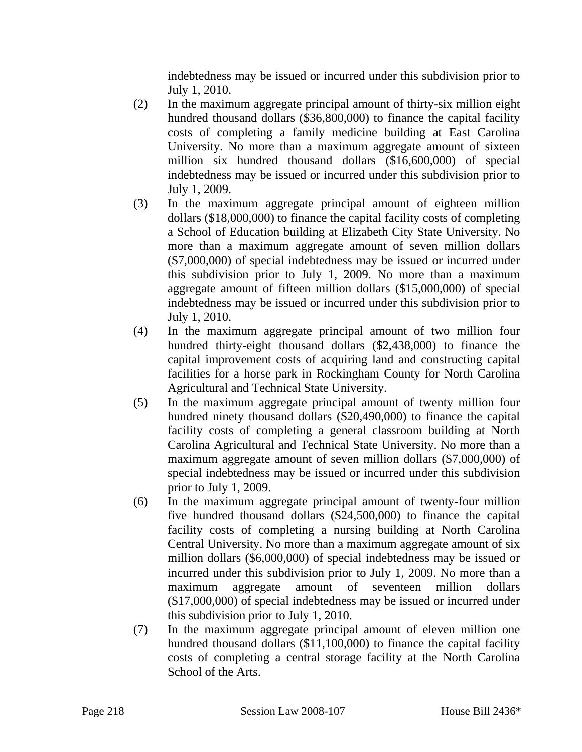indebtedness may be issued or incurred under this subdivision prior to July 1, 2010.

(2) In the maximum aggregate principal amount of thirty-six million eight hundred thousand dollars ($36,800,000) to finance the capital facility costs of completing a family medicine building at East Carolina University. No more than a maximum aggregate amount of sixteen million six hundred thousand dollars ($16,600,000) of special indebtedness may be issued or incurred under this subdivision prior to July 1, 2009.

(3) In the maximum aggregate principal amount of eighteen million dollars ($18,000,000) to finance the capital facility costs of completing a School of Education building at Elizabeth City State University. No more than a maximum aggregate amount of seven million dollars ($7,000,000) of special indebtedness may be issued or incurred under this subdivision prior to July 1, 2009. No more than a maximum aggregate amount of fifteen million dollars ($15,000,000) of special indebtedness may be issued or incurred under this subdivision prior to July 1, 2010.

(4) In the maximum aggregate principal amount of two million four hundred thirty-eight thousand dollars ($2,438,000) to finance the capital improvement costs of acquiring land and constructing capital facilities for a horse park in Rockingham County for North Carolina Agricultural and Technical State University.

(5) In the maximum aggregate principal amount of twenty million four hundred ninety thousand dollars ($20,490,000) to finance the capital facility costs of completing a general classroom building at North Carolina Agricultural and Technical State University. No more than a maximum aggregate amount of seven million dollars ($7,000,000) of special indebtedness may be issued or incurred under this subdivision prior to July 1, 2009.

(6) In the maximum aggregate principal amount of twenty-four million five hundred thousand dollars ($24,500,000) to finance the capital facility costs of completing a nursing building at North Carolina Central University. No more than a maximum aggregate amount of six million dollars ($6,000,000) of special indebtedness may be issued or incurred under this subdivision prior to July 1, 2009. No more than a maximum aggregate amount of seventeen million dollars ($17,000,000) of special indebtedness may be issued or incurred under this subdivision prior to July 1, 2010.

(7) In the maximum aggregate principal amount of eleven million one hundred thousand dollars ($11,100,000) to finance the capital facility costs of completing a central storage facility at the North Carolina School of the Arts.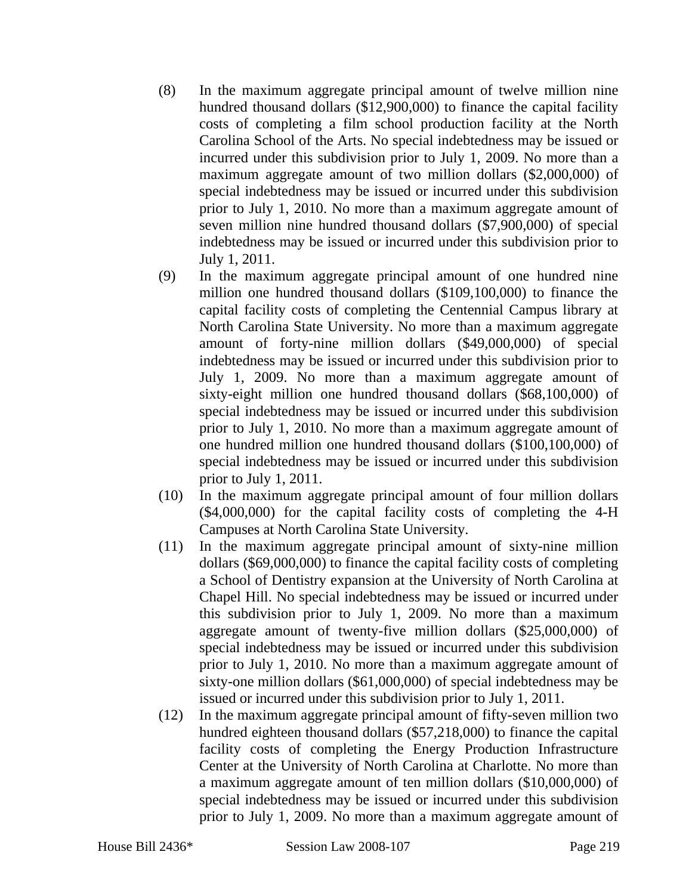(8) In the maximum aggregate principal amount of twelve million nine hundred thousand dollars ($12,900,000) to finance the capital facility costs of completing a film school production facility at the North Carolina School of the Arts. No special indebtedness may be issued or incurred under this subdivision prior to July 1, 2009. No more than a maximum aggregate amount of two million dollars ($2,000,000) of special indebtedness may be issued or incurred under this subdivision prior to July 1, 2010. No more than a maximum aggregate amount of seven million nine hundred thousand dollars ($7,900,000) of special indebtedness may be issued or incurred under this subdivision prior to July 1, 2011.

(9) In the maximum aggregate principal amount of one hundred nine million one hundred thousand dollars ($109,100,000) to finance the capital facility costs of completing the Centennial Campus library at North Carolina State University. No more than a maximum aggregate amount of forty-nine million dollars ($49,000,000) of special indebtedness may be issued or incurred under this subdivision prior to July 1, 2009. No more than a maximum aggregate amount of sixty-eight million one hundred thousand dollars ($68,100,000) of special indebtedness may be issued or incurred under this subdivision prior to July 1, 2010. No more than a maximum aggregate amount of one hundred million one hundred thousand dollars ($100,100,000) of special indebtedness may be issued or incurred under this subdivision prior to July 1, 2011.

(10) In the maximum aggregate principal amount of four million dollars ($4,000,000) for the capital facility costs of completing the 4-H Campuses at North Carolina State University.

(11) In the maximum aggregate principal amount of sixty-nine million dollars ($69,000,000) to finance the capital facility costs of completing a School of Dentistry expansion at the University of North Carolina at Chapel Hill. No special indebtedness may be issued or incurred under this subdivision prior to July 1, 2009. No more than a maximum aggregate amount of twenty-five million dollars ($25,000,000) of special indebtedness may be issued or incurred under this subdivision prior to July 1, 2010. No more than a maximum aggregate amount of sixty-one million dollars ($61,000,000) of special indebtedness may be issued or incurred under this subdivision prior to July 1, 2011.

(12) In the maximum aggregate principal amount of fifty-seven million two hundred eighteen thousand dollars ($57,218,000) to finance the capital facility costs of completing the Energy Production Infrastructure Center at the University of North Carolina at Charlotte. No more than a maximum aggregate amount of ten million dollars ($10,000,000) of special indebtedness may be issued or incurred under this subdivision prior to July 1, 2009. No more than a maximum aggregate amount of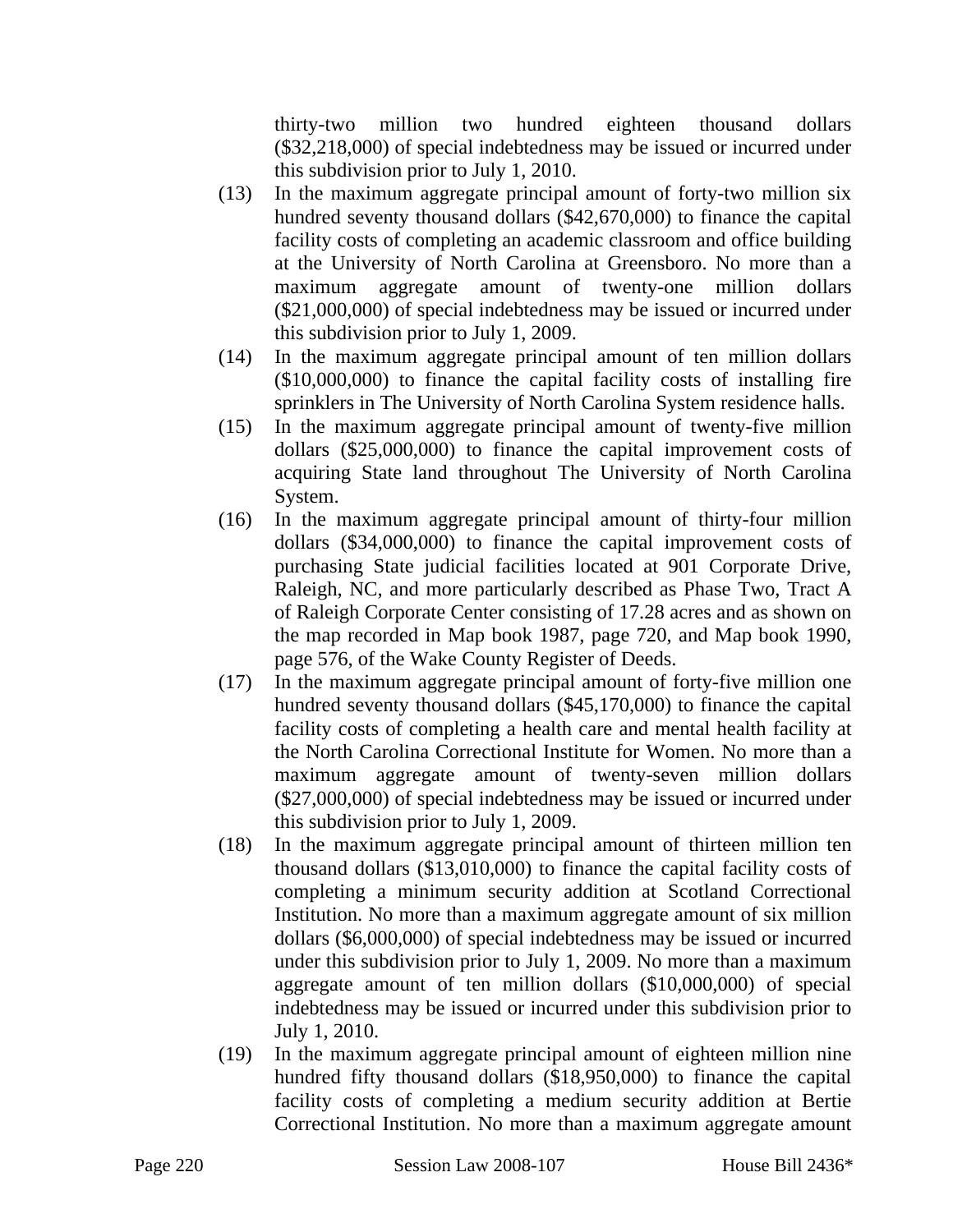thirty-two million two hundred eighteen thousand dollars ($32,218,000) of special indebtedness may be issued or incurred under this subdivision prior to July 1, 2010.

(13) In the maximum aggregate principal amount of forty-two million six hundred seventy thousand dollars ($42,670,000) to finance the capital facility costs of completing an academic classroom and office building at the University of North Carolina at Greensboro. No more than a maximum aggregate amount of twenty-one million dollars ($21,000,000) of special indebtedness may be issued or incurred under this subdivision prior to July 1, 2009.

(14) In the maximum aggregate principal amount of ten million dollars ($10,000,000) to finance the capital facility costs of installing fire sprinklers in The University of North Carolina System residence halls.

(15) In the maximum aggregate principal amount of twenty-five million dollars ($25,000,000) to finance the capital improvement costs of acquiring State land throughout The University of North Carolina System.

(16) In the maximum aggregate principal amount of thirty-four million dollars ($34,000,000) to finance the capital improvement costs of purchasing State judicial facilities located at 901 Corporate Drive, Raleigh, NC, and more particularly described as Phase Two, Tract A of Raleigh Corporate Center consisting of 17.28 acres and as shown on the map recorded in Map book 1987, page 720, and Map book 1990, page 576, of the Wake County Register of Deeds.

(17) In the maximum aggregate principal amount of forty-five million one hundred seventy thousand dollars ($45,170,000) to finance the capital facility costs of completing a health care and mental health facility at the North Carolina Correctional Institute for Women. No more than a maximum aggregate amount of twenty-seven million dollars ($27,000,000) of special indebtedness may be issued or incurred under this subdivision prior to July 1, 2009.

(18) In the maximum aggregate principal amount of thirteen million ten thousand dollars ($13,010,000) to finance the capital facility costs of completing a minimum security addition at Scotland Correctional Institution. No more than a maximum aggregate amount of six million dollars ($6,000,000) of special indebtedness may be issued or incurred under this subdivision prior to July 1, 2009. No more than a maximum aggregate amount of ten million dollars ($10,000,000) of special indebtedness may be issued or incurred under this subdivision prior to July 1, 2010.

(19) In the maximum aggregate principal amount of eighteen million nine hundred fifty thousand dollars ($18,950,000) to finance the capital facility costs of completing a medium security addition at Bertie Correctional Institution. No more than a maximum aggregate amount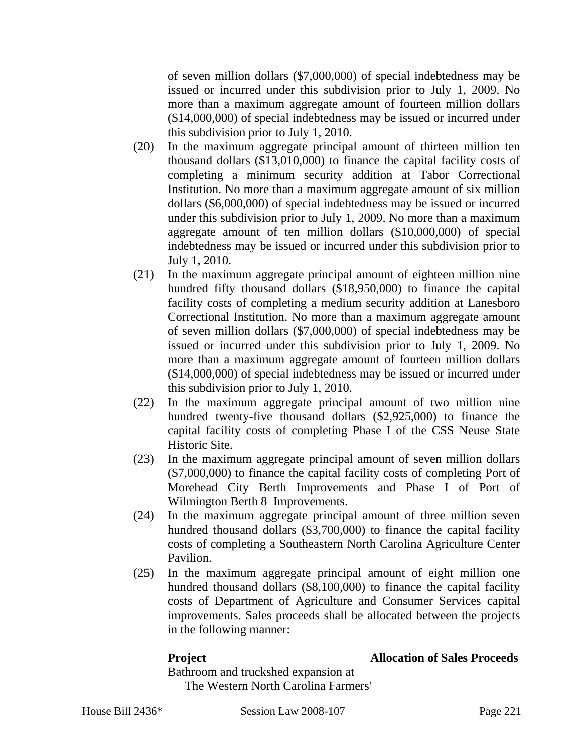of seven million dollars ($7,000,000) of special indebtedness may be issued or incurred under this subdivision prior to July 1, 2009. No more than a maximum aggregate amount of fourteen million dollars ($14,000,000) of special indebtedness may be issued or incurred under this subdivision prior to July 1, 2010.

(20) In the maximum aggregate principal amount of thirteen million ten thousand dollars ($13,010,000) to finance the capital facility costs of completing a minimum security addition at Tabor Correctional Institution. No more than a maximum aggregate amount of six million dollars ($6,000,000) of special indebtedness may be issued or incurred under this subdivision prior to July 1, 2009. No more than a maximum aggregate amount of ten million dollars ($10,000,000) of special indebtedness may be issued or incurred under this subdivision prior to July 1, 2010.

(21) In the maximum aggregate principal amount of eighteen million nine hundred fifty thousand dollars ($18,950,000) to finance the capital facility costs of completing a medium security addition at Lanesboro Correctional Institution. No more than a maximum aggregate amount of seven million dollars ($7,000,000) of special indebtedness may be issued or incurred under this subdivision prior to July 1, 2009. No more than a maximum aggregate amount of fourteen million dollars ($14,000,000) of special indebtedness may be issued or incurred under this subdivision prior to July 1, 2010.

(22) In the maximum aggregate principal amount of two million nine hundred twenty-five thousand dollars ($2,925,000) to finance the capital facility costs of completing Phase I of the CSS Neuse State Historic Site.

(23) In the maximum aggregate principal amount of seven million dollars ($7,000,000) to finance the capital facility costs of completing Port of Morehead City Berth Improvements and Phase I of Port of Wilmington Berth 8 Improvements.

(24) In the maximum aggregate principal amount of three million seven hundred thousand dollars ($3,700,000) to finance the capital facility costs of completing a Southeastern North Carolina Agriculture Center Pavilion.

(25) In the maximum aggregate principal amount of eight million one hundred thousand dollars ($8,100,000) to finance the capital facility costs of Department of Agriculture and Consumer Services capital improvements. Sales proceeds shall be allocated between the projects in the following manner:

| **Project** | **Allocation of Sales Proceeds** |
| --- | --- |
| Bathroom and truckshed expansion at The Western North Carolina Farmers' | |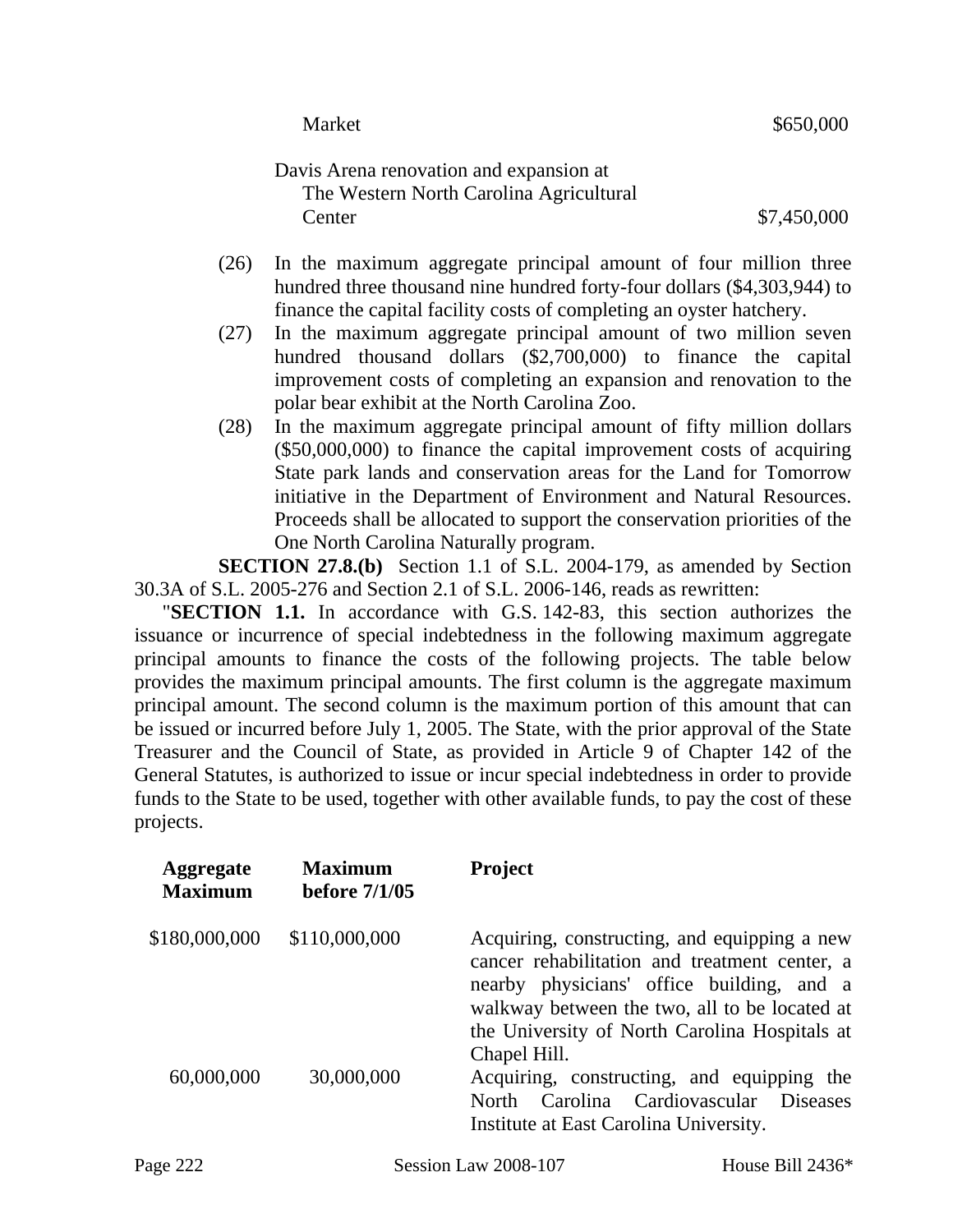Market $650,000

Davis Arena renovation and expansion at The Western North Carolina Agricultural Center $7,450,000

(26) In the maximum aggregate principal amount of four million three hundred three thousand nine hundred forty-four dollars ($4,303,944) to finance the capital facility costs of completing an oyster hatchery.

(27) In the maximum aggregate principal amount of two million seven hundred thousand dollars ($2,700,000) to finance the capital improvement costs of completing an expansion and renovation to the polar bear exhibit at the North Carolina Zoo.

(28) In the maximum aggregate principal amount of fifty million dollars ($50,000,000) to finance the capital improvement costs of acquiring State park lands and conservation areas for the Land for Tomorrow initiative in the Department of Environment and Natural Resources. Proceeds shall be allocated to support the conservation priorities of the One North Carolina Naturally program.

**SECTION 27.8.(b)** Section 1.1 of S.L. 2004-179, as amended by Section 30.3A of S.L. 2005-276 and Section 2.1 of S.L. 2006-146, reads as rewritten:

"**SECTION 1.1.** In accordance with G.S. 142-83, this section authorizes the issuance or incurrence of special indebtedness in the following maximum aggregate principal amounts to finance the costs of the following projects. The table below provides the maximum principal amounts. The first column is the aggregate maximum principal amount. The second column is the maximum portion of this amount that can be issued or incurred before July 1, 2005. The State, with the prior approval of the State Treasurer and the Council of State, as provided in Article 9 of Chapter 142 of the General Statutes, is authorized to issue or incur special indebtedness in order to provide funds to the State to be used, together with other available funds, to pay the cost of these projects.

| Aggregate Maximum | Maximum before 7/1/05 | Project |
|---|---|---|
| $180,000,000 | $110,000,000 | Acquiring, constructing, and equipping a new cancer rehabilitation and treatment center, a nearby physicians' office building, and a walkway between the two, all to be located at the University of North Carolina Hospitals at Chapel Hill. |
| 60,000,000 | 30,000,000 | Acquiring, constructing, and equipping the North Carolina Cardiovascular Diseases Institute at East Carolina University. |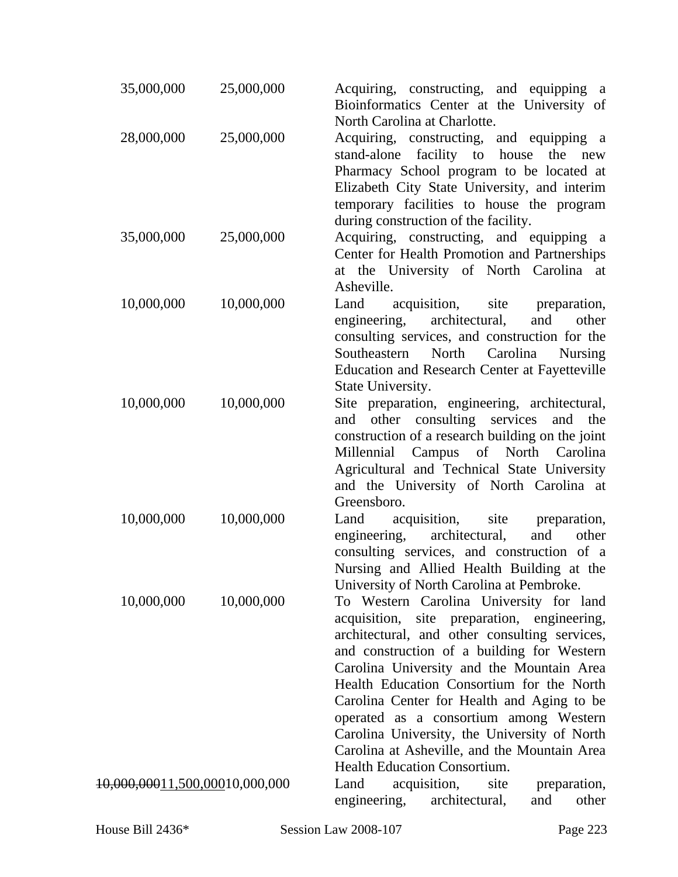| | | |
|---|---|---|
| 35,000,000 | 25,000,000 | Acquiring, constructing, and equipping a Bioinformatics Center at the University of North Carolina at Charlotte. |
| 28,000,000 | 25,000,000 | Acquiring, constructing, and equipping a stand-alone facility to house the new Pharmacy School program to be located at Elizabeth City State University, and interim temporary facilities to house the program during construction of the facility. |
| 35,000,000 | 25,000,000 | Acquiring, constructing, and equipping a Center for Health Promotion and Partnerships at the University of North Carolina at Asheville. |
| 10,000,000 | 10,000,000 | Land acquisition, site preparation, engineering, architectural, and other consulting services, and construction for the Southeastern North Carolina Nursing Education and Research Center at Fayetteville State University. |
| 10,000,000 | 10,000,000 | Site preparation, engineering, architectural, and other consulting services and the construction of a research building on the joint Millennial Campus of North Carolina Agricultural and Technical State University and the University of North Carolina at Greensboro. |
| 10,000,000 | 10,000,000 | Land acquisition, site preparation, engineering, architectural, and other consulting services, and construction of a Nursing and Allied Health Building at the University of North Carolina at Pembroke. |
| 10,000,000 | 10,000,000 | To Western Carolina University for land acquisition, site preparation, engineering, architectural, and other consulting services, and construction of a building for Western Carolina University and the Mountain Area Health Education Consortium for the North Carolina Center for Health and Aging to be operated as a consortium among Western Carolina University, the University of North Carolina at Asheville, and the Mountain Area Health Education Consortium. |
| ~~10,000,000~~11,500,000 | 10,000,000 | Land acquisition, site preparation, engineering, architectural, and other |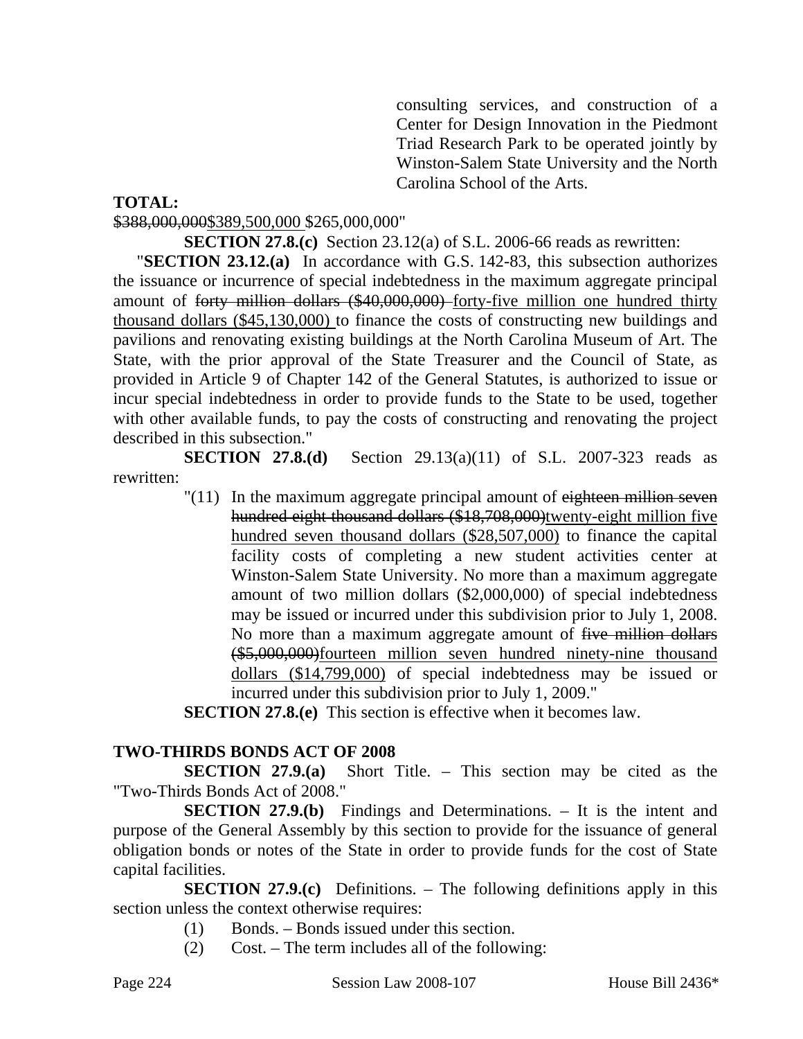consulting services, and construction of a Center for Design Innovation in the Piedmont Triad Research Park to be operated jointly by Winston-Salem State University and the North Carolina School of the Arts.

**TOTAL:**

~~$388,000,000~~<u>$389,500,000</u> $265,000,000"

**SECTION 27.8.(c)** Section 23.12(a) of S.L. 2006-66 reads as rewritten:

"**SECTION 23.12.(a)** In accordance with G.S. 142-83, this subsection authorizes the issuance or incurrence of special indebtedness in the maximum aggregate principal amount of ~~forty million dollars ($40,000,000)~~ <u>forty-five million one hundred thirty thousand dollars ($45,130,000)</u> to finance the costs of constructing new buildings and pavilions and renovating existing buildings at the North Carolina Museum of Art. The State, with the prior approval of the State Treasurer and the Council of State, as provided in Article 9 of Chapter 142 of the General Statutes, is authorized to issue or incur special indebtedness in order to provide funds to the State to be used, together with other available funds, to pay the costs of constructing and renovating the project described in this subsection."

**SECTION 27.8.(d)** Section 29.13(a)(11) of S.L. 2007-323 reads as rewritten:

"(11) In the maximum aggregate principal amount of ~~eighteen million seven hundred eight thousand dollars ($18,708,000)~~<u>twenty-eight million five hundred seven thousand dollars ($28,507,000)</u> to finance the capital facility costs of completing a new student activities center at Winston-Salem State University. No more than a maximum aggregate amount of two million dollars ($2,000,000) of special indebtedness may be issued or incurred under this subdivision prior to July 1, 2008. No more than a maximum aggregate amount of ~~five million dollars ($5,000,000)~~<u>fourteen million seven hundred ninety-nine thousand dollars ($14,799,000)</u> of special indebtedness may be issued or incurred under this subdivision prior to July 1, 2009."

**SECTION 27.8.(e)** This section is effective when it becomes law.

**TWO-THIRDS BONDS ACT OF 2008**

**SECTION 27.9.(a)** Short Title. – This section may be cited as the "Two-Thirds Bonds Act of 2008."

**SECTION 27.9.(b)** Findings and Determinations. – It is the intent and purpose of the General Assembly by this section to provide for the issuance of general obligation bonds or notes of the State in order to provide funds for the cost of State capital facilities.

**SECTION 27.9.(c)** Definitions. – The following definitions apply in this section unless the context otherwise requires:

(1) Bonds. – Bonds issued under this section.

(2) Cost. – The term includes all of the following: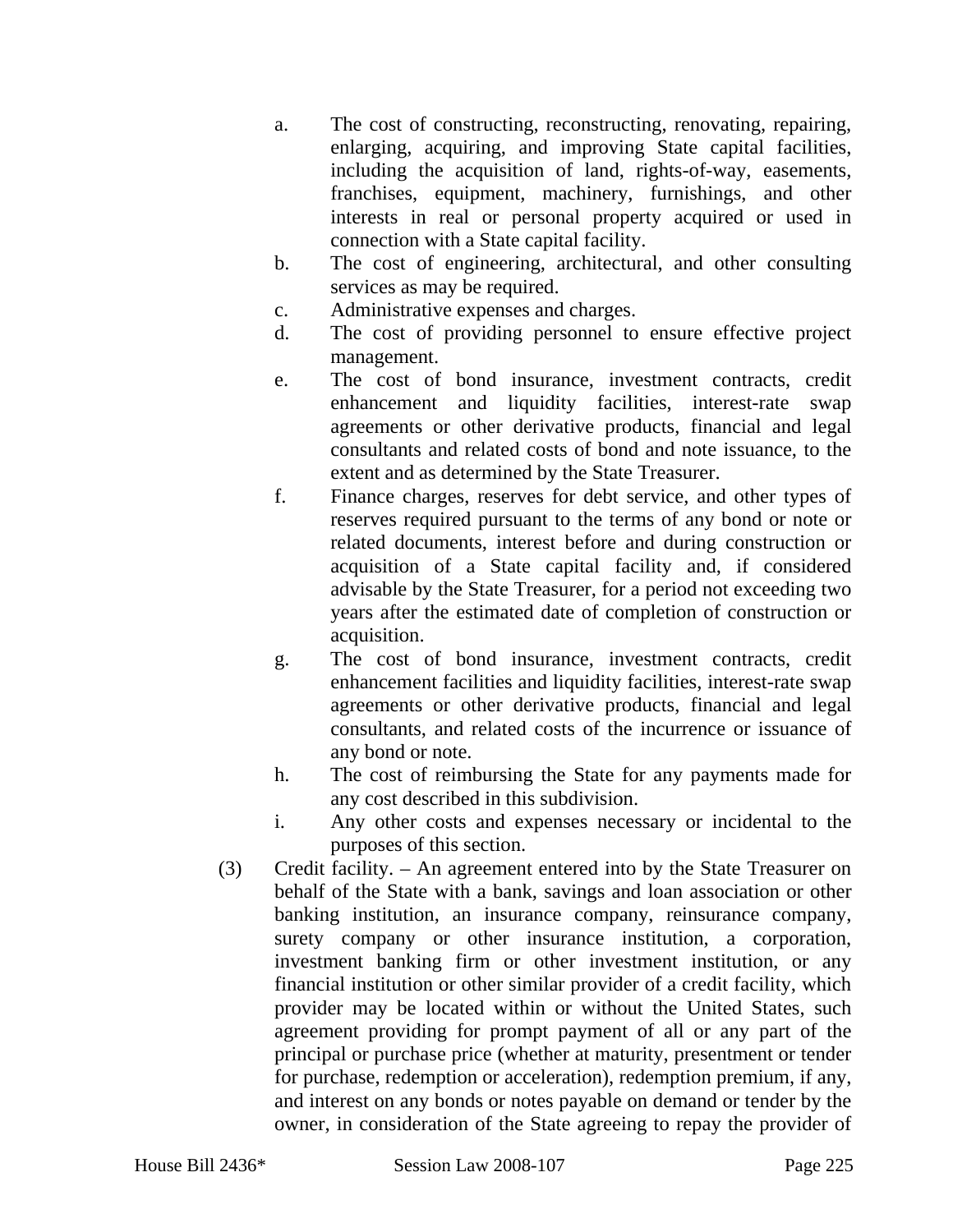a. The cost of constructing, reconstructing, renovating, repairing, enlarging, acquiring, and improving State capital facilities, including the acquisition of land, rights-of-way, easements, franchises, equipment, machinery, furnishings, and other interests in real or personal property acquired or used in connection with a State capital facility.
b. The cost of engineering, architectural, and other consulting services as may be required.
c. Administrative expenses and charges.
d. The cost of providing personnel to ensure effective project management.
e. The cost of bond insurance, investment contracts, credit enhancement and liquidity facilities, interest-rate swap agreements or other derivative products, financial and legal consultants and related costs of bond and note issuance, to the extent and as determined by the State Treasurer.
f. Finance charges, reserves for debt service, and other types of reserves required pursuant to the terms of any bond or note or related documents, interest before and during construction or acquisition of a State capital facility and, if considered advisable by the State Treasurer, for a period not exceeding two years after the estimated date of completion of construction or acquisition.
g. The cost of bond insurance, investment contracts, credit enhancement facilities and liquidity facilities, interest-rate swap agreements or other derivative products, financial and legal consultants, and related costs of the incurrence or issuance of any bond or note.
h. The cost of reimbursing the State for any payments made for any cost described in this subdivision.
i. Any other costs and expenses necessary or incidental to the purposes of this section.

(3) Credit facility. – An agreement entered into by the State Treasurer on behalf of the State with a bank, savings and loan association or other banking institution, an insurance company, reinsurance company, surety company or other insurance institution, a corporation, investment banking firm or other investment institution, or any financial institution or other similar provider of a credit facility, which provider may be located within or without the United States, such agreement providing for prompt payment of all or any part of the principal or purchase price (whether at maturity, presentment or tender for purchase, redemption or acceleration), redemption premium, if any, and interest on any bonds or notes payable on demand or tender by the owner, in consideration of the State agreeing to repay the provider of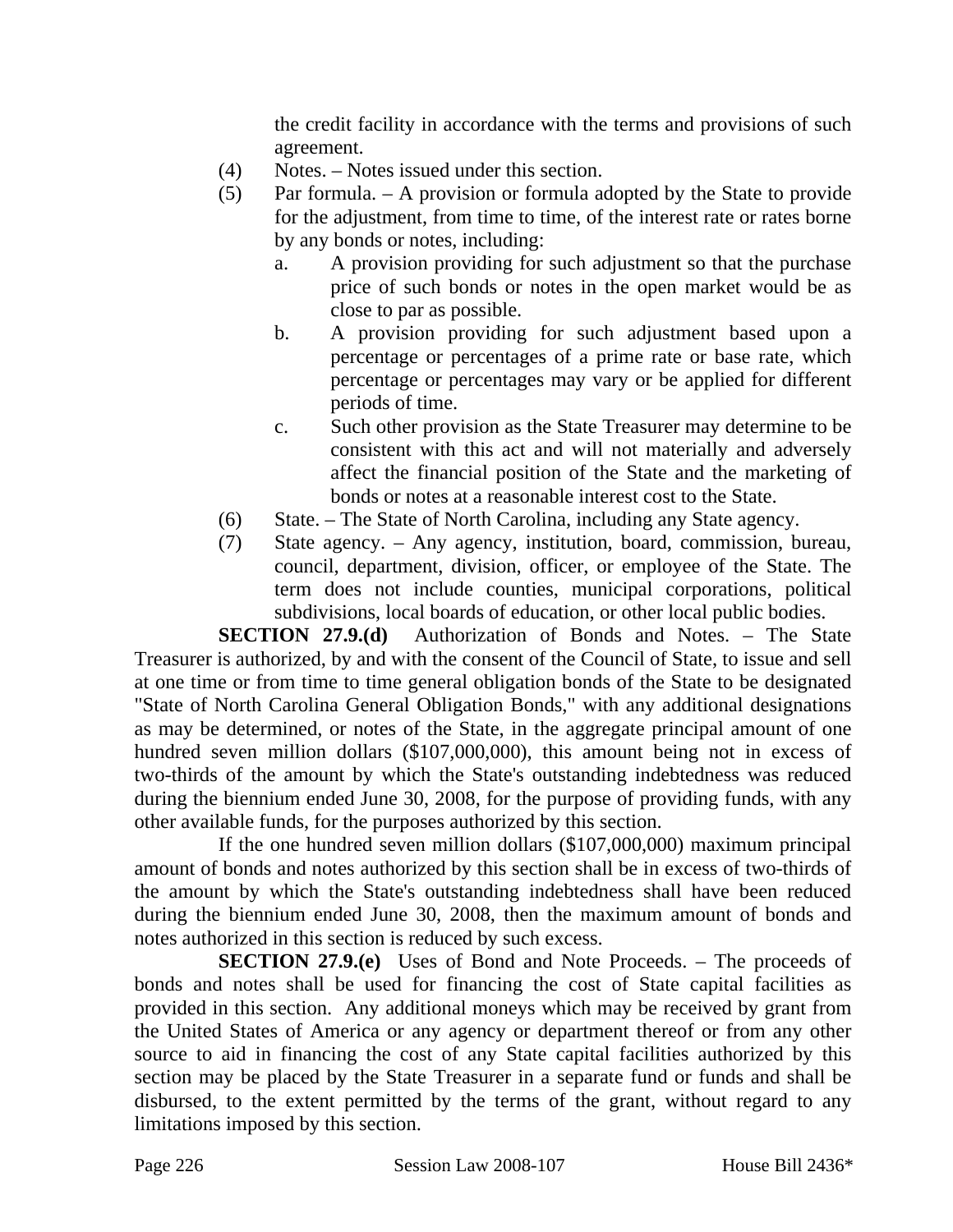the credit facility in accordance with the terms and provisions of such agreement.

(4) Notes. – Notes issued under this section.

(5) Par formula. – A provision or formula adopted by the State to provide for the adjustment, from time to time, of the interest rate or rates borne by any bonds or notes, including:

   a. A provision providing for such adjustment so that the purchase price of such bonds or notes in the open market would be as close to par as possible.

   b. A provision providing for such adjustment based upon a percentage or percentages of a prime rate or base rate, which percentage or percentages may vary or be applied for different periods of time.

   c. Such other provision as the State Treasurer may determine to be consistent with this act and will not materially and adversely affect the financial position of the State and the marketing of bonds or notes at a reasonable interest cost to the State.

(6) State. – The State of North Carolina, including any State agency.

(7) State agency. – Any agency, institution, board, commission, bureau, council, department, division, officer, or employee of the State. The term does not include counties, municipal corporations, political subdivisions, local boards of education, or other local public bodies.

**SECTION 27.9.(d)** Authorization of Bonds and Notes. – The State Treasurer is authorized, by and with the consent of the Council of State, to issue and sell at one time or from time to time general obligation bonds of the State to be designated "State of North Carolina General Obligation Bonds," with any additional designations as may be determined, or notes of the State, in the aggregate principal amount of one hundred seven million dollars ($107,000,000), this amount being not in excess of two-thirds of the amount by which the State's outstanding indebtedness was reduced during the biennium ended June 30, 2008, for the purpose of providing funds, with any other available funds, for the purposes authorized by this section.

If the one hundred seven million dollars ($107,000,000) maximum principal amount of bonds and notes authorized by this section shall be in excess of two-thirds of the amount by which the State's outstanding indebtedness shall have been reduced during the biennium ended June 30, 2008, then the maximum amount of bonds and notes authorized in this section is reduced by such excess.

**SECTION 27.9.(e)** Uses of Bond and Note Proceeds. – The proceeds of bonds and notes shall be used for financing the cost of State capital facilities as provided in this section. Any additional moneys which may be received by grant from the United States of America or any agency or department thereof or from any other source to aid in financing the cost of any State capital facilities authorized by this section may be placed by the State Treasurer in a separate fund or funds and shall be disbursed, to the extent permitted by the terms of the grant, without regard to any limitations imposed by this section.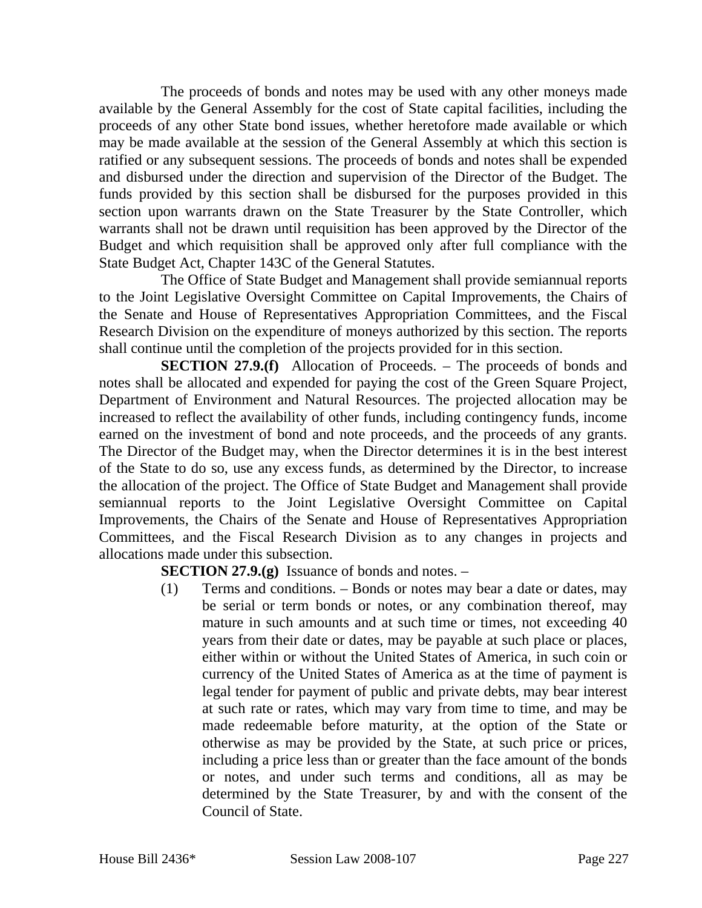The proceeds of bonds and notes may be used with any other moneys made available by the General Assembly for the cost of State capital facilities, including the proceeds of any other State bond issues, whether heretofore made available or which may be made available at the session of the General Assembly at which this section is ratified or any subsequent sessions. The proceeds of bonds and notes shall be expended and disbursed under the direction and supervision of the Director of the Budget. The funds provided by this section shall be disbursed for the purposes provided in this section upon warrants drawn on the State Treasurer by the State Controller, which warrants shall not be drawn until requisition has been approved by the Director of the Budget and which requisition shall be approved only after full compliance with the State Budget Act, Chapter 143C of the General Statutes.

The Office of State Budget and Management shall provide semiannual reports to the Joint Legislative Oversight Committee on Capital Improvements, the Chairs of the Senate and House of Representatives Appropriation Committees, and the Fiscal Research Division on the expenditure of moneys authorized by this section. The reports shall continue until the completion of the projects provided for in this section.

**SECTION 27.9.(f)** Allocation of Proceeds. – The proceeds of bonds and notes shall be allocated and expended for paying the cost of the Green Square Project, Department of Environment and Natural Resources. The projected allocation may be increased to reflect the availability of other funds, including contingency funds, income earned on the investment of bond and note proceeds, and the proceeds of any grants. The Director of the Budget may, when the Director determines it is in the best interest of the State to do so, use any excess funds, as determined by the Director, to increase the allocation of the project. The Office of State Budget and Management shall provide semiannual reports to the Joint Legislative Oversight Committee on Capital Improvements, the Chairs of the Senate and House of Representatives Appropriation Committees, and the Fiscal Research Division as to any changes in projects and allocations made under this subsection.

**SECTION 27.9.(g)** Issuance of bonds and notes. –

(1) Terms and conditions. – Bonds or notes may bear a date or dates, may be serial or term bonds or notes, or any combination thereof, may mature in such amounts and at such time or times, not exceeding 40 years from their date or dates, may be payable at such place or places, either within or without the United States of America, in such coin or currency of the United States of America as at the time of payment is legal tender for payment of public and private debts, may bear interest at such rate or rates, which may vary from time to time, and may be made redeemable before maturity, at the option of the State or otherwise as may be provided by the State, at such price or prices, including a price less than or greater than the face amount of the bonds or notes, and under such terms and conditions, all as may be determined by the State Treasurer, by and with the consent of the Council of State.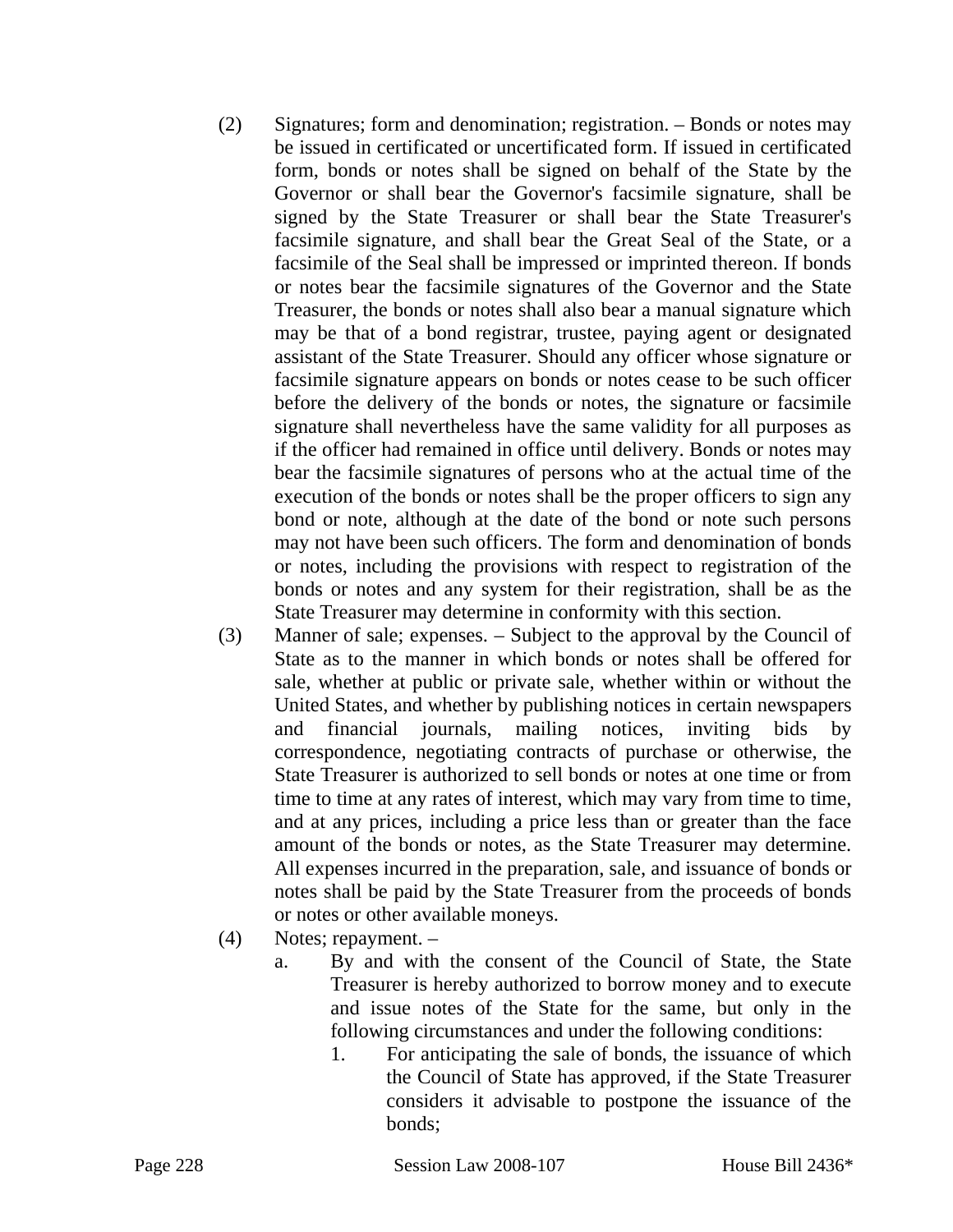(2) Signatures; form and denomination; registration. – Bonds or notes may be issued in certificated or uncertificated form. If issued in certificated form, bonds or notes shall be signed on behalf of the State by the Governor or shall bear the Governor's facsimile signature, shall be signed by the State Treasurer or shall bear the State Treasurer's facsimile signature, and shall bear the Great Seal of the State, or a facsimile of the Seal shall be impressed or imprinted thereon. If bonds or notes bear the facsimile signatures of the Governor and the State Treasurer, the bonds or notes shall also bear a manual signature which may be that of a bond registrar, trustee, paying agent or designated assistant of the State Treasurer. Should any officer whose signature or facsimile signature appears on bonds or notes cease to be such officer before the delivery of the bonds or notes, the signature or facsimile signature shall nevertheless have the same validity for all purposes as if the officer had remained in office until delivery. Bonds or notes may bear the facsimile signatures of persons who at the actual time of the execution of the bonds or notes shall be the proper officers to sign any bond or note, although at the date of the bond or note such persons may not have been such officers. The form and denomination of bonds or notes, including the provisions with respect to registration of the bonds or notes and any system for their registration, shall be as the State Treasurer may determine in conformity with this section.

(3) Manner of sale; expenses. – Subject to the approval by the Council of State as to the manner in which bonds or notes shall be offered for sale, whether at public or private sale, whether within or without the United States, and whether by publishing notices in certain newspapers and financial journals, mailing notices, inviting bids by correspondence, negotiating contracts of purchase or otherwise, the State Treasurer is authorized to sell bonds or notes at one time or from time to time at any rates of interest, which may vary from time to time, and at any prices, including a price less than or greater than the face amount of the bonds or notes, as the State Treasurer may determine. All expenses incurred in the preparation, sale, and issuance of bonds or notes shall be paid by the State Treasurer from the proceeds of bonds or notes or other available moneys.

(4) Notes; repayment. –

a. By and with the consent of the Council of State, the State Treasurer is hereby authorized to borrow money and to execute and issue notes of the State for the same, but only in the following circumstances and under the following conditions:

1. For anticipating the sale of bonds, the issuance of which the Council of State has approved, if the State Treasurer considers it advisable to postpone the issuance of the bonds;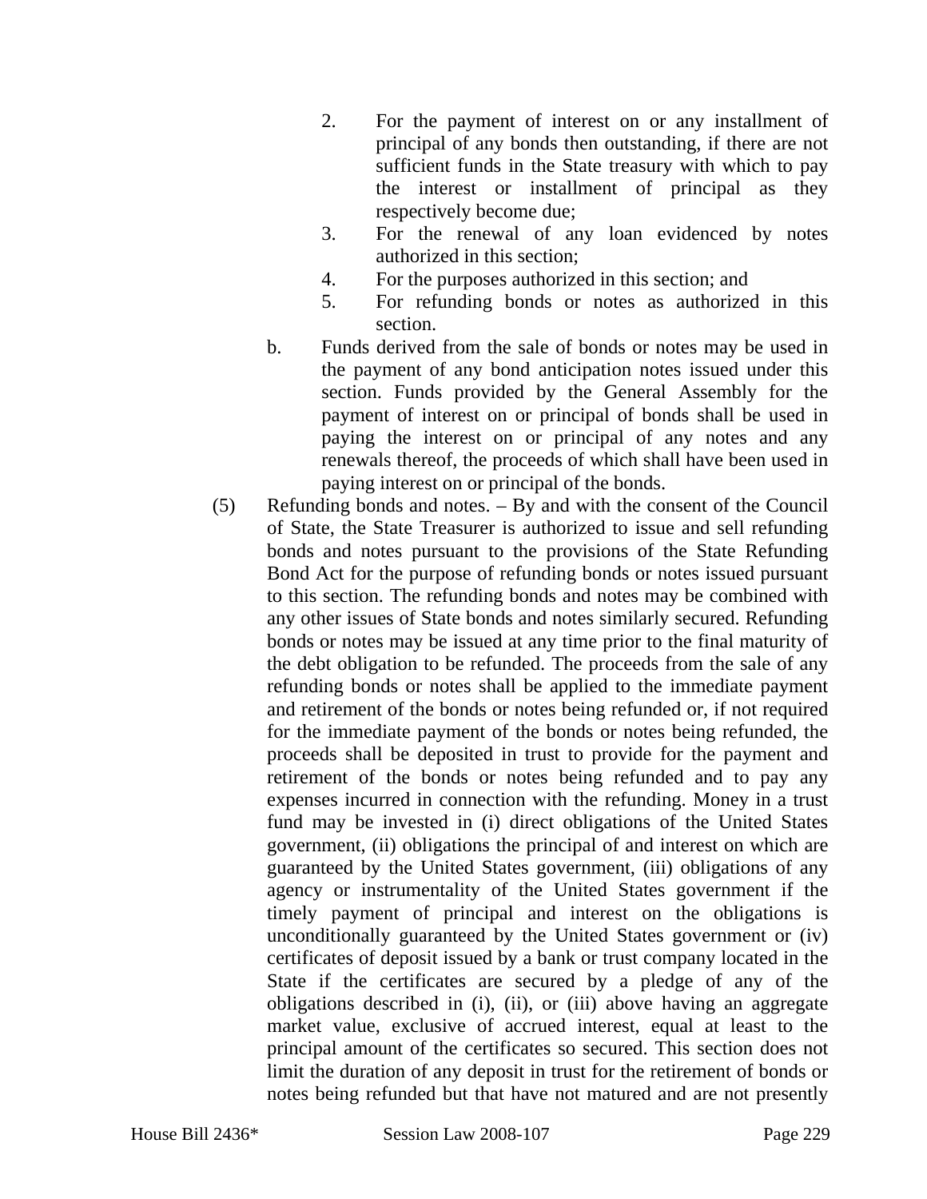2. For the payment of interest on or any installment of principal of any bonds then outstanding, if there are not sufficient funds in the State treasury with which to pay the interest or installment of principal as they respectively become due;
3. For the renewal of any loan evidenced by notes authorized in this section;
4. For the purposes authorized in this section; and
5. For refunding bonds or notes as authorized in this section.

b. Funds derived from the sale of bonds or notes may be used in the payment of any bond anticipation notes issued under this section. Funds provided by the General Assembly for the payment of interest on or principal of bonds shall be used in paying the interest on or principal of any notes and any renewals thereof, the proceeds of which shall have been used in paying interest on or principal of the bonds.

(5) Refunding bonds and notes. – By and with the consent of the Council of State, the State Treasurer is authorized to issue and sell refunding bonds and notes pursuant to the provisions of the State Refunding Bond Act for the purpose of refunding bonds or notes issued pursuant to this section. The refunding bonds and notes may be combined with any other issues of State bonds and notes similarly secured. Refunding bonds or notes may be issued at any time prior to the final maturity of the debt obligation to be refunded. The proceeds from the sale of any refunding bonds or notes shall be applied to the immediate payment and retirement of the bonds or notes being refunded or, if not required for the immediate payment of the bonds or notes being refunded, the proceeds shall be deposited in trust to provide for the payment and retirement of the bonds or notes being refunded and to pay any expenses incurred in connection with the refunding. Money in a trust fund may be invested in (i) direct obligations of the United States government, (ii) obligations the principal of and interest on which are guaranteed by the United States government, (iii) obligations of any agency or instrumentality of the United States government if the timely payment of principal and interest on the obligations is unconditionally guaranteed by the United States government or (iv) certificates of deposit issued by a bank or trust company located in the State if the certificates are secured by a pledge of any of the obligations described in (i), (ii), or (iii) above having an aggregate market value, exclusive of accrued interest, equal at least to the principal amount of the certificates so secured. This section does not limit the duration of any deposit in trust for the retirement of bonds or notes being refunded but that have not matured and are not presently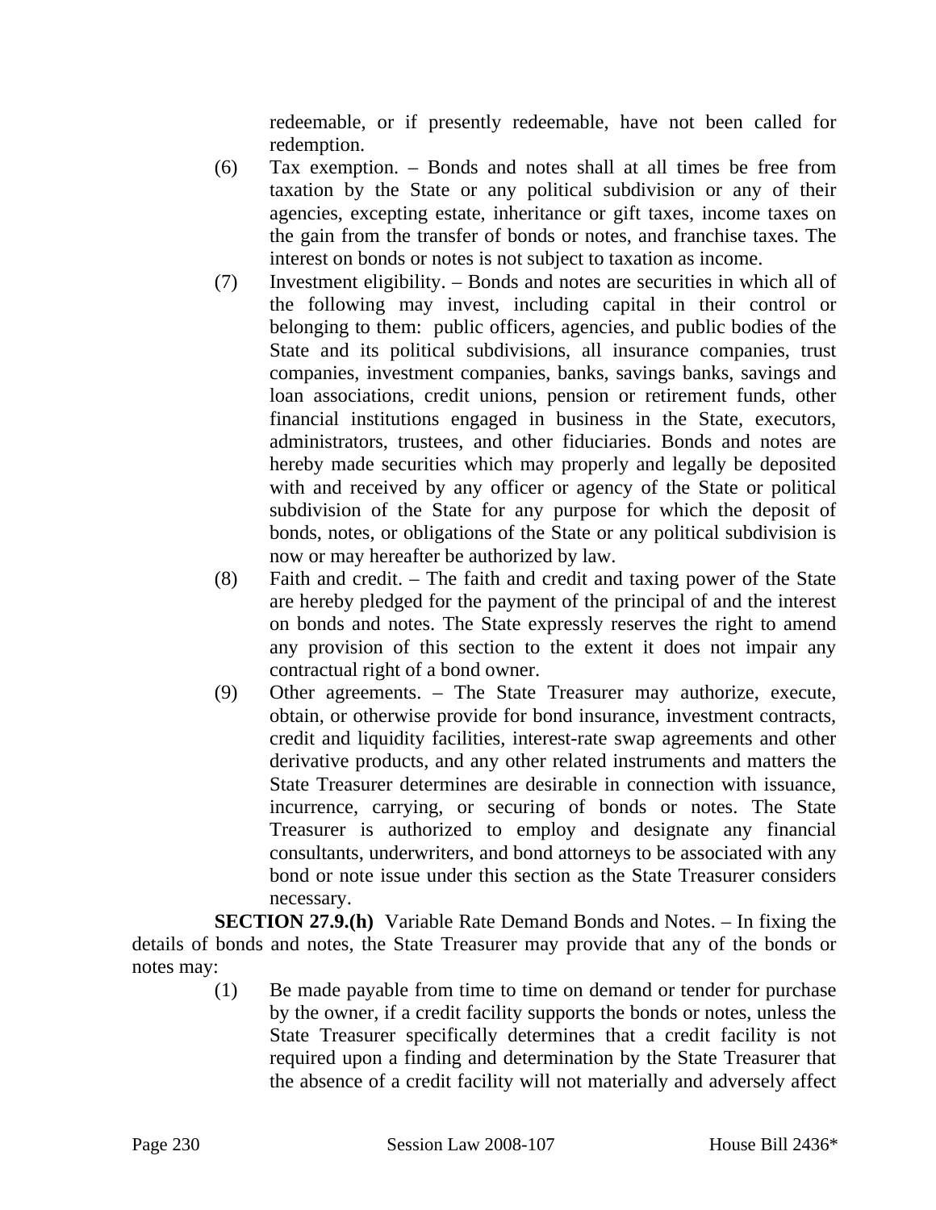redeemable, or if presently redeemable, have not been called for redemption.

(6) Tax exemption. – Bonds and notes shall at all times be free from taxation by the State or any political subdivision or any of their agencies, excepting estate, inheritance or gift taxes, income taxes on the gain from the transfer of bonds or notes, and franchise taxes. The interest on bonds or notes is not subject to taxation as income.

(7) Investment eligibility. – Bonds and notes are securities in which all of the following may invest, including capital in their control or belonging to them: public officers, agencies, and public bodies of the State and its political subdivisions, all insurance companies, trust companies, investment companies, banks, savings banks, savings and loan associations, credit unions, pension or retirement funds, other financial institutions engaged in business in the State, executors, administrators, trustees, and other fiduciaries. Bonds and notes are hereby made securities which may properly and legally be deposited with and received by any officer or agency of the State or political subdivision of the State for any purpose for which the deposit of bonds, notes, or obligations of the State or any political subdivision is now or may hereafter be authorized by law.

(8) Faith and credit. – The faith and credit and taxing power of the State are hereby pledged for the payment of the principal of and the interest on bonds and notes. The State expressly reserves the right to amend any provision of this section to the extent it does not impair any contractual right of a bond owner.

(9) Other agreements. – The State Treasurer may authorize, execute, obtain, or otherwise provide for bond insurance, investment contracts, credit and liquidity facilities, interest-rate swap agreements and other derivative products, and any other related instruments and matters the State Treasurer determines are desirable in connection with issuance, incurrence, carrying, or securing of bonds or notes. The State Treasurer is authorized to employ and designate any financial consultants, underwriters, and bond attorneys to be associated with any bond or note issue under this section as the State Treasurer considers necessary.

**SECTION 27.9.(h)** Variable Rate Demand Bonds and Notes. – In fixing the details of bonds and notes, the State Treasurer may provide that any of the bonds or notes may:

(1) Be made payable from time to time on demand or tender for purchase by the owner, if a credit facility supports the bonds or notes, unless the State Treasurer specifically determines that a credit facility is not required upon a finding and determination by the State Treasurer that the absence of a credit facility will not materially and adversely affect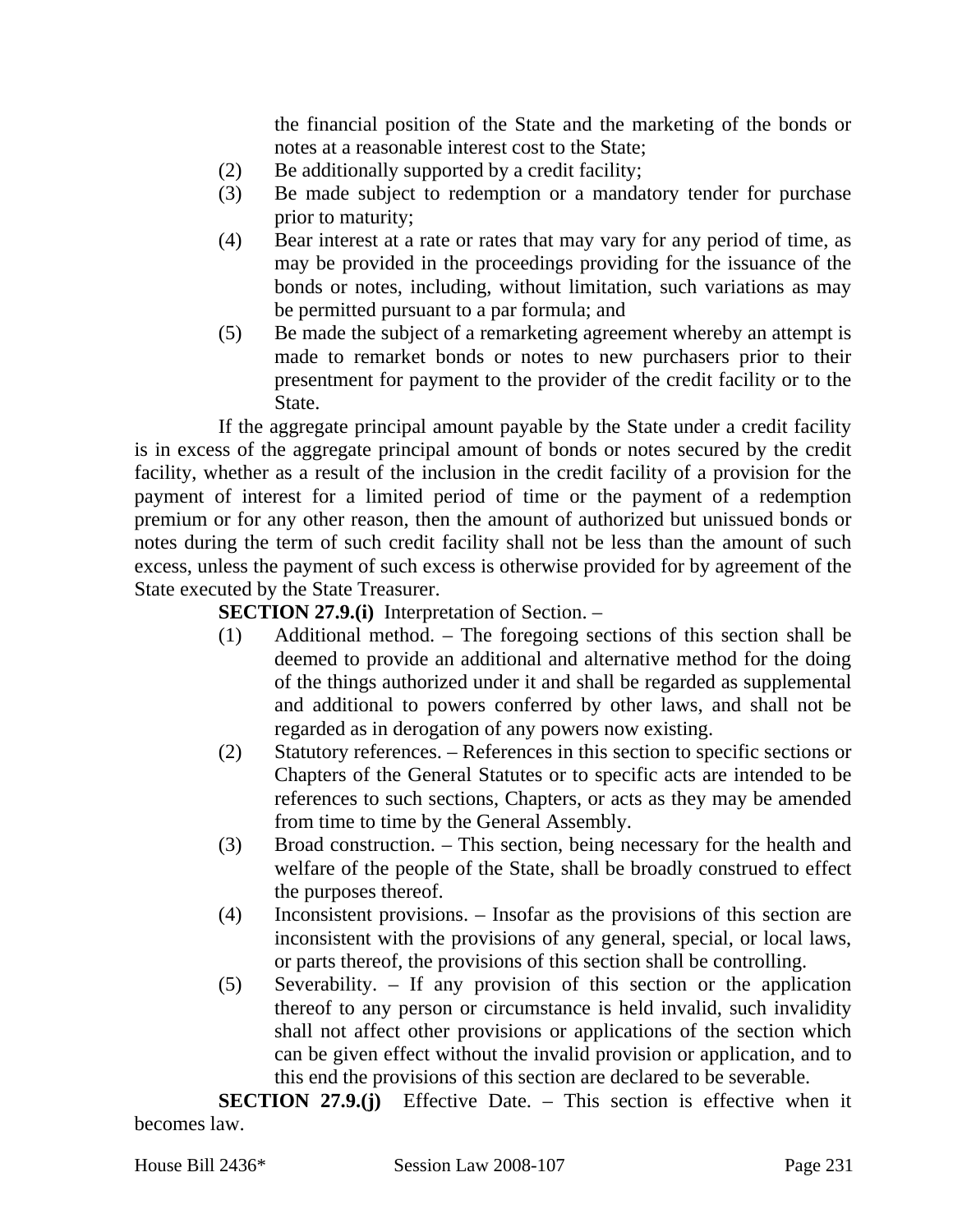the financial position of the State and the marketing of the bonds or notes at a reasonable interest cost to the State;

(2) Be additionally supported by a credit facility;

(3) Be made subject to redemption or a mandatory tender for purchase prior to maturity;

(4) Bear interest at a rate or rates that may vary for any period of time, as may be provided in the proceedings providing for the issuance of the bonds or notes, including, without limitation, such variations as may be permitted pursuant to a par formula; and

(5) Be made the subject of a remarketing agreement whereby an attempt is made to remarket bonds or notes to new purchasers prior to their presentment for payment to the provider of the credit facility or to the State.

If the aggregate principal amount payable by the State under a credit facility is in excess of the aggregate principal amount of bonds or notes secured by the credit facility, whether as a result of the inclusion in the credit facility of a provision for the payment of interest for a limited period of time or the payment of a redemption premium or for any other reason, then the amount of authorized but unissued bonds or notes during the term of such credit facility shall not be less than the amount of such excess, unless the payment of such excess is otherwise provided for by agreement of the State executed by the State Treasurer.

**SECTION 27.9.(i)** Interpretation of Section. –

(1) Additional method. – The foregoing sections of this section shall be deemed to provide an additional and alternative method for the doing of the things authorized under it and shall be regarded as supplemental and additional to powers conferred by other laws, and shall not be regarded as in derogation of any powers now existing.

(2) Statutory references. – References in this section to specific sections or Chapters of the General Statutes or to specific acts are intended to be references to such sections, Chapters, or acts as they may be amended from time to time by the General Assembly.

(3) Broad construction. – This section, being necessary for the health and welfare of the people of the State, shall be broadly construed to effect the purposes thereof.

(4) Inconsistent provisions. – Insofar as the provisions of this section are inconsistent with the provisions of any general, special, or local laws, or parts thereof, the provisions of this section shall be controlling.

(5) Severability. – If any provision of this section or the application thereof to any person or circumstance is held invalid, such invalidity shall not affect other provisions or applications of the section which can be given effect without the invalid provision or application, and to this end the provisions of this section are declared to be severable.

**SECTION 27.9.(j)** Effective Date. – This section is effective when it becomes law.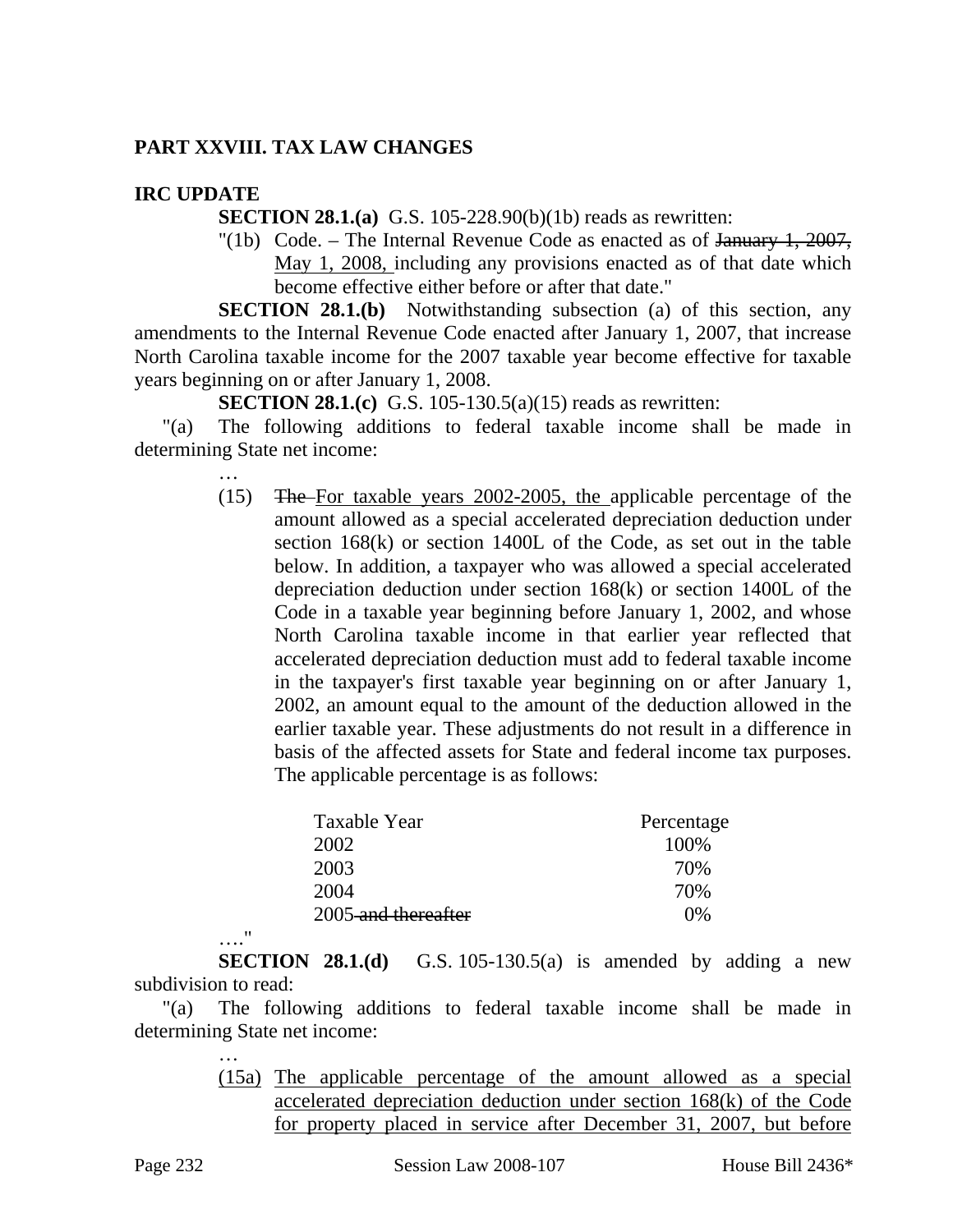## PART XXVIII. TAX LAW CHANGES

### IRC UPDATE

**SECTION 28.1.(a)** G.S. 105-228.90(b)(1b) reads as rewritten:

"(1b) Code. – The Internal Revenue Code as enacted as of ~~January 1, 2007,~~ May 1, 2008, including any provisions enacted as of that date which become effective either before or after that date."

**SECTION 28.1.(b)** Notwithstanding subsection (a) of this section, any amendments to the Internal Revenue Code enacted after January 1, 2007, that increase North Carolina taxable income for the 2007 taxable year become effective for taxable years beginning on or after January 1, 2008.

**SECTION 28.1.(c)** G.S. 105-130.5(a)(15) reads as rewritten:

"(a) The following additions to federal taxable income shall be made in determining State net income:

…

(15) ~~The~~ For taxable years 2002-2005, the applicable percentage of the amount allowed as a special accelerated depreciation deduction under section 168(k) or section 1400L of the Code, as set out in the table below. In addition, a taxpayer who was allowed a special accelerated depreciation deduction under section 168(k) or section 1400L of the Code in a taxable year beginning before January 1, 2002, and whose North Carolina taxable income in that earlier year reflected that accelerated depreciation deduction must add to federal taxable income in the taxpayer's first taxable year beginning on or after January 1, 2002, an amount equal to the amount of the deduction allowed in the earlier taxable year. These adjustments do not result in a difference in basis of the affected assets for State and federal income tax purposes. The applicable percentage is as follows:

| Taxable Year | Percentage |
|---|---|
| 2002 | 100% |
| 2003 | 70% |
| 2004 | 70% |
| 2005 ~~and thereafter~~ | 0% |

…."

**SECTION 28.1.(d)** G.S. 105-130.5(a) is amended by adding a new subdivision to read:

"(a) The following additions to federal taxable income shall be made in determining State net income:

…

(15a) The applicable percentage of the amount allowed as a special accelerated depreciation deduction under section 168(k) of the Code for property placed in service after December 31, 2007, but before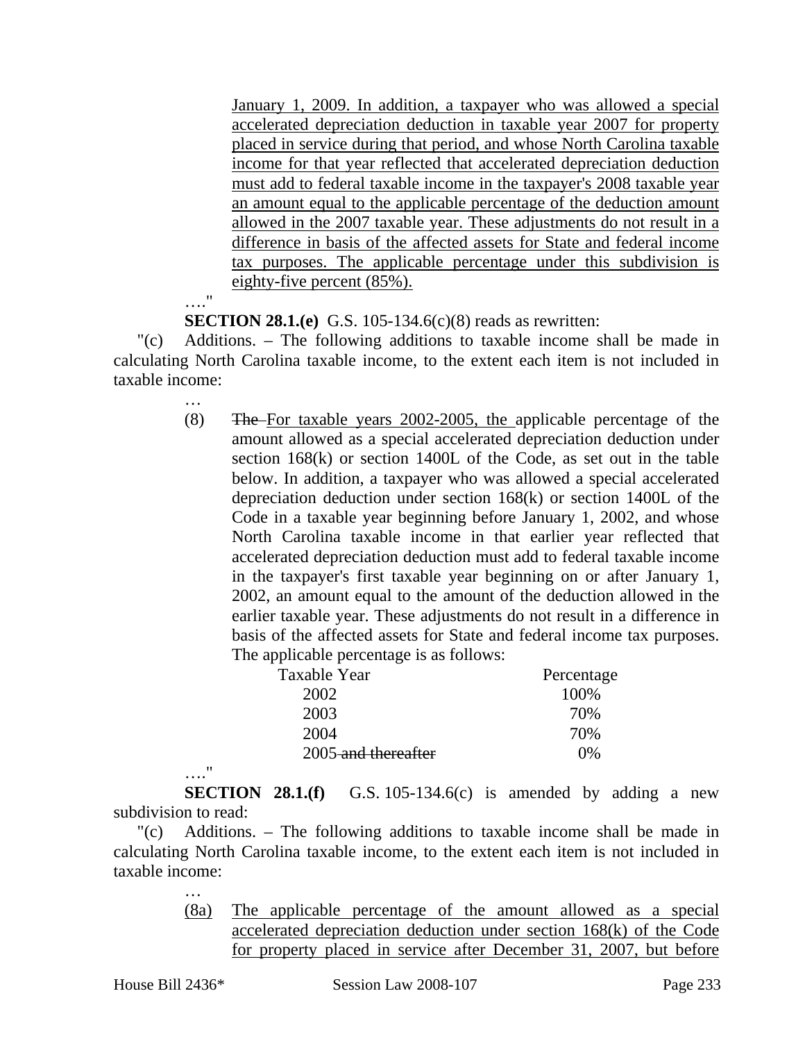January 1, 2009. In addition, a taxpayer who was allowed a special accelerated depreciation deduction in taxable year 2007 for property placed in service during that period, and whose North Carolina taxable income for that year reflected that accelerated depreciation deduction must add to federal taxable income in the taxpayer's 2008 taxable year an amount equal to the applicable percentage of the deduction amount allowed in the 2007 taxable year. These adjustments do not result in a difference in basis of the affected assets for State and federal income tax purposes. The applicable percentage under this subdivision is eighty-five percent (85%).

…."

**SECTION 28.1.(e)** G.S. 105-134.6(c)(8) reads as rewritten:

"(c) Additions. – The following additions to taxable income shall be made in calculating North Carolina taxable income, to the extent each item is not included in taxable income:

…

(8) ~~The~~ For taxable years 2002-2005, the applicable percentage of the amount allowed as a special accelerated depreciation deduction under section 168(k) or section 1400L of the Code, as set out in the table below. In addition, a taxpayer who was allowed a special accelerated depreciation deduction under section 168(k) or section 1400L of the Code in a taxable year beginning before January 1, 2002, and whose North Carolina taxable income in that earlier year reflected that accelerated depreciation deduction must add to federal taxable income in the taxpayer's first taxable year beginning on or after January 1, 2002, an amount equal to the amount of the deduction allowed in the earlier taxable year. These adjustments do not result in a difference in basis of the affected assets for State and federal income tax purposes. The applicable percentage is as follows:

| Taxable Year | Percentage |
|---|---|
| 2002 | 100% |
| 2003 | 70% |
| 2004 | 70% |
| 2005 ~~and thereafter~~ | 0% |

…."

**SECTION 28.1.(f)** G.S. 105-134.6(c) is amended by adding a new subdivision to read:

"(c) Additions. – The following additions to taxable income shall be made in calculating North Carolina taxable income, to the extent each item is not included in taxable income:

…

(8a) The applicable percentage of the amount allowed as a special accelerated depreciation deduction under section 168(k) of the Code for property placed in service after December 31, 2007, but before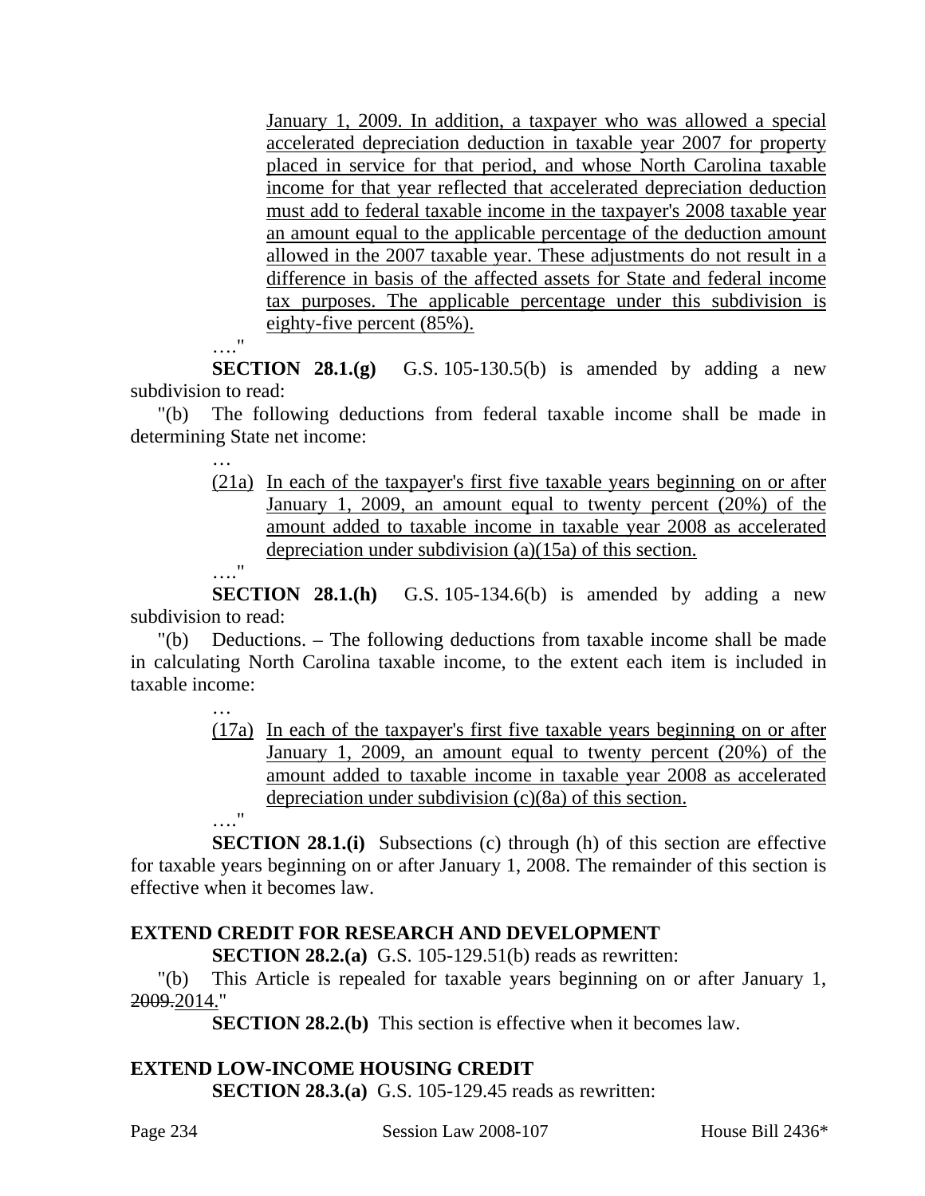January 1, 2009. In addition, a taxpayer who was allowed a special accelerated depreciation deduction in taxable year 2007 for property placed in service for that period, and whose North Carolina taxable income for that year reflected that accelerated depreciation deduction must add to federal taxable income in the taxpayer's 2008 taxable year an amount equal to the applicable percentage of the deduction amount allowed in the 2007 taxable year. These adjustments do not result in a difference in basis of the affected assets for State and federal income tax purposes. The applicable percentage under this subdivision is eighty-five percent (85%).

…."

**SECTION 28.1.(g)** G.S. 105-130.5(b) is amended by adding a new subdivision to read:

"(b) The following deductions from federal taxable income shall be made in determining State net income:

…

(21a) In each of the taxpayer's first five taxable years beginning on or after January 1, 2009, an amount equal to twenty percent (20%) of the amount added to taxable income in taxable year 2008 as accelerated depreciation under subdivision (a)(15a) of this section.

…."

**SECTION 28.1.(h)** G.S. 105-134.6(b) is amended by adding a new subdivision to read:

"(b) Deductions. – The following deductions from taxable income shall be made in calculating North Carolina taxable income, to the extent each item is included in taxable income:

…

(17a) In each of the taxpayer's first five taxable years beginning on or after January 1, 2009, an amount equal to twenty percent (20%) of the amount added to taxable income in taxable year 2008 as accelerated depreciation under subdivision (c)(8a) of this section.

…."

**SECTION 28.1.(i)** Subsections (c) through (h) of this section are effective for taxable years beginning on or after January 1, 2008. The remainder of this section is effective when it becomes law.

**EXTEND CREDIT FOR RESEARCH AND DEVELOPMENT**

**SECTION 28.2.(a)** G.S. 105-129.51(b) reads as rewritten:

"(b) This Article is repealed for taxable years beginning on or after January 1, ~~2009.~~2014."

**SECTION 28.2.(b)** This section is effective when it becomes law.

**EXTEND LOW-INCOME HOUSING CREDIT**

**SECTION 28.3.(a)** G.S. 105-129.45 reads as rewritten: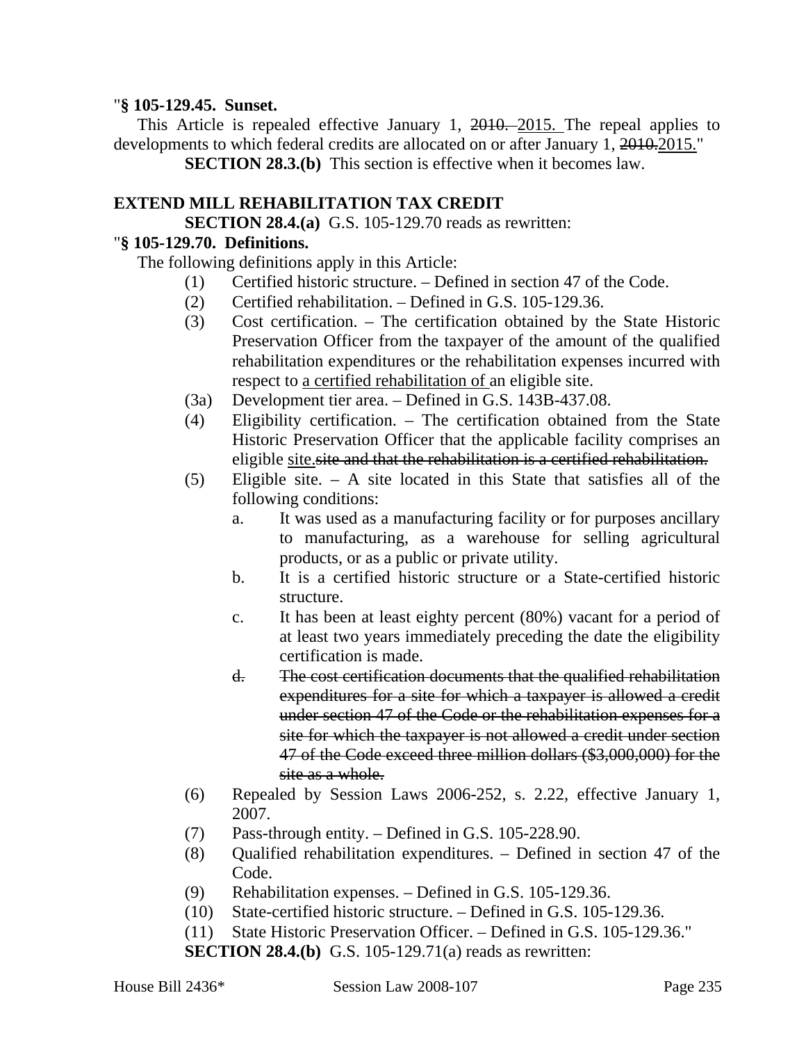"**§ 105-129.45. Sunset.**

This Article is repealed effective January 1, ~~2010.~~ 2015. The repeal applies to developments to which federal credits are allocated on or after January 1, ~~2010.~~2015."

**SECTION 28.3.(b)** This section is effective when it becomes law.

**EXTEND MILL REHABILITATION TAX CREDIT**

**SECTION 28.4.(a)** G.S. 105-129.70 reads as rewritten:

"**§ 105-129.70. Definitions.**

The following definitions apply in this Article:

- (1) Certified historic structure. – Defined in section 47 of the Code.
- (2) Certified rehabilitation. – Defined in G.S. 105-129.36.
- (3) Cost certification. – The certification obtained by the State Historic Preservation Officer from the taxpayer of the amount of the qualified rehabilitation expenditures or the rehabilitation expenses incurred with respect to a certified rehabilitation of an eligible site.
- (3a) Development tier area. – Defined in G.S. 143B-437.08.
- (4) Eligibility certification. – The certification obtained from the State Historic Preservation Officer that the applicable facility comprises an eligible site.~~site and that the rehabilitation is a certified rehabilitation.~~
- (5) Eligible site. – A site located in this State that satisfies all of the following conditions:
  - a. It was used as a manufacturing facility or for purposes ancillary to manufacturing, as a warehouse for selling agricultural products, or as a public or private utility.
  - b. It is a certified historic structure or a State-certified historic structure.
  - c. It has been at least eighty percent (80%) vacant for a period of at least two years immediately preceding the date the eligibility certification is made.
  - ~~d. The cost certification documents that the qualified rehabilitation expenditures for a site for which a taxpayer is allowed a credit under section 47 of the Code or the rehabilitation expenses for a site for which the taxpayer is not allowed a credit under section 47 of the Code exceed three million dollars ($3,000,000) for the site as a whole.~~
- (6) Repealed by Session Laws 2006-252, s. 2.22, effective January 1, 2007.
- (7) Pass-through entity. – Defined in G.S. 105-228.90.
- (8) Qualified rehabilitation expenditures. – Defined in section 47 of the Code.
- (9) Rehabilitation expenses. – Defined in G.S. 105-129.36.
- (10) State-certified historic structure. – Defined in G.S. 105-129.36.
- (11) State Historic Preservation Officer. – Defined in G.S. 105-129.36."

**SECTION 28.4.(b)** G.S. 105-129.71(a) reads as rewritten: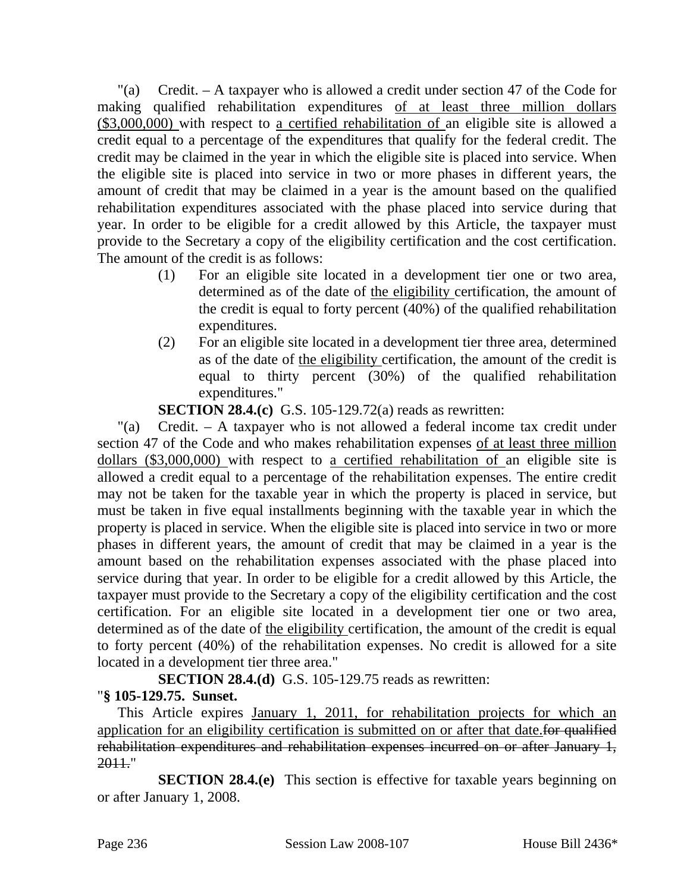"(a) Credit. – A taxpayer who is allowed a credit under section 47 of the Code for making qualified rehabilitation expenditures <u>of at least three million dollars ($3,000,000)</u> with respect to <u>a certified rehabilitation of</u> an eligible site is allowed a credit equal to a percentage of the expenditures that qualify for the federal credit. The credit may be claimed in the year in which the eligible site is placed into service. When the eligible site is placed into service in two or more phases in different years, the amount of credit that may be claimed in a year is the amount based on the qualified rehabilitation expenditures associated with the phase placed into service during that year. In order to be eligible for a credit allowed by this Article, the taxpayer must provide to the Secretary a copy of the eligibility certification and the cost certification. The amount of the credit is as follows:

(1) For an eligible site located in a development tier one or two area, determined as of the date of <u>the eligibility</u> certification, the amount of the credit is equal to forty percent (40%) of the qualified rehabilitation expenditures.

(2) For an eligible site located in a development tier three area, determined as of the date of <u>the eligibility</u> certification, the amount of the credit is equal to thirty percent (30%) of the qualified rehabilitation expenditures."

**SECTION 28.4.(c)** G.S. 105-129.72(a) reads as rewritten:

"(a) Credit. – A taxpayer who is not allowed a federal income tax credit under section 47 of the Code and who makes rehabilitation expenses <u>of at least three million dollars ($3,000,000)</u> with respect to <u>a certified rehabilitation of</u> an eligible site is allowed a credit equal to a percentage of the rehabilitation expenses. The entire credit may not be taken for the taxable year in which the property is placed in service, but must be taken in five equal installments beginning with the taxable year in which the property is placed in service. When the eligible site is placed into service in two or more phases in different years, the amount of credit that may be claimed in a year is the amount based on the rehabilitation expenses associated with the phase placed into service during that year. In order to be eligible for a credit allowed by this Article, the taxpayer must provide to the Secretary a copy of the eligibility certification and the cost certification. For an eligible site located in a development tier one or two area, determined as of the date of <u>the eligibility</u> certification, the amount of the credit is equal to forty percent (40%) of the rehabilitation expenses. No credit is allowed for a site located in a development tier three area."

**SECTION 28.4.(d)** G.S. 105-129.75 reads as rewritten:

"**§ 105-129.75. Sunset.**

This Article expires <u>January 1, 2011, for rehabilitation projects for which an application for an eligibility certification is submitted on or after that date.</u>~~for qualified rehabilitation expenditures and rehabilitation expenses incurred on or after January 1, 2011.~~"

**SECTION 28.4.(e)** This section is effective for taxable years beginning on or after January 1, 2008.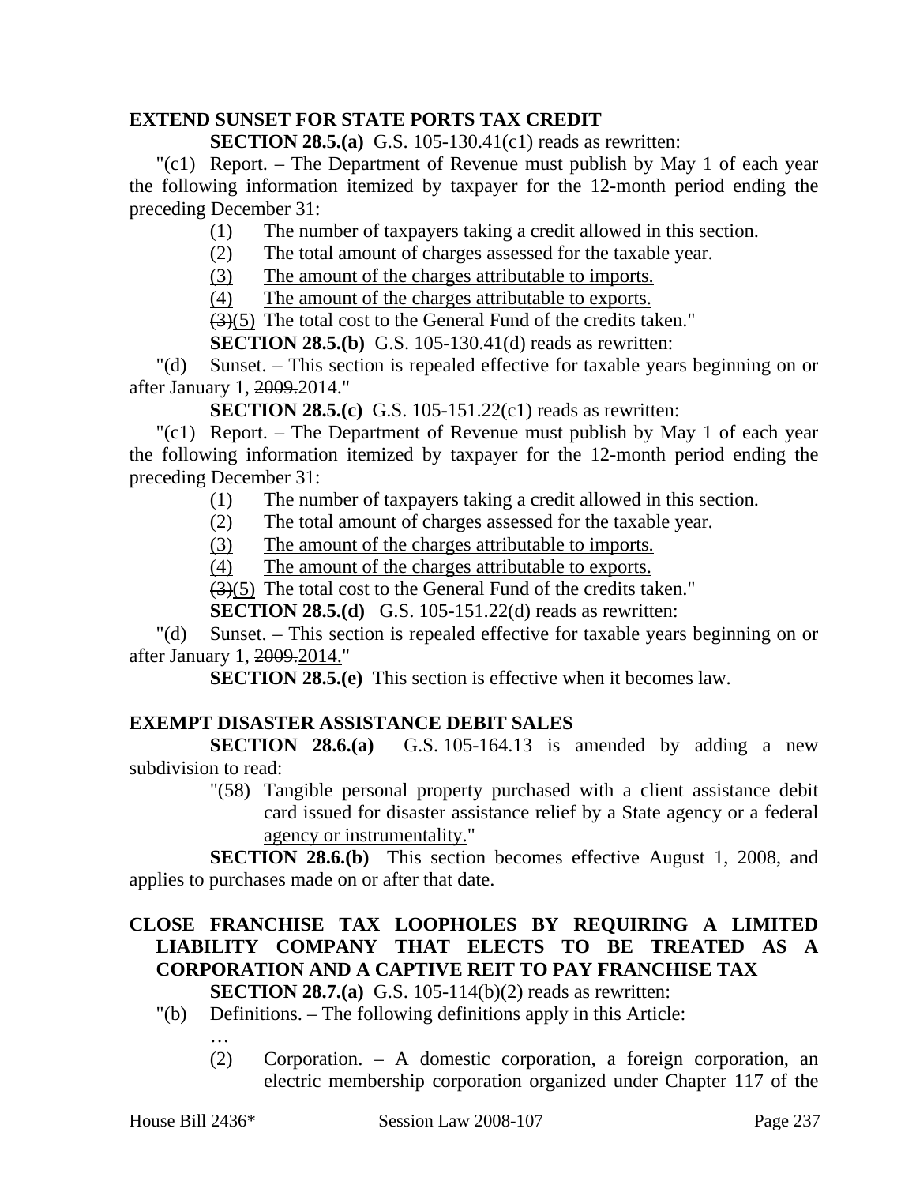**EXTEND SUNSET FOR STATE PORTS TAX CREDIT**

**SECTION 28.5.(a)** G.S. 105-130.41(c1) reads as rewritten:

"(c1) Report. – The Department of Revenue must publish by May 1 of each year the following information itemized by taxpayer for the 12-month period ending the preceding December 31:

(1) The number of taxpayers taking a credit allowed in this section.

(2) The total amount of charges assessed for the taxable year.

(3) The amount of the charges attributable to imports.

(4) The amount of the charges attributable to exports.

~~(3)~~(5) The total cost to the General Fund of the credits taken."

**SECTION 28.5.(b)** G.S. 105-130.41(d) reads as rewritten:

"(d) Sunset. – This section is repealed effective for taxable years beginning on or after January 1, ~~2009.~~2014."

**SECTION 28.5.(c)** G.S. 105-151.22(c1) reads as rewritten:

"(c1) Report. – The Department of Revenue must publish by May 1 of each year the following information itemized by taxpayer for the 12-month period ending the preceding December 31:

(1) The number of taxpayers taking a credit allowed in this section.

(2) The total amount of charges assessed for the taxable year.

(3) The amount of the charges attributable to imports.

(4) The amount of the charges attributable to exports.

~~(3)~~(5) The total cost to the General Fund of the credits taken."

**SECTION 28.5.(d)** G.S. 105-151.22(d) reads as rewritten:

"(d) Sunset. – This section is repealed effective for taxable years beginning on or after January 1, ~~2009.~~2014."

**SECTION 28.5.(e)** This section is effective when it becomes law.

**EXEMPT DISASTER ASSISTANCE DEBIT SALES**

**SECTION 28.6.(a)** G.S. 105-164.13 is amended by adding a new subdivision to read:

"(58) Tangible personal property purchased with a client assistance debit card issued for disaster assistance relief by a State agency or a federal agency or instrumentality."

**SECTION 28.6.(b)** This section becomes effective August 1, 2008, and applies to purchases made on or after that date.

**CLOSE FRANCHISE TAX LOOPHOLES BY REQUIRING A LIMITED LIABILITY COMPANY THAT ELECTS TO BE TREATED AS A CORPORATION AND A CAPTIVE REIT TO PAY FRANCHISE TAX**

**SECTION 28.7.(a)** G.S. 105-114(b)(2) reads as rewritten:

"(b) Definitions. – The following definitions apply in this Article:

…

(2) Corporation. – A domestic corporation, a foreign corporation, an electric membership corporation organized under Chapter 117 of the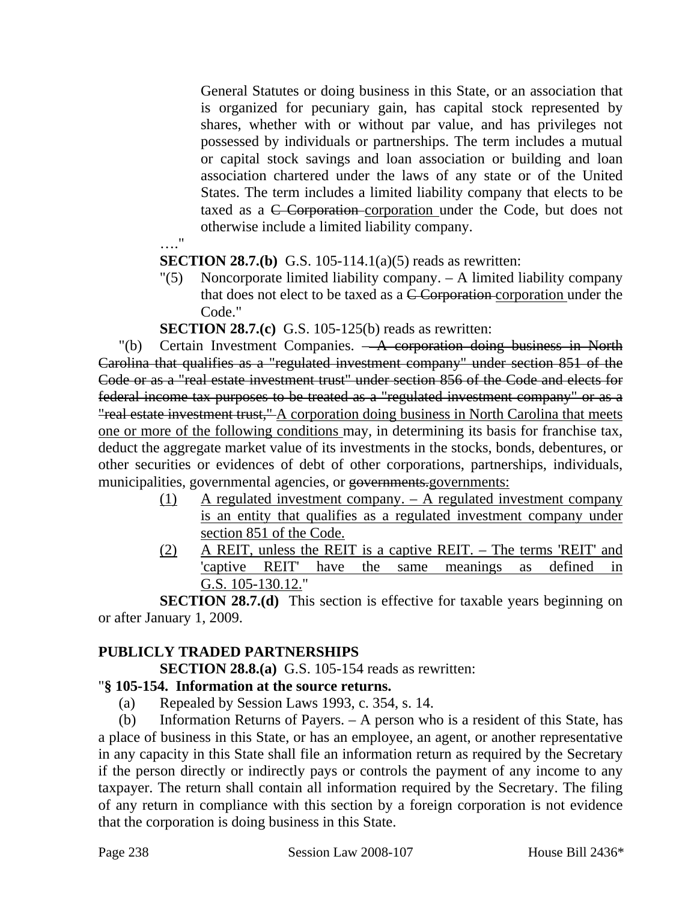General Statutes or doing business in this State, or an association that is organized for pecuniary gain, has capital stock represented by shares, whether with or without par value, and has privileges not possessed by individuals or partnerships. The term includes a mutual or capital stock savings and loan association or building and loan association chartered under the laws of any state or of the United States. The term includes a limited liability company that elects to be taxed as a ~~C Corporation~~ corporation under the Code, but does not otherwise include a limited liability company.

…."

**SECTION 28.7.(b)** G.S. 105-114.1(a)(5) reads as rewritten:

"(5) Noncorporate limited liability company. – A limited liability company that does not elect to be taxed as a ~~C Corporation~~ corporation under the Code."

**SECTION 28.7.(c)** G.S. 105-125(b) reads as rewritten:

"(b) Certain Investment Companies. ~~– A corporation doing business in North Carolina that qualifies as a "regulated investment company" under section 851 of the Code or as a "real estate investment trust" under section 856 of the Code and elects for federal income tax purposes to be treated as a "regulated investment company" or as a "real estate investment trust,"~~ A corporation doing business in North Carolina that meets one or more of the following conditions may, in determining its basis for franchise tax, deduct the aggregate market value of its investments in the stocks, bonds, debentures, or other securities or evidences of debt of other corporations, partnerships, individuals, municipalities, governmental agencies, or ~~governments.~~governments:

(1) A regulated investment company. – A regulated investment company is an entity that qualifies as a regulated investment company under section 851 of the Code.

(2) A REIT, unless the REIT is a captive REIT. – The terms 'REIT' and 'captive REIT' have the same meanings as defined in G.S. 105-130.12."

**SECTION 28.7.(d)** This section is effective for taxable years beginning on or after January 1, 2009.

**PUBLICLY TRADED PARTNERSHIPS**

**SECTION 28.8.(a)** G.S. 105-154 reads as rewritten:

"**§ 105-154. Information at the source returns.**

(a) Repealed by Session Laws 1993, c. 354, s. 14.

(b) Information Returns of Payers. – A person who is a resident of this State, has a place of business in this State, or has an employee, an agent, or another representative in any capacity in this State shall file an information return as required by the Secretary if the person directly or indirectly pays or controls the payment of any income to any taxpayer. The return shall contain all information required by the Secretary. The filing of any return in compliance with this section by a foreign corporation is not evidence that the corporation is doing business in this State.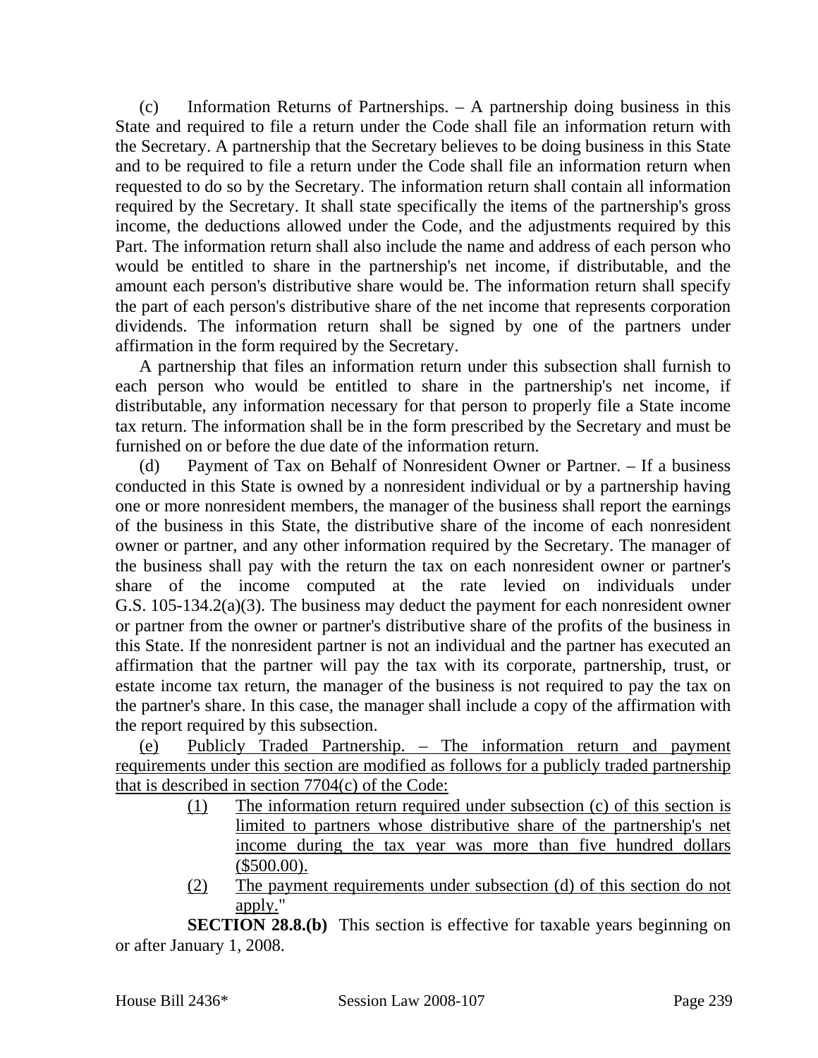(c) Information Returns of Partnerships. – A partnership doing business in this State and required to file a return under the Code shall file an information return with the Secretary. A partnership that the Secretary believes to be doing business in this State and to be required to file a return under the Code shall file an information return when requested to do so by the Secretary. The information return shall contain all information required by the Secretary. It shall state specifically the items of the partnership's gross income, the deductions allowed under the Code, and the adjustments required by this Part. The information return shall also include the name and address of each person who would be entitled to share in the partnership's net income, if distributable, and the amount each person's distributive share would be. The information return shall specify the part of each person's distributive share of the net income that represents corporation dividends. The information return shall be signed by one of the partners under affirmation in the form required by the Secretary.

A partnership that files an information return under this subsection shall furnish to each person who would be entitled to share in the partnership's net income, if distributable, any information necessary for that person to properly file a State income tax return. The information shall be in the form prescribed by the Secretary and must be furnished on or before the due date of the information return.

(d) Payment of Tax on Behalf of Nonresident Owner or Partner. – If a business conducted in this State is owned by a nonresident individual or by a partnership having one or more nonresident members, the manager of the business shall report the earnings of the business in this State, the distributive share of the income of each nonresident owner or partner, and any other information required by the Secretary. The manager of the business shall pay with the return the tax on each nonresident owner or partner's share of the income computed at the rate levied on individuals under G.S. 105-134.2(a)(3). The business may deduct the payment for each nonresident owner or partner from the owner or partner's distributive share of the profits of the business in this State. If the nonresident partner is not an individual and the partner has executed an affirmation that the partner will pay the tax with its corporate, partnership, trust, or estate income tax return, the manager of the business is not required to pay the tax on the partner's share. In this case, the manager shall include a copy of the affirmation with the report required by this subsection.

<u>(e) Publicly Traded Partnership. – The information return and payment requirements under this section are modified as follows for a publicly traded partnership that is described in section 7704(c) of the Code:</u>

<u>(1) The information return required under subsection (c) of this section is limited to partners whose distributive share of the partnership's net income during the tax year was more than five hundred dollars ($500.00).</u>

<u>(2) The payment requirements under subsection (d) of this section do not apply.</u>"

**SECTION 28.8.(b)** This section is effective for taxable years beginning on or after January 1, 2008.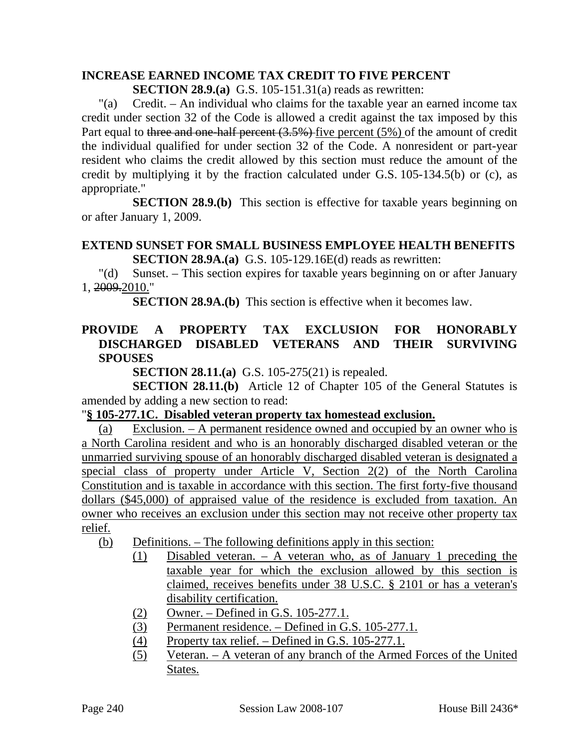**INCREASE EARNED INCOME TAX CREDIT TO FIVE PERCENT**

**SECTION 28.9.(a)** G.S. 105-151.31(a) reads as rewritten:

"(a) Credit. – An individual who claims for the taxable year an earned income tax credit under section 32 of the Code is allowed a credit against the tax imposed by this Part equal to ~~three and one-half percent (3.5%)~~ five percent (5%) of the amount of credit the individual qualified for under section 32 of the Code. A nonresident or part-year resident who claims the credit allowed by this section must reduce the amount of the credit by multiplying it by the fraction calculated under G.S. 105-134.5(b) or (c), as appropriate."

**SECTION 28.9.(b)** This section is effective for taxable years beginning on or after January 1, 2009.

**EXTEND SUNSET FOR SMALL BUSINESS EMPLOYEE HEALTH BENEFITS**

**SECTION 28.9A.(a)** G.S. 105-129.16E(d) reads as rewritten:

"(d) Sunset. – This section expires for taxable years beginning on or after January 1, ~~2009.~~2010."

**SECTION 28.9A.(b)** This section is effective when it becomes law.

**PROVIDE A PROPERTY TAX EXCLUSION FOR HONORABLY DISCHARGED DISABLED VETERANS AND THEIR SURVIVING SPOUSES**

**SECTION 28.11.(a)** G.S. 105-275(21) is repealed.

**SECTION 28.11.(b)** Article 12 of Chapter 105 of the General Statutes is amended by adding a new section to read:

"**§ 105-277.1C. Disabled veteran property tax homestead exclusion.**

(a) Exclusion. – A permanent residence owned and occupied by an owner who is a North Carolina resident and who is an honorably discharged disabled veteran or the unmarried surviving spouse of an honorably discharged disabled veteran is designated a special class of property under Article V, Section 2(2) of the North Carolina Constitution and is taxable in accordance with this section. The first forty-five thousand dollars ($45,000) of appraised value of the residence is excluded from taxation. An owner who receives an exclusion under this section may not receive other property tax relief.

(b) Definitions. – The following definitions apply in this section:

(1) Disabled veteran. – A veteran who, as of January 1 preceding the taxable year for which the exclusion allowed by this section is claimed, receives benefits under 38 U.S.C. § 2101 or has a veteran's disability certification.

(2) Owner. – Defined in G.S. 105-277.1.

(3) Permanent residence. – Defined in G.S. 105-277.1.

(4) Property tax relief. – Defined in G.S. 105-277.1.

(5) Veteran. – A veteran of any branch of the Armed Forces of the United States.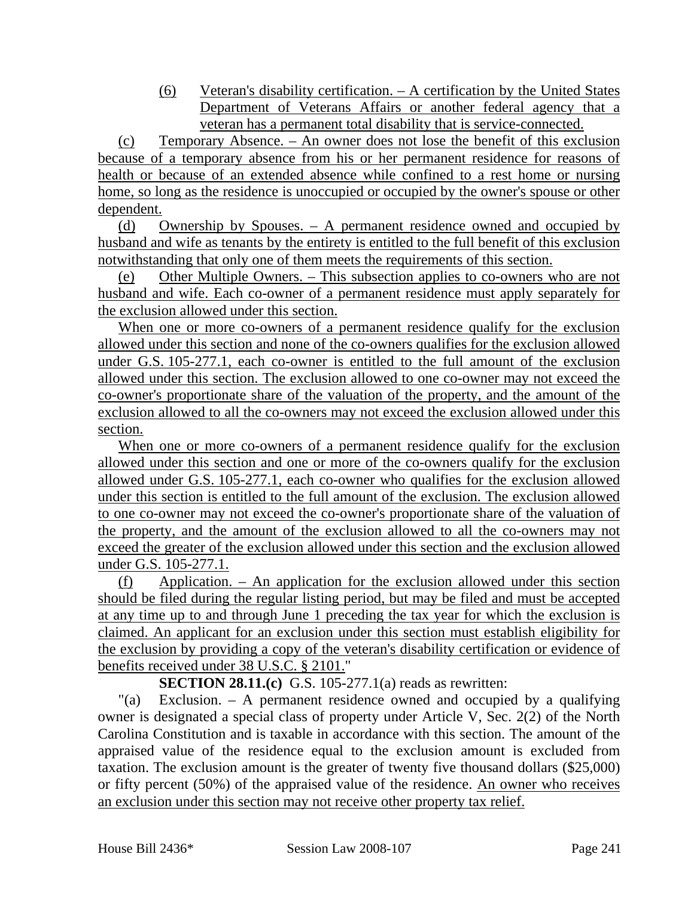(6) Veteran's disability certification. – A certification by the United States Department of Veterans Affairs or another federal agency that a veteran has a permanent total disability that is service-connected.

(c) Temporary Absence. – An owner does not lose the benefit of this exclusion because of a temporary absence from his or her permanent residence for reasons of health or because of an extended absence while confined to a rest home or nursing home, so long as the residence is unoccupied or occupied by the owner's spouse or other dependent.

(d) Ownership by Spouses. – A permanent residence owned and occupied by husband and wife as tenants by the entirety is entitled to the full benefit of this exclusion notwithstanding that only one of them meets the requirements of this section.

(e) Other Multiple Owners. – This subsection applies to co-owners who are not husband and wife. Each co-owner of a permanent residence must apply separately for the exclusion allowed under this section.

When one or more co-owners of a permanent residence qualify for the exclusion allowed under this section and none of the co-owners qualifies for the exclusion allowed under G.S. 105-277.1, each co-owner is entitled to the full amount of the exclusion allowed under this section. The exclusion allowed to one co-owner may not exceed the co-owner's proportionate share of the valuation of the property, and the amount of the exclusion allowed to all the co-owners may not exceed the exclusion allowed under this section.

When one or more co-owners of a permanent residence qualify for the exclusion allowed under this section and one or more of the co-owners qualify for the exclusion allowed under G.S. 105-277.1, each co-owner who qualifies for the exclusion allowed under this section is entitled to the full amount of the exclusion. The exclusion allowed to one co-owner may not exceed the co-owner's proportionate share of the valuation of the property, and the amount of the exclusion allowed to all the co-owners may not exceed the greater of the exclusion allowed under this section and the exclusion allowed under G.S. 105-277.1.

(f) Application. – An application for the exclusion allowed under this section should be filed during the regular listing period, but may be filed and must be accepted at any time up to and through June 1 preceding the tax year for which the exclusion is claimed. An applicant for an exclusion under this section must establish eligibility for the exclusion by providing a copy of the veteran's disability certification or evidence of benefits received under 38 U.S.C. § 2101."

**SECTION 28.11.(c)** G.S. 105-277.1(a) reads as rewritten:

"(a) Exclusion. – A permanent residence owned and occupied by a qualifying owner is designated a special class of property under Article V, Sec. 2(2) of the North Carolina Constitution and is taxable in accordance with this section. The amount of the appraised value of the residence equal to the exclusion amount is excluded from taxation. The exclusion amount is the greater of twenty five thousand dollars ($25,000) or fifty percent (50%) of the appraised value of the residence. An owner who receives an exclusion under this section may not receive other property tax relief.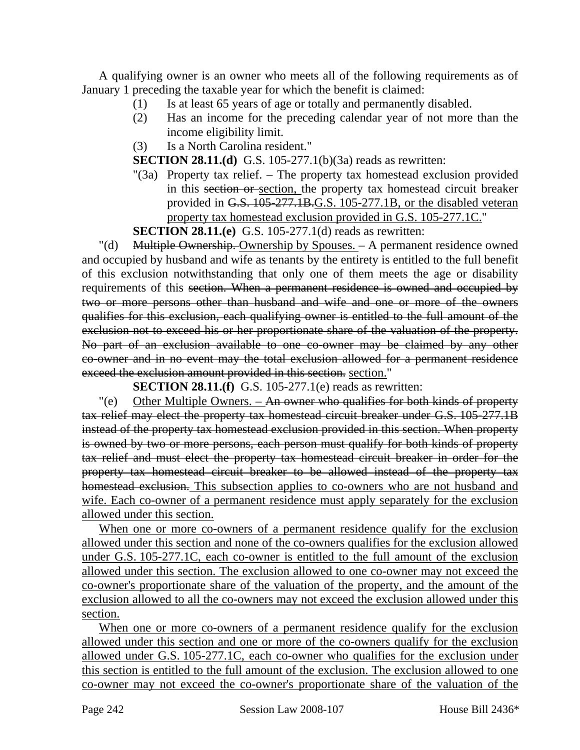A qualifying owner is an owner who meets all of the following requirements as of January 1 preceding the taxable year for which the benefit is claimed:

(1) Is at least 65 years of age or totally and permanently disabled.

(2) Has an income for the preceding calendar year of not more than the income eligibility limit.

(3) Is a North Carolina resident."

**SECTION 28.11.(d)** G.S. 105-277.1(b)(3a) reads as rewritten:

"(3a) Property tax relief. – The property tax homestead exclusion provided in this ~~section or~~ section, the property tax homestead circuit breaker provided in ~~G.S. 105-277.1B.~~G.S. 105-277.1B, or the disabled veteran property tax homestead exclusion provided in G.S. 105-277.1C."

**SECTION 28.11.(e)** G.S. 105-277.1(d) reads as rewritten:

"(d) ~~Multiple Ownership.~~ Ownership by Spouses. – A permanent residence owned and occupied by husband and wife as tenants by the entirety is entitled to the full benefit of this exclusion notwithstanding that only one of them meets the age or disability requirements of this ~~section. When a permanent residence is owned and occupied by two or more persons other than husband and wife and one or more of the owners qualifies for this exclusion, each qualifying owner is entitled to the full amount of the exclusion not to exceed his or her proportionate share of the valuation of the property. No part of an exclusion available to one co-owner may be claimed by any other co-owner and in no event may the total exclusion allowed for a permanent residence exceed the exclusion amount provided in this section.~~ section."

**SECTION 28.11.(f)** G.S. 105-277.1(e) reads as rewritten:

"(e) Other Multiple Owners. – ~~An owner who qualifies for both kinds of property tax relief may elect the property tax homestead circuit breaker under G.S. 105-277.1B instead of the property tax homestead exclusion provided in this section. When property is owned by two or more persons, each person must qualify for both kinds of property tax relief and must elect the property tax homestead circuit breaker in order for the property tax homestead circuit breaker to be allowed instead of the property tax homestead exclusion.~~ This subsection applies to co-owners who are not husband and wife. Each co-owner of a permanent residence must apply separately for the exclusion allowed under this section.

When one or more co-owners of a permanent residence qualify for the exclusion allowed under this section and none of the co-owners qualifies for the exclusion allowed under G.S. 105-277.1C, each co-owner is entitled to the full amount of the exclusion allowed under this section. The exclusion allowed to one co-owner may not exceed the co-owner's proportionate share of the valuation of the property, and the amount of the exclusion allowed to all the co-owners may not exceed the exclusion allowed under this section.

When one or more co-owners of a permanent residence qualify for the exclusion allowed under this section and one or more of the co-owners qualify for the exclusion allowed under G.S. 105-277.1C, each co-owner who qualifies for the exclusion under this section is entitled to the full amount of the exclusion. The exclusion allowed to one co-owner may not exceed the co-owner's proportionate share of the valuation of the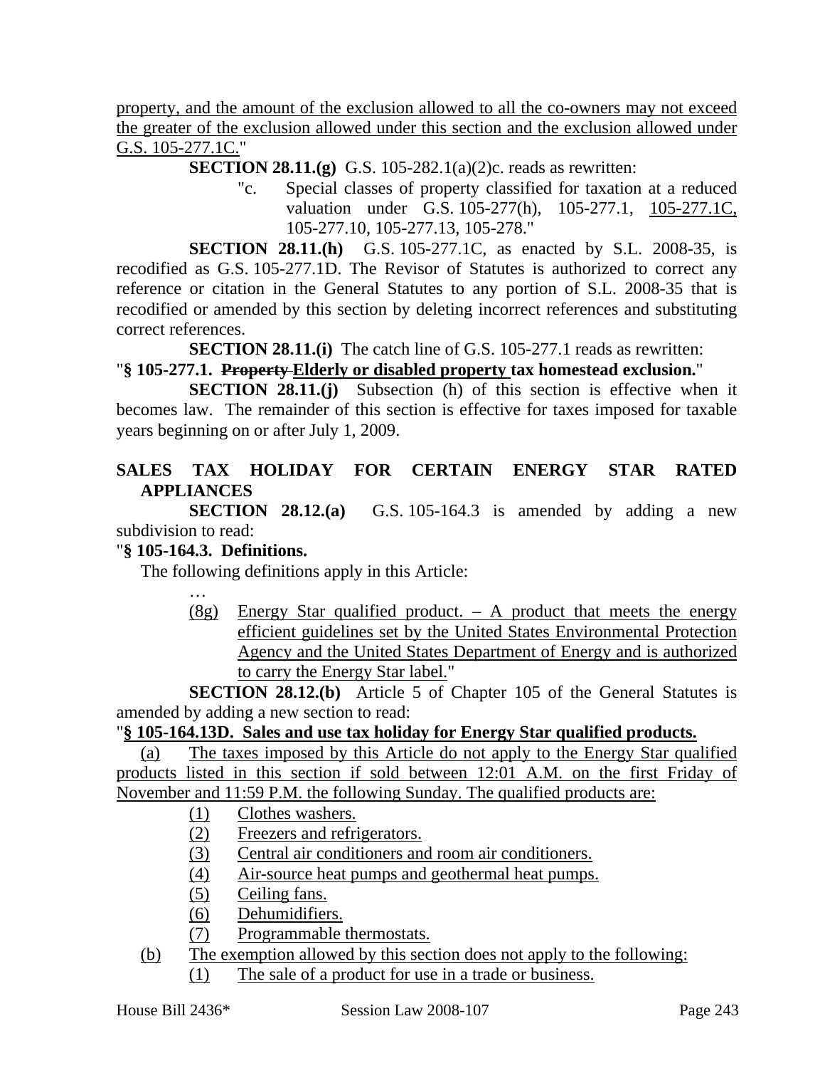property, and the amount of the exclusion allowed to all the co-owners may not exceed the greater of the exclusion allowed under this section and the exclusion allowed under G.S. 105-277.1C."

**SECTION 28.11.(g)** G.S. 105-282.1(a)(2)c. reads as rewritten:

"c. Special classes of property classified for taxation at a reduced valuation under G.S. 105-277(h), 105-277.1, 105-277.1C, 105-277.10, 105-277.13, 105-278."

**SECTION 28.11.(h)** G.S. 105-277.1C, as enacted by S.L. 2008-35, is recodified as G.S. 105-277.1D. The Revisor of Statutes is authorized to correct any reference or citation in the General Statutes to any portion of S.L. 2008-35 that is recodified or amended by this section by deleting incorrect references and substituting correct references.

**SECTION 28.11.(i)** The catch line of G.S. 105-277.1 reads as rewritten:

"**§ 105-277.1. ~~Property~~ Elderly or disabled property tax homestead exclusion.**"

**SECTION 28.11.(j)** Subsection (h) of this section is effective when it becomes law. The remainder of this section is effective for taxes imposed for taxable years beginning on or after July 1, 2009.

**SALES TAX HOLIDAY FOR CERTAIN ENERGY STAR RATED APPLIANCES**

**SECTION 28.12.(a)** G.S. 105-164.3 is amended by adding a new subdivision to read:

"**§ 105-164.3. Definitions.**

The following definitions apply in this Article:

…

(8g) Energy Star qualified product. – A product that meets the energy efficient guidelines set by the United States Environmental Protection Agency and the United States Department of Energy and is authorized to carry the Energy Star label."

**SECTION 28.12.(b)** Article 5 of Chapter 105 of the General Statutes is amended by adding a new section to read:

"**§ 105-164.13D. Sales and use tax holiday for Energy Star qualified products.**

(a) The taxes imposed by this Article do not apply to the Energy Star qualified products listed in this section if sold between 12:01 A.M. on the first Friday of November and 11:59 P.M. the following Sunday. The qualified products are:

(1) Clothes washers.
(2) Freezers and refrigerators.
(3) Central air conditioners and room air conditioners.
(4) Air-source heat pumps and geothermal heat pumps.
(5) Ceiling fans.
(6) Dehumidifiers.
(7) Programmable thermostats.

(b) The exemption allowed by this section does not apply to the following:

(1) The sale of a product for use in a trade or business.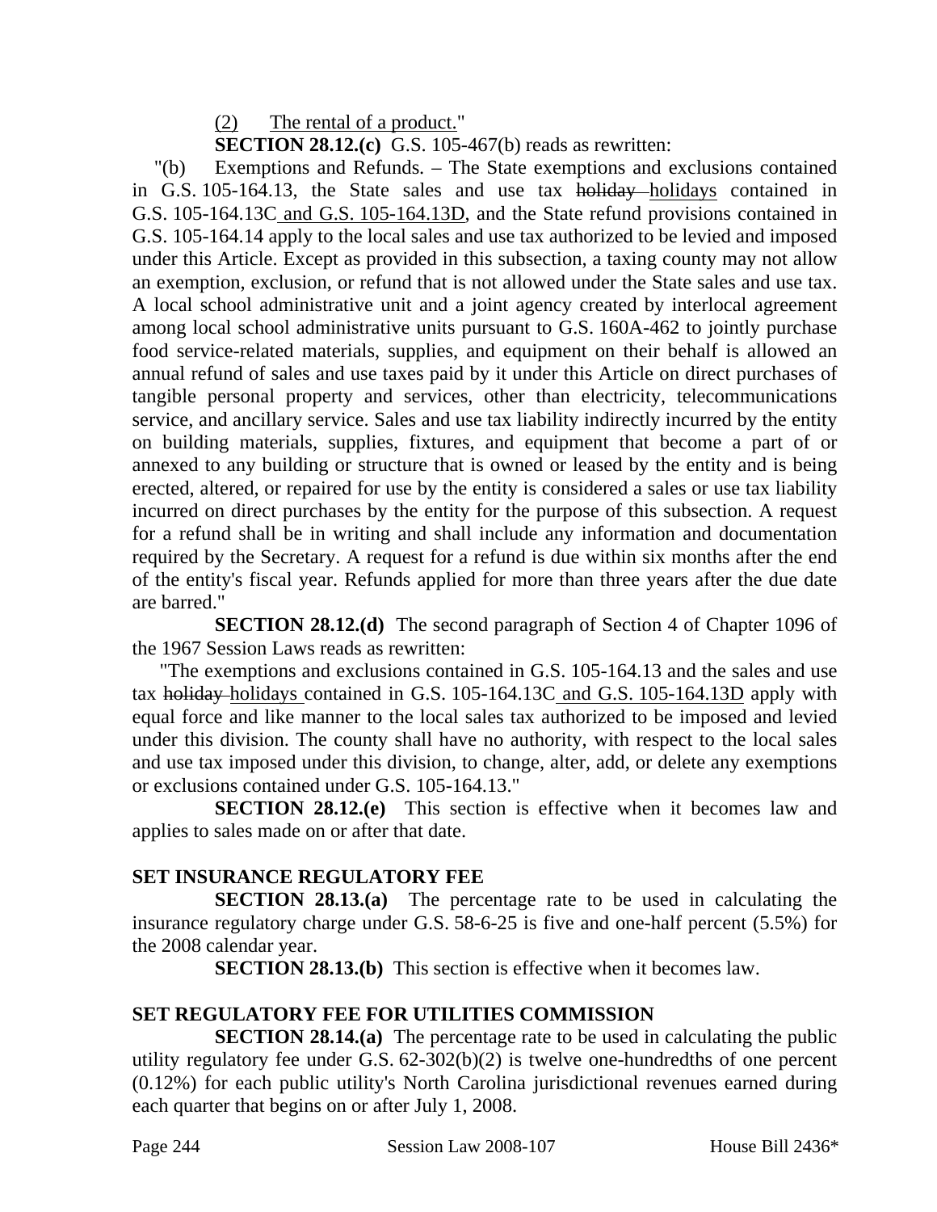(2) The rental of a product."

**SECTION 28.12.(c)** G.S. 105-467(b) reads as rewritten:

"(b) Exemptions and Refunds. – The State exemptions and exclusions contained in G.S. 105-164.13, the State sales and use tax ~~holiday~~ holidays contained in G.S. 105-164.13C and G.S. 105-164.13D, and the State refund provisions contained in G.S. 105-164.14 apply to the local sales and use tax authorized to be levied and imposed under this Article. Except as provided in this subsection, a taxing county may not allow an exemption, exclusion, or refund that is not allowed under the State sales and use tax. A local school administrative unit and a joint agency created by interlocal agreement among local school administrative units pursuant to G.S. 160A-462 to jointly purchase food service-related materials, supplies, and equipment on their behalf is allowed an annual refund of sales and use taxes paid by it under this Article on direct purchases of tangible personal property and services, other than electricity, telecommunications service, and ancillary service. Sales and use tax liability indirectly incurred by the entity on building materials, supplies, fixtures, and equipment that become a part of or annexed to any building or structure that is owned or leased by the entity and is being erected, altered, or repaired for use by the entity is considered a sales or use tax liability incurred on direct purchases by the entity for the purpose of this subsection. A request for a refund shall be in writing and shall include any information and documentation required by the Secretary. A request for a refund is due within six months after the end of the entity's fiscal year. Refunds applied for more than three years after the due date are barred."

**SECTION 28.12.(d)** The second paragraph of Section 4 of Chapter 1096 of the 1967 Session Laws reads as rewritten:

"The exemptions and exclusions contained in G.S. 105-164.13 and the sales and use tax ~~holiday~~ holidays contained in G.S. 105-164.13C and G.S. 105-164.13D apply with equal force and like manner to the local sales tax authorized to be imposed and levied under this division. The county shall have no authority, with respect to the local sales and use tax imposed under this division, to change, alter, add, or delete any exemptions or exclusions contained under G.S. 105-164.13."

**SECTION 28.12.(e)** This section is effective when it becomes law and applies to sales made on or after that date.

**SET INSURANCE REGULATORY FEE**

**SECTION 28.13.(a)** The percentage rate to be used in calculating the insurance regulatory charge under G.S. 58-6-25 is five and one-half percent (5.5%) for the 2008 calendar year.

**SECTION 28.13.(b)** This section is effective when it becomes law.

**SET REGULATORY FEE FOR UTILITIES COMMISSION**

**SECTION 28.14.(a)** The percentage rate to be used in calculating the public utility regulatory fee under G.S. 62-302(b)(2) is twelve one-hundredths of one percent (0.12%) for each public utility's North Carolina jurisdictional revenues earned during each quarter that begins on or after July 1, 2008.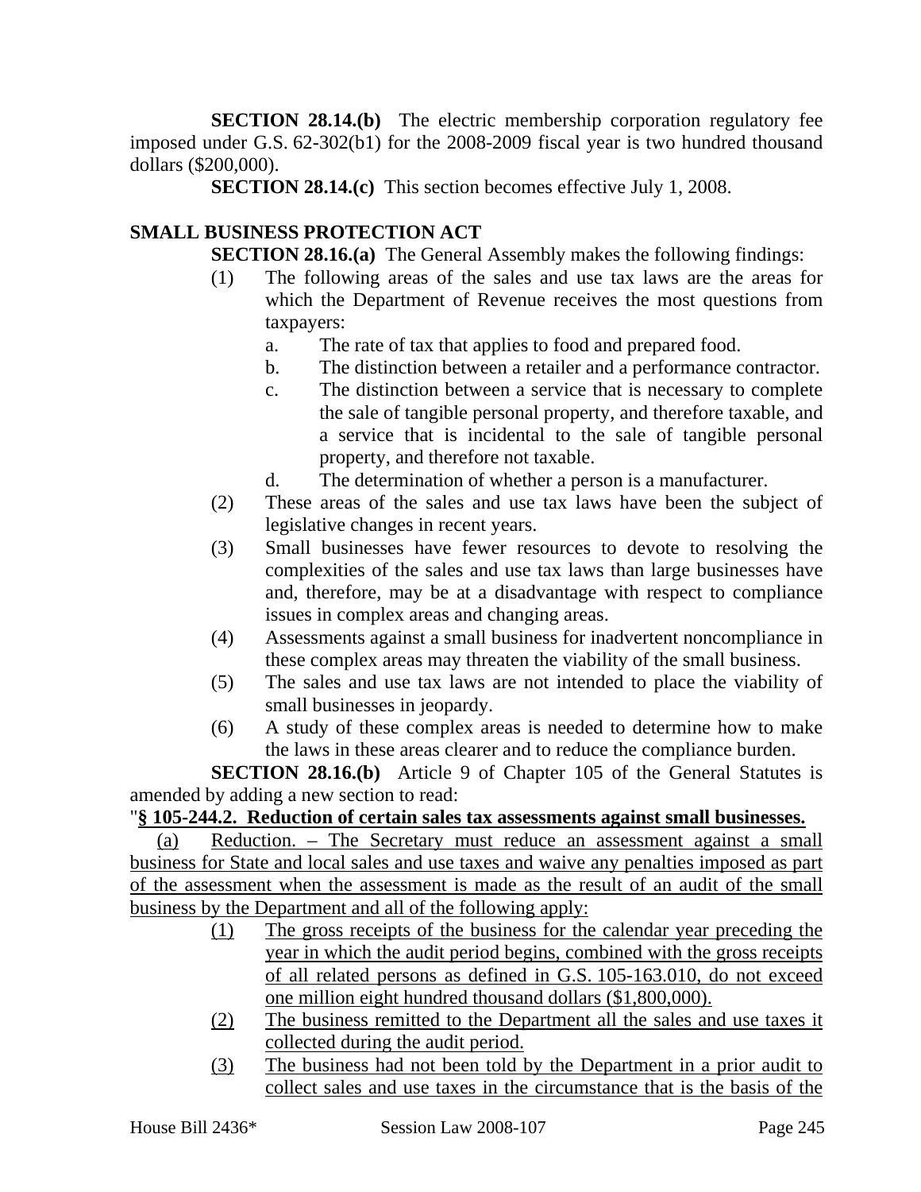**SECTION 28.14.(b)** The electric membership corporation regulatory fee imposed under G.S. 62-302(b1) for the 2008-2009 fiscal year is two hundred thousand dollars ($200,000).

**SECTION 28.14.(c)** This section becomes effective July 1, 2008.

**SMALL BUSINESS PROTECTION ACT**

**SECTION 28.16.(a)** The General Assembly makes the following findings:

(1) The following areas of the sales and use tax laws are the areas for which the Department of Revenue receives the most questions from taxpayers:

a. The rate of tax that applies to food and prepared food.

b. The distinction between a retailer and a performance contractor.

c. The distinction between a service that is necessary to complete the sale of tangible personal property, and therefore taxable, and a service that is incidental to the sale of tangible personal property, and therefore not taxable.

d. The determination of whether a person is a manufacturer.

(2) These areas of the sales and use tax laws have been the subject of legislative changes in recent years.

(3) Small businesses have fewer resources to devote to resolving the complexities of the sales and use tax laws than large businesses have and, therefore, may be at a disadvantage with respect to compliance issues in complex areas and changing areas.

(4) Assessments against a small business for inadvertent noncompliance in these complex areas may threaten the viability of the small business.

(5) The sales and use tax laws are not intended to place the viability of small businesses in jeopardy.

(6) A study of these complex areas is needed to determine how to make the laws in these areas clearer and to reduce the compliance burden.

**SECTION 28.16.(b)** Article 9 of Chapter 105 of the General Statutes is amended by adding a new section to read:

"**§ 105-244.2. Reduction of certain sales tax assessments against small businesses.**

(a) Reduction. – The Secretary must reduce an assessment against a small business for State and local sales and use taxes and waive any penalties imposed as part of the assessment when the assessment is made as the result of an audit of the small business by the Department and all of the following apply:

(1) The gross receipts of the business for the calendar year preceding the year in which the audit period begins, combined with the gross receipts of all related persons as defined in G.S. 105-163.010, do not exceed one million eight hundred thousand dollars ($1,800,000).

(2) The business remitted to the Department all the sales and use taxes it collected during the audit period.

(3) The business had not been told by the Department in a prior audit to collect sales and use taxes in the circumstance that is the basis of the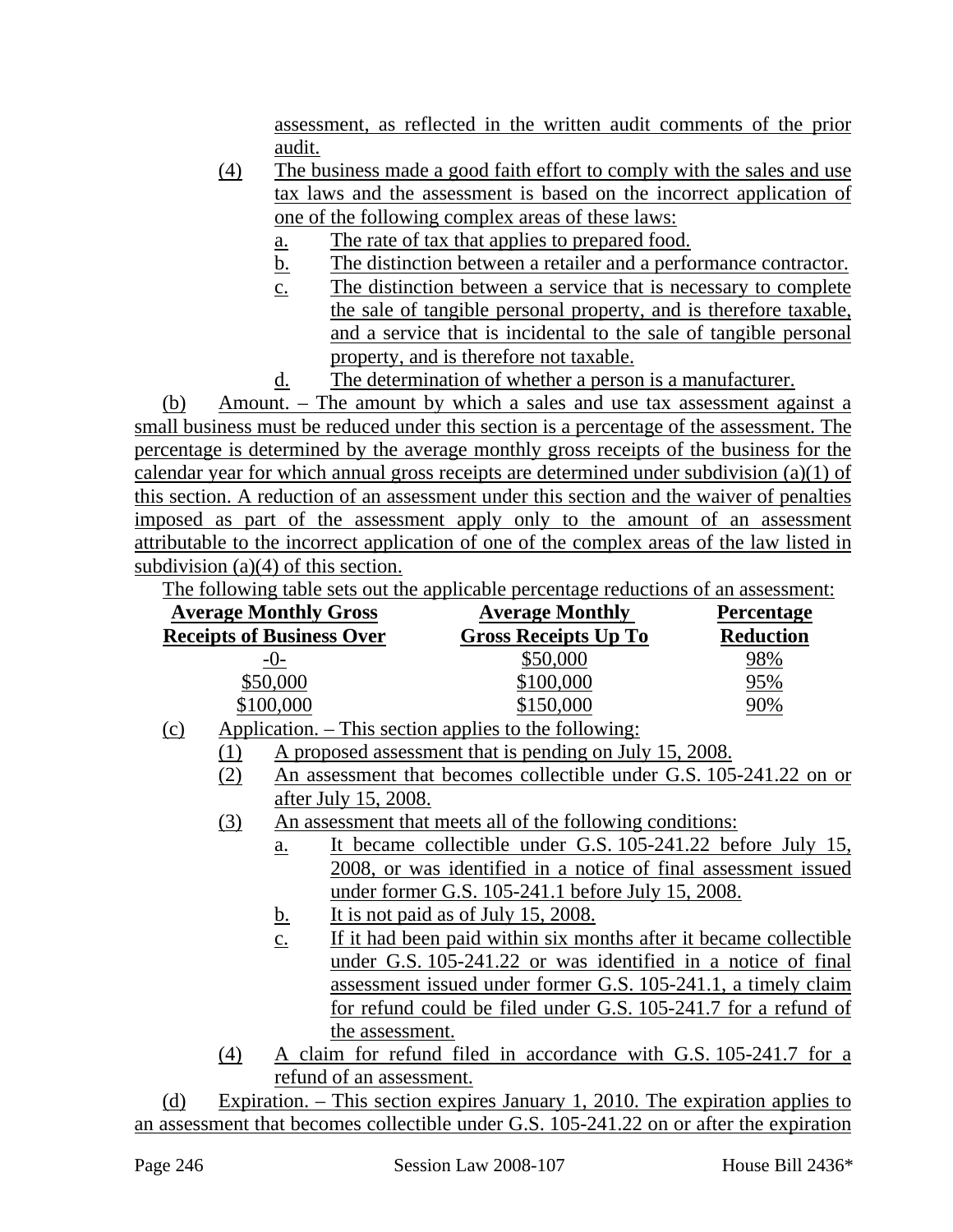assessment, as reflected in the written audit comments of the prior audit.

(4) The business made a good faith effort to comply with the sales and use tax laws and the assessment is based on the incorrect application of one of the following complex areas of these laws:

a. The rate of tax that applies to prepared food.

b. The distinction between a retailer and a performance contractor.

c. The distinction between a service that is necessary to complete the sale of tangible personal property, and is therefore taxable, and a service that is incidental to the sale of tangible personal property, and is therefore not taxable.

d. The determination of whether a person is a manufacturer.

(b) Amount. – The amount by which a sales and use tax assessment against a small business must be reduced under this section is a percentage of the assessment. The percentage is determined by the average monthly gross receipts of the business for the calendar year for which annual gross receipts are determined under subdivision (a)(1) of this section. A reduction of an assessment under this section and the waiver of penalties imposed as part of the assessment apply only to the amount of an assessment attributable to the incorrect application of one of the complex areas of the law listed in subdivision (a)(4) of this section.

The following table sets out the applicable percentage reductions of an assessment:

| Average Monthly Gross Receipts of Business Over | Average Monthly Gross Receipts Up To | Percentage Reduction |
| --- | --- | --- |
| -0- | $50,000 | 98% |
| $50,000 | $100,000 | 95% |
| $100,000 | $150,000 | 90% |

(c) Application. – This section applies to the following:

(1) A proposed assessment that is pending on July 15, 2008.

(2) An assessment that becomes collectible under G.S. 105-241.22 on or after July 15, 2008.

(3) An assessment that meets all of the following conditions:

a. It became collectible under G.S. 105-241.22 before July 15, 2008, or was identified in a notice of final assessment issued under former G.S. 105-241.1 before July 15, 2008.

b. It is not paid as of July 15, 2008.

c. If it had been paid within six months after it became collectible under G.S. 105-241.22 or was identified in a notice of final assessment issued under former G.S. 105-241.1, a timely claim for refund could be filed under G.S. 105-241.7 for a refund of the assessment.

(4) A claim for refund filed in accordance with G.S. 105-241.7 for a refund of an assessment.

(d) Expiration. – This section expires January 1, 2010. The expiration applies to an assessment that becomes collectible under G.S. 105-241.22 on or after the expiration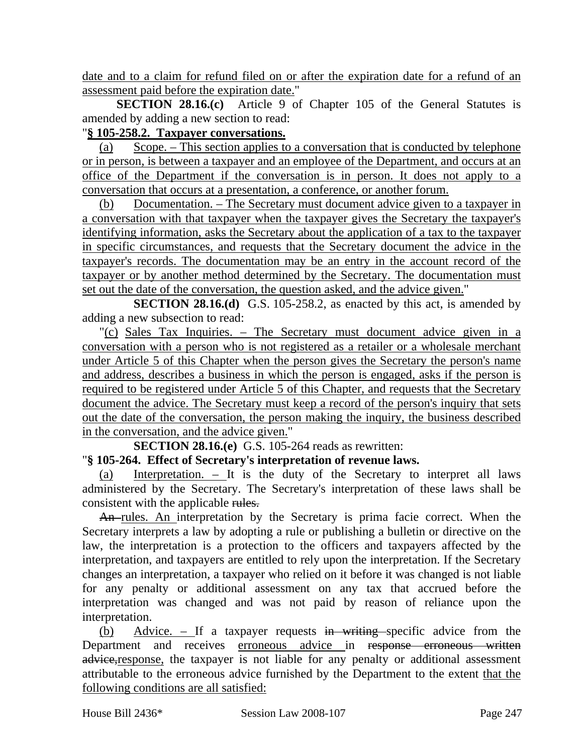date and to a claim for refund filed on or after the expiration date for a refund of an assessment paid before the expiration date."

**SECTION 28.16.(c)** Article 9 of Chapter 105 of the General Statutes is amended by adding a new section to read:

"**§ 105-258.2. Taxpayer conversations.**

(a) Scope. – This section applies to a conversation that is conducted by telephone or in person, is between a taxpayer and an employee of the Department, and occurs at an office of the Department if the conversation is in person. It does not apply to a conversation that occurs at a presentation, a conference, or another forum.

(b) Documentation. – The Secretary must document advice given to a taxpayer in a conversation with that taxpayer when the taxpayer gives the Secretary the taxpayer's identifying information, asks the Secretary about the application of a tax to the taxpayer in specific circumstances, and requests that the Secretary document the advice in the taxpayer's records. The documentation may be an entry in the account record of the taxpayer or by another method determined by the Secretary. The documentation must set out the date of the conversation, the question asked, and the advice given."

**SECTION 28.16.(d)** G.S. 105-258.2, as enacted by this act, is amended by adding a new subsection to read:

"(c) Sales Tax Inquiries. – The Secretary must document advice given in a conversation with a person who is not registered as a retailer or a wholesale merchant under Article 5 of this Chapter when the person gives the Secretary the person's name and address, describes a business in which the person is engaged, asks if the person is required to be registered under Article 5 of this Chapter, and requests that the Secretary document the advice. The Secretary must keep a record of the person's inquiry that sets out the date of the conversation, the person making the inquiry, the business described in the conversation, and the advice given."

**SECTION 28.16.(e)** G.S. 105-264 reads as rewritten:

"**§ 105-264. Effect of Secretary's interpretation of revenue laws.**

(a) Interpretation. – It is the duty of the Secretary to interpret all laws administered by the Secretary. The Secretary's interpretation of these laws shall be consistent with the applicable ~~rules.~~

~~An~~ rules. An interpretation by the Secretary is prima facie correct. When the Secretary interprets a law by adopting a rule or publishing a bulletin or directive on the law, the interpretation is a protection to the officers and taxpayers affected by the interpretation, and taxpayers are entitled to rely upon the interpretation. If the Secretary changes an interpretation, a taxpayer who relied on it before it was changed is not liable for any penalty or additional assessment on any tax that accrued before the interpretation was changed and was not paid by reason of reliance upon the interpretation.

(b) Advice. – If a taxpayer requests ~~in writing~~ specific advice from the Department and receives erroneous advice in ~~response erroneous written advice,~~ response, the taxpayer is not liable for any penalty or additional assessment attributable to the erroneous advice furnished by the Department to the extent that the following conditions are all satisfied: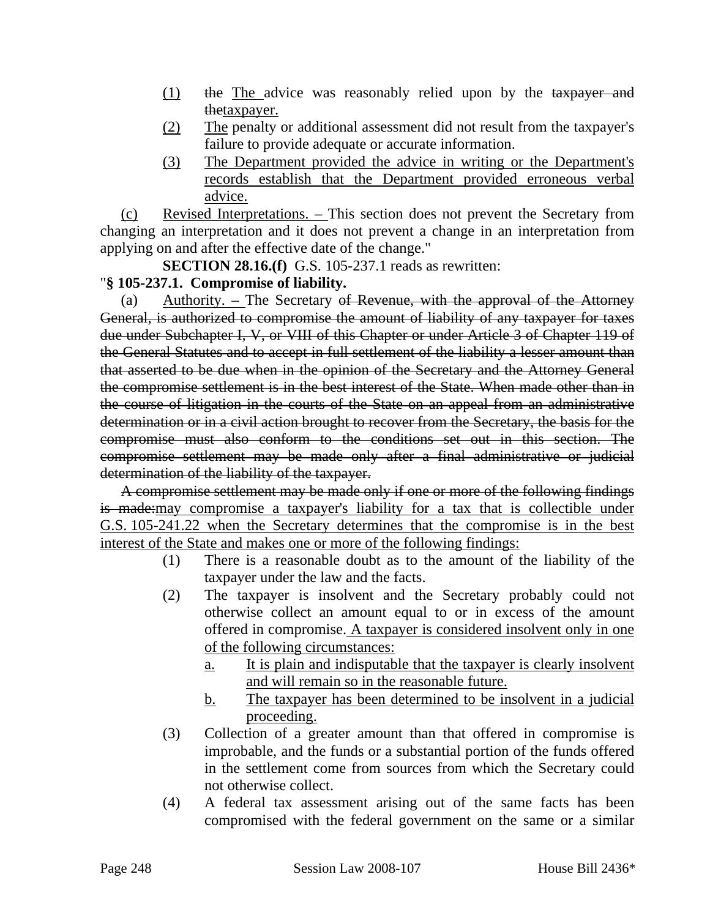(1) ~~the~~ The advice was reasonably relied upon by the ~~taxpayer and the~~taxpayer.

(2) The penalty or additional assessment did not result from the taxpayer's failure to provide adequate or accurate information.

(3) The Department provided the advice in writing or the Department's records establish that the Department provided erroneous verbal advice.

(c) Revised Interpretations. – This section does not prevent the Secretary from changing an interpretation and it does not prevent a change in an interpretation from applying on and after the effective date of the change."

**SECTION 28.16.(f)** G.S. 105-237.1 reads as rewritten:

"**§ 105-237.1. Compromise of liability.**

(a) Authority. – The Secretary ~~of Revenue, with the approval of the Attorney General, is authorized to compromise the amount of liability of any taxpayer for taxes due under Subchapter I, V, or VIII of this Chapter or under Article 3 of Chapter 119 of the General Statutes and to accept in full settlement of the liability a lesser amount than that asserted to be due when in the opinion of the Secretary and the Attorney General the compromise settlement is in the best interest of the State. When made other than in the course of litigation in the courts of the State on an appeal from an administrative determination or in a civil action brought to recover from the Secretary, the basis for the compromise must also conform to the conditions set out in this section. The compromise settlement may be made only after a final administrative or judicial determination of the liability of the taxpayer.~~

~~A compromise settlement may be made only if one or more of the following findings is made:~~may compromise a taxpayer's liability for a tax that is collectible under G.S. 105-241.22 when the Secretary determines that the compromise is in the best interest of the State and makes one or more of the following findings:

(1) There is a reasonable doubt as to the amount of the liability of the taxpayer under the law and the facts.

(2) The taxpayer is insolvent and the Secretary probably could not otherwise collect an amount equal to or in excess of the amount offered in compromise. A taxpayer is considered insolvent only in one of the following circumstances:

a. It is plain and indisputable that the taxpayer is clearly insolvent and will remain so in the reasonable future.

b. The taxpayer has been determined to be insolvent in a judicial proceeding.

(3) Collection of a greater amount than that offered in compromise is improbable, and the funds or a substantial portion of the funds offered in the settlement come from sources from which the Secretary could not otherwise collect.

(4) A federal tax assessment arising out of the same facts has been compromised with the federal government on the same or a similar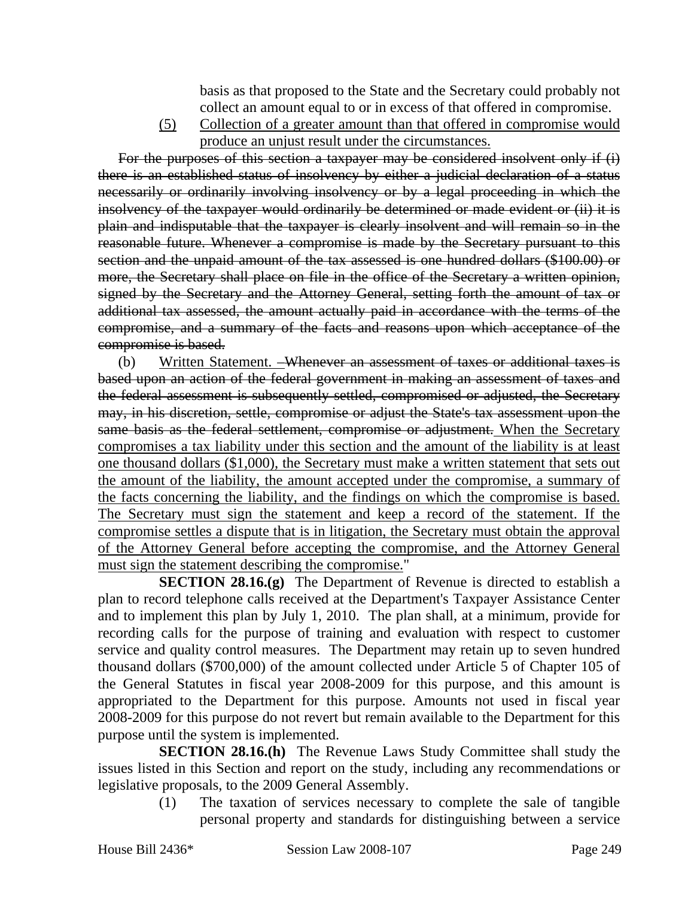basis as that proposed to the State and the Secretary could probably not collect an amount equal to or in excess of that offered in compromise.

(5) <u>Collection of a greater amount than that offered in compromise would produce an unjust result under the circumstances.</u>

~~For the purposes of this section a taxpayer may be considered insolvent only if (i) there is an established status of insolvency by either a judicial declaration of a status necessarily or ordinarily involving insolvency or by a legal proceeding in which the insolvency of the taxpayer would ordinarily be determined or made evident or (ii) it is plain and indisputable that the taxpayer is clearly insolvent and will remain so in the reasonable future. Whenever a compromise is made by the Secretary pursuant to this section and the unpaid amount of the tax assessed is one hundred dollars ($100.00) or more, the Secretary shall place on file in the office of the Secretary a written opinion, signed by the Secretary and the Attorney General, setting forth the amount of tax or additional tax assessed, the amount actually paid in accordance with the terms of the compromise, and a summary of the facts and reasons upon which acceptance of the compromise is based.~~

(b) <u>Written Statement.</u> ~~– Whenever an assessment of taxes or additional taxes is based upon an action of the federal government in making an assessment of taxes and the federal assessment is subsequently settled, compromised or adjusted, the Secretary may, in his discretion, settle, compromise or adjust the State's tax assessment upon the same basis as the federal settlement, compromise or adjustment.~~ <u>When the Secretary compromises a tax liability under this section and the amount of the liability is at least one thousand dollars ($1,000), the Secretary must make a written statement that sets out the amount of the liability, the amount accepted under the compromise, a summary of the facts concerning the liability, and the findings on which the compromise is based. The Secretary must sign the statement and keep a record of the statement. If the compromise settles a dispute that is in litigation, the Secretary must obtain the approval of the Attorney General before accepting the compromise, and the Attorney General must sign the statement describing the compromise.</u>"

**SECTION 28.16.(g)** The Department of Revenue is directed to establish a plan to record telephone calls received at the Department's Taxpayer Assistance Center and to implement this plan by July 1, 2010. The plan shall, at a minimum, provide for recording calls for the purpose of training and evaluation with respect to customer service and quality control measures. The Department may retain up to seven hundred thousand dollars ($700,000) of the amount collected under Article 5 of Chapter 105 of the General Statutes in fiscal year 2008-2009 for this purpose, and this amount is appropriated to the Department for this purpose. Amounts not used in fiscal year 2008-2009 for this purpose do not revert but remain available to the Department for this purpose until the system is implemented.

**SECTION 28.16.(h)** The Revenue Laws Study Committee shall study the issues listed in this Section and report on the study, including any recommendations or legislative proposals, to the 2009 General Assembly.

(1) The taxation of services necessary to complete the sale of tangible personal property and standards for distinguishing between a service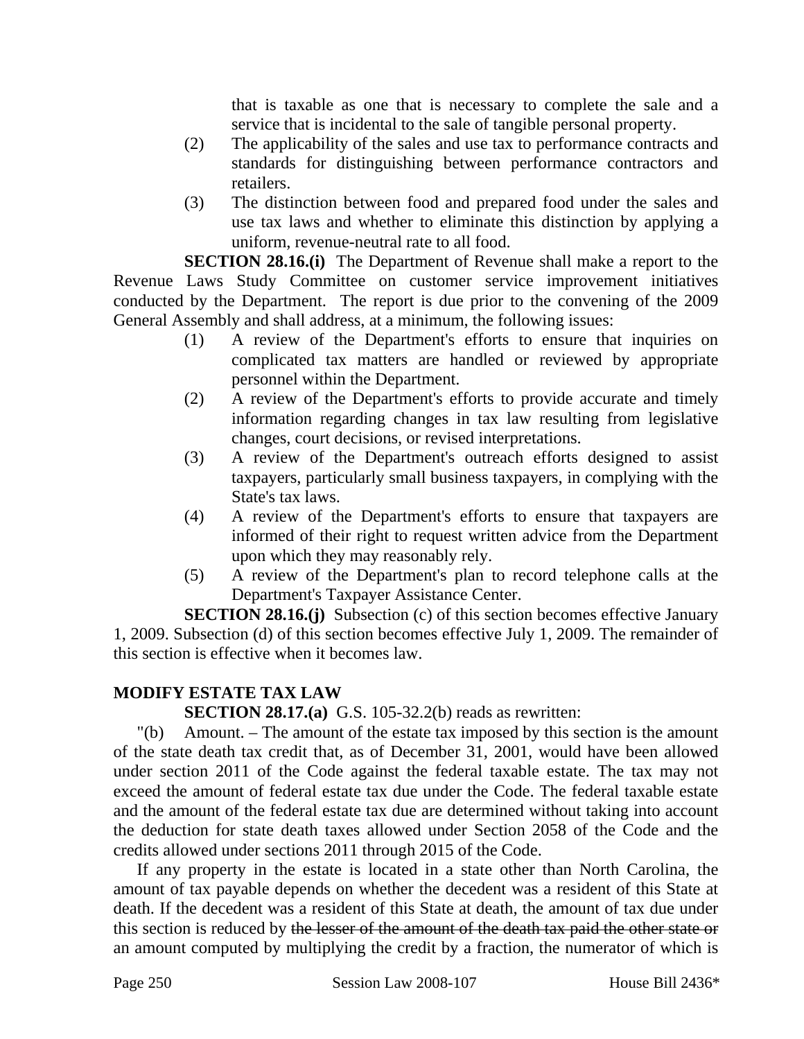that is taxable as one that is necessary to complete the sale and a service that is incidental to the sale of tangible personal property.

(2) The applicability of the sales and use tax to performance contracts and standards for distinguishing between performance contractors and retailers.

(3) The distinction between food and prepared food under the sales and use tax laws and whether to eliminate this distinction by applying a uniform, revenue-neutral rate to all food.

**SECTION 28.16.(i)** The Department of Revenue shall make a report to the Revenue Laws Study Committee on customer service improvement initiatives conducted by the Department. The report is due prior to the convening of the 2009 General Assembly and shall address, at a minimum, the following issues:

(1) A review of the Department's efforts to ensure that inquiries on complicated tax matters are handled or reviewed by appropriate personnel within the Department.

(2) A review of the Department's efforts to provide accurate and timely information regarding changes in tax law resulting from legislative changes, court decisions, or revised interpretations.

(3) A review of the Department's outreach efforts designed to assist taxpayers, particularly small business taxpayers, in complying with the State's tax laws.

(4) A review of the Department's efforts to ensure that taxpayers are informed of their right to request written advice from the Department upon which they may reasonably rely.

(5) A review of the Department's plan to record telephone calls at the Department's Taxpayer Assistance Center.

**SECTION 28.16.(j)** Subsection (c) of this section becomes effective January 1, 2009. Subsection (d) of this section becomes effective July 1, 2009. The remainder of this section is effective when it becomes law.

## MODIFY ESTATE TAX LAW

**SECTION 28.17.(a)** G.S. 105-32.2(b) reads as rewritten:

"(b) Amount. – The amount of the estate tax imposed by this section is the amount of the state death tax credit that, as of December 31, 2001, would have been allowed under section 2011 of the Code against the federal taxable estate. The tax may not exceed the amount of federal estate tax due under the Code. The federal taxable estate and the amount of the federal estate tax due are determined without taking into account the deduction for state death taxes allowed under Section 2058 of the Code and the credits allowed under sections 2011 through 2015 of the Code.

If any property in the estate is located in a state other than North Carolina, the amount of tax payable depends on whether the decedent was a resident of this State at death. If the decedent was a resident of this State at death, the amount of tax due under this section is reduced by ~~the lesser of the amount of the death tax paid the other state or~~ an amount computed by multiplying the credit by a fraction, the numerator of which is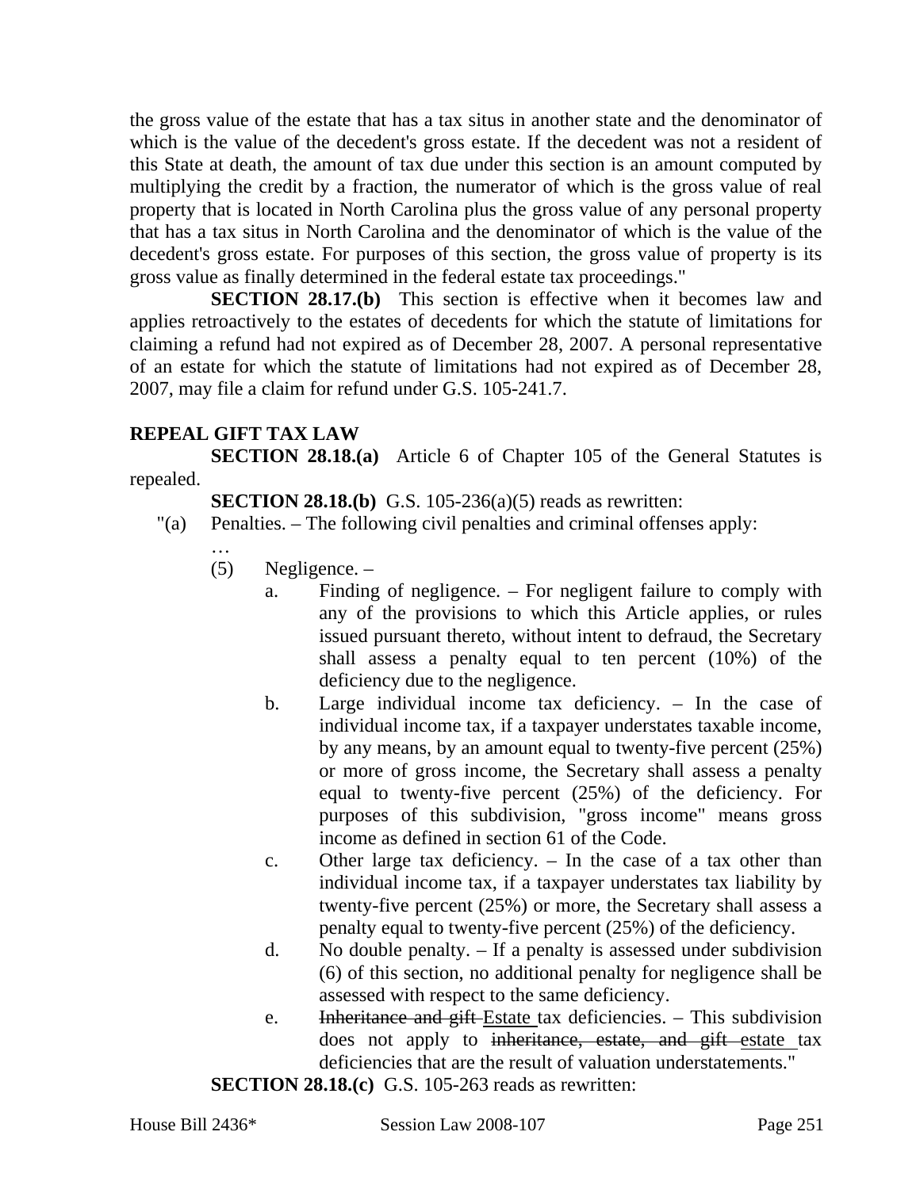the gross value of the estate that has a tax situs in another state and the denominator of which is the value of the decedent's gross estate. If the decedent was not a resident of this State at death, the amount of tax due under this section is an amount computed by multiplying the credit by a fraction, the numerator of which is the gross value of real property that is located in North Carolina plus the gross value of any personal property that has a tax situs in North Carolina and the denominator of which is the value of the decedent's gross estate. For purposes of this section, the gross value of property is its gross value as finally determined in the federal estate tax proceedings."

**SECTION 28.17.(b)** This section is effective when it becomes law and applies retroactively to the estates of decedents for which the statute of limitations for claiming a refund had not expired as of December 28, 2007. A personal representative of an estate for which the statute of limitations had not expired as of December 28, 2007, may file a claim for refund under G.S. 105-241.7.

**REPEAL GIFT TAX LAW**

**SECTION 28.18.(a)** Article 6 of Chapter 105 of the General Statutes is repealed.

**SECTION 28.18.(b)** G.S. 105-236(a)(5) reads as rewritten:

"(a) Penalties. – The following civil penalties and criminal offenses apply:

…

(5) Negligence. –

a. Finding of negligence. – For negligent failure to comply with any of the provisions to which this Article applies, or rules issued pursuant thereto, without intent to defraud, the Secretary shall assess a penalty equal to ten percent (10%) of the deficiency due to the negligence.

b. Large individual income tax deficiency. – In the case of individual income tax, if a taxpayer understates taxable income, by any means, by an amount equal to twenty-five percent (25%) or more of gross income, the Secretary shall assess a penalty equal to twenty-five percent (25%) of the deficiency. For purposes of this subdivision, "gross income" means gross income as defined in section 61 of the Code.

c. Other large tax deficiency. – In the case of a tax other than individual income tax, if a taxpayer understates tax liability by twenty-five percent (25%) or more, the Secretary shall assess a penalty equal to twenty-five percent (25%) of the deficiency.

d. No double penalty. – If a penalty is assessed under subdivision (6) of this section, no additional penalty for negligence shall be assessed with respect to the same deficiency.

e. ~~Inheritance and gift~~ Estate tax deficiencies. – This subdivision does not apply to ~~inheritance, estate, and gift~~ estate tax deficiencies that are the result of valuation understatements."

**SECTION 28.18.(c)** G.S. 105-263 reads as rewritten: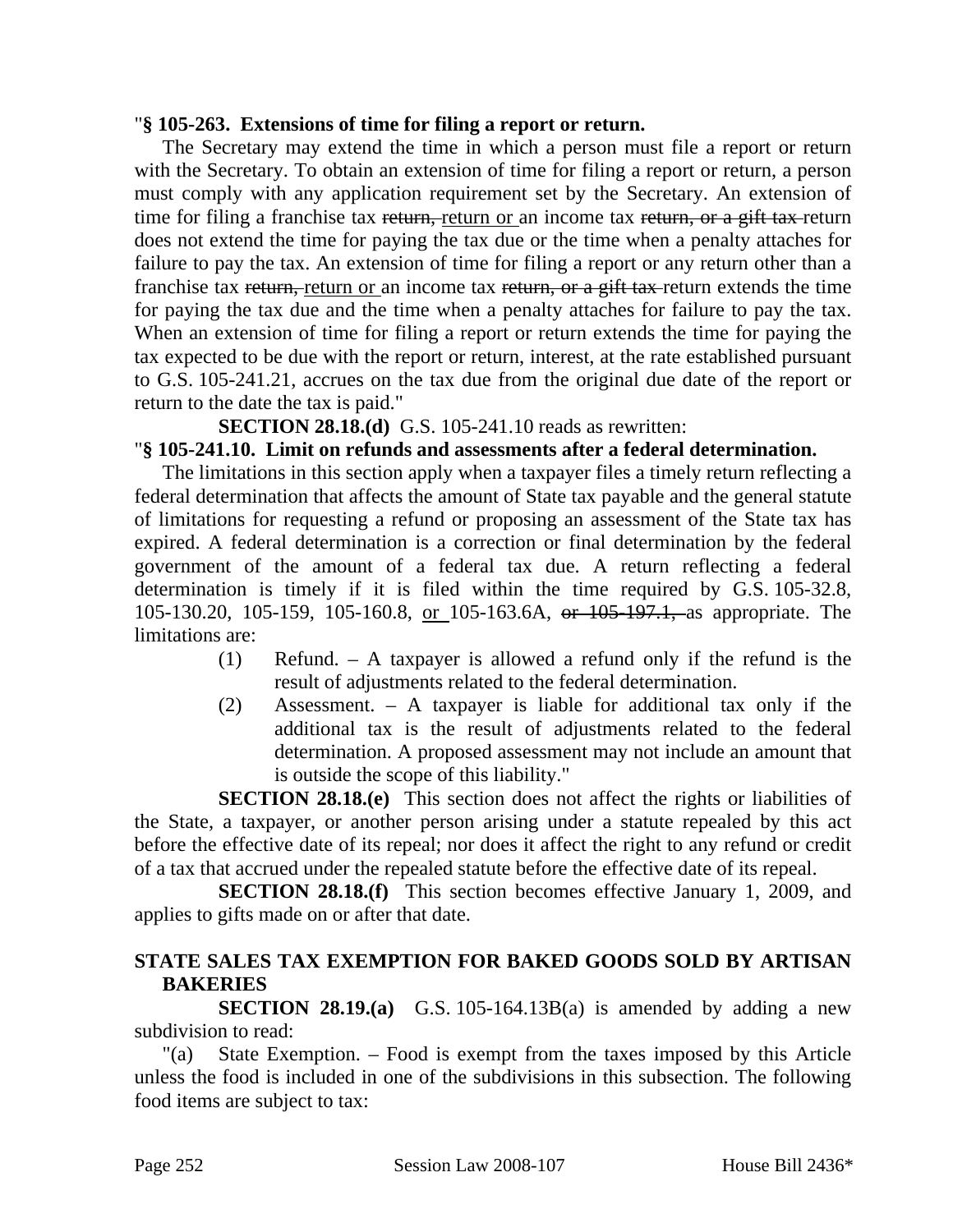"**§ 105-263. Extensions of time for filing a report or return.**

The Secretary may extend the time in which a person must file a report or return with the Secretary. To obtain an extension of time for filing a report or return, a person must comply with any application requirement set by the Secretary. An extension of time for filing a franchise tax ~~return,~~ return or an income tax ~~return, or a gift tax~~ return does not extend the time for paying the tax due or the time when a penalty attaches for failure to pay the tax. An extension of time for filing a report or any return other than a franchise tax ~~return,~~ return or an income tax ~~return, or a gift tax~~ return extends the time for paying the tax due and the time when a penalty attaches for failure to pay the tax. When an extension of time for filing a report or return extends the time for paying the tax expected to be due with the report or return, interest, at the rate established pursuant to G.S. 105-241.21, accrues on the tax due from the original due date of the report or return to the date the tax is paid."

**SECTION 28.18.(d)** G.S. 105-241.10 reads as rewritten:

"**§ 105-241.10. Limit on refunds and assessments after a federal determination.**

The limitations in this section apply when a taxpayer files a timely return reflecting a federal determination that affects the amount of State tax payable and the general statute of limitations for requesting a refund or proposing an assessment of the State tax has expired. A federal determination is a correction or final determination by the federal government of the amount of a federal tax due. A return reflecting a federal determination is timely if it is filed within the time required by G.S. 105-32.8, 105-130.20, 105-159, 105-160.8, or 105-163.6A, ~~or 105-197.1,~~ as appropriate. The limitations are:

(1) Refund. – A taxpayer is allowed a refund only if the refund is the result of adjustments related to the federal determination.

(2) Assessment. – A taxpayer is liable for additional tax only if the additional tax is the result of adjustments related to the federal determination. A proposed assessment may not include an amount that is outside the scope of this liability."

**SECTION 28.18.(e)** This section does not affect the rights or liabilities of the State, a taxpayer, or another person arising under a statute repealed by this act before the effective date of its repeal; nor does it affect the right to any refund or credit of a tax that accrued under the repealed statute before the effective date of its repeal.

**SECTION 28.18.(f)** This section becomes effective January 1, 2009, and applies to gifts made on or after that date.

**STATE SALES TAX EXEMPTION FOR BAKED GOODS SOLD BY ARTISAN BAKERIES**

**SECTION 28.19.(a)** G.S. 105-164.13B(a) is amended by adding a new subdivision to read:

"(a) State Exemption. – Food is exempt from the taxes imposed by this Article unless the food is included in one of the subdivisions in this subsection. The following food items are subject to tax: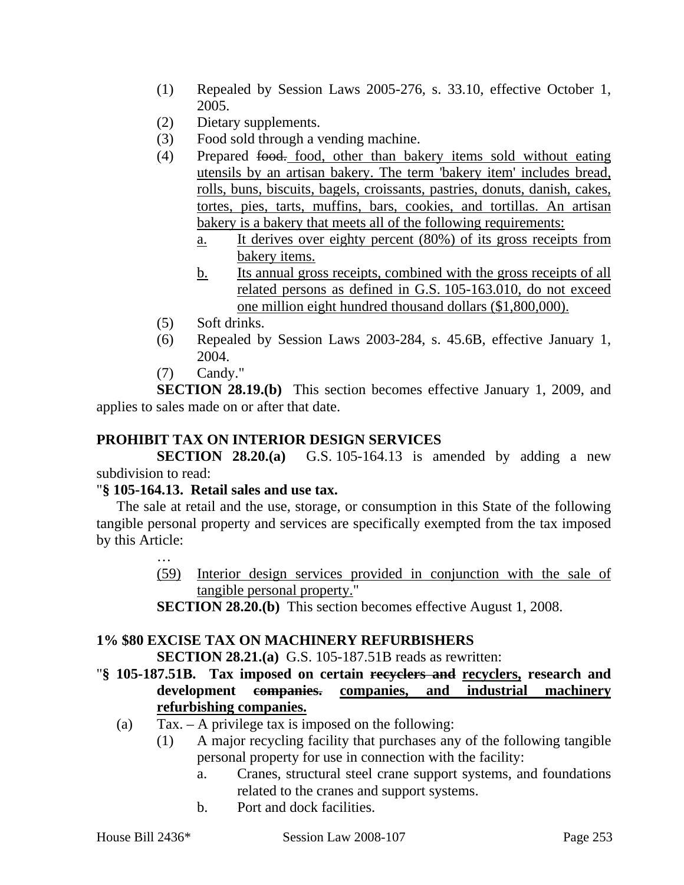(1) Repealed by Session Laws 2005-276, s. 33.10, effective October 1, 2005.
(2) Dietary supplements.
(3) Food sold through a vending machine.
(4) Prepared ~~food.~~ food, other than bakery items sold without eating utensils by an artisan bakery. The term 'bakery item' includes bread, rolls, buns, biscuits, bagels, croissants, pastries, donuts, danish, cakes, tortes, pies, tarts, muffins, bars, cookies, and tortillas. An artisan bakery is a bakery that meets all of the following requirements:
    a. It derives over eighty percent (80%) of its gross receipts from bakery items.
    b. Its annual gross receipts, combined with the gross receipts of all related persons as defined in G.S. 105-163.010, do not exceed one million eight hundred thousand dollars ($1,800,000).
(5) Soft drinks.
(6) Repealed by Session Laws 2003-284, s. 45.6B, effective January 1, 2004.
(7) Candy."

**SECTION 28.19.(b)** This section becomes effective January 1, 2009, and applies to sales made on or after that date.

**PROHIBIT TAX ON INTERIOR DESIGN SERVICES**

**SECTION 28.20.(a)** G.S. 105-164.13 is amended by adding a new subdivision to read:

"**§ 105-164.13. Retail sales and use tax.**

The sale at retail and the use, storage, or consumption in this State of the following tangible personal property and services are specifically exempted from the tax imposed by this Article:

…

(59) Interior design services provided in conjunction with the sale of tangible personal property."

**SECTION 28.20.(b)** This section becomes effective August 1, 2008.

**1% $80 EXCISE TAX ON MACHINERY REFURBISHERS**

**SECTION 28.21.(a)** G.S. 105-187.51B reads as rewritten:

"**§ 105-187.51B. Tax imposed on certain ~~recyclers and~~ recyclers, research and development ~~companies.~~ companies, and industrial machinery refurbishing companies.**

(a) Tax. – A privilege tax is imposed on the following:
(1) A major recycling facility that purchases any of the following tangible personal property for use in connection with the facility:
    a. Cranes, structural steel crane support systems, and foundations related to the cranes and support systems.
    b. Port and dock facilities.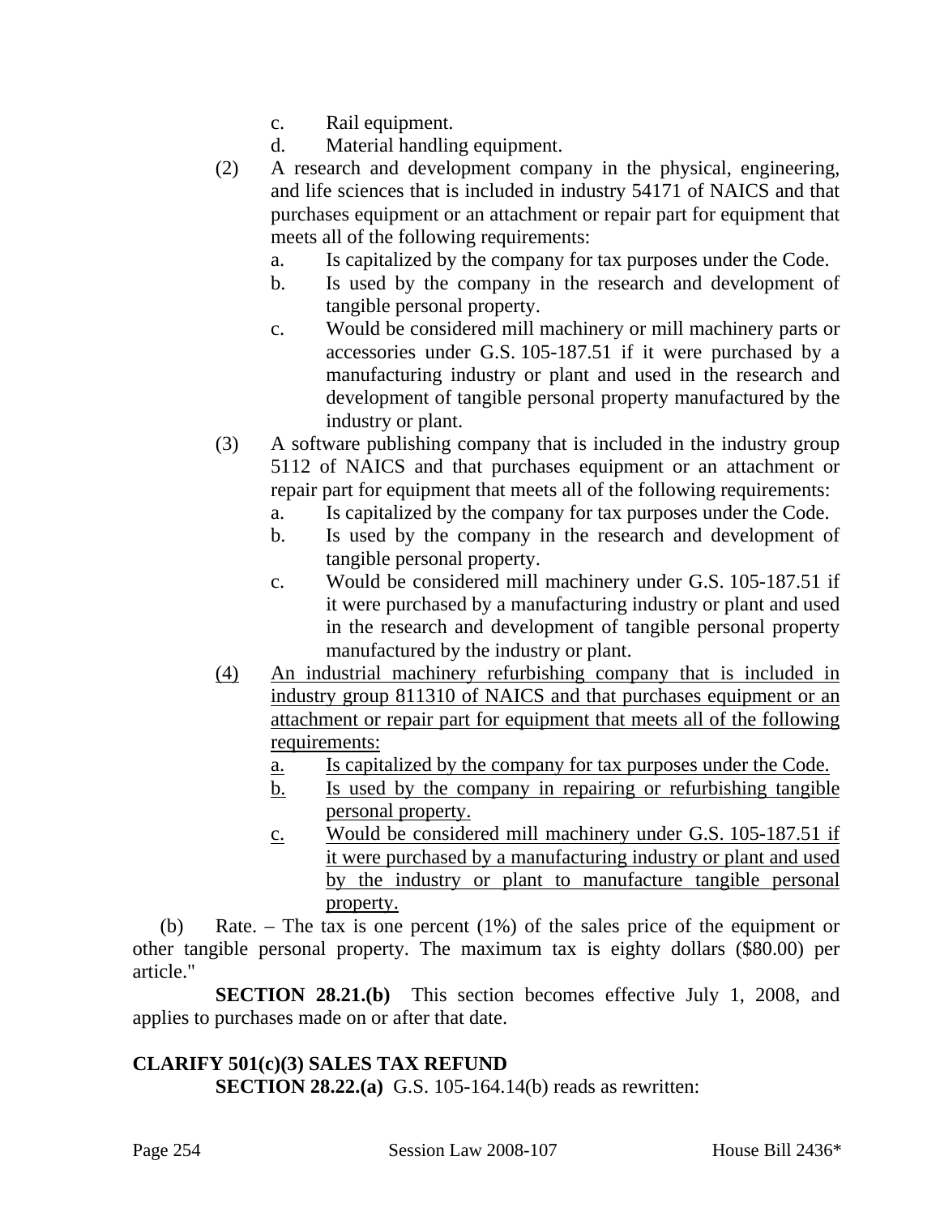c. Rail equipment.

d. Material handling equipment.

(2) A research and development company in the physical, engineering, and life sciences that is included in industry 54171 of NAICS and that purchases equipment or an attachment or repair part for equipment that meets all of the following requirements:

a. Is capitalized by the company for tax purposes under the Code.

b. Is used by the company in the research and development of tangible personal property.

c. Would be considered mill machinery or mill machinery parts or accessories under G.S. 105-187.51 if it were purchased by a manufacturing industry or plant and used in the research and development of tangible personal property manufactured by the industry or plant.

(3) A software publishing company that is included in the industry group 5112 of NAICS and that purchases equipment or an attachment or repair part for equipment that meets all of the following requirements:

a. Is capitalized by the company for tax purposes under the Code.

b. Is used by the company in the research and development of tangible personal property.

c. Would be considered mill machinery under G.S. 105-187.51 if it were purchased by a manufacturing industry or plant and used in the research and development of tangible personal property manufactured by the industry or plant.

<u>(4) An industrial machinery refurbishing company that is included in industry group 811310 of NAICS and that purchases equipment or an attachment or repair part for equipment that meets all of the following requirements:</u>

<u>a. Is capitalized by the company for tax purposes under the Code.</u>

<u>b. Is used by the company in repairing or refurbishing tangible personal property.</u>

<u>c. Would be considered mill machinery under G.S. 105-187.51 if it were purchased by a manufacturing industry or plant and used by the industry or plant to manufacture tangible personal property.</u>

(b) Rate. – The tax is one percent (1%) of the sales price of the equipment or other tangible personal property. The maximum tax is eighty dollars ($80.00) per article."

**SECTION 28.21.(b)** This section becomes effective July 1, 2008, and applies to purchases made on or after that date.

**CLARIFY 501(c)(3) SALES TAX REFUND**

**SECTION 28.22.(a)** G.S. 105-164.14(b) reads as rewritten: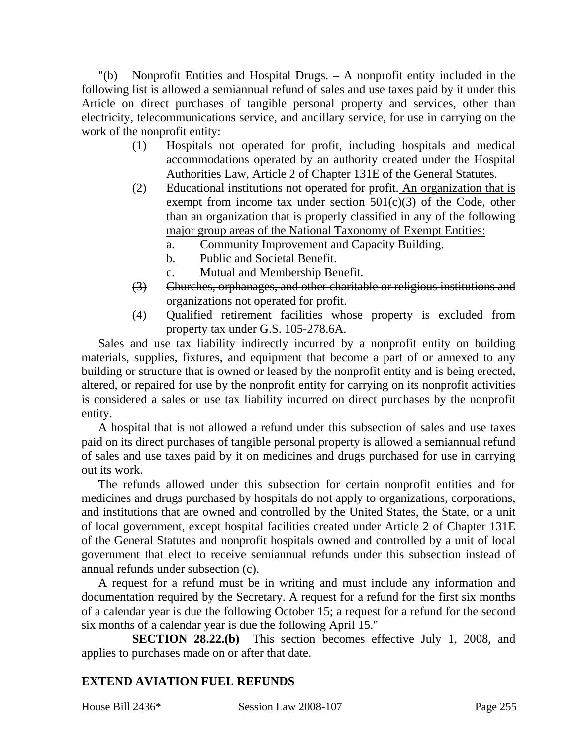"(b) Nonprofit Entities and Hospital Drugs. – A nonprofit entity included in the following list is allowed a semiannual refund of sales and use taxes paid by it under this Article on direct purchases of tangible personal property and services, other than electricity, telecommunications service, and ancillary service, for use in carrying on the work of the nonprofit entity:

(1) Hospitals not operated for profit, including hospitals and medical accommodations operated by an authority created under the Hospital Authorities Law, Article 2 of Chapter 131E of the General Statutes.

(2) ~~Educational institutions not operated for profit.~~ <u>An organization that is exempt from income tax under section 501(c)(3) of the Code, other than an organization that is properly classified in any of the following major group areas of the National Taxonomy of Exempt Entities:</u>

<u>a.</u> <u>Community Improvement and Capacity Building.</u>

<u>b.</u> <u>Public and Societal Benefit.</u>

<u>c.</u> <u>Mutual and Membership Benefit.</u>

~~(3) Churches, orphanages, and other charitable or religious institutions and organizations not operated for profit.~~

(4) Qualified retirement facilities whose property is excluded from property tax under G.S. 105-278.6A.

Sales and use tax liability indirectly incurred by a nonprofit entity on building materials, supplies, fixtures, and equipment that become a part of or annexed to any building or structure that is owned or leased by the nonprofit entity and is being erected, altered, or repaired for use by the nonprofit entity for carrying on its nonprofit activities is considered a sales or use tax liability incurred on direct purchases by the nonprofit entity.

A hospital that is not allowed a refund under this subsection of sales and use taxes paid on its direct purchases of tangible personal property is allowed a semiannual refund of sales and use taxes paid by it on medicines and drugs purchased for use in carrying out its work.

The refunds allowed under this subsection for certain nonprofit entities and for medicines and drugs purchased by hospitals do not apply to organizations, corporations, and institutions that are owned and controlled by the United States, the State, or a unit of local government, except hospital facilities created under Article 2 of Chapter 131E of the General Statutes and nonprofit hospitals owned and controlled by a unit of local government that elect to receive semiannual refunds under this subsection instead of annual refunds under subsection (c).

A request for a refund must be in writing and must include any information and documentation required by the Secretary. A request for a refund for the first six months of a calendar year is due the following October 15; a request for a refund for the second six months of a calendar year is due the following April 15."

**SECTION 28.22.(b)** This section becomes effective July 1, 2008, and applies to purchases made on or after that date.

**EXTEND AVIATION FUEL REFUNDS**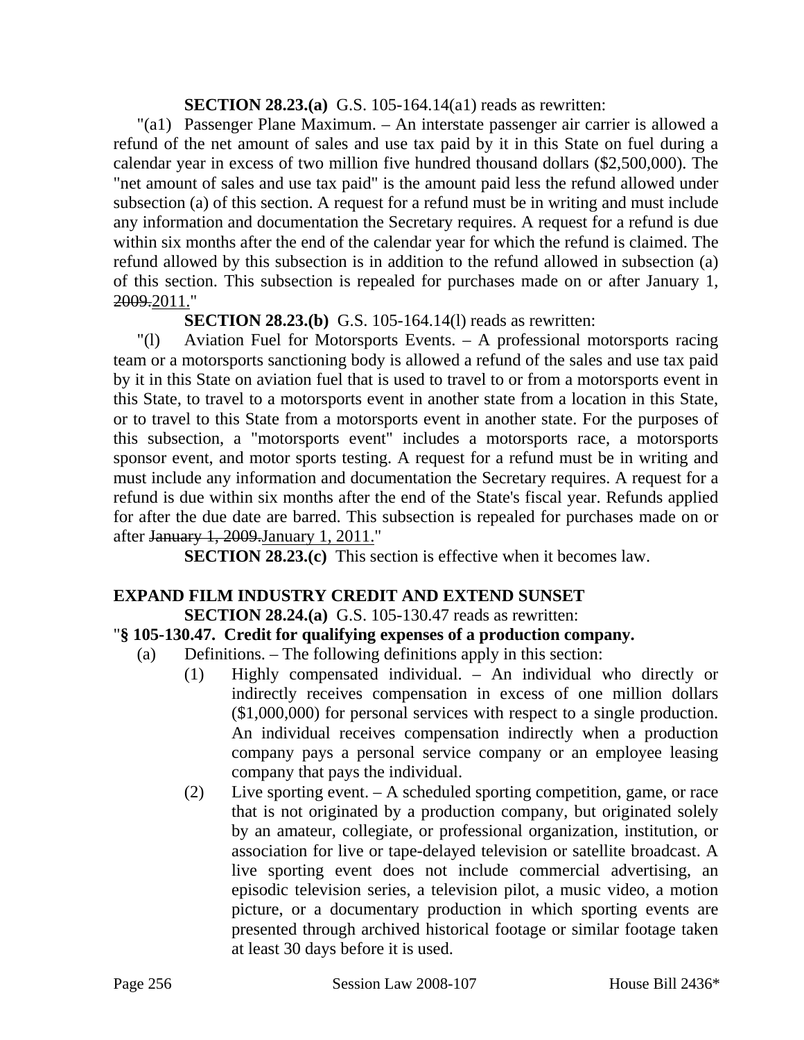**SECTION 28.23.(a)** G.S. 105-164.14(a1) reads as rewritten:

"(a1) Passenger Plane Maximum. – An interstate passenger air carrier is allowed a refund of the net amount of sales and use tax paid by it in this State on fuel during a calendar year in excess of two million five hundred thousand dollars ($2,500,000). The "net amount of sales and use tax paid" is the amount paid less the refund allowed under subsection (a) of this section. A request for a refund must be in writing and must include any information and documentation the Secretary requires. A request for a refund is due within six months after the end of the calendar year for which the refund is claimed. The refund allowed by this subsection is in addition to the refund allowed in subsection (a) of this section. This subsection is repealed for purchases made on or after January 1, ~~2009.~~2011."

**SECTION 28.23.(b)** G.S. 105-164.14(l) reads as rewritten:

"(l) Aviation Fuel for Motorsports Events. – A professional motorsports racing team or a motorsports sanctioning body is allowed a refund of the sales and use tax paid by it in this State on aviation fuel that is used to travel to or from a motorsports event in this State, to travel to a motorsports event in another state from a location in this State, or to travel to this State from a motorsports event in another state. For the purposes of this subsection, a "motorsports event" includes a motorsports race, a motorsports sponsor event, and motor sports testing. A request for a refund must be in writing and must include any information and documentation the Secretary requires. A request for a refund is due within six months after the end of the State's fiscal year. Refunds applied for after the due date are barred. This subsection is repealed for purchases made on or after ~~January 1, 2009.~~January 1, 2011."

**SECTION 28.23.(c)** This section is effective when it becomes law.

**EXPAND FILM INDUSTRY CREDIT AND EXTEND SUNSET**

**SECTION 28.24.(a)** G.S. 105-130.47 reads as rewritten:

"**§ 105-130.47. Credit for qualifying expenses of a production company.**

(a) Definitions. – The following definitions apply in this section:

(1) Highly compensated individual. – An individual who directly or indirectly receives compensation in excess of one million dollars ($1,000,000) for personal services with respect to a single production. An individual receives compensation indirectly when a production company pays a personal service company or an employee leasing company that pays the individual.

(2) Live sporting event. – A scheduled sporting competition, game, or race that is not originated by a production company, but originated solely by an amateur, collegiate, or professional organization, institution, or association for live or tape-delayed television or satellite broadcast. A live sporting event does not include commercial advertising, an episodic television series, a television pilot, a music video, a motion picture, or a documentary production in which sporting events are presented through archived historical footage or similar footage taken at least 30 days before it is used.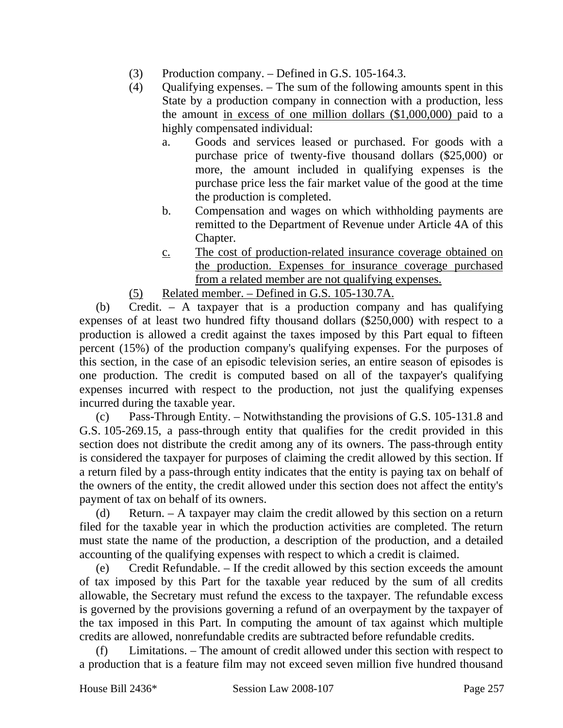(3) Production company. – Defined in G.S. 105-164.3.

(4) Qualifying expenses. – The sum of the following amounts spent in this State by a production company in connection with a production, less the amount in excess of one million dollars ($1,000,000) paid to a highly compensated individual:

a. Goods and services leased or purchased. For goods with a purchase price of twenty-five thousand dollars ($25,000) or more, the amount included in qualifying expenses is the purchase price less the fair market value of the good at the time the production is completed.

b. Compensation and wages on which withholding payments are remitted to the Department of Revenue under Article 4A of this Chapter.

c. The cost of production-related insurance coverage obtained on the production. Expenses for insurance coverage purchased from a related member are not qualifying expenses.

(5) Related member. – Defined in G.S. 105-130.7A.

(b) Credit. – A taxpayer that is a production company and has qualifying expenses of at least two hundred fifty thousand dollars ($250,000) with respect to a production is allowed a credit against the taxes imposed by this Part equal to fifteen percent (15%) of the production company's qualifying expenses. For the purposes of this section, in the case of an episodic television series, an entire season of episodes is one production. The credit is computed based on all of the taxpayer's qualifying expenses incurred with respect to the production, not just the qualifying expenses incurred during the taxable year.

(c) Pass-Through Entity. – Notwithstanding the provisions of G.S. 105-131.8 and G.S. 105-269.15, a pass-through entity that qualifies for the credit provided in this section does not distribute the credit among any of its owners. The pass-through entity is considered the taxpayer for purposes of claiming the credit allowed by this section. If a return filed by a pass-through entity indicates that the entity is paying tax on behalf of the owners of the entity, the credit allowed under this section does not affect the entity's payment of tax on behalf of its owners.

(d) Return. – A taxpayer may claim the credit allowed by this section on a return filed for the taxable year in which the production activities are completed. The return must state the name of the production, a description of the production, and a detailed accounting of the qualifying expenses with respect to which a credit is claimed.

(e) Credit Refundable. – If the credit allowed by this section exceeds the amount of tax imposed by this Part for the taxable year reduced by the sum of all credits allowable, the Secretary must refund the excess to the taxpayer. The refundable excess is governed by the provisions governing a refund of an overpayment by the taxpayer of the tax imposed in this Part. In computing the amount of tax against which multiple credits are allowed, nonrefundable credits are subtracted before refundable credits.

(f) Limitations. – The amount of credit allowed under this section with respect to a production that is a feature film may not exceed seven million five hundred thousand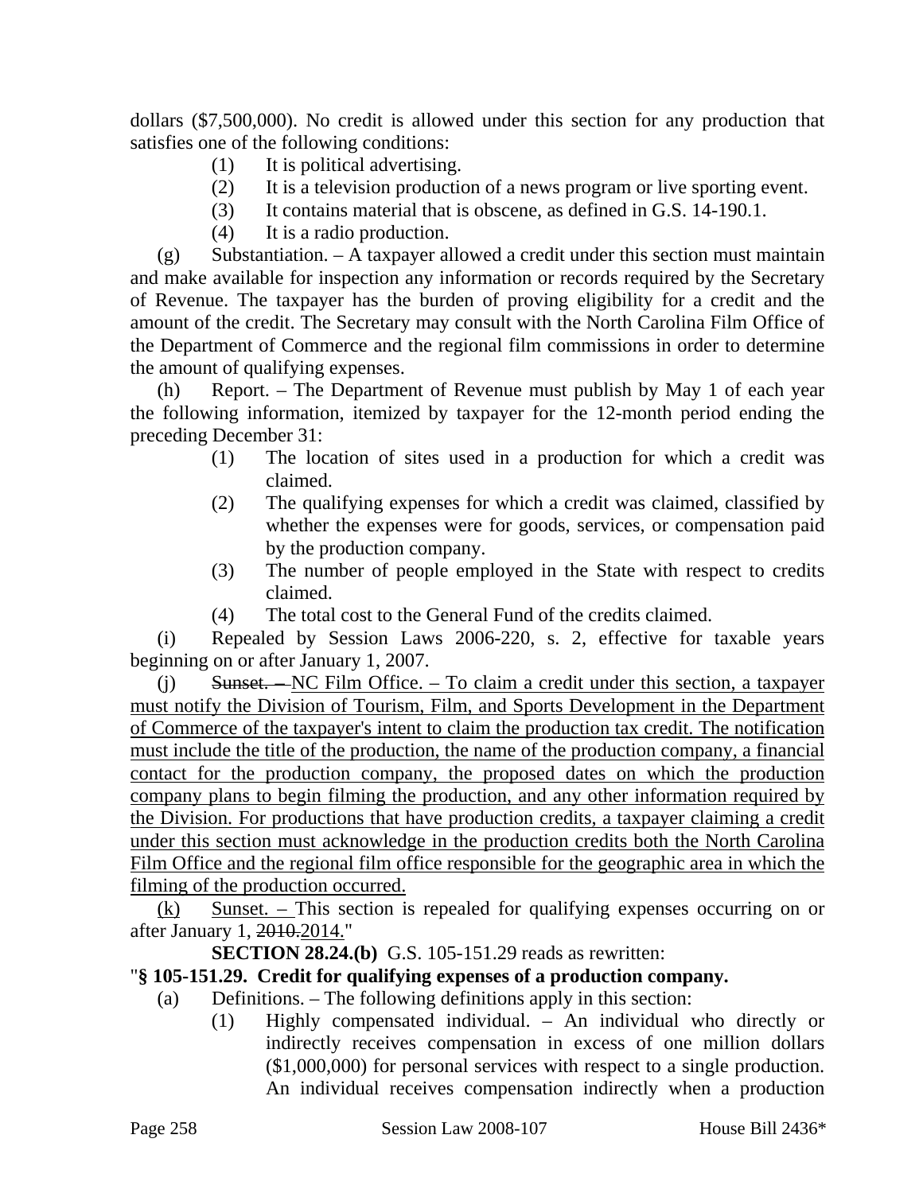dollars ($7,500,000). No credit is allowed under this section for any production that satisfies one of the following conditions:

(1) It is political advertising.

(2) It is a television production of a news program or live sporting event.

(3) It contains material that is obscene, as defined in G.S. 14-190.1.

(4) It is a radio production.

(g) Substantiation. – A taxpayer allowed a credit under this section must maintain and make available for inspection any information or records required by the Secretary of Revenue. The taxpayer has the burden of proving eligibility for a credit and the amount of the credit. The Secretary may consult with the North Carolina Film Office of the Department of Commerce and the regional film commissions in order to determine the amount of qualifying expenses.

(h) Report. – The Department of Revenue must publish by May 1 of each year the following information, itemized by taxpayer for the 12-month period ending the preceding December 31:

(1) The location of sites used in a production for which a credit was claimed.

(2) The qualifying expenses for which a credit was claimed, classified by whether the expenses were for goods, services, or compensation paid by the production company.

(3) The number of people employed in the State with respect to credits claimed.

(4) The total cost to the General Fund of the credits claimed.

(i) Repealed by Session Laws 2006-220, s. 2, effective for taxable years beginning on or after January 1, 2007.

(j) ~~Sunset. –~~ <u>NC Film Office. – To claim a credit under this section, a taxpayer must notify the Division of Tourism, Film, and Sports Development in the Department of Commerce of the taxpayer's intent to claim the production tax credit. The notification must include the title of the production, the name of the production company, a financial contact for the production company, the proposed dates on which the production company plans to begin filming the production, and any other information required by the Division. For productions that have production credits, a taxpayer claiming a credit under this section must acknowledge in the production credits both the North Carolina Film Office and the regional film office responsible for the geographic area in which the filming of the production occurred.</u>

<u>(k) Sunset. –</u> This section is repealed for qualifying expenses occurring on or after January 1, ~~2010.~~<u>2014.</u>"

**SECTION 28.24.(b)** G.S. 105-151.29 reads as rewritten:

"**§ 105-151.29. Credit for qualifying expenses of a production company.**

(a) Definitions. – The following definitions apply in this section:

(1) Highly compensated individual. – An individual who directly or indirectly receives compensation in excess of one million dollars ($1,000,000) for personal services with respect to a single production. An individual receives compensation indirectly when a production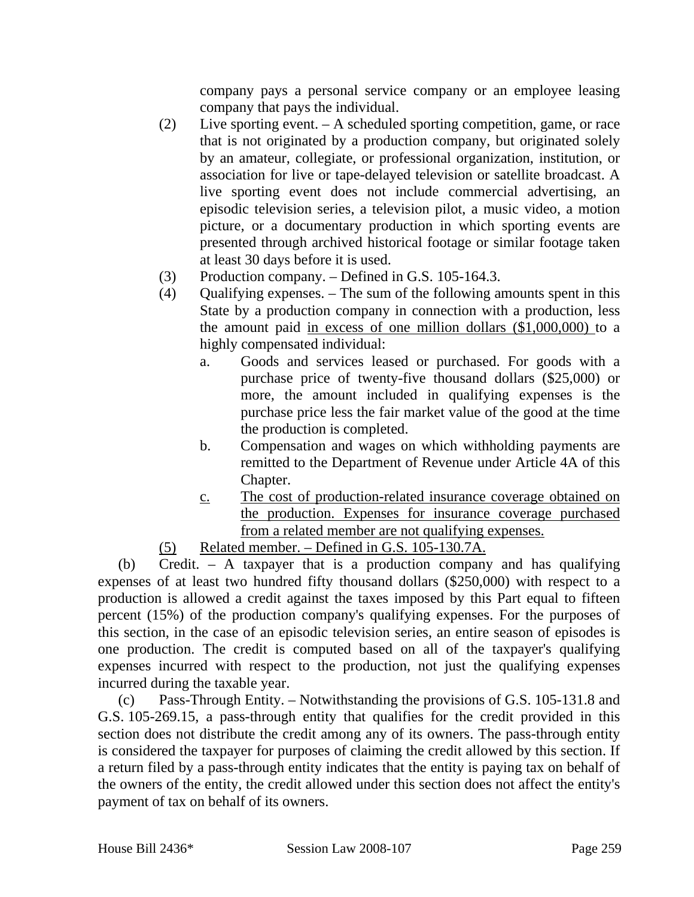company pays a personal service company or an employee leasing company that pays the individual.

(2) Live sporting event. – A scheduled sporting competition, game, or race that is not originated by a production company, but originated solely by an amateur, collegiate, or professional organization, institution, or association for live or tape-delayed television or satellite broadcast. A live sporting event does not include commercial advertising, an episodic television series, a television pilot, a music video, a motion picture, or a documentary production in which sporting events are presented through archived historical footage or similar footage taken at least 30 days before it is used.

(3) Production company. – Defined in G.S. 105-164.3.

(4) Qualifying expenses. – The sum of the following amounts spent in this State by a production company in connection with a production, less the amount paid <u>in excess of one million dollars ($1,000,000)</u> to a highly compensated individual:

a. Goods and services leased or purchased. For goods with a purchase price of twenty-five thousand dollars ($25,000) or more, the amount included in qualifying expenses is the purchase price less the fair market value of the good at the time the production is completed.

b. Compensation and wages on which withholding payments are remitted to the Department of Revenue under Article 4A of this Chapter.

<u>c.</u> <u>The cost of production-related insurance coverage obtained on the production. Expenses for insurance coverage purchased from a related member are not qualifying expenses.</u>

<u>(5)</u> <u>Related member. – Defined in G.S. 105-130.7A.</u>

(b) Credit. – A taxpayer that is a production company and has qualifying expenses of at least two hundred fifty thousand dollars ($250,000) with respect to a production is allowed a credit against the taxes imposed by this Part equal to fifteen percent (15%) of the production company's qualifying expenses. For the purposes of this section, in the case of an episodic television series, an entire season of episodes is one production. The credit is computed based on all of the taxpayer's qualifying expenses incurred with respect to the production, not just the qualifying expenses incurred during the taxable year.

(c) Pass-Through Entity. – Notwithstanding the provisions of G.S. 105-131.8 and G.S. 105-269.15, a pass-through entity that qualifies for the credit provided in this section does not distribute the credit among any of its owners. The pass-through entity is considered the taxpayer for purposes of claiming the credit allowed by this section. If a return filed by a pass-through entity indicates that the entity is paying tax on behalf of the owners of the entity, the credit allowed under this section does not affect the entity's payment of tax on behalf of its owners.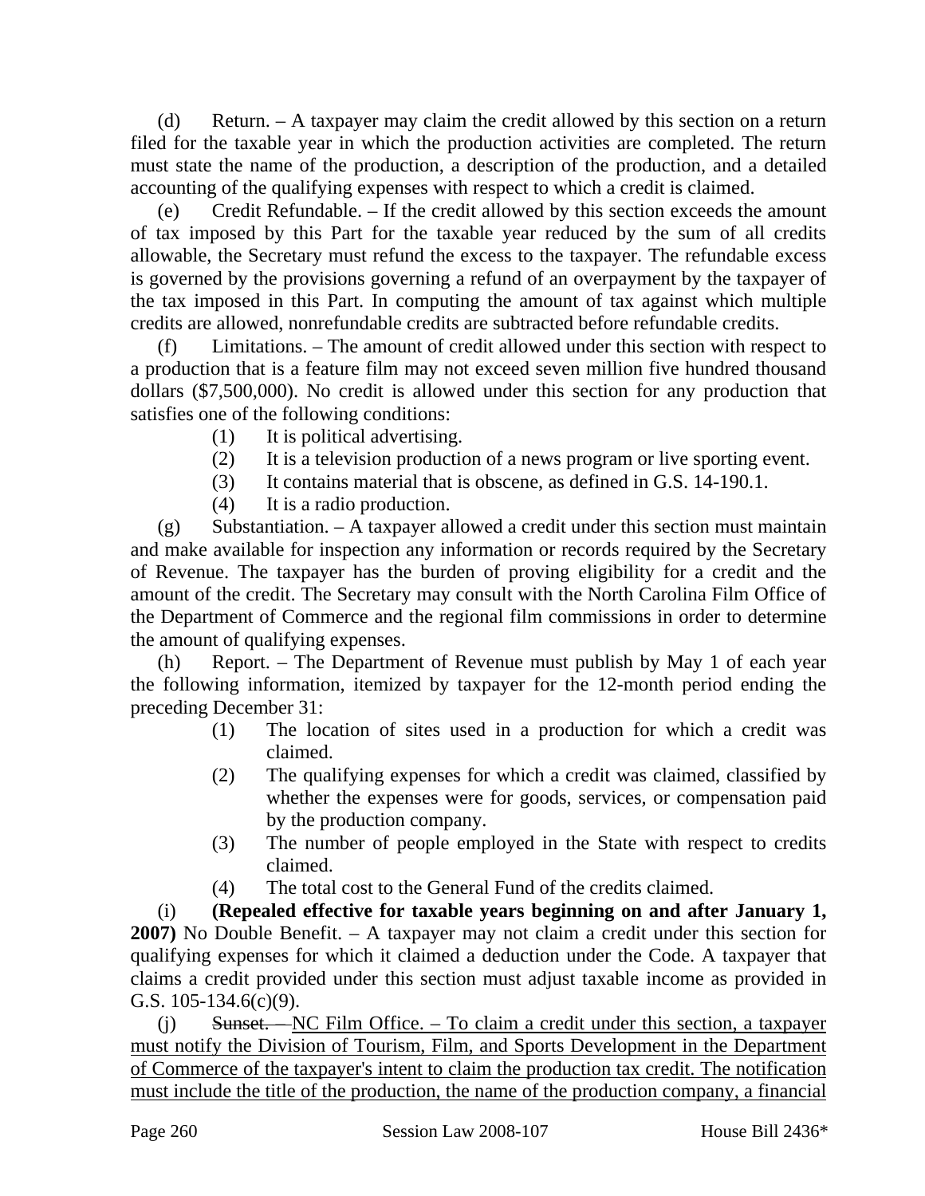(d) Return. – A taxpayer may claim the credit allowed by this section on a return filed for the taxable year in which the production activities are completed. The return must state the name of the production, a description of the production, and a detailed accounting of the qualifying expenses with respect to which a credit is claimed.

(e) Credit Refundable. – If the credit allowed by this section exceeds the amount of tax imposed by this Part for the taxable year reduced by the sum of all credits allowable, the Secretary must refund the excess to the taxpayer. The refundable excess is governed by the provisions governing a refund of an overpayment by the taxpayer of the tax imposed in this Part. In computing the amount of tax against which multiple credits are allowed, nonrefundable credits are subtracted before refundable credits.

(f) Limitations. – The amount of credit allowed under this section with respect to a production that is a feature film may not exceed seven million five hundred thousand dollars ($7,500,000). No credit is allowed under this section for any production that satisfies one of the following conditions:

(1) It is political advertising.
(2) It is a television production of a news program or live sporting event.
(3) It contains material that is obscene, as defined in G.S. 14-190.1.
(4) It is a radio production.

(g) Substantiation. – A taxpayer allowed a credit under this section must maintain and make available for inspection any information or records required by the Secretary of Revenue. The taxpayer has the burden of proving eligibility for a credit and the amount of the credit. The Secretary may consult with the North Carolina Film Office of the Department of Commerce and the regional film commissions in order to determine the amount of qualifying expenses.

(h) Report. – The Department of Revenue must publish by May 1 of each year the following information, itemized by taxpayer for the 12-month period ending the preceding December 31:

(1) The location of sites used in a production for which a credit was claimed.
(2) The qualifying expenses for which a credit was claimed, classified by whether the expenses were for goods, services, or compensation paid by the production company.
(3) The number of people employed in the State with respect to credits claimed.
(4) The total cost to the General Fund of the credits claimed.

(i) **(Repealed effective for taxable years beginning on and after January 1, 2007)** No Double Benefit. – A taxpayer may not claim a credit under this section for qualifying expenses for which it claimed a deduction under the Code. A taxpayer that claims a credit provided under this section must adjust taxable income as provided in G.S. 105-134.6(c)(9).

(j) ~~Sunset. –~~ NC Film Office. – To claim a credit under this section, a taxpayer must notify the Division of Tourism, Film, and Sports Development in the Department of Commerce of the taxpayer's intent to claim the production tax credit. The notification must include the title of the production, the name of the production company, a financial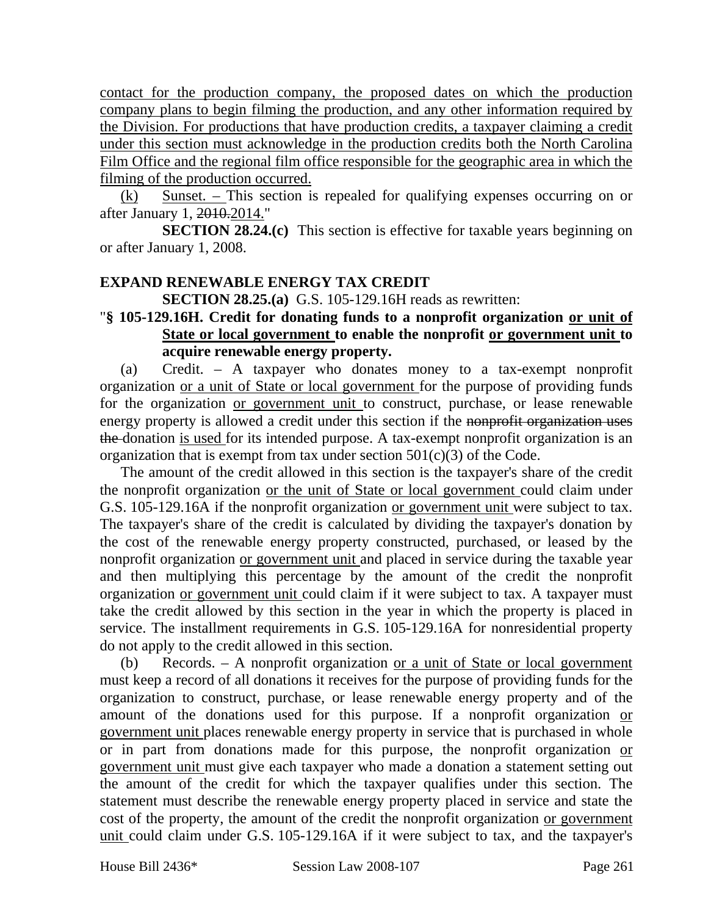contact for the production company, the proposed dates on which the production company plans to begin filming the production, and any other information required by the Division. For productions that have production credits, a taxpayer claiming a credit under this section must acknowledge in the production credits both the North Carolina Film Office and the regional film office responsible for the geographic area in which the filming of the production occurred.

(k) Sunset. – This section is repealed for qualifying expenses occurring on or after January 1, ~~2010.~~2014."

**SECTION 28.24.(c)** This section is effective for taxable years beginning on or after January 1, 2008.

**EXPAND RENEWABLE ENERGY TAX CREDIT**

**SECTION 28.25.(a)** G.S. 105-129.16H reads as rewritten:

"**§ 105-129.16H. Credit for donating funds to a nonprofit organization or unit of State or local government to enable the nonprofit or government unit to acquire renewable energy property.**

(a) Credit. – A taxpayer who donates money to a tax-exempt nonprofit organization or a unit of State or local government for the purpose of providing funds for the organization or government unit to construct, purchase, or lease renewable energy property is allowed a credit under this section if the ~~nonprofit organization uses the~~ donation is used for its intended purpose. A tax-exempt nonprofit organization is an organization that is exempt from tax under section 501(c)(3) of the Code.

The amount of the credit allowed in this section is the taxpayer's share of the credit the nonprofit organization or the unit of State or local government could claim under G.S. 105-129.16A if the nonprofit organization or government unit were subject to tax. The taxpayer's share of the credit is calculated by dividing the taxpayer's donation by the cost of the renewable energy property constructed, purchased, or leased by the nonprofit organization or government unit and placed in service during the taxable year and then multiplying this percentage by the amount of the credit the nonprofit organization or government unit could claim if it were subject to tax. A taxpayer must take the credit allowed by this section in the year in which the property is placed in service. The installment requirements in G.S. 105-129.16A for nonresidential property do not apply to the credit allowed in this section.

(b) Records. – A nonprofit organization or a unit of State or local government must keep a record of all donations it receives for the purpose of providing funds for the organization to construct, purchase, or lease renewable energy property and of the amount of the donations used for this purpose. If a nonprofit organization or government unit places renewable energy property in service that is purchased in whole or in part from donations made for this purpose, the nonprofit organization or government unit must give each taxpayer who made a donation a statement setting out the amount of the credit for which the taxpayer qualifies under this section. The statement must describe the renewable energy property placed in service and state the cost of the property, the amount of the credit the nonprofit organization or government unit could claim under G.S. 105-129.16A if it were subject to tax, and the taxpayer's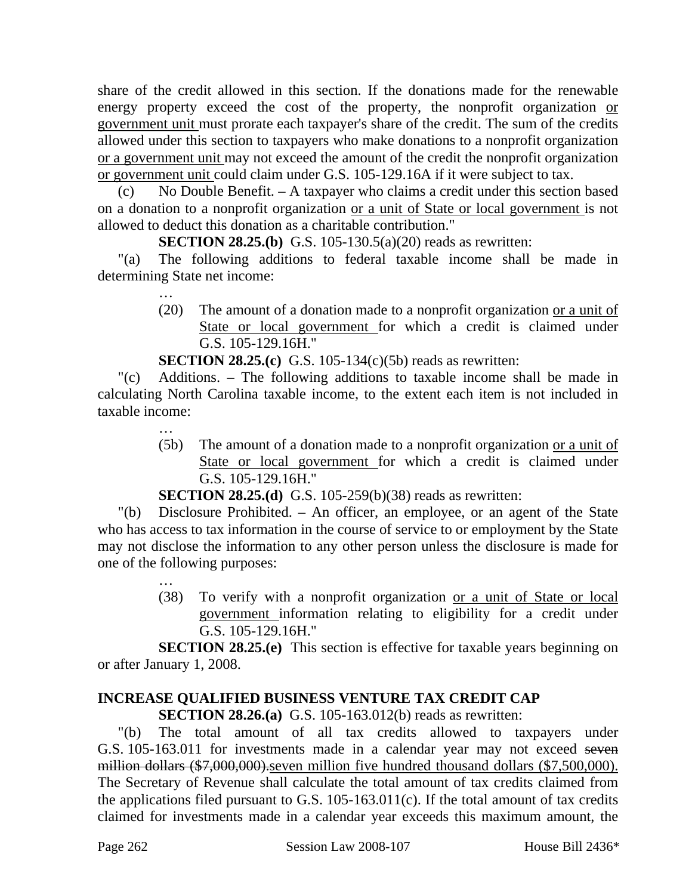share of the credit allowed in this section. If the donations made for the renewable energy property exceed the cost of the property, the nonprofit organization <u>or government unit</u> must prorate each taxpayer's share of the credit. The sum of the credits allowed under this section to taxpayers who make donations to a nonprofit organization <u>or a government unit</u> may not exceed the amount of the credit the nonprofit organization <u>or government unit</u> could claim under G.S. 105-129.16A if it were subject to tax.

(c) No Double Benefit. – A taxpayer who claims a credit under this section based on a donation to a nonprofit organization <u>or a unit of State or local government</u> is not allowed to deduct this donation as a charitable contribution."

**SECTION 28.25.(b)** G.S. 105-130.5(a)(20) reads as rewritten:

"(a) The following additions to federal taxable income shall be made in determining State net income:

…

(20) The amount of a donation made to a nonprofit organization <u>or a unit of State or local government</u> for which a credit is claimed under G.S. 105-129.16H."

**SECTION 28.25.(c)** G.S. 105-134(c)(5b) reads as rewritten:

"(c) Additions. – The following additions to taxable income shall be made in calculating North Carolina taxable income, to the extent each item is not included in taxable income:

…

(5b) The amount of a donation made to a nonprofit organization <u>or a unit of State or local government</u> for which a credit is claimed under G.S. 105-129.16H."

**SECTION 28.25.(d)** G.S. 105-259(b)(38) reads as rewritten:

"(b) Disclosure Prohibited. – An officer, an employee, or an agent of the State who has access to tax information in the course of service to or employment by the State may not disclose the information to any other person unless the disclosure is made for one of the following purposes:

…

(38) To verify with a nonprofit organization <u>or a unit of State or local government</u> information relating to eligibility for a credit under G.S. 105-129.16H."

**SECTION 28.25.(e)** This section is effective for taxable years beginning on or after January 1, 2008.

## INCREASE QUALIFIED BUSINESS VENTURE TAX CREDIT CAP

**SECTION 28.26.(a)** G.S. 105-163.012(b) reads as rewritten:

"(b) The total amount of all tax credits allowed to taxpayers under G.S. 105-163.011 for investments made in a calendar year may not exceed ~~seven million dollars ($7,000,000).~~<u>seven million five hundred thousand dollars ($7,500,000).</u> The Secretary of Revenue shall calculate the total amount of tax credits claimed from the applications filed pursuant to G.S. 105-163.011(c). If the total amount of tax credits claimed for investments made in a calendar year exceeds this maximum amount, the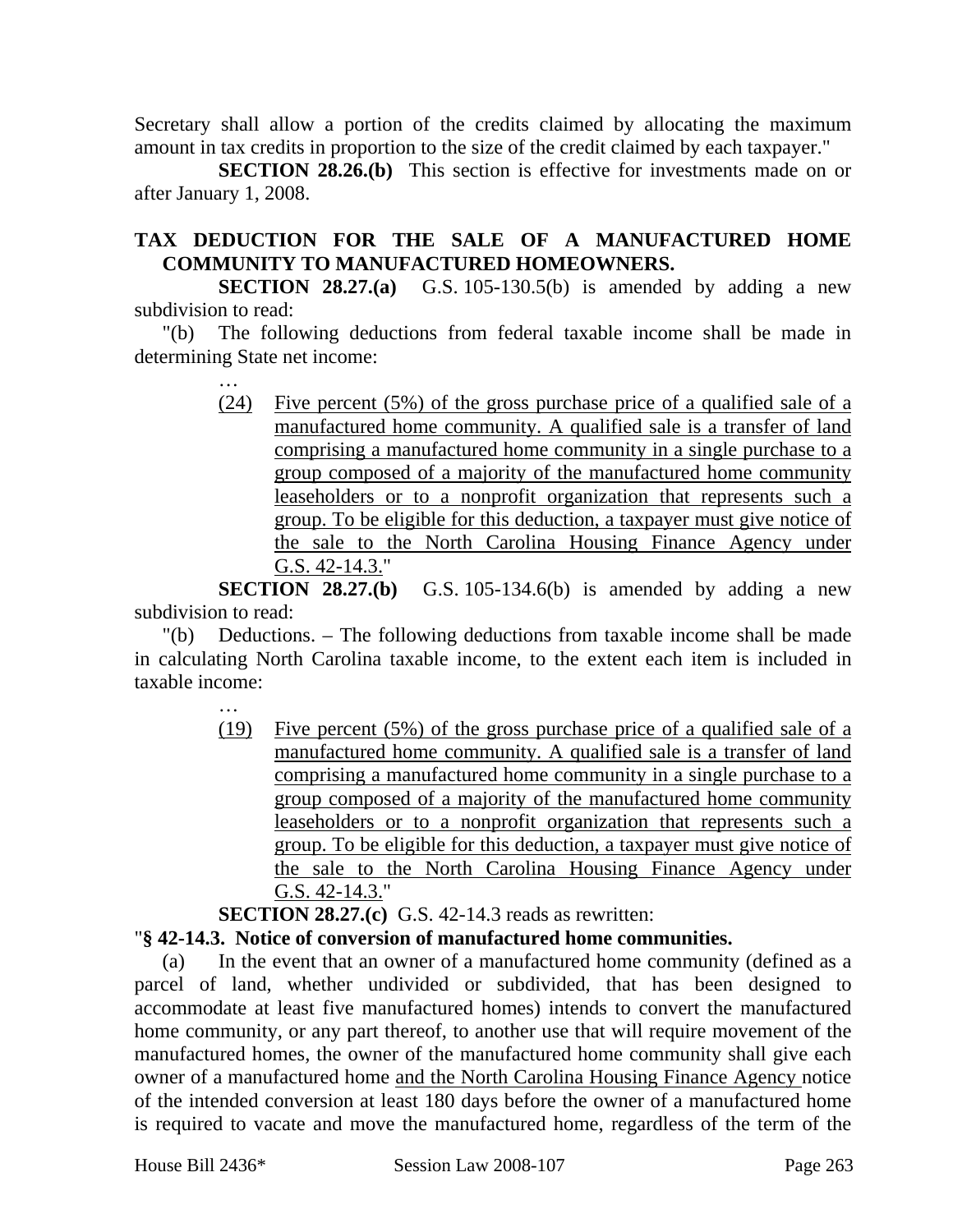Secretary shall allow a portion of the credits claimed by allocating the maximum amount in tax credits in proportion to the size of the credit claimed by each taxpayer."

**SECTION 28.26.(b)** This section is effective for investments made on or after January 1, 2008.

**TAX DEDUCTION FOR THE SALE OF A MANUFACTURED HOME COMMUNITY TO MANUFACTURED HOMEOWNERS.**

**SECTION 28.27.(a)** G.S. 105-130.5(b) is amended by adding a new subdivision to read:

"(b) The following deductions from federal taxable income shall be made in determining State net income:

…

<u>(24) Five percent (5%) of the gross purchase price of a qualified sale of a manufactured home community. A qualified sale is a transfer of land comprising a manufactured home community in a single purchase to a group composed of a majority of the manufactured home community leaseholders or to a nonprofit organization that represents such a group. To be eligible for this deduction, a taxpayer must give notice of the sale to the North Carolina Housing Finance Agency under G.S. 42-14.3.</u>"

**SECTION 28.27.(b)** G.S. 105-134.6(b) is amended by adding a new subdivision to read:

"(b) Deductions. – The following deductions from taxable income shall be made in calculating North Carolina taxable income, to the extent each item is included in taxable income:

…

<u>(19) Five percent (5%) of the gross purchase price of a qualified sale of a manufactured home community. A qualified sale is a transfer of land comprising a manufactured home community in a single purchase to a group composed of a majority of the manufactured home community leaseholders or to a nonprofit organization that represents such a group. To be eligible for this deduction, a taxpayer must give notice of the sale to the North Carolina Housing Finance Agency under G.S. 42-14.3.</u>"

**SECTION 28.27.(c)** G.S. 42-14.3 reads as rewritten:

"**§ 42-14.3. Notice of conversion of manufactured home communities.**

(a) In the event that an owner of a manufactured home community (defined as a parcel of land, whether undivided or subdivided, that has been designed to accommodate at least five manufactured homes) intends to convert the manufactured home community, or any part thereof, to another use that will require movement of the manufactured homes, the owner of the manufactured home community shall give each owner of a manufactured home <u>and the North Carolina Housing Finance Agency</u> notice of the intended conversion at least 180 days before the owner of a manufactured home is required to vacate and move the manufactured home, regardless of the term of the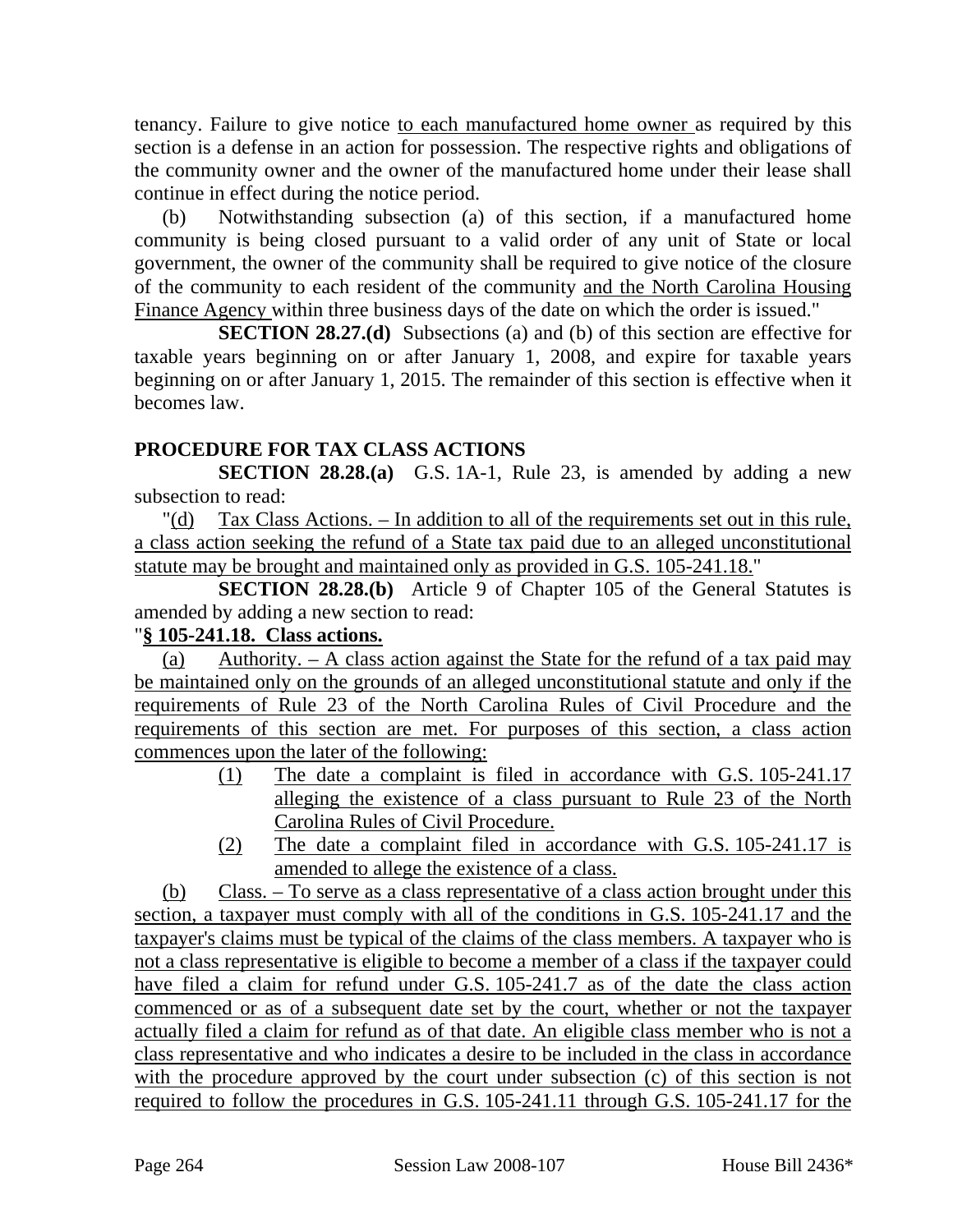tenancy. Failure to give notice <u>to each manufactured home owner</u> as required by this section is a defense in an action for possession. The respective rights and obligations of the community owner and the owner of the manufactured home under their lease shall continue in effect during the notice period.

(b) Notwithstanding subsection (a) of this section, if a manufactured home community is being closed pursuant to a valid order of any unit of State or local government, the owner of the community shall be required to give notice of the closure of the community to each resident of the community <u>and the North Carolina Housing Finance Agency</u> within three business days of the date on which the order is issued."

**SECTION 28.27.(d)** Subsections (a) and (b) of this section are effective for taxable years beginning on or after January 1, 2008, and expire for taxable years beginning on or after January 1, 2015. The remainder of this section is effective when it becomes law.

**PROCEDURE FOR TAX CLASS ACTIONS**

**SECTION 28.28.(a)** G.S. 1A-1, Rule 23, is amended by adding a new subsection to read:

"<u>(d) Tax Class Actions. – In addition to all of the requirements set out in this rule, a class action seeking the refund of a State tax paid due to an alleged unconstitutional statute may be brought and maintained only as provided in G.S. 105-241.18.</u>"

**SECTION 28.28.(b)** Article 9 of Chapter 105 of the General Statutes is amended by adding a new section to read:

"**<u>§ 105-241.18. Class actions.</u>**

<u>(a) Authority. – A class action against the State for the refund of a tax paid may be maintained only on the grounds of an alleged unconstitutional statute and only if the requirements of Rule 23 of the North Carolina Rules of Civil Procedure and the requirements of this section are met. For purposes of this section, a class action commences upon the later of the following:</u>

<u>(1) The date a complaint is filed in accordance with G.S. 105-241.17 alleging the existence of a class pursuant to Rule 23 of the North Carolina Rules of Civil Procedure.</u>

<u>(2) The date a complaint filed in accordance with G.S. 105-241.17 is amended to allege the existence of a class.</u>

<u>(b) Class. – To serve as a class representative of a class action brought under this section, a taxpayer must comply with all of the conditions in G.S. 105-241.17 and the taxpayer's claims must be typical of the claims of the class members. A taxpayer who is not a class representative is eligible to become a member of a class if the taxpayer could have filed a claim for refund under G.S. 105-241.7 as of the date the class action commenced or as of a subsequent date set by the court, whether or not the taxpayer actually filed a claim for refund as of that date. An eligible class member who is not a class representative and who indicates a desire to be included in the class in accordance with the procedure approved by the court under subsection (c) of this section is not required to follow the procedures in G.S. 105-241.11 through G.S. 105-241.17 for the</u>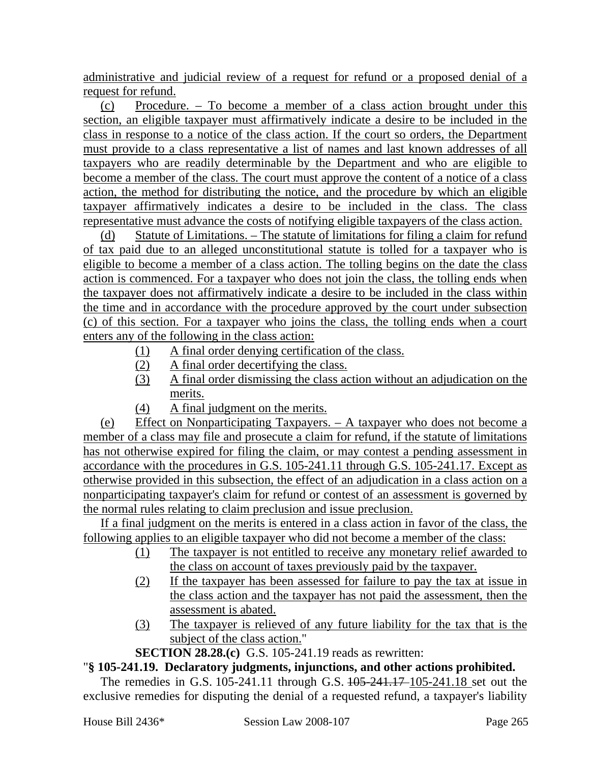administrative and judicial review of a request for refund or a proposed denial of a request for refund.

(c) Procedure. – To become a member of a class action brought under this section, an eligible taxpayer must affirmatively indicate a desire to be included in the class in response to a notice of the class action. If the court so orders, the Department must provide to a class representative a list of names and last known addresses of all taxpayers who are readily determinable by the Department and who are eligible to become a member of the class. The court must approve the content of a notice of a class action, the method for distributing the notice, and the procedure by which an eligible taxpayer affirmatively indicates a desire to be included in the class. The class representative must advance the costs of notifying eligible taxpayers of the class action.

(d) Statute of Limitations. – The statute of limitations for filing a claim for refund of tax paid due to an alleged unconstitutional statute is tolled for a taxpayer who is eligible to become a member of a class action. The tolling begins on the date the class action is commenced. For a taxpayer who does not join the class, the tolling ends when the taxpayer does not affirmatively indicate a desire to be included in the class within the time and in accordance with the procedure approved by the court under subsection (c) of this section. For a taxpayer who joins the class, the tolling ends when a court enters any of the following in the class action:

(1) A final order denying certification of the class.
(2) A final order decertifying the class.
(3) A final order dismissing the class action without an adjudication on the merits.
(4) A final judgment on the merits.

(e) Effect on Nonparticipating Taxpayers. – A taxpayer who does not become a member of a class may file and prosecute a claim for refund, if the statute of limitations has not otherwise expired for filing the claim, or may contest a pending assessment in accordance with the procedures in G.S. 105-241.11 through G.S. 105-241.17. Except as otherwise provided in this subsection, the effect of an adjudication in a class action on a nonparticipating taxpayer's claim for refund or contest of an assessment is governed by the normal rules relating to claim preclusion and issue preclusion.

If a final judgment on the merits is entered in a class action in favor of the class, the following applies to an eligible taxpayer who did not become a member of the class:

(1) The taxpayer is not entitled to receive any monetary relief awarded to the class on account of taxes previously paid by the taxpayer.
(2) If the taxpayer has been assessed for failure to pay the tax at issue in the class action and the taxpayer has not paid the assessment, then the assessment is abated.
(3) The taxpayer is relieved of any future liability for the tax that is the subject of the class action."

**SECTION 28.28.(c)** G.S. 105-241.19 reads as rewritten:

"**§ 105-241.19. Declaratory judgments, injunctions, and other actions prohibited.**

The remedies in G.S. 105-241.11 through G.S. ~~105-241.17~~ 105-241.18 set out the exclusive remedies for disputing the denial of a requested refund, a taxpayer's liability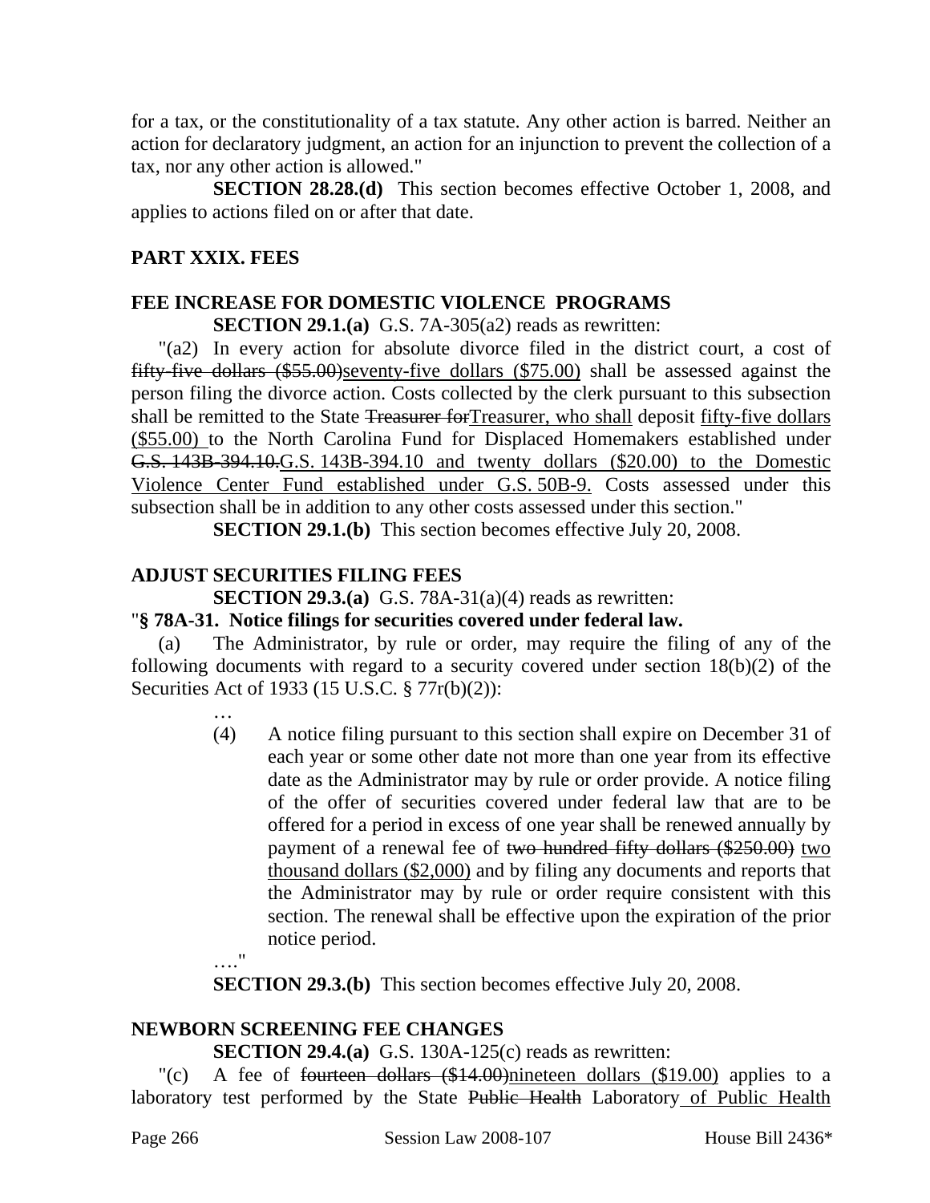for a tax, or the constitutionality of a tax statute. Any other action is barred. Neither an action for declaratory judgment, an action for an injunction to prevent the collection of a tax, nor any other action is allowed."

**SECTION 28.28.(d)** This section becomes effective October 1, 2008, and applies to actions filed on or after that date.

## PART XXIX. FEES

### FEE INCREASE FOR DOMESTIC VIOLENCE PROGRAMS

**SECTION 29.1.(a)** G.S. 7A-305(a2) reads as rewritten:

"(a2) In every action for absolute divorce filed in the district court, a cost of ~~fifty-five dollars ($55.00)~~seventy-five dollars ($75.00) shall be assessed against the person filing the divorce action. Costs collected by the clerk pursuant to this subsection shall be remitted to the State ~~Treasurer for~~Treasurer, who shall deposit fifty-five dollars ($55.00) to the North Carolina Fund for Displaced Homemakers established under ~~G.S. 143B-394.10.~~G.S. 143B-394.10 and twenty dollars ($20.00) to the Domestic Violence Center Fund established under G.S. 50B-9. Costs assessed under this subsection shall be in addition to any other costs assessed under this section."

**SECTION 29.1.(b)** This section becomes effective July 20, 2008.

### ADJUST SECURITIES FILING FEES

**SECTION 29.3.(a)** G.S. 78A-31(a)(4) reads as rewritten:

"**§ 78A-31. Notice filings for securities covered under federal law.**

(a) The Administrator, by rule or order, may require the filing of any of the following documents with regard to a security covered under section 18(b)(2) of the Securities Act of 1933 (15 U.S.C. § 77r(b)(2)):

…

(4) A notice filing pursuant to this section shall expire on December 31 of each year or some other date not more than one year from its effective date as the Administrator may by rule or order provide. A notice filing of the offer of securities covered under federal law that are to be offered for a period in excess of one year shall be renewed annually by payment of a renewal fee of ~~two hundred fifty dollars ($250.00)~~ two thousand dollars ($2,000) and by filing any documents and reports that the Administrator may by rule or order require consistent with this section. The renewal shall be effective upon the expiration of the prior notice period.

…."

**SECTION 29.3.(b)** This section becomes effective July 20, 2008.

### NEWBORN SCREENING FEE CHANGES

**SECTION 29.4.(a)** G.S. 130A-125(c) reads as rewritten:

"(c) A fee of ~~fourteen dollars ($14.00)~~nineteen dollars ($19.00) applies to a laboratory test performed by the State ~~Public Health~~ Laboratory of Public Health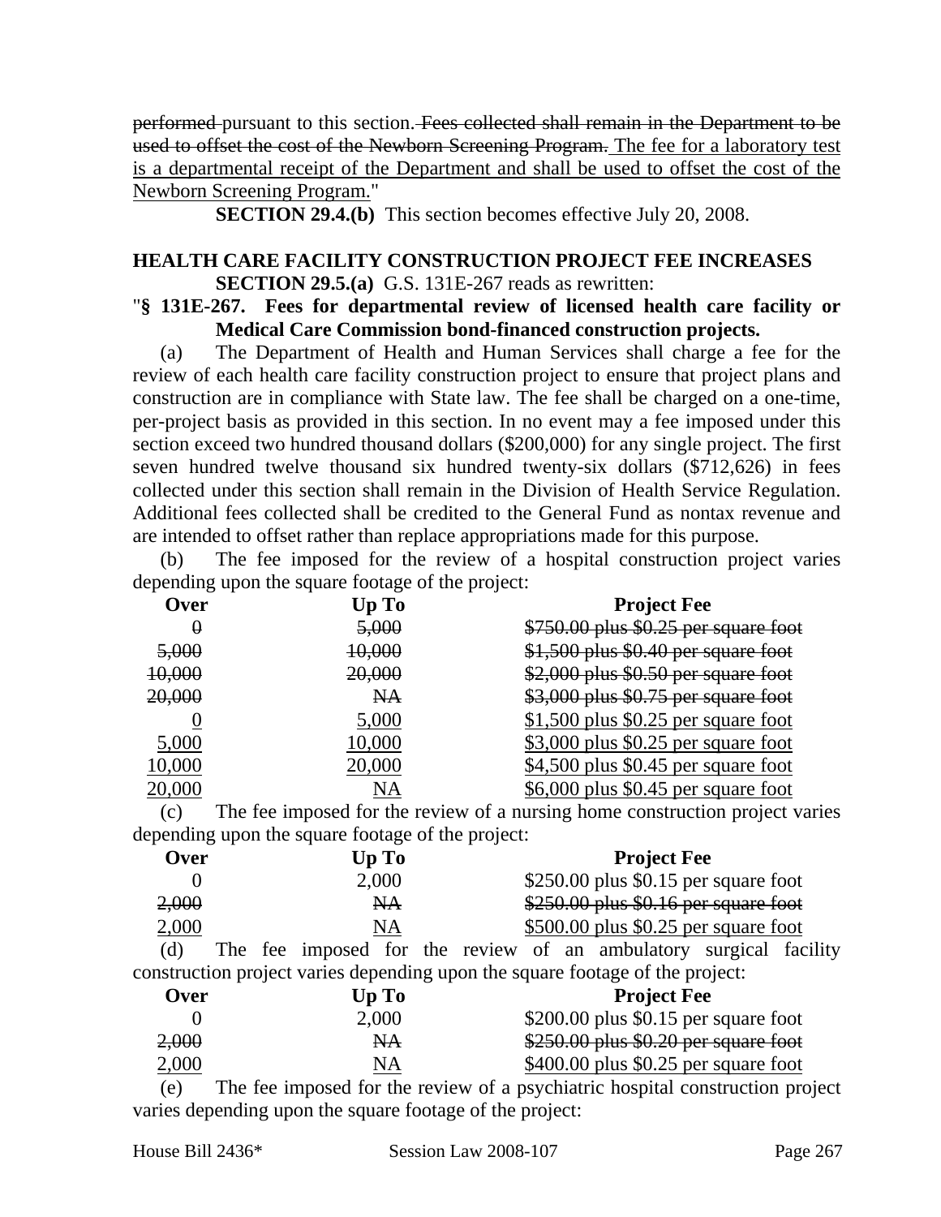~~performed~~ pursuant to this section. ~~Fees collected shall remain in the Department to be used to offset the cost of the Newborn Screening Program.~~ <u>The fee for a laboratory test is a departmental receipt of the Department and shall be used to offset the cost of the Newborn Screening Program.</u>"

**SECTION 29.4.(b)** This section becomes effective July 20, 2008.

### HEALTH CARE FACILITY CONSTRUCTION PROJECT FEE INCREASES

**SECTION 29.5.(a)** G.S. 131E-267 reads as rewritten:

"**§ 131E-267. Fees for departmental review of licensed health care facility or Medical Care Commission bond-financed construction projects.**

(a) The Department of Health and Human Services shall charge a fee for the review of each health care facility construction project to ensure that project plans and construction are in compliance with State law. The fee shall be charged on a one-time, per-project basis as provided in this section. In no event may a fee imposed under this section exceed two hundred thousand dollars ($200,000) for any single project. The first seven hundred twelve thousand six hundred twenty-six dollars ($712,626) in fees collected under this section shall remain in the Division of Health Service Regulation. Additional fees collected shall be credited to the General Fund as nontax revenue and are intended to offset rather than replace appropriations made for this purpose.

(b) The fee imposed for the review of a hospital construction project varies depending upon the square footage of the project:

| Over | Up To | Project Fee |
|---|---|---|
| ~~0~~ | ~~5,000~~ | ~~$750.00 plus $0.25 per square foot~~ |
| ~~5,000~~ | ~~10,000~~ | ~~$1,500 plus $0.40 per square foot~~ |
| ~~10,000~~ | ~~20,000~~ | ~~$2,000 plus $0.50 per square foot~~ |
| ~~20,000~~ | ~~NA~~ | ~~$3,000 plus $0.75 per square foot~~ |
| <u>0</u> | <u>5,000</u> | <u>$1,500 plus $0.25 per square foot</u> |
| <u>5,000</u> | <u>10,000</u> | <u>$3,000 plus $0.25 per square foot</u> |
| <u>10,000</u> | <u>20,000</u> | <u>$4,500 plus $0.45 per square foot</u> |
| <u>20,000</u> | <u>NA</u> | <u>$6,000 plus $0.45 per square foot</u> |

(c) The fee imposed for the review of a nursing home construction project varies depending upon the square footage of the project:

| Over | Up To | Project Fee |
|---|---|---|
| 0 | 2,000 | $250.00 plus $0.15 per square foot |
| ~~2,000~~ | ~~NA~~ | ~~$250.00 plus $0.16 per square foot~~ |
| <u>2,000</u> | <u>NA</u> | <u>$500.00 plus $0.25 per square foot</u> |

(d) The fee imposed for the review of an ambulatory surgical facility construction project varies depending upon the square footage of the project:

| Over | Up To | Project Fee |
|---|---|---|
| 0 | 2,000 | $200.00 plus $0.15 per square foot |
| ~~2,000~~ | ~~NA~~ | ~~$250.00 plus $0.20 per square foot~~ |
| <u>2,000</u> | <u>NA</u> | <u>$400.00 plus $0.25 per square foot</u> |

(e) The fee imposed for the review of a psychiatric hospital construction project varies depending upon the square footage of the project: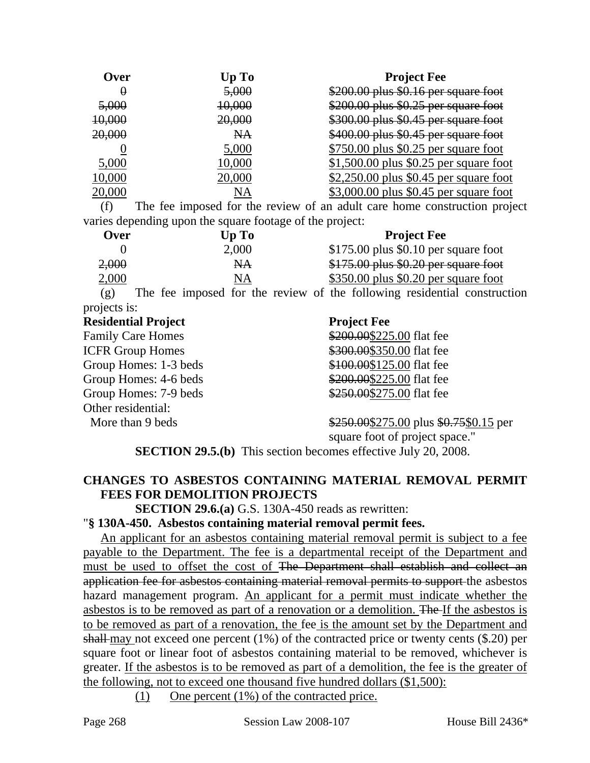| Over | Up To | Project Fee |
|---|---|---|
| ~~0~~ | ~~5,000~~ | ~~$200.00 plus $0.16 per square foot~~ |
| ~~5,000~~ | ~~10,000~~ | ~~$200.00 plus $0.25 per square foot~~ |
| ~~10,000~~ | ~~20,000~~ | ~~$300.00 plus $0.45 per square foot~~ |
| ~~20,000~~ | ~~NA~~ | ~~$400.00 plus $0.45 per square foot~~ |
| <u>0</u> | <u>5,000</u> | <u>$750.00 plus $0.25 per square foot</u> |
| <u>5,000</u> | <u>10,000</u> | <u>$1,500.00 plus $0.25 per square foot</u> |
| <u>10,000</u> | <u>20,000</u> | <u>$2,250.00 plus $0.45 per square foot</u> |
| <u>20,000</u> | <u>NA</u> | <u>$3,000.00 plus $0.45 per square foot</u> |

(f) The fee imposed for the review of an adult care home construction project varies depending upon the square footage of the project:

| Over | Up To | Project Fee |
|---|---|---|
| 0 | 2,000 | $175.00 plus $0.10 per square foot |
| ~~2,000~~ | ~~NA~~ | ~~$175.00 plus $0.20 per square foot~~ |
| <u>2,000</u> | <u>NA</u> | <u>$350.00 plus $0.20 per square foot</u> |

(g) The fee imposed for the review of the following residential construction projects is:

| Residential Project | Project Fee |
|---|---|
| Family Care Homes | ~~$200.00~~<u>$225.00</u> flat fee |
| ICFR Group Homes | ~~$300.00~~<u>$350.00</u> flat fee |
| Group Homes: 1-3 beds | ~~$100.00~~<u>$125.00</u> flat fee |
| Group Homes: 4-6 beds | ~~$200.00~~<u>$225.00</u> flat fee |
| Group Homes: 7-9 beds | ~~$250.00~~<u>$275.00</u> flat fee |
| Other residential: | |
| More than 9 beds | ~~$250.00~~<u>$275.00</u> plus ~~$0.75~~<u>$0.15</u> per square foot of project space." |

**SECTION 29.5.(b)** This section becomes effective July 20, 2008.

## CHANGES TO ASBESTOS CONTAINING MATERIAL REMOVAL PERMIT FEES FOR DEMOLITION PROJECTS

**SECTION 29.6.(a)** G.S. 130A-450 reads as rewritten:

"**§ 130A-450. Asbestos containing material removal permit fees.**

<u>An applicant for an asbestos containing material removal permit is subject to a fee payable to the Department. The fee is a departmental receipt of the Department and must be used to offset the cost of</u> ~~The Department shall establish and collect an application fee for asbestos containing material removal permits to support~~ the asbestos hazard management program. <u>An applicant for a permit must indicate whether the asbestos is to be removed as part of a renovation or a demolition.</u> ~~The~~ <u>If the asbestos is to be removed as part of a renovation, the</u> fee <u>is the amount set by the Department and</u> ~~shall~~ <u>may</u> not exceed one percent (1%) of the contracted price or twenty cents ($.20) per square foot or linear foot of asbestos containing material to be removed, whichever is greater. <u>If the asbestos is to be removed as part of a demolition, the fee is the greater of the following, not to exceed one thousand five hundred dollars ($1,500):</u>

<u>(1)</u> <u>One percent (1%) of the contracted price.</u>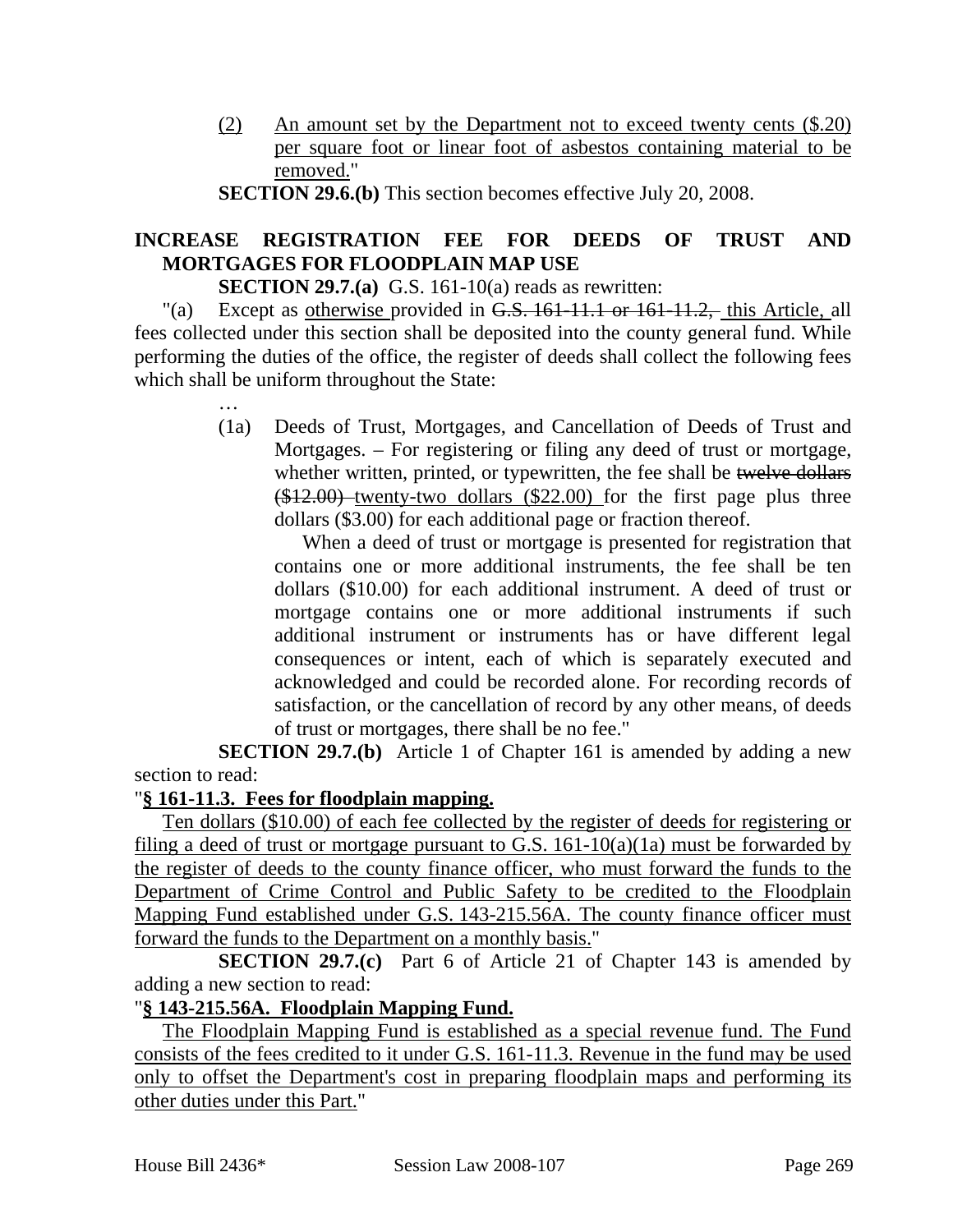(2) An amount set by the Department not to exceed twenty cents ($.20) per square foot or linear foot of asbestos containing material to be removed."

**SECTION 29.6.(b)** This section becomes effective July 20, 2008.

**INCREASE REGISTRATION FEE FOR DEEDS OF TRUST AND MORTGAGES FOR FLOODPLAIN MAP USE**

**SECTION 29.7.(a)** G.S. 161-10(a) reads as rewritten:

"(a) Except as otherwise provided in ~~G.S. 161-11.1 or 161-11.2,~~ this Article, all fees collected under this section shall be deposited into the county general fund. While performing the duties of the office, the register of deeds shall collect the following fees which shall be uniform throughout the State:

…

(1a) Deeds of Trust, Mortgages, and Cancellation of Deeds of Trust and Mortgages. – For registering or filing any deed of trust or mortgage, whether written, printed, or typewritten, the fee shall be ~~twelve dollars ($12.00)~~ twenty-two dollars ($22.00) for the first page plus three dollars ($3.00) for each additional page or fraction thereof.

When a deed of trust or mortgage is presented for registration that contains one or more additional instruments, the fee shall be ten dollars ($10.00) for each additional instrument. A deed of trust or mortgage contains one or more additional instruments if such additional instrument or instruments has or have different legal consequences or intent, each of which is separately executed and acknowledged and could be recorded alone. For recording records of satisfaction, or the cancellation of record by any other means, of deeds of trust or mortgages, there shall be no fee."

**SECTION 29.7.(b)** Article 1 of Chapter 161 is amended by adding a new section to read:

"**§ 161-11.3. Fees for floodplain mapping.**

Ten dollars ($10.00) of each fee collected by the register of deeds for registering or filing a deed of trust or mortgage pursuant to G.S. 161-10(a)(1a) must be forwarded by the register of deeds to the county finance officer, who must forward the funds to the Department of Crime Control and Public Safety to be credited to the Floodplain Mapping Fund established under G.S. 143-215.56A. The county finance officer must forward the funds to the Department on a monthly basis."

**SECTION 29.7.(c)** Part 6 of Article 21 of Chapter 143 is amended by adding a new section to read:

"**§ 143-215.56A. Floodplain Mapping Fund.**

The Floodplain Mapping Fund is established as a special revenue fund. The Fund consists of the fees credited to it under G.S. 161-11.3. Revenue in the fund may be used only to offset the Department's cost in preparing floodplain maps and performing its other duties under this Part."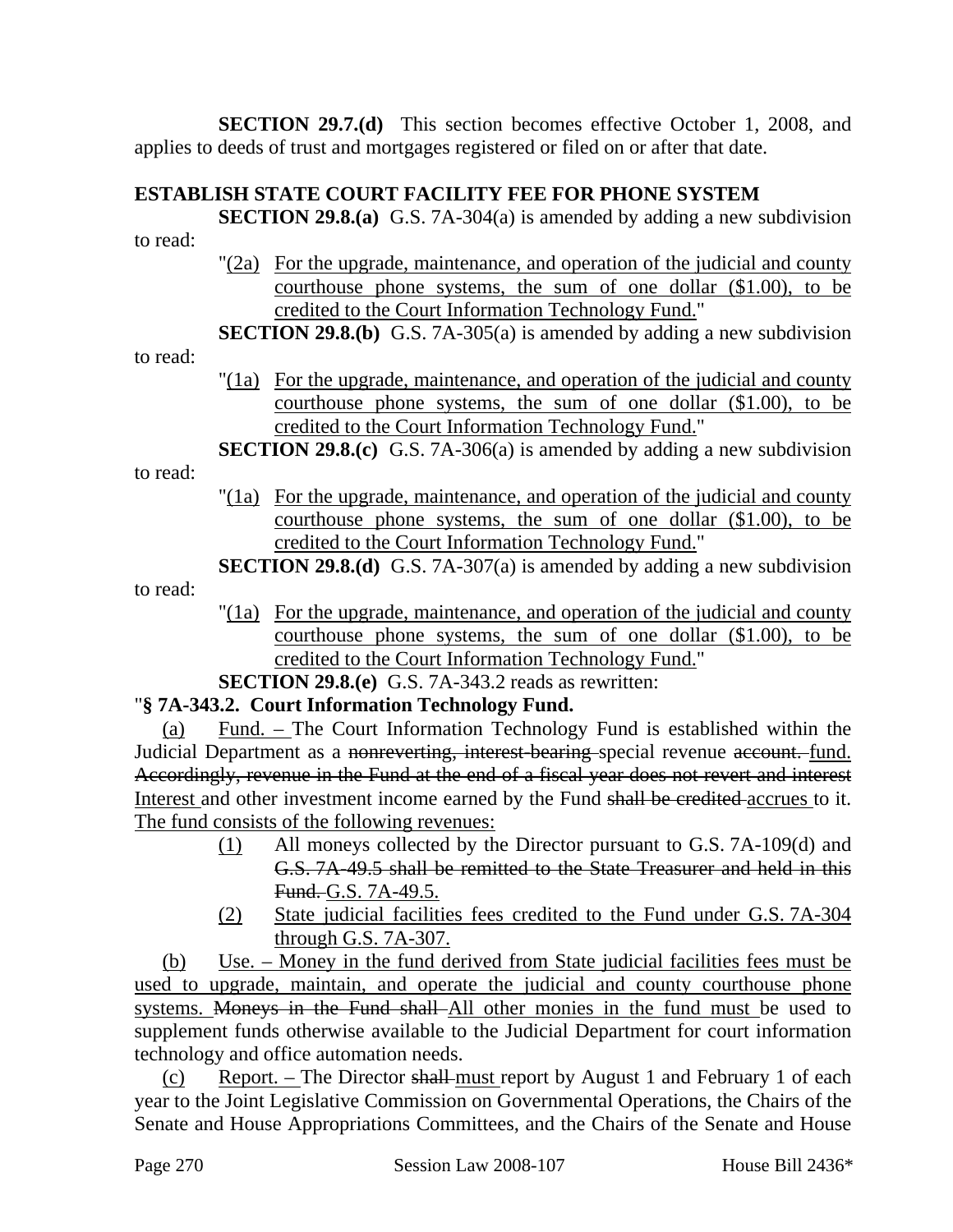**SECTION 29.7.(d)** This section becomes effective October 1, 2008, and applies to deeds of trust and mortgages registered or filed on or after that date.

**ESTABLISH STATE COURT FACILITY FEE FOR PHONE SYSTEM**

**SECTION 29.8.(a)** G.S. 7A-304(a) is amended by adding a new subdivision to read:

"(2a) For the upgrade, maintenance, and operation of the judicial and county courthouse phone systems, the sum of one dollar ($1.00), to be credited to the Court Information Technology Fund."

**SECTION 29.8.(b)** G.S. 7A-305(a) is amended by adding a new subdivision to read:

"(1a) For the upgrade, maintenance, and operation of the judicial and county courthouse phone systems, the sum of one dollar ($1.00), to be credited to the Court Information Technology Fund."

**SECTION 29.8.(c)** G.S. 7A-306(a) is amended by adding a new subdivision to read:

"(1a) For the upgrade, maintenance, and operation of the judicial and county courthouse phone systems, the sum of one dollar ($1.00), to be credited to the Court Information Technology Fund."

**SECTION 29.8.(d)** G.S. 7A-307(a) is amended by adding a new subdivision to read:

"(1a) For the upgrade, maintenance, and operation of the judicial and county courthouse phone systems, the sum of one dollar ($1.00), to be credited to the Court Information Technology Fund."

**SECTION 29.8.(e)** G.S. 7A-343.2 reads as rewritten:

"**§ 7A-343.2. Court Information Technology Fund.**

(a) Fund. – The Court Information Technology Fund is established within the Judicial Department as a ~~nonreverting, interest-bearing~~ special revenue ~~account.~~ fund. ~~Accordingly, revenue in the Fund at the end of a fiscal year does not revert and interest~~ Interest and other investment income earned by the Fund ~~shall be credited~~ accrues to it. The fund consists of the following revenues:

(1) All moneys collected by the Director pursuant to G.S. 7A-109(d) and ~~G.S. 7A-49.5 shall be remitted to the State Treasurer and held in this Fund.~~ G.S. 7A-49.5.

(2) State judicial facilities fees credited to the Fund under G.S. 7A-304 through G.S. 7A-307.

(b) Use. – Money in the fund derived from State judicial facilities fees must be used to upgrade, maintain, and operate the judicial and county courthouse phone systems. ~~Moneys in the Fund shall~~ All other monies in the fund must be used to supplement funds otherwise available to the Judicial Department for court information technology and office automation needs.

(c) Report. – The Director ~~shall~~ must report by August 1 and February 1 of each year to the Joint Legislative Commission on Governmental Operations, the Chairs of the Senate and House Appropriations Committees, and the Chairs of the Senate and House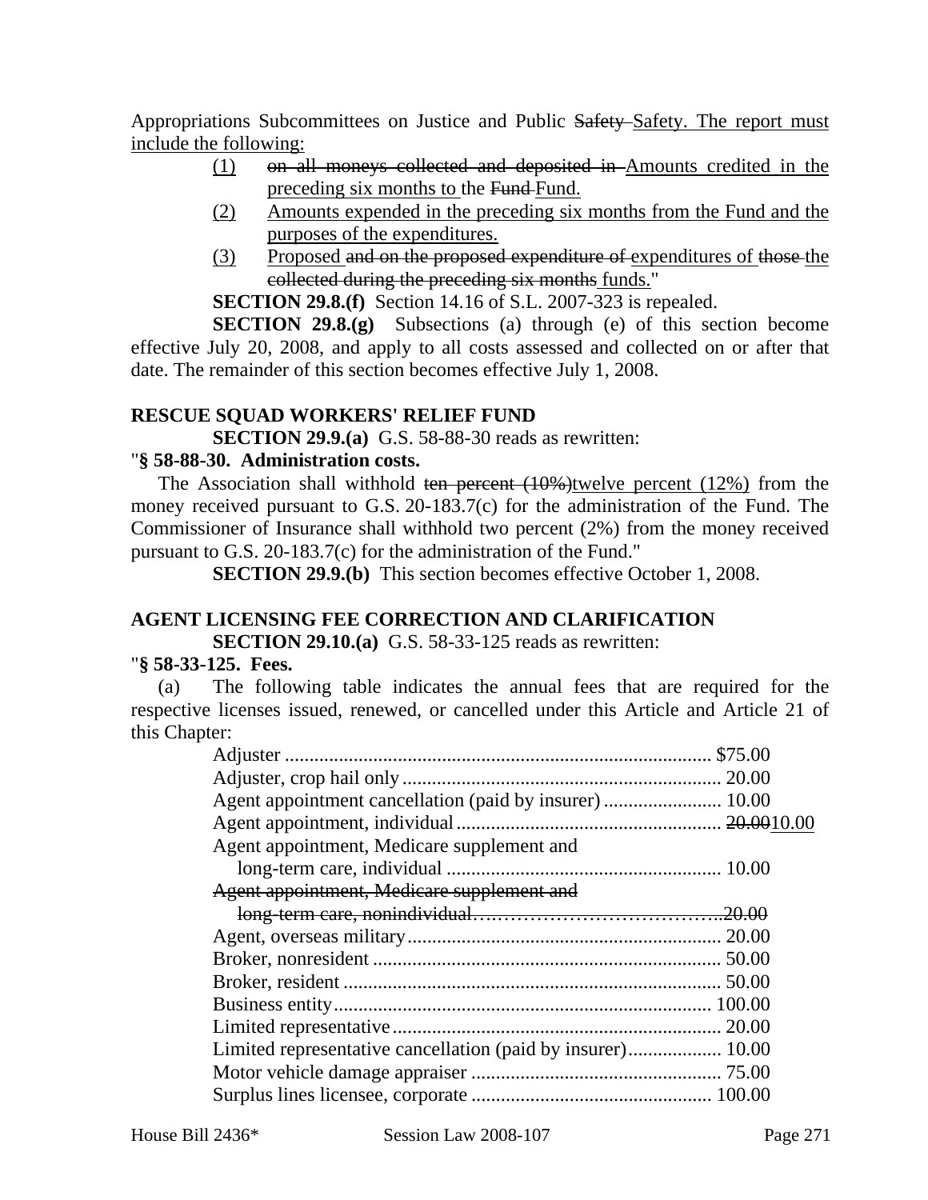Appropriations Subcommittees on Justice and Public ~~Safety~~ Safety. The report must include the following:

(1) ~~on all moneys collected and deposited in~~ Amounts credited in the preceding six months to the ~~Fund~~ Fund.

(2) Amounts expended in the preceding six months from the Fund and the purposes of the expenditures.

(3) Proposed ~~and on the proposed expenditure of~~ expenditures of ~~those~~ the ~~collected during the preceding six months~~ funds."

**SECTION 29.8.(f)** Section 14.16 of S.L. 2007-323 is repealed.

**SECTION 29.8.(g)** Subsections (a) through (e) of this section become effective July 20, 2008, and apply to all costs assessed and collected on or after that date. The remainder of this section becomes effective July 1, 2008.

**RESCUE SQUAD WORKERS' RELIEF FUND**

**SECTION 29.9.(a)** G.S. 58-88-30 reads as rewritten:

"**§ 58-88-30. Administration costs.**

The Association shall withhold ~~ten percent (10%)~~twelve percent (12%) from the money received pursuant to G.S. 20-183.7(c) for the administration of the Fund. The Commissioner of Insurance shall withhold two percent (2%) from the money received pursuant to G.S. 20-183.7(c) for the administration of the Fund."

**SECTION 29.9.(b)** This section becomes effective October 1, 2008.

**AGENT LICENSING FEE CORRECTION AND CLARIFICATION**

**SECTION 29.10.(a)** G.S. 58-33-125 reads as rewritten:

"**§ 58-33-125. Fees.**

(a) The following table indicates the annual fees that are required for the respective licenses issued, renewed, or cancelled under this Article and Article 21 of this Chapter:

| | |
|---|---|
| Adjuster | $75.00 |
| Adjuster, crop hail only | 20.00 |
| Agent appointment cancellation (paid by insurer) | 10.00 |
| Agent appointment, individual | ~~20.00~~10.00 |
| Agent appointment, Medicare supplement and long-term care, individual | 10.00 |
| ~~Agent appointment, Medicare supplement and long-term care, nonindividual~~ | ~~20.00~~ |
| Agent, overseas military | 20.00 |
| Broker, nonresident | 50.00 |
| Broker, resident | 50.00 |
| Business entity | 100.00 |
| Limited representative | 20.00 |
| Limited representative cancellation (paid by insurer) | 10.00 |
| Motor vehicle damage appraiser | 75.00 |
| Surplus lines licensee, corporate | 100.00 |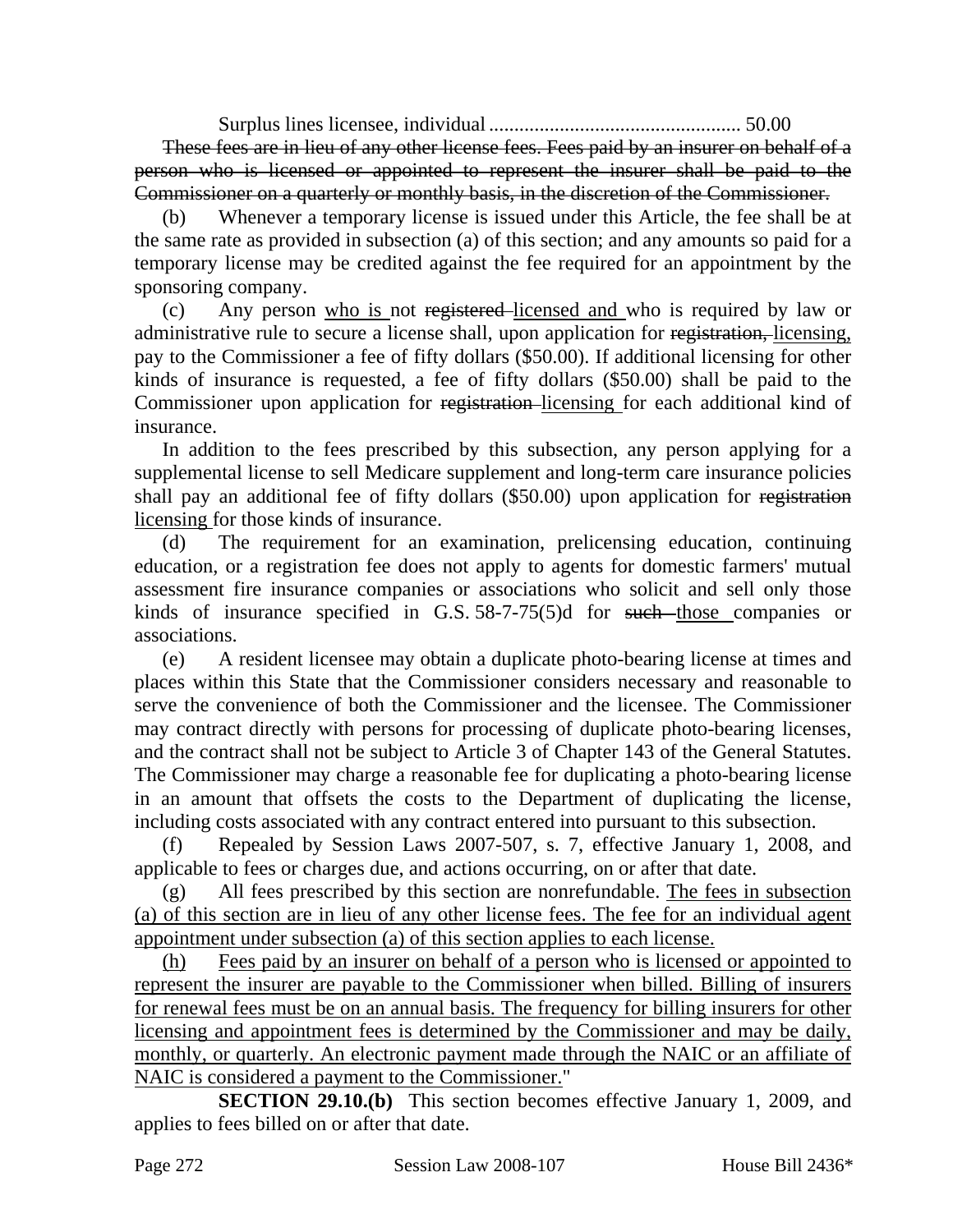Surplus lines licensee, individual ................................................. 50.00

~~These fees are in lieu of any other license fees. Fees paid by an insurer on behalf of a person who is licensed or appointed to represent the insurer shall be paid to the Commissioner on a quarterly or monthly basis, in the discretion of the Commissioner.~~

(b) Whenever a temporary license is issued under this Article, the fee shall be at the same rate as provided in subsection (a) of this section; and any amounts so paid for a temporary license may be credited against the fee required for an appointment by the sponsoring company.

(c) Any person <u>who is</u> not ~~registered~~ <u>licensed and</u> who is required by law or administrative rule to secure a license shall, upon application for ~~registration,~~ <u>licensing,</u> pay to the Commissioner a fee of fifty dollars ($50.00). If additional licensing for other kinds of insurance is requested, a fee of fifty dollars ($50.00) shall be paid to the Commissioner upon application for ~~registration~~ <u>licensing</u> for each additional kind of insurance.

In addition to the fees prescribed by this subsection, any person applying for a supplemental license to sell Medicare supplement and long-term care insurance policies shall pay an additional fee of fifty dollars ($50.00) upon application for ~~registration~~ <u>licensing</u> for those kinds of insurance.

(d) The requirement for an examination, prelicensing education, continuing education, or a registration fee does not apply to agents for domestic farmers' mutual assessment fire insurance companies or associations who solicit and sell only those kinds of insurance specified in G.S. 58-7-75(5)d for ~~such~~ <u>those</u> companies or associations.

(e) A resident licensee may obtain a duplicate photo-bearing license at times and places within this State that the Commissioner considers necessary and reasonable to serve the convenience of both the Commissioner and the licensee. The Commissioner may contract directly with persons for processing of duplicate photo-bearing licenses, and the contract shall not be subject to Article 3 of Chapter 143 of the General Statutes. The Commissioner may charge a reasonable fee for duplicating a photo-bearing license in an amount that offsets the costs to the Department of duplicating the license, including costs associated with any contract entered into pursuant to this subsection.

(f) Repealed by Session Laws 2007-507, s. 7, effective January 1, 2008, and applicable to fees or charges due, and actions occurring, on or after that date.

(g) All fees prescribed by this section are nonrefundable. <u>The fees in subsection (a) of this section are in lieu of any other license fees. The fee for an individual agent appointment under subsection (a) of this section applies to each license.</u>

<u>(h) Fees paid by an insurer on behalf of a person who is licensed or appointed to represent the insurer are payable to the Commissioner when billed. Billing of insurers for renewal fees must be on an annual basis. The frequency for billing insurers for other licensing and appointment fees is determined by the Commissioner and may be daily, monthly, or quarterly. An electronic payment made through the NAIC or an affiliate of NAIC is considered a payment to the Commissioner.</u>"

**SECTION 29.10.(b)** This section becomes effective January 1, 2009, and applies to fees billed on or after that date.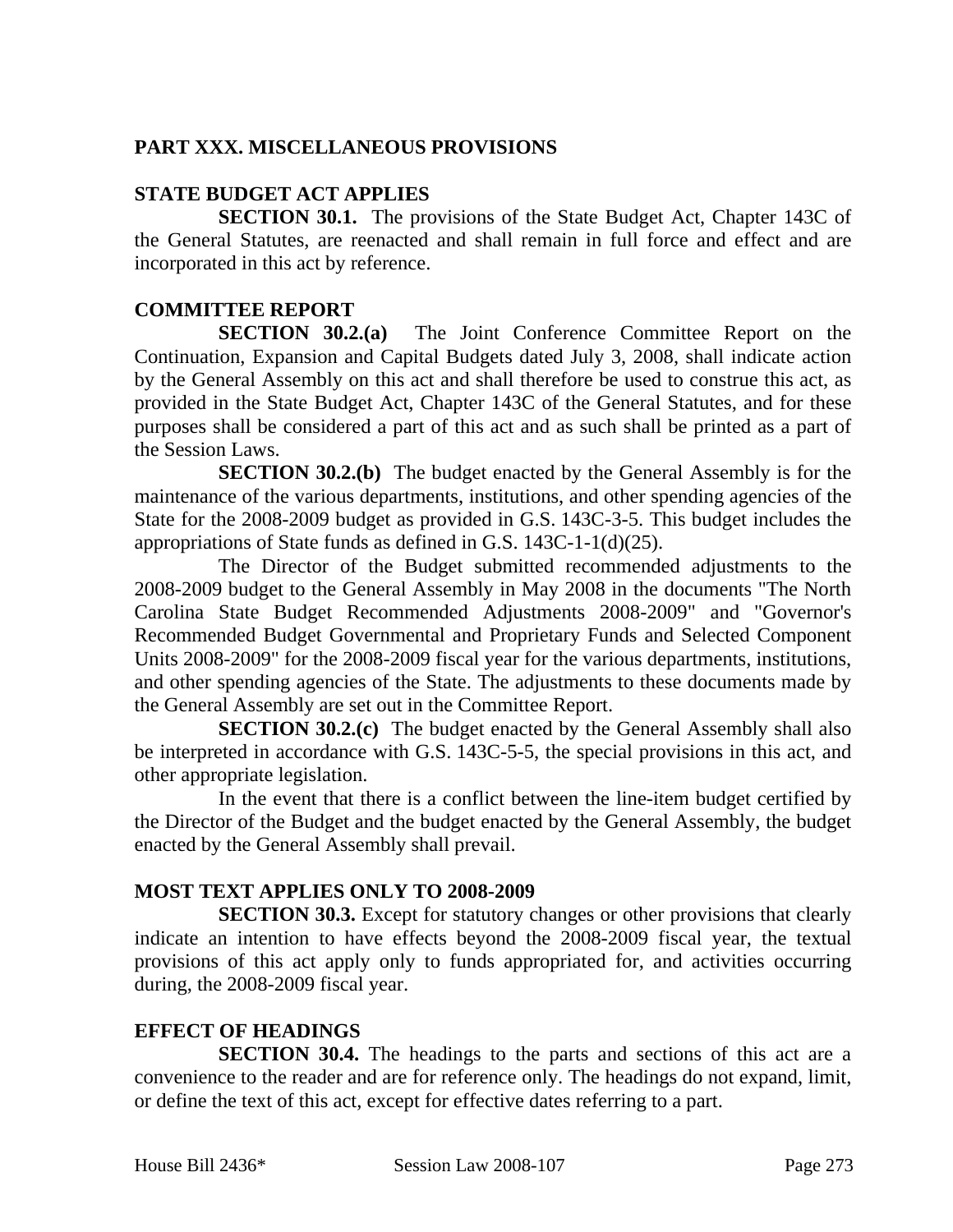## PART XXX. MISCELLANEOUS PROVISIONS

### STATE BUDGET ACT APPLIES

**SECTION 30.1.** The provisions of the State Budget Act, Chapter 143C of the General Statutes, are reenacted and shall remain in full force and effect and are incorporated in this act by reference.

### COMMITTEE REPORT

**SECTION 30.2.(a)** The Joint Conference Committee Report on the Continuation, Expansion and Capital Budgets dated July 3, 2008, shall indicate action by the General Assembly on this act and shall therefore be used to construe this act, as provided in the State Budget Act, Chapter 143C of the General Statutes, and for these purposes shall be considered a part of this act and as such shall be printed as a part of the Session Laws.

**SECTION 30.2.(b)** The budget enacted by the General Assembly is for the maintenance of the various departments, institutions, and other spending agencies of the State for the 2008-2009 budget as provided in G.S. 143C-3-5. This budget includes the appropriations of State funds as defined in G.S. 143C-1-1(d)(25).

The Director of the Budget submitted recommended adjustments to the 2008-2009 budget to the General Assembly in May 2008 in the documents "The North Carolina State Budget Recommended Adjustments 2008-2009" and "Governor's Recommended Budget Governmental and Proprietary Funds and Selected Component Units 2008-2009" for the 2008-2009 fiscal year for the various departments, institutions, and other spending agencies of the State. The adjustments to these documents made by the General Assembly are set out in the Committee Report.

**SECTION 30.2.(c)** The budget enacted by the General Assembly shall also be interpreted in accordance with G.S. 143C-5-5, the special provisions in this act, and other appropriate legislation.

In the event that there is a conflict between the line-item budget certified by the Director of the Budget and the budget enacted by the General Assembly, the budget enacted by the General Assembly shall prevail.

### MOST TEXT APPLIES ONLY TO 2008-2009

**SECTION 30.3.** Except for statutory changes or other provisions that clearly indicate an intention to have effects beyond the 2008-2009 fiscal year, the textual provisions of this act apply only to funds appropriated for, and activities occurring during, the 2008-2009 fiscal year.

### EFFECT OF HEADINGS

**SECTION 30.4.** The headings to the parts and sections of this act are a convenience to the reader and are for reference only. The headings do not expand, limit, or define the text of this act, except for effective dates referring to a part.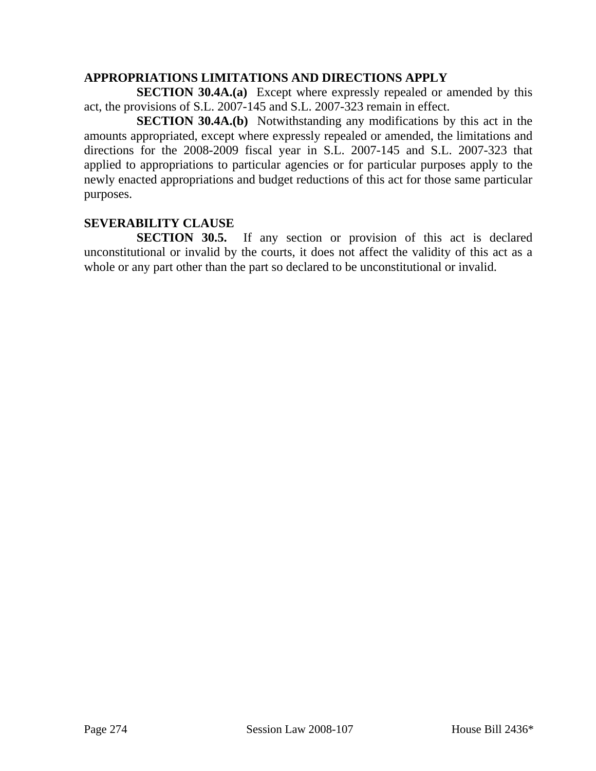**APPROPRIATIONS LIMITATIONS AND DIRECTIONS APPLY**

**SECTION 30.4A.(a)** Except where expressly repealed or amended by this act, the provisions of S.L. 2007-145 and S.L. 2007-323 remain in effect.

**SECTION 30.4A.(b)** Notwithstanding any modifications by this act in the amounts appropriated, except where expressly repealed or amended, the limitations and directions for the 2008-2009 fiscal year in S.L. 2007-145 and S.L. 2007-323 that applied to appropriations to particular agencies or for particular purposes apply to the newly enacted appropriations and budget reductions of this act for those same particular purposes.

**SEVERABILITY CLAUSE**

**SECTION 30.5.** If any section or provision of this act is declared unconstitutional or invalid by the courts, it does not affect the validity of this act as a whole or any part other than the part so declared to be unconstitutional or invalid.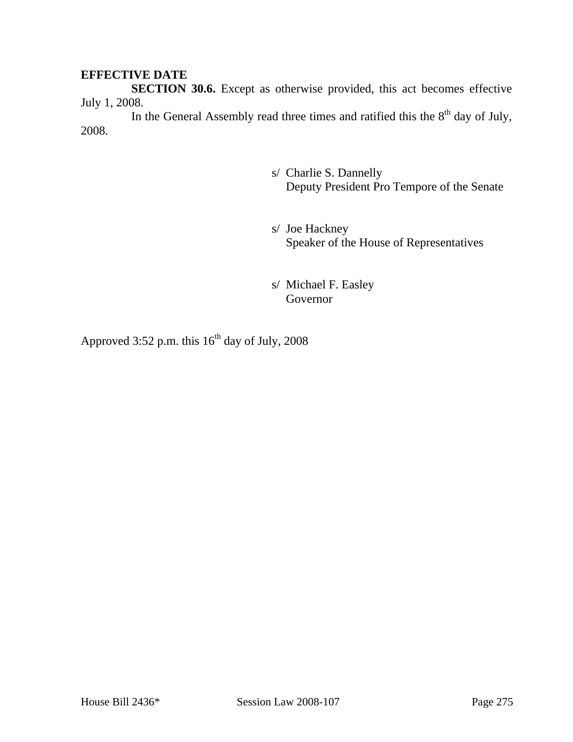**EFFECTIVE DATE**

**SECTION 30.6.** Except as otherwise provided, this act becomes effective July 1, 2008.

In the General Assembly read three times and ratified this the 8th day of July, 2008.

s/ Charlie S. Dannelly
Deputy President Pro Tempore of the Senate

s/ Joe Hackney
Speaker of the House of Representatives

s/ Michael F. Easley
Governor

Approved 3:52 p.m. this 16th day of July, 2008